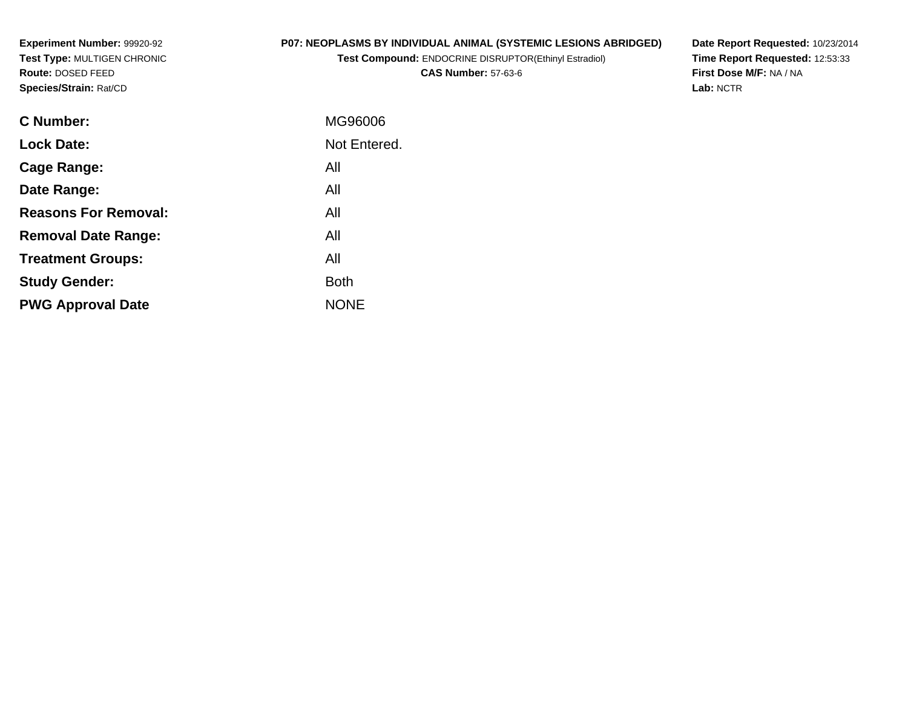**Experiment Number:** 99920-92
**Test Type:** MULTIGEN CHRONIC
**Route:** DOSED FEED
**Species/Strain:** Rat/CD

**P07: NEOPLASMS BY INDIVIDUAL ANIMAL (SYSTEMIC LESIONS ABRIDGED)**
**Test Compound:** ENDOCRINE DISRUPTOR(Ethinyl Estradiol)
**CAS Number:** 57-63-6

**Date Report Requested:** 10/23/2014
**Time Report Requested:** 12:53:33
**First Dose M/F:** NA / NA
**Lab:** NCTR

| | |
|---|---|
| **C Number:** | MG96006 |
| **Lock Date:** | Not Entered. |
| **Cage Range:** | All |
| **Date Range:** | All |
| **Reasons For Removal:** | All |
| **Removal Date Range:** | All |
| **Treatment Groups:** | All |
| **Study Gender:** | Both |
| **PWG Approval Date** | NONE |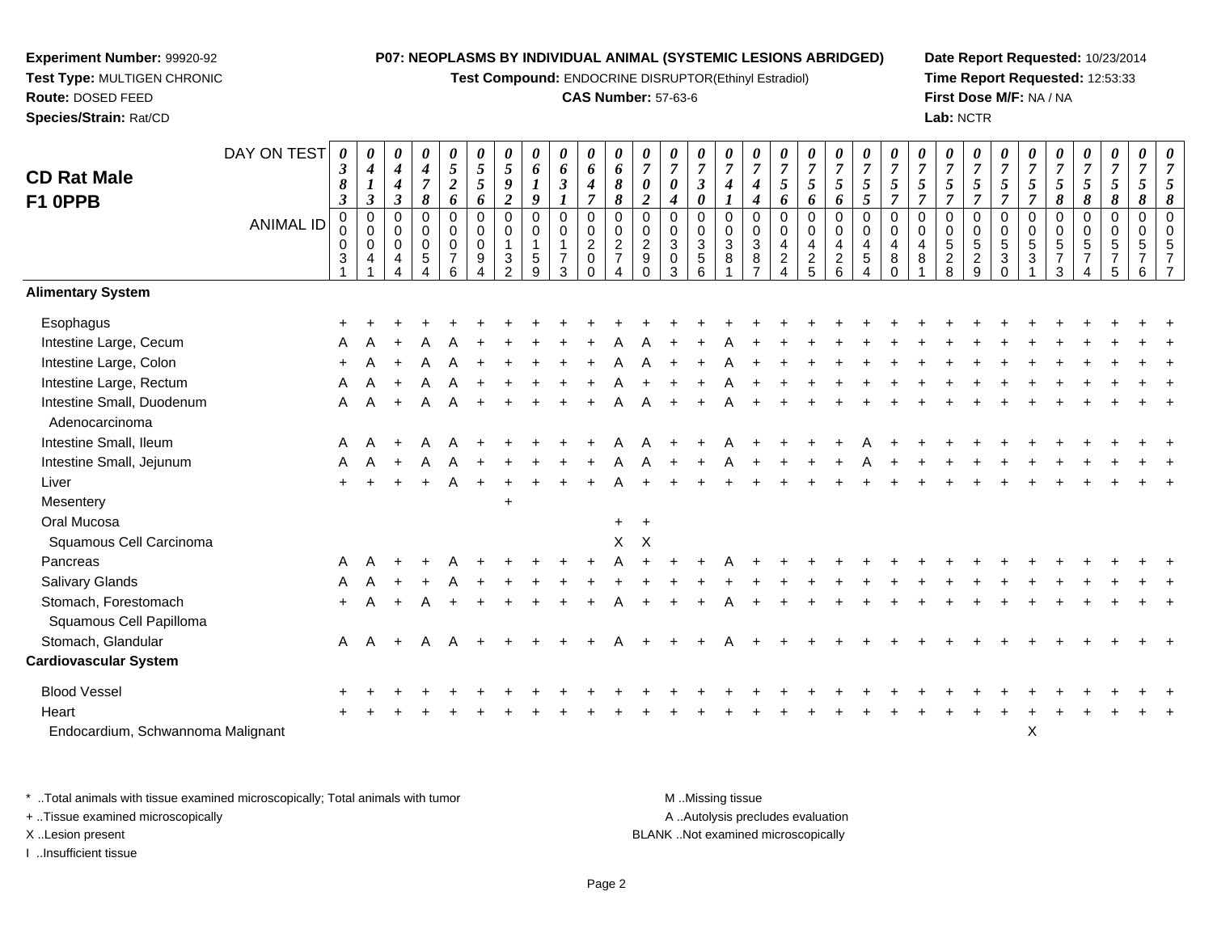**Experiment Number:** 99920-92
**Test Type:** MULTIGEN CHRONIC
**Route:** DOSED FEED
**Species/Strain:** Rat/CD

**P07: NEOPLASMS BY INDIVIDUAL ANIMAL (SYSTEMIC LESIONS ABRIDGED)**
**Test Compound:** ENDOCRINE DISRUPTOR(Ethinyl Estradiol)
**CAS Number:** 57-63-6

**Date Report Requested:** 10/23/2014
**Time Report Requested:** 12:53:33
**First Dose M/F:** NA / NA
**Lab:** NCTR

## CD Rat Male F1 0PPB

| DAY ON TEST | 0383 | 0413 | 0443 | 0478 | 0526 | 0556 | 0592 | 0619 | 0631 | 0647 | 0688 | 0702 | 0704 | 0730 | 0741 | 0744 | 0756 | 0756 | 0756 | 0755 | 0757 | 0757 | 0757 | 0757 | 0757 | 0757 | 0758 | 0758 | 0758 | 0758 | 0758 |
|---|---|---|---|---|---|---|---|---|---|---|---|---|---|---|---|---|---|---|---|---|---|---|---|---|---|---|---|---|---|---|---|
| **ANIMAL ID** | 0031 | 0041 | 0044 | 0054 | 0076 | 0094 | 0132 | 0159 | 0173 | 0200 | 0274 | 0290 | 0303 | 0356 | 0381 | 0387 | 0424 | 0425 | 0426 | 0454 | 0480 | 0481 | 0528 | 0529 | 0530 | 0531 | 0573 | 0574 | 0575 | 0576 | 0577 |
| **Alimentary System** | | | | | | | | | | | | | | | | | | | | | | | | | | | | | | | |
| Esophagus | + | + | + | + | + | + | + | + | + | + | + | + | + | + | + | + | + | + | + | + | + | + | + | + | + | + | + | + | + | + | + |
| Intestine Large, Cecum | A | A | + | A | A | + | + | + | + | + | A | A | + | + | A | + | + | + | + | + | + | + | + | + | + | + | + | + | + | + | + |
| Intestine Large, Colon | + | A | + | A | A | + | + | + | + | + | A | A | + | + | A | + | + | + | + | + | + | + | + | + | + | + | + | + | + | + | + |
| Intestine Large, Rectum | A | A | + | A | A | + | + | + | + | + | A | + | + | + | A | + | + | + | + | + | + | + | + | + | + | + | + | + | + | + | + |
| Intestine Small, Duodenum | A | A | + | A | A | + | + | + | + | + | A | A | + | + | A | + | + | + | + | + | + | + | + | + | + | + | + | + | + | + | + |
| Adenocarcinoma | | | | | | | | | | | | | | | | | | | | | | | | | | | | | | | |
| Intestine Small, Ileum | A | A | + | A | A | + | + | + | + | + | A | A | + | + | A | + | + | + | + | A | + | + | + | + | + | + | + | + | + | + | + |
| Intestine Small, Jejunum | A | A | + | A | A | + | + | + | + | + | A | A | + | + | A | + | + | + | + | A | + | + | + | + | + | + | + | + | + | + | + |
| Liver | + | + | + | + | A | + | + | + | + | + | A | + | + | + | + | + | + | + | + | + | + | + | + | + | + | + | + | + | + | + | + |
| Mesentery | | | | | | | + | | | | | | | | | | | | | | | | | | | | | | | | |
| Oral Mucosa | | | | | | | | | | | + | + | | | | | | | | | | | | | | | | | | | |
| Squamous Cell Carcinoma | | | | | | | | | | | X | X | | | | | | | | | | | | | | | | | | | |
| Pancreas | A | A | + | + | A | + | + | + | + | + | A | + | + | + | A | + | + | + | + | + | + | + | + | + | + | + | + | + | + | + | + |
| Salivary Glands | A | A | + | + | A | + | + | + | + | + | + | + | + | + | + | + | + | + | + | + | + | + | + | + | + | + | + | + | + | + | + |
| Stomach, Forestomach | + | A | + | A | + | + | + | + | + | + | A | + | + | + | A | + | + | + | + | + | + | + | + | + | + | + | + | + | + | + | + |
| Squamous Cell Papilloma | | | | | | | | | | | | | | | | | | | | | | | | | | | | | | | |
| Stomach, Glandular | A | A | + | A | A | + | + | + | + | + | A | + | + | + | A | + | + | + | + | + | + | + | + | + | + | + | + | + | + | + | + |
| **Cardiovascular System** | | | | | | | | | | | | | | | | | | | | | | | | | | | | | | | |
| Blood Vessel | + | + | + | + | + | + | + | + | + | + | + | + | + | + | + | + | + | + | + | + | + | + | + | + | + | + | + | + | + | + | + |
| Heart | + | + | + | + | + | + | + | + | + | + | + | + | + | + | + | + | + | + | + | + | + | + | + | + | + | + | + | + | + | + | + |
| Endocardium, Schwannoma Malignant | | | | | | | | | | | | | | | | | | | | | | | | | | X | | | | | |

\* ..Total animals with tissue examined microscopically; Total animals with tumor
\+ ..Tissue examined microscopically
X ..Lesion present
I ..Insufficient tissue

M ..Missing tissue
A ..Autolysis precludes evaluation
BLANK ..Not examined microscopically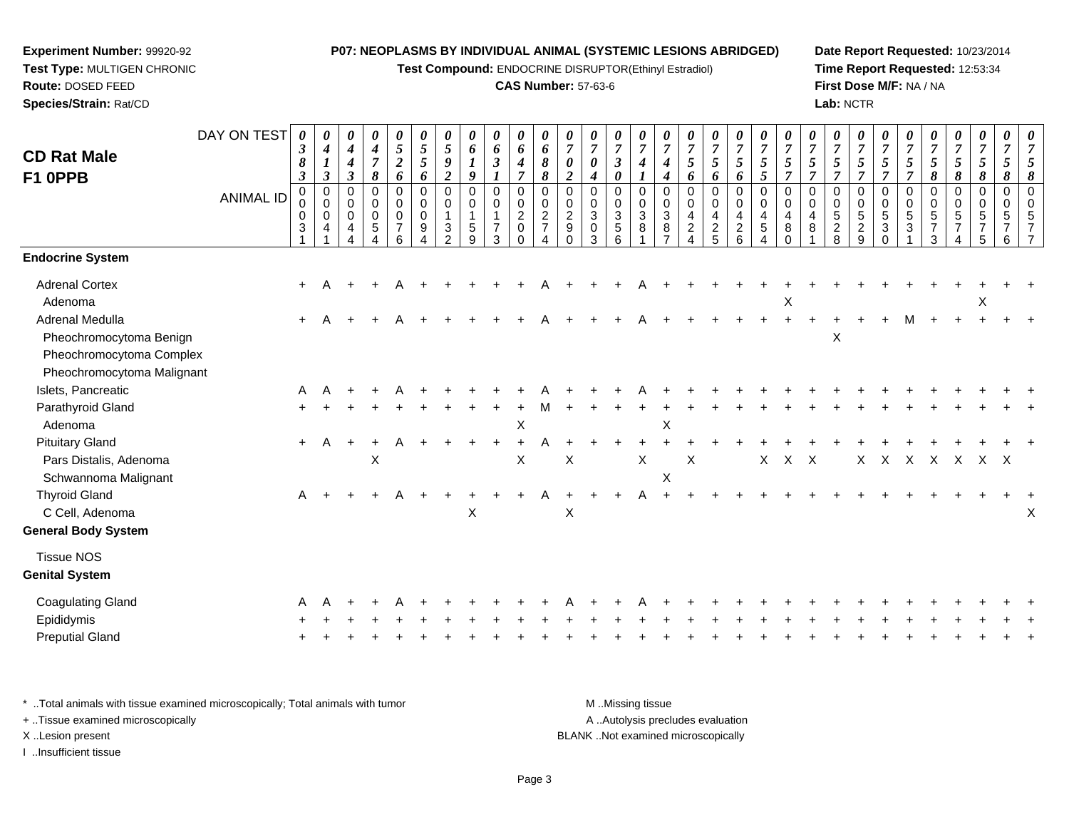**Experiment Number:** 99920-92
**Test Type:** MULTIGEN CHRONIC
**Route:** DOSED FEED
**Species/Strain:** Rat/CD

**P07: NEOPLASMS BY INDIVIDUAL ANIMAL (SYSTEMIC LESIONS ABRIDGED)**
**Test Compound:** ENDOCRINE DISRUPTOR(Ethinyl Estradiol)
**CAS Number:** 57-63-6

**Date Report Requested:** 10/23/2014
**Time Report Requested:** 12:53:34
**First Dose M/F:** NA / NA
**Lab:** NCTR

## CD Rat Male F1 0PPB

| DAY ON TEST | 0383 | 0413 | 0443 | 0478 | 0526 | 0556 | 0592 | 0619 | 0631 | 0647 | 0688 | 0702 | 0704 | 0730 | 0741 | 0744 | 0756 | 0756 | 0756 | 0755 | 0757 | 0757 | 0757 | 0757 | 0757 | 0757 | 0758 | 0758 | 0758 | 0758 | 0758 |
|---|---|---|---|---|---|---|---|---|---|---|---|---|---|---|---|---|---|---|---|---|---|---|---|---|---|---|---|---|---|---|---|
| **ANIMAL ID** | 00031 | 00041 | 00044 | 00054 | 00076 | 00094 | 00132 | 00159 | 00173 | 00200 | 00274 | 00290 | 00303 | 00356 | 00381 | 00387 | 00424 | 00425 | 00426 | 00454 | 00480 | 00481 | 00528 | 00529 | 00530 | 00531 | 00573 | 00574 | 00575 | 00576 | 00577 |
| **Endocrine System** | | | | | | | | | | | | | | | | | | | | | | | | | | | | | | | |
| Adrenal Cortex | + | A | + | + | A | + | + | + | + | + | A | + | + | + | A | + | + | + | + | + | + | + | + | + | + | + | + | + | + | + | + |
| Adenoma | | | | | | | | | | | | | | | | | | | | | X | | | | | | | | X | | |
| Adrenal Medulla | + | A | + | + | A | + | + | + | + | + | A | + | + | + | A | + | + | + | + | + | + | + | + | + | + | M | + | + | + | + | + |
| Pheochromocytoma Benign | | | | | | | | | | | | | | | | | | | | | | | X | | | | | | | | |
| Pheochromocytoma Complex | | | | | | | | | | | | | | | | | | | | | | | | | | | | | | | |
| Pheochromocytoma Malignant | | | | | | | | | | | | | | | | | | | | | | | | | | | | | | | |
| Islets, Pancreatic | A | A | + | + | A | + | + | + | + | + | A | + | + | + | A | + | + | + | + | + | + | + | + | + | + | + | + | + | + | + | + |
| Parathyroid Gland | + | + | + | + | + | + | + | + | + | + | M | + | + | + | + | + | + | + | + | + | + | + | + | + | + | + | + | + | + | + | + |
| Adenoma | | | | | | | | | | X | | | | | | X | | | | | | | | | | | | | | | |
| Pituitary Gland | + | A | + | + | A | + | + | + | + | + | A | + | + | + | + | + | + | + | + | + | + | + | + | + | + | + | + | + | + | + | + |
| Pars Distalis, Adenoma | | | | X | | | | | | X | | X | | | X | | X | | | X | X | X | | X | X | X | X | X | X | X | |
| Schwannoma Malignant | | | | | | | | | | | | | | | | X | | | | | | | | | | | | | | | |
| Thyroid Gland | A | + | + | + | A | + | + | + | + | + | A | + | + | + | A | + | + | + | + | + | + | + | + | + | + | + | + | + | + | + | + |
| C Cell, Adenoma | | | | | | | | X | | | | X | | | | | | | | | | | | | | | | | | | X |
| **General Body System** | | | | | | | | | | | | | | | | | | | | | | | | | | | | | | | |
| Tissue NOS | | | | | | | | | | | | | | | | | | | | | | | | | | | | | | | |
| **Genital System** | | | | | | | | | | | | | | | | | | | | | | | | | | | | | | | |
| Coagulating Gland | A | A | + | + | A | + | + | + | + | + | + | A | + | + | A | + | + | + | + | + | + | + | + | + | + | + | + | + | + | + | + |
| Epididymis | + | + | + | + | + | + | + | + | + | + | + | + | + | + | + | + | + | + | + | + | + | + | + | + | + | + | + | + | + | + | + |
| Preputial Gland | + | + | + | + | + | + | + | + | + | + | + | + | + | + | + | + | + | + | + | + | + | + | + | + | + | + | + | + | + | + | + |

* ..Total animals with tissue examined microscopically; Total animals with tumor
+ ..Tissue examined microscopically
X ..Lesion present
I ..Insufficient tissue

M ..Missing tissue
A ..Autolysis precludes evaluation
BLANK ..Not examined microscopically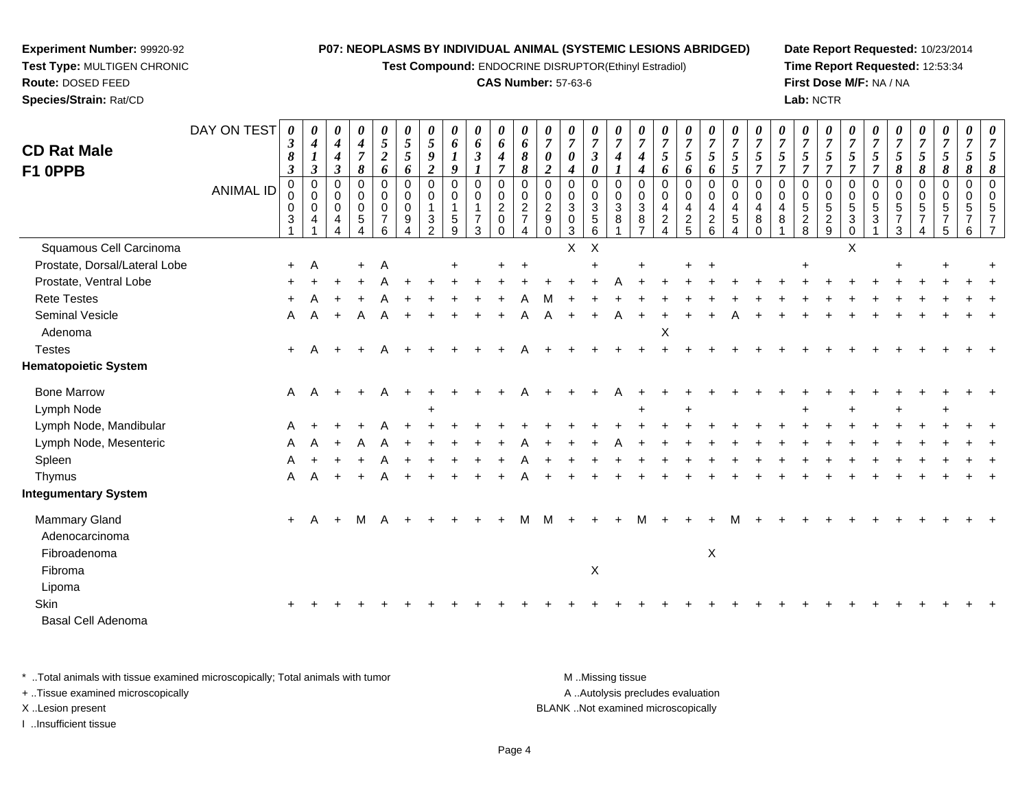**Experiment Number:** 99920-92
**Test Type:** MULTIGEN CHRONIC
**Route:** DOSED FEED
**Species/Strain:** Rat/CD

**P07: NEOPLASMS BY INDIVIDUAL ANIMAL (SYSTEMIC LESIONS ABRIDGED)**
**Test Compound:** ENDOCRINE DISRUPTOR(Ethinyl Estradiol)
**CAS Number:** 57-63-6

**Date Report Requested:** 10/23/2014
**Time Report Requested:** 12:53:34
**First Dose M/F:** NA / NA
**Lab:** NCTR

## CD Rat Male F1 0PPB

| DAY ON TEST | 0383 | 0413 | 0443 | 0478 | 0526 | 0556 | 0592 | 0619 | 0631 | 0647 | 0688 | 0702 | 0704 | 0730 | 0741 | 0744 | 0756 | 0756 | 0756 | 0755 | 0757 | 0757 | 0757 | 0757 | 0757 | 0757 | 0758 | 0758 | 0758 | 0758 | 0758 |
|---|---|---|---|---|---|---|---|---|---|---|---|---|---|---|---|---|---|---|---|---|---|---|---|---|---|---|---|---|---|---|---|
| **ANIMAL ID** | 00031 | 00041 | 00044 | 00054 | 00076 | 00094 | 00132 | 00159 | 00173 | 00200 | 00274 | 00290 | 00303 | 00356 | 00381 | 00387 | 00424 | 00425 | 00426 | 00454 | 00480 | 00481 | 00528 | 00529 | 00530 | 00531 | 00573 | 00574 | 00575 | 00576 | 00577 |
| Squamous Cell Carcinoma | | | | | | | | | | | | | X | X | | | | | | | | | | | X | | | | | | |
| Prostate, Dorsal/Lateral Lobe | + | A | | + | A | | | + | | + | + | | | + | | + | | + | + | | | | + | | | | + | | + | | + |
| Prostate, Ventral Lobe | + | + | + | + | A | + | + | + | + | + | + | + | + | + | A | + | + | + | + | + | + | + | + | + | + | + | + | + | + | + | + |
| Rete Testes | + | A | + | + | A | + | + | + | + | + | A | M | + | + | + | + | + | + | + | + | + | + | + | + | + | + | + | + | + | + | + |
| Seminal Vesicle | A | A | + | A | A | + | + | + | + | + | A | A | + | + | A | + | + | + | + | A | + | + | + | + | + | + | + | + | + | + | + |
| Adenoma | | | | | | | | | | | | | | | | | X | | | | | | | | | | | | | | |
| Testes | + | A | + | + | A | + | + | + | + | + | A | + | + | + | + | + | + | + | + | + | + | + | + | + | + | + | + | + | + | + | + |
| **Hematopoietic System** | | | | | | | | | | | | | | | | | | | | | | | | | | | | | | | |
| Bone Marrow | A | A | + | + | A | + | + | + | + | + | A | + | + | + | A | + | + | + | + | + | + | + | + | + | + | + | + | + | + | + | + |
| Lymph Node | | | | | | | + | | | | | | | | | + | | + | | | | | + | | + | | + | | + | | |
| Lymph Node, Mandibular | A | + | + | + | A | + | + | + | + | + | + | + | + | + | + | + | + | + | + | + | + | + | + | + | + | + | + | + | + | + | + |
| Lymph Node, Mesenteric | A | A | + | A | A | + | + | + | + | + | A | + | + | + | A | + | + | + | + | + | + | + | + | + | + | + | + | + | + | + | + |
| Spleen | A | + | + | + | A | + | + | + | + | + | A | + | + | + | + | + | + | + | + | + | + | + | + | + | + | + | + | + | + | + | + |
| Thymus | A | A | + | + | A | + | + | + | + | + | A | + | + | + | + | + | + | + | + | + | + | + | + | + | + | + | + | + | + | + | + |
| **Integumentary System** | | | | | | | | | | | | | | | | | | | | | | | | | | | | | | | |
| Mammary Gland | + | A | + | M | A | + | + | + | + | + | M | M | + | + | + | M | + | + | + | M | + | + | + | + | + | + | + | + | + | + | + |
| Adenocarcinoma | | | | | | | | | | | | | | | | | | | | | | | | | | | | | | | |
| Fibroadenoma | | | | | | | | | | | | | | | | | | | X | | | | | | | | | | | | |
| Fibroma | | | | | | | | | | | | | | X | | | | | | | | | | | | | | | | | |
| Lipoma | | | | | | | | | | | | | | | | | | | | | | | | | | | | | | | |
| Skin | + | + | + | + | + | + | + | + | + | + | + | + | + | + | + | + | + | + | + | + | + | + | + | + | + | + | + | + | + | + | + |
| Basal Cell Adenoma | | | | | | | | | | | | | | | | | | | | | | | | | | | | | | | |

\* ..Total animals with tissue examined microscopically; Total animals with tumor
\+ ..Tissue examined microscopically
X ..Lesion present
I ..Insufficient tissue

M ..Missing tissue
A ..Autolysis precludes evaluation
BLANK ..Not examined microscopically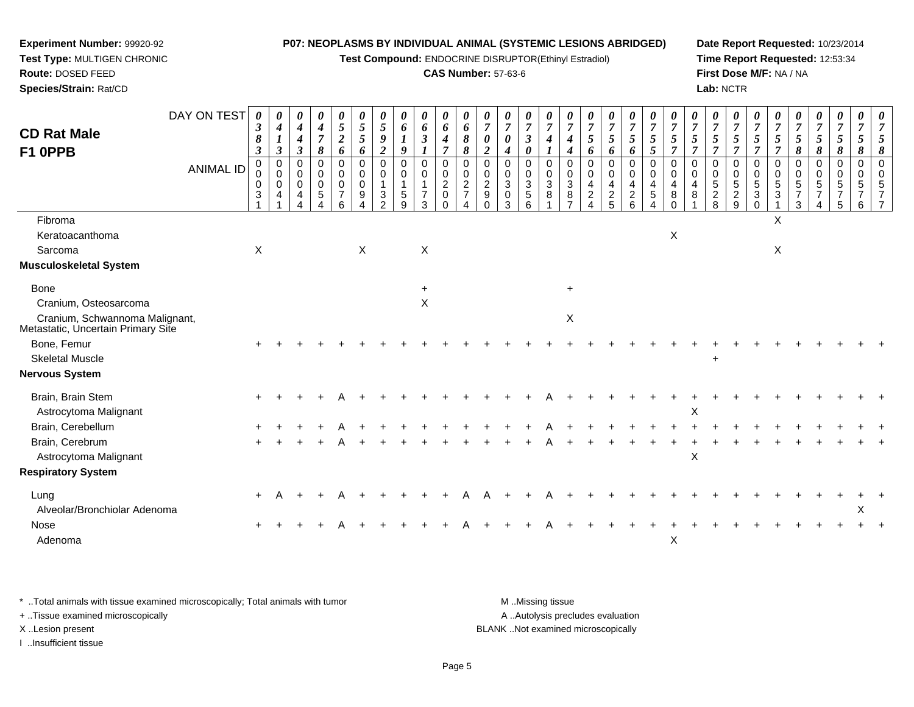**Experiment Number:** 99920-92
**Test Type:** MULTIGEN CHRONIC
**Route:** DOSED FEED
**Species/Strain:** Rat/CD

**P07: NEOPLASMS BY INDIVIDUAL ANIMAL (SYSTEMIC LESIONS ABRIDGED)**
**Test Compound:** ENDOCRINE DISRUPTOR(Ethinyl Estradiol)
**CAS Number:** 57-63-6

**Date Report Requested:** 10/23/2014
**Time Report Requested:** 12:53:34
**First Dose M/F:** NA / NA
**Lab:** NCTR

## CD Rat Male F1 0PPB

| DAY ON TEST | 0383 | 0413 | 0443 | 0478 | 0526 | 0556 | 0592 | 0619 | 0631 | 0647 | 0688 | 0702 | 0704 | 0730 | 0741 | 0744 | 0756 | 0756 | 0756 | 0755 | 0757 | 0757 | 0757 | 0757 | 0757 | 0757 | 0758 | 0758 | 0758 | 0758 | 0758 |
|---|---|---|---|---|---|---|---|---|---|---|---|---|---|---|---|---|---|---|---|---|---|---|---|---|---|---|---|---|---|---|---|
| **ANIMAL ID** | 00031 | 00041 | 00044 | 00054 | 00076 | 00094 | 00132 | 00159 | 00173 | 00200 | 00274 | 00290 | 00303 | 00356 | 00381 | 00387 | 00424 | 00425 | 00426 | 00454 | 00480 | 00481 | 00528 | 00529 | 00530 | 00531 | 00573 | 00574 | 00575 | 00576 | 00577 |
| Fibroma | | | | | | | | | | | | | | | | | | | | | | | | | | X | | | | | |
| Keratoacanthoma | | | | | | | | | | | | | | | | | | | | | X | | | | | | | | | | |
| Sarcoma | X | | | | | X | | | X | | | | | | | | | | | | | | | | | X | | | | | |
| **Musculoskeletal System** | | | | | | | | | | | | | | | | | | | | | | | | | | | | | | | |
| Bone | | | | | | | | | + | | | | | | | + | | | | | | | | | | | | | | | |
| Cranium, Osteosarcoma | | | | | | | | | X | | | | | | | | | | | | | | | | | | | | | | |
| Cranium, Schwannoma Malignant, Metastatic, Uncertain Primary Site | | | | | | | | | | | | | | | | X | | | | | | | | | | | | | | | |
| Bone, Femur | + | + | + | + | + | + | + | + | + | + | + | + | + | + | + | + | + | + | + | + | + | + | + | + | + | + | + | + | + | + | + |
| Skeletal Muscle | | | | | | | | | | | | | | | | | | | | | | | + | | | | | | | | |
| **Nervous System** | | | | | | | | | | | | | | | | | | | | | | | | | | | | | | | |
| Brain, Brain Stem | + | + | + | + | A | + | + | + | + | + | + | + | + | + | A | + | + | + | + | + | + | + | + | + | + | + | + | + | + | + | + |
| Astrocytoma Malignant | | | | | | | | | | | | | | | | | | | | | | X | | | | | | | | | |
| Brain, Cerebellum | + | + | + | + | A | + | + | + | + | + | + | + | + | + | A | + | + | + | + | + | + | + | + | + | + | + | + | + | + | + | + |
| Brain, Cerebrum | + | + | + | + | A | + | + | + | + | + | + | + | + | + | A | + | + | + | + | + | + | + | + | + | + | + | + | + | + | + | + |
| Astrocytoma Malignant | | | | | | | | | | | | | | | | | | | | | | X | | | | | | | | | |
| **Respiratory System** | | | | | | | | | | | | | | | | | | | | | | | | | | | | | | | |
| Lung | + | A | + | + | A | + | + | + | + | + | A | A | + | + | A | + | + | + | + | + | + | + | + | + | + | + | + | + | + | + | + |
| Alveolar/Bronchiolar Adenoma | | | | | | | | | | | | | | | | | | | | | | | | | | | | | | X | |
| Nose | + | + | + | + | A | + | + | + | + | + | A | + | + | + | A | + | + | + | + | + | + | + | + | + | + | + | + | + | + | + | + |
| Adenoma | | | | | | | | | | | | | | | | | | | | | X | | | | | | | | | | |

\* ..Total animals with tissue examined microscopically; Total animals with tumor
+ ..Tissue examined microscopically
X ..Lesion present
I ..Insufficient tissue

M ..Missing tissue
A ..Autolysis precludes evaluation
BLANK ..Not examined microscopically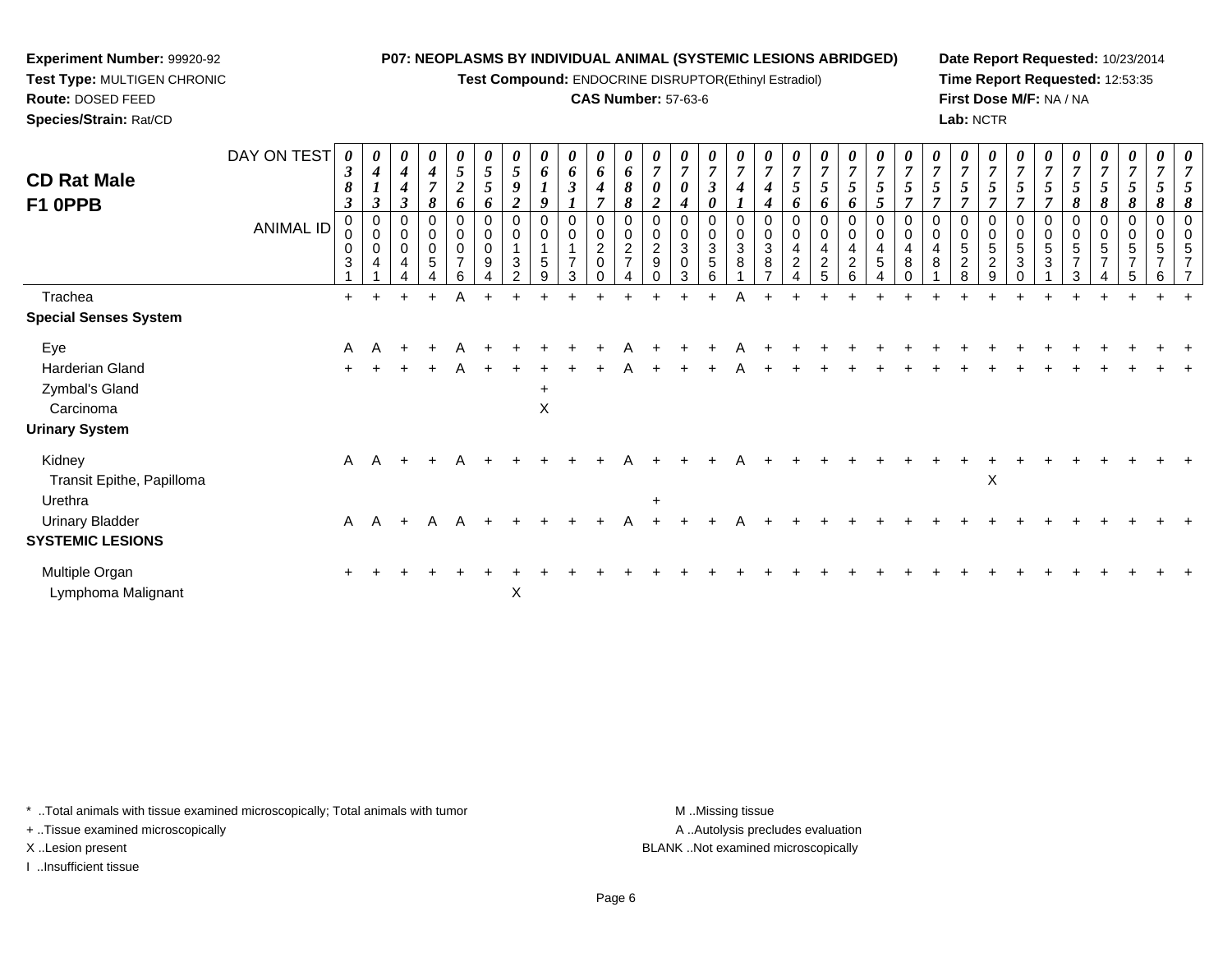**Experiment Number:** 99920-92
**Test Type:** MULTIGEN CHRONIC
**Route:** DOSED FEED
**Species/Strain:** Rat/CD

**P07: NEOPLASMS BY INDIVIDUAL ANIMAL (SYSTEMIC LESIONS ABRIDGED)**
**Test Compound:** ENDOCRINE DISRUPTOR(Ethinyl Estradiol)
**CAS Number:** 57-63-6

**Date Report Requested:** 10/23/2014
**Time Report Requested:** 12:53:35
**First Dose M/F:** NA / NA
**Lab:** NCTR

## CD Rat Male F1 0PPB

| DAY ON TEST | 0383 | 0413 | 0443 | 0478 | 0526 | 0556 | 0592 | 0619 | 0631 | 0647 | 0688 | 0702 | 0704 | 0730 | 0741 | 0744 | 0756 | 0756 | 0756 | 0755 | 0757 | 0757 | 0757 | 0757 | 0757 | 0757 | 0758 | 0758 | 0758 | 0758 | 0758 |
|---|---|---|---|---|---|---|---|---|---|---|---|---|---|---|---|---|---|---|---|---|---|---|---|---|---|---|---|---|---|---|---|
| **ANIMAL ID** | 0031 | 0041 | 0044 | 0054 | 0076 | 0094 | 0132 | 0159 | 0173 | 0200 | 0274 | 0290 | 0303 | 0356 | 0381 | 0387 | 0424 | 0425 | 0426 | 0454 | 0480 | 0481 | 0528 | 0529 | 0530 | 0531 | 0573 | 0574 | 0575 | 0576 | 0577 |
| Trachea | + | + | + | + | A | + | + | + | + | + | + | + | + | + | A | + | + | + | + | + | + | + | + | + | + | + | + | + | + | + | + |
| **Special Senses System** | | | | | | | | | | | | | | | | | | | | | | | | | | | | | | | |
| Eye | A | A | + | + | A | + | + | + | + | + | A | + | + | + | A | + | + | + | + | + | + | + | + | + | + | + | + | + | + | + | + |
| Harderian Gland | + | + | + | + | A | + | + | + | + | + | A | + | + | + | A | + | + | + | + | + | + | + | + | + | + | + | + | + | + | + | + |
| Zymbal's Gland | | | | | | | | + | | | | | | | | | | | | | | | | | | | | | | | |
| Carcinoma | | | | | | | | X | | | | | | | | | | | | | | | | | | | | | | | |
| **Urinary System** | | | | | | | | | | | | | | | | | | | | | | | | | | | | | | | |
| Kidney | A | A | + | + | A | + | + | + | + | + | A | + | + | + | A | + | + | + | + | + | + | + | + | + | + | + | + | + | + | + | + |
| Transit Epithe, Papilloma | | | | | | | | | | | | | | | | | | | | | | | | X | | | | | | | |
| Urethra | | | | | | | | | | | | + | | | | | | | | | | | | | | | | | | | |
| Urinary Bladder | A | A | + | A | A | + | + | + | + | + | A | + | + | + | A | + | + | + | + | + | + | + | + | + | + | + | + | + | + | + | + |
| **SYSTEMIC LESIONS** | | | | | | | | | | | | | | | | | | | | | | | | | | | | | | | |
| Multiple Organ | + | + | + | + | + | + | + | + | + | + | + | + | + | + | + | + | + | + | + | + | + | + | + | + | + | + | + | + | + | + | + |
| Lymphoma Malignant | | | | | | | X | | | | | | | | | | | | | | | | | | | | | | | | |

* ..Total animals with tissue examined microscopically; Total animals with tumor
+ ..Tissue examined microscopically
X ..Lesion present
I ..Insufficient tissue

M ..Missing tissue
A ..Autolysis precludes evaluation
BLANK ..Not examined microscopically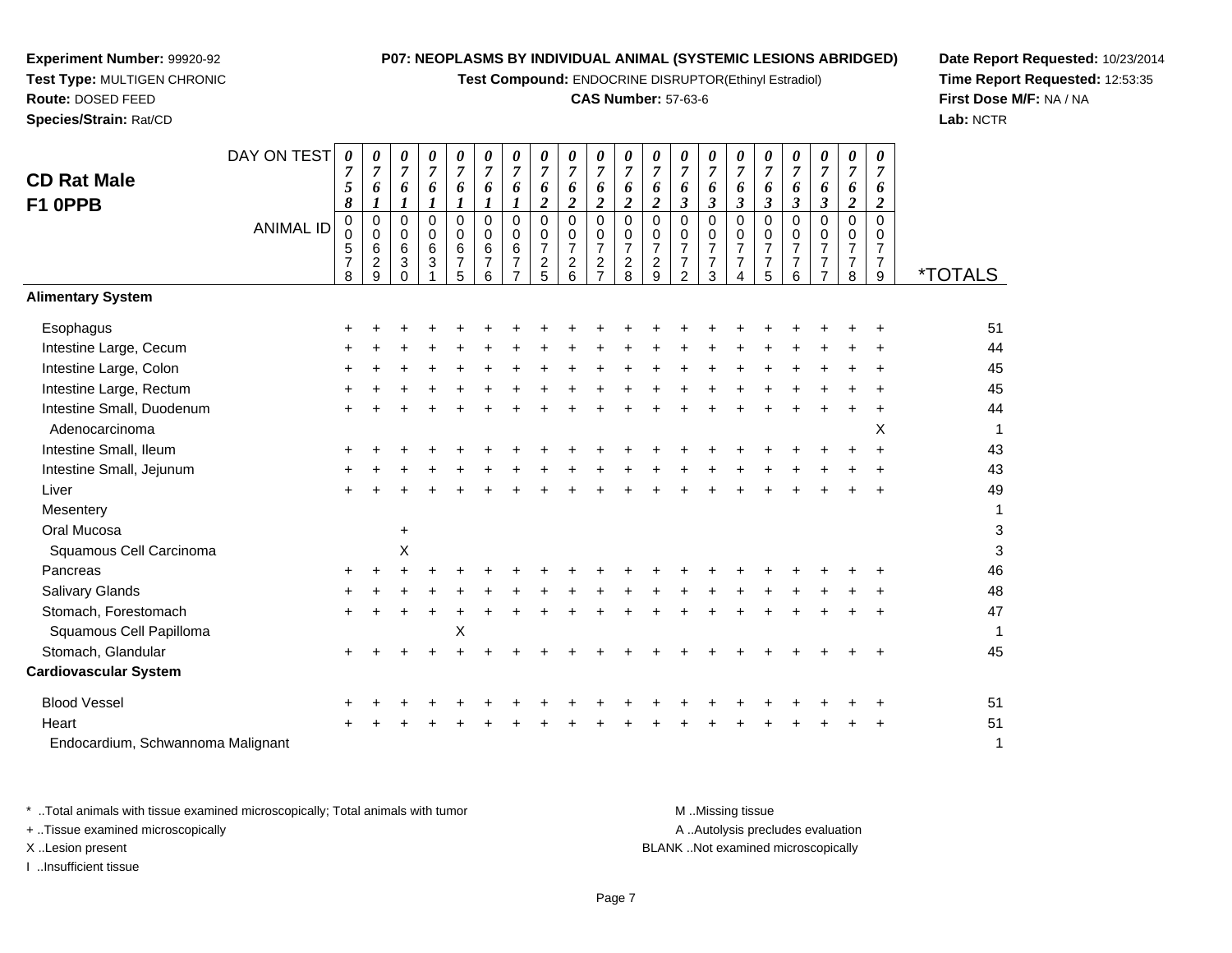**Experiment Number:** 99920-92
**Test Type:** MULTIGEN CHRONIC
**Route:** DOSED FEED
**Species/Strain:** Rat/CD

**P07: NEOPLASMS BY INDIVIDUAL ANIMAL (SYSTEMIC LESIONS ABRIDGED)**
**Test Compound:** ENDOCRINE DISRUPTOR(Ethinyl Estradiol)
**CAS Number:** 57-63-6

**Date Report Requested:** 10/23/2014
**Time Report Requested:** 12:53:35
**First Dose M/F:** NA / NA
**Lab:** NCTR

## CD Rat Male F1 0PPB

| DAY ON TEST | 0758 | 0761 | 0761 | 0761 | 0761 | 0761 | 0761 | 0762 | 0762 | 0762 | 0762 | 0762 | 0763 | 0763 | 0763 | 0763 | 0763 | 0763 | 0762 | 0762 | |
|---|---|---|---|---|---|---|---|---|---|---|---|---|---|---|---|---|---|---|---|---|---|
| **ANIMAL ID** | 00578 | 00629 | 00630 | 00631 | 00675 | 00676 | 00677 | 00725 | 00726 | 00727 | 00728 | 00729 | 00772 | 00773 | 00774 | 00775 | 00776 | 00777 | 00778 | 00779 | ***TOTALS** |
| **Alimentary System** | | | | | | | | | | | | | | | | | | | | | |
| Esophagus | + | + | + | + | + | + | + | + | + | + | + | + | + | + | + | + | + | + | + | + | 51 |
| Intestine Large, Cecum | + | + | + | + | + | + | + | + | + | + | + | + | + | + | + | + | + | + | + | + | 44 |
| Intestine Large, Colon | + | + | + | + | + | + | + | + | + | + | + | + | + | + | + | + | + | + | + | + | 45 |
| Intestine Large, Rectum | + | + | + | + | + | + | + | + | + | + | + | + | + | + | + | + | + | + | + | + | 45 |
| Intestine Small, Duodenum | + | + | + | + | + | + | + | + | + | + | + | + | + | + | + | + | + | + | + | + | 44 |
| Adenocarcinoma | | | | | | | | | | | | | | | | | | | | X | 1 |
| Intestine Small, Ileum | + | + | + | + | + | + | + | + | + | + | + | + | + | + | + | + | + | + | + | + | 43 |
| Intestine Small, Jejunum | + | + | + | + | + | + | + | + | + | + | + | + | + | + | + | + | + | + | + | + | 43 |
| Liver | + | + | + | + | + | + | + | + | + | + | + | + | + | + | + | + | + | + | + | + | 49 |
| Mesentery | | | | | | | | | | | | | | | | | | | | | 1 |
| Oral Mucosa | | | + | | | | | | | | | | | | | | | | | | 3 |
| Squamous Cell Carcinoma | | | X | | | | | | | | | | | | | | | | | | 3 |
| Pancreas | + | + | + | + | + | + | + | + | + | + | + | + | + | + | + | + | + | + | + | + | 46 |
| Salivary Glands | + | + | + | + | + | + | + | + | + | + | + | + | + | + | + | + | + | + | + | + | 48 |
| Stomach, Forestomach | + | + | + | + | + | + | + | + | + | + | + | + | + | + | + | + | + | + | + | + | 47 |
| Squamous Cell Papilloma | | | | | X | | | | | | | | | | | | | | | | 1 |
| Stomach, Glandular | + | + | + | + | + | + | + | + | + | + | + | + | + | + | + | + | + | + | + | + | 45 |
| **Cardiovascular System** | | | | | | | | | | | | | | | | | | | | | |
| Blood Vessel | + | + | + | + | + | + | + | + | + | + | + | + | + | + | + | + | + | + | + | + | 51 |
| Heart | + | + | + | + | + | + | + | + | + | + | + | + | + | + | + | + | + | + | + | + | 51 |
| Endocardium, Schwannoma Malignant | | | | | | | | | | | | | | | | | | | | | 1 |

\* ..Total animals with tissue examined microscopically; Total animals with tumor
\+ ..Tissue examined microscopically
X ..Lesion present
I ..Insufficient tissue

M ..Missing tissue
A ..Autolysis precludes evaluation
BLANK ..Not examined microscopically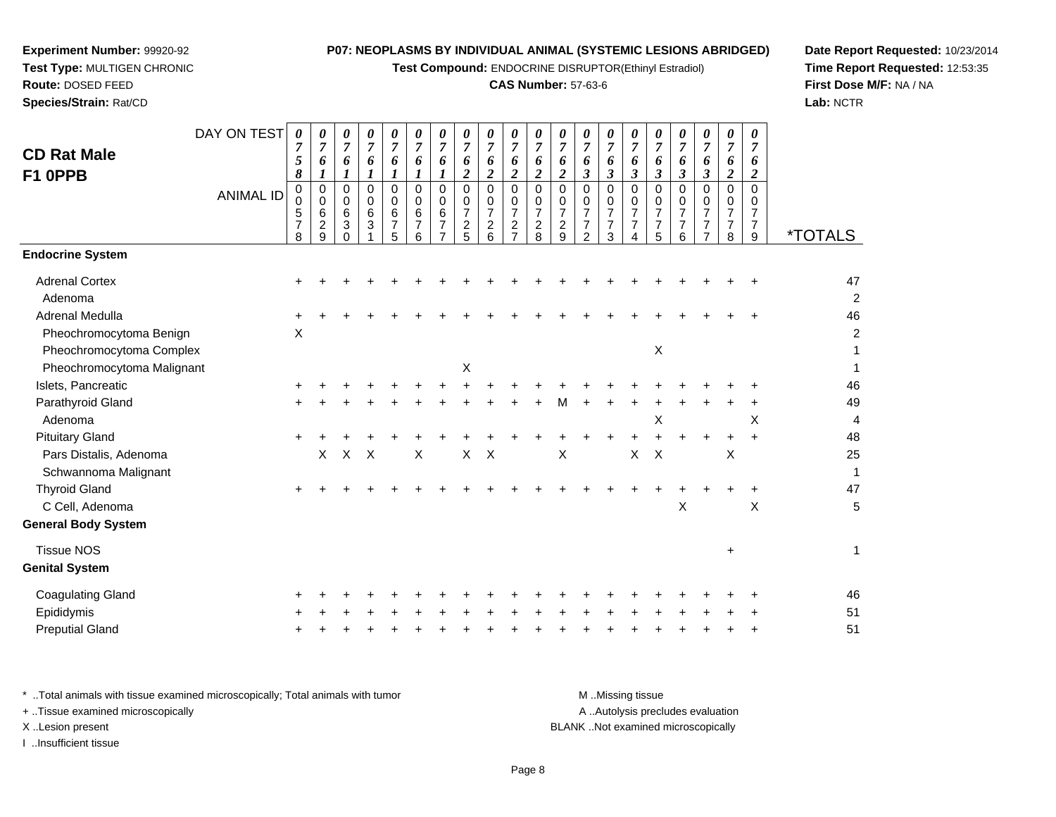**Experiment Number:** 99920-92
**Test Type:** MULTIGEN CHRONIC
**Route:** DOSED FEED
**Species/Strain:** Rat/CD

**P07: NEOPLASMS BY INDIVIDUAL ANIMAL (SYSTEMIC LESIONS ABRIDGED)**
**Test Compound:** ENDOCRINE DISRUPTOR(Ethinyl Estradiol)
**CAS Number:** 57-63-6

**Date Report Requested:** 10/23/2014
**Time Report Requested:** 12:53:35
**First Dose M/F:** NA / NA
**Lab:** NCTR

## CD Rat Male F1 0PPB

| DAY ON TEST | 0758 | 0761 | 0761 | 0761 | 0761 | 0761 | 0761 | 0762 | 0762 | 0762 | 0762 | 0762 | 0763 | 0763 | 0763 | 0763 | 0763 | 0763 | 0762 | 0762 | |
|---|---|---|---|---|---|---|---|---|---|---|---|---|---|---|---|---|---|---|---|---|---|
| **ANIMAL ID** | 00578 | 00629 | 00630 | 00631 | 00675 | 00676 | 00677 | 00725 | 00726 | 00727 | 00728 | 00729 | 00772 | 00773 | 00774 | 00775 | 00776 | 00777 | 00778 | 00779 | ***TOTALS** |
| **Endocrine System** | | | | | | | | | | | | | | | | | | | | | |
| Adrenal Cortex | + | + | + | + | + | + | + | + | + | + | + | + | + | + | + | + | + | + | + | + | 47 |
| Adenoma | | | | | | | | | | | | | | | | | | | | | 2 |
| Adrenal Medulla | + | + | + | + | + | + | + | + | + | + | + | + | + | + | + | + | + | + | + | + | 46 |
| Pheochromocytoma Benign | X | | | | | | | | | | | | | | | | | | | | 2 |
| Pheochromocytoma Complex | | | | | | | | | | | | | | | | X | | | | | 1 |
| Pheochromocytoma Malignant | | | | | | | | X | | | | | | | | | | | | | 1 |
| Islets, Pancreatic | + | + | + | + | + | + | + | + | + | + | + | + | + | + | + | + | + | + | + | + | 46 |
| Parathyroid Gland | + | + | + | + | + | + | + | + | + | + | + | M | + | + | + | + | + | + | + | + | 49 |
| Adenoma | | | | | | | | | | | | | | | | X | | | | X | 4 |
| Pituitary Gland | + | + | + | + | + | + | + | + | + | + | + | + | + | + | + | + | + | + | + | + | 48 |
| Pars Distalis, Adenoma | | X | X | X | | X | | X | X | | | X | | | X | X | | | X | | 25 |
| Schwannoma Malignant | | | | | | | | | | | | | | | | | | | | | 1 |
| Thyroid Gland | + | + | + | + | + | + | + | + | + | + | + | + | + | + | + | + | + | + | + | + | 47 |
| C Cell, Adenoma | | | | | | | | | | | | | | | | | X | | | X | 5 |
| **General Body System** | | | | | | | | | | | | | | | | | | | | | |
| Tissue NOS | | | | | | | | | | | | | | | | | | | + | | 1 |
| **Genital System** | | | | | | | | | | | | | | | | | | | | | |
| Coagulating Gland | + | + | + | + | + | + | + | + | + | + | + | + | + | + | + | + | + | + | + | + | 46 |
| Epididymis | + | + | + | + | + | + | + | + | + | + | + | + | + | + | + | + | + | + | + | + | 51 |
| Preputial Gland | + | + | + | + | + | + | + | + | + | + | + | + | + | + | + | + | + | + | + | + | 51 |

* ..Total animals with tissue examined microscopically; Total animals with tumor
+ ..Tissue examined microscopically
X ..Lesion present
I ..Insufficient tissue

M ..Missing tissue
A ..Autolysis precludes evaluation
BLANK ..Not examined microscopically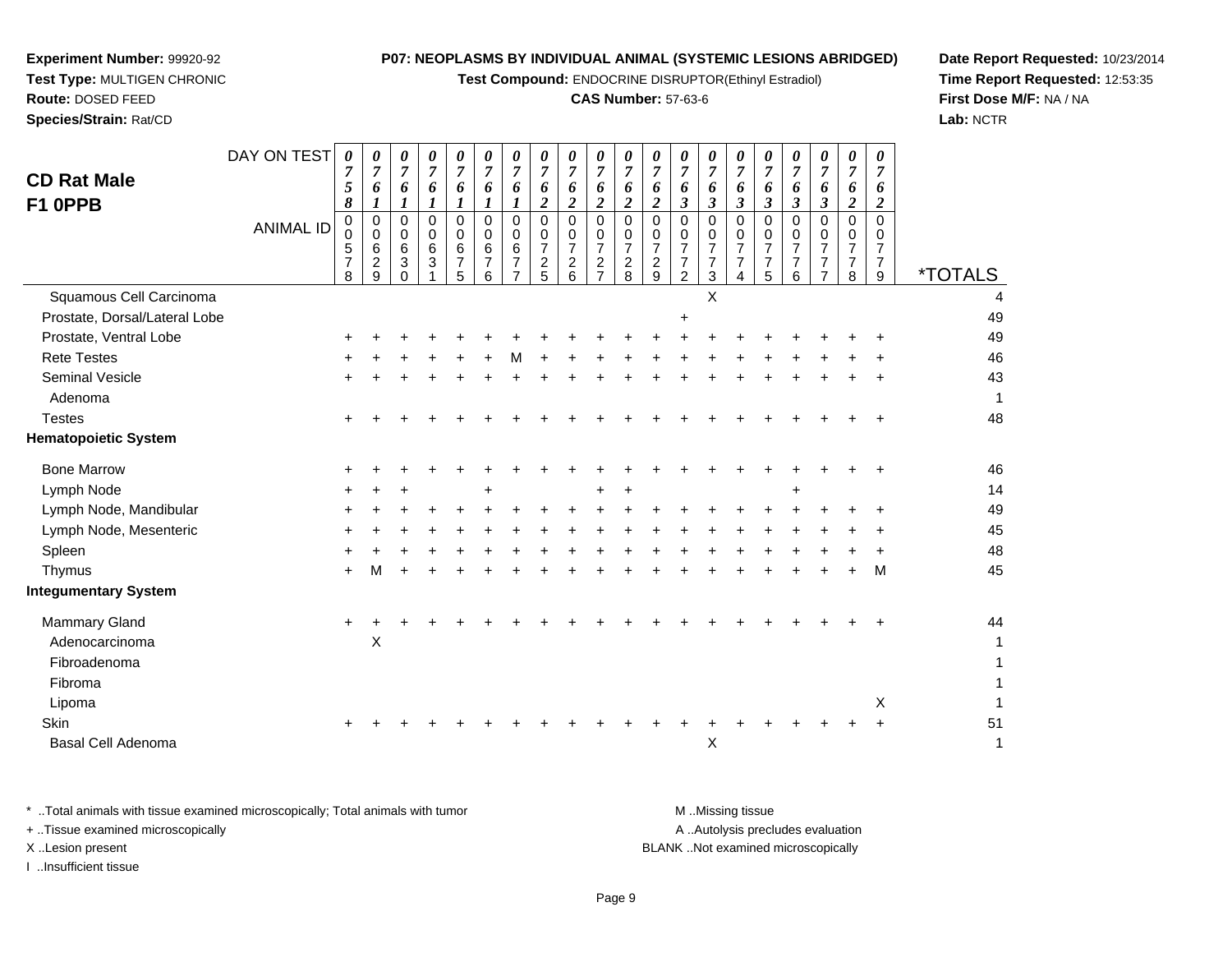**Experiment Number:** 99920-92
**Test Type:** MULTIGEN CHRONIC
**Route:** DOSED FEED
**Species/Strain:** Rat/CD

**P07: NEOPLASMS BY INDIVIDUAL ANIMAL (SYSTEMIC LESIONS ABRIDGED)**
**Test Compound:** ENDOCRINE DISRUPTOR(Ethinyl Estradiol)
**CAS Number:** 57-63-6

**Date Report Requested:** 10/23/2014
**Time Report Requested:** 12:53:35
**First Dose M/F:** NA / NA
**Lab:** NCTR

## CD Rat Male F1 0PPB

| DAY ON TEST | 0758 | 0761 | 0761 | 0761 | 0761 | 0761 | 0761 | 0762 | 0762 | 0762 | 0762 | 0762 | 0763 | 0763 | 0763 | 0763 | 0763 | 0763 | 0762 | 0762 | |
|---|---|---|---|---|---|---|---|---|---|---|---|---|---|---|---|---|---|---|---|---|---|
| ANIMAL ID | 0578 | 0629 | 0630 | 0631 | 0675 | 0676 | 0677 | 0725 | 0726 | 0727 | 0728 | 0729 | 0772 | 0773 | 0774 | 0775 | 0776 | 0777 | 0778 | 0779 | *TOTALS |
| Squamous Cell Carcinoma | | | | | | | | | | | | | | X | | | | | | | 4 |
| Prostate, Dorsal/Lateral Lobe | | | | | | | | | | | | | + | | | | | | | | 49 |
| Prostate, Ventral Lobe | + | + | + | + | + | + | + | + | + | + | + | + | + | + | + | + | + | + | + | + | 49 |
| Rete Testes | + | + | + | + | + | + | M | + | + | + | + | + | + | + | + | + | + | + | + | + | 46 |
| Seminal Vesicle | + | + | + | + | + | + | + | + | + | + | + | + | + | + | + | + | + | + | + | + | 43 |
| Adenoma | | | | | | | | | | | | | | | | | | | | | 1 |
| Testes | + | + | + | + | + | + | + | + | + | + | + | + | + | + | + | + | + | + | + | + | 48 |
| **Hematopoietic System** | | | | | | | | | | | | | | | | | | | | | |
| Bone Marrow | + | + | + | + | + | + | + | + | + | + | + | + | + | + | + | + | + | + | + | + | 46 |
| Lymph Node | + | + | + | | | + | | | | + | + | | | | | | + | | | | 14 |
| Lymph Node, Mandibular | + | + | + | + | + | + | + | + | + | + | + | + | + | + | + | + | + | + | + | + | 49 |
| Lymph Node, Mesenteric | + | + | + | + | + | + | + | + | + | + | + | + | + | + | + | + | + | + | + | + | 45 |
| Spleen | + | + | + | + | + | + | + | + | + | + | + | + | + | + | + | + | + | + | + | + | 48 |
| Thymus | + | M | + | + | + | + | + | + | + | + | + | + | + | + | + | + | + | + | + | M | 45 |
| **Integumentary System** | | | | | | | | | | | | | | | | | | | | | |
| Mammary Gland | + | + | + | + | + | + | + | + | + | + | + | + | + | + | + | + | + | + | + | + | 44 |
| Adenocarcinoma | | X | | | | | | | | | | | | | | | | | | | 1 |
| Fibroadenoma | | | | | | | | | | | | | | | | | | | | | 1 |
| Fibroma | | | | | | | | | | | | | | | | | | | | | 1 |
| Lipoma | | | | | | | | | | | | | | | | | | | | X | 1 |
| Skin | + | + | + | + | + | + | + | + | + | + | + | + | + | + | + | + | + | + | + | + | 51 |
| Basal Cell Adenoma | | | | | | | | | | | | | | X | | | | | | | 1 |

\* ..Total animals with tissue examined microscopically; Total animals with tumor
+ ..Tissue examined microscopically
X ..Lesion present
I ..Insufficient tissue

M ..Missing tissue
A ..Autolysis precludes evaluation
BLANK ..Not examined microscopically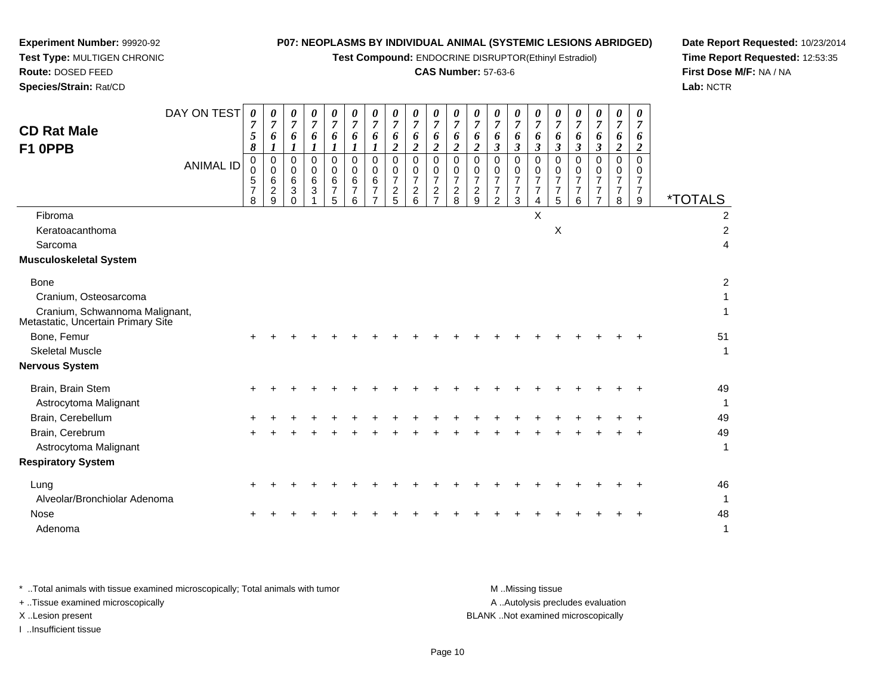**Experiment Number:** 99920-92
**Test Type:** MULTIGEN CHRONIC
**Route:** DOSED FEED
**Species/Strain:** Rat/CD

**P07: NEOPLASMS BY INDIVIDUAL ANIMAL (SYSTEMIC LESIONS ABRIDGED)**
**Test Compound:** ENDOCRINE DISRUPTOR(Ethinyl Estradiol)
**CAS Number:** 57-63-6

**Date Report Requested:** 10/23/2014
**Time Report Requested:** 12:53:35
**First Dose M/F:** NA / NA
**Lab:** NCTR

## CD Rat Male F1 0PPB

| DAY ON TEST | 0758 | 0761 | 0761 | 0761 | 0761 | 0761 | 0761 | 0762 | 0762 | 0762 | 0762 | 0762 | 0763 | 0763 | 0763 | 0763 | 0763 | 0763 | 0762 | 0762 | |
|---|---|---|---|---|---|---|---|---|---|---|---|---|---|---|---|---|---|---|---|---|---|
| **ANIMAL ID** | 00578 | 00629 | 00630 | 00631 | 00675 | 00676 | 00677 | 00725 | 00726 | 00727 | 00728 | 00729 | 00772 | 00773 | 00774 | 00775 | 00776 | 00777 | 00778 | 00779 | ***TOTALS** |
| Fibroma | | | | | | | | | | | | | | | X | | | | | | 2 |
| Keratoacanthoma | | | | | | | | | | | | | | | | X | | | | | 2 |
| Sarcoma | | | | | | | | | | | | | | | | | | | | | 4 |
| **Musculoskeletal System** | | | | | | | | | | | | | | | | | | | | | |
| Bone | | | | | | | | | | | | | | | | | | | | | 2 |
| Cranium, Osteosarcoma | | | | | | | | | | | | | | | | | | | | | 1 |
| Cranium, Schwannoma Malignant, Metastatic, Uncertain Primary Site | | | | | | | | | | | | | | | | | | | | | 1 |
| Bone, Femur | + | + | + | + | + | + | + | + | + | + | + | + | + | + | + | + | + | + | + | + | 51 |
| Skeletal Muscle | | | | | | | | | | | | | | | | | | | | | 1 |
| **Nervous System** | | | | | | | | | | | | | | | | | | | | | |
| Brain, Brain Stem | + | + | + | + | + | + | + | + | + | + | + | + | + | + | + | + | + | + | + | + | 49 |
| Astrocytoma Malignant | | | | | | | | | | | | | | | | | | | | | 1 |
| Brain, Cerebellum | + | + | + | + | + | + | + | + | + | + | + | + | + | + | + | + | + | + | + | + | 49 |
| Brain, Cerebrum | + | + | + | + | + | + | + | + | + | + | + | + | + | + | + | + | + | + | + | + | 49 |
| Astrocytoma Malignant | | | | | | | | | | | | | | | | | | | | | 1 |
| **Respiratory System** | | | | | | | | | | | | | | | | | | | | | |
| Lung | + | + | + | + | + | + | + | + | + | + | + | + | + | + | + | + | + | + | + | + | 46 |
| Alveolar/Bronchiolar Adenoma | | | | | | | | | | | | | | | | | | | | | 1 |
| Nose | + | + | + | + | + | + | + | + | + | + | + | + | + | + | + | + | + | + | + | + | 48 |
| Adenoma | | | | | | | | | | | | | | | | | | | | | 1 |

* ..Total animals with tissue examined microscopically; Total animals with tumor
+ ..Tissue examined microscopically
X ..Lesion present
I ..Insufficient tissue

M ..Missing tissue
A ..Autolysis precludes evaluation
BLANK ..Not examined microscopically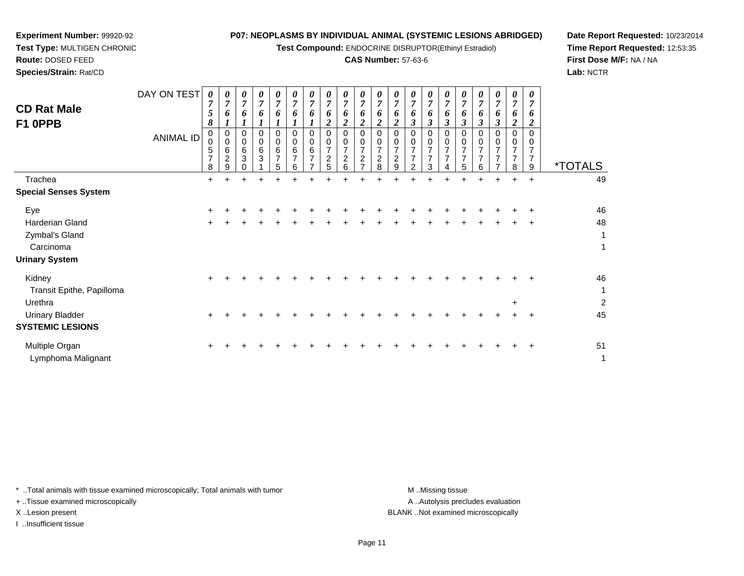**Experiment Number:** 99920-92
**Test Type:** MULTIGEN CHRONIC
**Route:** DOSED FEED
**Species/Strain:** Rat/CD

**P07: NEOPLASMS BY INDIVIDUAL ANIMAL (SYSTEMIC LESIONS ABRIDGED)**
**Test Compound:** ENDOCRINE DISRUPTOR(Ethinyl Estradiol)
**CAS Number:** 57-63-6

**Date Report Requested:** 10/23/2014
**Time Report Requested:** 12:53:35
**First Dose M/F:** NA / NA
**Lab:** NCTR

## CD Rat Male F1 0PPB

| DAY ON TEST | 0758 | 0761 | 0761 | 0761 | 0761 | 0761 | 0761 | 0762 | 0762 | 0762 | 0762 | 0762 | 0763 | 0763 | 0763 | 0763 | 0763 | 0763 | 0762 | 0762 | |
|---|---|---|---|---|---|---|---|---|---|---|---|---|---|---|---|---|---|---|---|---|---|
| **ANIMAL ID** | 00578 | 00629 | 00630 | 00631 | 00675 | 00676 | 00677 | 00725 | 00726 | 00727 | 00728 | 00729 | 00772 | 00773 | 00774 | 00775 | 00776 | 00777 | 00778 | 00779 | ***TOTALS** |
| Trachea | + | + | + | + | + | + | + | + | + | + | + | + | + | + | + | + | + | + | + | + | 49 |
| **Special Senses System** | | | | | | | | | | | | | | | | | | | | | |
| Eye | + | + | + | + | + | + | + | + | + | + | + | + | + | + | + | + | + | + | + | + | 46 |
| Harderian Gland | + | + | + | + | + | + | + | + | + | + | + | + | + | + | + | + | + | + | + | + | 48 |
| Zymbal's Gland | | | | | | | | | | | | | | | | | | | | | 1 |
| Carcinoma | | | | | | | | | | | | | | | | | | | | | 1 |
| **Urinary System** | | | | | | | | | | | | | | | | | | | | | |
| Kidney | + | + | + | + | + | + | + | + | + | + | + | + | + | + | + | + | + | + | + | + | 46 |
| Transit Epithe, Papilloma | | | | | | | | | | | | | | | | | | | | | 1 |
| Urethra | | | | | | | | | | | | | | | | | | | + | | 2 |
| Urinary Bladder | + | + | + | + | + | + | + | + | + | + | + | + | + | + | + | + | + | + | + | + | 45 |
| **SYSTEMIC LESIONS** | | | | | | | | | | | | | | | | | | | | | |
| Multiple Organ | + | + | + | + | + | + | + | + | + | + | + | + | + | + | + | + | + | + | + | + | 51 |
| Lymphoma Malignant | | | | | | | | | | | | | | | | | | | | | 1 |

\* ..Total animals with tissue examined microscopically; Total animals with tumor
\+ ..Tissue examined microscopically
X ..Lesion present
I ..Insufficient tissue

M ..Missing tissue
A ..Autolysis precludes evaluation
BLANK ..Not examined microscopically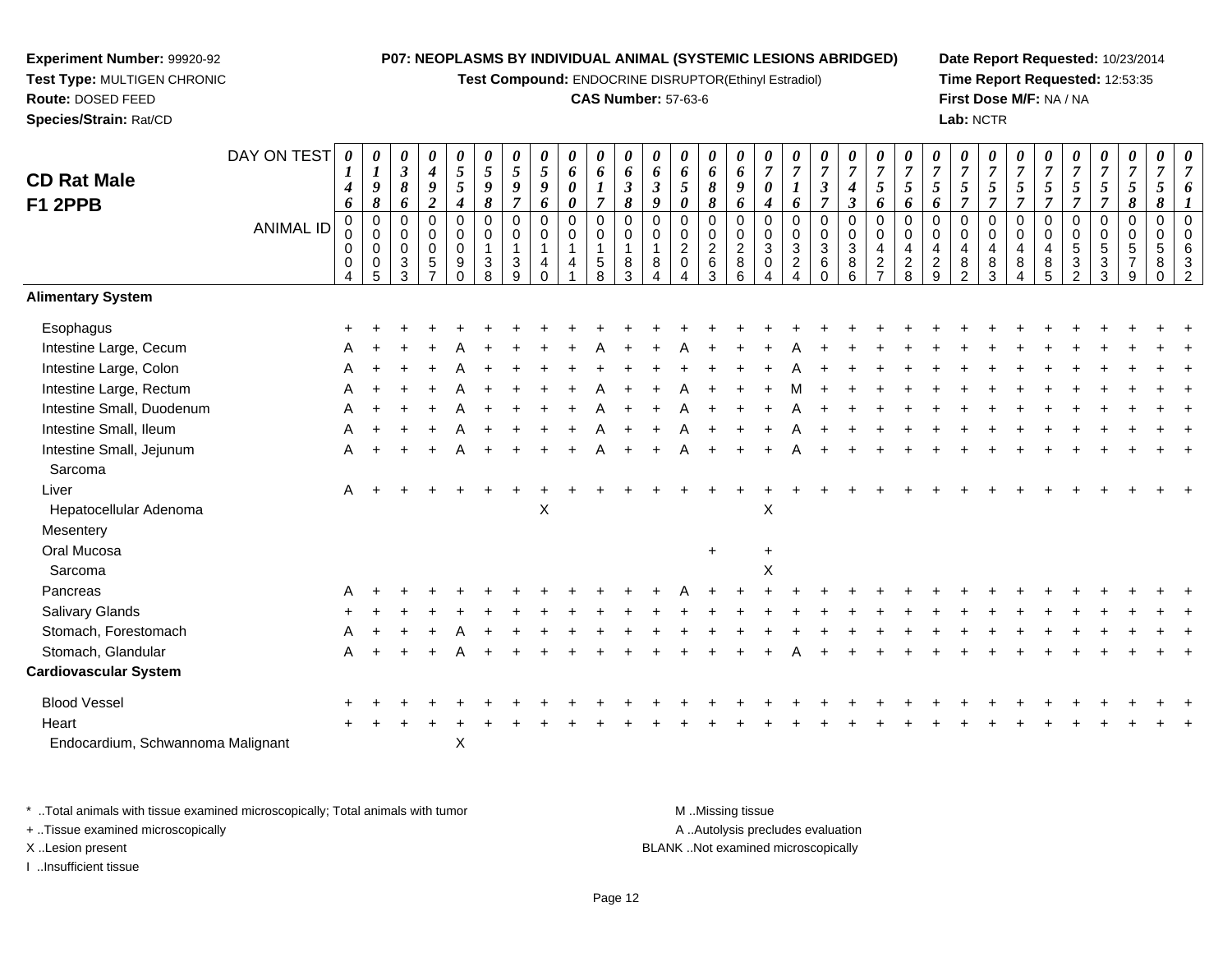**Experiment Number:** 99920-92
**Test Type:** MULTIGEN CHRONIC
**Route:** DOSED FEED
**Species/Strain:** Rat/CD

**P07: NEOPLASMS BY INDIVIDUAL ANIMAL (SYSTEMIC LESIONS ABRIDGED)**
**Test Compound:** ENDOCRINE DISRUPTOR(Ethinyl Estradiol)
**CAS Number:** 57-63-6

**Date Report Requested:** 10/23/2014
**Time Report Requested:** 12:53:35
**First Dose M/F:** NA / NA
**Lab:** NCTR

## CD Rat Male F1 2PPB

| DAY ON TEST | 0146 | 0198 | 0386 | 0492 | 0554 | 0598 | 0597 | 0596 | 0600 | 0617 | 0638 | 0639 | 0650 | 0688 | 0696 | 0704 | 0716 | 0737 | 0743 | 0756 | 0756 | 0756 | 0757 | 0757 | 0757 | 0757 | 0757 | 0757 | 0758 | 0758 | 0761 |
|---|---|---|---|---|---|---|---|---|---|---|---|---|---|---|---|---|---|---|---|---|---|---|---|---|---|---|---|---|---|---|---|
| **ANIMAL ID** | 0004 | 0005 | 0033 | 0057 | 0090 | 0138 | 0139 | 0140 | 0141 | 0158 | 0183 | 0184 | 0204 | 0263 | 0286 | 0304 | 0324 | 0360 | 0386 | 0427 | 0428 | 0429 | 0482 | 0483 | 0484 | 0485 | 0532 | 0533 | 0579 | 0580 | 0632 |
| **Alimentary System** | | | | | | | | | | | | | | | | | | | | | | | | | | | | | | | |
| Esophagus | + | + | + | + | + | + | + | + | + | + | + | + | + | + | + | + | + | + | + | + | + | + | + | + | + | + | + | + | + | + | + |
| Intestine Large, Cecum | A | + | + | + | A | + | + | + | + | A | + | + | A | + | + | + | A | + | + | + | + | + | + | + | + | + | + | + | + | + | + |
| Intestine Large, Colon | A | + | + | + | A | + | + | + | + | + | + | + | + | + | + | + | A | + | + | + | + | + | + | + | + | + | + | + | + | + | + |
| Intestine Large, Rectum | A | + | + | + | A | + | + | + | + | A | + | + | A | + | + | + | M | + | + | + | + | + | + | + | + | + | + | + | + | + | + |
| Intestine Small, Duodenum | A | + | + | + | A | + | + | + | + | A | + | + | A | + | + | + | A | + | + | + | + | + | + | + | + | + | + | + | + | + | + |
| Intestine Small, Ileum | A | + | + | + | A | + | + | + | + | A | + | + | A | + | + | + | A | + | + | + | + | + | + | + | + | + | + | + | + | + | + |
| Intestine Small, Jejunum | A | + | + | + | A | + | + | + | + | A | + | + | A | + | + | + | A | + | + | + | + | + | + | + | + | + | + | + | + | + | + |
| Sarcoma | | | | | | | | | | | | | | | | | | | | | | | | | | | | | | | |
| Liver | A | + | + | + | + | + | + | + | + | + | + | + | + | + | + | + | + | + | + | + | + | + | + | + | + | + | + | + | + | + | + |
| Hepatocellular Adenoma | | | | | | | | X | | | | | | | | X | | | | | | | | | | | | | | | |
| Mesentery | | | | | | | | | | | | | | | | | | | | | | | | | | | | | | | |
| Oral Mucosa | | | | | | | | | | | | | | + | | + | | | | | | | | | | | | | | | |
| Sarcoma | | | | | | | | | | | | | | | | X | | | | | | | | | | | | | | | |
| Pancreas | A | + | + | + | + | + | + | + | + | + | + | + | A | + | + | + | + | + | + | + | + | + | + | + | + | + | + | + | + | + | + |
| Salivary Glands | + | + | + | + | + | + | + | + | + | + | + | + | + | + | + | + | + | + | + | + | + | + | + | + | + | + | + | + | + | + | + |
| Stomach, Forestomach | A | + | + | + | A | + | + | + | + | + | + | + | + | + | + | + | + | + | + | + | + | + | + | + | + | + | + | + | + | + | + |
| Stomach, Glandular | A | + | + | + | A | + | + | + | + | + | + | + | + | + | + | + | A | + | + | + | + | + | + | + | + | + | + | + | + | + | + |
| **Cardiovascular System** | | | | | | | | | | | | | | | | | | | | | | | | | | | | | | | |
| Blood Vessel | + | + | + | + | + | + | + | + | + | + | + | + | + | + | + | + | + | + | + | + | + | + | + | + | + | + | + | + | + | + | + |
| Heart | + | + | + | + | + | + | + | + | + | + | + | + | + | + | + | + | + | + | + | + | + | + | + | + | + | + | + | + | + | + | + |
| Endocardium, Schwannoma Malignant | | | | | X | | | | | | | | | | | | | | | | | | | | | | | | | | |

\* ..Total animals with tissue examined microscopically; Total animals with tumor
\+ ..Tissue examined microscopically
X ..Lesion present
I ..Insufficient tissue

M ..Missing tissue
A ..Autolysis precludes evaluation
BLANK ..Not examined microscopically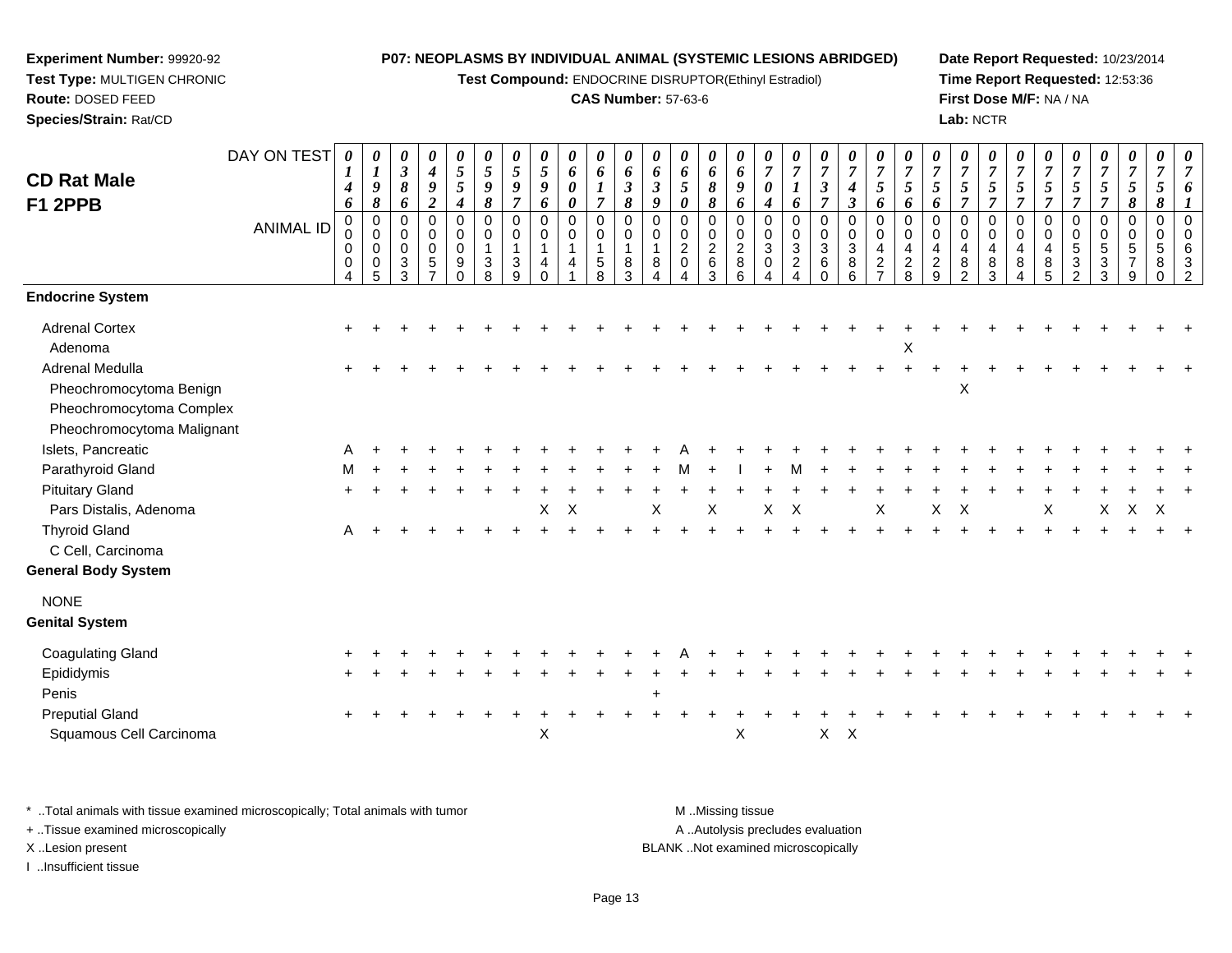**Experiment Number:** 99920-92
**Test Type:** MULTIGEN CHRONIC
**Route:** DOSED FEED
**Species/Strain:** Rat/CD

**P07: NEOPLASMS BY INDIVIDUAL ANIMAL (SYSTEMIC LESIONS ABRIDGED)**
**Test Compound:** ENDOCRINE DISRUPTOR(Ethinyl Estradiol)
**CAS Number:** 57-63-6

**Date Report Requested:** 10/23/2014
**Time Report Requested:** 12:53:36
**First Dose M/F:** NA / NA
**Lab:** NCTR

## CD Rat Male F1 2PPB

| DAY ON TEST | 0146 | 0198 | 0386 | 0492 | 0554 | 0598 | 0597 | 0596 | 0600 | 0617 | 0638 | 0639 | 0650 | 0688 | 0696 | 0704 | 0716 | 0737 | 0743 | 0756 | 0756 | 0756 | 0757 | 0757 | 0757 | 0757 | 0757 | 0757 | 0758 | 0758 | 0761 |
|---|---|---|---|---|---|---|---|---|---|---|---|---|---|---|---|---|---|---|---|---|---|---|---|---|---|---|---|---|---|---|---|
| **ANIMAL ID** | 0004 | 0005 | 0033 | 0057 | 0090 | 0138 | 0139 | 0140 | 0141 | 0158 | 0183 | 0184 | 0204 | 0263 | 0286 | 0304 | 0324 | 0360 | 0386 | 0427 | 0428 | 0429 | 0482 | 0483 | 0484 | 0485 | 0532 | 0533 | 0579 | 0580 | 0632 |
| **Endocrine System** | | | | | | | | | | | | | | | | | | | | | | | | | | | | | | | |
| Adrenal Cortex | + | + | + | + | + | + | + | + | + | + | + | + | + | + | + | + | + | + | + | + | + | + | + | + | + | + | + | + | + | + | + |
| Adenoma | | | | | | | | | | | | | | | | | | | | | X | | | | | | | | | | |
| Adrenal Medulla | + | + | + | + | + | + | + | + | + | + | + | + | + | + | + | + | + | + | + | + | + | + | + | + | + | + | + | + | + | + | + |
| Pheochromocytoma Benign | | | | | | | | | | | | | | | | | | | | | | | X | | | | | | | | |
| Pheochromocytoma Complex | | | | | | | | | | | | | | | | | | | | | | | | | | | | | | | |
| Pheochromocytoma Malignant | | | | | | | | | | | | | | | | | | | | | | | | | | | | | | | |
| Islets, Pancreatic | A | + | + | + | + | + | + | + | + | + | + | + | A | + | + | + | + | + | + | + | + | + | + | + | + | + | + | + | + | + | + |
| Parathyroid Gland | M | + | + | + | + | + | + | + | + | + | + | + | M | + | I | + | M | + | + | + | + | + | + | + | + | + | + | + | + | + | + |
| Pituitary Gland | + | + | + | + | + | + | + | + | + | + | + | + | + | + | + | + | + | + | + | + | + | + | + | + | + | + | + | + | + | + | + |
| Pars Distalis, Adenoma | | | | | | | | X | X | | | X | | X | | X | X | | | X | | X | X | | | X | | X | X | X | |
| Thyroid Gland | A | + | + | + | + | + | + | + | + | + | + | + | + | + | + | + | + | + | + | + | + | + | + | + | + | + | + | + | + | + | + |
| C Cell, Carcinoma | | | | | | | | | | | | | | | | | | | | | | | | | | | | | | | |
| **General Body System** | | | | | | | | | | | | | | | | | | | | | | | | | | | | | | | |
| NONE | | | | | | | | | | | | | | | | | | | | | | | | | | | | | | | |
| **Genital System** | | | | | | | | | | | | | | | | | | | | | | | | | | | | | | | |
| Coagulating Gland | + | + | + | + | + | + | + | + | + | + | + | + | A | + | + | + | + | + | + | + | + | + | + | + | + | + | + | + | + | + | + |
| Epididymis | + | + | + | + | + | + | + | + | + | + | + | + | + | + | + | + | + | + | + | + | + | + | + | + | + | + | + | + | + | + | + |
| Penis | | | | | | | | | | | | + | | | | | | | | | | | | | | | | | | | |
| Preputial Gland | + | + | + | + | + | + | + | + | + | + | + | + | + | + | + | + | + | + | + | + | + | + | + | + | + | + | + | + | + | + | + |
| Squamous Cell Carcinoma | | | | | | | | X | | | | | | | X | | | X | X | | | | | | | | | | | | |

\* ..Total animals with tissue examined microscopically; Total animals with tumor
\+ ..Tissue examined microscopically
X ..Lesion present
I ..Insufficient tissue

M ..Missing tissue
A ..Autolysis precludes evaluation
BLANK ..Not examined microscopically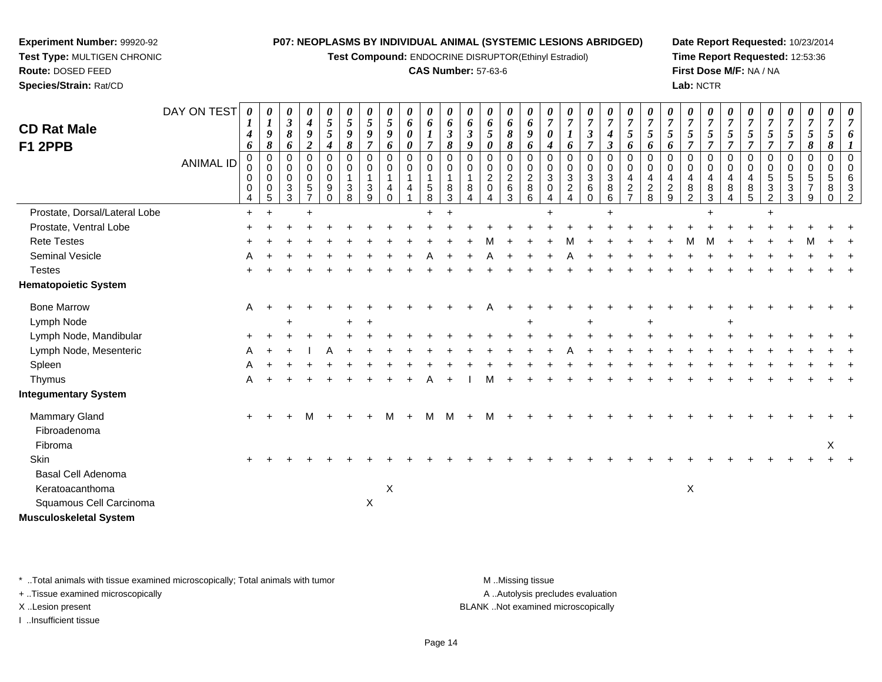**Experiment Number:** 99920-92
**Test Type:** MULTIGEN CHRONIC
**Route:** DOSED FEED
**Species/Strain:** Rat/CD

**P07: NEOPLASMS BY INDIVIDUAL ANIMAL (SYSTEMIC LESIONS ABRIDGED)**
**Test Compound:** ENDOCRINE DISRUPTOR(Ethinyl Estradiol)
**CAS Number:** 57-63-6

**Date Report Requested:** 10/23/2014
**Time Report Requested:** 12:53:36
**First Dose M/F:** NA / NA
**Lab:** NCTR

## CD Rat Male F1 2PPB

| DAY ON TEST | 0146 | 0198 | 0386 | 0492 | 0554 | 0598 | 0597 | 0596 | 0600 | 0617 | 0638 | 0639 | 0650 | 0688 | 0696 | 0704 | 0716 | 0737 | 0743 | 0756 | 0756 | 0756 | 0757 | 0757 | 0757 | 0757 | 0757 | 0757 | 0758 | 0758 | 0761 |
|---|---|---|---|---|---|---|---|---|---|---|---|---|---|---|---|---|---|---|---|---|---|---|---|---|---|---|---|---|---|---|---|
| ANIMAL ID | 00004 | 00005 | 00033 | 00057 | 00090 | 00138 | 00139 | 00140 | 00141 | 00158 | 00183 | 00184 | 00204 | 00263 | 00286 | 00304 | 00324 | 00360 | 00386 | 00427 | 00428 | 00429 | 00482 | 00483 | 00484 | 00485 | 00532 | 00533 | 00579 | 00580 | 00632 |
| Prostate, Dorsal/Lateral Lobe | + | + | | + | | | | | | + | + | | | | | + | | | + | | | | | + | | | + | | | | |
| Prostate, Ventral Lobe | + | + | + | + | + | + | + | + | + | + | + | + | + | + | + | + | + | + | + | + | + | + | + | + | + | + | + | + | + | + | + |
| Rete Testes | + | + | + | + | + | + | + | + | + | + | + | + | M | + | + | + | M | + | + | + | + | + | M | M | + | + | + | + | M | + | + |
| Seminal Vesicle | A | + | + | + | + | + | + | + | + | A | + | + | A | + | + | + | A | + | + | + | + | + | + | + | + | + | + | + | + | + | + |
| Testes | + | + | + | + | + | + | + | + | + | + | + | + | + | + | + | + | + | + | + | + | + | + | + | + | + | + | + | + | + | + | + |
| **Hematopoietic System** | | | | | | | | | | | | | | | | | | | | | | | | | | | | | | | |
| Bone Marrow | A | + | + | + | + | + | + | + | + | + | + | + | A | + | + | + | + | + | + | + | + | + | + | + | + | + | + | + | + | + | + |
| Lymph Node | | | + | | | + | + | | | | | | | | + | | | + | | | + | | | | + | | | | | | |
| Lymph Node, Mandibular | + | + | + | + | + | + | + | + | + | + | + | + | + | + | + | + | + | + | + | + | + | + | + | + | + | + | + | + | + | + | + |
| Lymph Node, Mesenteric | A | + | + | I | A | + | + | + | + | + | + | + | + | + | + | + | A | + | + | + | + | + | + | + | + | + | + | + | + | + | + |
| Spleen | A | + | + | + | + | + | + | + | + | + | + | + | + | + | + | + | + | + | + | + | + | + | + | + | + | + | + | + | + | + | + |
| Thymus | A | + | + | + | + | + | + | + | + | A | + | I | M | + | + | + | + | + | + | + | + | + | + | + | + | + | + | + | + | + | + |
| **Integumentary System** | | | | | | | | | | | | | | | | | | | | | | | | | | | | | | | |
| Mammary Gland | + | + | + | M | + | + | + | M | + | M | M | + | M | + | + | + | + | + | + | + | + | + | + | + | + | + | + | + | + | + | + |
| Fibroadenoma | | | | | | | | | | | | | | | | | | | | | | | | | | | | | | | |
| Fibroma | | | | | | | | | | | | | | | | | | | | | | | | | | | | | | X | |
| Skin | + | + | + | + | + | + | + | + | + | + | + | + | + | + | + | + | + | + | + | + | + | + | + | + | + | + | + | + | + | + | + |
| Basal Cell Adenoma | | | | | | | | | | | | | | | | | | | | | | | | | | | | | | | |
| Keratoacanthoma | | | | | | | | X | | | | | | | | | | | | | | | X | | | | | | | | |
| Squamous Cell Carcinoma | | | | | | | X | | | | | | | | | | | | | | | | | | | | | | | | |
| **Musculoskeletal System** | | | | | | | | | | | | | | | | | | | | | | | | | | | | | | | |

\* ..Total animals with tissue examined microscopically; Total animals with tumor
+ ..Tissue examined microscopically
X ..Lesion present
I ..Insufficient tissue

M ..Missing tissue
A ..Autolysis precludes evaluation
BLANK ..Not examined microscopically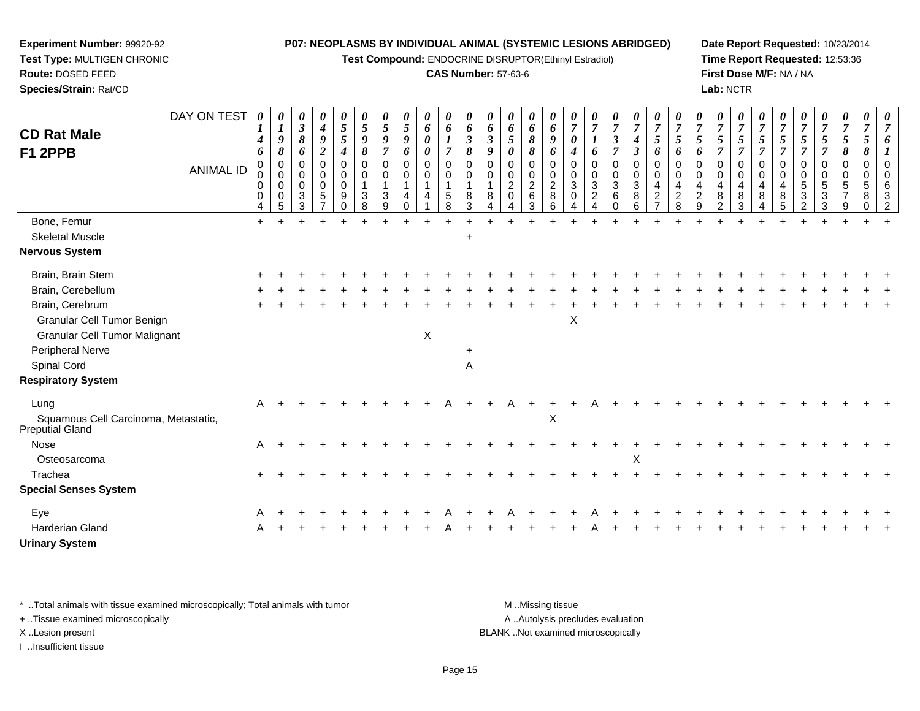**Experiment Number:** 99920-92
**Test Type:** MULTIGEN CHRONIC
**Route:** DOSED FEED
**Species/Strain:** Rat/CD

**P07: NEOPLASMS BY INDIVIDUAL ANIMAL (SYSTEMIC LESIONS ABRIDGED)**
**Test Compound:** ENDOCRINE DISRUPTOR(Ethinyl Estradiol)
**CAS Number:** 57-63-6

**Date Report Requested:** 10/23/2014
**Time Report Requested:** 12:53:36
**First Dose M/F:** NA / NA
**Lab:** NCTR

## CD Rat Male F1 2PPB

| DAY ON TEST | 0146 | 0198 | 0386 | 0492 | 0554 | 0598 | 0597 | 0596 | 0600 | 0617 | 0638 | 0639 | 0650 | 0688 | 0696 | 0704 | 0716 | 0737 | 0743 | 0756 | 0756 | 0756 | 0757 | 0757 | 0757 | 0757 | 0757 | 0757 | 0758 | 0758 | 0761 |
|---|---|---|---|---|---|---|---|---|---|---|---|---|---|---|---|---|---|---|---|---|---|---|---|---|---|---|---|---|---|---|---|
| **ANIMAL ID** | 0004 | 0005 | 0033 | 0057 | 0090 | 0138 | 0139 | 0140 | 0141 | 0158 | 0183 | 0184 | 0204 | 0263 | 0286 | 0304 | 0324 | 0360 | 0386 | 0427 | 0428 | 0429 | 0482 | 0483 | 0484 | 0485 | 0532 | 0533 | 0579 | 0580 | 0632 |
| Bone, Femur | + | + | + | + | + | + | + | + | + | + | + | + | + | + | + | + | + | + | + | + | + | + | + | + | + | + | + | + | + | + | + |
| Skeletal Muscle | | | | | | | | | | | + | | | | | | | | | | | | | | | | | | | | |
| **Nervous System** | | | | | | | | | | | | | | | | | | | | | | | | | | | | | | | |
| Brain, Brain Stem | + | + | + | + | + | + | + | + | + | + | + | + | + | + | + | + | + | + | + | + | + | + | + | + | + | + | + | + | + | + | + |
| Brain, Cerebellum | + | + | + | + | + | + | + | + | + | + | + | + | + | + | + | + | + | + | + | + | + | + | + | + | + | + | + | + | + | + | + |
| Brain, Cerebrum | + | + | + | + | + | + | + | + | + | + | + | + | + | + | + | + | + | + | + | + | + | + | + | + | + | + | + | + | + | + | + |
| Granular Cell Tumor Benign | | | | | | | | | | | | | | | | X | | | | | | | | | | | | | | | |
| Granular Cell Tumor Malignant | | | | | | | | | X | | | | | | | | | | | | | | | | | | | | | | |
| Peripheral Nerve | | | | | | | | | | | + | | | | | | | | | | | | | | | | | | | | |
| Spinal Cord | | | | | | | | | | | A | | | | | | | | | | | | | | | | | | | | |
| **Respiratory System** | | | | | | | | | | | | | | | | | | | | | | | | | | | | | | | |
| Lung | A | + | + | + | + | + | + | + | + | A | + | + | A | + | + | + | A | + | + | + | + | + | + | + | + | + | + | + | + | + | + |
| Squamous Cell Carcinoma, Metastatic, Preputial Gland | | | | | | | | | | | | | | | X | | | | | | | | | | | | | | | | |
| Nose | A | + | + | + | + | + | + | + | + | + | + | + | + | + | + | + | + | + | + | + | + | + | + | + | + | + | + | + | + | + | + |
| Osteosarcoma | | | | | | | | | | | | | | | | | | | X | | | | | | | | | | | | |
| Trachea | + | + | + | + | + | + | + | + | + | + | + | + | + | + | + | + | + | + | + | + | + | + | + | + | + | + | + | + | + | + | + |
| **Special Senses System** | | | | | | | | | | | | | | | | | | | | | | | | | | | | | | | |
| Eye | A | + | + | + | + | + | + | + | + | A | + | + | A | + | + | + | A | + | + | + | + | + | + | + | + | + | + | + | + | + | + |
| Harderian Gland | A | + | + | + | + | + | + | + | + | A | + | + | + | + | + | + | A | + | + | + | + | + | + | + | + | + | + | + | + | + | + |
| **Urinary System** | | | | | | | | | | | | | | | | | | | | | | | | | | | | | | | |

* ..Total animals with tissue examined microscopically; Total animals with tumor
+ ..Tissue examined microscopically
X ..Lesion present
I ..Insufficient tissue

M ..Missing tissue
A ..Autolysis precludes evaluation
BLANK ..Not examined microscopically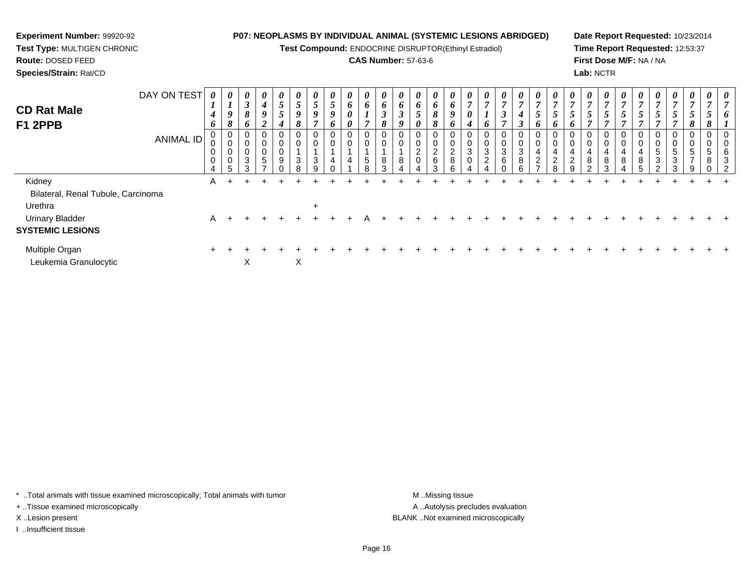**Experiment Number:** 99920-92
**Test Type:** MULTIGEN CHRONIC
**Route:** DOSED FEED
**Species/Strain:** Rat/CD

**P07: NEOPLASMS BY INDIVIDUAL ANIMAL (SYSTEMIC LESIONS ABRIDGED)**
**Test Compound:** ENDOCRINE DISRUPTOR(Ethinyl Estradiol)
**CAS Number:** 57-63-6

**Date Report Requested:** 10/23/2014
**Time Report Requested:** 12:53:37
**First Dose M/F:** NA / NA
**Lab:** NCTR

## CD Rat Male F1 2PPB

| DAY ON TEST | 0146 | 0198 | 0386 | 0492 | 0554 | 0598 | 0597 | 0596 | 0600 | 0617 | 0638 | 0639 | 0650 | 0688 | 0696 | 0704 | 0716 | 0737 | 0743 | 0756 | 0756 | 0756 | 0757 | 0757 | 0757 | 0757 | 0757 | 0757 | 0758 | 0758 | 0761 |
|---|---|---|---|---|---|---|---|---|---|---|---|---|---|---|---|---|---|---|---|---|---|---|---|---|---|---|---|---|---|---|---|
| ANIMAL ID | 00004 | 00005 | 00033 | 00057 | 00090 | 00138 | 00139 | 00140 | 00141 | 00158 | 00183 | 00184 | 00204 | 00263 | 00286 | 00304 | 00324 | 00360 | 00386 | 00427 | 00428 | 00429 | 00482 | 00483 | 00484 | 00485 | 00532 | 00533 | 00579 | 00580 | 00632 |
| Kidney | A | + | + | + | + | + | + | + | + | + | + | + | + | + | + | + | + | + | + | + | + | + | + | + | + | + | + | + | + | + | + |
| Bilateral, Renal Tubule, Carcinoma | | | | | | | | | | | | | | | | | | | | | | | | | | | | | | | |
| Urethra | | | | | | | + | | | | | | | | | | | | | | | | | | | | | | | | |
| Urinary Bladder | A | + | + | + | + | + | + | + | + | A | + | + | + | + | + | + | + | + | + | + | + | + | + | + | + | + | + | + | + | + | + |
| **SYSTEMIC LESIONS** | | | | | | | | | | | | | | | | | | | | | | | | | | | | | | | |
| Multiple Organ | + | + | + | + | + | + | + | + | + | + | + | + | + | + | + | + | + | + | + | + | + | + | + | + | + | + | + | + | + | + | + |
| Leukemia Granulocytic | | | X | | | X | | | | | | | | | | | | | | | | | | | | | | | | | |

\* ..Total animals with tissue examined microscopically; Total animals with tumor
+ ..Tissue examined microscopically
X ..Lesion present
I ..Insufficient tissue

M ..Missing tissue
A ..Autolysis precludes evaluation
BLANK ..Not examined microscopically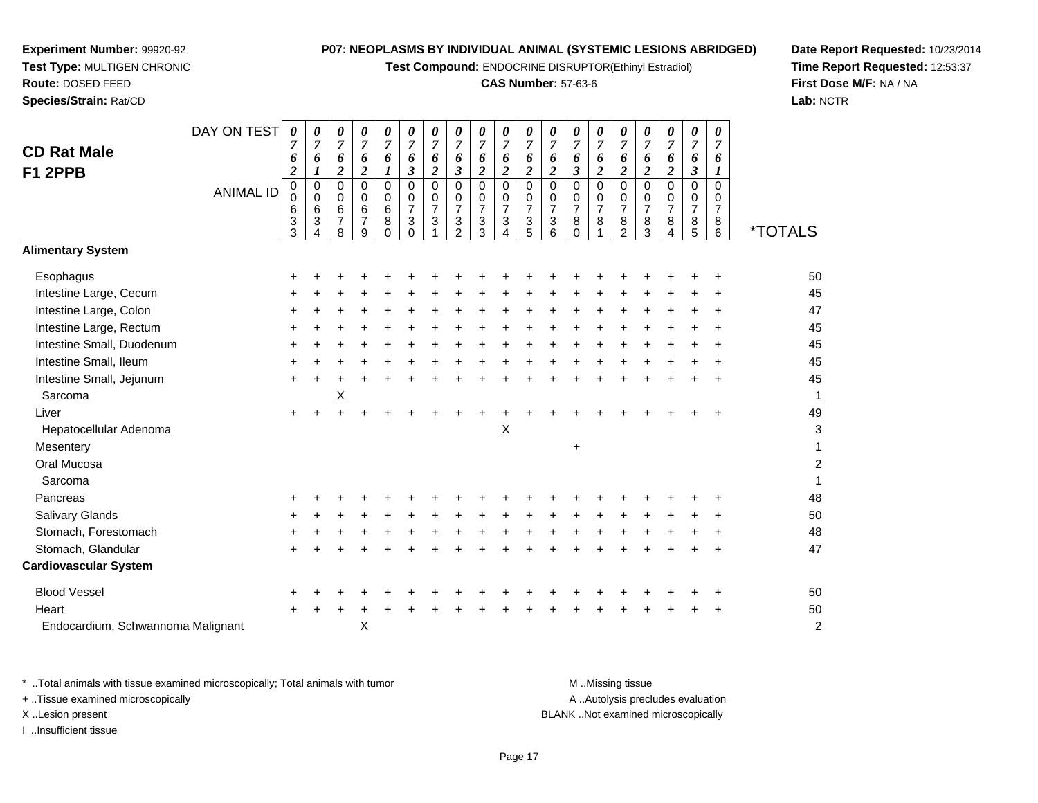**Experiment Number:** 99920-92
**Test Type:** MULTIGEN CHRONIC
**Route:** DOSED FEED
**Species/Strain:** Rat/CD

**P07: NEOPLASMS BY INDIVIDUAL ANIMAL (SYSTEMIC LESIONS ABRIDGED)**
**Test Compound:** ENDOCRINE DISRUPTOR(Ethinyl Estradiol)
**CAS Number:** 57-63-6

**Date Report Requested:** 10/23/2014
**Time Report Requested:** 12:53:37
**First Dose M/F:** NA / NA
**Lab:** NCTR

## CD Rat Male F1 2PPB

| DAY ON TEST | 0762 | 0761 | 0762 | 0762 | 0761 | 0763 | 0762 | 0763 | 0762 | 0762 | 0762 | 0762 | 0763 | 0762 | 0762 | 0762 | 0762 | 0763 | 0761 | |
|---|---|---|---|---|---|---|---|---|---|---|---|---|---|---|---|---|---|---|---|---|
| **ANIMAL ID** | 00633 | 00634 | 00678 | 00679 | 00680 | 00730 | 00731 | 00732 | 00733 | 00734 | 00735 | 00736 | 00780 | 00781 | 00782 | 00783 | 00784 | 00785 | 00786 | ***TOTALS** |
| **Alimentary System** | | | | | | | | | | | | | | | | | | | | |
| Esophagus | + | + | + | + | + | + | + | + | + | + | + | + | + | + | + | + | + | + | + | 50 |
| Intestine Large, Cecum | + | + | + | + | + | + | + | + | + | + | + | + | + | + | + | + | + | + | + | 45 |
| Intestine Large, Colon | + | + | + | + | + | + | + | + | + | + | + | + | + | + | + | + | + | + | + | 47 |
| Intestine Large, Rectum | + | + | + | + | + | + | + | + | + | + | + | + | + | + | + | + | + | + | + | 45 |
| Intestine Small, Duodenum | + | + | + | + | + | + | + | + | + | + | + | + | + | + | + | + | + | + | + | 45 |
| Intestine Small, Ileum | + | + | + | + | + | + | + | + | + | + | + | + | + | + | + | + | + | + | + | 45 |
| Intestine Small, Jejunum | + | + | + | + | + | + | + | + | + | + | + | + | + | + | + | + | + | + | + | 45 |
| Sarcoma | | | X | | | | | | | | | | | | | | | | | 1 |
| Liver | + | + | + | + | + | + | + | + | + | + | + | + | + | + | + | + | + | + | + | 49 |
| Hepatocellular Adenoma | | | | | | | | | | X | | | | | | | | | | 3 |
| Mesentery | | | | | | | | | | | | | + | | | | | | | 1 |
| Oral Mucosa | | | | | | | | | | | | | | | | | | | | 2 |
| Sarcoma | | | | | | | | | | | | | | | | | | | | 1 |
| Pancreas | + | + | + | + | + | + | + | + | + | + | + | + | + | + | + | + | + | + | + | 48 |
| Salivary Glands | + | + | + | + | + | + | + | + | + | + | + | + | + | + | + | + | + | + | + | 50 |
| Stomach, Forestomach | + | + | + | + | + | + | + | + | + | + | + | + | + | + | + | + | + | + | + | 48 |
| Stomach, Glandular | + | + | + | + | + | + | + | + | + | + | + | + | + | + | + | + | + | + | + | 47 |
| **Cardiovascular System** | | | | | | | | | | | | | | | | | | | | |
| Blood Vessel | + | + | + | + | + | + | + | + | + | + | + | + | + | + | + | + | + | + | + | 50 |
| Heart | + | + | + | + | + | + | + | + | + | + | + | + | + | + | + | + | + | + | + | 50 |
| Endocardium, Schwannoma Malignant | | | | X | | | | | | | | | | | | | | | | 2 |

\* ..Total animals with tissue examined microscopically; Total animals with tumor
\+ ..Tissue examined microscopically
X ..Lesion present
I ..Insufficient tissue

M ..Missing tissue
A ..Autolysis precludes evaluation
BLANK ..Not examined microscopically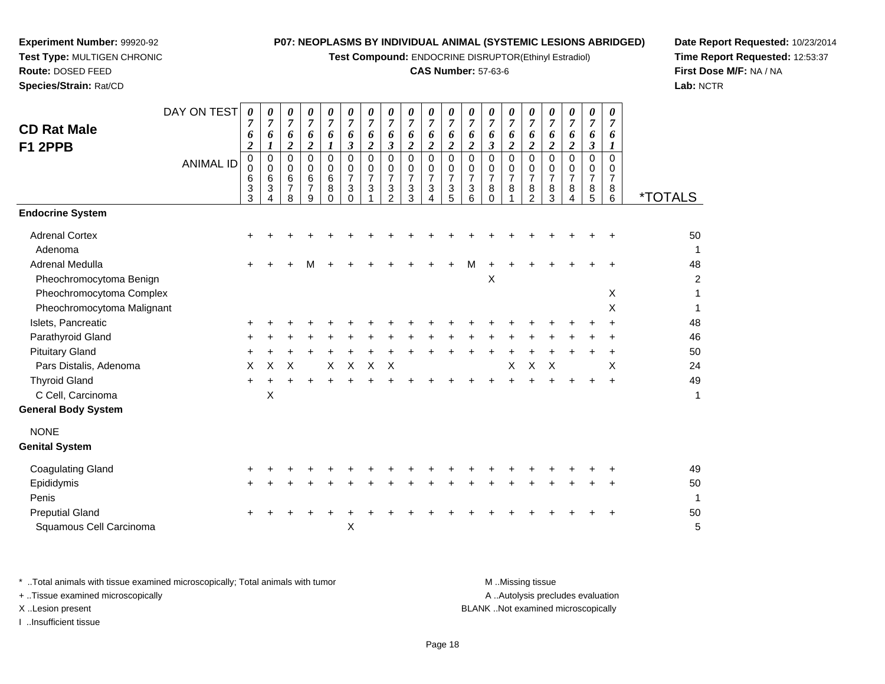**Experiment Number:** 99920-92
**Test Type:** MULTIGEN CHRONIC
**Route:** DOSED FEED
**Species/Strain:** Rat/CD

**P07: NEOPLASMS BY INDIVIDUAL ANIMAL (SYSTEMIC LESIONS ABRIDGED)**
**Test Compound:** ENDOCRINE DISRUPTOR(Ethinyl Estradiol)
**CAS Number:** 57-63-6

**Date Report Requested:** 10/23/2014
**Time Report Requested:** 12:53:37
**First Dose M/F:** NA / NA
**Lab:** NCTR

## CD Rat Male F1 2PPB

| DAY ON TEST | 0762 | 0761 | 0762 | 0762 | 0761 | 0763 | 0762 | 0763 | 0762 | 0762 | 0762 | 0762 | 0763 | 0762 | 0762 | 0762 | 0762 | 0763 | 0761 | |
|---|---|---|---|---|---|---|---|---|---|---|---|---|---|---|---|---|---|---|---|---|
| **ANIMAL ID** | 00633 | 00634 | 00678 | 00679 | 00680 | 00730 | 00731 | 00732 | 00733 | 00734 | 00735 | 00736 | 00780 | 00781 | 00782 | 00783 | 00784 | 00785 | 00786 | ***TOTALS** |
| **Endocrine System** | | | | | | | | | | | | | | | | | | | | |
| Adrenal Cortex | + | + | + | + | + | + | + | + | + | + | + | + | + | + | + | + | + | + | + | 50 |
| Adenoma | | | | | | | | | | | | | | | | | | | | 1 |
| Adrenal Medulla | + | + | + | M | + | + | + | + | + | + | + | M | + | + | + | + | + | + | + | 48 |
| Pheochromocytoma Benign | | | | | | | | | | | | | X | | | | | | | 2 |
| Pheochromocytoma Complex | | | | | | | | | | | | | | | | | | | X | 1 |
| Pheochromocytoma Malignant | | | | | | | | | | | | | | | | | | | X | 1 |
| Islets, Pancreatic | + | + | + | + | + | + | + | + | + | + | + | + | + | + | + | + | + | + | + | 48 |
| Parathyroid Gland | + | + | + | + | + | + | + | + | + | + | + | + | + | + | + | + | + | + | + | 46 |
| Pituitary Gland | + | + | + | + | + | + | + | + | + | + | + | + | + | + | + | + | + | + | + | 50 |
| Pars Distalis, Adenoma | X | X | X | | X | X | X | X | | | | | | X | X | X | | | X | 24 |
| Thyroid Gland | + | + | + | + | + | + | + | + | + | + | + | + | + | + | + | + | + | + | + | 49 |
| C Cell, Carcinoma | | X | | | | | | | | | | | | | | | | | | 1 |
| **General Body System** | | | | | | | | | | | | | | | | | | | | |
| NONE | | | | | | | | | | | | | | | | | | | | |
| **Genital System** | | | | | | | | | | | | | | | | | | | | |
| Coagulating Gland | + | + | + | + | + | + | + | + | + | + | + | + | + | + | + | + | + | + | + | 49 |
| Epididymis | + | + | + | + | + | + | + | + | + | + | + | + | + | + | + | + | + | + | + | 50 |
| Penis | | | | | | | | | | | | | | | | | | | | 1 |
| Preputial Gland | + | + | + | + | + | + | + | + | + | + | + | + | + | + | + | + | + | + | + | 50 |
| Squamous Cell Carcinoma | | | | | | X | | | | | | | | | | | | | | 5 |

\* ..Total animals with tissue examined microscopically; Total animals with tumor
\+ ..Tissue examined microscopically
X ..Lesion present
I ..Insufficient tissue

M ..Missing tissue
A ..Autolysis precludes evaluation
BLANK ..Not examined microscopically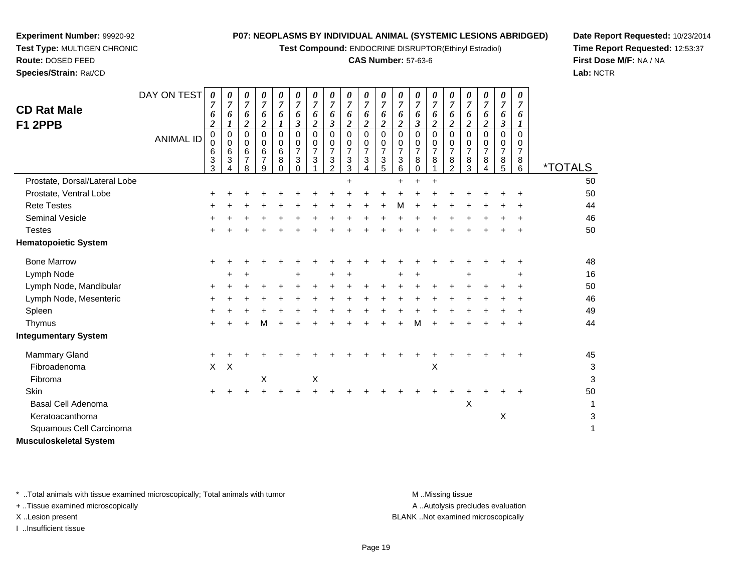**Experiment Number:** 99920-92
**Test Type:** MULTIGEN CHRONIC
**Route:** DOSED FEED
**Species/Strain:** Rat/CD

**P07: NEOPLASMS BY INDIVIDUAL ANIMAL (SYSTEMIC LESIONS ABRIDGED)**
**Test Compound:** ENDOCRINE DISRUPTOR(Ethinyl Estradiol)
**CAS Number:** 57-63-6

**Date Report Requested:** 10/23/2014
**Time Report Requested:** 12:53:37
**First Dose M/F:** NA / NA
**Lab:** NCTR

## CD Rat Male F1 2PPB

| DAY ON TEST | 0762 | 0761 | 0762 | 0762 | 0761 | 0763 | 0762 | 0763 | 0762 | 0762 | 0762 | 0762 | 0763 | 0762 | 0762 | 0762 | 0762 | 0763 | 0761 | |
|---|---|---|---|---|---|---|---|---|---|---|---|---|---|---|---|---|---|---|---|---|
| **ANIMAL ID** | 00633 | 00634 | 00678 | 00679 | 00680 | 00730 | 00731 | 00732 | 00733 | 00734 | 00735 | 00736 | 00780 | 00781 | 00782 | 00783 | 00784 | 00785 | 00786 | ***TOTALS** |
| Prostate, Dorsal/Lateral Lobe | | | | | | | | | + | | | + | + | + | | | | | | 50 |
| Prostate, Ventral Lobe | + | + | + | + | + | + | + | + | + | + | + | + | + | + | + | + | + | + | + | 50 |
| Rete Testes | + | + | + | + | + | + | + | + | + | + | + | M | + | + | + | + | + | + | + | 44 |
| Seminal Vesicle | + | + | + | + | + | + | + | + | + | + | + | + | + | + | + | + | + | + | + | 46 |
| Testes | + | + | + | + | + | + | + | + | + | + | + | + | + | + | + | + | + | + | + | 50 |
| **Hematopoietic System** | | | | | | | | | | | | | | | | | | | | |
| Bone Marrow | + | + | + | + | + | + | + | + | + | + | + | + | + | + | + | + | + | + | + | 48 |
| Lymph Node | | + | + | | | + | | + | + | | | + | + | | | + | | | + | 16 |
| Lymph Node, Mandibular | + | + | + | + | + | + | + | + | + | + | + | + | + | + | + | + | + | + | + | 50 |
| Lymph Node, Mesenteric | + | + | + | + | + | + | + | + | + | + | + | + | + | + | + | + | + | + | + | 46 |
| Spleen | + | + | + | + | + | + | + | + | + | + | + | + | + | + | + | + | + | + | + | 49 |
| Thymus | + | + | + | M | + | + | + | + | + | + | + | + | M | + | + | + | + | + | + | 44 |
| **Integumentary System** | | | | | | | | | | | | | | | | | | | | |
| Mammary Gland | + | + | + | + | + | + | + | + | + | + | + | + | + | + | + | + | + | + | + | 45 |
| Fibroadenoma | X | X | | | | | | | | | | | | X | | | | | | 3 |
| Fibroma | | | | X | | | X | | | | | | | | | | | | | 3 |
| Skin | + | + | + | + | + | + | + | + | + | + | + | + | + | + | + | + | + | + | + | 50 |
| Basal Cell Adenoma | | | | | | | | | | | | | | | | X | | | | 1 |
| Keratoacanthoma | | | | | | | | | | | | | | | | | | X | | 3 |
| Squamous Cell Carcinoma | | | | | | | | | | | | | | | | | | | | 1 |
| **Musculoskeletal System** | | | | | | | | | | | | | | | | | | | | |

* ..Total animals with tissue examined microscopically; Total animals with tumor
+ ..Tissue examined microscopically
X ..Lesion present
I ..Insufficient tissue

M ..Missing tissue
A ..Autolysis precludes evaluation
BLANK ..Not examined microscopically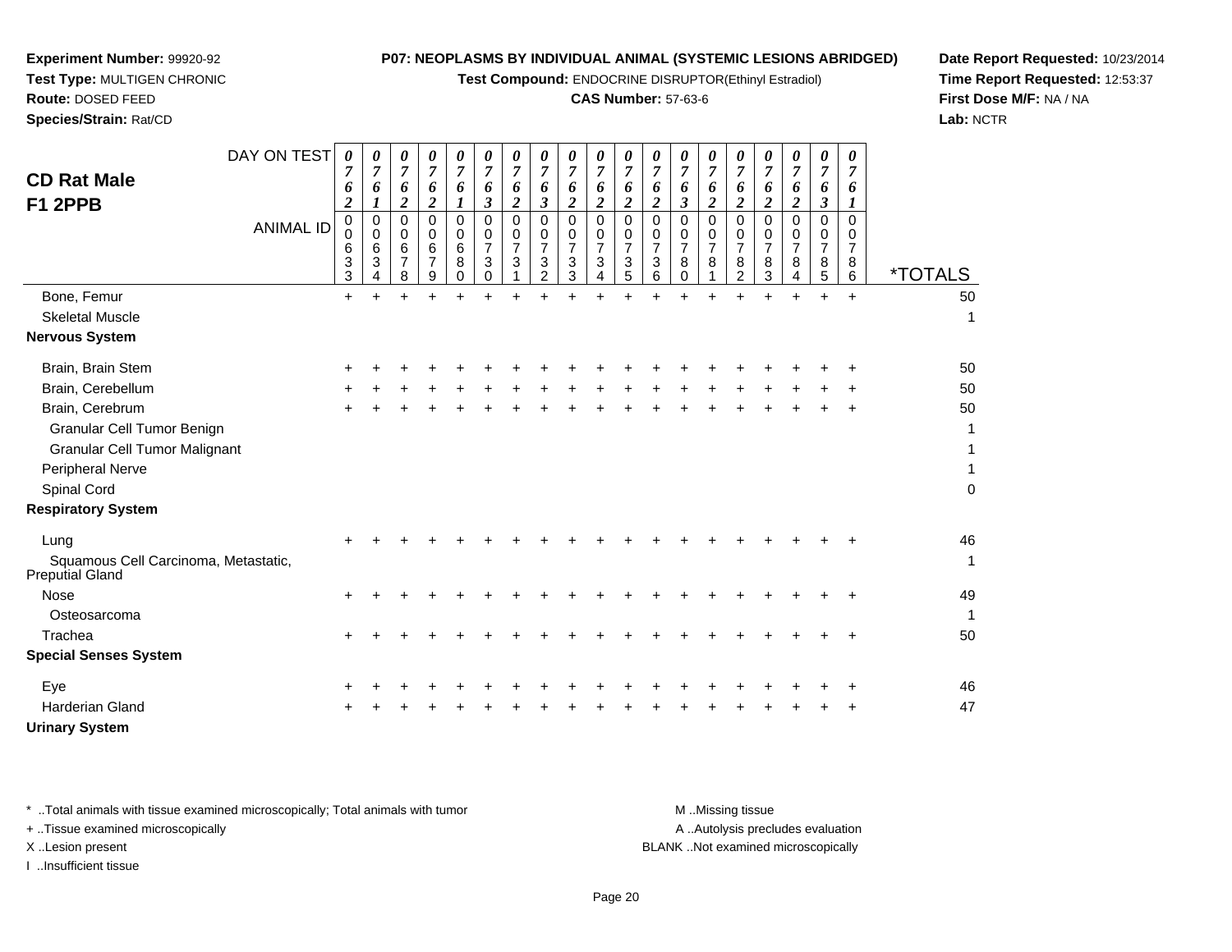**Experiment Number:** 99920-92
**Test Type:** MULTIGEN CHRONIC
**Route:** DOSED FEED
**Species/Strain:** Rat/CD

**P07: NEOPLASMS BY INDIVIDUAL ANIMAL (SYSTEMIC LESIONS ABRIDGED)**
**Test Compound:** ENDOCRINE DISRUPTOR(Ethinyl Estradiol)
**CAS Number:** 57-63-6

**Date Report Requested:** 10/23/2014
**Time Report Requested:** 12:53:37
**First Dose M/F:** NA / NA
**Lab:** NCTR

## CD Rat Male F1 2PPB

| DAY ON TEST | 0762 | 0761 | 0762 | 0762 | 0761 | 0763 | 0762 | 0763 | 0762 | 0762 | 0762 | 0762 | 0763 | 0762 | 0762 | 0762 | 0762 | 0763 | 0761 | |
|---|---|---|---|---|---|---|---|---|---|---|---|---|---|---|---|---|---|---|---|---|
| **ANIMAL ID** | 00633 | 00634 | 00678 | 00679 | 00680 | 00730 | 00731 | 00732 | 00733 | 00734 | 00735 | 00736 | 00780 | 00781 | 00782 | 00783 | 00784 | 00785 | 00786 | ***TOTALS** |
| Bone, Femur | + | + | + | + | + | + | + | + | + | + | + | + | + | + | + | + | + | + | + | 50 |
| Skeletal Muscle | | | | | | | | | | | | | | | | | | | | 1 |
| **Nervous System** | | | | | | | | | | | | | | | | | | | | |
| Brain, Brain Stem | + | + | + | + | + | + | + | + | + | + | + | + | + | + | + | + | + | + | + | 50 |
| Brain, Cerebellum | + | + | + | + | + | + | + | + | + | + | + | + | + | + | + | + | + | + | + | 50 |
| Brain, Cerebrum | + | + | + | + | + | + | + | + | + | + | + | + | + | + | + | + | + | + | + | 50 |
| Granular Cell Tumor Benign | | | | | | | | | | | | | | | | | | | | 1 |
| Granular Cell Tumor Malignant | | | | | | | | | | | | | | | | | | | | 1 |
| Peripheral Nerve | | | | | | | | | | | | | | | | | | | | 1 |
| Spinal Cord | | | | | | | | | | | | | | | | | | | | 0 |
| **Respiratory System** | | | | | | | | | | | | | | | | | | | | |
| Lung | + | + | + | + | + | + | + | + | + | + | + | + | + | + | + | + | + | + | + | 46 |
| Squamous Cell Carcinoma, Metastatic, Preputial Gland | | | | | | | | | | | | | | | | | | | | 1 |
| Nose | + | + | + | + | + | + | + | + | + | + | + | + | + | + | + | + | + | + | + | 49 |
| Osteosarcoma | | | | | | | | | | | | | | | | | | | | 1 |
| Trachea | + | + | + | + | + | + | + | + | + | + | + | + | + | + | + | + | + | + | + | 50 |
| **Special Senses System** | | | | | | | | | | | | | | | | | | | | |
| Eye | + | + | + | + | + | + | + | + | + | + | + | + | + | + | + | + | + | + | + | 46 |
| Harderian Gland | + | + | + | + | + | + | + | + | + | + | + | + | + | + | + | + | + | + | + | 47 |
| **Urinary System** | | | | | | | | | | | | | | | | | | | | |

\* ..Total animals with tissue examined microscopically; Total animals with tumor
\+ ..Tissue examined microscopically
X ..Lesion present
I ..Insufficient tissue

M ..Missing tissue
A ..Autolysis precludes evaluation
BLANK ..Not examined microscopically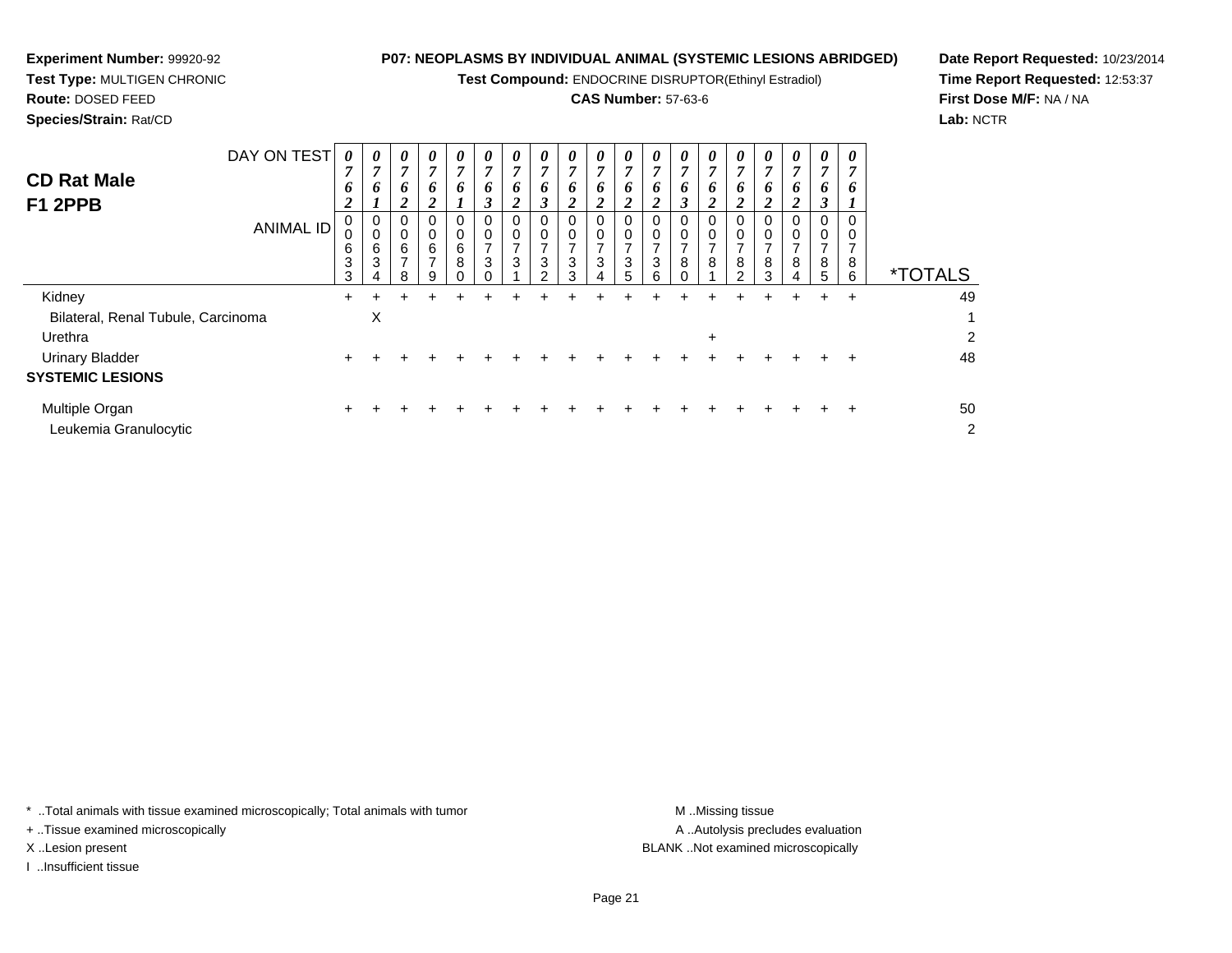**Experiment Number:** 99920-92
**Test Type:** MULTIGEN CHRONIC
**Route:** DOSED FEED
**Species/Strain:** Rat/CD

**P07: NEOPLASMS BY INDIVIDUAL ANIMAL (SYSTEMIC LESIONS ABRIDGED)**
**Test Compound:** ENDOCRINE DISRUPTOR(Ethinyl Estradiol)
**CAS Number:** 57-63-6

**Date Report Requested:** 10/23/2014
**Time Report Requested:** 12:53:37
**First Dose M/F:** NA / NA
**Lab:** NCTR

## CD Rat Male F1 2PPB

| DAY ON TEST | 0762 | 0761 | 0762 | 0762 | 0761 | 0763 | 0762 | 0763 | 0762 | 0762 | 0762 | 0762 | 0763 | 0762 | 0762 | 0762 | 0762 | 0763 | 0761 | |
|---|---|---|---|---|---|---|---|---|---|---|---|---|---|---|---|---|---|---|---|---|
| **ANIMAL ID** | 00633 | 00634 | 00678 | 00679 | 00680 | 00730 | 00731 | 00732 | 00733 | 00734 | 00735 | 00736 | 00780 | 00781 | 00782 | 00783 | 00784 | 00785 | 00786 | ***TOTALS** |
| Kidney | + | + | + | + | + | + | + | + | + | + | + | + | + | + | + | + | + | + | + | 49 |
| Bilateral, Renal Tubule, Carcinoma | | X | | | | | | | | | | | | | | | | | | 1 |
| Urethra | | | | | | | | | | | | | | + | | | | | | 2 |
| Urinary Bladder | + | + | + | + | + | + | + | + | + | + | + | + | + | + | + | + | + | + | + | 48 |
| **SYSTEMIC LESIONS** | | | | | | | | | | | | | | | | | | | | |
| Multiple Organ | + | + | + | + | + | + | + | + | + | + | + | + | + | + | + | + | + | + | + | 50 |
| Leukemia Granulocytic | | | | | | | | | | | | | | | | | | | | 2 |

* ..Total animals with tissue examined microscopically; Total animals with tumor
+ ..Tissue examined microscopically
X ..Lesion present
I ..Insufficient tissue

M ..Missing tissue
A ..Autolysis precludes evaluation
BLANK ..Not examined microscopically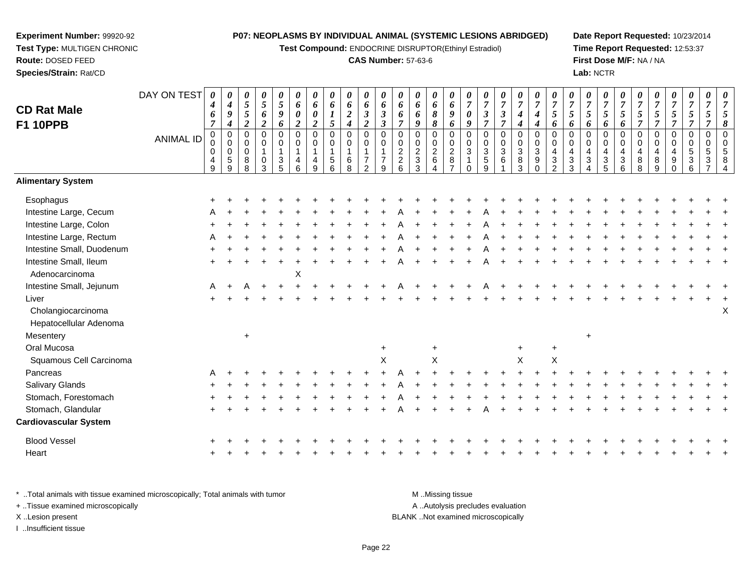**Experiment Number:** 99920-92
**Test Type:** MULTIGEN CHRONIC
**Route:** DOSED FEED
**Species/Strain:** Rat/CD

**P07: NEOPLASMS BY INDIVIDUAL ANIMAL (SYSTEMIC LESIONS ABRIDGED)**
**Test Compound:** ENDOCRINE DISRUPTOR(Ethinyl Estradiol)
**CAS Number:** 57-63-6

**Date Report Requested:** 10/23/2014
**Time Report Requested:** 12:53:37
**First Dose M/F:** NA / NA
**Lab:** NCTR

## CD Rat Male F1 10PPB

| DAY ON TEST | 0467 | 0494 | 0552 | 0562 | 0596 | 0602 | 0602 | 0615 | 0624 | 0632 | 0633 | 0667 | 0669 | 0688 | 0696 | 0709 | 0737 | 0737 | 0744 | 0744 | 0756 | 0756 | 0756 | 0756 | 0756 | 0757 | 0757 | 0757 | 0757 | 0757 | 0758 |
|---|---|---|---|---|---|---|---|---|---|---|---|---|---|---|---|---|---|---|---|---|---|---|---|---|---|---|---|---|---|---|---|
| **ANIMAL ID** | 00049 | 00059 | 00088 | 00103 | 00135 | 00146 | 00149 | 00156 | 00168 | 00172 | 00179 | 00226 | 00233 | 00264 | 00287 | 00310 | 00359 | 00361 | 00383 | 00390 | 00432 | 00433 | 00434 | 00435 | 00436 | 00488 | 00489 | 00490 | 00536 | 00537 | 00584 |
| **Alimentary System** | | | | | | | | | | | | | | | | | | | | | | | | | | | | | | | |
| Esophagus | + | + | + | + | + | + | + | + | + | + | + | + | + | + | + | + | + | + | + | + | + | + | + | + | + | + | + | + | + | + | + |
| Intestine Large, Cecum | A | + | + | + | + | + | + | + | + | + | + | A | + | + | + | + | A | + | + | + | + | + | + | + | + | + | + | + | + | + | + |
| Intestine Large, Colon | + | + | + | + | + | + | + | + | + | + | + | A | + | + | + | + | A | + | + | + | + | + | + | + | + | + | + | + | + | + | + |
| Intestine Large, Rectum | A | + | + | + | + | + | + | + | + | + | + | A | + | + | + | + | A | + | + | + | + | + | + | + | + | + | + | + | + | + | + |
| Intestine Small, Duodenum | + | + | + | + | + | + | + | + | + | + | + | A | + | + | + | + | A | + | + | + | + | + | + | + | + | + | + | + | + | + | + |
| Intestine Small, Ileum | + | + | + | + | + | + | + | + | + | + | + | A | + | + | + | + | A | + | + | + | + | + | + | + | + | + | + | + | + | + | + |
| Adenocarcinoma | | | | | | X | | | | | | | | | | | | | | | | | | | | | | | | | |
| Intestine Small, Jejunum | A | + | A | + | + | + | + | + | + | + | + | A | + | + | + | + | A | + | + | + | + | + | + | + | + | + | + | + | + | + | + |
| Liver | + | + | + | + | + | + | + | + | + | + | + | + | + | + | + | + | + | + | + | + | + | + | + | + | + | + | + | + | + | + | + |
| Cholangiocarcinoma | | | | | | | | | | | | | | | | | | | | | | | | | | | | | | | X |
| Hepatocellular Adenoma | | | | | | | | | | | | | | | | | | | | | | | | | | | | | | | |
| Mesentery | | | + | | | | | | | | | | | | | | | | | | | | + | | | | | | | | |
| Oral Mucosa | | | | | | | | | | | + | | | + | | | | | + | | + | | | | | | | | | | |
| Squamous Cell Carcinoma | | | | | | | | | | | X | | | X | | | | | X | | X | | | | | | | | | | |
| Pancreas | A | + | + | + | + | + | + | + | + | + | + | A | + | + | + | + | + | + | + | + | + | + | + | + | + | + | + | + | + | + | + |
| Salivary Glands | + | + | + | + | + | + | + | + | + | + | + | A | + | + | + | + | + | + | + | + | + | + | + | + | + | + | + | + | + | + | + |
| Stomach, Forestomach | + | + | + | + | + | + | + | + | + | + | + | A | + | + | + | + | + | + | + | + | + | + | + | + | + | + | + | + | + | + | + |
| Stomach, Glandular | + | + | + | + | + | + | + | + | + | + | + | A | + | + | + | + | A | + | + | + | + | + | + | + | + | + | + | + | + | + | + |
| **Cardiovascular System** | | | | | | | | | | | | | | | | | | | | | | | | | | | | | | | |
| Blood Vessel | + | + | + | + | + | + | + | + | + | + | + | + | + | + | + | + | + | + | + | + | + | + | + | + | + | + | + | + | + | + | + |
| Heart | + | + | + | + | + | + | + | + | + | + | + | + | + | + | + | + | + | + | + | + | + | + | + | + | + | + | + | + | + | + | + |

\* ..Total animals with tissue examined microscopically; Total animals with tumor
+ ..Tissue examined microscopically
X ..Lesion present
I ..Insufficient tissue

M ..Missing tissue
A ..Autolysis precludes evaluation
BLANK ..Not examined microscopically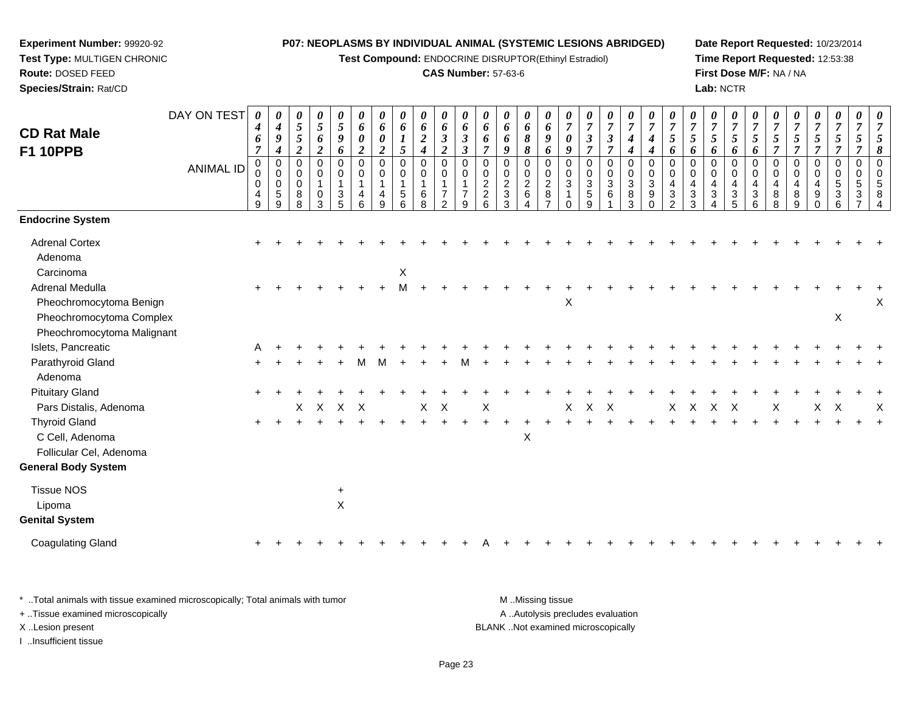**Experiment Number:** 99920-92
**Test Type:** MULTIGEN CHRONIC
**Route:** DOSED FEED
**Species/Strain:** Rat/CD

**P07: NEOPLASMS BY INDIVIDUAL ANIMAL (SYSTEMIC LESIONS ABRIDGED)**
**Test Compound:** ENDOCRINE DISRUPTOR(Ethinyl Estradiol)
**CAS Number:** 57-63-6

**Date Report Requested:** 10/23/2014
**Time Report Requested:** 12:53:38
**First Dose M/F:** NA / NA
**Lab:** NCTR

## CD Rat Male F1 10PPB

| DAY ON TEST | 0467 | 0494 | 0552 | 0562 | 0596 | 0602 | 0602 | 0615 | 0624 | 0632 | 0633 | 0667 | 0669 | 0688 | 0696 | 0709 | 0737 | 0737 | 0744 | 0744 | 0756 | 0756 | 0756 | 0756 | 0756 | 0757 | 0757 | 0757 | 0757 | 0757 | 0758 |
|---|---|---|---|---|---|---|---|---|---|---|---|---|---|---|---|---|---|---|---|---|---|---|---|---|---|---|---|---|---|---|---|
| **ANIMAL ID** | 00049 | 00059 | 00088 | 00103 | 00135 | 00146 | 00149 | 00156 | 00168 | 00172 | 00179 | 00226 | 00233 | 00264 | 00287 | 00310 | 00359 | 00361 | 00383 | 00390 | 00432 | 00433 | 00434 | 00435 | 00436 | 00488 | 00489 | 00490 | 00536 | 00537 | 00584 |
| **Endocrine System** | | | | | | | | | | | | | | | | | | | | | | | | | | | | | | | |
| Adrenal Cortex | + | + | + | + | + | + | + | + | + | + | + | + | + | + | + | + | + | + | + | + | + | + | + | + | + | + | + | + | + | + | + |
| Adenoma | | | | | | | | | | | | | | | | | | | | | | | | | | | | | | | |
| Carcinoma | | | | | | | | X | | | | | | | | | | | | | | | | | | | | | | | |
| Adrenal Medulla | + | + | + | + | + | + | + | M | + | + | + | + | + | + | + | + | + | + | + | + | + | + | + | + | + | + | + | + | + | + | + |
| Pheochromocytoma Benign | | | | | | | | | | | | | | | | X | | | | | | | | | | | | | | | X |
| Pheochromocytoma Complex | | | | | | | | | | | | | | | | | | | | | | | | | | | | | X | | |
| Pheochromocytoma Malignant | | | | | | | | | | | | | | | | | | | | | | | | | | | | | | | |
| Islets, Pancreatic | A | + | + | + | + | + | + | + | + | + | + | + | + | + | + | + | + | + | + | + | + | + | + | + | + | + | + | + | + | + | + |
| Parathyroid Gland | + | + | + | + | + | M | M | + | + | + | M | + | + | + | + | + | + | + | + | + | + | + | + | + | + | + | + | + | + | + | + |
| Adenoma | | | | | | | | | | | | | | | | | | | | | | | | | | | | | | | |
| Pituitary Gland | + | + | + | + | + | + | + | + | + | + | + | + | + | + | + | + | + | + | + | + | + | + | + | + | + | + | + | + | + | + | + |
| Pars Distalis, Adenoma | | | X | X | X | X | | | X | X | | X | | | | X | X | X | | | X | X | X | X | | X | | X | X | | X |
| Thyroid Gland | + | + | + | + | + | + | + | + | + | + | + | + | + | + | + | + | + | + | + | + | + | + | + | + | + | + | + | + | + | + | + |
| C Cell, Adenoma | | | | | | | | | | | | | | X | | | | | | | | | | | | | | | | | |
| Follicular Cel, Adenoma | | | | | | | | | | | | | | | | | | | | | | | | | | | | | | | |
| **General Body System** | | | | | | | | | | | | | | | | | | | | | | | | | | | | | | | |
| Tissue NOS | | | | | + | | | | | | | | | | | | | | | | | | | | | | | | | | |
| Lipoma | | | | | X | | | | | | | | | | | | | | | | | | | | | | | | | | |
| **Genital System** | | | | | | | | | | | | | | | | | | | | | | | | | | | | | | | |
| Coagulating Gland | + | + | + | + | + | + | + | + | + | + | + | A | + | + | + | + | + | + | + | + | + | + | + | + | + | + | + | + | + | + | + |

\* ..Total animals with tissue examined microscopically; Total animals with tumor
+ ..Tissue examined microscopically
X ..Lesion present
I ..Insufficient tissue

M ..Missing tissue
A ..Autolysis precludes evaluation
BLANK ..Not examined microscopically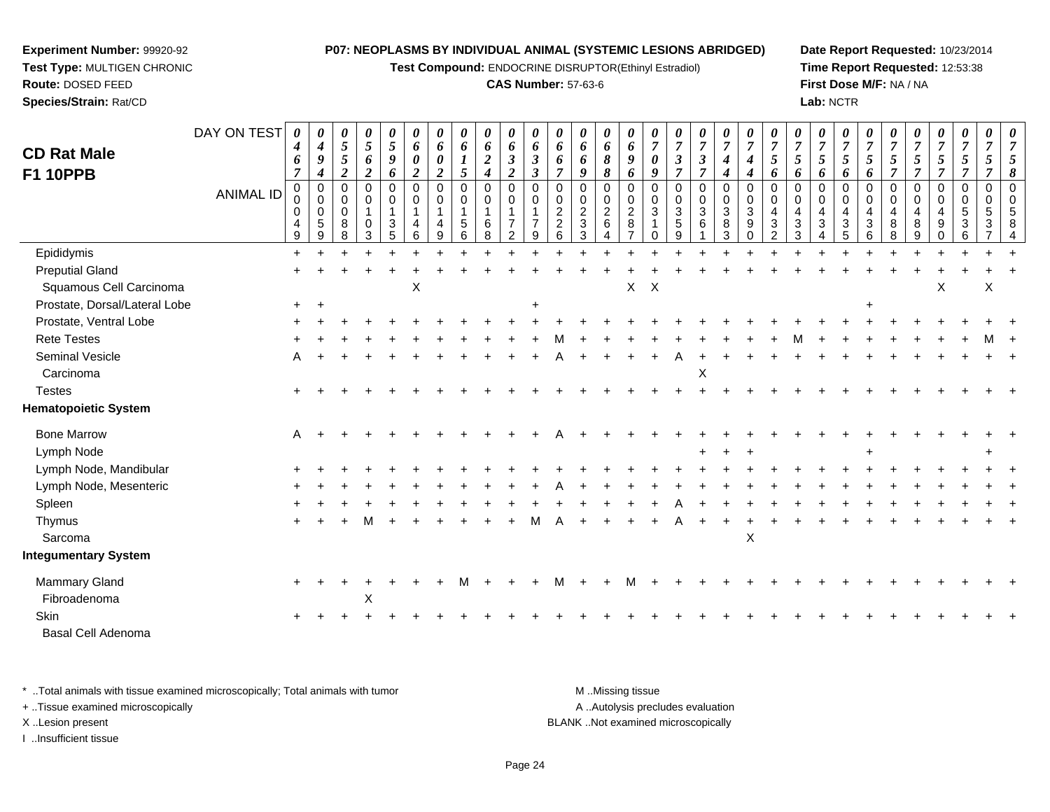**Experiment Number:** 99920-92
**Test Type:** MULTIGEN CHRONIC
**Route:** DOSED FEED
**Species/Strain:** Rat/CD

**P07: NEOPLASMS BY INDIVIDUAL ANIMAL (SYSTEMIC LESIONS ABRIDGED)**
**Test Compound:** ENDOCRINE DISRUPTOR(Ethinyl Estradiol)
**CAS Number:** 57-63-6

**Date Report Requested:** 10/23/2014
**Time Report Requested:** 12:53:38
**First Dose M/F:** NA / NA
**Lab:** NCTR

## CD Rat Male F1 10PPB

| DAY ON TEST | 0467 | 0494 | 0552 | 0562 | 0596 | 0602 | 0602 | 0615 | 0624 | 0632 | 0633 | 0667 | 0669 | 0688 | 0696 | 0709 | 0737 | 0737 | 0744 | 0744 | 0756 | 0756 | 0756 | 0756 | 0756 | 0757 | 0757 | 0757 | 0757 | 0757 | 0758 |
|---|---|---|---|---|---|---|---|---|---|---|---|---|---|---|---|---|---|---|---|---|---|---|---|---|---|---|---|---|---|---|---|
| **ANIMAL ID** | 00049 | 00059 | 00088 | 00103 | 00135 | 00146 | 00149 | 00156 | 00168 | 00172 | 00179 | 00226 | 00233 | 00264 | 00287 | 00310 | 00359 | 00361 | 00383 | 00390 | 00432 | 00433 | 00434 | 00435 | 00436 | 00488 | 00489 | 00490 | 00536 | 00537 | 00584 |
| Epididymis | + | + | + | + | + | + | + | + | + | + | + | + | + | + | + | + | + | + | + | + | + | + | + | + | + | + | + | + | + | + | + |
| Preputial Gland | + | + | + | + | + | + | + | + | + | + | + | + | + | + | + | + | + | + | + | + | + | + | + | + | + | + | + | + | + | + | + |
| Squamous Cell Carcinoma | | | | | | X | | | | | | | | | X | X | | | | | | | | | | | | X | | X | |
| Prostate, Dorsal/Lateral Lobe | + | + | | | | | | | | | + | | | | | | | | | | | | | | + | | | | | | |
| Prostate, Ventral Lobe | + | + | + | + | + | + | + | + | + | + | + | + | + | + | + | + | + | + | + | + | + | + | + | + | + | + | + | + | + | + | + |
| Rete Testes | + | + | + | + | + | + | + | + | + | + | + | M | + | + | + | + | + | + | + | + | + | M | + | + | + | + | + | + | + | M | + |
| Seminal Vesicle | A | + | + | + | + | + | + | + | + | + | + | A | + | + | + | + | A | + | + | + | + | + | + | + | + | + | + | + | + | + | + |
| Carcinoma | | | | | | | | | | | | | | | | | | X | | | | | | | | | | | | | |
| Testes | + | + | + | + | + | + | + | + | + | + | + | + | + | + | + | + | + | + | + | + | + | + | + | + | + | + | + | + | + | + | + |
| **Hematopoietic System** | | | | | | | | | | | | | | | | | | | | | | | | | | | | | | | |
| Bone Marrow | A | + | + | + | + | + | + | + | + | + | + | A | + | + | + | + | + | + | + | + | + | + | + | + | + | + | + | + | + | + | + |
| Lymph Node | | | | | | | | | | | | | | | | | | + | + | + | | | | | + | | | | | + | |
| Lymph Node, Mandibular | + | + | + | + | + | + | + | + | + | + | + | + | + | + | + | + | + | + | + | + | + | + | + | + | + | + | + | + | + | + | + |
| Lymph Node, Mesenteric | + | + | + | + | + | + | + | + | + | + | + | A | + | + | + | + | + | + | + | + | + | + | + | + | + | + | + | + | + | + | + |
| Spleen | + | + | + | + | + | + | + | + | + | + | + | + | + | + | + | + | A | + | + | + | + | + | + | + | + | + | + | + | + | + | + |
| Thymus | + | + | + | M | + | + | + | + | + | + | M | A | + | + | + | + | A | + | + | + | + | + | + | + | + | + | + | + | + | + | + |
| Sarcoma | | | | | | | | | | | | | | | | | | | | X | | | | | | | | | | | |
| **Integumentary System** | | | | | | | | | | | | | | | | | | | | | | | | | | | | | | | |
| Mammary Gland | + | + | + | + | + | + | + | M | + | + | + | M | + | + | M | + | + | + | + | + | + | + | + | + | + | + | + | + | + | + | + |
| Fibroadenoma | | | | X | | | | | | | | | | | | | | | | | | | | | | | | | | | |
| Skin | + | + | + | + | + | + | + | + | + | + | + | + | + | + | + | + | + | + | + | + | + | + | + | + | + | + | + | + | + | + | + |
| Basal Cell Adenoma | | | | | | | | | | | | | | | | | | | | | | | | | | | | | | | |

\* ..Total animals with tissue examined microscopically; Total animals with tumor
\+ ..Tissue examined microscopically
X ..Lesion present
I ..Insufficient tissue

M ..Missing tissue
A ..Autolysis precludes evaluation
BLANK ..Not examined microscopically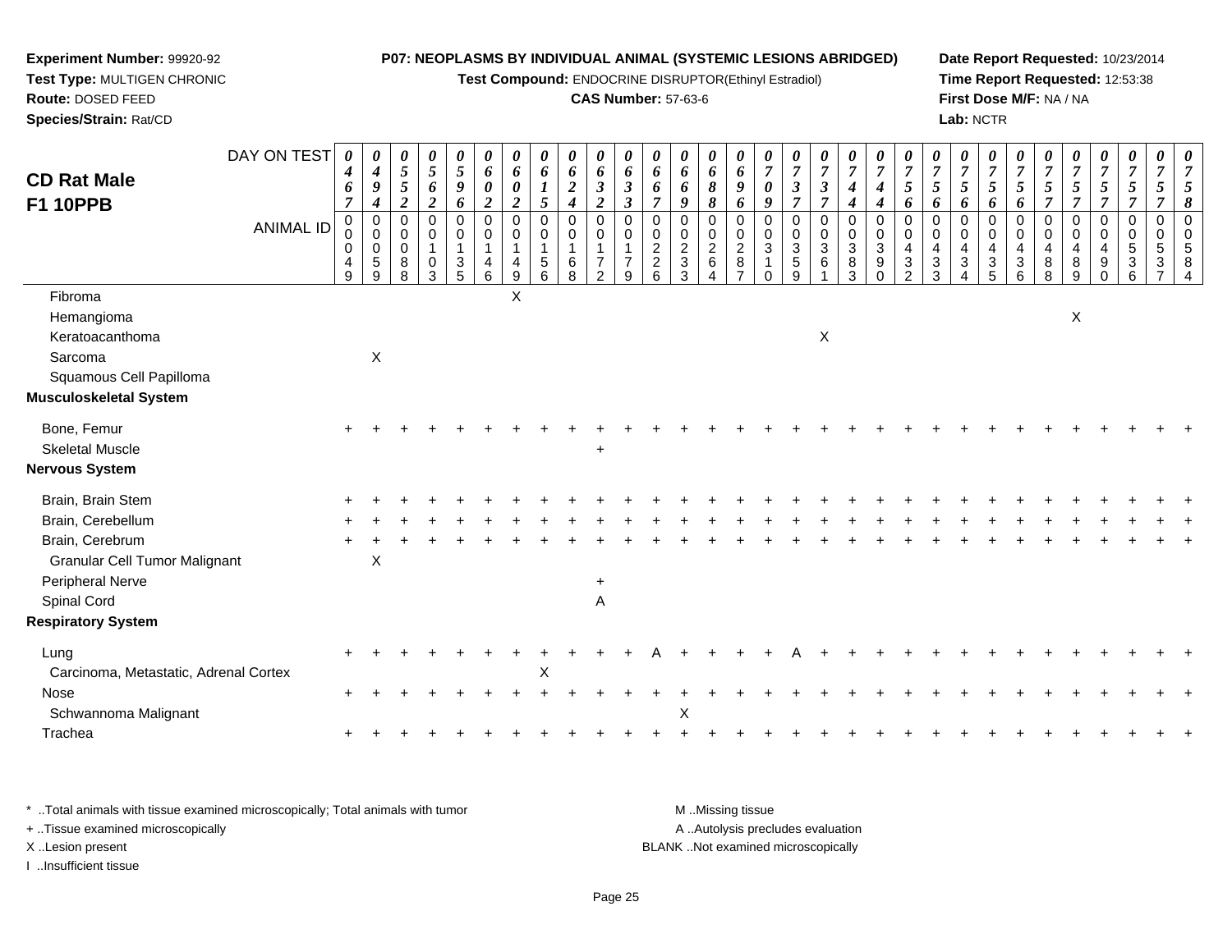**Experiment Number:** 99920-92
**Test Type:** MULTIGEN CHRONIC
**Route:** DOSED FEED
**Species/Strain:** Rat/CD

**P07: NEOPLASMS BY INDIVIDUAL ANIMAL (SYSTEMIC LESIONS ABRIDGED)**
**Test Compound:** ENDOCRINE DISRUPTOR(Ethinyl Estradiol)
**CAS Number:** 57-63-6

**Date Report Requested:** 10/23/2014
**Time Report Requested:** 12:53:38
**First Dose M/F:** NA / NA
**Lab:** NCTR

## CD Rat Male F1 10PPB

| DAY ON TEST | 0467 | 0494 | 0552 | 0562 | 0596 | 0602 | 0602 | 0615 | 0624 | 0632 | 0633 | 0667 | 0669 | 0688 | 0696 | 0709 | 0737 | 0737 | 0744 | 0744 | 0756 | 0756 | 0756 | 0756 | 0756 | 0757 | 0757 | 0757 | 0757 | 0757 | 0758 |
|---|---|---|---|---|---|---|---|---|---|---|---|---|---|---|---|---|---|---|---|---|---|---|---|---|---|---|---|---|---|---|---|
| **ANIMAL ID** | 00049 | 00059 | 00088 | 00103 | 00135 | 00146 | 00149 | 00156 | 00168 | 00172 | 00179 | 00226 | 00233 | 00264 | 00287 | 00310 | 00359 | 00361 | 00383 | 00390 | 00432 | 00433 | 00434 | 00435 | 00436 | 00488 | 00489 | 00490 | 00536 | 00537 | 00584 |
| Fibroma | | | | | | | X | | | | | | | | | | | | | | | | | | | | | | | | |
| Hemangioma | | | | | | | | | | | | | | | | | | | | | | | | | | | X | | | | |
| Keratoacanthoma | | | | | | | | | | | | | | | | | | X | | | | | | | | | | | | | |
| Sarcoma | | X | | | | | | | | | | | | | | | | | | | | | | | | | | | | | |
| Squamous Cell Papilloma | | | | | | | | | | | | | | | | | | | | | | | | | | | | | | | |
| **Musculoskeletal System** | | | | | | | | | | | | | | | | | | | | | | | | | | | | | | | |
| Bone, Femur | + | + | + | + | + | + | + | + | + | + | + | + | + | + | + | + | + | + | + | + | + | + | + | + | + | + | + | + | + | + | + |
| Skeletal Muscle | | | | | | | | | | + | | | | | | | | | | | | | | | | | | | | | |
| **Nervous System** | | | | | | | | | | | | | | | | | | | | | | | | | | | | | | | |
| Brain, Brain Stem | + | + | + | + | + | + | + | + | + | + | + | + | + | + | + | + | + | + | + | + | + | + | + | + | + | + | + | + | + | + | + |
| Brain, Cerebellum | + | + | + | + | + | + | + | + | + | + | + | + | + | + | + | + | + | + | + | + | + | + | + | + | + | + | + | + | + | + | + |
| Brain, Cerebrum | + | + | + | + | + | + | + | + | + | + | + | + | + | + | + | + | + | + | + | + | + | + | + | + | + | + | + | + | + | + | + |
| Granular Cell Tumor Malignant | | X | | | | | | | | | | | | | | | | | | | | | | | | | | | | | |
| Peripheral Nerve | | | | | | | | | | + | | | | | | | | | | | | | | | | | | | | | |
| Spinal Cord | | | | | | | | | | A | | | | | | | | | | | | | | | | | | | | | |
| **Respiratory System** | | | | | | | | | | | | | | | | | | | | | | | | | | | | | | | |
| Lung | + | + | + | + | + | + | + | + | + | + | + | A | + | + | + | + | A | + | + | + | + | + | + | + | + | + | + | + | + | + | + |
| Carcinoma, Metastatic, Adrenal Cortex | | | | | | | | X | | | | | | | | | | | | | | | | | | | | | | | |
| Nose | + | + | + | + | + | + | + | + | + | + | + | + | + | + | + | + | + | + | + | + | + | + | + | + | + | + | + | + | + | + | + |
| Schwannoma Malignant | | | | | | | | | | | | | X | | | | | | | | | | | | | | | | | | |
| Trachea | + | + | + | + | + | + | + | + | + | + | + | + | + | + | + | + | + | + | + | + | + | + | + | + | + | + | + | + | + | + | + |

* ..Total animals with tissue examined microscopically; Total animals with tumor
+ ..Tissue examined microscopically
X ..Lesion present
I ..Insufficient tissue

M ..Missing tissue
A ..Autolysis precludes evaluation
BLANK ..Not examined microscopically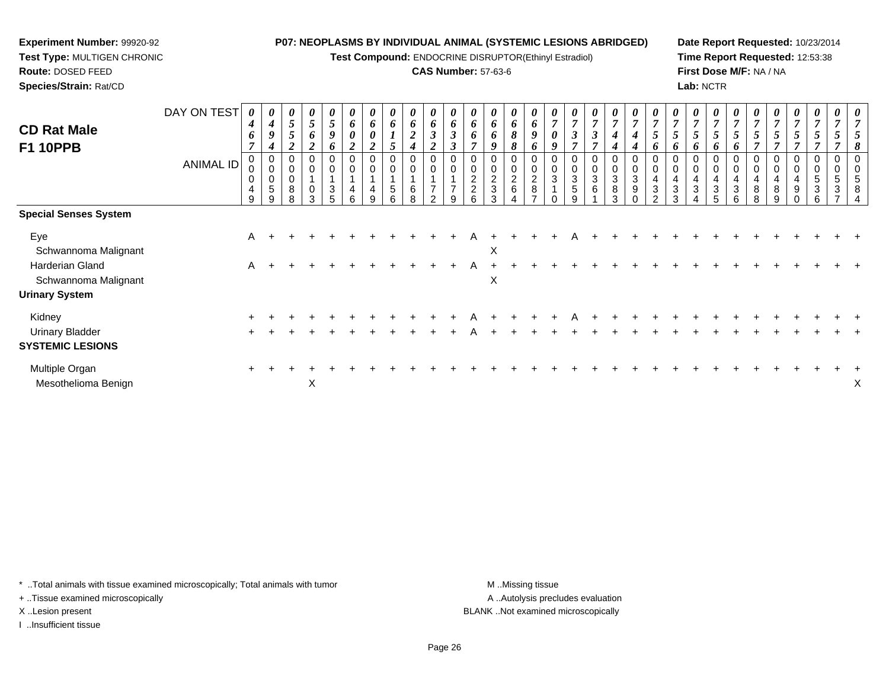**Experiment Number:** 99920-92
**Test Type:** MULTIGEN CHRONIC
**Route:** DOSED FEED
**Species/Strain:** Rat/CD

**P07: NEOPLASMS BY INDIVIDUAL ANIMAL (SYSTEMIC LESIONS ABRIDGED)**
**Test Compound:** ENDOCRINE DISRUPTOR(Ethinyl Estradiol)
**CAS Number:** 57-63-6

**Date Report Requested:** 10/23/2014
**Time Report Requested:** 12:53:38
**First Dose M/F:** NA / NA
**Lab:** NCTR

## CD Rat Male F1 10PPB

| DAY ON TEST | 0467 | 0494 | 0552 | 0562 | 0596 | 0602 | 0602 | 0615 | 0624 | 0632 | 0633 | 0667 | 0669 | 0688 | 0696 | 0709 | 0737 | 0737 | 0744 | 0744 | 0756 | 0756 | 0756 | 0756 | 0756 | 0757 | 0757 | 0757 | 0757 | 0757 | 0758 |
|---|---|---|---|---|---|---|---|---|---|---|---|---|---|---|---|---|---|---|---|---|---|---|---|---|---|---|---|---|---|---|---|
| **ANIMAL ID** | 00049 | 00059 | 00088 | 00103 | 00135 | 00146 | 00149 | 00156 | 00168 | 00172 | 00179 | 00226 | 00233 | 00264 | 00287 | 00310 | 00359 | 00361 | 00383 | 00390 | 00432 | 00433 | 00434 | 00435 | 00436 | 00488 | 00489 | 00490 | 00536 | 00537 | 00584 |
| **Special Senses System** | | | | | | | | | | | | | | | | | | | | | | | | | | | | | | | |
| Eye | A | + | + | + | + | + | + | + | + | + | + | A | + | + | + | + | A | + | + | + | + | + | + | + | + | + | + | + | + | + | + |
| Schwannoma Malignant | | | | | | | | | | | | | X | | | | | | | | | | | | | | | | | | |
| Harderian Gland | A | + | + | + | + | + | + | + | + | + | + | A | + | + | + | + | + | + | + | + | + | + | + | + | + | + | + | + | + | + | + |
| Schwannoma Malignant | | | | | | | | | | | | | X | | | | | | | | | | | | | | | | | | |
| **Urinary System** | | | | | | | | | | | | | | | | | | | | | | | | | | | | | | | |
| Kidney | + | + | + | + | + | + | + | + | + | + | + | A | + | + | + | + | A | + | + | + | + | + | + | + | + | + | + | + | + | + | + |
| Urinary Bladder | + | + | + | + | + | + | + | + | + | + | + | A | + | + | + | + | + | + | + | + | + | + | + | + | + | + | + | + | + | + | + |
| **SYSTEMIC LESIONS** | | | | | | | | | | | | | | | | | | | | | | | | | | | | | | | |
| Multiple Organ | + | + | + | + | + | + | + | + | + | + | + | + | + | + | + | + | + | + | + | + | + | + | + | + | + | + | + | + | + | + | + |
| Mesothelioma Benign | | | | X | | | | | | | | | | | | | | | | | | | | | | | | | | | X |

\* ..Total animals with tissue examined microscopically; Total animals with tumor
+ ..Tissue examined microscopically
X ..Lesion present
I ..Insufficient tissue

M ..Missing tissue
A ..Autolysis precludes evaluation
BLANK ..Not examined microscopically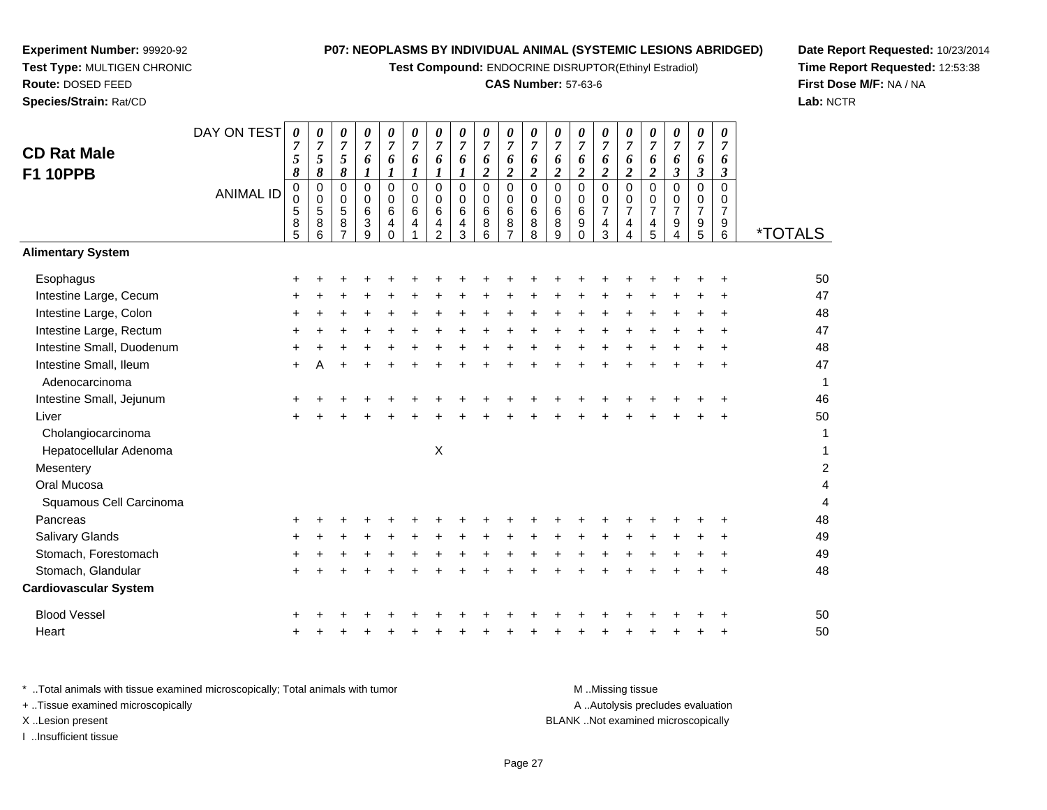**Experiment Number:** 99920-92
**Test Type:** MULTIGEN CHRONIC
**Route:** DOSED FEED
**Species/Strain:** Rat/CD

**P07: NEOPLASMS BY INDIVIDUAL ANIMAL (SYSTEMIC LESIONS ABRIDGED)**
**Test Compound:** ENDOCRINE DISRUPTOR(Ethinyl Estradiol)
**CAS Number:** 57-63-6

**Date Report Requested:** 10/23/2014
**Time Report Requested:** 12:53:38
**First Dose M/F:** NA / NA
**Lab:** NCTR

## CD Rat Male F1 10PPB

| DAY ON TEST | 0758 | 0758 | 0758 | 0761 | 0761 | 0761 | 0761 | 0761 | 0762 | 0762 | 0762 | 0762 | 0762 | 0762 | 0762 | 0762 | 0763 | 0763 | 0763 | |
|---|---|---|---|---|---|---|---|---|---|---|---|---|---|---|---|---|---|---|---|---|
| **ANIMAL ID** | 00585 | 00586 | 00587 | 00639 | 00640 | 00641 | 00642 | 00643 | 00686 | 00687 | 00688 | 00689 | 00690 | 00743 | 00744 | 00745 | 00794 | 00795 | 00796 | ***TOTALS** |
| **Alimentary System** | | | | | | | | | | | | | | | | | | | | |
| Esophagus | + | + | + | + | + | + | + | + | + | + | + | + | + | + | + | + | + | + | + | 50 |
| Intestine Large, Cecum | + | + | + | + | + | + | + | + | + | + | + | + | + | + | + | + | + | + | + | 47 |
| Intestine Large, Colon | + | + | + | + | + | + | + | + | + | + | + | + | + | + | + | + | + | + | + | 48 |
| Intestine Large, Rectum | + | + | + | + | + | + | + | + | + | + | + | + | + | + | + | + | + | + | + | 47 |
| Intestine Small, Duodenum | + | + | + | + | + | + | + | + | + | + | + | + | + | + | + | + | + | + | + | 48 |
| Intestine Small, Ileum | + | A | + | + | + | + | + | + | + | + | + | + | + | + | + | + | + | + | + | 47 |
| Adenocarcinoma | | | | | | | | | | | | | | | | | | | | 1 |
| Intestine Small, Jejunum | + | + | + | + | + | + | + | + | + | + | + | + | + | + | + | + | + | + | + | 46 |
| Liver | + | + | + | + | + | + | + | + | + | + | + | + | + | + | + | + | + | + | + | 50 |
| Cholangiocarcinoma | | | | | | | | | | | | | | | | | | | | 1 |
| Hepatocellular Adenoma | | | | | | | X | | | | | | | | | | | | | 1 |
| Mesentery | | | | | | | | | | | | | | | | | | | | 2 |
| Oral Mucosa | | | | | | | | | | | | | | | | | | | | 4 |
| Squamous Cell Carcinoma | | | | | | | | | | | | | | | | | | | | 4 |
| Pancreas | + | + | + | + | + | + | + | + | + | + | + | + | + | + | + | + | + | + | + | 48 |
| Salivary Glands | + | + | + | + | + | + | + | + | + | + | + | + | + | + | + | + | + | + | + | 49 |
| Stomach, Forestomach | + | + | + | + | + | + | + | + | + | + | + | + | + | + | + | + | + | + | + | 49 |
| Stomach, Glandular | + | + | + | + | + | + | + | + | + | + | + | + | + | + | + | + | + | + | + | 48 |
| **Cardiovascular System** | | | | | | | | | | | | | | | | | | | | |
| Blood Vessel | + | + | + | + | + | + | + | + | + | + | + | + | + | + | + | + | + | + | + | 50 |
| Heart | + | + | + | + | + | + | + | + | + | + | + | + | + | + | + | + | + | + | + | 50 |

\* ..Total animals with tissue examined microscopically; Total animals with tumor
\+ ..Tissue examined microscopically
X ..Lesion present
I ..Insufficient tissue

M ..Missing tissue
A ..Autolysis precludes evaluation
BLANK ..Not examined microscopically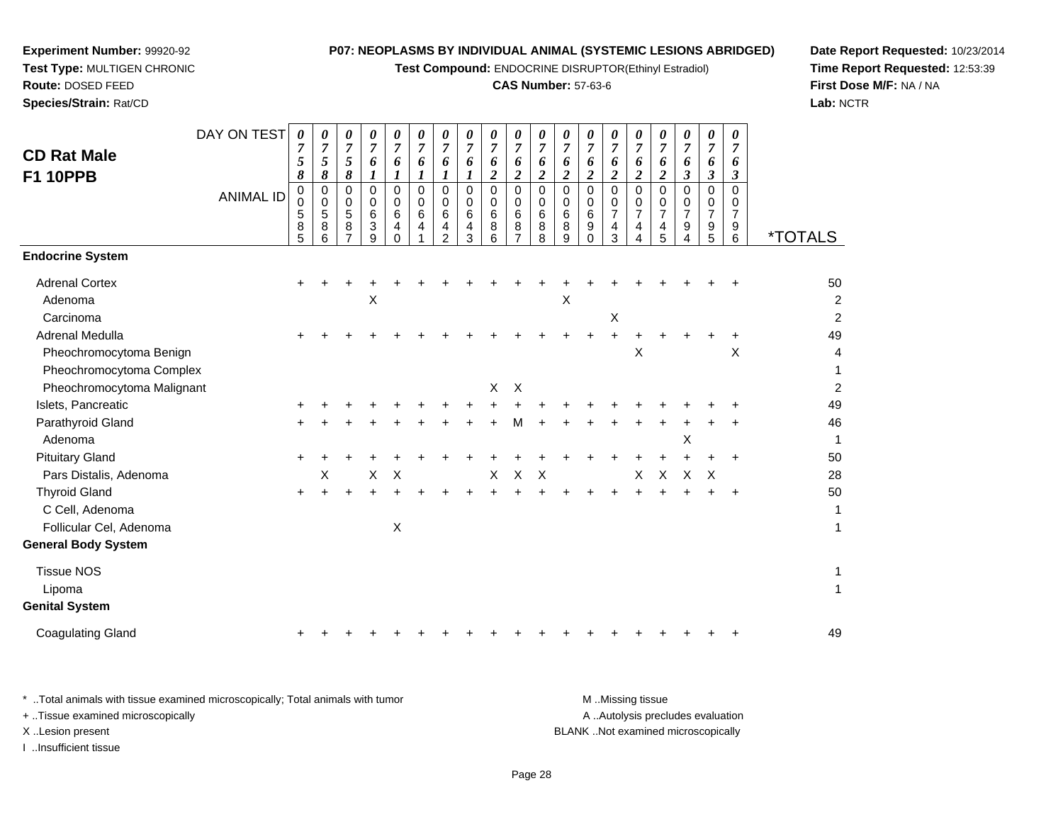**Experiment Number:** 99920-92
**Test Type:** MULTIGEN CHRONIC
**Route:** DOSED FEED
**Species/Strain:** Rat/CD

**P07: NEOPLASMS BY INDIVIDUAL ANIMAL (SYSTEMIC LESIONS ABRIDGED)**
**Test Compound:** ENDOCRINE DISRUPTOR(Ethinyl Estradiol)
**CAS Number:** 57-63-6

**Date Report Requested:** 10/23/2014
**Time Report Requested:** 12:53:39
**First Dose M/F:** NA / NA
**Lab:** NCTR

## CD Rat Male F1 10PPB

| DAY ON TEST | 0758 | 0758 | 0758 | 0761 | 0761 | 0761 | 0761 | 0761 | 0762 | 0762 | 0762 | 0762 | 0762 | 0762 | 0762 | 0762 | 0763 | 0763 | 0763 | |
|---|---|---|---|---|---|---|---|---|---|---|---|---|---|---|---|---|---|---|---|---|
| **ANIMAL ID** | 00585 | 00586 | 00587 | 00639 | 00640 | 00641 | 00642 | 00643 | 00686 | 00687 | 00688 | 00689 | 00690 | 00743 | 00744 | 00745 | 00794 | 00795 | 00796 | ***TOTALS** |
| **Endocrine System** | | | | | | | | | | | | | | | | | | | | |
| Adrenal Cortex | + | + | + | + | + | + | + | + | + | + | + | + | + | + | + | + | + | + | + | 50 |
| Adenoma | | | | X | | | | | | | | X | | | | | | | | 2 |
| Carcinoma | | | | | | | | | | | | | | X | | | | | | 2 |
| Adrenal Medulla | + | + | + | + | + | + | + | + | + | + | + | + | + | + | + | + | + | + | + | 49 |
| Pheochromocytoma Benign | | | | | | | | | | | | | | | X | | | | X | 4 |
| Pheochromocytoma Complex | | | | | | | | | | | | | | | | | | | | 1 |
| Pheochromocytoma Malignant | | | | | | | | | X | X | | | | | | | | | | 2 |
| Islets, Pancreatic | + | + | + | + | + | + | + | + | + | + | + | + | + | + | + | + | + | + | + | 49 |
| Parathyroid Gland | + | + | + | + | + | + | + | + | + | M | + | + | + | + | + | + | + | + | + | 46 |
| Adenoma | | | | | | | | | | | | | | | | | X | | | 1 |
| Pituitary Gland | + | + | + | + | + | + | + | + | + | + | + | + | + | + | + | + | + | + | + | 50 |
| Pars Distalis, Adenoma | | X | | X | X | | | | X | X | X | | | | X | X | X | X | | 28 |
| Thyroid Gland | + | + | + | + | + | + | + | + | + | + | + | + | + | + | + | + | + | + | + | 50 |
| C Cell, Adenoma | | | | | | | | | | | | | | | | | | | | 1 |
| Follicular Cel, Adenoma | | | | | X | | | | | | | | | | | | | | | 1 |
| **General Body System** | | | | | | | | | | | | | | | | | | | | |
| Tissue NOS | | | | | | | | | | | | | | | | | | | | 1 |
| Lipoma | | | | | | | | | | | | | | | | | | | | 1 |
| **Genital System** | | | | | | | | | | | | | | | | | | | | |
| Coagulating Gland | + | + | + | + | + | + | + | + | + | + | + | + | + | + | + | + | + | + | + | 49 |

\* ..Total animals with tissue examined microscopically; Total animals with tumor
\+ ..Tissue examined microscopically
X ..Lesion present
I ..Insufficient tissue

M ..Missing tissue
A ..Autolysis precludes evaluation
BLANK ..Not examined microscopically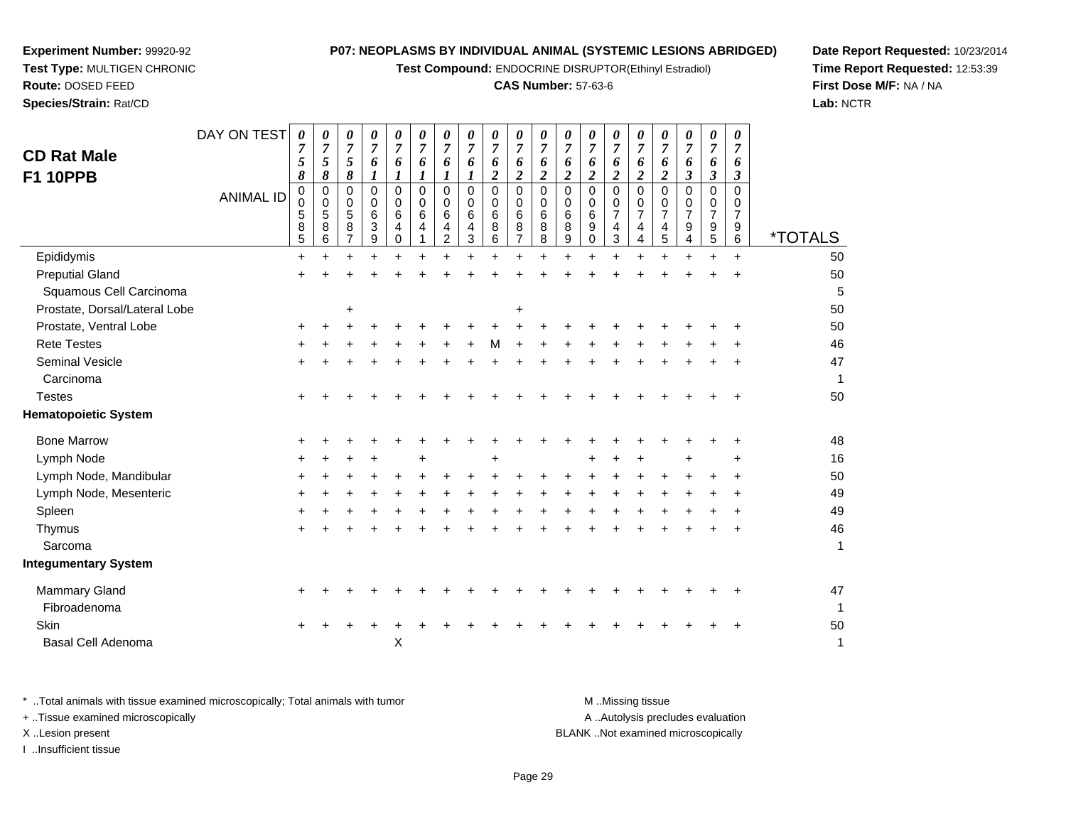**Experiment Number:** 99920-92
**Test Type:** MULTIGEN CHRONIC
**Route:** DOSED FEED
**Species/Strain:** Rat/CD

**P07: NEOPLASMS BY INDIVIDUAL ANIMAL (SYSTEMIC LESIONS ABRIDGED)**
**Test Compound:** ENDOCRINE DISRUPTOR(Ethinyl Estradiol)
**CAS Number:** 57-63-6

**Date Report Requested:** 10/23/2014
**Time Report Requested:** 12:53:39
**First Dose M/F:** NA / NA
**Lab:** NCTR

## CD Rat Male F1 10PPB

| DAY ON TEST | 0758 | 0758 | 0758 | 0761 | 0761 | 0761 | 0761 | 0761 | 0762 | 0762 | 0762 | 0762 | 0762 | 0762 | 0762 | 0762 | 0763 | 0763 | 0763 | |
|---|---|---|---|---|---|---|---|---|---|---|---|---|---|---|---|---|---|---|---|---|
| **ANIMAL ID** | 00585 | 00586 | 00587 | 00639 | 00640 | 00641 | 00642 | 00643 | 00686 | 00687 | 00688 | 00689 | 00690 | 00743 | 00744 | 00745 | 00794 | 00795 | 00796 | ***TOTALS** |
| Epididymis | + | + | + | + | + | + | + | + | + | + | + | + | + | + | + | + | + | + | + | 50 |
| Preputial Gland | + | + | + | + | + | + | + | + | + | + | + | + | + | + | + | + | + | + | + | 50 |
| Squamous Cell Carcinoma | | | | | | | | | | | | | | | | | | | | 5 |
| Prostate, Dorsal/Lateral Lobe | | | + | | | | | | | + | | | | | | | | | | 50 |
| Prostate, Ventral Lobe | + | + | + | + | + | + | + | + | + | + | + | + | + | + | + | + | + | + | + | 50 |
| Rete Testes | + | + | + | + | + | + | + | + | M | + | + | + | + | + | + | + | + | + | + | 46 |
| Seminal Vesicle | + | + | + | + | + | + | + | + | + | + | + | + | + | + | + | + | + | + | + | 47 |
| Carcinoma | | | | | | | | | | | | | | | | | | | | 1 |
| Testes | + | + | + | + | + | + | + | + | + | + | + | + | + | + | + | + | + | + | + | 50 |
| **Hematopoietic System** | | | | | | | | | | | | | | | | | | | | |
| Bone Marrow | + | + | + | + | + | + | + | + | + | + | + | + | + | + | + | + | + | + | + | 48 |
| Lymph Node | + | + | + | + | | + | | | + | | | | + | + | + | | + | | + | 16 |
| Lymph Node, Mandibular | + | + | + | + | + | + | + | + | + | + | + | + | + | + | + | + | + | + | + | 50 |
| Lymph Node, Mesenteric | + | + | + | + | + | + | + | + | + | + | + | + | + | + | + | + | + | + | + | 49 |
| Spleen | + | + | + | + | + | + | + | + | + | + | + | + | + | + | + | + | + | + | + | 49 |
| Thymus | + | + | + | + | + | + | + | + | + | + | + | + | + | + | + | + | + | + | + | 46 |
| Sarcoma | | | | | | | | | | | | | | | | | | | | 1 |
| **Integumentary System** | | | | | | | | | | | | | | | | | | | | |
| Mammary Gland | + | + | + | + | + | + | + | + | + | + | + | + | + | + | + | + | + | + | + | 47 |
| Fibroadenoma | | | | | | | | | | | | | | | | | | | | 1 |
| Skin | + | + | + | + | + | + | + | + | + | + | + | + | + | + | + | + | + | + | + | 50 |
| Basal Cell Adenoma | | | | | X | | | | | | | | | | | | | | | 1 |

\* ..Total animals with tissue examined microscopically; Total animals with tumor
\+ ..Tissue examined microscopically
X ..Lesion present
I ..Insufficient tissue

M ..Missing tissue
A ..Autolysis precludes evaluation
BLANK ..Not examined microscopically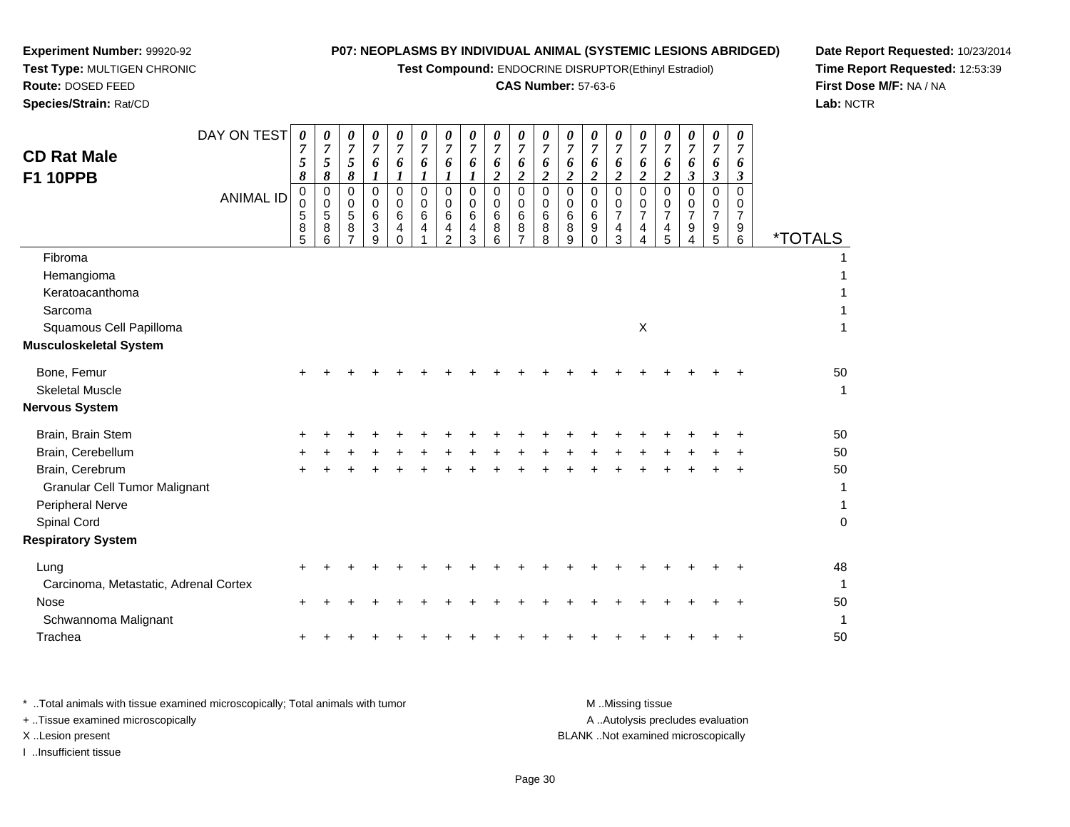**Experiment Number:** 99920-92
**Test Type:** MULTIGEN CHRONIC
**Route:** DOSED FEED
**Species/Strain:** Rat/CD

**P07: NEOPLASMS BY INDIVIDUAL ANIMAL (SYSTEMIC LESIONS ABRIDGED)**
**Test Compound:** ENDOCRINE DISRUPTOR(Ethinyl Estradiol)
**CAS Number:** 57-63-6

**Date Report Requested:** 10/23/2014
**Time Report Requested:** 12:53:39
**First Dose M/F:** NA / NA
**Lab:** NCTR

## CD Rat Male
## F1 10PPB

| DAY ON TEST | 0758 | 0758 | 0758 | 0761 | 0761 | 0761 | 0761 | 0761 | 0762 | 0762 | 0762 | 0762 | 0762 | 0762 | 0762 | 0762 | 0763 | 0763 | 0763 | |
|---|---|---|---|---|---|---|---|---|---|---|---|---|---|---|---|---|---|---|---|---|
| **ANIMAL ID** | 00585 | 00586 | 00587 | 00639 | 00640 | 00641 | 00642 | 00643 | 00686 | 00687 | 00688 | 00689 | 00690 | 00743 | 00744 | 00745 | 00794 | 00795 | 00796 | ***TOTALS** |
| Fibroma | | | | | | | | | | | | | | | | | | | | 1 |
| Hemangioma | | | | | | | | | | | | | | | | | | | | 1 |
| Keratoacanthoma | | | | | | | | | | | | | | | | | | | | 1 |
| Sarcoma | | | | | | | | | | | | | | | | | | | | 1 |
| Squamous Cell Papilloma | | | | | | | | | | | | | | | X | | | | | 1 |
| **Musculoskeletal System** | | | | | | | | | | | | | | | | | | | | |
| Bone, Femur | + | + | + | + | + | + | + | + | + | + | + | + | + | + | + | + | + | + | + | 50 |
| Skeletal Muscle | | | | | | | | | | | | | | | | | | | | 1 |
| **Nervous System** | | | | | | | | | | | | | | | | | | | | |
| Brain, Brain Stem | + | + | + | + | + | + | + | + | + | + | + | + | + | + | + | + | + | + | + | 50 |
| Brain, Cerebellum | + | + | + | + | + | + | + | + | + | + | + | + | + | + | + | + | + | + | + | 50 |
| Brain, Cerebrum | + | + | + | + | + | + | + | + | + | + | + | + | + | + | + | + | + | + | + | 50 |
| Granular Cell Tumor Malignant | | | | | | | | | | | | | | | | | | | | 1 |
| Peripheral Nerve | | | | | | | | | | | | | | | | | | | | 1 |
| Spinal Cord | | | | | | | | | | | | | | | | | | | | 0 |
| **Respiratory System** | | | | | | | | | | | | | | | | | | | | |
| Lung | + | + | + | + | + | + | + | + | + | + | + | + | + | + | + | + | + | + | + | 48 |
| Carcinoma, Metastatic, Adrenal Cortex | | | | | | | | | | | | | | | | | | | | 1 |
| Nose | + | + | + | + | + | + | + | + | + | + | + | + | + | + | + | + | + | + | + | 50 |
| Schwannoma Malignant | | | | | | | | | | | | | | | | | | | | 1 |
| Trachea | + | + | + | + | + | + | + | + | + | + | + | + | + | + | + | + | + | + | + | 50 |

* ..Total animals with tissue examined microscopically; Total animals with tumor
+ ..Tissue examined microscopically
X ..Lesion present
I ..Insufficient tissue

M ..Missing tissue
A ..Autolysis precludes evaluation
BLANK ..Not examined microscopically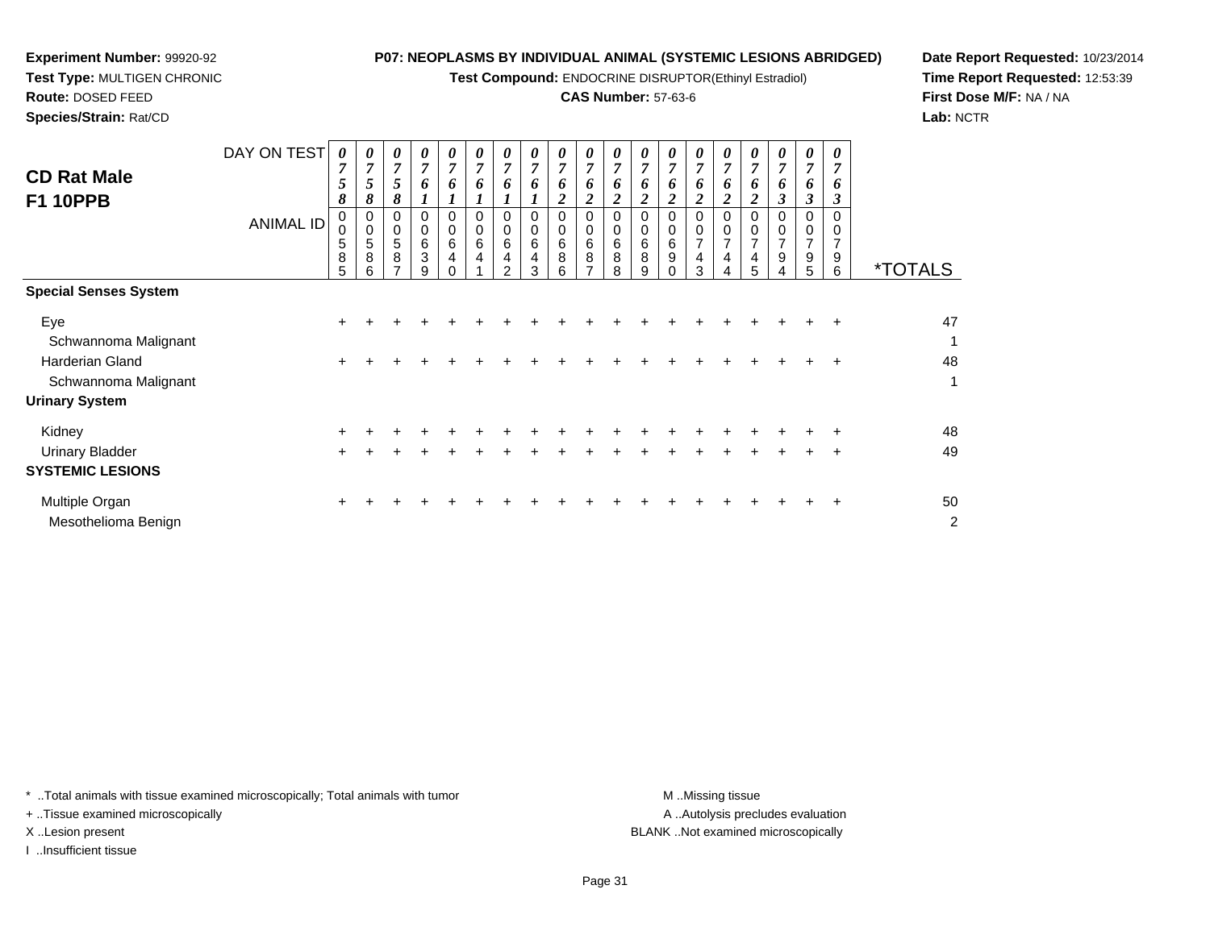**Experiment Number:** 99920-92
**Test Type:** MULTIGEN CHRONIC
**Route:** DOSED FEED
**Species/Strain:** Rat/CD

**P07: NEOPLASMS BY INDIVIDUAL ANIMAL (SYSTEMIC LESIONS ABRIDGED)**
**Test Compound:** ENDOCRINE DISRUPTOR(Ethinyl Estradiol)
**CAS Number:** 57-63-6

**Date Report Requested:** 10/23/2014
**Time Report Requested:** 12:53:39
**First Dose M/F:** NA / NA
**Lab:** NCTR

## CD Rat Male F1 10PPB

| DAY ON TEST | 0758 | 0758 | 0758 | 0761 | 0761 | 0761 | 0761 | 0761 | 0762 | 0762 | 0762 | 0762 | 0762 | 0762 | 0762 | 0762 | 0763 | 0763 | 0763 | |
|---|---|---|---|---|---|---|---|---|---|---|---|---|---|---|---|---|---|---|---|---|
| **ANIMAL ID** | 00585 | 00586 | 00587 | 00639 | 00640 | 00641 | 00642 | 00643 | 00686 | 00687 | 00688 | 00689 | 00690 | 00743 | 00744 | 00745 | 00794 | 00795 | 00796 | ***TOTALS** |
| **Special Senses System** | | | | | | | | | | | | | | | | | | | | |
| Eye | + | + | + | + | + | + | + | + | + | + | + | + | + | + | + | + | + | + | + | 47 |
| Schwannoma Malignant | | | | | | | | | | | | | | | | | | | | 1 |
| Harderian Gland | + | + | + | + | + | + | + | + | + | + | + | + | + | + | + | + | + | + | + | 48 |
| Schwannoma Malignant | | | | | | | | | | | | | | | | | | | | 1 |
| **Urinary System** | | | | | | | | | | | | | | | | | | | | |
| Kidney | + | + | + | + | + | + | + | + | + | + | + | + | + | + | + | + | + | + | + | 48 |
| Urinary Bladder | + | + | + | + | + | + | + | + | + | + | + | + | + | + | + | + | + | + | + | 49 |
| **SYSTEMIC LESIONS** | | | | | | | | | | | | | | | | | | | | |
| Multiple Organ | + | + | + | + | + | + | + | + | + | + | + | + | + | + | + | + | + | + | + | 50 |
| Mesothelioma Benign | | | | | | | | | | | | | | | | | | | | 2 |

\* ..Total animals with tissue examined microscopically; Total animals with tumor
\+ ..Tissue examined microscopically
X ..Lesion present
I ..Insufficient tissue

M ..Missing tissue
A ..Autolysis precludes evaluation
BLANK ..Not examined microscopically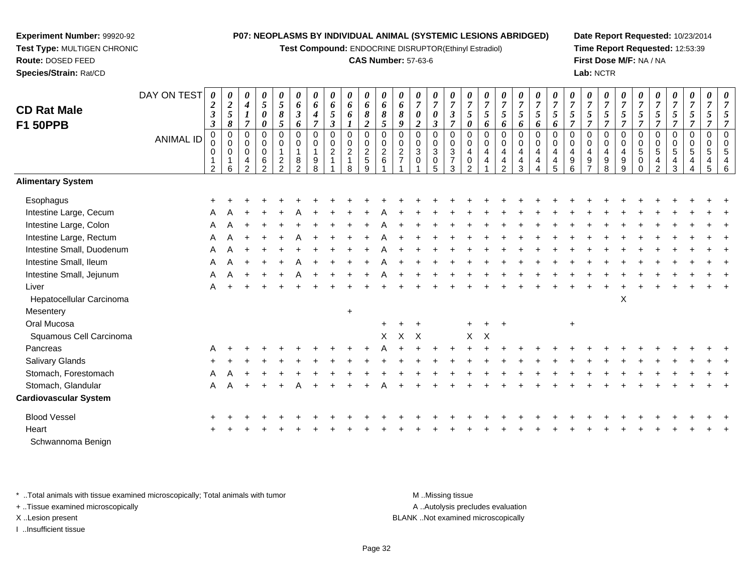**Experiment Number:** 99920-92
**Test Type:** MULTIGEN CHRONIC
**Route:** DOSED FEED
**Species/Strain:** Rat/CD

**P07: NEOPLASMS BY INDIVIDUAL ANIMAL (SYSTEMIC LESIONS ABRIDGED)**
**Test Compound:** ENDOCRINE DISRUPTOR(Ethinyl Estradiol)
**CAS Number:** 57-63-6

**Date Report Requested:** 10/23/2014
**Time Report Requested:** 12:53:39
**First Dose M/F:** NA / NA
**Lab:** NCTR

## CD Rat Male F1 50PPB

| DAY ON TEST | 0233 | 0258 | 0417 | 0500 | 0585 | 0636 | 0647 | 0653 | 0661 | 0682 | 0685 | 0689 | 0702 | 0703 | 0737 | 0750 | 0756 | 0756 | 0756 | 0756 | 0756 | 0757 | 0757 | 0757 | 0757 | 0757 | 0757 | 0757 | 0757 | 0757 | 0757 |
|---|---|---|---|---|---|---|---|---|---|---|---|---|---|---|---|---|---|---|---|---|---|---|---|---|---|---|---|---|---|---|---|
| **ANIMAL ID** | 00012 | 00016 | 00042 | 00062 | 00122 | 00182 | 00198 | 00211 | 00218 | 00259 | 00261 | 00271 | 00301 | 00305 | 00373 | 00402 | 00441 | 00442 | 00443 | 00444 | 00445 | 00496 | 00497 | 00498 | 00499 | 00500 | 00542 | 00543 | 00544 | 00545 | 00546 |
| **Alimentary System** | | | | | | | | | | | | | | | | | | | | | | | | | | | | | | | |
| Esophagus | + | + | + | + | + | + | + | + | + | + | + | + | + | + | + | + | + | + | + | + | + | + | + | + | + | + | + | + | + | + | + |
| Intestine Large, Cecum | A | A | + | + | + | A | + | + | + | + | A | + | + | + | + | + | + | + | + | + | + | + | + | + | + | + | + | + | + | + | + |
| Intestine Large, Colon | A | A | + | + | + | + | + | + | + | + | A | + | + | + | + | + | + | + | + | + | + | + | + | + | + | + | + | + | + | + | + |
| Intestine Large, Rectum | A | A | + | + | + | A | + | + | + | + | A | + | + | + | + | + | + | + | + | + | + | + | + | + | + | + | + | + | + | + | + |
| Intestine Small, Duodenum | A | A | + | + | + | + | + | + | + | + | A | + | + | + | + | + | + | + | + | + | + | + | + | + | + | + | + | + | + | + | + |
| Intestine Small, Ileum | A | A | + | + | + | A | + | + | + | + | A | + | + | + | + | + | + | + | + | + | + | + | + | + | + | + | + | + | + | + | + |
| Intestine Small, Jejunum | A | A | + | + | + | A | + | + | + | + | A | + | + | + | + | + | + | + | + | + | + | + | + | + | + | + | + | + | + | + | + |
| Liver | A | + | + | + | + | + | + | + | + | + | + | + | + | + | + | + | + | + | + | + | + | + | + | + | + | + | + | + | + | + | + |
| Hepatocellular Carcinoma | | | | | | | | | | | | | | | | | | | | | | | | | X | | | | | | |
| Mesentery | | | | | | | | | + | | | | | | | | | | | | | | | | | | | | | | |
| Oral Mucosa | | | | | | | | | | | + | + | + | | | + | + | + | | | | + | | | | | | | | | |
| Squamous Cell Carcinoma | | | | | | | | | | | X | X | X | | | X | X | | | | | | | | | | | | | | |
| Pancreas | A | + | + | + | + | + | + | + | + | + | A | + | + | + | + | + | + | + | + | + | + | + | + | + | + | + | + | + | + | + | + |
| Salivary Glands | + | + | + | + | + | + | + | + | + | + | + | + | + | + | + | + | + | + | + | + | + | + | + | + | + | + | + | + | + | + | + |
| Stomach, Forestomach | A | A | + | + | + | + | + | + | + | + | + | + | + | + | + | + | + | + | + | + | + | + | + | + | + | + | + | + | + | + | + |
| Stomach, Glandular | A | A | + | + | + | A | + | + | + | + | A | + | + | + | + | + | + | + | + | + | + | + | + | + | + | + | + | + | + | + | + |
| **Cardiovascular System** | | | | | | | | | | | | | | | | | | | | | | | | | | | | | | | |
| Blood Vessel | + | + | + | + | + | + | + | + | + | + | + | + | + | + | + | + | + | + | + | + | + | + | + | + | + | + | + | + | + | + | + |
| Heart | + | + | + | + | + | + | + | + | + | + | + | + | + | + | + | + | + | + | + | + | + | + | + | + | + | + | + | + | + | + | + |
| Schwannoma Benign | | | | | | | | | | | | | | | | | | | | | | | | | | | | | | | |

* ..Total animals with tissue examined microscopically; Total animals with tumor
+ ..Tissue examined microscopically
X ..Lesion present
I ..Insufficient tissue

M ..Missing tissue
A ..Autolysis precludes evaluation
BLANK ..Not examined microscopically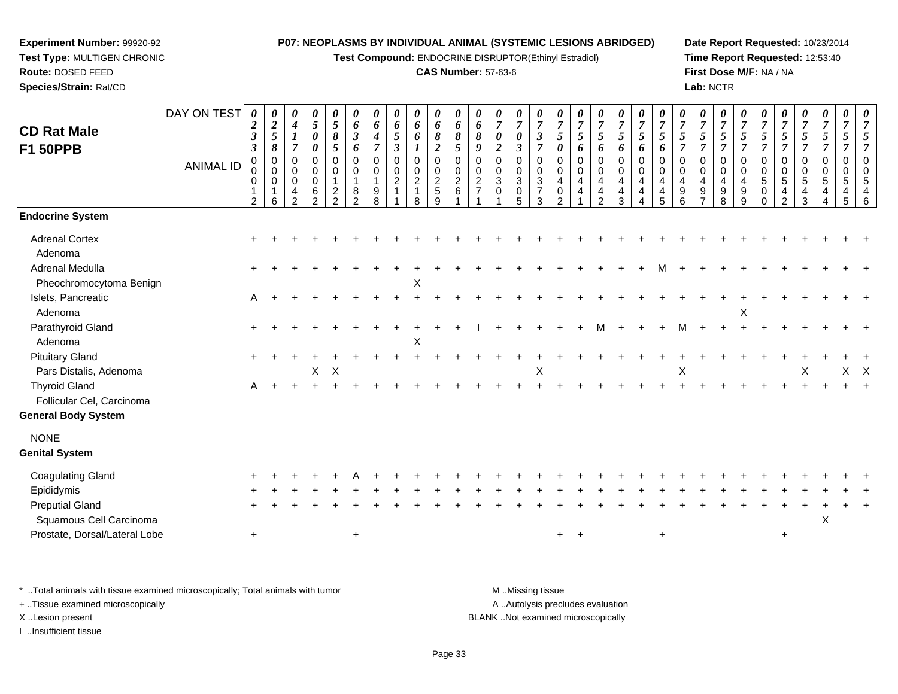**Experiment Number:** 99920-92
**Test Type:** MULTIGEN CHRONIC
**Route:** DOSED FEED
**Species/Strain:** Rat/CD

**P07: NEOPLASMS BY INDIVIDUAL ANIMAL (SYSTEMIC LESIONS ABRIDGED)**
**Test Compound:** ENDOCRINE DISRUPTOR(Ethinyl Estradiol)
**CAS Number:** 57-63-6

**Date Report Requested:** 10/23/2014
**Time Report Requested:** 12:53:40
**First Dose M/F:** NA / NA
**Lab:** NCTR

## CD Rat Male F1 50PPB

| DAY ON TEST | 0233 | 0258 | 0417 | 0500 | 0585 | 0636 | 0647 | 0653 | 0661 | 0682 | 0685 | 0689 | 0702 | 0703 | 0737 | 0750 | 0756 | 0756 | 0756 | 0756 | 0756 | 0757 | 0757 | 0757 | 0757 | 0757 | 0757 | 0757 | 0757 | 0757 |
|---|---|---|---|---|---|---|---|---|---|---|---|---|---|---|---|---|---|---|---|---|---|---|---|---|---|---|---|---|---|---|
| **ANIMAL ID** | 00012 | 00016 | 00042 | 00062 | 00122 | 00182 | 00198 | 00211 | 00218 | 00259 | 00261 | 00271 | 00301 | 00305 | 00373 | 00402 | 00441 | 00442 | 00443 | 00444 | 00445 | 00496 | 00497 | 00498 | 00499 | 00500 | 00542 | 00543 | 00544 | 00545 | 00546 |
| **Endocrine System** | | | | | | | | | | | | | | | | | | | | | | | | | | | | | | |
| Adrenal Cortex | + | + | + | + | + | + | + | + | + | + | + | + | + | + | + | + | + | + | + | + | + | + | + | + | + | + | + | + | + | + |
| Adenoma | | | | | | | | | | | | | | | | | | | | | | | | | | | | | | |
| Adrenal Medulla | + | + | + | + | + | + | + | + | + | + | + | + | + | + | + | + | + | + | + | + | M | + | + | + | + | + | + | + | + | + |
| Pheochromocytoma Benign | | | | | | | | | X | | | | | | | | | | | | | | | | | | | | | |
| Islets, Pancreatic | A | + | + | + | + | + | + | + | + | + | + | + | + | + | + | + | + | + | + | + | + | + | + | + | + | + | + | + | + | + |
| Adenoma | | | | | | | | | | | | | | | | | | | | | | | | | X | | | | | |
| Parathyroid Gland | + | + | + | + | + | + | + | + | + | + | + | I | + | + | + | + | + | M | + | + | + | M | + | + | + | + | + | + | + | + |
| Adenoma | | | | | | | | | X | | | | | | | | | | | | | | | | | | | | | |
| Pituitary Gland | + | + | + | + | + | + | + | + | + | + | + | + | + | + | + | + | + | + | + | + | + | + | + | + | + | + | + | + | + | + |
| Pars Distalis, Adenoma | | | | X | X | | | | | | | | | | X | | | | | | | X | | | | | | X | | X | X |
| Thyroid Gland | A | + | + | + | + | + | + | + | + | + | + | + | + | + | + | + | + | + | + | + | + | + | + | + | + | + | + | + | + | + |
| Follicular Cel, Carcinoma | | | | | | | | | | | | | | | | | | | | | | | | | | | | | | |
| **General Body System** | | | | | | | | | | | | | | | | | | | | | | | | | | | | | | |
| NONE | | | | | | | | | | | | | | | | | | | | | | | | | | | | | | |
| **Genital System** | | | | | | | | | | | | | | | | | | | | | | | | | | | | | | |
| Coagulating Gland | + | + | + | + | + | A | + | + | + | + | + | + | + | + | + | + | + | + | + | + | + | + | + | + | + | + | + | + | + | + |
| Epididymis | + | + | + | + | + | + | + | + | + | + | + | + | + | + | + | + | + | + | + | + | + | + | + | + | + | + | + | + | + | + |
| Preputial Gland | + | + | + | + | + | + | + | + | + | + | + | + | + | + | + | + | + | + | + | + | + | + | + | + | + | + | + | + | + | + |
| Squamous Cell Carcinoma | | | | | | | | | | | | | | | | | | | | | | | | | | | | | X | |
| Prostate, Dorsal/Lateral Lobe | + | | | | | + | | | | | | | | | | + | + | | | | + | | | | | | + | | | |

\* ..Total animals with tissue examined microscopically; Total animals with tumor
\+ ..Tissue examined microscopically
X ..Lesion present
I ..Insufficient tissue

M ..Missing tissue
A ..Autolysis precludes evaluation
BLANK ..Not examined microscopically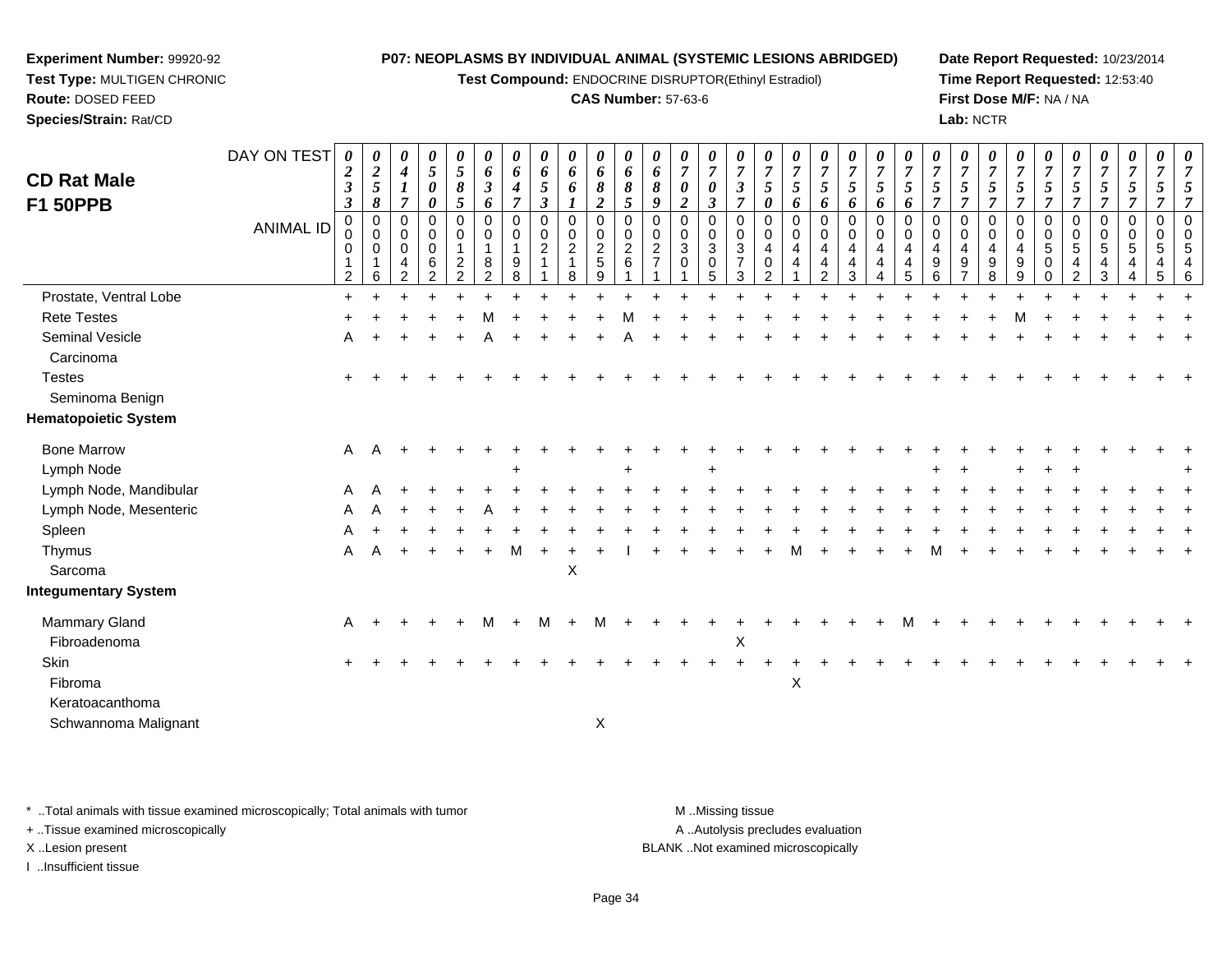**Experiment Number:** 99920-92
**Test Type:** MULTIGEN CHRONIC
**Route:** DOSED FEED
**Species/Strain:** Rat/CD

**P07: NEOPLASMS BY INDIVIDUAL ANIMAL (SYSTEMIC LESIONS ABRIDGED)**
**Test Compound:** ENDOCRINE DISRUPTOR(Ethinyl Estradiol)
**CAS Number:** 57-63-6

**Date Report Requested:** 10/23/2014
**Time Report Requested:** 12:53:40
**First Dose M/F:** NA / NA
**Lab:** NCTR

# CD Rat Male F1 50PPB

| DAY ON TEST | 0233 | 0258 | 0417 | 0500 | 0585 | 0636 | 0647 | 0653 | 0661 | 0682 | 0685 | 0689 | 0702 | 0703 | 0737 | 0750 | 0756 | 0756 | 0756 | 0756 | 0756 | 0757 | 0757 | 0757 | 0757 | 0757 | 0757 | 0757 | 0757 | 0757 | 0757 |
|---|---|---|---|---|---|---|---|---|---|---|---|---|---|---|---|---|---|---|---|---|---|---|---|---|---|---|---|---|---|---|---|
| **ANIMAL ID** | 00012 | 00016 | 00042 | 00062 | 00122 | 00182 | 00198 | 00211 | 00218 | 00259 | 00261 | 00271 | 00301 | 00305 | 00373 | 00402 | 00441 | 00442 | 00443 | 00444 | 00445 | 00496 | 00497 | 00498 | 00499 | 00500 | 00542 | 00543 | 00544 | 00545 | 00546 |
| Prostate, Ventral Lobe | + | + | + | + | + | + | + | + | + | + | + | + | + | + | + | + | + | + | + | + | + | + | + | + | + | + | + | + | + | + | + |
| Rete Testes | + | + | + | + | + | M | + | + | + | + | M | + | + | + | + | + | + | + | + | + | + | + | + | + | M | + | + | + | + | + | + |
| Seminal Vesicle | A | + | + | + | + | A | + | + | + | + | A | + | + | + | + | + | + | + | + | + | + | + | + | + | + | + | + | + | + | + | + |
| Carcinoma | | | | | | | | | | | | | | | | | | | | | | | | | | | | | | | |
| Testes | + | + | + | + | + | + | + | + | + | + | + | + | + | + | + | + | + | + | + | + | + | + | + | + | + | + | + | + | + | + | + |
| Seminoma Benign | | | | | | | | | | | | | | | | | | | | | | | | | | | | | | | |
| **Hematopoietic System** | | | | | | | | | | | | | | | | | | | | | | | | | | | | | | | |
| Bone Marrow | A | A | + | + | + | + | + | + | + | + | + | + | + | + | + | + | + | + | + | + | + | + | + | + | + | + | + | + | + | + | + |
| Lymph Node | | | | | | | + | | | | + | | | + | | | | | | | | + | + | | + | + | + | | | | + |
| Lymph Node, Mandibular | A | A | + | + | + | + | + | + | + | + | + | + | + | + | + | + | + | + | + | + | + | + | + | + | + | + | + | + | + | + | + |
| Lymph Node, Mesenteric | A | A | + | + | + | A | + | + | + | + | + | + | + | + | + | + | + | + | + | + | + | + | + | + | + | + | + | + | + | + | + |
| Spleen | A | + | + | + | + | + | + | + | + | + | + | + | + | + | + | + | + | + | + | + | + | + | + | + | + | + | + | + | + | + | + |
| Thymus | A | A | + | + | + | + | M | + | + | + | I | + | + | + | + | + | M | + | + | + | + | M | + | + | + | + | + | + | + | + | + |
| Sarcoma | | | | | | | | | X | | | | | | | | | | | | | | | | | | | | | | |
| **Integumentary System** | | | | | | | | | | | | | | | | | | | | | | | | | | | | | | | |
| Mammary Gland | A | + | + | + | + | M | + | M | + | M | + | + | + | + | + | + | + | + | + | + | M | + | + | + | + | + | + | + | + | + | + |
| Fibroadenoma | | | | | | | | | | | | | | | X | | | | | | | | | | | | | | | | |
| Skin | + | + | + | + | + | + | + | + | + | + | + | + | + | + | + | + | + | + | + | + | + | + | + | + | + | + | + | + | + | + | + |
| Fibroma | | | | | | | | | | | | | | | | | X | | | | | | | | | | | | | | |
| Keratoacanthoma | | | | | | | | | | | | | | | | | | | | | | | | | | | | | | | |
| Schwannoma Malignant | | | | | | | | | | X | | | | | | | | | | | | | | | | | | | | | |

* ..Total animals with tissue examined microscopically; Total animals with tumor
+ ..Tissue examined microscopically
X ..Lesion present
I ..Insufficient tissue

M ..Missing tissue
A ..Autolysis precludes evaluation
BLANK ..Not examined microscopically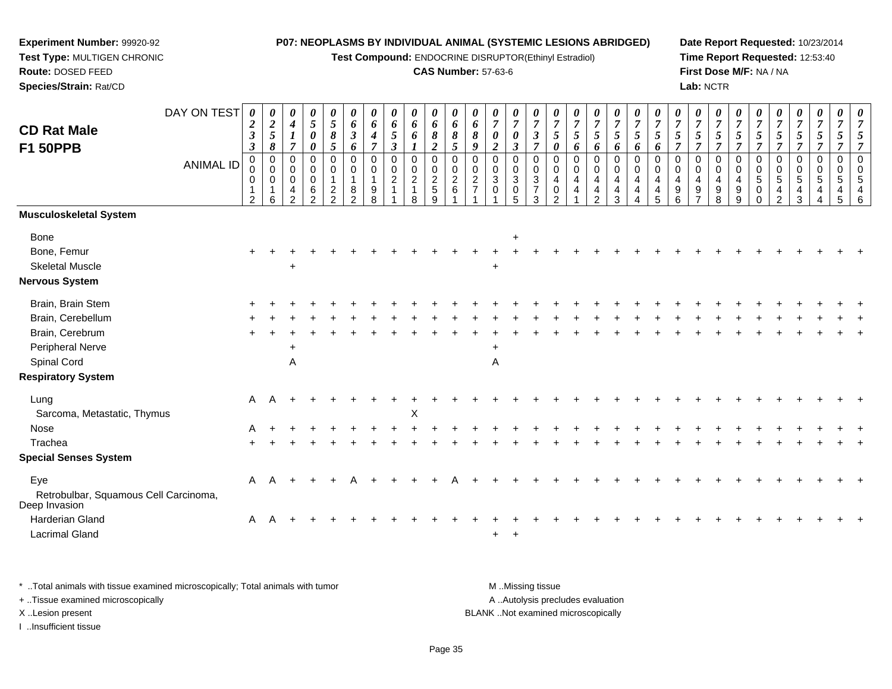**Experiment Number:** 99920-92
**Test Type:** MULTIGEN CHRONIC
**Route:** DOSED FEED
**Species/Strain:** Rat/CD

**P07: NEOPLASMS BY INDIVIDUAL ANIMAL (SYSTEMIC LESIONS ABRIDGED)**
**Test Compound:** ENDOCRINE DISRUPTOR(Ethinyl Estradiol)
**CAS Number:** 57-63-6

**Date Report Requested:** 10/23/2014
**Time Report Requested:** 12:53:40
**First Dose M/F:** NA / NA
**Lab:** NCTR

## CD Rat Male F1 50PPB

| DAY ON TEST | 0233 | 0258 | 0417 | 0500 | 0585 | 0636 | 0647 | 0653 | 0661 | 0682 | 0685 | 0689 | 0702 | 0703 | 0737 | 0750 | 0756 | 0756 | 0756 | 0756 | 0756 | 0757 | 0757 | 0757 | 0757 | 0757 | 0757 | 0757 | 0757 | 0757 | 0757 |
|---|---|---|---|---|---|---|---|---|---|---|---|---|---|---|---|---|---|---|---|---|---|---|---|---|---|---|---|---|---|---|---|
| **ANIMAL ID** | 00012 | 00016 | 00042 | 00062 | 00122 | 00182 | 00198 | 00211 | 00218 | 00259 | 00261 | 00271 | 00301 | 00305 | 00373 | 00402 | 00441 | 00442 | 00443 | 00444 | 00445 | 00496 | 00497 | 00498 | 00499 | 00500 | 00542 | 00543 | 00544 | 00545 | 00546 |
| **Musculoskeletal System** | | | | | | | | | | | | | | | | | | | | | | | | | | | | | | | |
| Bone | | | | | | | | | | | | | | + | | | | | | | | | | | | | | | | | |
| Bone, Femur | + | + | + | + | + | + | + | + | + | + | + | + | + | + | + | + | + | + | + | + | + | + | + | + | + | + | + | + | + | + | + |
| Skeletal Muscle | | | + | | | | | | | | | | + | | | | | | | | | | | | | | | | | | |
| **Nervous System** | | | | | | | | | | | | | | | | | | | | | | | | | | | | | | | |
| Brain, Brain Stem | + | + | + | + | + | + | + | + | + | + | + | + | + | + | + | + | + | + | + | + | + | + | + | + | + | + | + | + | + | + | + |
| Brain, Cerebellum | + | + | + | + | + | + | + | + | + | + | + | + | + | + | + | + | + | + | + | + | + | + | + | + | + | + | + | + | + | + | + |
| Brain, Cerebrum | + | + | + | + | + | + | + | + | + | + | + | + | + | + | + | + | + | + | + | + | + | + | + | + | + | + | + | + | + | + | + |
| Peripheral Nerve | | | + | | | | | | | | | | + | | | | | | | | | | | | | | | | | | |
| Spinal Cord | | | A | | | | | | | | | | A | | | | | | | | | | | | | | | | | | |
| **Respiratory System** | | | | | | | | | | | | | | | | | | | | | | | | | | | | | | | |
| Lung | A | A | + | + | + | + | + | + | + | + | + | + | + | + | + | + | + | + | + | + | + | + | + | + | + | + | + | + | + | + | + |
| Sarcoma, Metastatic, Thymus | | | | | | | | | X | | | | | | | | | | | | | | | | | | | | | | |
| Nose | A | + | + | + | + | + | + | + | + | + | + | + | + | + | + | + | + | + | + | + | + | + | + | + | + | + | + | + | + | + | + |
| Trachea | + | + | + | + | + | + | + | + | + | + | + | + | + | + | + | + | + | + | + | + | + | + | + | + | + | + | + | + | + | + | + |
| **Special Senses System** | | | | | | | | | | | | | | | | | | | | | | | | | | | | | | | |
| Eye | A | A | + | + | + | A | + | + | + | + | A | + | + | + | + | + | + | + | + | + | + | + | + | + | + | + | + | + | + | + | + |
| Retrobulbar, Squamous Cell Carcinoma, Deep Invasion | | | | | | | | | | | | | | | | | | | | | | | | | | | | | | | |
| Harderian Gland | A | A | + | + | + | + | + | + | + | + | + | + | + | + | + | + | + | + | + | + | + | + | + | + | + | + | + | + | + | + | + |
| Lacrimal Gland | | | | | | | | | | | | | + | + | | | | | | | | | | | | | | | | | |

\* ..Total animals with tissue examined microscopically; Total animals with tumor
+ ..Tissue examined microscopically
X ..Lesion present
I ..Insufficient tissue

M ..Missing tissue
A ..Autolysis precludes evaluation
BLANK ..Not examined microscopically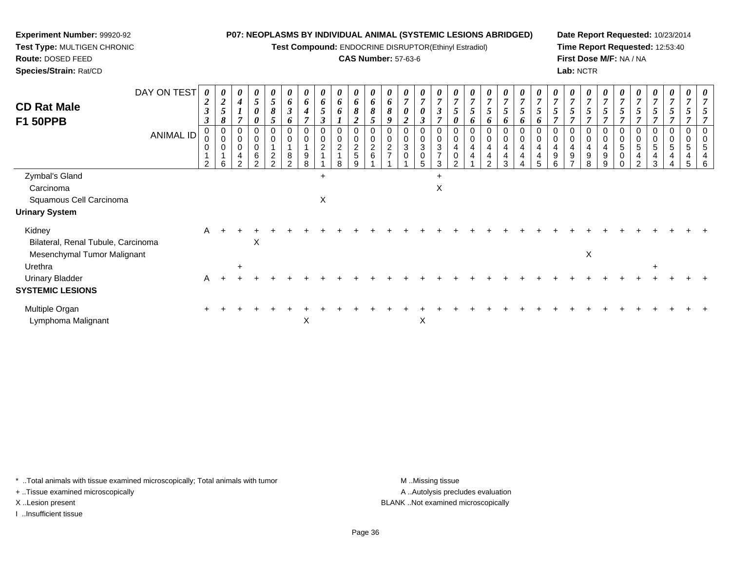**Experiment Number:** 99920-92
**Test Type:** MULTIGEN CHRONIC
**Route:** DOSED FEED
**Species/Strain:** Rat/CD

**P07: NEOPLASMS BY INDIVIDUAL ANIMAL (SYSTEMIC LESIONS ABRIDGED)**
**Test Compound:** ENDOCRINE DISRUPTOR(Ethinyl Estradiol)
**CAS Number:** 57-63-6

**Date Report Requested:** 10/23/2014
**Time Report Requested:** 12:53:40
**First Dose M/F:** NA / NA
**Lab:** NCTR

## CD Rat Male F1 50PPB

| DAY ON TEST | 0233 | 0258 | 0417 | 0500 | 0585 | 0636 | 0647 | 0653 | 0661 | 0682 | 0685 | 0689 | 0702 | 0703 | 0737 | 0750 | 0756 | 0756 | 0756 | 0756 | 0756 | 0757 | 0757 | 0757 | 0757 | 0757 | 0757 | 0757 | 0757 | 0757 | 0757 |
|---|---|---|---|---|---|---|---|---|---|---|---|---|---|---|---|---|---|---|---|---|---|---|---|---|---|---|---|---|---|---|---|
| **ANIMAL ID** | 00012 | 00016 | 00042 | 00062 | 00122 | 00182 | 00198 | 00211 | 00218 | 00259 | 00261 | 00271 | 00301 | 00305 | 00373 | 00402 | 00441 | 00442 | 00443 | 00444 | 00445 | 00496 | 00497 | 00498 | 00499 | 00500 | 00542 | 00543 | 00544 | 00545 | 00546 |
| Zymbal's Gland | | | | | | | | + | | | | | | | + | | | | | | | | | | | | | | | | |
| Carcinoma | | | | | | | | | | | | | | | X | | | | | | | | | | | | | | | | |
| Squamous Cell Carcinoma | | | | | | | | X | | | | | | | | | | | | | | | | | | | | | | | |
| **Urinary System** | | | | | | | | | | | | | | | | | | | | | | | | | | | | | | | |
| Kidney | A | + | + | + | + | + | + | + | + | + | + | + | + | + | + | + | + | + | + | + | + | + | + | + | + | + | + | + | + | + | + |
| Bilateral, Renal Tubule, Carcinoma | | | | X | | | | | | | | | | | | | | | | | | | | | | | | | | | |
| Mesenchymal Tumor Malignant | | | | | | | | | | | | | | | | | | | | | | | | X | | | | | | | |
| Urethra | | | + | | | | | | | | | | | | | | | | | | | | | | | | | + | | | |
| Urinary Bladder | A | + | + | + | + | + | + | + | + | + | + | + | + | + | + | + | + | + | + | + | + | + | + | + | + | + | + | + | + | + | + |
| **SYSTEMIC LESIONS** | | | | | | | | | | | | | | | | | | | | | | | | | | | | | | | |
| Multiple Organ | + | + | + | + | + | + | + | + | + | + | + | + | + | + | + | + | + | + | + | + | + | + | + | + | + | + | + | + | + | + | + |
| Lymphoma Malignant | | | | | | | X | | | | | | | X | | | | | | | | | | | | | | | | | |

* ..Total animals with tissue examined microscopically; Total animals with tumor
+ ..Tissue examined microscopically
X ..Lesion present
I ..Insufficient tissue

M ..Missing tissue
A ..Autolysis precludes evaluation
BLANK ..Not examined microscopically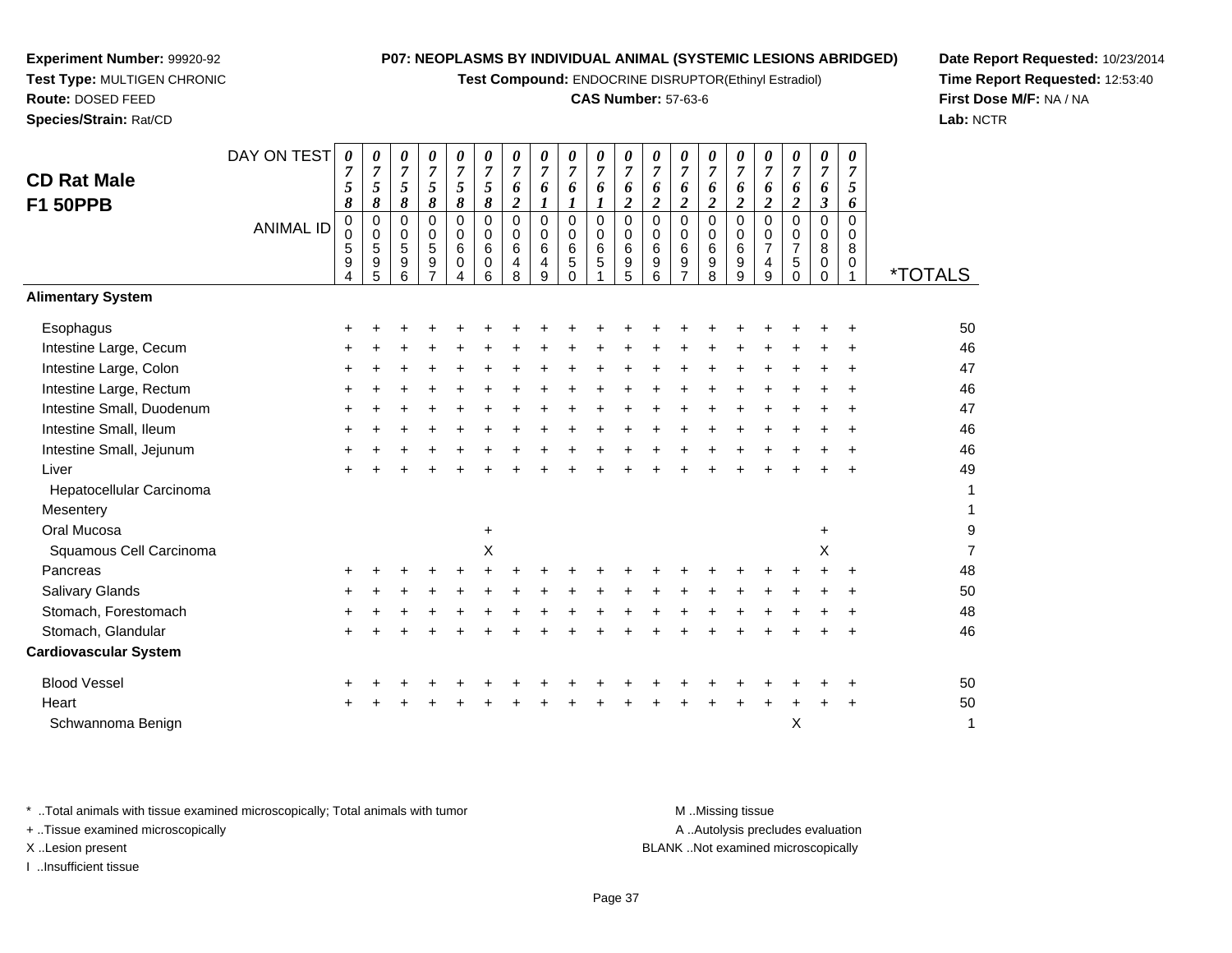**Experiment Number:** 99920-92
**Test Type:** MULTIGEN CHRONIC
**Route:** DOSED FEED
**Species/Strain:** Rat/CD

**P07: NEOPLASMS BY INDIVIDUAL ANIMAL (SYSTEMIC LESIONS ABRIDGED)**
**Test Compound:** ENDOCRINE DISRUPTOR(Ethinyl Estradiol)
**CAS Number:** 57-63-6

**Date Report Requested:** 10/23/2014
**Time Report Requested:** 12:53:40
**First Dose M/F:** NA / NA
**Lab:** NCTR

## CD Rat Male F1 50PPB

| DAY ON TEST | 0758 | 0758 | 0758 | 0758 | 0758 | 0758 | 0762 | 0761 | 0761 | 0761 | 0762 | 0762 | 0762 | 0762 | 0762 | 0762 | 0762 | 0763 | 0756 | |
|---|---|---|---|---|---|---|---|---|---|---|---|---|---|---|---|---|---|---|---|---|
| **ANIMAL ID** | 00594 | 00595 | 00596 | 00597 | 00604 | 00606 | 00648 | 00649 | 00650 | 00651 | 00695 | 00696 | 00697 | 00698 | 00699 | 00749 | 00750 | 00800 | 00801 | ***TOTALS** |
| **Alimentary System** | | | | | | | | | | | | | | | | | | | | |
| Esophagus | + | + | + | + | + | + | + | + | + | + | + | + | + | + | + | + | + | + | + | 50 |
| Intestine Large, Cecum | + | + | + | + | + | + | + | + | + | + | + | + | + | + | + | + | + | + | + | 46 |
| Intestine Large, Colon | + | + | + | + | + | + | + | + | + | + | + | + | + | + | + | + | + | + | + | 47 |
| Intestine Large, Rectum | + | + | + | + | + | + | + | + | + | + | + | + | + | + | + | + | + | + | + | 46 |
| Intestine Small, Duodenum | + | + | + | + | + | + | + | + | + | + | + | + | + | + | + | + | + | + | + | 47 |
| Intestine Small, Ileum | + | + | + | + | + | + | + | + | + | + | + | + | + | + | + | + | + | + | + | 46 |
| Intestine Small, Jejunum | + | + | + | + | + | + | + | + | + | + | + | + | + | + | + | + | + | + | + | 46 |
| Liver | + | + | + | + | + | + | + | + | + | + | + | + | + | + | + | + | + | + | + | 49 |
| Hepatocellular Carcinoma | | | | | | | | | | | | | | | | | | | | 1 |
| Mesentery | | | | | | | | | | | | | | | | | | | | 1 |
| Oral Mucosa | | | | | | + | | | | | | | | | | | | + | | 9 |
| Squamous Cell Carcinoma | | | | | | X | | | | | | | | | | | | X | | 7 |
| Pancreas | + | + | + | + | + | + | + | + | + | + | + | + | + | + | + | + | + | + | + | 48 |
| Salivary Glands | + | + | + | + | + | + | + | + | + | + | + | + | + | + | + | + | + | + | + | 50 |
| Stomach, Forestomach | + | + | + | + | + | + | + | + | + | + | + | + | + | + | + | + | + | + | + | 48 |
| Stomach, Glandular | + | + | + | + | + | + | + | + | + | + | + | + | + | + | + | + | + | + | + | 46 |
| **Cardiovascular System** | | | | | | | | | | | | | | | | | | | | |
| Blood Vessel | + | + | + | + | + | + | + | + | + | + | + | + | + | + | + | + | + | + | + | 50 |
| Heart | + | + | + | + | + | + | + | + | + | + | + | + | + | + | + | + | + | + | + | 50 |
| Schwannoma Benign | | | | | | | | | | | | | | | | | X | | | 1 |

\* ..Total animals with tissue examined microscopically; Total animals with tumor
\+ ..Tissue examined microscopically
X ..Lesion present
I ..Insufficient tissue

M ..Missing tissue
A ..Autolysis precludes evaluation
BLANK ..Not examined microscopically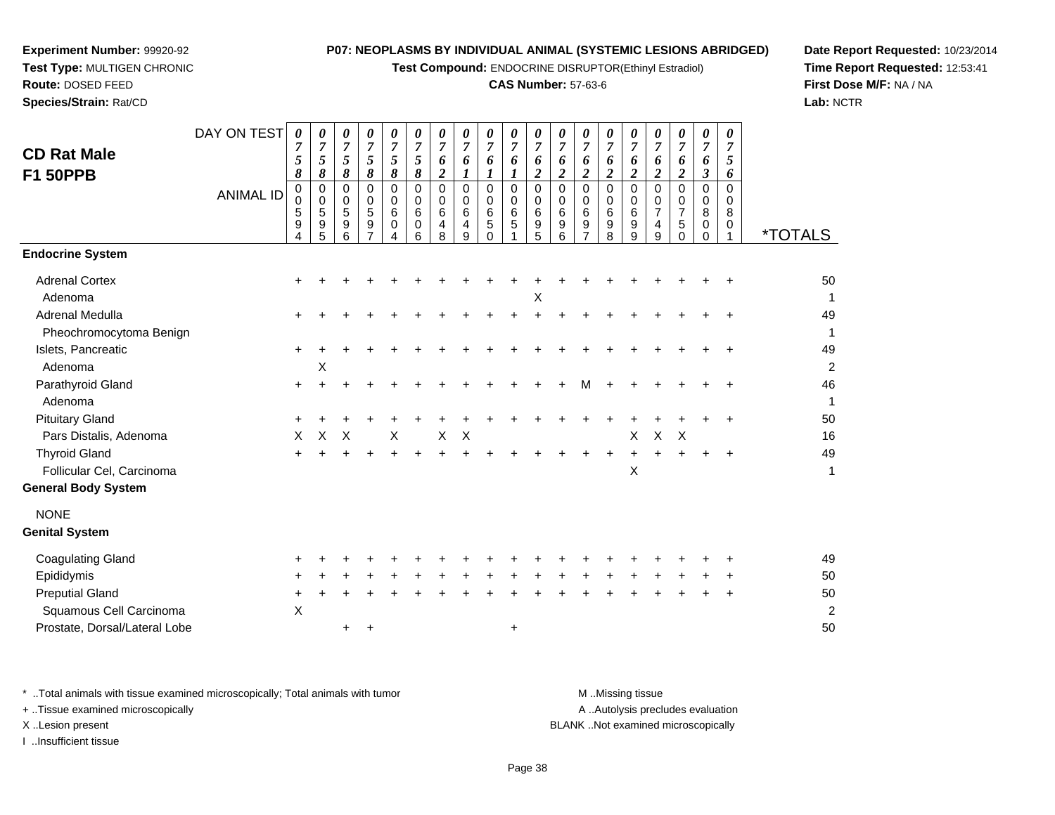**Experiment Number:** 99920-92
**Test Type:** MULTIGEN CHRONIC
**Route:** DOSED FEED
**Species/Strain:** Rat/CD

**P07: NEOPLASMS BY INDIVIDUAL ANIMAL (SYSTEMIC LESIONS ABRIDGED)**
**Test Compound:** ENDOCRINE DISRUPTOR(Ethinyl Estradiol)
**CAS Number:** 57-63-6

**Date Report Requested:** 10/23/2014
**Time Report Requested:** 12:53:41
**First Dose M/F:** NA / NA
**Lab:** NCTR

## CD Rat Male F1 50PPB

| DAY ON TEST | 0758 | 0758 | 0758 | 0758 | 0758 | 0758 | 0762 | 0761 | 0761 | 0761 | 0762 | 0762 | 0762 | 0762 | 0762 | 0762 | 0762 | 0763 | 0756 | |
|---|---|---|---|---|---|---|---|---|---|---|---|---|---|---|---|---|---|---|---|---|
| **ANIMAL ID** | 00594 | 00595 | 00596 | 00597 | 00604 | 00606 | 00648 | 00649 | 00650 | 00651 | 00695 | 00696 | 00697 | 00698 | 00699 | 00749 | 00750 | 00800 | 00801 | ***TOTALS** |
| **Endocrine System** | | | | | | | | | | | | | | | | | | | | |
| Adrenal Cortex | + | + | + | + | + | + | + | + | + | + | + | + | + | + | + | + | + | + | + | 50 |
| Adenoma | | | | | | | | | | | X | | | | | | | | | 1 |
| Adrenal Medulla | + | + | + | + | + | + | + | + | + | + | + | + | + | + | + | + | + | + | + | 49 |
| Pheochromocytoma Benign | | | | | | | | | | | | | | | | | | | | 1 |
| Islets, Pancreatic | + | + | + | + | + | + | + | + | + | + | + | + | + | + | + | + | + | + | + | 49 |
| Adenoma | | X | | | | | | | | | | | | | | | | | | 2 |
| Parathyroid Gland | + | + | + | + | + | + | + | + | + | + | + | + | M | + | + | + | + | + | + | 46 |
| Adenoma | | | | | | | | | | | | | | | | | | | | 1 |
| Pituitary Gland | + | + | + | + | + | + | + | + | + | + | + | + | + | + | + | + | + | + | + | 50 |
| Pars Distalis, Adenoma | X | X | X | | X | | X | X | | | | | | | X | X | X | | | 16 |
| Thyroid Gland | + | + | + | + | + | + | + | + | + | + | + | + | + | + | + | + | + | + | + | 49 |
| Follicular Cel, Carcinoma | | | | | | | | | | | | | | | X | | | | | 1 |
| **General Body System** | | | | | | | | | | | | | | | | | | | | |
| NONE | | | | | | | | | | | | | | | | | | | | |
| **Genital System** | | | | | | | | | | | | | | | | | | | | |
| Coagulating Gland | + | + | + | + | + | + | + | + | + | + | + | + | + | + | + | + | + | + | + | 49 |
| Epididymis | + | + | + | + | + | + | + | + | + | + | + | + | + | + | + | + | + | + | + | 50 |
| Preputial Gland | + | + | + | + | + | + | + | + | + | + | + | + | + | + | + | + | + | + | + | 50 |
| Squamous Cell Carcinoma | X | | | | | | | | | | | | | | | | | | | 2 |
| Prostate, Dorsal/Lateral Lobe | | | + | + | | | | | | + | | | | | | | | | | 50 |

\* ..Total animals with tissue examined microscopically; Total animals with tumor
\+ ..Tissue examined microscopically
X ..Lesion present
I ..Insufficient tissue

M ..Missing tissue
A ..Autolysis precludes evaluation
BLANK ..Not examined microscopically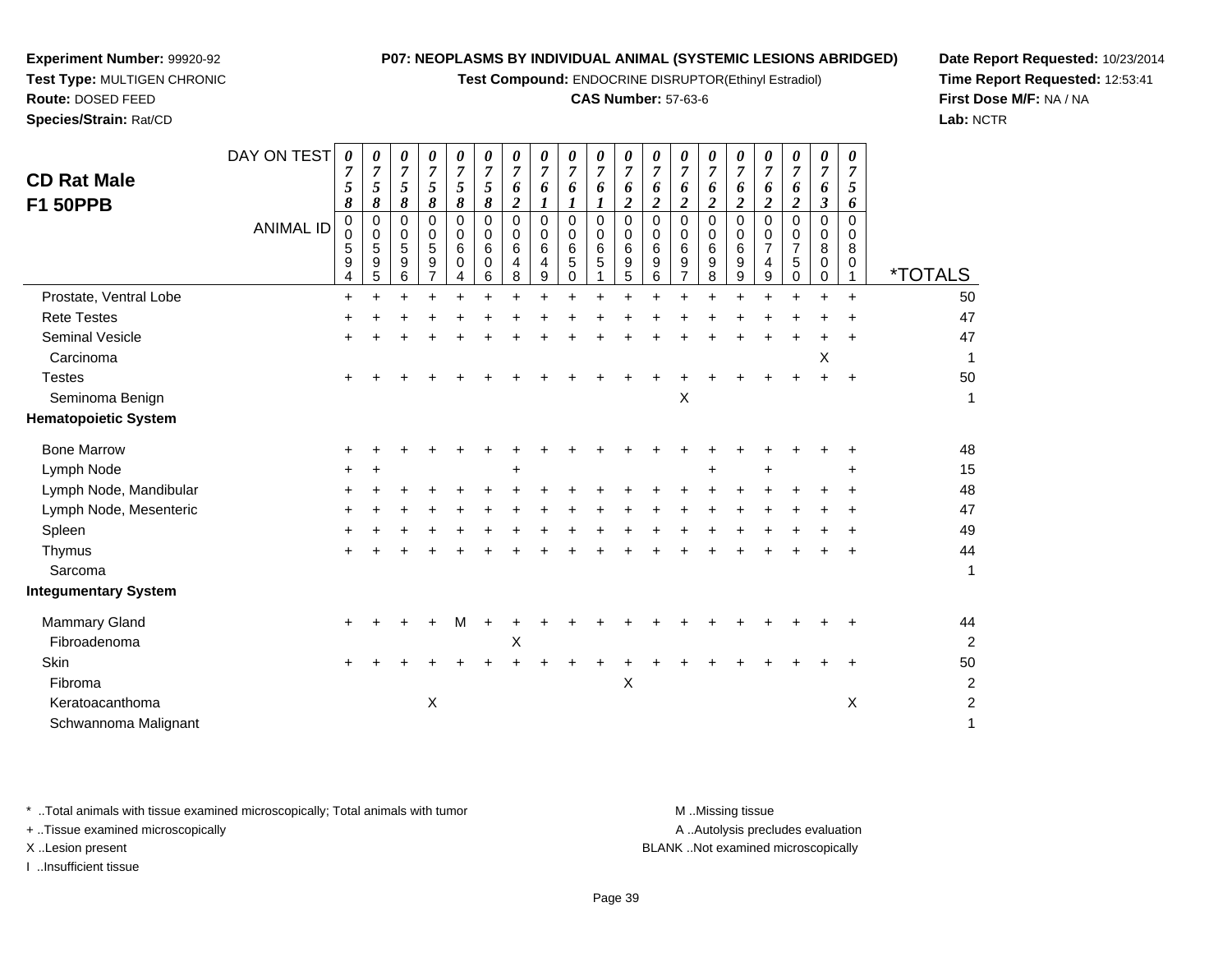**Experiment Number:** 99920-92
**Test Type:** MULTIGEN CHRONIC
**Route:** DOSED FEED
**Species/Strain:** Rat/CD

**P07: NEOPLASMS BY INDIVIDUAL ANIMAL (SYSTEMIC LESIONS ABRIDGED)**
**Test Compound:** ENDOCRINE DISRUPTOR(Ethinyl Estradiol)
**CAS Number:** 57-63-6

**Date Report Requested:** 10/23/2014
**Time Report Requested:** 12:53:41
**First Dose M/F:** NA / NA
**Lab:** NCTR

## CD Rat Male F1 50PPB

| DAY ON TEST | 0758 | 0758 | 0758 | 0758 | 0758 | 0758 | 0762 | 0761 | 0761 | 0761 | 0762 | 0762 | 0762 | 0762 | 0762 | 0762 | 0762 | 0763 | 0756 | |
|---|---|---|---|---|---|---|---|---|---|---|---|---|---|---|---|---|---|---|---|---|
| **ANIMAL ID** | 00594 | 00595 | 00596 | 00597 | 00604 | 00606 | 00648 | 00649 | 00650 | 00651 | 00695 | 00696 | 00697 | 00698 | 00699 | 00749 | 00750 | 00800 | 00801 | ***TOTALS** |
| Prostate, Ventral Lobe | + | + | + | + | + | + | + | + | + | + | + | + | + | + | + | + | + | + | + | 50 |
| Rete Testes | + | + | + | + | + | + | + | + | + | + | + | + | + | + | + | + | + | + | + | 47 |
| Seminal Vesicle | + | + | + | + | + | + | + | + | + | + | + | + | + | + | + | + | + | + | + | 47 |
| Carcinoma | | | | | | | | | | | | | | | | | | X | | 1 |
| Testes | + | + | + | + | + | + | + | + | + | + | + | + | + | + | + | + | + | + | + | 50 |
| Seminoma Benign | | | | | | | | | | | | | X | | | | | | | 1 |
| **Hematopoietic System** | | | | | | | | | | | | | | | | | | | | |
| Bone Marrow | + | + | + | + | + | + | + | + | + | + | + | + | + | + | + | + | + | + | + | 48 |
| Lymph Node | + | + | | | | | + | | | | | | | + | | + | | | + | 15 |
| Lymph Node, Mandibular | + | + | + | + | + | + | + | + | + | + | + | + | + | + | + | + | + | + | + | 48 |
| Lymph Node, Mesenteric | + | + | + | + | + | + | + | + | + | + | + | + | + | + | + | + | + | + | + | 47 |
| Spleen | + | + | + | + | + | + | + | + | + | + | + | + | + | + | + | + | + | + | + | 49 |
| Thymus | + | + | + | + | + | + | + | + | + | + | + | + | + | + | + | + | + | + | + | 44 |
| Sarcoma | | | | | | | | | | | | | | | | | | | | 1 |
| **Integumentary System** | | | | | | | | | | | | | | | | | | | | |
| Mammary Gland | + | + | + | + | M | + | + | + | + | + | + | + | + | + | + | + | + | + | + | 44 |
| Fibroadenoma | | | | | | | X | | | | | | | | | | | | | 2 |
| Skin | + | + | + | + | + | + | + | + | + | + | + | + | + | + | + | + | + | + | + | 50 |
| Fibroma | | | | | | | | | | | X | | | | | | | | | 2 |
| Keratoacanthoma | | | | X | | | | | | | | | | | | | | | X | 2 |
| Schwannoma Malignant | | | | | | | | | | | | | | | | | | | | 1 |

\* ..Total animals with tissue examined microscopically; Total animals with tumor
+ ..Tissue examined microscopically
X ..Lesion present
I ..Insufficient tissue

M ..Missing tissue
A ..Autolysis precludes evaluation
BLANK ..Not examined microscopically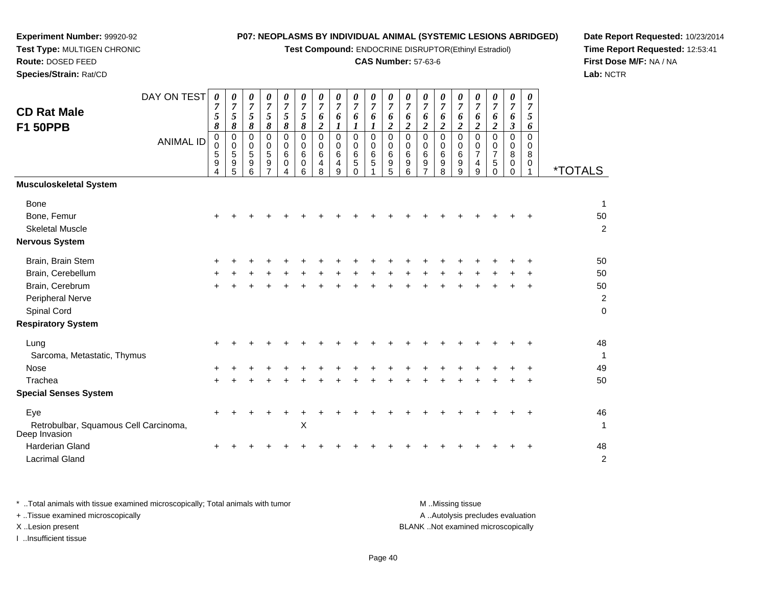**Experiment Number:** 99920-92
**Test Type:** MULTIGEN CHRONIC
**Route:** DOSED FEED
**Species/Strain:** Rat/CD

**P07: NEOPLASMS BY INDIVIDUAL ANIMAL (SYSTEMIC LESIONS ABRIDGED)**
**Test Compound:** ENDOCRINE DISRUPTOR(Ethinyl Estradiol)
**CAS Number:** 57-63-6

**Date Report Requested:** 10/23/2014
**Time Report Requested:** 12:53:41
**First Dose M/F:** NA / NA
**Lab:** NCTR

## CD Rat Male F1 50PPB

| DAY ON TEST | 0758 | 0758 | 0758 | 0758 | 0758 | 0758 | 0762 | 0761 | 0761 | 0761 | 0762 | 0762 | 0762 | 0762 | 0762 | 0762 | 0762 | 0763 | 0756 | |
|---|---|---|---|---|---|---|---|---|---|---|---|---|---|---|---|---|---|---|---|---|
| **ANIMAL ID** | 00594 | 00595 | 00596 | 00597 | 00604 | 00606 | 00648 | 00649 | 00650 | 00651 | 00695 | 00696 | 00697 | 00698 | 00699 | 00749 | 00750 | 00800 | 00801 | ***TOTALS** |
| **Musculoskeletal System** | | | | | | | | | | | | | | | | | | | | |
| Bone | | | | | | | | | | | | | | | | | | | | 1 |
| Bone, Femur | + | + | + | + | + | + | + | + | + | + | + | + | + | + | + | + | + | + | + | 50 |
| Skeletal Muscle | | | | | | | | | | | | | | | | | | | | 2 |
| **Nervous System** | | | | | | | | | | | | | | | | | | | | |
| Brain, Brain Stem | + | + | + | + | + | + | + | + | + | + | + | + | + | + | + | + | + | + | + | 50 |
| Brain, Cerebellum | + | + | + | + | + | + | + | + | + | + | + | + | + | + | + | + | + | + | + | 50 |
| Brain, Cerebrum | + | + | + | + | + | + | + | + | + | + | + | + | + | + | + | + | + | + | + | 50 |
| Peripheral Nerve | | | | | | | | | | | | | | | | | | | | 2 |
| Spinal Cord | | | | | | | | | | | | | | | | | | | | 0 |
| **Respiratory System** | | | | | | | | | | | | | | | | | | | | |
| Lung | + | + | + | + | + | + | + | + | + | + | + | + | + | + | + | + | + | + | + | 48 |
| Sarcoma, Metastatic, Thymus | | | | | | | | | | | | | | | | | | | | 1 |
| Nose | + | + | + | + | + | + | + | + | + | + | + | + | + | + | + | + | + | + | + | 49 |
| Trachea | + | + | + | + | + | + | + | + | + | + | + | + | + | + | + | + | + | + | + | 50 |
| **Special Senses System** | | | | | | | | | | | | | | | | | | | | |
| Eye | + | + | + | + | + | + | + | + | + | + | + | + | + | + | + | + | + | + | + | 46 |
| Retrobulbar, Squamous Cell Carcinoma, Deep Invasion | | | | | | X | | | | | | | | | | | | | | 1 |
| Harderian Gland | + | + | + | + | + | + | + | + | + | + | + | + | + | + | + | + | + | + | + | 48 |
| Lacrimal Gland | | | | | | | | | | | | | | | | | | | | 2 |

\* ..Total animals with tissue examined microscopically; Total animals with tumor
\+ ..Tissue examined microscopically
X ..Lesion present
I ..Insufficient tissue

M ..Missing tissue
A ..Autolysis precludes evaluation
BLANK ..Not examined microscopically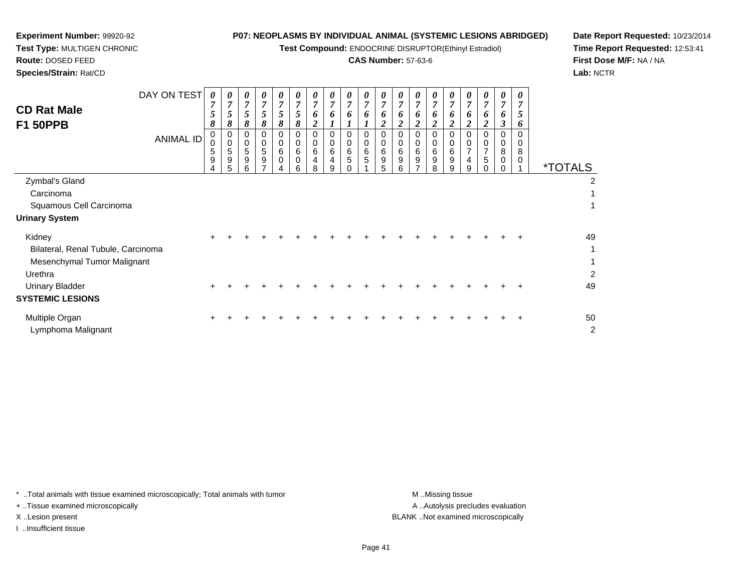**Experiment Number:** 99920-92
**Test Type:** MULTIGEN CHRONIC
**Route:** DOSED FEED
**Species/Strain:** Rat/CD

**P07: NEOPLASMS BY INDIVIDUAL ANIMAL (SYSTEMIC LESIONS ABRIDGED)**
**Test Compound:** ENDOCRINE DISRUPTOR(Ethinyl Estradiol)
**CAS Number:** 57-63-6

**Date Report Requested:** 10/23/2014
**Time Report Requested:** 12:53:41
**First Dose M/F:** NA / NA
**Lab:** NCTR

## CD Rat Male F1 50PPB

| DAY ON TEST | 0758 | 0758 | 0758 | 0758 | 0758 | 0758 | 0762 | 0761 | 0761 | 0761 | 0762 | 0762 | 0762 | 0762 | 0762 | 0762 | 0762 | 0763 | 0756 | |
|---|---|---|---|---|---|---|---|---|---|---|---|---|---|---|---|---|---|---|---|---|
| **ANIMAL ID** | 00594 | 00595 | 00596 | 00597 | 00604 | 00606 | 00648 | 00649 | 00650 | 00651 | 00695 | 00696 | 00697 | 00698 | 00699 | 00749 | 00750 | 00800 | 00801 | ***TOTALS** |
| Zymbal's Gland | | | | | | | | | | | | | | | | | | | | 2 |
| Carcinoma | | | | | | | | | | | | | | | | | | | | 1 |
| Squamous Cell Carcinoma | | | | | | | | | | | | | | | | | | | | 1 |
| **Urinary System** | | | | | | | | | | | | | | | | | | | | |
| Kidney | + | + | + | + | + | + | + | + | + | + | + | + | + | + | + | + | + | + | + | 49 |
| Bilateral, Renal Tubule, Carcinoma | | | | | | | | | | | | | | | | | | | | 1 |
| Mesenchymal Tumor Malignant | | | | | | | | | | | | | | | | | | | | 1 |
| Urethra | | | | | | | | | | | | | | | | | | | | 2 |
| Urinary Bladder | + | + | + | + | + | + | + | + | + | + | + | + | + | + | + | + | + | + | + | 49 |
| **SYSTEMIC LESIONS** | | | | | | | | | | | | | | | | | | | | |
| Multiple Organ | + | + | + | + | + | + | + | + | + | + | + | + | + | + | + | + | + | + | + | 50 |
| Lymphoma Malignant | | | | | | | | | | | | | | | | | | | | 2 |

* ..Total animals with tissue examined microscopically; Total animals with tumor
+ ..Tissue examined microscopically
X ..Lesion present
I ..Insufficient tissue

M ..Missing tissue
A ..Autolysis precludes evaluation
BLANK ..Not examined microscopically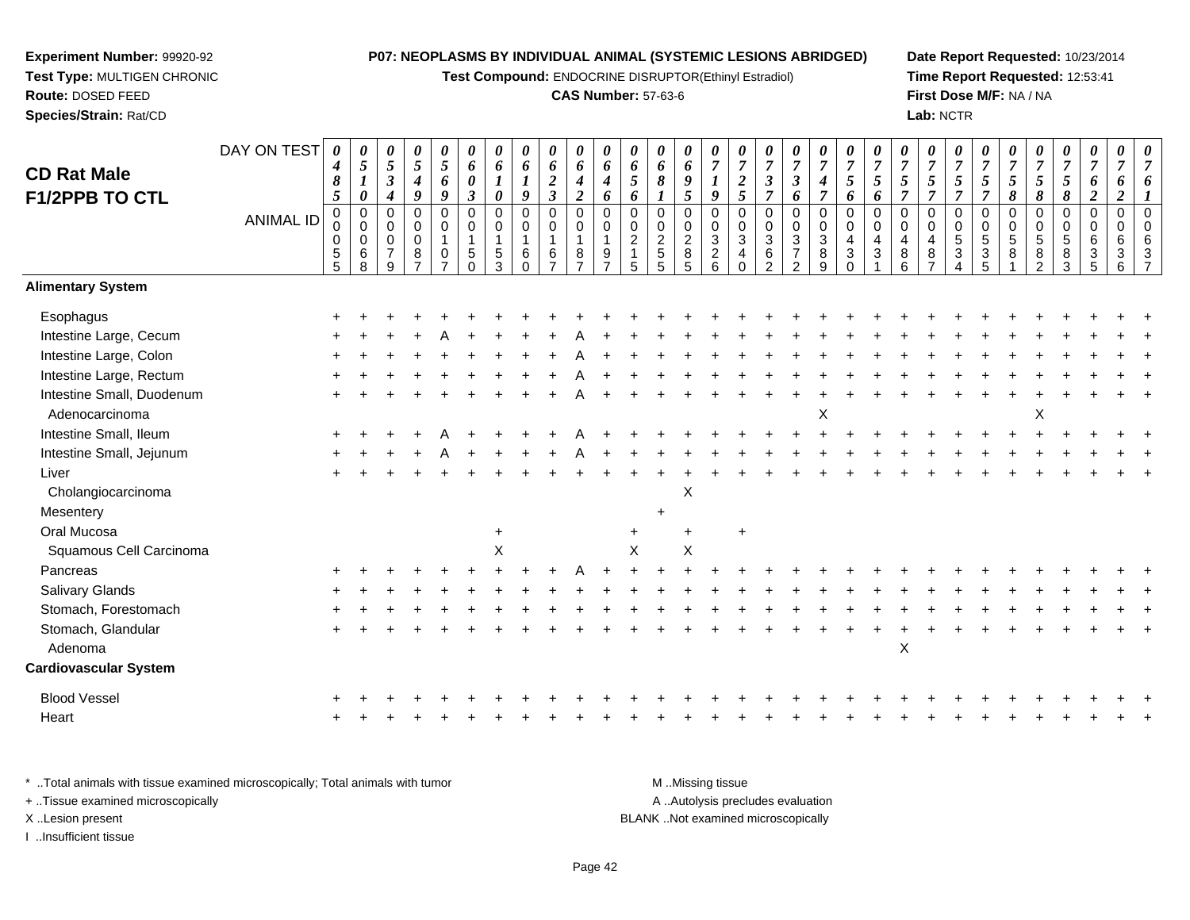**Experiment Number:** 99920-92
**Test Type:** MULTIGEN CHRONIC
**Route:** DOSED FEED
**Species/Strain:** Rat/CD

**P07: NEOPLASMS BY INDIVIDUAL ANIMAL (SYSTEMIC LESIONS ABRIDGED)**
**Test Compound:** ENDOCRINE DISRUPTOR(Ethinyl Estradiol)
**CAS Number:** 57-63-6

**Date Report Requested:** 10/23/2014
**Time Report Requested:** 12:53:41
**First Dose M/F:** NA / NA
**Lab:** NCTR

## CD Rat Male F1/2PPB TO CTL

| DAY ON TEST | 0485 | 0510 | 0534 | 0549 | 0569 | 0603 | 0610 | 0619 | 0623 | 0642 | 0646 | 0656 | 0681 | 0695 | 0719 | 0725 | 0737 | 0736 | 0747 | 0756 | 0756 | 0757 | 0757 | 0757 | 0757 | 0758 | 0758 | 0758 | 0762 | 0762 | 0761 |
|---|---|---|---|---|---|---|---|---|---|---|---|---|---|---|---|---|---|---|---|---|---|---|---|---|---|---|---|---|---|---|---|
| ANIMAL ID | 00055 | 00068 | 00079 | 00087 | 00107 | 00150 | 00153 | 00160 | 00167 | 00187 | 00197 | 00215 | 00255 | 00285 | 00326 | 00340 | 00362 | 00372 | 00389 | 00430 | 00431 | 00486 | 00487 | 00534 | 00535 | 00581 | 00582 | 00583 | 00635 | 00636 | 00637 |
| **Alimentary System** | | | | | | | | | | | | | | | | | | | | | | | | | | | | | | | |
| Esophagus | + | + | + | + | + | + | + | + | + | + | + | + | + | + | + | + | + | + | + | + | + | + | + | + | + | + | + | + | + | + | + |
| Intestine Large, Cecum | + | + | + | + | A | + | + | + | + | A | + | + | + | + | + | + | + | + | + | + | + | + | + | + | + | + | + | + | + | + | + |
| Intestine Large, Colon | + | + | + | + | + | + | + | + | + | A | + | + | + | + | + | + | + | + | + | + | + | + | + | + | + | + | + | + | + | + | + |
| Intestine Large, Rectum | + | + | + | + | + | + | + | + | + | A | + | + | + | + | + | + | + | + | + | + | + | + | + | + | + | + | + | + | + | + | + |
| Intestine Small, Duodenum | + | + | + | + | + | + | + | + | + | A | + | + | + | + | + | + | + | + | + | + | + | + | + | + | + | + | + | + | + | + | + |
| Adenocarcinoma | | | | | | | | | | | | | | | | | | | X | | | | | | | | X | | | | |
| Intestine Small, Ileum | + | + | + | + | A | + | + | + | + | A | + | + | + | + | + | + | + | + | + | + | + | + | + | + | + | + | + | + | + | + | + |
| Intestine Small, Jejunum | + | + | + | + | A | + | + | + | + | A | + | + | + | + | + | + | + | + | + | + | + | + | + | + | + | + | + | + | + | + | + |
| Liver | + | + | + | + | + | + | + | + | + | + | + | + | + | + | + | + | + | + | + | + | + | + | + | + | + | + | + | + | + | + | + |
| Cholangiocarcinoma | | | | | | | | | | | | | | X | | | | | | | | | | | | | | | | | |
| Mesentery | | | | | | | | | | | | | + | | | | | | | | | | | | | | | | | | |
| Oral Mucosa | | | | | | | + | | | | | + | | + | | + | | | | | | | | | | | | | | | |
| Squamous Cell Carcinoma | | | | | | | X | | | | | X | | X | | | | | | | | | | | | | | | | | |
| Pancreas | + | + | + | + | + | + | + | + | + | A | + | + | + | + | + | + | + | + | + | + | + | + | + | + | + | + | + | + | + | + | + |
| Salivary Glands | + | + | + | + | + | + | + | + | + | + | + | + | + | + | + | + | + | + | + | + | + | + | + | + | + | + | + | + | + | + | + |
| Stomach, Forestomach | + | + | + | + | + | + | + | + | + | + | + | + | + | + | + | + | + | + | + | + | + | + | + | + | + | + | + | + | + | + | + |
| Stomach, Glandular | + | + | + | + | + | + | + | + | + | + | + | + | + | + | + | + | + | + | + | + | + | + | + | + | + | + | + | + | + | + | + |
| Adenoma | | | | | | | | | | | | | | | | | | | | | | X | | | | | | | | | |
| **Cardiovascular System** | | | | | | | | | | | | | | | | | | | | | | | | | | | | | | | |
| Blood Vessel | + | + | + | + | + | + | + | + | + | + | + | + | + | + | + | + | + | + | + | + | + | + | + | + | + | + | + | + | + | + | + |
| Heart | + | + | + | + | + | + | + | + | + | + | + | + | + | + | + | + | + | + | + | + | + | + | + | + | + | + | + | + | + | + | + |

\* ..Total animals with tissue examined microscopically; Total animals with tumor
+ ..Tissue examined microscopically
X ..Lesion present
I ..Insufficient tissue

M ..Missing tissue
A ..Autolysis precludes evaluation
BLANK ..Not examined microscopically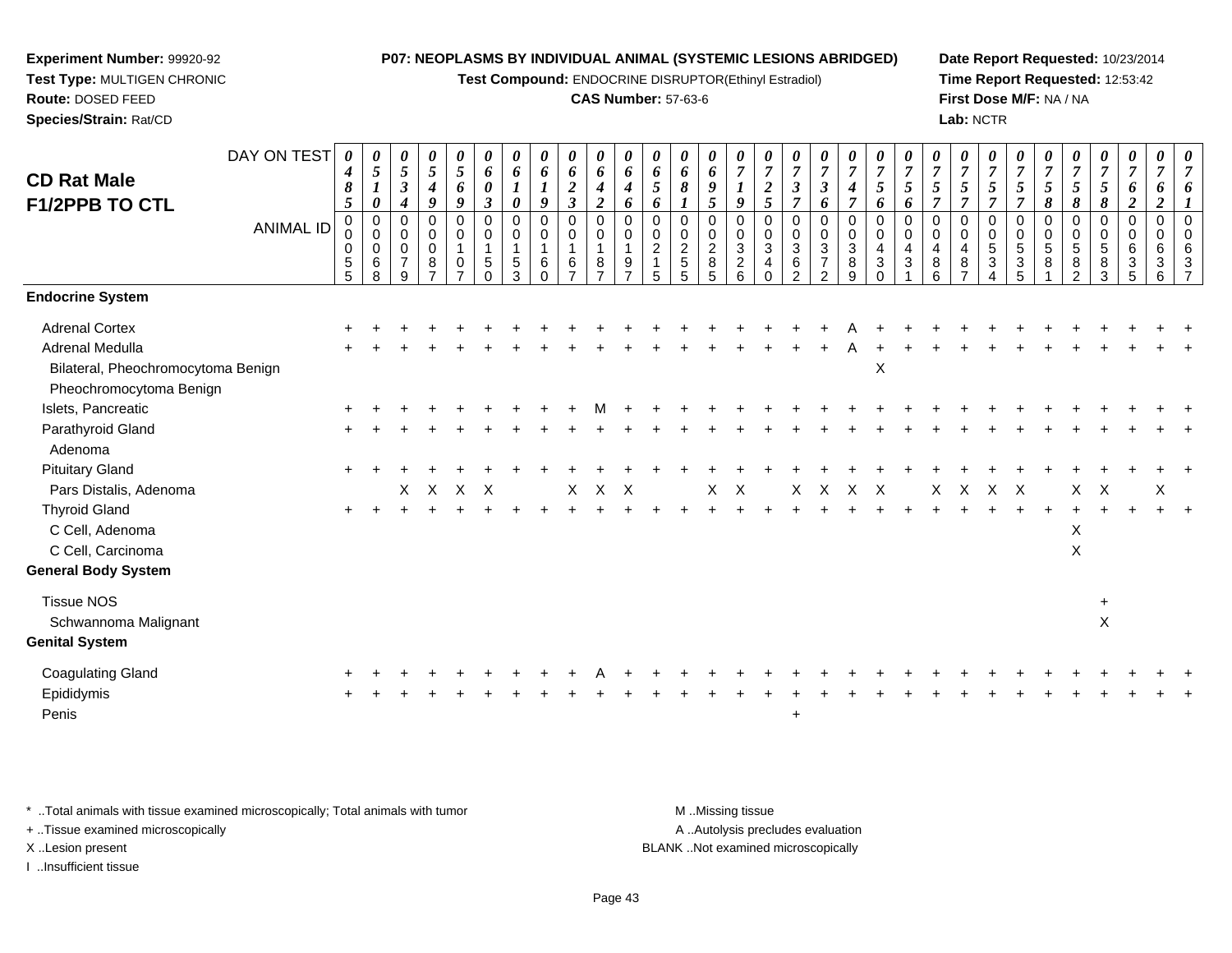**Experiment Number:** 99920-92
**Test Type:** MULTIGEN CHRONIC
**Route:** DOSED FEED
**Species/Strain:** Rat/CD

**P07: NEOPLASMS BY INDIVIDUAL ANIMAL (SYSTEMIC LESIONS ABRIDGED)**
**Test Compound:** ENDOCRINE DISRUPTOR(Ethinyl Estradiol)
**CAS Number:** 57-63-6

**Date Report Requested:** 10/23/2014
**Time Report Requested:** 12:53:42
**First Dose M/F:** NA / NA
**Lab:** NCTR

## CD Rat Male F1/2PPB TO CTL

| DAY ON TEST | 0485 | 0510 | 0534 | 0549 | 0569 | 0603 | 0610 | 0619 | 0623 | 0642 | 0646 | 0656 | 0681 | 0695 | 0719 | 0725 | 0737 | 0736 | 0747 | 0756 | 0756 | 0757 | 0757 | 0757 | 0757 | 0758 | 0758 | 0758 | 0762 | 0762 | 0761 |
|---|---|---|---|---|---|---|---|---|---|---|---|---|---|---|---|---|---|---|---|---|---|---|---|---|---|---|---|---|---|---|---|
| **ANIMAL ID** | 00055 | 00068 | 00079 | 00087 | 00107 | 00150 | 00153 | 00160 | 00167 | 00187 | 00197 | 00215 | 00255 | 00285 | 00326 | 00340 | 00362 | 00372 | 00389 | 00430 | 00431 | 00486 | 00487 | 00534 | 00535 | 00581 | 00582 | 00583 | 00635 | 00636 | 00637 |
| **Endocrine System** | | | | | | | | | | | | | | | | | | | | | | | | | | | | | | | |
| Adrenal Cortex | + | + | + | + | + | + | + | + | + | + | + | + | + | + | + | + | + | + | A | + | + | + | + | + | + | + | + | + | + | + | + |
| Adrenal Medulla | + | + | + | + | + | + | + | + | + | + | + | + | + | + | + | + | + | + | A | + | + | + | + | + | + | + | + | + | + | + | + |
| Bilateral, Pheochromocytoma Benign | | | | | | | | | | | | | | | | | | | | X | | | | | | | | | | | |
| Pheochromocytoma Benign | | | | | | | | | | | | | | | | | | | | | | | | | | | | | | | |
| Islets, Pancreatic | + | + | + | + | + | + | + | + | + | M | + | + | + | + | + | + | + | + | + | + | + | + | + | + | + | + | + | + | + | + | + |
| Parathyroid Gland | + | + | + | + | + | + | + | + | + | + | + | + | + | + | + | + | + | + | + | + | + | + | + | + | + | + | + | + | + | + | + |
| Adenoma | | | | | | | | | | | | | | | | | | | | | | | | | | | | | | | |
| Pituitary Gland | + | + | + | + | + | + | + | + | + | + | + | + | + | + | + | + | + | + | + | + | + | + | + | + | + | + | + | + | + | + | + |
| Pars Distalis, Adenoma | | | X | X | X | X | | | X | X | X | | | X | X | | X | X | X | X | | X | X | X | X | | X | X | | X | |
| Thyroid Gland | + | + | + | + | + | + | + | + | + | + | + | + | + | + | + | + | + | + | + | + | + | + | + | + | + | + | + | + | + | + | + |
| C Cell, Adenoma | | | | | | | | | | | | | | | | | | | | | | | | | | | X | | | | |
| C Cell, Carcinoma | | | | | | | | | | | | | | | | | | | | | | | | | | | X | | | | |
| **General Body System** | | | | | | | | | | | | | | | | | | | | | | | | | | | | | | | |
| Tissue NOS | | | | | | | | | | | | | | | | | | | | | | | | | | | | + | | | |
| Schwannoma Malignant | | | | | | | | | | | | | | | | | | | | | | | | | | | | X | | | |
| **Genital System** | | | | | | | | | | | | | | | | | | | | | | | | | | | | | | | |
| Coagulating Gland | + | + | + | + | + | + | + | + | + | A | + | + | + | + | + | + | + | + | + | + | + | + | + | + | + | + | + | + | + | + | + |
| Epididymis | + | + | + | + | + | + | + | + | + | + | + | + | + | + | + | + | + | + | + | + | + | + | + | + | + | + | + | + | + | + | + |
| Penis | | | | | | | | | | | | | | | | | + | | | | | | | | | | | | | | |

\* ..Total animals with tissue examined microscopically; Total animals with tumor
+ ..Tissue examined microscopically
X ..Lesion present
I ..Insufficient tissue

M ..Missing tissue
A ..Autolysis precludes evaluation
BLANK ..Not examined microscopically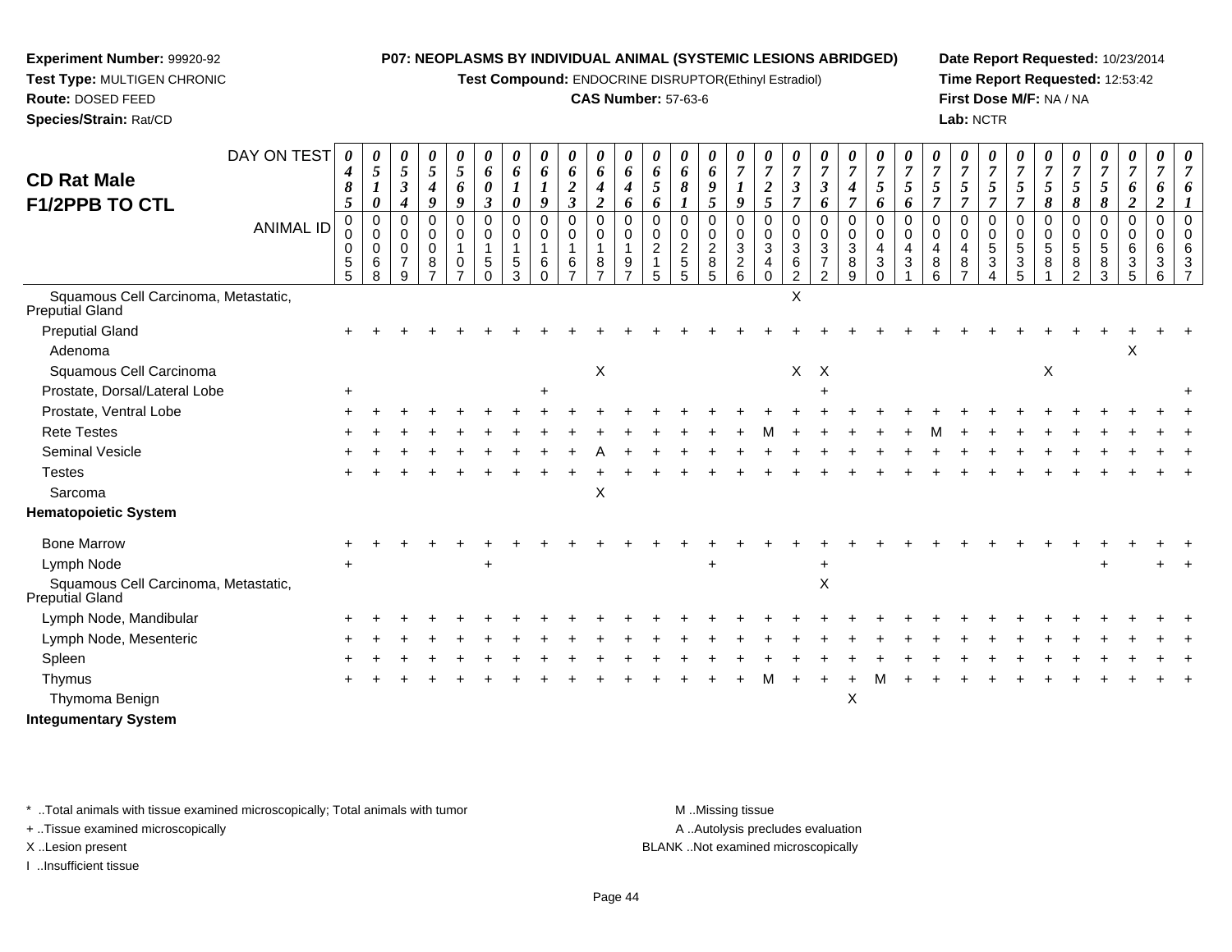**Experiment Number:** 99920-92
**Test Type:** MULTIGEN CHRONIC
**Route:** DOSED FEED
**Species/Strain:** Rat/CD

**P07: NEOPLASMS BY INDIVIDUAL ANIMAL (SYSTEMIC LESIONS ABRIDGED)**
**Test Compound:** ENDOCRINE DISRUPTOR(Ethinyl Estradiol)
**CAS Number:** 57-63-6

**Date Report Requested:** 10/23/2014
**Time Report Requested:** 12:53:42
**First Dose M/F:** NA / NA
**Lab:** NCTR

## CD Rat Male F1/2PPB TO CTL

| DAY ON TEST | 0485 | 0510 | 0534 | 0549 | 0569 | 0603 | 0610 | 0619 | 0623 | 0642 | 0646 | 0656 | 0681 | 0695 | 0719 | 0725 | 0737 | 0736 | 0747 | 0756 | 0756 | 0757 | 0757 | 0757 | 0757 | 0758 | 0758 | 0758 | 0762 | 0762 | 0761 |
|---|---|---|---|---|---|---|---|---|---|---|---|---|---|---|---|---|---|---|---|---|---|---|---|---|---|---|---|---|---|---|---|
| ANIMAL ID | 00055 | 00068 | 00079 | 00087 | 00107 | 00150 | 00153 | 00160 | 00167 | 00187 | 00197 | 00215 | 00255 | 00285 | 00326 | 00340 | 00362 | 00372 | 00389 | 00430 | 00431 | 00486 | 00487 | 00534 | 00535 | 00581 | 00582 | 00583 | 00635 | 00636 | 00637 |
| Squamous Cell Carcinoma, Metastatic, Preputial Gland | | | | | | | | | | | | | | | | | X | | | | | | | | | | | | | | |
| Preputial Gland | + | + | + | + | + | + | + | + | + | + | + | + | + | + | + | + | + | + | + | + | + | + | + | + | + | + | + | + | + | + | + |
| Adenoma | | | | | | | | | | | | | | | | | | | | | | | | | | | | | X | | |
| Squamous Cell Carcinoma | | | | | | | | | | X | | | | | | | X | X | | | | | | | | X | | | | | |
| Prostate, Dorsal/Lateral Lobe | + | | | | | | | + | | | | | | | | | | + | | | | | | | | | | | | | + |
| Prostate, Ventral Lobe | + | + | + | + | + | + | + | + | + | + | + | + | + | + | + | + | + | + | + | + | + | + | + | + | + | + | + | + | + | + | + |
| Rete Testes | + | + | + | + | + | + | + | + | + | + | + | + | + | + | + | M | + | + | + | + | + | M | + | + | + | + | + | + | + | + | + |
| Seminal Vesicle | + | + | + | + | + | + | + | + | + | A | + | + | + | + | + | + | + | + | + | + | + | + | + | + | + | + | + | + | + | + | + |
| Testes | + | + | + | + | + | + | + | + | + | + | + | + | + | + | + | + | + | + | + | + | + | + | + | + | + | + | + | + | + | + | + |
| Sarcoma | | | | | | | | | | X | | | | | | | | | | | | | | | | | | | | | |
| **Hematopoietic System** | | | | | | | | | | | | | | | | | | | | | | | | | | | | | | | |
| Bone Marrow | + | + | + | + | + | + | + | + | + | + | + | + | + | + | + | + | + | + | + | + | + | + | + | + | + | + | + | + | + | + | + |
| Lymph Node | + | | | | | + | | | | | | | | + | | | | + | | | | | | | | | | + | | + | + |
| Squamous Cell Carcinoma, Metastatic, Preputial Gland | | | | | | | | | | | | | | | | | | X | | | | | | | | | | | | | |
| Lymph Node, Mandibular | + | + | + | + | + | + | + | + | + | + | + | + | + | + | + | + | + | + | + | + | + | + | + | + | + | + | + | + | + | + | + |
| Lymph Node, Mesenteric | + | + | + | + | + | + | + | + | + | + | + | + | + | + | + | + | + | + | + | + | + | + | + | + | + | + | + | + | + | + | + |
| Spleen | + | + | + | + | + | + | + | + | + | + | + | + | + | + | + | + | + | + | + | + | + | + | + | + | + | + | + | + | + | + | + |
| Thymus | + | + | + | + | + | + | + | + | + | + | + | + | + | + | + | M | + | + | + | M | + | + | + | + | + | + | + | + | + | + | + |
| Thymoma Benign | | | | | | | | | | | | | | | | | | | X | | | | | | | | | | | | |
| **Integumentary System** | | | | | | | | | | | | | | | | | | | | | | | | | | | | | | | |

\* ..Total animals with tissue examined microscopically; Total animals with tumor
\+ ..Tissue examined microscopically
X ..Lesion present
I ..Insufficient tissue

M ..Missing tissue
A ..Autolysis precludes evaluation
BLANK ..Not examined microscopically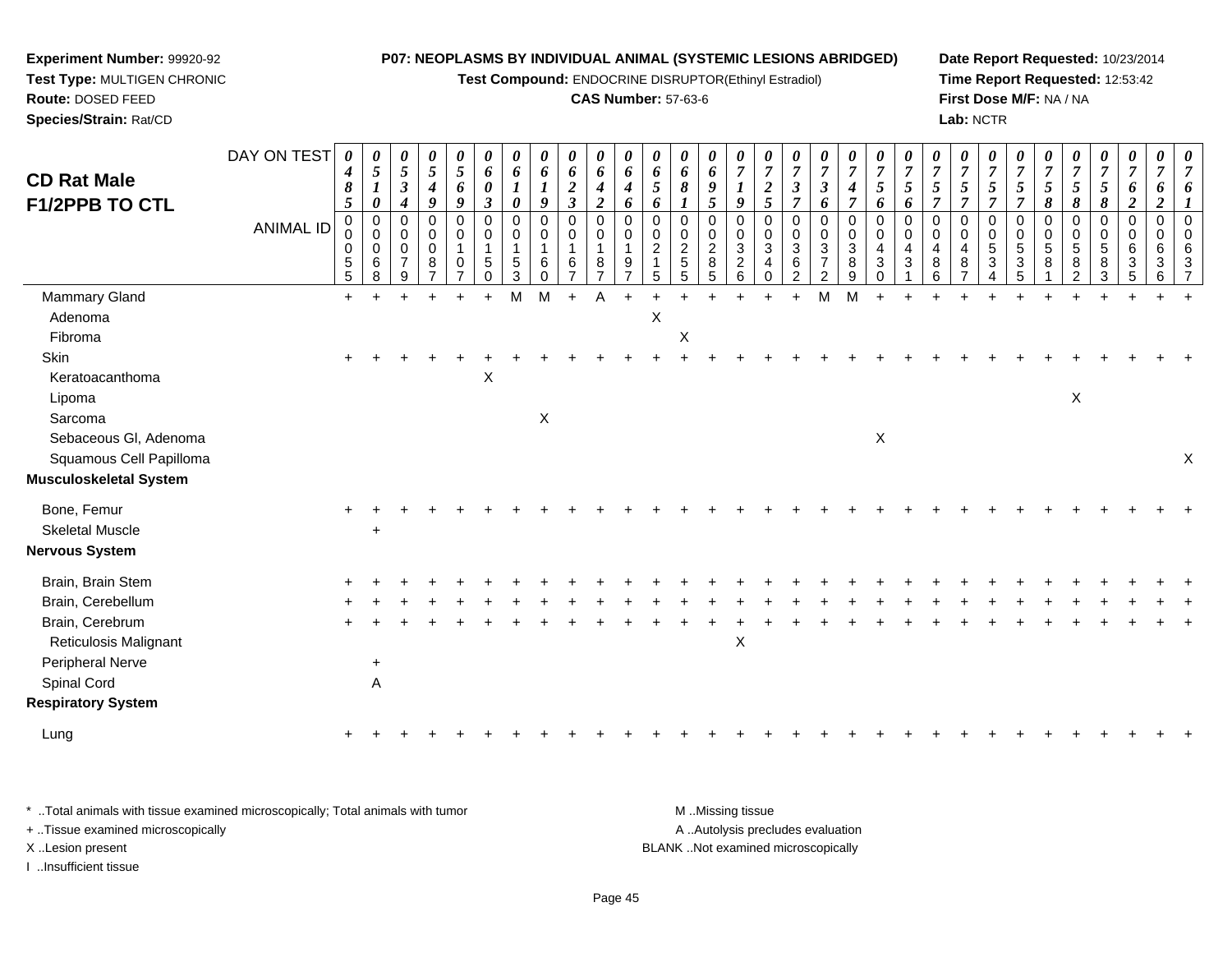**Experiment Number:** 99920-92
**Test Type:** MULTIGEN CHRONIC
**Route:** DOSED FEED
**Species/Strain:** Rat/CD

**P07: NEOPLASMS BY INDIVIDUAL ANIMAL (SYSTEMIC LESIONS ABRIDGED)**
**Test Compound:** ENDOCRINE DISRUPTOR(Ethinyl Estradiol)
**CAS Number:** 57-63-6

**Date Report Requested:** 10/23/2014
**Time Report Requested:** 12:53:42
**First Dose M/F:** NA / NA
**Lab:** NCTR

## CD Rat Male F1/2PPB TO CTL

| DAY ON TEST | 0485 | 0510 | 0534 | 0549 | 0569 | 0603 | 0610 | 0619 | 0623 | 0642 | 0646 | 0656 | 0681 | 0695 | 0719 | 0725 | 0737 | 0736 | 0747 | 0756 | 0756 | 0757 | 0757 | 0757 | 0757 | 0758 | 0758 | 0758 | 0762 | 0762 | 0761 |
|---|---|---|---|---|---|---|---|---|---|---|---|---|---|---|---|---|---|---|---|---|---|---|---|---|---|---|---|---|---|---|---|
| **ANIMAL ID** | 00055 | 00068 | 00079 | 00087 | 00107 | 00150 | 00153 | 00160 | 00167 | 00187 | 00197 | 00215 | 00255 | 00285 | 00326 | 00340 | 00362 | 00372 | 00389 | 00430 | 00431 | 00486 | 00487 | 00534 | 00535 | 00581 | 00582 | 00583 | 00635 | 00636 | 00637 |
| Mammary Gland | + | + | + | + | + | + | M | M | + | A | + | + | + | + | + | + | + | M | M | + | + | + | + | + | + | + | + | + | + | + | + |
| Adenoma | | | | | | | | | | | | X | | | | | | | | | | | | | | | | | | | |
| Fibroma | | | | | | | | | | | | | X | | | | | | | | | | | | | | | | | | |
| Skin | + | + | + | + | + | + | + | + | + | + | + | + | + | + | + | + | + | + | + | + | + | + | + | + | + | + | + | + | + | + | + |
| Keratoacanthoma | | | | | | X | | | | | | | | | | | | | | | | | | | | | | | | | |
| Lipoma | | | | | | | | | | | | | | | | | | | | | | | | | | | X | | | | |
| Sarcoma | | | | | | | | X | | | | | | | | | | | | | | | | | | | | | | | |
| Sebaceous Gl, Adenoma | | | | | | | | | | | | | | | | | | | | X | | | | | | | | | | | |
| Squamous Cell Papilloma | | | | | | | | | | | | | | | | | | | | | | | | | | | | | | | X |
| **Musculoskeletal System** | | | | | | | | | | | | | | | | | | | | | | | | | | | | | | | |
| Bone, Femur | + | + | + | + | + | + | + | + | + | + | + | + | + | + | + | + | + | + | + | + | + | + | + | + | + | + | + | + | + | + | + |
| Skeletal Muscle | | + | | | | | | | | | | | | | | | | | | | | | | | | | | | | | |
| **Nervous System** | | | | | | | | | | | | | | | | | | | | | | | | | | | | | | | |
| Brain, Brain Stem | + | + | + | + | + | + | + | + | + | + | + | + | + | + | + | + | + | + | + | + | + | + | + | + | + | + | + | + | + | + | + |
| Brain, Cerebellum | + | + | + | + | + | + | + | + | + | + | + | + | + | + | + | + | + | + | + | + | + | + | + | + | + | + | + | + | + | + | + |
| Brain, Cerebrum | + | + | + | + | + | + | + | + | + | + | + | + | + | + | + | + | + | + | + | + | + | + | + | + | + | + | + | + | + | + | + |
| Reticulosis Malignant | | | | | | | | | | | | | | | X | | | | | | | | | | | | | | | | |
| Peripheral Nerve | | + | | | | | | | | | | | | | | | | | | | | | | | | | | | | | |
| Spinal Cord | | A | | | | | | | | | | | | | | | | | | | | | | | | | | | | | |
| **Respiratory System** | | | | | | | | | | | | | | | | | | | | | | | | | | | | | | | |
| Lung | + | + | + | + | + | + | + | + | + | + | + | + | + | + | + | + | + | + | + | + | + | + | + | + | + | + | + | + | + | + | + |

\* ..Total animals with tissue examined microscopically; Total animals with tumor
+ ..Tissue examined microscopically
X ..Lesion present
I ..Insufficient tissue

M ..Missing tissue
A ..Autolysis precludes evaluation
BLANK ..Not examined microscopically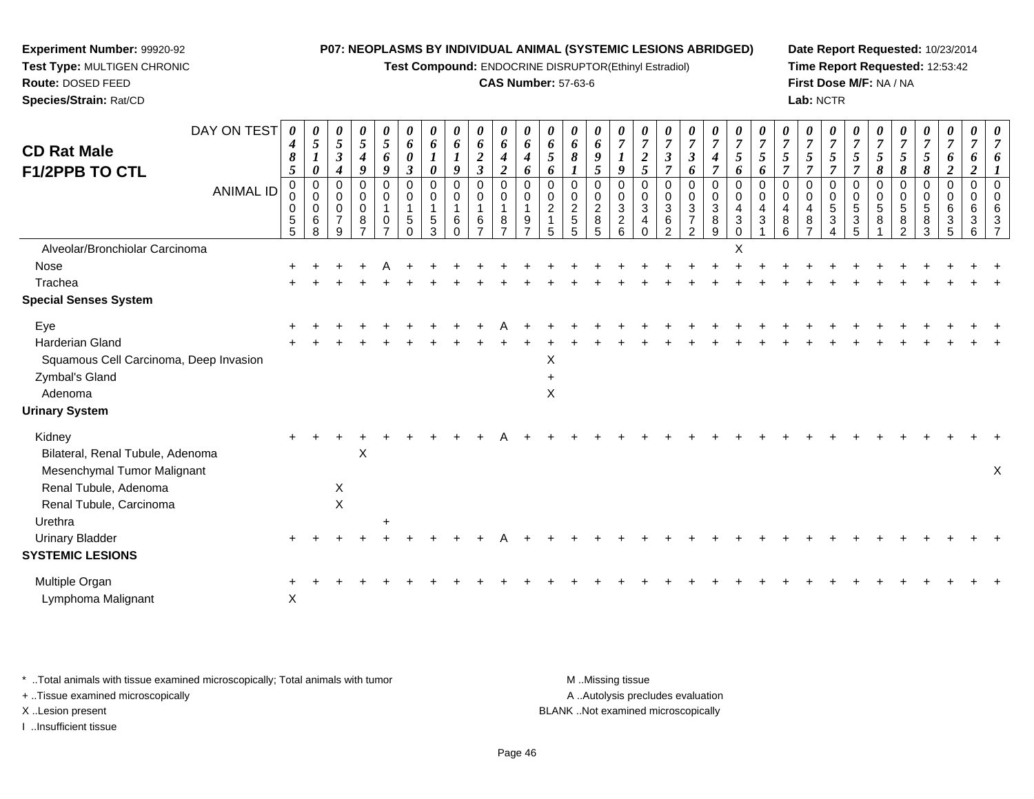**Experiment Number:** 99920-92
**Test Type:** MULTIGEN CHRONIC
**Route:** DOSED FEED
**Species/Strain:** Rat/CD

**P07: NEOPLASMS BY INDIVIDUAL ANIMAL (SYSTEMIC LESIONS ABRIDGED)**
**Test Compound:** ENDOCRINE DISRUPTOR(Ethinyl Estradiol)
**CAS Number:** 57-63-6

**Date Report Requested:** 10/23/2014
**Time Report Requested:** 12:53:42
**First Dose M/F:** NA / NA
**Lab:** NCTR

## CD Rat Male F1/2PPB TO CTL

| DAY ON TEST | 0485 | 0510 | 0534 | 0549 | 0569 | 0603 | 0610 | 0619 | 0623 | 0642 | 0646 | 0656 | 0681 | 0695 | 0719 | 0725 | 0737 | 0736 | 0747 | 0756 | 0756 | 0757 | 0757 | 0757 | 0757 | 0758 | 0758 | 0758 | 0762 | 0762 | 0761 |
|---|---|---|---|---|---|---|---|---|---|---|---|---|---|---|---|---|---|---|---|---|---|---|---|---|---|---|---|---|---|---|---|
| **ANIMAL ID** | 0055 | 0068 | 0079 | 0087 | 0107 | 0150 | 0153 | 0160 | 0167 | 0187 | 0197 | 0215 | 0255 | 0285 | 0326 | 0340 | 0362 | 0372 | 0389 | 0430 | 0431 | 0486 | 0487 | 0534 | 0535 | 0581 | 0582 | 0583 | 0635 | 0636 | 0637 |
| Alveolar/Bronchiolar Carcinoma | | | | | | | | | | | | | | | | | | | | X | | | | | | | | | | | |
| Nose | + | + | + | + | A | + | + | + | + | + | + | + | + | + | + | + | + | + | + | + | + | + | + | + | + | + | + | + | + | + | + |
| Trachea | + | + | + | + | + | + | + | + | + | + | + | + | + | + | + | + | + | + | + | + | + | + | + | + | + | + | + | + | + | + | + |
| **Special Senses System** | | | | | | | | | | | | | | | | | | | | | | | | | | | | | | | |
| Eye | + | + | + | + | + | + | + | + | + | A | + | + | + | + | + | + | + | + | + | + | + | + | + | + | + | + | + | + | + | + | + |
| Harderian Gland | + | + | + | + | + | + | + | + | + | + | + | + | + | + | + | + | + | + | + | + | + | + | + | + | + | + | + | + | + | + | + |
| Squamous Cell Carcinoma, Deep Invasion | | | | | | | | | | | | X | | | | | | | | | | | | | | | | | | | |
| Zymbal's Gland | | | | | | | | | | | | + | | | | | | | | | | | | | | | | | | | |
| Adenoma | | | | | | | | | | | | X | | | | | | | | | | | | | | | | | | | |
| **Urinary System** | | | | | | | | | | | | | | | | | | | | | | | | | | | | | | | |
| Kidney | + | + | + | + | + | + | + | + | + | A | + | + | + | + | + | + | + | + | + | + | + | + | + | + | + | + | + | + | + | + | + |
| Bilateral, Renal Tubule, Adenoma | | | | X | | | | | | | | | | | | | | | | | | | | | | | | | | | |
| Mesenchymal Tumor Malignant | | | | | | | | | | | | | | | | | | | | | | | | | | | | | | | X |
| Renal Tubule, Adenoma | | | X | | | | | | | | | | | | | | | | | | | | | | | | | | | | |
| Renal Tubule, Carcinoma | | | X | | | | | | | | | | | | | | | | | | | | | | | | | | | | |
| Urethra | | | | | + | | | | | | | | | | | | | | | | | | | | | | | | | | |
| Urinary Bladder | + | + | + | + | + | + | + | + | + | A | + | + | + | + | + | + | + | + | + | + | + | + | + | + | + | + | + | + | + | + | + |
| **SYSTEMIC LESIONS** | | | | | | | | | | | | | | | | | | | | | | | | | | | | | | | |
| Multiple Organ | + | + | + | + | + | + | + | + | + | + | + | + | + | + | + | + | + | + | + | + | + | + | + | + | + | + | + | + | + | + | + |
| Lymphoma Malignant | X | | | | | | | | | | | | | | | | | | | | | | | | | | | | | | |

* ..Total animals with tissue examined microscopically; Total animals with tumor
+ ..Tissue examined microscopically
X ..Lesion present
I ..Insufficient tissue

M ..Missing tissue
A ..Autolysis precludes evaluation
BLANK ..Not examined microscopically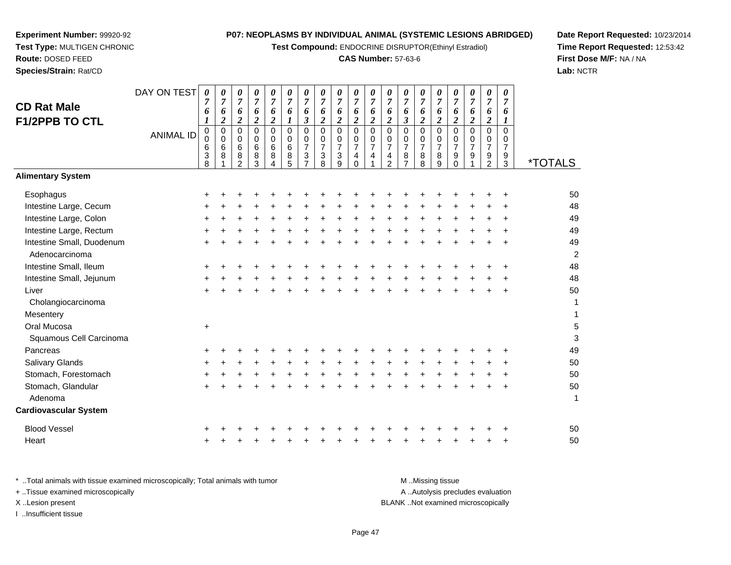**Experiment Number:** 99920-92
**Test Type:** MULTIGEN CHRONIC
**Route:** DOSED FEED
**Species/Strain:** Rat/CD

**P07: NEOPLASMS BY INDIVIDUAL ANIMAL (SYSTEMIC LESIONS ABRIDGED)**
**Test Compound:** ENDOCRINE DISRUPTOR(Ethinyl Estradiol)
**CAS Number:** 57-63-6

**Date Report Requested:** 10/23/2014
**Time Report Requested:** 12:53:42
**First Dose M/F:** NA / NA
**Lab:** NCTR

## CD Rat Male F1/2PPB TO CTL

| DAY ON TEST | 0761 | 0762 | 0762 | 0762 | 0762 | 0761 | 0763 | 0762 | 0762 | 0762 | 0762 | 0762 | 0763 | 0762 | 0762 | 0762 | 0762 | 0762 | 0761 | |
|---|---|---|---|---|---|---|---|---|---|---|---|---|---|---|---|---|---|---|---|---|
| **ANIMAL ID** | 00638 | 00681 | 00682 | 00683 | 00684 | 00685 | 00737 | 00738 | 00739 | 00740 | 00741 | 00742 | 00787 | 00788 | 00789 | 00790 | 00791 | 00792 | 00793 | ***TOTALS** |
| **Alimentary System** | | | | | | | | | | | | | | | | | | | | |
| Esophagus | + | + | + | + | + | + | + | + | + | + | + | + | + | + | + | + | + | + | + | 50 |
| Intestine Large, Cecum | + | + | + | + | + | + | + | + | + | + | + | + | + | + | + | + | + | + | + | 48 |
| Intestine Large, Colon | + | + | + | + | + | + | + | + | + | + | + | + | + | + | + | + | + | + | + | 49 |
| Intestine Large, Rectum | + | + | + | + | + | + | + | + | + | + | + | + | + | + | + | + | + | + | + | 49 |
| Intestine Small, Duodenum | + | + | + | + | + | + | + | + | + | + | + | + | + | + | + | + | + | + | + | 49 |
| Adenocarcinoma | | | | | | | | | | | | | | | | | | | | 2 |
| Intestine Small, Ileum | + | + | + | + | + | + | + | + | + | + | + | + | + | + | + | + | + | + | + | 48 |
| Intestine Small, Jejunum | + | + | + | + | + | + | + | + | + | + | + | + | + | + | + | + | + | + | + | 48 |
| Liver | + | + | + | + | + | + | + | + | + | + | + | + | + | + | + | + | + | + | + | 50 |
| Cholangiocarcinoma | | | | | | | | | | | | | | | | | | | | 1 |
| Mesentery | | | | | | | | | | | | | | | | | | | | 1 |
| Oral Mucosa | + | | | | | | | | | | | | | | | | | | | 5 |
| Squamous Cell Carcinoma | | | | | | | | | | | | | | | | | | | | 3 |
| Pancreas | + | + | + | + | + | + | + | + | + | + | + | + | + | + | + | + | + | + | + | 49 |
| Salivary Glands | + | + | + | + | + | + | + | + | + | + | + | + | + | + | + | + | + | + | + | 50 |
| Stomach, Forestomach | + | + | + | + | + | + | + | + | + | + | + | + | + | + | + | + | + | + | + | 50 |
| Stomach, Glandular | + | + | + | + | + | + | + | + | + | + | + | + | + | + | + | + | + | + | + | 50 |
| Adenoma | | | | | | | | | | | | | | | | | | | | 1 |
| **Cardiovascular System** | | | | | | | | | | | | | | | | | | | | |
| Blood Vessel | + | + | + | + | + | + | + | + | + | + | + | + | + | + | + | + | + | + | + | 50 |
| Heart | + | + | + | + | + | + | + | + | + | + | + | + | + | + | + | + | + | + | + | 50 |

\* ..Total animals with tissue examined microscopically; Total animals with tumor
\+ ..Tissue examined microscopically
X ..Lesion present
I ..Insufficient tissue

M ..Missing tissue
A ..Autolysis precludes evaluation
BLANK ..Not examined microscopically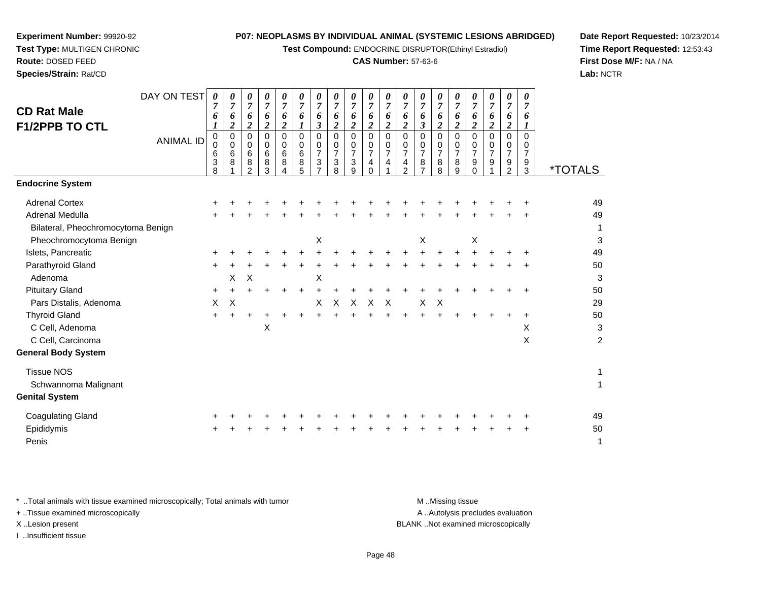**Experiment Number:** 99920-92
**Test Type:** MULTIGEN CHRONIC
**Route:** DOSED FEED
**Species/Strain:** Rat/CD

**P07: NEOPLASMS BY INDIVIDUAL ANIMAL (SYSTEMIC LESIONS ABRIDGED)**
**Test Compound:** ENDOCRINE DISRUPTOR(Ethinyl Estradiol)
**CAS Number:** 57-63-6

**Date Report Requested:** 10/23/2014
**Time Report Requested:** 12:53:43
**First Dose M/F:** NA / NA
**Lab:** NCTR

## CD Rat Male F1/2PPB TO CTL

| DAY ON TEST | 0761 | 0762 | 0762 | 0762 | 0762 | 0761 | 0763 | 0762 | 0762 | 0762 | 0762 | 0762 | 0763 | 0762 | 0762 | 0762 | 0762 | 0762 | 0761 | |
|---|---|---|---|---|---|---|---|---|---|---|---|---|---|---|---|---|---|---|---|---|
| **ANIMAL ID** | 00638 | 00681 | 00682 | 00683 | 00684 | 00685 | 00737 | 00738 | 00739 | 00740 | 00741 | 00742 | 00787 | 00788 | 00789 | 00790 | 00791 | 00792 | 00793 | ***TOTALS** |
| **Endocrine System** | | | | | | | | | | | | | | | | | | | | |
| Adrenal Cortex | + | + | + | + | + | + | + | + | + | + | + | + | + | + | + | + | + | + | + | 49 |
| Adrenal Medulla | + | + | + | + | + | + | + | + | + | + | + | + | + | + | + | + | + | + | + | 49 |
| Bilateral, Pheochromocytoma Benign | | | | | | | | | | | | | | | | | | | | 1 |
| Pheochromocytoma Benign | | | | | | | X | | | | | | X | | | X | | | | 3 |
| Islets, Pancreatic | + | + | + | + | + | + | + | + | + | + | + | + | + | + | + | + | + | + | + | 49 |
| Parathyroid Gland | + | + | + | + | + | + | + | + | + | + | + | + | + | + | + | + | + | + | + | 50 |
| Adenoma | | X | X | | | | X | | | | | | | | | | | | | 3 |
| Pituitary Gland | + | + | + | + | + | + | + | + | + | + | + | + | + | + | + | + | + | + | + | 50 |
| Pars Distalis, Adenoma | X | X | | | | | X | X | X | X | X | | X | X | | | | | | 29 |
| Thyroid Gland | + | + | + | + | + | + | + | + | + | + | + | + | + | + | + | + | + | + | + | 50 |
| C Cell, Adenoma | | | | X | | | | | | | | | | | | | | | X | 3 |
| C Cell, Carcinoma | | | | | | | | | | | | | | | | | | | X | 2 |
| **General Body System** | | | | | | | | | | | | | | | | | | | | |
| Tissue NOS | | | | | | | | | | | | | | | | | | | | 1 |
| Schwannoma Malignant | | | | | | | | | | | | | | | | | | | | 1 |
| **Genital System** | | | | | | | | | | | | | | | | | | | | |
| Coagulating Gland | + | + | + | + | + | + | + | + | + | + | + | + | + | + | + | + | + | + | + | 49 |
| Epididymis | + | + | + | + | + | + | + | + | + | + | + | + | + | + | + | + | + | + | + | 50 |
| Penis | | | | | | | | | | | | | | | | | | | | 1 |

* ..Total animals with tissue examined microscopically; Total animals with tumor
+ ..Tissue examined microscopically
X ..Lesion present
I ..Insufficient tissue

M ..Missing tissue
A ..Autolysis precludes evaluation
BLANK ..Not examined microscopically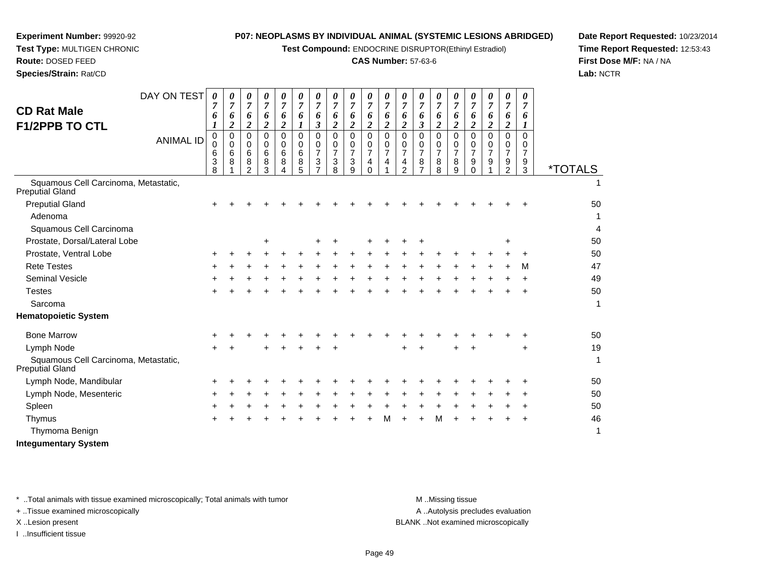**Experiment Number:** 99920-92
**Test Type:** MULTIGEN CHRONIC
**Route:** DOSED FEED
**Species/Strain:** Rat/CD

**P07: NEOPLASMS BY INDIVIDUAL ANIMAL (SYSTEMIC LESIONS ABRIDGED)**
**Test Compound:** ENDOCRINE DISRUPTOR(Ethinyl Estradiol)
**CAS Number:** 57-63-6

**Date Report Requested:** 10/23/2014
**Time Report Requested:** 12:53:43
**First Dose M/F:** NA / NA
**Lab:** NCTR

## CD Rat Male
## F1/2PPB TO CTL

| DAY ON TEST | 0761 | 0762 | 0762 | 0762 | 0762 | 0761 | 0763 | 0762 | 0762 | 0762 | 0762 | 0762 | 0763 | 0762 | 0762 | 0762 | 0762 | 0762 | 0761 | |
|---|---|---|---|---|---|---|---|---|---|---|---|---|---|---|---|---|---|---|---|---|
| **ANIMAL ID** | 00638 | 00681 | 00682 | 00683 | 00684 | 00685 | 00737 | 00738 | 00739 | 00740 | 00741 | 00742 | 00787 | 00788 | 00789 | 00790 | 00791 | 00792 | 00793 | ***TOTALS** |
| Squamous Cell Carcinoma, Metastatic, Preputial Gland | | | | | | | | | | | | | | | | | | | | 1 |
| Preputial Gland | + | + | + | + | + | + | + | + | + | + | + | + | + | + | + | + | + | + | + | 50 |
| Adenoma | | | | | | | | | | | | | | | | | | | | 1 |
| Squamous Cell Carcinoma | | | | | | | | | | | | | | | | | | | | 4 |
| Prostate, Dorsal/Lateral Lobe | | | | + | | | + | + | | + | + | + | + | | | | | + | | 50 |
| Prostate, Ventral Lobe | + | + | + | + | + | + | + | + | + | + | + | + | + | + | + | + | + | + | + | 50 |
| Rete Testes | + | + | + | + | + | + | + | + | + | + | + | + | + | + | + | + | + | + | M | 47 |
| Seminal Vesicle | + | + | + | + | + | + | + | + | + | + | + | + | + | + | + | + | + | + | + | 49 |
| Testes | + | + | + | + | + | + | + | + | + | + | + | + | + | + | + | + | + | + | + | 50 |
| Sarcoma | | | | | | | | | | | | | | | | | | | | 1 |
| **Hematopoietic System** | | | | | | | | | | | | | | | | | | | | |
| Bone Marrow | + | + | + | + | + | + | + | + | + | + | + | + | + | + | + | + | + | + | + | 50 |
| Lymph Node | + | + | | + | + | + | + | + | | | | + | + | | + | + | | | + | 19 |
| Squamous Cell Carcinoma, Metastatic, Preputial Gland | | | | | | | | | | | | | | | | | | | | 1 |
| Lymph Node, Mandibular | + | + | + | + | + | + | + | + | + | + | + | + | + | + | + | + | + | + | + | 50 |
| Lymph Node, Mesenteric | + | + | + | + | + | + | + | + | + | + | + | + | + | + | + | + | + | + | + | 50 |
| Spleen | + | + | + | + | + | + | + | + | + | + | + | + | + | + | + | + | + | + | + | 50 |
| Thymus | + | + | + | + | + | + | + | + | + | + | M | + | + | M | + | + | + | + | + | 46 |
| Thymoma Benign | | | | | | | | | | | | | | | | | | | | 1 |
| **Integumentary System** | | | | | | | | | | | | | | | | | | | | |

* ..Total animals with tissue examined microscopically; Total animals with tumor
+ ..Tissue examined microscopically
X ..Lesion present
I ..Insufficient tissue

M ..Missing tissue
A ..Autolysis precludes evaluation
BLANK ..Not examined microscopically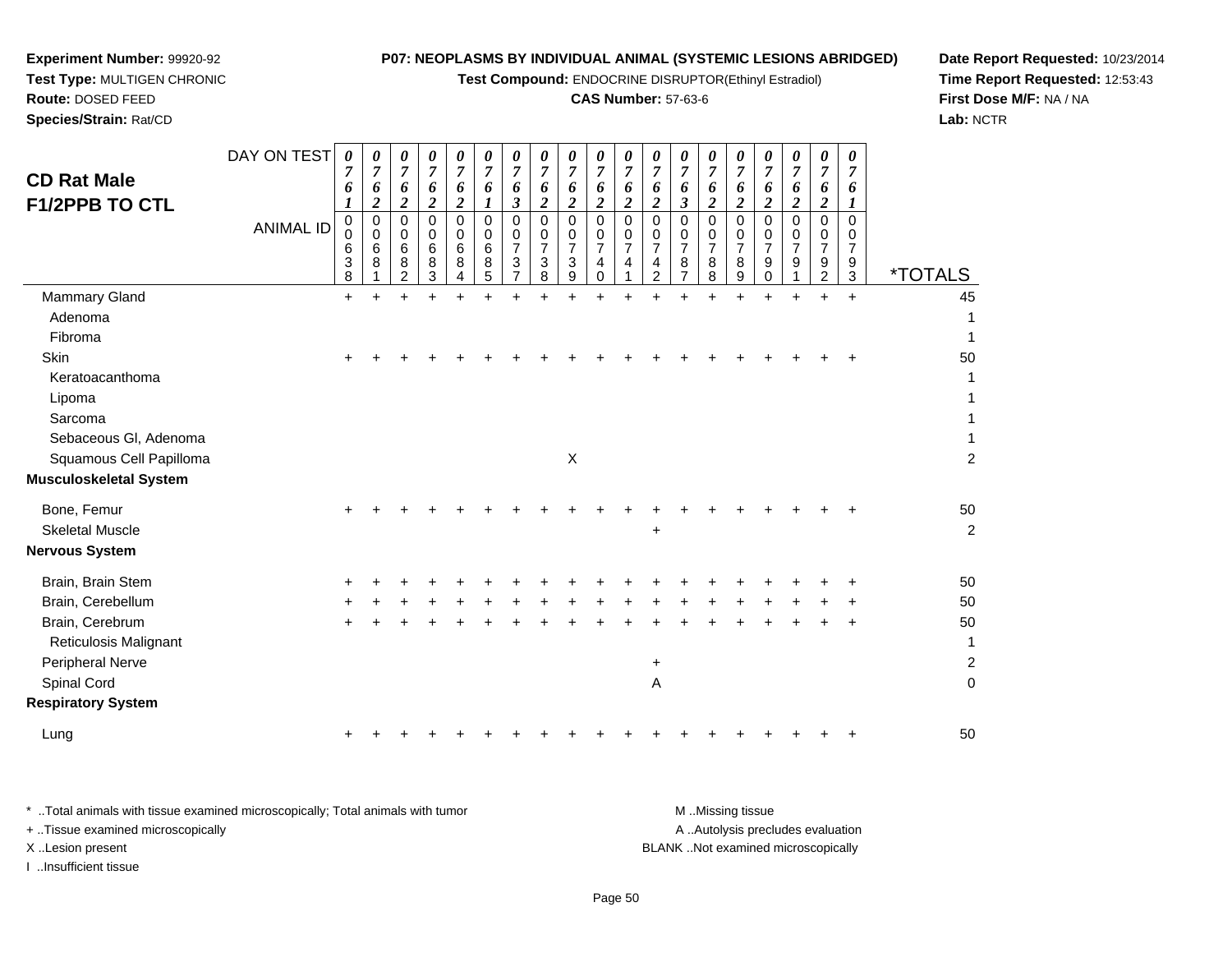**Experiment Number:** 99920-92
**Test Type:** MULTIGEN CHRONIC
**Route:** DOSED FEED
**Species/Strain:** Rat/CD

**P07: NEOPLASMS BY INDIVIDUAL ANIMAL (SYSTEMIC LESIONS ABRIDGED)**
**Test Compound:** ENDOCRINE DISRUPTOR(Ethinyl Estradiol)
**CAS Number:** 57-63-6

**Date Report Requested:** 10/23/2014
**Time Report Requested:** 12:53:43
**First Dose M/F:** NA / NA
**Lab:** NCTR

## CD Rat Male F1/2PPB TO CTL

| DAY ON TEST | 0761 | 0762 | 0762 | 0762 | 0762 | 0761 | 0763 | 0762 | 0762 | 0762 | 0762 | 0762 | 0763 | 0762 | 0762 | 0762 | 0762 | 0762 | 0761 | |
|---|---|---|---|---|---|---|---|---|---|---|---|---|---|---|---|---|---|---|---|---|
| **ANIMAL ID** | 00638 | 00681 | 00682 | 00683 | 00684 | 00685 | 00737 | 00738 | 00739 | 00740 | 00741 | 00742 | 00787 | 00788 | 00789 | 00790 | 00791 | 00792 | 00793 | ***TOTALS** |
| Mammary Gland | + | + | + | + | + | + | + | + | + | + | + | + | + | + | + | + | + | + | + | 45 |
| Adenoma | | | | | | | | | | | | | | | | | | | | 1 |
| Fibroma | | | | | | | | | | | | | | | | | | | | 1 |
| Skin | + | + | + | + | + | + | + | + | + | + | + | + | + | + | + | + | + | + | + | 50 |
| Keratoacanthoma | | | | | | | | | | | | | | | | | | | | 1 |
| Lipoma | | | | | | | | | | | | | | | | | | | | 1 |
| Sarcoma | | | | | | | | | | | | | | | | | | | | 1 |
| Sebaceous Gl, Adenoma | | | | | | | | | | | | | | | | | | | | 1 |
| Squamous Cell Papilloma | | | | | | | | | X | | | | | | | | | | | 2 |
| **Musculoskeletal System** | | | | | | | | | | | | | | | | | | | | |
| Bone, Femur | + | + | + | + | + | + | + | + | + | + | + | + | + | + | + | + | + | + | + | 50 |
| Skeletal Muscle | | | | | | | | | | | | + | | | | | | | | 2 |
| **Nervous System** | | | | | | | | | | | | | | | | | | | | |
| Brain, Brain Stem | + | + | + | + | + | + | + | + | + | + | + | + | + | + | + | + | + | + | + | 50 |
| Brain, Cerebellum | + | + | + | + | + | + | + | + | + | + | + | + | + | + | + | + | + | + | + | 50 |
| Brain, Cerebrum | + | + | + | + | + | + | + | + | + | + | + | + | + | + | + | + | + | + | + | 50 |
| Reticulosis Malignant | | | | | | | | | | | | | | | | | | | | 1 |
| Peripheral Nerve | | | | | | | | | | | | + | | | | | | | | 2 |
| Spinal Cord | | | | | | | | | | | | A | | | | | | | | 0 |
| **Respiratory System** | | | | | | | | | | | | | | | | | | | | |
| Lung | + | + | + | + | + | + | + | + | + | + | + | + | + | + | + | + | + | + | + | 50 |

* ..Total animals with tissue examined microscopically; Total animals with tumor
+ ..Tissue examined microscopically
X ..Lesion present
I ..Insufficient tissue

M ..Missing tissue
A ..Autolysis precludes evaluation
BLANK ..Not examined microscopically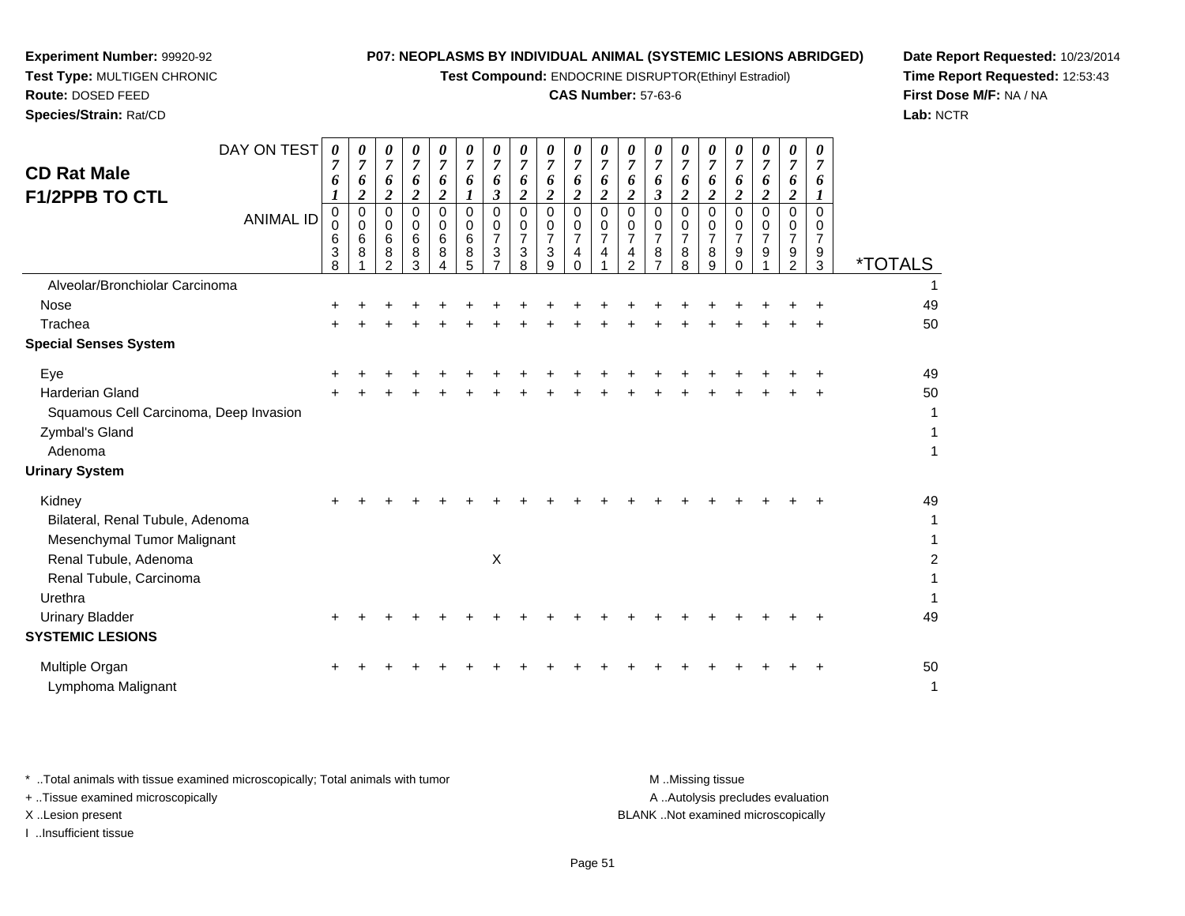**Experiment Number:** 99920-92
**Test Type:** MULTIGEN CHRONIC
**Route:** DOSED FEED
**Species/Strain:** Rat/CD

**P07: NEOPLASMS BY INDIVIDUAL ANIMAL (SYSTEMIC LESIONS ABRIDGED)**
**Test Compound:** ENDOCRINE DISRUPTOR(Ethinyl Estradiol)
**CAS Number:** 57-63-6

**Date Report Requested:** 10/23/2014
**Time Report Requested:** 12:53:43
**First Dose M/F:** NA / NA
**Lab:** NCTR

## CD Rat Male F1/2PPB TO CTL

| DAY ON TEST | 0761 | 0762 | 0762 | 0762 | 0762 | 0761 | 0763 | 0762 | 0762 | 0762 | 0762 | 0762 | 0763 | 0762 | 0762 | 0762 | 0762 | 0762 | 0761 | |
|---|---|---|---|---|---|---|---|---|---|---|---|---|---|---|---|---|---|---|---|---|
| **ANIMAL ID** | 00638 | 00681 | 00682 | 00683 | 00684 | 00685 | 00737 | 00738 | 00739 | 00740 | 00741 | 00742 | 00787 | 00788 | 00789 | 00790 | 00791 | 00792 | 00793 | ***TOTALS** |
| Alveolar/Bronchiolar Carcinoma | | | | | | | | | | | | | | | | | | | | 1 |
| Nose | + | + | + | + | + | + | + | + | + | + | + | + | + | + | + | + | + | + | + | 49 |
| Trachea | + | + | + | + | + | + | + | + | + | + | + | + | + | + | + | + | + | + | + | 50 |
| **Special Senses System** | | | | | | | | | | | | | | | | | | | | |
| Eye | + | + | + | + | + | + | + | + | + | + | + | + | + | + | + | + | + | + | + | 49 |
| Harderian Gland | + | + | + | + | + | + | + | + | + | + | + | + | + | + | + | + | + | + | + | 50 |
| Squamous Cell Carcinoma, Deep Invasion | | | | | | | | | | | | | | | | | | | | 1 |
| Zymbal's Gland | | | | | | | | | | | | | | | | | | | | 1 |
| Adenoma | | | | | | | | | | | | | | | | | | | | 1 |
| **Urinary System** | | | | | | | | | | | | | | | | | | | | |
| Kidney | + | + | + | + | + | + | + | + | + | + | + | + | + | + | + | + | + | + | + | 49 |
| Bilateral, Renal Tubule, Adenoma | | | | | | | | | | | | | | | | | | | | 1 |
| Mesenchymal Tumor Malignant | | | | | | | | | | | | | | | | | | | | 1 |
| Renal Tubule, Adenoma | | | | | | | X | | | | | | | | | | | | | 2 |
| Renal Tubule, Carcinoma | | | | | | | | | | | | | | | | | | | | 1 |
| Urethra | | | | | | | | | | | | | | | | | | | | 1 |
| Urinary Bladder | + | + | + | + | + | + | + | + | + | + | + | + | + | + | + | + | + | + | + | 49 |
| **SYSTEMIC LESIONS** | | | | | | | | | | | | | | | | | | | | |
| Multiple Organ | + | + | + | + | + | + | + | + | + | + | + | + | + | + | + | + | + | + | + | 50 |
| Lymphoma Malignant | | | | | | | | | | | | | | | | | | | | 1 |

* ..Total animals with tissue examined microscopically; Total animals with tumor
+ ..Tissue examined microscopically
X ..Lesion present
I ..Insufficient tissue

M ..Missing tissue
A ..Autolysis precludes evaluation
BLANK ..Not examined microscopically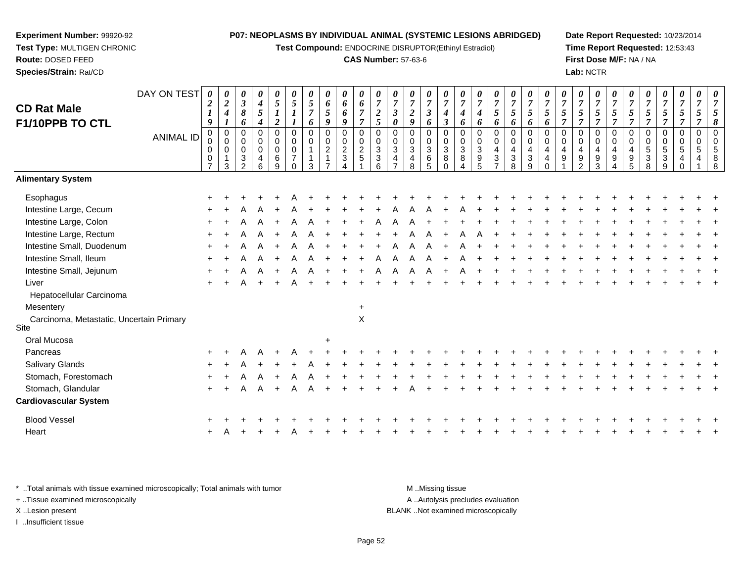**Experiment Number:** 99920-92
**Test Type:** MULTIGEN CHRONIC
**Route:** DOSED FEED
**Species/Strain:** Rat/CD

**P07: NEOPLASMS BY INDIVIDUAL ANIMAL (SYSTEMIC LESIONS ABRIDGED)**
**Test Compound:** ENDOCRINE DISRUPTOR(Ethinyl Estradiol)
**CAS Number:** 57-63-6

**Date Report Requested:** 10/23/2014
**Time Report Requested:** 12:53:43
**First Dose M/F:** NA / NA
**Lab:** NCTR

# CD Rat Male F1/10PPB TO CTL

| DAY ON TEST | 0219 | 0241 | 0386 | 0454 | 0512 | 0511 | 0576 | 0659 | 0669 | 0677 | 0725 | 0730 | 0729 | 0736 | 0743 | 0746 | 0746 | 0756 | 0756 | 0756 | 0756 | 0757 | 0757 | 0757 | 0757 | 0757 | 0757 | 0757 | 0757 | 0757 | 0758 |
|---|---|---|---|---|---|---|---|---|---|---|---|---|---|---|---|---|---|---|---|---|---|---|---|---|---|---|---|---|---|---|---|
| **ANIMAL ID** | 00007 | 00013 | 00032 | 00046 | 00069 | 00070 | 00113 | 00217 | 00234 | 00251 | 00336 | 00347 | 00348 | 00365 | 00380 | 00384 | 00395 | 00437 | 00438 | 00439 | 00440 | 00491 | 00492 | 00493 | 00494 | 00495 | 00538 | 00539 | 00540 | 00541 | 00588 |
| **Alimentary System** | | | | | | | | | | | | | | | | | | | | | | | | | | | | | | | |
| Esophagus | + | + | + | + | + | A | + | + | + | + | + | + | + | + | + | + | + | + | + | + | + | + | + | + | + | + | + | + | + | + | + |
| Intestine Large, Cecum | + | + | A | A | + | A | + | + | + | + | + | A | A | A | + | A | + | + | + | + | + | + | + | + | + | + | + | + | + | + | + |
| Intestine Large, Colon | + | + | A | A | + | A | A | + | + | + | A | A | A | + | + | + | + | + | + | + | + | + | + | + | + | + | + | + | + | + | + |
| Intestine Large, Rectum | + | + | A | A | + | A | A | + | + | + | + | + | A | A | + | A | A | + | + | + | + | + | + | + | + | + | + | + | + | + | + |
| Intestine Small, Duodenum | + | + | A | A | + | A | A | + | + | + | + | A | A | A | + | A | + | + | + | + | + | + | + | + | + | + | + | + | + | + | + |
| Intestine Small, Ileum | + | + | A | A | + | A | A | + | + | + | A | A | A | A | + | A | + | + | + | + | + | + | + | + | + | + | + | + | + | + | + |
| Intestine Small, Jejunum | + | + | A | A | + | A | A | + | + | + | A | A | A | A | + | A | + | + | + | + | + | + | + | + | + | + | + | + | + | + | + |
| Liver | + | + | A | + | + | A | + | + | + | + | + | + | + | + | + | + | + | + | + | + | + | + | + | + | + | + | + | + | + | + | + |
| Hepatocellular Carcinoma | | | | | | | | | | | | | | | | | | | | | | | | | | | | | | | |
| Mesentery | | | | | | | | | | + | | | | | | | | | | | | | | | | | | | | | |
| Carcinoma, Metastatic, Uncertain Primary Site | | | | | | | | | | X | | | | | | | | | | | | | | | | | | | | | |
| Oral Mucosa | | | | | | | | + | | | | | | | | | | | | | | | | | | | | | | | |
| Pancreas | + | + | A | A | + | A | + | + | + | + | + | + | + | + | + | + | + | + | + | + | + | + | + | + | + | + | + | + | + | + | + |
| Salivary Glands | + | + | A | + | + | + | A | + | + | + | + | + | + | + | + | + | + | + | + | + | + | + | + | + | + | + | + | + | + | + | + |
| Stomach, Forestomach | + | + | A | A | + | A | A | + | + | + | + | + | + | + | + | + | + | + | + | + | + | + | + | + | + | + | + | + | + | + | + |
| Stomach, Glandular | + | + | A | A | + | A | A | + | + | + | + | + | A | + | + | + | + | + | + | + | + | + | + | + | + | + | + | + | + | + | + |
| **Cardiovascular System** | | | | | | | | | | | | | | | | | | | | | | | | | | | | | | | |
| Blood Vessel | + | + | + | + | + | + | + | + | + | + | + | + | + | + | + | + | + | + | + | + | + | + | + | + | + | + | + | + | + | + | + |
| Heart | + | A | + | + | + | A | + | + | + | + | + | + | + | + | + | + | + | + | + | + | + | + | + | + | + | + | + | + | + | + | + |

\* ..Total animals with tissue examined microscopically; Total animals with tumor
\+ ..Tissue examined microscopically
X ..Lesion present
I ..Insufficient tissue

M ..Missing tissue
A ..Autolysis precludes evaluation
BLANK ..Not examined microscopically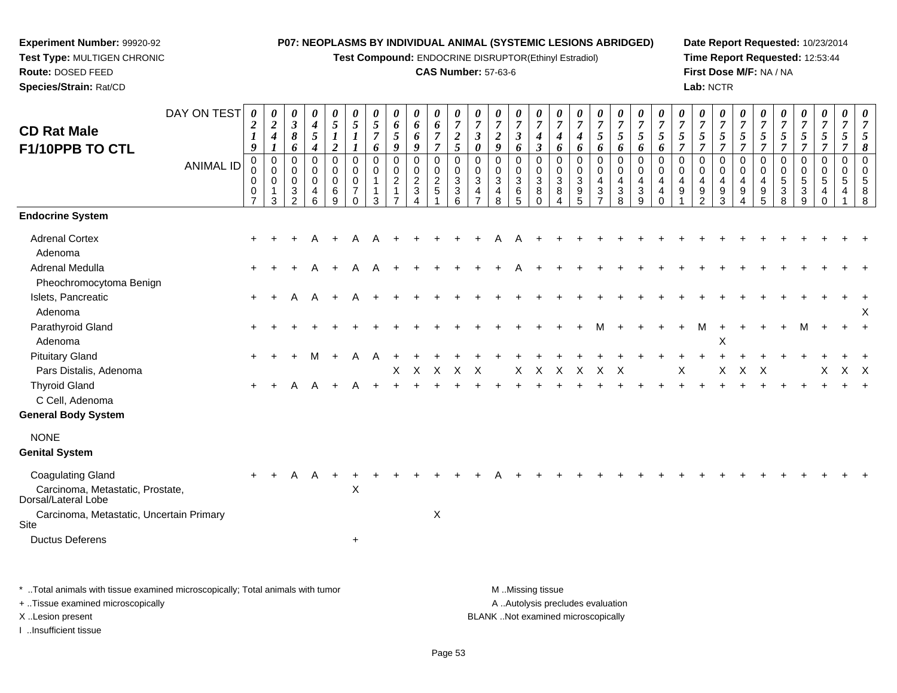**Experiment Number:** 99920-92
**Test Type:** MULTIGEN CHRONIC
**Route:** DOSED FEED
**Species/Strain:** Rat/CD

**P07: NEOPLASMS BY INDIVIDUAL ANIMAL (SYSTEMIC LESIONS ABRIDGED)**
**Test Compound:** ENDOCRINE DISRUPTOR(Ethinyl Estradiol)
**CAS Number:** 57-63-6

**Date Report Requested:** 10/23/2014
**Time Report Requested:** 12:53:44
**First Dose M/F:** NA / NA
**Lab:** NCTR

# CD Rat Male F1/10PPB TO CTL

| DAY ON TEST | 0219 | 0241 | 0386 | 0454 | 0512 | 0511 | 0576 | 0659 | 0669 | 0677 | 0725 | 0730 | 0729 | 0736 | 0743 | 0746 | 0746 | 0756 | 0756 | 0756 | 0756 | 0757 | 0757 | 0757 | 0757 | 0757 | 0757 | 0757 | 0757 | 0757 | 0758 |
|---|---|---|---|---|---|---|---|---|---|---|---|---|---|---|---|---|---|---|---|---|---|---|---|---|---|---|---|---|---|---|---|
| **ANIMAL ID** | 00007 | 00013 | 00032 | 00046 | 00069 | 00070 | 00113 | 00217 | 00234 | 00251 | 00336 | 00347 | 00348 | 00365 | 00380 | 00384 | 00395 | 00437 | 00438 | 00439 | 00440 | 00491 | 00492 | 00493 | 00494 | 00495 | 00538 | 00539 | 00540 | 00541 | 00588 |
| **Endocrine System** | | | | | | | | | | | | | | | | | | | | | | | | | | | | | | | |
| Adrenal Cortex | + | + | + | A | + | A | A | + | + | + | + | + | A | A | + | + | + | + | + | + | + | + | + | + | + | + | + | + | + | + | + |
| Adenoma | | | | | | | | | | | | | | | | | | | | | | | | | | | | | | | |
| Adrenal Medulla | + | + | + | A | + | A | A | + | + | + | + | + | + | A | + | + | + | + | + | + | + | + | + | + | + | + | + | + | + | + | + |
| Pheochromocytoma Benign | | | | | | | | | | | | | | | | | | | | | | | | | | | | | | | |
| Islets, Pancreatic | + | + | A | A | + | A | + | + | + | + | + | + | + | + | + | + | + | + | + | + | + | + | + | + | + | + | + | + | + | + | + |
| Adenoma | | | | | | | | | | | | | | | | | | | | | | | | | | | | | | | X |
| Parathyroid Gland | + | + | + | + | + | + | + | + | + | + | + | + | + | + | + | + | + | M | + | + | + | + | M | + | + | + | + | M | + | + | + |
| Adenoma | | | | | | | | | | | | | | | | | | | | | | | | X | | | | | | | |
| Pituitary Gland | + | + | + | M | + | A | A | + | + | + | + | + | + | + | + | + | + | + | + | + | + | + | + | + | + | + | + | + | + | + | + |
| Pars Distalis, Adenoma | | | | | | | | X | X | X | X | X | | X | X | X | X | X | X | | | X | | X | X | X | | | X | X | X |
| Thyroid Gland | + | + | A | A | + | A | + | + | + | + | + | + | + | + | + | + | + | + | + | + | + | + | + | + | + | + | + | + | + | + | + |
| C Cell, Adenoma | | | | | | | | | | | | | | | | | | | | | | | | | | | | | | | |
| **General Body System** | | | | | | | | | | | | | | | | | | | | | | | | | | | | | | | |
| NONE | | | | | | | | | | | | | | | | | | | | | | | | | | | | | | | |
| **Genital System** | | | | | | | | | | | | | | | | | | | | | | | | | | | | | | | |
| Coagulating Gland | + | + | A | A | + | + | + | + | + | + | + | + | A | + | + | + | + | + | + | + | + | + | + | + | + | + | + | + | + | + | + |
| Carcinoma, Metastatic, Prostate, Dorsal/Lateral Lobe | | | | | | X | | | | | | | | | | | | | | | | | | | | | | | | | |
| Carcinoma, Metastatic, Uncertain Primary Site | | | | | | | | | | X | | | | | | | | | | | | | | | | | | | | | |
| Ductus Deferens | | | | | | + | | | | | | | | | | | | | | | | | | | | | | | | | |

\* ..Total animals with tissue examined microscopically; Total animals with tumor
+ ..Tissue examined microscopically
X ..Lesion present
I ..Insufficient tissue

M ..Missing tissue
A ..Autolysis precludes evaluation
BLANK ..Not examined microscopically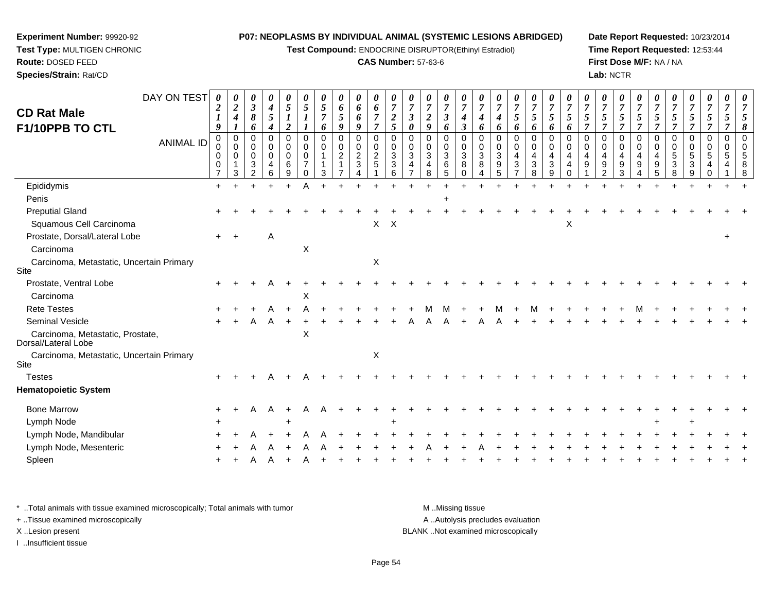**Experiment Number:** 99920-92
**Test Type:** MULTIGEN CHRONIC
**Route:** DOSED FEED
**Species/Strain:** Rat/CD

**P07: NEOPLASMS BY INDIVIDUAL ANIMAL (SYSTEMIC LESIONS ABRIDGED)**
**Test Compound:** ENDOCRINE DISRUPTOR(Ethinyl Estradiol)
**CAS Number:** 57-63-6

**Date Report Requested:** 10/23/2014
**Time Report Requested:** 12:53:44
**First Dose M/F:** NA / NA
**Lab:** NCTR

# CD Rat Male F1/10PPB TO CTL

| DAY ON TEST | 0219 | 0241 | 0386 | 0454 | 0512 | 0511 | 0576 | 0659 | 0669 | 0677 | 0725 | 0730 | 0729 | 0736 | 0743 | 0746 | 0746 | 0756 | 0756 | 0756 | 0756 | 0757 | 0757 | 0757 | 0757 | 0757 | 0757 | 0757 | 0757 | 0757 | 0758 |
|---|---|---|---|---|---|---|---|---|---|---|---|---|---|---|---|---|---|---|---|---|---|---|---|---|---|---|---|---|---|---|---|
| **ANIMAL ID** | 0007 | 0013 | 0032 | 0046 | 0069 | 0070 | 0113 | 0217 | 0234 | 0251 | 0336 | 0347 | 0348 | 0365 | 0380 | 0384 | 0395 | 0437 | 0438 | 0439 | 0440 | 0491 | 0492 | 0493 | 0494 | 0495 | 0538 | 0539 | 0540 | 0541 | 0588 |
| Epididymis | + | + | + | + | + | A | + | + | + | + | + | + | + | + | + | + | + | + | + | + | + | + | + | + | + | + | + | + | + | + | + |
| Penis | | | | | | | | | | | | | | + | | | | | | | | | | | | | | | | | |
| Preputial Gland | + | + | + | + | + | + | + | + | + | + | + | + | + | + | + | + | + | + | + | + | + | + | + | + | + | + | + | + | + | + | + |
| Squamous Cell Carcinoma | | | | | | | | | | X | X | | | | | | | | | | X | | | | | | | | | | |
| Prostate, Dorsal/Lateral Lobe | + | + | | A | | | | | | | | | | | | | | | | | | | | | | | | | | + | |
| Carcinoma | | | | | | X | | | | | | | | | | | | | | | | | | | | | | | | | |
| Carcinoma, Metastatic, Uncertain Primary Site | | | | | | | | | | X | | | | | | | | | | | | | | | | | | | | | |
| Prostate, Ventral Lobe | + | + | + | A | + | + | + | + | + | + | + | + | + | + | + | + | + | + | + | + | + | + | + | + | + | + | + | + | + | + | + |
| Carcinoma | | | | | | X | | | | | | | | | | | | | | | | | | | | | | | | | |
| Rete Testes | + | + | + | A | + | A | + | + | + | + | + | + | M | M | + | + | M | + | M | + | + | + | + | + | M | + | + | + | + | + | + |
| Seminal Vesicle | + | + | A | A | + | + | + | + | + | + | + | A | A | A | + | A | A | + | + | + | + | + | + | + | + | + | + | + | + | + | + |
| Carcinoma, Metastatic, Prostate, Dorsal/Lateral Lobe | | | | | | X | | | | | | | | | | | | | | | | | | | | | | | | | |
| Carcinoma, Metastatic, Uncertain Primary Site | | | | | | | | | | X | | | | | | | | | | | | | | | | | | | | | |
| Testes | + | + | + | A | + | A | + | + | + | + | + | + | + | + | + | + | + | + | + | + | + | + | + | + | + | + | + | + | + | + | + |
| **Hematopoietic System** | | | | | | | | | | | | | | | | | | | | | | | | | | | | | | | |
| Bone Marrow | + | + | A | A | + | A | A | + | + | + | + | + | + | + | + | + | + | + | + | + | + | + | + | + | + | + | + | + | + | + | + |
| Lymph Node | + | | | | + | | | | | | + | | | | | | | | | | | | | | | + | | + | | | |
| Lymph Node, Mandibular | + | + | A | + | + | A | A | + | + | + | + | + | + | + | + | + | + | + | + | + | + | + | + | + | + | + | + | + | + | + | + |
| Lymph Node, Mesenteric | + | + | A | A | + | A | A | + | + | + | + | + | A | + | + | A | + | + | + | + | + | + | + | + | + | + | + | + | + | + | + |
| Spleen | + | + | A | A | + | A | + | + | + | + | + | + | + | + | + | + | + | + | + | + | + | + | + | + | + | + | + | + | + | + | + |

\* ..Total animals with tissue examined microscopically; Total animals with tumor
\+ ..Tissue examined microscopically
X ..Lesion present
I ..Insufficient tissue

M ..Missing tissue
A ..Autolysis precludes evaluation
BLANK ..Not examined microscopically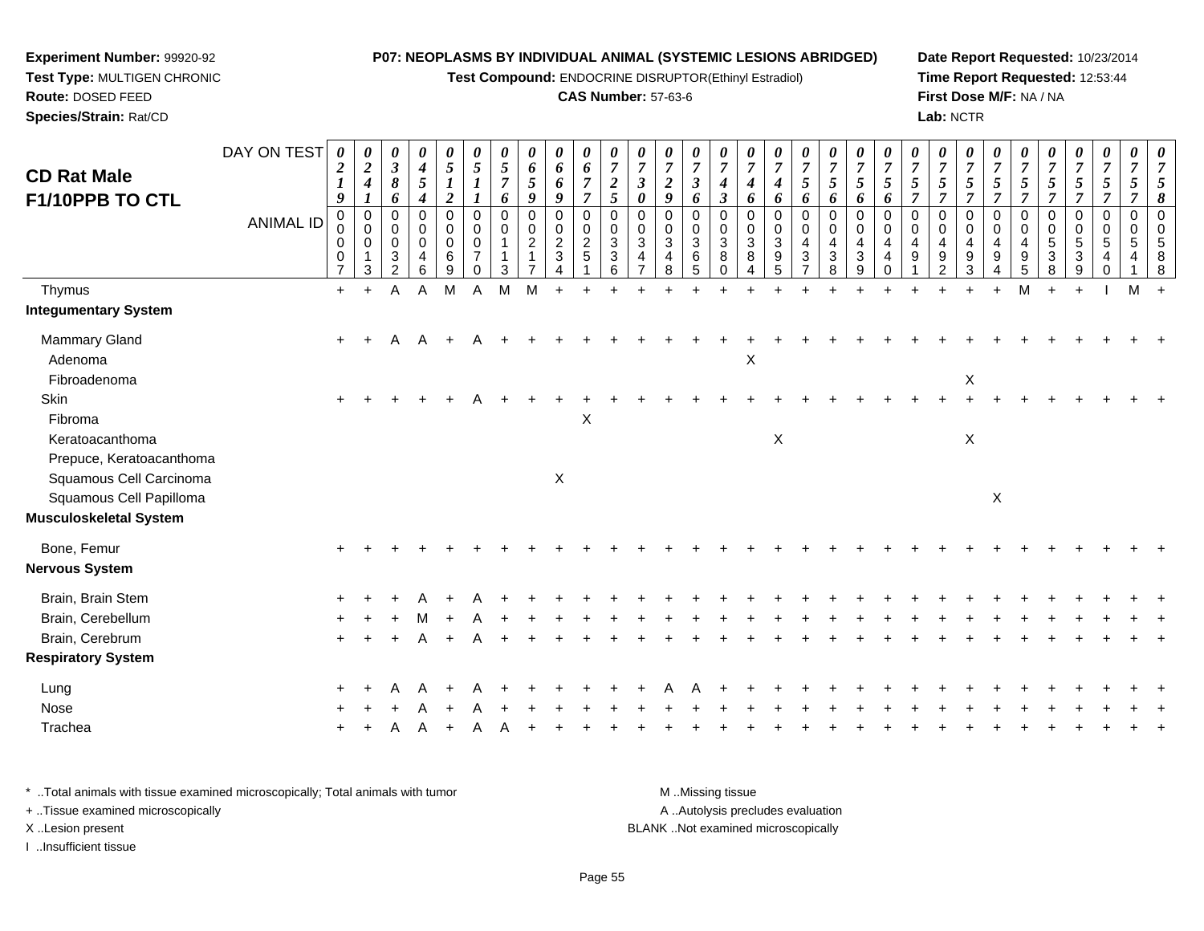**Experiment Number:** 99920-92
**Test Type:** MULTIGEN CHRONIC
**Route:** DOSED FEED
**Species/Strain:** Rat/CD

**P07: NEOPLASMS BY INDIVIDUAL ANIMAL (SYSTEMIC LESIONS ABRIDGED)**
**Test Compound:** ENDOCRINE DISRUPTOR(Ethinyl Estradiol)
**CAS Number:** 57-63-6

**Date Report Requested:** 10/23/2014
**Time Report Requested:** 12:53:44
**First Dose M/F:** NA / NA
**Lab:** NCTR

## CD Rat Male F1/10PPB TO CTL

| DAY ON TEST | 0219 | 0241 | 0386 | 0454 | 0512 | 0511 | 0576 | 0659 | 0669 | 0677 | 0725 | 0730 | 0729 | 0736 | 0743 | 0746 | 0746 | 0756 | 0756 | 0756 | 0756 | 0757 | 0757 | 0757 | 0757 | 0757 | 0757 | 0757 | 0757 | 0757 | 0758 |
|---|---|---|---|---|---|---|---|---|---|---|---|---|---|---|---|---|---|---|---|---|---|---|---|---|---|---|---|---|---|---|---|
| **ANIMAL ID** | 00007 | 00013 | 00032 | 00046 | 00069 | 00070 | 00113 | 00217 | 00234 | 00251 | 00336 | 00347 | 00348 | 00365 | 00380 | 00384 | 00395 | 00437 | 00438 | 00439 | 00440 | 00491 | 00492 | 00493 | 00494 | 00495 | 00538 | 00539 | 00540 | 00541 | 00588 |
| Thymus | + | + | A | A | M | A | M | M | + | + | + | + | + | + | + | + | + | + | + | + | + | + | + | + | + | M | + | + | I | M | + |
| **Integumentary System** | | | | | | | | | | | | | | | | | | | | | | | | | | | | | | | |
| Mammary Gland | + | + | A | A | + | A | + | + | + | + | + | + | + | + | + | + | + | + | + | + | + | + | + | + | + | + | + | + | + | + | + |
| Adenoma | | | | | | | | | | | | | | | | X | | | | | | | | | | | | | | | |
| Fibroadenoma | | | | | | | | | | | | | | | | | | | | | | | | X | | | | | | | |
| Skin | + | + | + | + | + | A | + | + | + | + | + | + | + | + | + | + | + | + | + | + | + | + | + | + | + | + | + | + | + | + | + |
| Fibroma | | | | | | | | | | X | | | | | | | | | | | | | | | | | | | | | |
| Keratoacanthoma | | | | | | | | | | | | | | | | | X | | | | | | | X | | | | | | | |
| Prepuce, Keratoacanthoma | | | | | | | | | | | | | | | | | | | | | | | | | | | | | | | |
| Squamous Cell Carcinoma | | | | | | | | | X | | | | | | | | | | | | | | | | | | | | | | |
| Squamous Cell Papilloma | | | | | | | | | | | | | | | | | | | | | | | | | X | | | | | | |
| **Musculoskeletal System** | | | | | | | | | | | | | | | | | | | | | | | | | | | | | | | |
| Bone, Femur | + | + | + | + | + | + | + | + | + | + | + | + | + | + | + | + | + | + | + | + | + | + | + | + | + | + | + | + | + | + | + |
| **Nervous System** | | | | | | | | | | | | | | | | | | | | | | | | | | | | | | | |
| Brain, Brain Stem | + | + | + | A | + | A | + | + | + | + | + | + | + | + | + | + | + | + | + | + | + | + | + | + | + | + | + | + | + | + | + |
| Brain, Cerebellum | + | + | + | M | + | A | + | + | + | + | + | + | + | + | + | + | + | + | + | + | + | + | + | + | + | + | + | + | + | + | + |
| Brain, Cerebrum | + | + | + | A | + | A | + | + | + | + | + | + | + | + | + | + | + | + | + | + | + | + | + | + | + | + | + | + | + | + | + |
| **Respiratory System** | | | | | | | | | | | | | | | | | | | | | | | | | | | | | | | |
| Lung | + | + | A | A | + | A | + | + | + | + | + | + | A | A | + | + | + | + | + | + | + | + | + | + | + | + | + | + | + | + | + |
| Nose | + | + | + | A | + | A | + | + | + | + | + | + | + | + | + | + | + | + | + | + | + | + | + | + | + | + | + | + | + | + | + |
| Trachea | + | + | A | A | + | A | A | + | + | + | + | + | + | + | + | + | + | + | + | + | + | + | + | + | + | + | + | + | + | + | + |

\* ..Total animals with tissue examined microscopically; Total animals with tumor
\+ ..Tissue examined microscopically
X ..Lesion present
I ..Insufficient tissue

M ..Missing tissue
A ..Autolysis precludes evaluation
BLANK ..Not examined microscopically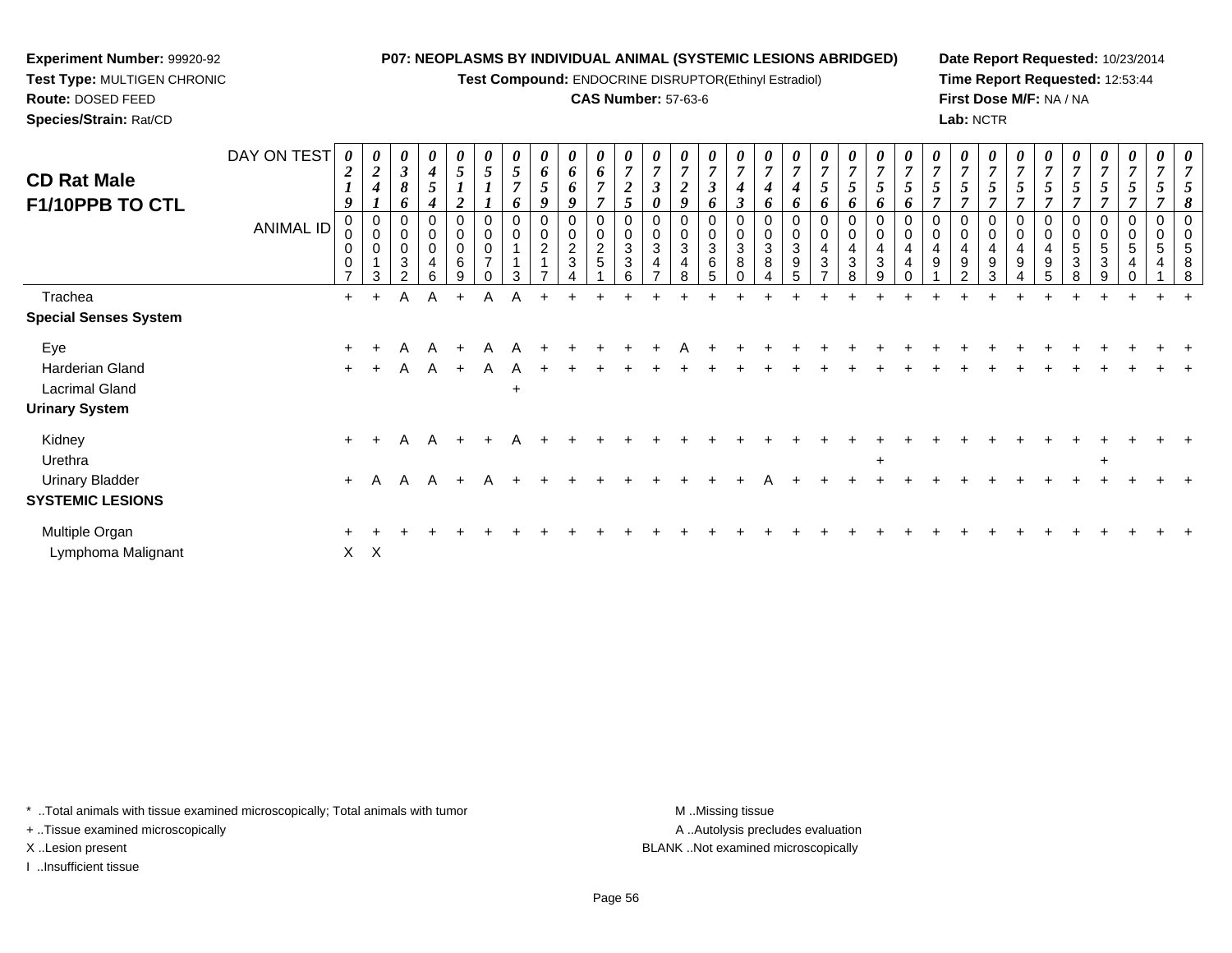**Experiment Number:** 99920-92
**Test Type:** MULTIGEN CHRONIC
**Route:** DOSED FEED
**Species/Strain:** Rat/CD

**P07: NEOPLASMS BY INDIVIDUAL ANIMAL (SYSTEMIC LESIONS ABRIDGED)**
**Test Compound:** ENDOCRINE DISRUPTOR(Ethinyl Estradiol)
**CAS Number:** 57-63-6

**Date Report Requested:** 10/23/2014
**Time Report Requested:** 12:53:44
**First Dose M/F:** NA / NA
**Lab:** NCTR

## CD Rat Male F1/10PPB TO CTL

| DAY ON TEST | 0219 | 0241 | 0386 | 0454 | 0512 | 0511 | 0576 | 0659 | 0669 | 0677 | 0725 | 0730 | 0729 | 0736 | 0743 | 0746 | 0746 | 0756 | 0756 | 0756 | 0756 | 0757 | 0757 | 0757 | 0757 | 0757 | 0757 | 0757 | 0757 | 0757 | 0758 |
|---|---|---|---|---|---|---|---|---|---|---|---|---|---|---|---|---|---|---|---|---|---|---|---|---|---|---|---|---|---|---|---|
| **ANIMAL ID** | 00007 | 00013 | 00032 | 00046 | 00069 | 00070 | 00113 | 00217 | 00234 | 00251 | 00336 | 00347 | 00348 | 00365 | 00380 | 00384 | 00395 | 00437 | 00438 | 00439 | 00440 | 00491 | 00492 | 00493 | 00494 | 00495 | 00538 | 00539 | 00540 | 00541 | 00588 |
| Trachea | + | + | A | A | + | A | A | + | + | + | + | + | + | + | + | + | + | + | + | + | + | + | + | + | + | + | + | + | + | + | + |
| **Special Senses System** | | | | | | | | | | | | | | | | | | | | | | | | | | | | | | | |
| Eye | + | + | A | A | + | A | A | + | + | + | + | + | A | + | + | + | + | + | + | + | + | + | + | + | + | + | + | + | + | + | + |
| Harderian Gland | + | + | A | A | + | A | A | + | + | + | + | + | + | + | + | + | + | + | + | + | + | + | + | + | + | + | + | + | + | + | + |
| Lacrimal Gland | | | | | | | + | | | | | | | | | | | | | | | | | | | | | | | | |
| **Urinary System** | | | | | | | | | | | | | | | | | | | | | | | | | | | | | | | |
| Kidney | + | + | A | A | + | + | A | + | + | + | + | + | + | + | + | + | + | + | + | + | + | + | + | + | + | + | + | + | + | + | + |
| Urethra | | | | | | | | | | | | | | | | | | | | + | | | | | | | | + | | | |
| Urinary Bladder | + | A | A | A | + | A | + | + | + | + | + | + | + | + | + | A | + | + | + | + | + | + | + | + | + | + | + | + | + | + | + |
| **SYSTEMIC LESIONS** | | | | | | | | | | | | | | | | | | | | | | | | | | | | | | | |
| Multiple Organ | + | + | + | + | + | + | + | + | + | + | + | + | + | + | + | + | + | + | + | + | + | + | + | + | + | + | + | + | + | + | + |
| Lymphoma Malignant | X | X | | | | | | | | | | | | | | | | | | | | | | | | | | | | | |

\* ..Total animals with tissue examined microscopically; Total animals with tumor
+ ..Tissue examined microscopically
X ..Lesion present
I ..Insufficient tissue

M ..Missing tissue
A ..Autolysis precludes evaluation
BLANK ..Not examined microscopically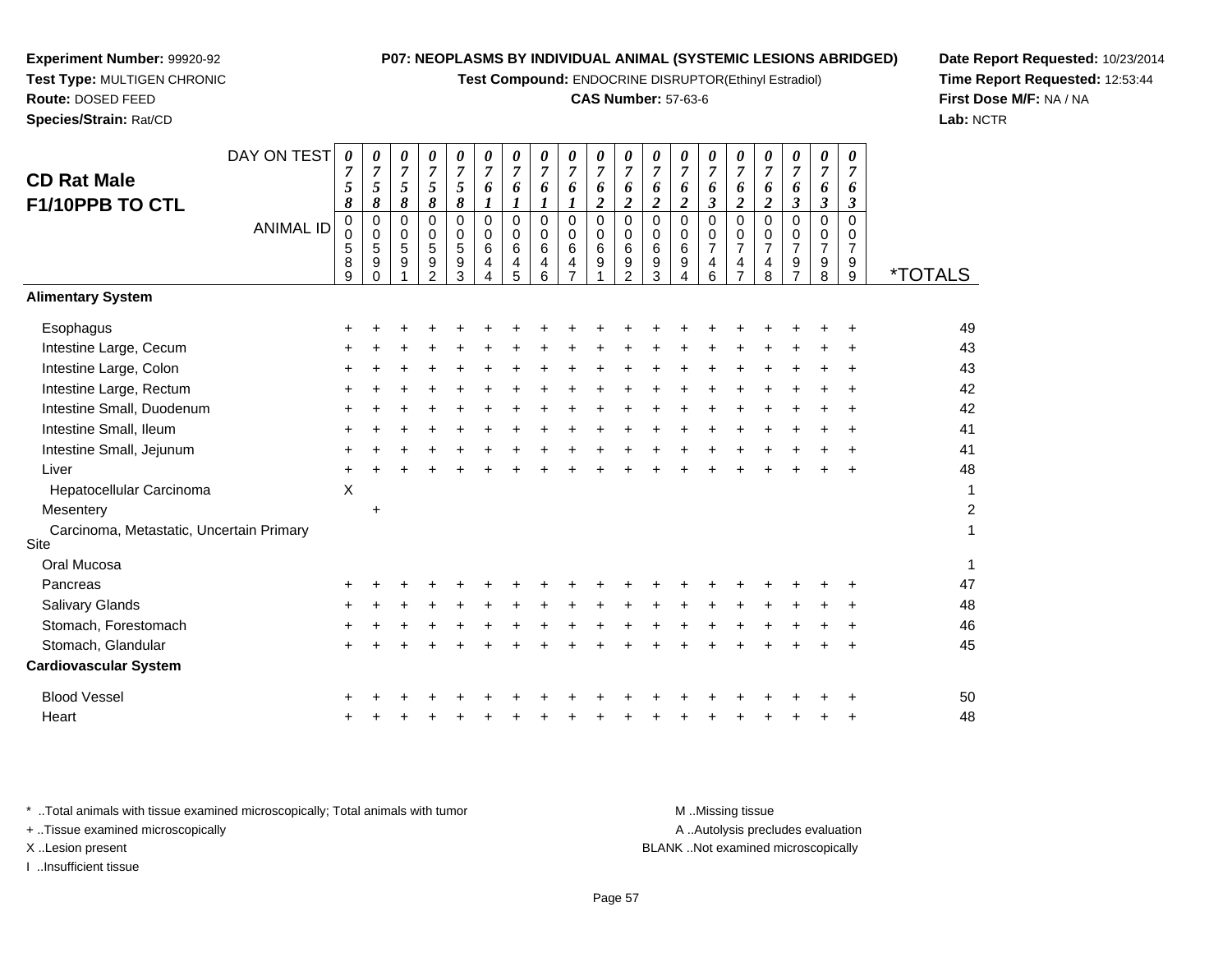**Experiment Number:** 99920-92
**Test Type:** MULTIGEN CHRONIC
**Route:** DOSED FEED
**Species/Strain:** Rat/CD

**P07: NEOPLASMS BY INDIVIDUAL ANIMAL (SYSTEMIC LESIONS ABRIDGED)**
**Test Compound:** ENDOCRINE DISRUPTOR(Ethinyl Estradiol)
**CAS Number:** 57-63-6

**Date Report Requested:** 10/23/2014
**Time Report Requested:** 12:53:44
**First Dose M/F:** NA / NA
**Lab:** NCTR

## CD Rat Male F1/10PPB TO CTL

| DAY ON TEST | 0758 | 0758 | 0758 | 0758 | 0758 | 0761 | 0761 | 0761 | 0761 | 0762 | 0762 | 0762 | 0762 | 0763 | 0762 | 0762 | 0763 | 0763 | 0763 | |
|---|---|---|---|---|---|---|---|---|---|---|---|---|---|---|---|---|---|---|---|---|
| **ANIMAL ID** | 00589 | 00590 | 00591 | 00592 | 00593 | 00644 | 00645 | 00646 | 00647 | 00691 | 00692 | 00693 | 00694 | 00746 | 00747 | 00748 | 00797 | 00798 | 00799 | ***TOTALS** |
| **Alimentary System** | | | | | | | | | | | | | | | | | | | | |
| Esophagus | + | + | + | + | + | + | + | + | + | + | + | + | + | + | + | + | + | + | + | 49 |
| Intestine Large, Cecum | + | + | + | + | + | + | + | + | + | + | + | + | + | + | + | + | + | + | + | 43 |
| Intestine Large, Colon | + | + | + | + | + | + | + | + | + | + | + | + | + | + | + | + | + | + | + | 43 |
| Intestine Large, Rectum | + | + | + | + | + | + | + | + | + | + | + | + | + | + | + | + | + | + | + | 42 |
| Intestine Small, Duodenum | + | + | + | + | + | + | + | + | + | + | + | + | + | + | + | + | + | + | + | 42 |
| Intestine Small, Ileum | + | + | + | + | + | + | + | + | + | + | + | + | + | + | + | + | + | + | + | 41 |
| Intestine Small, Jejunum | + | + | + | + | + | + | + | + | + | + | + | + | + | + | + | + | + | + | + | 41 |
| Liver | + | + | + | + | + | + | + | + | + | + | + | + | + | + | + | + | + | + | + | 48 |
| Hepatocellular Carcinoma | X | | | | | | | | | | | | | | | | | | | 1 |
| Mesentery | | + | | | | | | | | | | | | | | | | | | 2 |
| Carcinoma, Metastatic, Uncertain Primary Site | | | | | | | | | | | | | | | | | | | | 1 |
| Oral Mucosa | | | | | | | | | | | | | | | | | | | | 1 |
| Pancreas | + | + | + | + | + | + | + | + | + | + | + | + | + | + | + | + | + | + | + | 47 |
| Salivary Glands | + | + | + | + | + | + | + | + | + | + | + | + | + | + | + | + | + | + | + | 48 |
| Stomach, Forestomach | + | + | + | + | + | + | + | + | + | + | + | + | + | + | + | + | + | + | + | 46 |
| Stomach, Glandular | + | + | + | + | + | + | + | + | + | + | + | + | + | + | + | + | + | + | + | 45 |
| **Cardiovascular System** | | | | | | | | | | | | | | | | | | | | |
| Blood Vessel | + | + | + | + | + | + | + | + | + | + | + | + | + | + | + | + | + | + | + | 50 |
| Heart | + | + | + | + | + | + | + | + | + | + | + | + | + | + | + | + | + | + | + | 48 |

* ..Total animals with tissue examined microscopically; Total animals with tumor
+ ..Tissue examined microscopically
X ..Lesion present
I ..Insufficient tissue

M ..Missing tissue
A ..Autolysis precludes evaluation
BLANK ..Not examined microscopically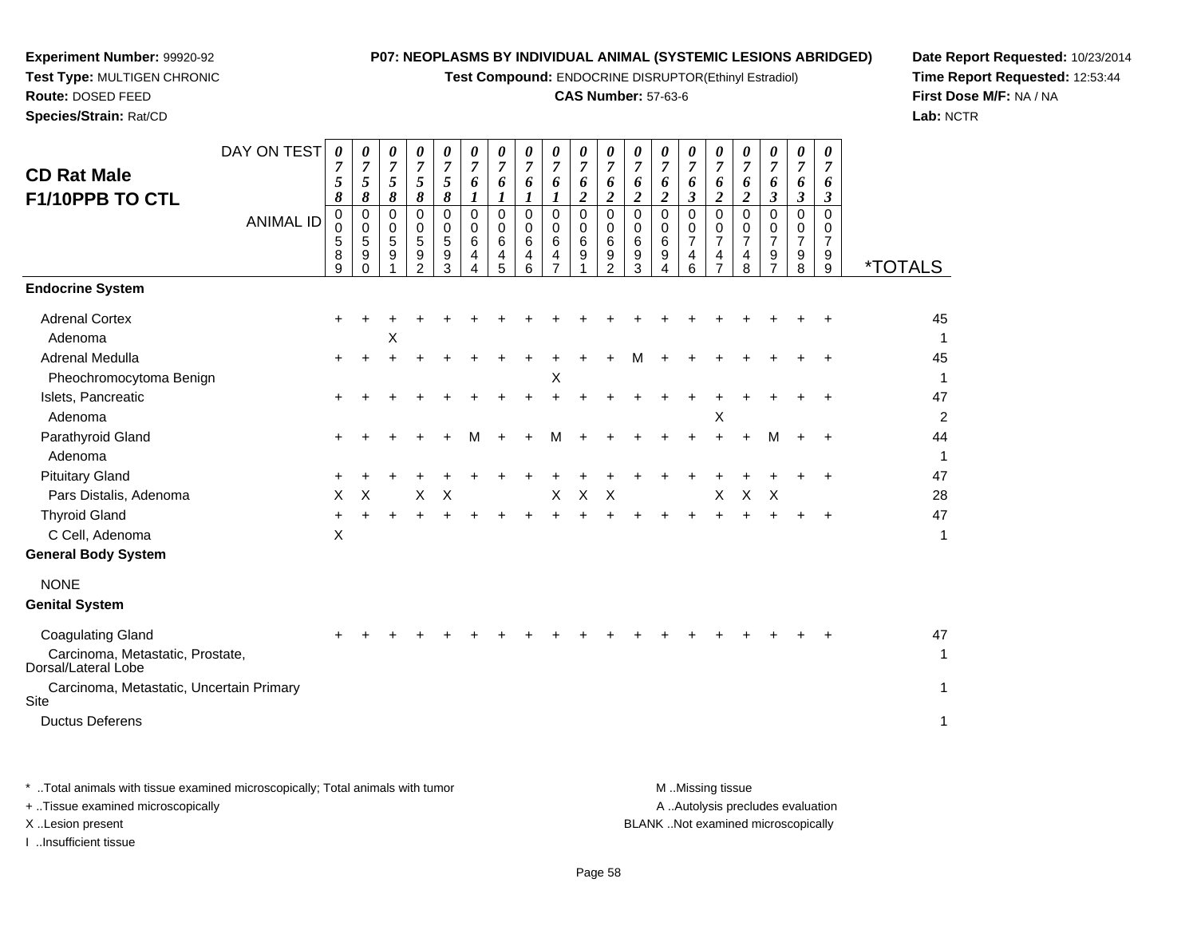**Experiment Number:** 99920-92
**Test Type:** MULTIGEN CHRONIC
**Route:** DOSED FEED
**Species/Strain:** Rat/CD

**P07: NEOPLASMS BY INDIVIDUAL ANIMAL (SYSTEMIC LESIONS ABRIDGED)**
**Test Compound:** ENDOCRINE DISRUPTOR(Ethinyl Estradiol)
**CAS Number:** 57-63-6

**Date Report Requested:** 10/23/2014
**Time Report Requested:** 12:53:44
**First Dose M/F:** NA / NA
**Lab:** NCTR

## CD Rat Male F1/10PPB TO CTL

| DAY ON TEST | 0758 | 0758 | 0758 | 0758 | 0758 | 0761 | 0761 | 0761 | 0761 | 0762 | 0762 | 0762 | 0762 | 0763 | 0762 | 0762 | 0763 | 0763 | 0763 | |
|---|---|---|---|---|---|---|---|---|---|---|---|---|---|---|---|---|---|---|---|---|
| **ANIMAL ID** | 00589 | 00590 | 00591 | 00592 | 00593 | 00644 | 00645 | 00646 | 00647 | 00691 | 00692 | 00693 | 00694 | 00746 | 00747 | 00748 | 00797 | 00798 | 00799 | ***TOTALS** |
| **Endocrine System** | | | | | | | | | | | | | | | | | | | | |
| Adrenal Cortex | + | + | + | + | + | + | + | + | + | + | + | + | + | + | + | + | + | + | + | 45 |
| Adenoma | | | X | | | | | | | | | | | | | | | | | 1 |
| Adrenal Medulla | + | + | + | + | + | + | + | + | + | + | + | M | + | + | + | + | + | + | + | 45 |
| Pheochromocytoma Benign | | | | | | | | | X | | | | | | | | | | | 1 |
| Islets, Pancreatic | + | + | + | + | + | + | + | + | + | + | + | + | + | + | + | + | + | + | + | 47 |
| Adenoma | | | | | | | | | | | | | | | X | | | | | 2 |
| Parathyroid Gland | + | + | + | + | + | M | + | + | M | + | + | + | + | + | + | + | M | + | + | 44 |
| Adenoma | | | | | | | | | | | | | | | | | | | | 1 |
| Pituitary Gland | + | + | + | + | + | + | + | + | + | + | + | + | + | + | + | + | + | + | + | 47 |
| Pars Distalis, Adenoma | X | X | | X | X | | | | X | X | X | | | | X | X | X | | | 28 |
| Thyroid Gland | + | + | + | + | + | + | + | + | + | + | + | + | + | + | + | + | + | + | + | 47 |
| C Cell, Adenoma | X | | | | | | | | | | | | | | | | | | | 1 |
| **General Body System** | | | | | | | | | | | | | | | | | | | | |
| NONE | | | | | | | | | | | | | | | | | | | | |
| **Genital System** | | | | | | | | | | | | | | | | | | | | |
| Coagulating Gland | + | + | + | + | + | + | + | + | + | + | + | + | + | + | + | + | + | + | + | 47 |
| Carcinoma, Metastatic, Prostate, Dorsal/Lateral Lobe | | | | | | | | | | | | | | | | | | | | 1 |
| Carcinoma, Metastatic, Uncertain Primary Site | | | | | | | | | | | | | | | | | | | | 1 |
| Ductus Deferens | | | | | | | | | | | | | | | | | | | | 1 |

\* ..Total animals with tissue examined microscopically; Total animals with tumor
\+ ..Tissue examined microscopically
X ..Lesion present
I ..Insufficient tissue

M ..Missing tissue
A ..Autolysis precludes evaluation
BLANK ..Not examined microscopically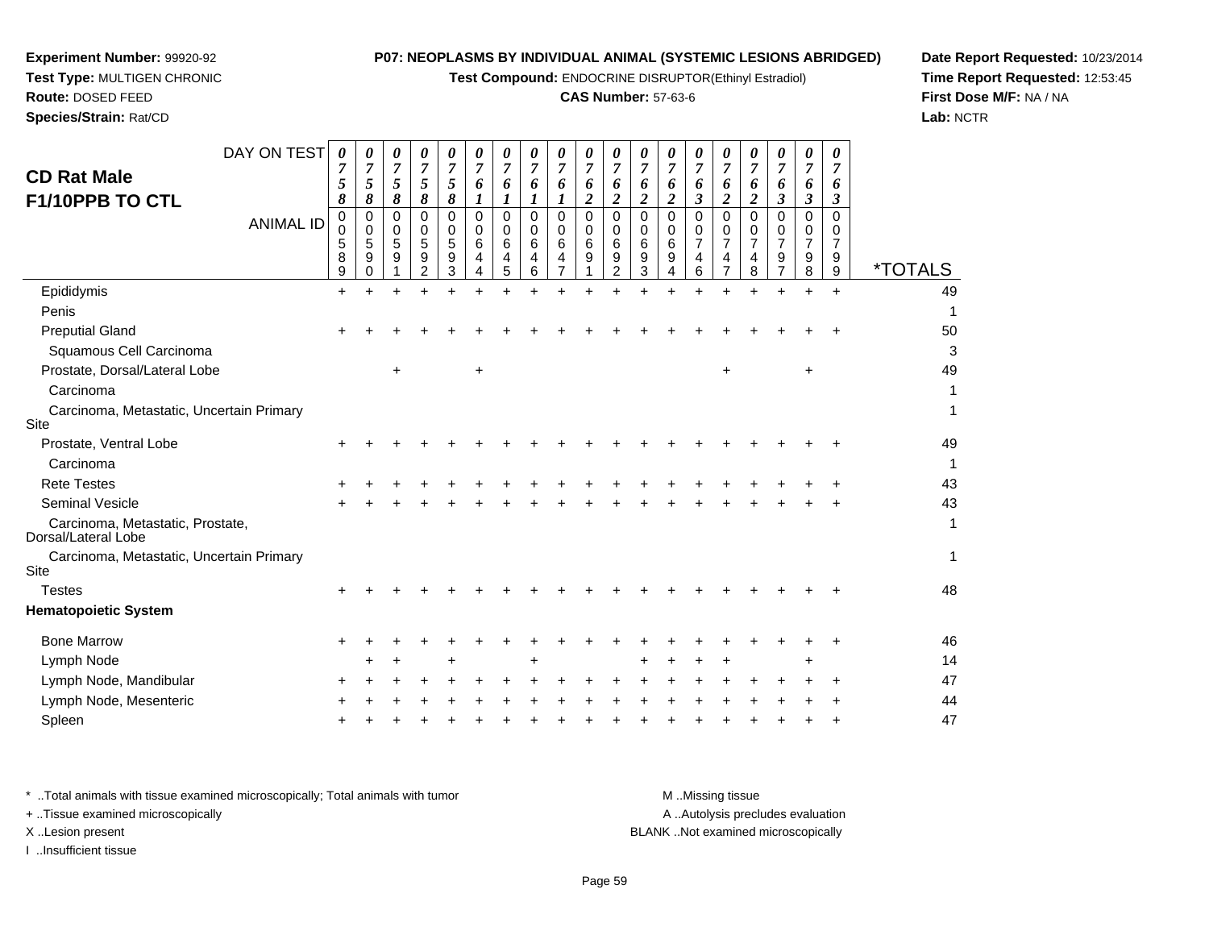**Experiment Number:** 99920-92
**Test Type:** MULTIGEN CHRONIC
**Route:** DOSED FEED
**Species/Strain:** Rat/CD

**P07: NEOPLASMS BY INDIVIDUAL ANIMAL (SYSTEMIC LESIONS ABRIDGED)**
**Test Compound:** ENDOCRINE DISRUPTOR(Ethinyl Estradiol)
**CAS Number:** 57-63-6

**Date Report Requested:** 10/23/2014
**Time Report Requested:** 12:53:45
**First Dose M/F:** NA / NA
**Lab:** NCTR

## CD Rat Male F1/10PPB TO CTL

| DAY ON TEST | 0758 | 0758 | 0758 | 0758 | 0758 | 0761 | 0761 | 0761 | 0761 | 0762 | 0762 | 0762 | 0762 | 0763 | 0762 | 0762 | 0763 | 0763 | 0763 | |
|---|---|---|---|---|---|---|---|---|---|---|---|---|---|---|---|---|---|---|---|---|
| **ANIMAL ID** | 00589 | 00590 | 00591 | 00592 | 00593 | 00644 | 00645 | 00646 | 00647 | 00691 | 00692 | 00693 | 00694 | 00746 | 00747 | 00748 | 00797 | 00798 | 00799 | ***TOTALS** |
| Epididymis | + | + | + | + | + | + | + | + | + | + | + | + | + | + | + | + | + | + | + | 49 |
| Penis | | | | | | | | | | | | | | | | | | | | 1 |
| Preputial Gland | + | + | + | + | + | + | + | + | + | + | + | + | + | + | + | + | + | + | + | 50 |
| Squamous Cell Carcinoma | | | | | | | | | | | | | | | | | | | | 3 |
| Prostate, Dorsal/Lateral Lobe | | | + | | | + | | | | | | | | | + | | | + | | 49 |
| Carcinoma | | | | | | | | | | | | | | | | | | | | 1 |
| Carcinoma, Metastatic, Uncertain Primary Site | | | | | | | | | | | | | | | | | | | | 1 |
| Prostate, Ventral Lobe | + | + | + | + | + | + | + | + | + | + | + | + | + | + | + | + | + | + | + | 49 |
| Carcinoma | | | | | | | | | | | | | | | | | | | | 1 |
| Rete Testes | + | + | + | + | + | + | + | + | + | + | + | + | + | + | + | + | + | + | + | 43 |
| Seminal Vesicle | + | + | + | + | + | + | + | + | + | + | + | + | + | + | + | + | + | + | + | 43 |
| Carcinoma, Metastatic, Prostate, Dorsal/Lateral Lobe | | | | | | | | | | | | | | | | | | | | 1 |
| Carcinoma, Metastatic, Uncertain Primary Site | | | | | | | | | | | | | | | | | | | | 1 |
| Testes | + | + | + | + | + | + | + | + | + | + | + | + | + | + | + | + | + | + | + | 48 |
| **Hematopoietic System** | | | | | | | | | | | | | | | | | | | | |
| Bone Marrow | + | + | + | + | + | + | + | + | + | + | + | + | + | + | + | + | + | + | + | 46 |
| Lymph Node | | + | + | | + | | | + | | | | + | + | + | + | | | + | | 14 |
| Lymph Node, Mandibular | + | + | + | + | + | + | + | + | + | + | + | + | + | + | + | + | + | + | + | 47 |
| Lymph Node, Mesenteric | + | + | + | + | + | + | + | + | + | + | + | + | + | + | + | + | + | + | + | 44 |
| Spleen | + | + | + | + | + | + | + | + | + | + | + | + | + | + | + | + | + | + | + | 47 |

\* ..Total animals with tissue examined microscopically; Total animals with tumor
+ ..Tissue examined microscopically
X ..Lesion present
I ..Insufficient tissue

M ..Missing tissue
A ..Autolysis precludes evaluation
BLANK ..Not examined microscopically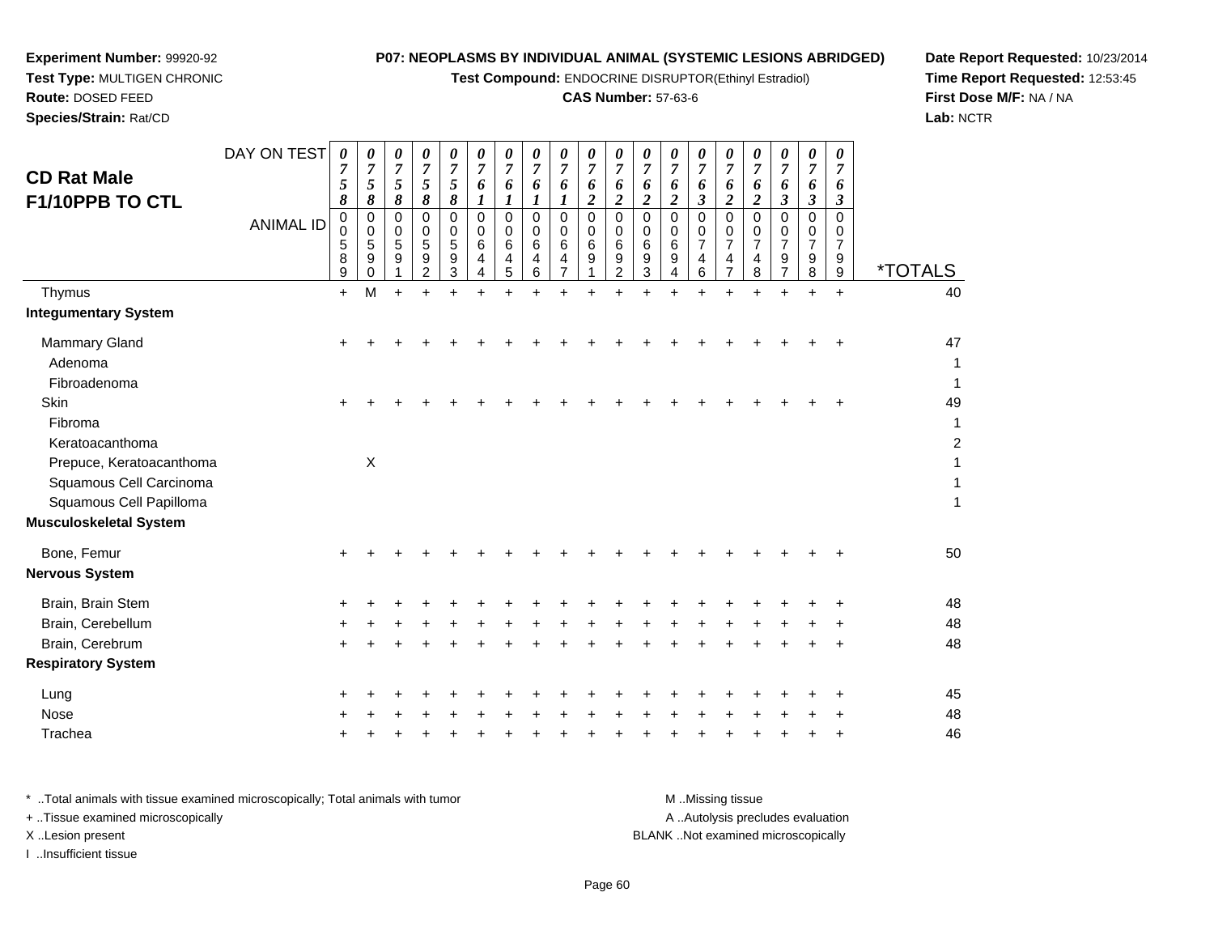**Experiment Number:** 99920-92
**Test Type:** MULTIGEN CHRONIC
**Route:** DOSED FEED
**Species/Strain:** Rat/CD

**P07: NEOPLASMS BY INDIVIDUAL ANIMAL (SYSTEMIC LESIONS ABRIDGED)**
**Test Compound:** ENDOCRINE DISRUPTOR(Ethinyl Estradiol)
**CAS Number:** 57-63-6

**Date Report Requested:** 10/23/2014
**Time Report Requested:** 12:53:45
**First Dose M/F:** NA / NA
**Lab:** NCTR

## CD Rat Male
## F1/10PPB TO CTL

| DAY ON TEST | 0758 | 0758 | 0758 | 0758 | 0758 | 0761 | 0761 | 0761 | 0761 | 0762 | 0762 | 0762 | 0762 | 0763 | 0762 | 0762 | 0763 | 0763 | 0763 | |
|---|---|---|---|---|---|---|---|---|---|---|---|---|---|---|---|---|---|---|---|---|
| **ANIMAL ID** | 00589 | 00590 | 00591 | 00592 | 00593 | 00644 | 00645 | 00646 | 00647 | 00691 | 00692 | 00693 | 00694 | 00746 | 00747 | 00748 | 00797 | 00798 | 00799 | ***TOTALS** |
| Thymus | + | M | + | + | + | + | + | + | + | + | + | + | + | + | + | + | + | + | + | 40 |
| **Integumentary System** | | | | | | | | | | | | | | | | | | | | |
| Mammary Gland | + | + | + | + | + | + | + | + | + | + | + | + | + | + | + | + | + | + | + | 47 |
| Adenoma | | | | | | | | | | | | | | | | | | | | 1 |
| Fibroadenoma | | | | | | | | | | | | | | | | | | | | 1 |
| Skin | + | + | + | + | + | + | + | + | + | + | + | + | + | + | + | + | + | + | + | 49 |
| Fibroma | | | | | | | | | | | | | | | | | | | | 1 |
| Keratoacanthoma | | | | | | | | | | | | | | | | | | | | 2 |
| Prepuce, Keratoacanthoma | | X | | | | | | | | | | | | | | | | | | 1 |
| Squamous Cell Carcinoma | | | | | | | | | | | | | | | | | | | | 1 |
| Squamous Cell Papilloma | | | | | | | | | | | | | | | | | | | | 1 |
| **Musculoskeletal System** | | | | | | | | | | | | | | | | | | | | |
| Bone, Femur | + | + | + | + | + | + | + | + | + | + | + | + | + | + | + | + | + | + | + | 50 |
| **Nervous System** | | | | | | | | | | | | | | | | | | | | |
| Brain, Brain Stem | + | + | + | + | + | + | + | + | + | + | + | + | + | + | + | + | + | + | + | 48 |
| Brain, Cerebellum | + | + | + | + | + | + | + | + | + | + | + | + | + | + | + | + | + | + | + | 48 |
| Brain, Cerebrum | + | + | + | + | + | + | + | + | + | + | + | + | + | + | + | + | + | + | + | 48 |
| **Respiratory System** | | | | | | | | | | | | | | | | | | | | |
| Lung | + | + | + | + | + | + | + | + | + | + | + | + | + | + | + | + | + | + | + | 45 |
| Nose | + | + | + | + | + | + | + | + | + | + | + | + | + | + | + | + | + | + | + | 48 |
| Trachea | + | + | + | + | + | + | + | + | + | + | + | + | + | + | + | + | + | + | + | 46 |

\* ..Total animals with tissue examined microscopically; Total animals with tumor
+ ..Tissue examined microscopically
X ..Lesion present
I ..Insufficient tissue

M ..Missing tissue
A ..Autolysis precludes evaluation
BLANK ..Not examined microscopically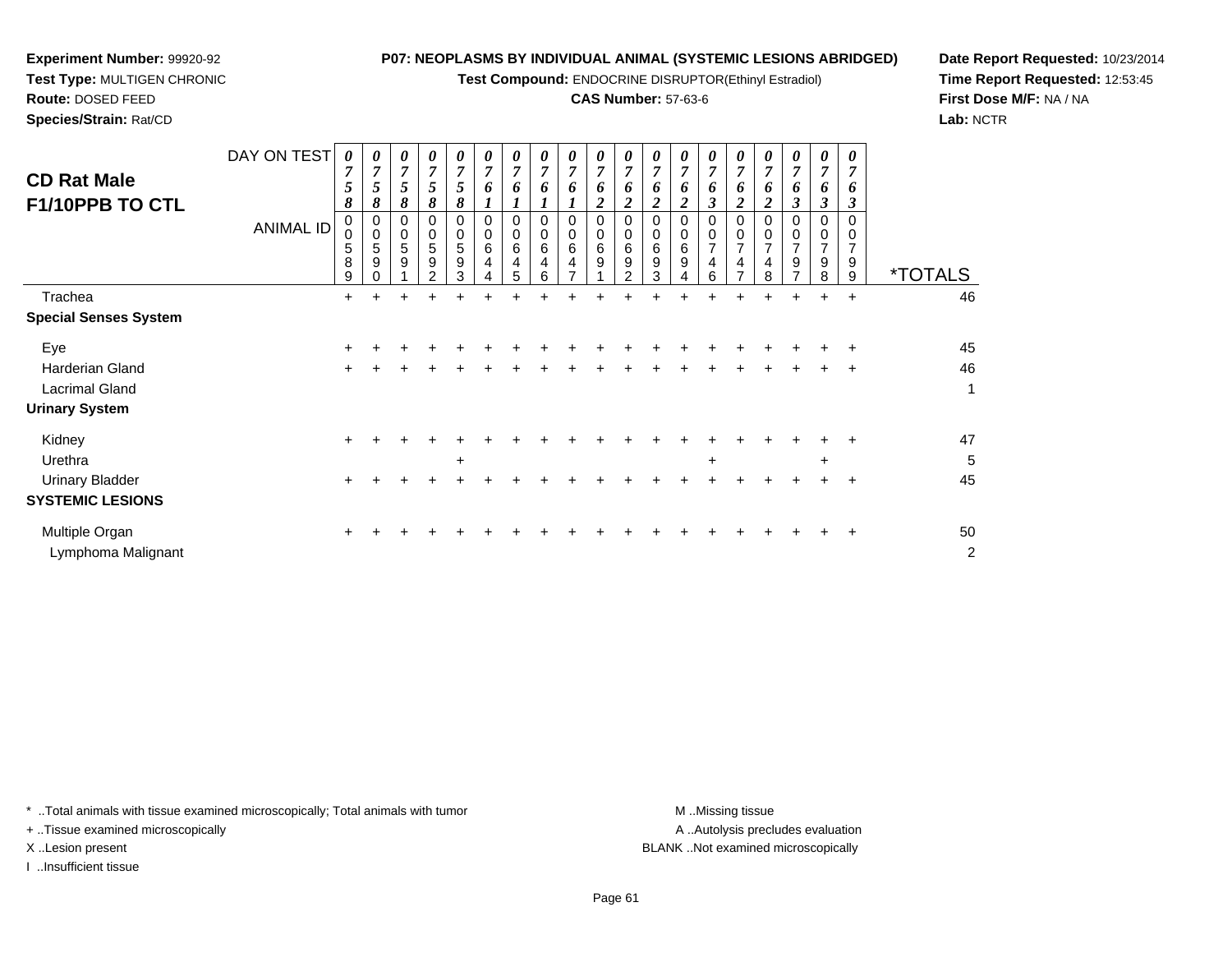**Experiment Number:** 99920-92
**Test Type:** MULTIGEN CHRONIC
**Route:** DOSED FEED
**Species/Strain:** Rat/CD

**P07: NEOPLASMS BY INDIVIDUAL ANIMAL (SYSTEMIC LESIONS ABRIDGED)**
**Test Compound:** ENDOCRINE DISRUPTOR(Ethinyl Estradiol)
**CAS Number:** 57-63-6

**Date Report Requested:** 10/23/2014
**Time Report Requested:** 12:53:45
**First Dose M/F:** NA / NA
**Lab:** NCTR

## CD Rat Male F1/10PPB TO CTL

| DAY ON TEST | 0758 | 0758 | 0758 | 0758 | 0758 | 0761 | 0761 | 0761 | 0761 | 0762 | 0762 | 0762 | 0762 | 0763 | 0762 | 0762 | 0763 | 0763 | 0763 | |
|---|---|---|---|---|---|---|---|---|---|---|---|---|---|---|---|---|---|---|---|---|
| **ANIMAL ID** | 00589 | 00590 | 00591 | 00592 | 00593 | 00644 | 00645 | 00646 | 00647 | 00691 | 00692 | 00693 | 00694 | 00746 | 00747 | 00748 | 00797 | 00798 | 00799 | ***TOTALS** |
| Trachea | + | + | + | + | + | + | + | + | + | + | + | + | + | + | + | + | + | + | + | 46 |
| **Special Senses System** | | | | | | | | | | | | | | | | | | | | |
| Eye | + | + | + | + | + | + | + | + | + | + | + | + | + | + | + | + | + | + | + | 45 |
| Harderian Gland | + | + | + | + | + | + | + | + | + | + | + | + | + | + | + | + | + | + | + | 46 |
| Lacrimal Gland | | | | | | | | | | | | | | | | | | | | 1 |
| **Urinary System** | | | | | | | | | | | | | | | | | | | | |
| Kidney | + | + | + | + | + | + | + | + | + | + | + | + | + | + | + | + | + | + | + | 47 |
| Urethra | | | | | + | | | | | | | | | + | | | | + | | 5 |
| Urinary Bladder | + | + | + | + | + | + | + | + | + | + | + | + | + | + | + | + | + | + | + | 45 |
| **SYSTEMIC LESIONS** | | | | | | | | | | | | | | | | | | | | |
| Multiple Organ | + | + | + | + | + | + | + | + | + | + | + | + | + | + | + | + | + | + | + | 50 |
| Lymphoma Malignant | | | | | | | | | | | | | | | | | | | | 2 |

\* ..Total animals with tissue examined microscopically; Total animals with tumor
\+ ..Tissue examined microscopically
X ..Lesion present
I ..Insufficient tissue

M ..Missing tissue
A ..Autolysis precludes evaluation
BLANK ..Not examined microscopically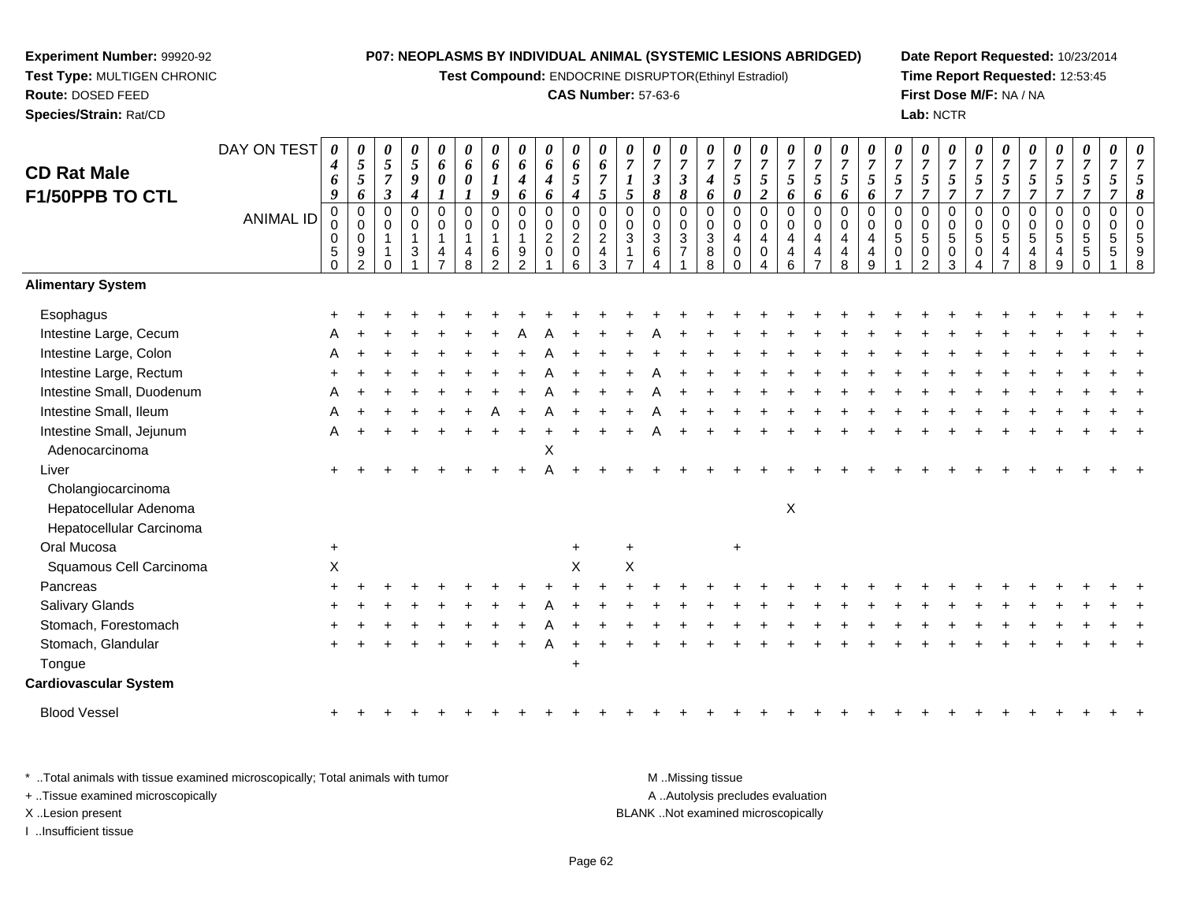**Experiment Number:** 99920-92
**Test Type:** MULTIGEN CHRONIC
**Route:** DOSED FEED
**Species/Strain:** Rat/CD

**P07: NEOPLASMS BY INDIVIDUAL ANIMAL (SYSTEMIC LESIONS ABRIDGED)**
**Test Compound:** ENDOCRINE DISRUPTOR(Ethinyl Estradiol)
**CAS Number:** 57-63-6

**Date Report Requested:** 10/23/2014
**Time Report Requested:** 12:53:45
**First Dose M/F:** NA / NA
**Lab:** NCTR

## CD Rat Male F1/50PPB TO CTL

| DAY ON TEST | 0469 | 0556 | 0573 | 0594 | 0601 | 0601 | 0619 | 0646 | 0646 | 0654 | 0675 | 0715 | 0738 | 0738 | 0746 | 0750 | 0752 | 0756 | 0756 | 0756 | 0756 | 0757 | 0757 | 0757 | 0757 | 0757 | 0757 | 0757 | 0757 | 0757 | 0758 |
|---|---|---|---|---|---|---|---|---|---|---|---|---|---|---|---|---|---|---|---|---|---|---|---|---|---|---|---|---|---|---|---|
| **ANIMAL ID** | 00050 | 00092 | 00110 | 00131 | 00147 | 00148 | 00162 | 00192 | 00201 | 00206 | 00243 | 00317 | 00364 | 00371 | 00388 | 00400 | 00404 | 00446 | 00447 | 00448 | 00449 | 00501 | 00502 | 00503 | 00504 | 00547 | 00548 | 00549 | 00550 | 00551 | 00598 |
| **Alimentary System** | | | | | | | | | | | | | | | | | | | | | | | | | | | | | | | |
| Esophagus | + | + | + | + | + | + | + | + | + | + | + | + | + | + | + | + | + | + | + | + | + | + | + | + | + | + | + | + | + | + | + |
| Intestine Large, Cecum | A | + | + | + | + | + | + | A | A | + | + | + | A | + | + | + | + | + | + | + | + | + | + | + | + | + | + | + | + | + | + |
| Intestine Large, Colon | A | + | + | + | + | + | + | + | A | + | + | + | + | + | + | + | + | + | + | + | + | + | + | + | + | + | + | + | + | + | + |
| Intestine Large, Rectum | + | + | + | + | + | + | + | + | A | + | + | + | A | + | + | + | + | + | + | + | + | + | + | + | + | + | + | + | + | + | + |
| Intestine Small, Duodenum | A | + | + | + | + | + | + | + | A | + | + | + | A | + | + | + | + | + | + | + | + | + | + | + | + | + | + | + | + | + | + |
| Intestine Small, Ileum | A | + | + | + | + | + | A | + | A | + | + | + | A | + | + | + | + | + | + | + | + | + | + | + | + | + | + | + | + | + | + |
| Intestine Small, Jejunum | A | + | + | + | + | + | + | + | + | + | + | + | A | + | + | + | + | + | + | + | + | + | + | + | + | + | + | + | + | + | + |
| Adenocarcinoma | | | | | | | | | X | | | | | | | | | | | | | | | | | | | | | | |
| Liver | + | + | + | + | + | + | + | + | A | + | + | + | + | + | + | + | + | + | + | + | + | + | + | + | + | + | + | + | + | + | + |
| Cholangiocarcinoma | | | | | | | | | | | | | | | | | | | | | | | | | | | | | | | |
| Hepatocellular Adenoma | | | | | | | | | | | | | | | | | | X | | | | | | | | | | | | | |
| Hepatocellular Carcinoma | | | | | | | | | | | | | | | | | | | | | | | | | | | | | | | |
| Oral Mucosa | + | | | | | | | | | + | | + | | | | + | | | | | | | | | | | | | | | |
| Squamous Cell Carcinoma | X | | | | | | | | | X | | X | | | | | | | | | | | | | | | | | | | |
| Pancreas | + | + | + | + | + | + | + | + | + | + | + | + | + | + | + | + | + | + | + | + | + | + | + | + | + | + | + | + | + | + | + |
| Salivary Glands | + | + | + | + | + | + | + | + | A | + | + | + | + | + | + | + | + | + | + | + | + | + | + | + | + | + | + | + | + | + | + |
| Stomach, Forestomach | + | + | + | + | + | + | + | + | A | + | + | + | + | + | + | + | + | + | + | + | + | + | + | + | + | + | + | + | + | + | + |
| Stomach, Glandular | + | + | + | + | + | + | + | + | A | + | + | + | + | + | + | + | + | + | + | + | + | + | + | + | + | + | + | + | + | + | + |
| Tongue | | | | | | | | | | + | | | | | | | | | | | | | | | | | | | | | |
| **Cardiovascular System** | | | | | | | | | | | | | | | | | | | | | | | | | | | | | | | |
| Blood Vessel | + | + | + | + | + | + | + | + | + | + | + | + | + | + | + | + | + | + | + | + | + | + | + | + | + | + | + | + | + | + | + |

\* ..Total animals with tissue examined microscopically; Total animals with tumor
+ ..Tissue examined microscopically
X ..Lesion present
I ..Insufficient tissue

M ..Missing tissue
A ..Autolysis precludes evaluation
BLANK ..Not examined microscopically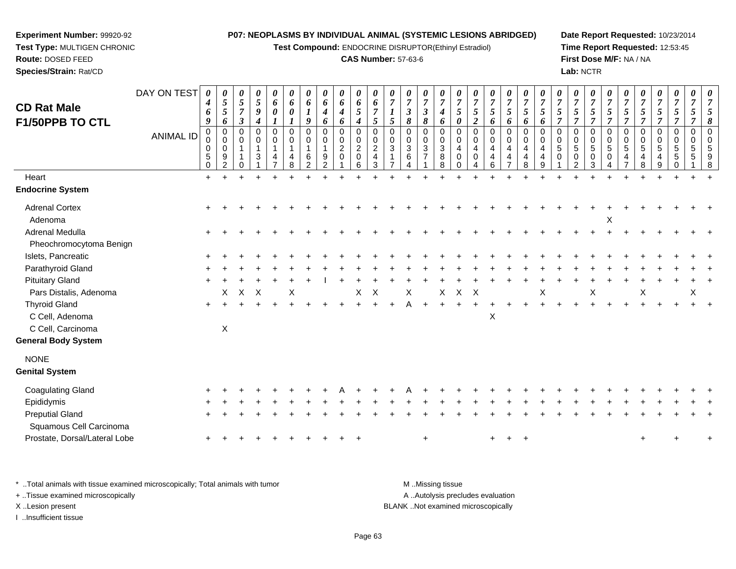**Experiment Number:** 99920-92
**Test Type:** MULTIGEN CHRONIC
**Route:** DOSED FEED
**Species/Strain:** Rat/CD

**P07: NEOPLASMS BY INDIVIDUAL ANIMAL (SYSTEMIC LESIONS ABRIDGED)**
**Test Compound:** ENDOCRINE DISRUPTOR(Ethinyl Estradiol)
**CAS Number:** 57-63-6

**Date Report Requested:** 10/23/2014
**Time Report Requested:** 12:53:45
**First Dose M/F:** NA / NA
**Lab:** NCTR

## CD Rat Male F1/50PPB TO CTL

| DAY ON TEST | 0469 | 0556 | 0573 | 0594 | 0601 | 0601 | 0619 | 0646 | 0646 | 0654 | 0675 | 0715 | 0738 | 0738 | 0746 | 0750 | 0752 | 0756 | 0756 | 0756 | 0756 | 0757 | 0757 | 0757 | 0757 | 0757 | 0757 | 0757 | 0757 | 0757 | 0758 |
|---|---|---|---|---|---|---|---|---|---|---|---|---|---|---|---|---|---|---|---|---|---|---|---|---|---|---|---|---|---|---|---|
| **ANIMAL ID** | 00050 | 00092 | 00110 | 00131 | 00147 | 00148 | 00162 | 00192 | 00201 | 00206 | 00243 | 00317 | 00364 | 00371 | 00388 | 00400 | 00404 | 00446 | 00447 | 00448 | 00449 | 00501 | 00502 | 00503 | 00504 | 00547 | 00548 | 00549 | 00550 | 00551 | 00598 |
| Heart | + | + | + | + | + | + | + | + | + | + | + | + | + | + | + | + | + | + | + | + | + | + | + | + | + | + | + | + | + | + | + |
| **Endocrine System** | | | | | | | | | | | | | | | | | | | | | | | | | | | | | | | |
| Adrenal Cortex | + | + | + | + | + | + | + | + | + | + | + | + | + | + | + | + | + | + | + | + | + | + | + | + | + | + | + | + | + | + | + |
| Adenoma | | | | | | | | | | | | | | | | | | | | | | | | | X | | | | | | |
| Adrenal Medulla | + | + | + | + | + | + | + | + | + | + | + | + | + | + | + | + | + | + | + | + | + | + | + | + | + | + | + | + | + | + | + |
| Pheochromocytoma Benign | | | | | | | | | | | | | | | | | | | | | | | | | | | | | | | |
| Islets, Pancreatic | + | + | + | + | + | + | + | + | + | + | + | + | + | + | + | + | + | + | + | + | + | + | + | + | + | + | + | + | + | + | + |
| Parathyroid Gland | + | + | + | + | + | + | + | + | + | + | + | + | + | + | + | + | + | + | + | + | + | + | + | + | + | + | + | + | + | + | + |
| Pituitary Gland | + | + | + | + | + | + | + | I | + | + | + | + | + | + | + | + | + | + | + | + | + | + | + | + | + | + | + | + | + | + | + |
| Pars Distalis, Adenoma | | X | X | X | | X | | | | X | X | | X | | X | X | X | | | | X | | | X | | | X | | | X | |
| Thyroid Gland | + | + | + | + | + | + | + | + | + | + | + | + | A | + | + | + | + | + | + | + | + | + | + | + | + | + | + | + | + | + | + |
| C Cell, Adenoma | | | | | | | | | | | | | | | | | | X | | | | | | | | | | | | | |
| C Cell, Carcinoma | | X | | | | | | | | | | | | | | | | | | | | | | | | | | | | | |
| **General Body System** | | | | | | | | | | | | | | | | | | | | | | | | | | | | | | | |
| NONE | | | | | | | | | | | | | | | | | | | | | | | | | | | | | | | |
| **Genital System** | | | | | | | | | | | | | | | | | | | | | | | | | | | | | | | |
| Coagulating Gland | + | + | + | + | + | + | + | + | A | + | + | + | A | + | + | + | + | + | + | + | + | + | + | + | + | + | + | + | + | + | + |
| Epididymis | + | + | + | + | + | + | + | + | + | + | + | + | + | + | + | + | + | + | + | + | + | + | + | + | + | + | + | + | + | + | + |
| Preputial Gland | + | + | + | + | + | + | + | + | + | + | + | + | + | + | + | + | + | + | + | + | + | + | + | + | + | + | + | + | + | + | + |
| Squamous Cell Carcinoma | | | | | | | | | | | | | | | | | | | | | | | | | | | | | | | |
| Prostate, Dorsal/Lateral Lobe | + | + | + | + | + | + | + | + | + | + | | | | + | | | | + | + | + | | | | | | | + | | + | | + |

\* ..Total animals with tissue examined microscopically; Total animals with tumor
+ ..Tissue examined microscopically
X ..Lesion present
I ..Insufficient tissue

M ..Missing tissue
A ..Autolysis precludes evaluation
BLANK ..Not examined microscopically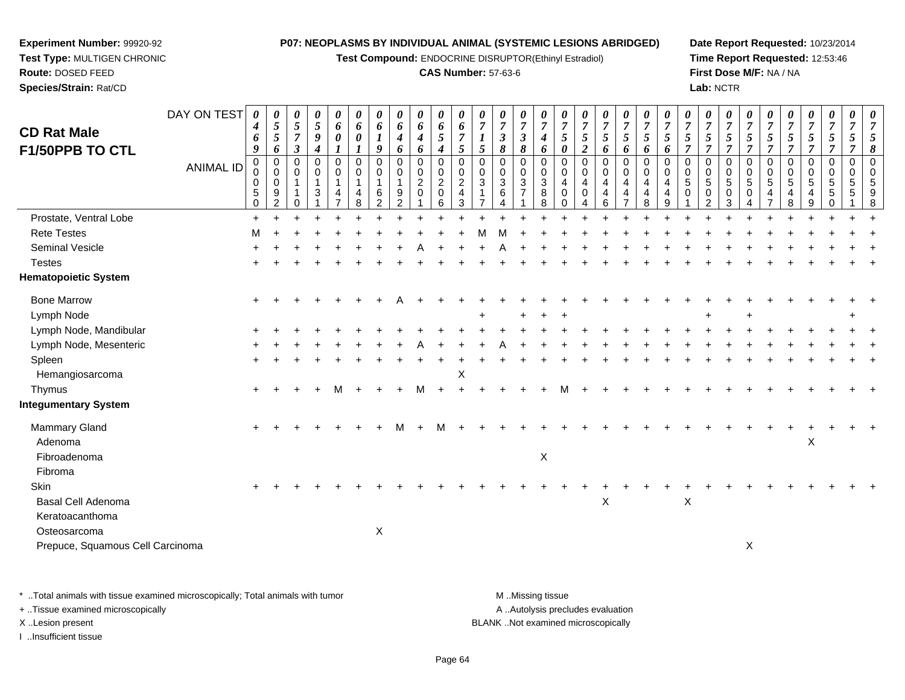**Experiment Number:** 99920-92
**Test Type:** MULTIGEN CHRONIC
**Route:** DOSED FEED
**Species/Strain:** Rat/CD

**P07: NEOPLASMS BY INDIVIDUAL ANIMAL (SYSTEMIC LESIONS ABRIDGED)**
**Test Compound:** ENDOCRINE DISRUPTOR(Ethinyl Estradiol)
**CAS Number:** 57-63-6

**Date Report Requested:** 10/23/2014
**Time Report Requested:** 12:53:46
**First Dose M/F:** NA / NA
**Lab:** NCTR

## CD Rat Male F1/50PPB TO CTL

| DAY ON TEST | 0469 | 0556 | 0573 | 0594 | 0601 | 0601 | 0619 | 0646 | 0646 | 0654 | 0675 | 0715 | 0738 | 0738 | 0746 | 0750 | 0752 | 0756 | 0756 | 0756 | 0756 | 0757 | 0757 | 0757 | 0757 | 0757 | 0757 | 0757 | 0757 | 0757 | 0758 |
|---|---|---|---|---|---|---|---|---|---|---|---|---|---|---|---|---|---|---|---|---|---|---|---|---|---|---|---|---|---|---|---|
| **ANIMAL ID** | 0050 | 0092 | 0110 | 0131 | 0147 | 0148 | 0162 | 0192 | 0201 | 0206 | 0243 | 0317 | 0364 | 0371 | 0388 | 0400 | 0404 | 0446 | 0447 | 0448 | 0449 | 0501 | 0502 | 0503 | 0504 | 0547 | 0548 | 0549 | 0550 | 0551 | 0598 |
| Prostate, Ventral Lobe | + | + | + | + | + | + | + | + | + | + | + | + | + | + | + | + | + | + | + | + | + | + | + | + | + | + | + | + | + | + | + |
| Rete Testes | M | + | + | + | + | + | + | + | + | + | + | M | M | + | + | + | + | + | + | + | + | + | + | + | + | + | + | + | + | + | + |
| Seminal Vesicle | + | + | + | + | + | + | + | + | A | + | + | + | A | + | + | + | + | + | + | + | + | + | + | + | + | + | + | + | + | + | + |
| Testes | + | + | + | + | + | + | + | + | + | + | + | + | + | + | + | + | + | + | + | + | + | + | + | + | + | + | + | + | + | + | + |
| **Hematopoietic System** | | | | | | | | | | | | | | | | | | | | | | | | | | | | | | | |
| Bone Marrow | + | + | + | + | + | + | + | A | + | + | + | + | + | + | + | + | + | + | + | + | + | + | + | + | + | + | + | + | + | + | + |
| Lymph Node | | | | | | | | | | | | + | | + | + | + | | | | | | | + | | + | | | | | + | |
| Lymph Node, Mandibular | + | + | + | + | + | + | + | + | + | + | + | + | + | + | + | + | + | + | + | + | + | + | + | + | + | + | + | + | + | + | + |
| Lymph Node, Mesenteric | + | + | + | + | + | + | + | + | A | + | + | + | A | + | + | + | + | + | + | + | + | + | + | + | + | + | + | + | + | + | + |
| Spleen | + | + | + | + | + | + | + | + | + | + | + | + | + | + | + | + | + | + | + | + | + | + | + | + | + | + | + | + | + | + | + |
| Hemangiosarcoma | | | | | | | | | | | X | | | | | | | | | | | | | | | | | | | | |
| Thymus | + | + | + | + | M | + | + | + | M | + | + | + | + | + | + | M | + | + | + | + | + | + | + | + | + | + | + | + | + | + | + |
| **Integumentary System** | | | | | | | | | | | | | | | | | | | | | | | | | | | | | | | |
| Mammary Gland | + | + | + | + | + | + | + | M | + | M | + | + | + | + | + | + | + | + | + | + | + | + | + | + | + | + | + | + | + | + | + |
| Adenoma | | | | | | | | | | | | | | | | | | | | | | | | | | | | X | | | |
| Fibroadenoma | | | | | | | | | | | | | | | X | | | | | | | | | | | | | | | | |
| Fibroma | | | | | | | | | | | | | | | | | | | | | | | | | | | | | | | |
| Skin | + | + | + | + | + | + | + | + | + | + | + | + | + | + | + | + | + | + | + | + | + | + | + | + | + | + | + | + | + | + | + |
| Basal Cell Adenoma | | | | | | | | | | | | | | | | | | X | | | | X | | | | | | | | | |
| Keratoacanthoma | | | | | | | | | | | | | | | | | | | | | | | | | | | | | | | |
| Osteosarcoma | | | | | | | X | | | | | | | | | | | | | | | | | | | | | | | | |
| Prepuce, Squamous Cell Carcinoma | | | | | | | | | | | | | | | | | | | | | | | | | X | | | | | | |

\* ..Total animals with tissue examined microscopically; Total animals with tumor
\+ ..Tissue examined microscopically
X ..Lesion present
I ..Insufficient tissue

M ..Missing tissue
A ..Autolysis precludes evaluation
BLANK ..Not examined microscopically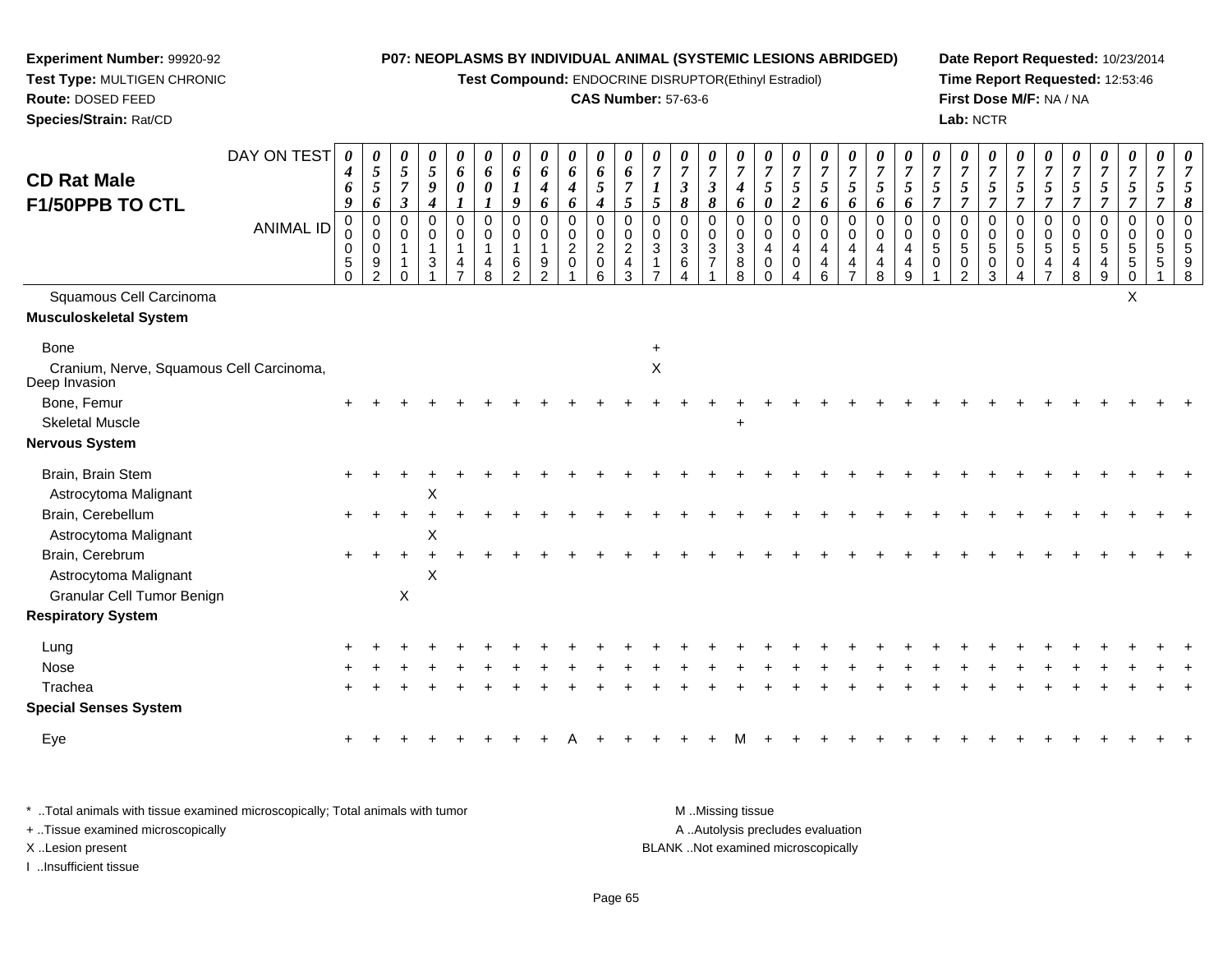**Experiment Number:** 99920-92
**Test Type:** MULTIGEN CHRONIC
**Route:** DOSED FEED
**Species/Strain:** Rat/CD

**P07: NEOPLASMS BY INDIVIDUAL ANIMAL (SYSTEMIC LESIONS ABRIDGED)**
**Test Compound:** ENDOCRINE DISRUPTOR(Ethinyl Estradiol)
**CAS Number:** 57-63-6

**Date Report Requested:** 10/23/2014
**Time Report Requested:** 12:53:46
**First Dose M/F:** NA / NA
**Lab:** NCTR

## CD Rat Male F1/50PPB TO CTL

| DAY ON TEST | 0469 | 0556 | 0573 | 0594 | 0601 | 0601 | 0619 | 0646 | 0646 | 0654 | 0675 | 0715 | 0738 | 0738 | 0746 | 0750 | 0752 | 0756 | 0756 | 0756 | 0756 | 0757 | 0757 | 0757 | 0757 | 0757 | 0757 | 0757 | 0757 | 0757 | 0758 |
|---|---|---|---|---|---|---|---|---|---|---|---|---|---|---|---|---|---|---|---|---|---|---|---|---|---|---|---|---|---|---|---|
| **ANIMAL ID** | 00050 | 00092 | 00110 | 00131 | 00147 | 00148 | 00162 | 00192 | 00201 | 00206 | 00243 | 00317 | 00364 | 00371 | 00388 | 00400 | 00404 | 00446 | 00447 | 00448 | 00449 | 00501 | 00502 | 00503 | 00504 | 00547 | 00548 | 00549 | 00550 | 00551 | 00598 |
| Squamous Cell Carcinoma | | | | | | | | | | | | | | | | | | | | | | | | | | | | | X | | |
| **Musculoskeletal System** | | | | | | | | | | | | | | | | | | | | | | | | | | | | | | | |
| Bone | | | | | | | | | | | | + | | | | | | | | | | | | | | | | | | | |
| Cranium, Nerve, Squamous Cell Carcinoma, Deep Invasion | | | | | | | | | | | | X | | | | | | | | | | | | | | | | | | | |
| Bone, Femur | + | + | + | + | + | + | + | + | + | + | + | + | + | + | + | + | + | + | + | + | + | + | + | + | + | + | + | + | + | + | + |
| Skeletal Muscle | | | | | | | | | | | | | | | + | | | | | | | | | | | | | | | | |
| **Nervous System** | | | | | | | | | | | | | | | | | | | | | | | | | | | | | | | |
| Brain, Brain Stem | + | + | + | + | + | + | + | + | + | + | + | + | + | + | + | + | + | + | + | + | + | + | + | + | + | + | + | + | + | + | + |
| Astrocytoma Malignant | | | | X | | | | | | | | | | | | | | | | | | | | | | | | | | | |
| Brain, Cerebellum | + | + | + | + | + | + | + | + | + | + | + | + | + | + | + | + | + | + | + | + | + | + | + | + | + | + | + | + | + | + | + |
| Astrocytoma Malignant | | | | X | | | | | | | | | | | | | | | | | | | | | | | | | | | |
| Brain, Cerebrum | + | + | + | + | + | + | + | + | + | + | + | + | + | + | + | + | + | + | + | + | + | + | + | + | + | + | + | + | + | + | + |
| Astrocytoma Malignant | | | | X | | | | | | | | | | | | | | | | | | | | | | | | | | | |
| Granular Cell Tumor Benign | | | X | | | | | | | | | | | | | | | | | | | | | | | | | | | | |
| **Respiratory System** | | | | | | | | | | | | | | | | | | | | | | | | | | | | | | | |
| Lung | + | + | + | + | + | + | + | + | + | + | + | + | + | + | + | + | + | + | + | + | + | + | + | + | + | + | + | + | + | + | + |
| Nose | + | + | + | + | + | + | + | + | + | + | + | + | + | + | + | + | + | + | + | + | + | + | + | + | + | + | + | + | + | + | + |
| Trachea | + | + | + | + | + | + | + | + | + | + | + | + | + | + | + | + | + | + | + | + | + | + | + | + | + | + | + | + | + | + | + |
| **Special Senses System** | | | | | | | | | | | | | | | | | | | | | | | | | | | | | | | |
| Eye | + | + | + | + | + | + | + | + | A | + | + | + | + | + | M | + | + | + | + | + | + | + | + | + | + | + | + | + | + | + | + |

\* ..Total animals with tissue examined microscopically; Total animals with tumor
+ ..Tissue examined microscopically
X ..Lesion present
I ..Insufficient tissue

M ..Missing tissue
A ..Autolysis precludes evaluation
BLANK ..Not examined microscopically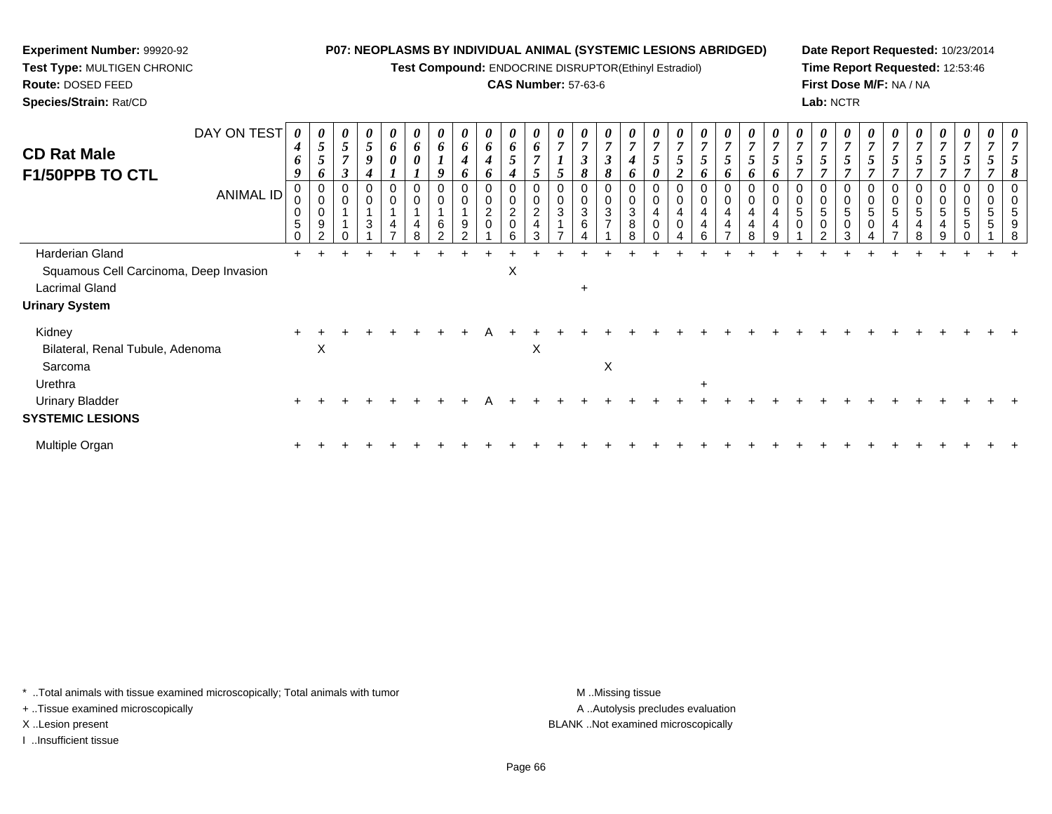**Experiment Number:** 99920-92
**Test Type:** MULTIGEN CHRONIC
**Route:** DOSED FEED
**Species/Strain:** Rat/CD

**P07: NEOPLASMS BY INDIVIDUAL ANIMAL (SYSTEMIC LESIONS ABRIDGED)**
**Test Compound:** ENDOCRINE DISRUPTOR(Ethinyl Estradiol)
**CAS Number:** 57-63-6

**Date Report Requested:** 10/23/2014
**Time Report Requested:** 12:53:46
**First Dose M/F:** NA / NA
**Lab:** NCTR

## CD Rat Male F1/50PPB TO CTL

| DAY ON TEST | 0469 | 0556 | 0573 | 0594 | 0601 | 0601 | 0619 | 0646 | 0646 | 0654 | 0675 | 0715 | 0738 | 0738 | 0746 | 0750 | 0752 | 0756 | 0756 | 0756 | 0756 | 0757 | 0757 | 0757 | 0757 | 0757 | 0757 | 0757 | 0757 | 0757 | 0758 |
|---|---|---|---|---|---|---|---|---|---|---|---|---|---|---|---|---|---|---|---|---|---|---|---|---|---|---|---|---|---|---|---|
| **ANIMAL ID** | 00050 | 00092 | 00110 | 00131 | 00147 | 00148 | 00162 | 00192 | 00201 | 00206 | 00243 | 00317 | 00364 | 00371 | 00388 | 00400 | 00404 | 00446 | 00447 | 00448 | 00449 | 00501 | 00502 | 00503 | 00504 | 00547 | 00548 | 00549 | 00550 | 00551 | 00598 |
| Harderian Gland | + | + | + | + | + | + | + | + | + | + | + | + | + | + | + | + | + | + | + | + | + | + | + | + | + | + | + | + | + | + | + |
| Squamous Cell Carcinoma, Deep Invasion | | | | | | | | | | X | | | | | | | | | | | | | | | | | | | | | |
| Lacrimal Gland | | | | | | | | | | | | | + | | | | | | | | | | | | | | | | | | |
| **Urinary System** | | | | | | | | | | | | | | | | | | | | | | | | | | | | | | | |
| Kidney | + | + | + | + | + | + | + | + | A | + | + | + | + | + | + | + | + | + | + | + | + | + | + | + | + | + | + | + | + | + | + |
| Bilateral, Renal Tubule, Adenoma | | X | | | | | | | | | X | | | | | | | | | | | | | | | | | | | | |
| Sarcoma | | | | | | | | | | | | | | X | | | | | | | | | | | | | | | | | |
| Urethra | | | | | | | | | | | | | | | | | | + | | | | | | | | | | | | | |
| Urinary Bladder | + | + | + | + | + | + | + | + | A | + | + | + | + | + | + | + | + | + | + | + | + | + | + | + | + | + | + | + | + | + | + |
| **SYSTEMIC LESIONS** | | | | | | | | | | | | | | | | | | | | | | | | | | | | | | | |
| Multiple Organ | + | + | + | + | + | + | + | + | + | + | + | + | + | + | + | + | + | + | + | + | + | + | + | + | + | + | + | + | + | + | + |

* ..Total animals with tissue examined microscopically; Total animals with tumor
+ ..Tissue examined microscopically
X ..Lesion present
I ..Insufficient tissue

M ..Missing tissue
A ..Autolysis precludes evaluation
BLANK ..Not examined microscopically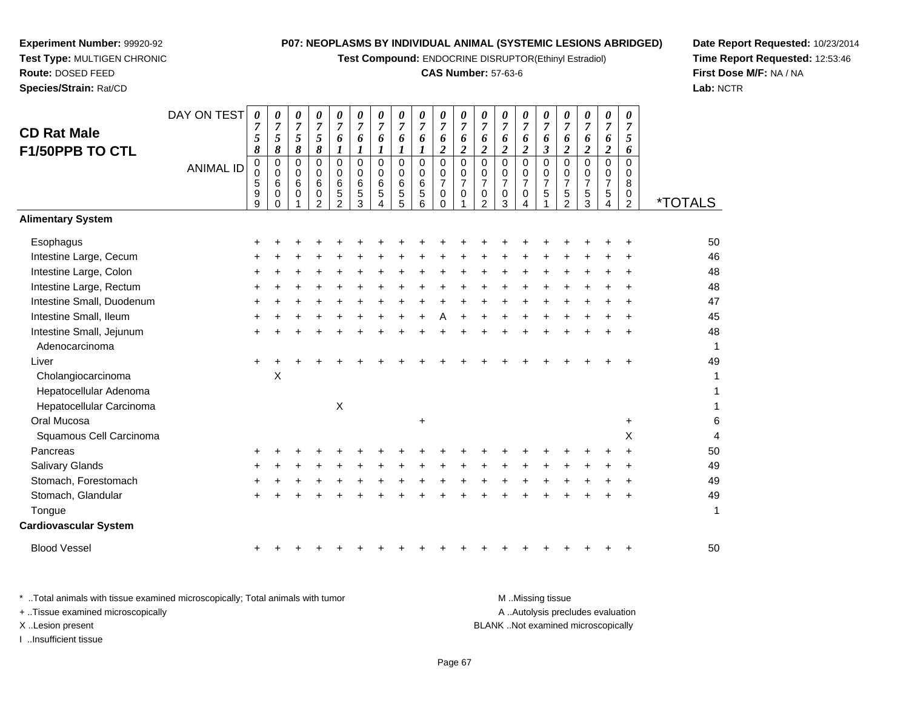**Experiment Number:** 99920-92
**Test Type:** MULTIGEN CHRONIC
**Route:** DOSED FEED
**Species/Strain:** Rat/CD

**P07: NEOPLASMS BY INDIVIDUAL ANIMAL (SYSTEMIC LESIONS ABRIDGED)**
**Test Compound:** ENDOCRINE DISRUPTOR(Ethinyl Estradiol)
**CAS Number:** 57-63-6

**Date Report Requested:** 10/23/2014
**Time Report Requested:** 12:53:46
**First Dose M/F:** NA / NA
**Lab:** NCTR

## CD Rat Male F1/50PPB TO CTL

| DAY ON TEST | 0758 | 0758 | 0758 | 0758 | 0761 | 0761 | 0761 | 0761 | 0761 | 0762 | 0762 | 0762 | 0762 | 0762 | 0763 | 0762 | 0762 | 0762 | 0756 | |
|---|---|---|---|---|---|---|---|---|---|---|---|---|---|---|---|---|---|---|---|---|
| **ANIMAL ID** | 00599 | 00600 | 00601 | 00602 | 00652 | 00653 | 00654 | 00655 | 00656 | 00700 | 00701 | 00702 | 00703 | 00704 | 00751 | 00752 | 00753 | 00754 | 00802 | ***TOTALS** |
| **Alimentary System** | | | | | | | | | | | | | | | | | | | | |
| Esophagus | + | + | + | + | + | + | + | + | + | + | + | + | + | + | + | + | + | + | + | 50 |
| Intestine Large, Cecum | + | + | + | + | + | + | + | + | + | + | + | + | + | + | + | + | + | + | + | 46 |
| Intestine Large, Colon | + | + | + | + | + | + | + | + | + | + | + | + | + | + | + | + | + | + | + | 48 |
| Intestine Large, Rectum | + | + | + | + | + | + | + | + | + | + | + | + | + | + | + | + | + | + | + | 48 |
| Intestine Small, Duodenum | + | + | + | + | + | + | + | + | + | + | + | + | + | + | + | + | + | + | + | 47 |
| Intestine Small, Ileum | + | + | + | + | + | + | + | + | + | A | + | + | + | + | + | + | + | + | + | 45 |
| Intestine Small, Jejunum | + | + | + | + | + | + | + | + | + | + | + | + | + | + | + | + | + | + | + | 48 |
| Adenocarcinoma | | | | | | | | | | | | | | | | | | | | 1 |
| Liver | + | + | + | + | + | + | + | + | + | + | + | + | + | + | + | + | + | + | + | 49 |
| Cholangiocarcinoma | | X | | | | | | | | | | | | | | | | | | 1 |
| Hepatocellular Adenoma | | | | | | | | | | | | | | | | | | | | 1 |
| Hepatocellular Carcinoma | | | | | X | | | | | | | | | | | | | | | 1 |
| Oral Mucosa | | | | | | | | | + | | | | | | | | | | + | 6 |
| Squamous Cell Carcinoma | | | | | | | | | | | | | | | | | | | X | 4 |
| Pancreas | + | + | + | + | + | + | + | + | + | + | + | + | + | + | + | + | + | + | + | 50 |
| Salivary Glands | + | + | + | + | + | + | + | + | + | + | + | + | + | + | + | + | + | + | + | 49 |
| Stomach, Forestomach | + | + | + | + | + | + | + | + | + | + | + | + | + | + | + | + | + | + | + | 49 |
| Stomach, Glandular | + | + | + | + | + | + | + | + | + | + | + | + | + | + | + | + | + | + | + | 49 |
| Tongue | | | | | | | | | | | | | | | | | | | | 1 |
| **Cardiovascular System** | | | | | | | | | | | | | | | | | | | | |
| Blood Vessel | + | + | + | + | + | + | + | + | + | + | + | + | + | + | + | + | + | + | + | 50 |

\* ..Total animals with tissue examined microscopically; Total animals with tumor
\+ ..Tissue examined microscopically
X ..Lesion present
I ..Insufficient tissue

M ..Missing tissue
A ..Autolysis precludes evaluation
BLANK ..Not examined microscopically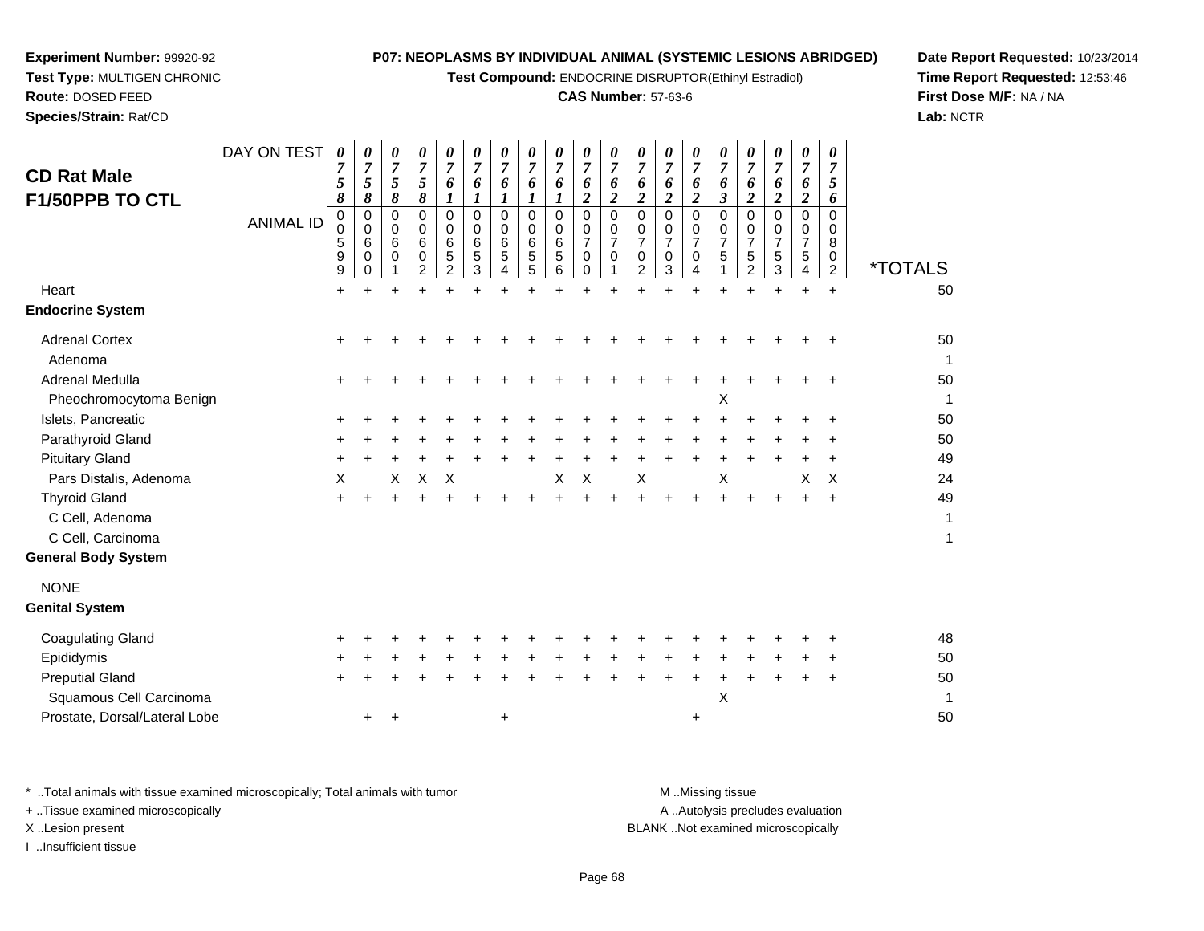**Experiment Number:** 99920-92
**Test Type:** MULTIGEN CHRONIC
**Route:** DOSED FEED
**Species/Strain:** Rat/CD

**P07: NEOPLASMS BY INDIVIDUAL ANIMAL (SYSTEMIC LESIONS ABRIDGED)**
**Test Compound:** ENDOCRINE DISRUPTOR(Ethinyl Estradiol)
**CAS Number:** 57-63-6

**Date Report Requested:** 10/23/2014
**Time Report Requested:** 12:53:46
**First Dose M/F:** NA / NA
**Lab:** NCTR

# CD Rat Male F1/50PPB TO CTL

| DAY ON TEST | 0758 | 0758 | 0758 | 0758 | 0761 | 0761 | 0761 | 0761 | 0761 | 0762 | 0762 | 0762 | 0762 | 0762 | 0763 | 0762 | 0762 | 0762 | 0756 | |
|---|---|---|---|---|---|---|---|---|---|---|---|---|---|---|---|---|---|---|---|---|
| **ANIMAL ID** | 00599 | 00600 | 00601 | 00602 | 00652 | 00653 | 00654 | 00655 | 00656 | 00700 | 00701 | 00702 | 00703 | 00704 | 00751 | 00752 | 00753 | 00754 | 00802 | ***TOTALS** |
| Heart | + | + | + | + | + | + | + | + | + | + | + | + | + | + | + | + | + | + | + | 50 |
| **Endocrine System** | | | | | | | | | | | | | | | | | | | | |
| Adrenal Cortex | + | + | + | + | + | + | + | + | + | + | + | + | + | + | + | + | + | + | + | 50 |
| Adenoma | | | | | | | | | | | | | | | | | | | | 1 |
| Adrenal Medulla | + | + | + | + | + | + | + | + | + | + | + | + | + | + | + | + | + | + | + | 50 |
| Pheochromocytoma Benign | | | | | | | | | | | | | | | X | | | | | 1 |
| Islets, Pancreatic | + | + | + | + | + | + | + | + | + | + | + | + | + | + | + | + | + | + | + | 50 |
| Parathyroid Gland | + | + | + | + | + | + | + | + | + | + | + | + | + | + | + | + | + | + | + | 50 |
| Pituitary Gland | + | + | + | + | + | + | + | + | + | + | + | + | + | + | + | + | + | + | + | 49 |
| Pars Distalis, Adenoma | X | | X | X | X | | | | X | X | | X | | | X | | | X | X | 24 |
| Thyroid Gland | + | + | + | + | + | + | + | + | + | + | + | + | + | + | + | + | + | + | + | 49 |
| C Cell, Adenoma | | | | | | | | | | | | | | | | | | | | 1 |
| C Cell, Carcinoma | | | | | | | | | | | | | | | | | | | | 1 |
| **General Body System** | | | | | | | | | | | | | | | | | | | | |
| NONE | | | | | | | | | | | | | | | | | | | | |
| **Genital System** | | | | | | | | | | | | | | | | | | | | |
| Coagulating Gland | + | + | + | + | + | + | + | + | + | + | + | + | + | + | + | + | + | + | + | 48 |
| Epididymis | + | + | + | + | + | + | + | + | + | + | + | + | + | + | + | + | + | + | + | 50 |
| Preputial Gland | + | + | + | + | + | + | + | + | + | + | + | + | + | + | + | + | + | + | + | 50 |
| Squamous Cell Carcinoma | | | | | | | | | | | | | | | X | | | | | 1 |
| Prostate, Dorsal/Lateral Lobe | | + | + | | | | + | | | | | | | + | | | | | | 50 |

\* ..Total animals with tissue examined microscopically; Total animals with tumor
\+ ..Tissue examined microscopically
X ..Lesion present
I ..Insufficient tissue

M ..Missing tissue
A ..Autolysis precludes evaluation
BLANK ..Not examined microscopically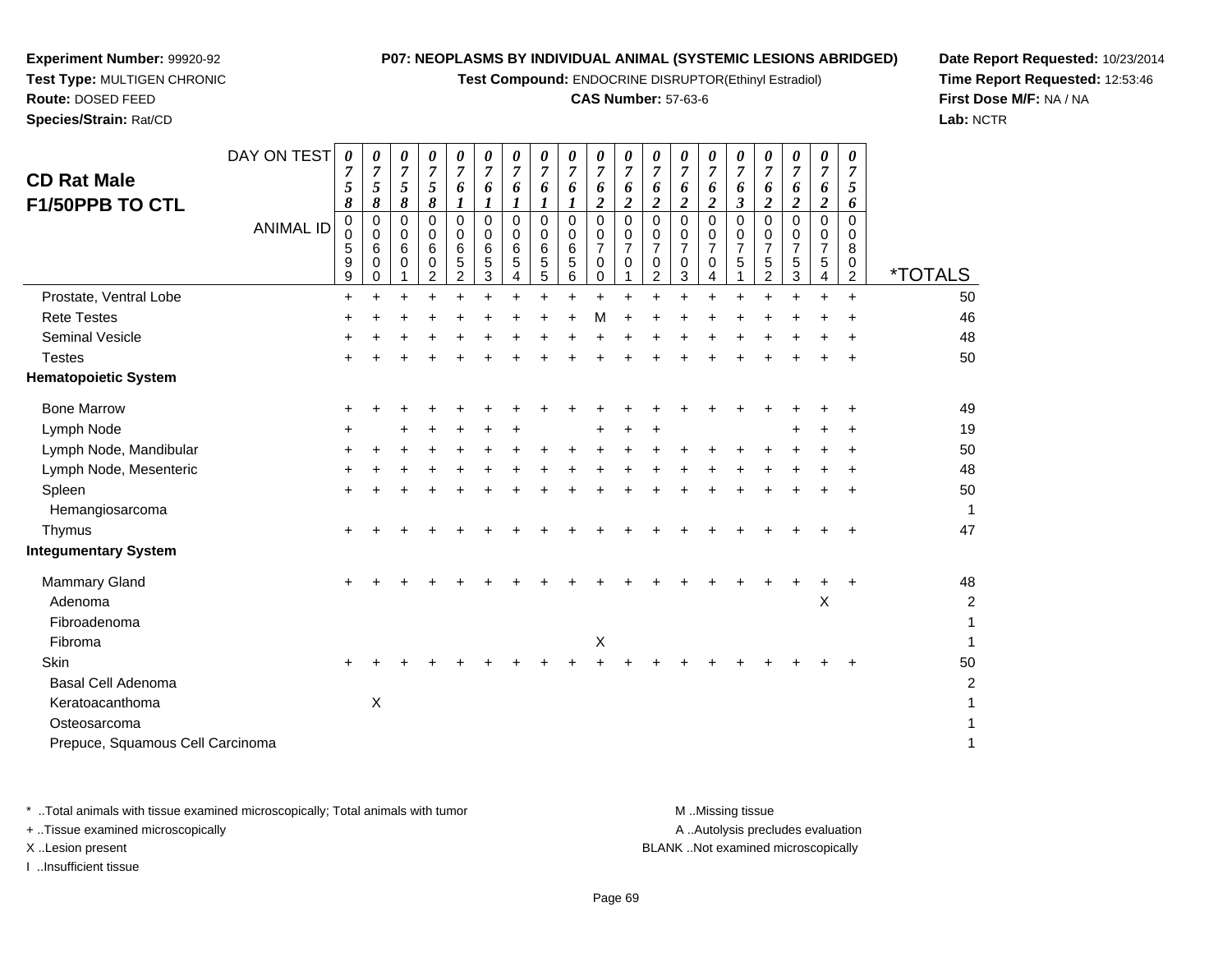**Experiment Number:** 99920-92
**Test Type:** MULTIGEN CHRONIC
**Route:** DOSED FEED
**Species/Strain:** Rat/CD

**P07: NEOPLASMS BY INDIVIDUAL ANIMAL (SYSTEMIC LESIONS ABRIDGED)**
**Test Compound:** ENDOCRINE DISRUPTOR(Ethinyl Estradiol)
**CAS Number:** 57-63-6

**Date Report Requested:** 10/23/2014
**Time Report Requested:** 12:53:46
**First Dose M/F:** NA / NA
**Lab:** NCTR

## CD Rat Male F1/50PPB TO CTL

| DAY ON TEST | 0758 | 0758 | 0758 | 0758 | 0761 | 0761 | 0761 | 0761 | 0761 | 0762 | 0762 | 0762 | 0762 | 0762 | 0763 | 0762 | 0762 | 0762 | 0756 | |
|---|---|---|---|---|---|---|---|---|---|---|---|---|---|---|---|---|---|---|---|---|
| **ANIMAL ID** | 00599 | 00600 | 00601 | 00602 | 00652 | 00653 | 00654 | 00655 | 00656 | 00700 | 00701 | 00702 | 00703 | 00704 | 00751 | 00752 | 00753 | 00754 | 00802 | ***TOTALS** |
| Prostate, Ventral Lobe | + | + | + | + | + | + | + | + | + | + | + | + | + | + | + | + | + | + | + | 50 |
| Rete Testes | + | + | + | + | + | + | + | + | + | M | + | + | + | + | + | + | + | + | + | 46 |
| Seminal Vesicle | + | + | + | + | + | + | + | + | + | + | + | + | + | + | + | + | + | + | + | 48 |
| Testes | + | + | + | + | + | + | + | + | + | + | + | + | + | + | + | + | + | + | + | 50 |
| **Hematopoietic System** | | | | | | | | | | | | | | | | | | | | |
| Bone Marrow | + | + | + | + | + | + | + | + | + | + | + | + | + | + | + | + | + | + | + | 49 |
| Lymph Node | + | | + | + | + | + | + | | | + | + | + | | | | | + | + | + | 19 |
| Lymph Node, Mandibular | + | + | + | + | + | + | + | + | + | + | + | + | + | + | + | + | + | + | + | 50 |
| Lymph Node, Mesenteric | + | + | + | + | + | + | + | + | + | + | + | + | + | + | + | + | + | + | + | 48 |
| Spleen | + | + | + | + | + | + | + | + | + | + | + | + | + | + | + | + | + | + | + | 50 |
| Hemangiosarcoma | | | | | | | | | | | | | | | | | | | | 1 |
| Thymus | + | + | + | + | + | + | + | + | + | + | + | + | + | + | + | + | + | + | + | 47 |
| **Integumentary System** | | | | | | | | | | | | | | | | | | | | |
| Mammary Gland | + | + | + | + | + | + | + | + | + | + | + | + | + | + | + | + | + | + | + | 48 |
| Adenoma | | | | | | | | | | | | | | | | | | X | | 2 |
| Fibroadenoma | | | | | | | | | | | | | | | | | | | | 1 |
| Fibroma | | | | | | | | | | X | | | | | | | | | | 1 |
| Skin | + | + | + | + | + | + | + | + | + | + | + | + | + | + | + | + | + | + | + | 50 |
| Basal Cell Adenoma | | | | | | | | | | | | | | | | | | | | 2 |
| Keratoacanthoma | | X | | | | | | | | | | | | | | | | | | 1 |
| Osteosarcoma | | | | | | | | | | | | | | | | | | | | 1 |
| Prepuce, Squamous Cell Carcinoma | | | | | | | | | | | | | | | | | | | | 1 |

\* ..Total animals with tissue examined microscopically; Total animals with tumor
\+ ..Tissue examined microscopically
X ..Lesion present
I ..Insufficient tissue

M ..Missing tissue
A ..Autolysis precludes evaluation
BLANK ..Not examined microscopically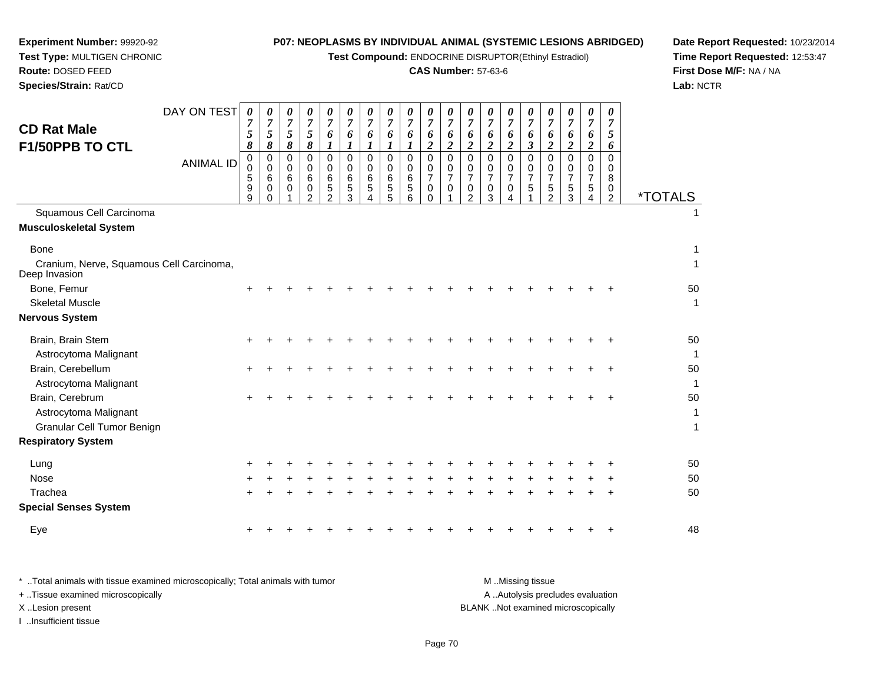**Experiment Number:** 99920-92
**Test Type:** MULTIGEN CHRONIC
**Route:** DOSED FEED
**Species/Strain:** Rat/CD

**P07: NEOPLASMS BY INDIVIDUAL ANIMAL (SYSTEMIC LESIONS ABRIDGED)**
**Test Compound:** ENDOCRINE DISRUPTOR(Ethinyl Estradiol)
**CAS Number:** 57-63-6

**Date Report Requested:** 10/23/2014
**Time Report Requested:** 12:53:47
**First Dose M/F:** NA / NA
**Lab:** NCTR

## CD Rat Male
## F1/50PPB TO CTL

| DAY ON TEST | 0758 | 0758 | 0758 | 0758 | 0761 | 0761 | 0761 | 0761 | 0761 | 0762 | 0762 | 0762 | 0762 | 0762 | 0763 | 0762 | 0762 | 0762 | 0756 | |
|---|---|---|---|---|---|---|---|---|---|---|---|---|---|---|---|---|---|---|---|---|
| **ANIMAL ID** | 00599 | 00600 | 00601 | 00602 | 00652 | 00653 | 00654 | 00655 | 00656 | 00700 | 00701 | 00702 | 00703 | 00704 | 00751 | 00752 | 00753 | 00754 | 00802 | ***TOTALS** |
| Squamous Cell Carcinoma | | | | | | | | | | | | | | | | | | | | 1 |
| **Musculoskeletal System** | | | | | | | | | | | | | | | | | | | | |
| Bone | | | | | | | | | | | | | | | | | | | | 1 |
| Cranium, Nerve, Squamous Cell Carcinoma, Deep Invasion | | | | | | | | | | | | | | | | | | | | 1 |
| Bone, Femur | + | + | + | + | + | + | + | + | + | + | + | + | + | + | + | + | + | + | + | 50 |
| Skeletal Muscle | | | | | | | | | | | | | | | | | | | | 1 |
| **Nervous System** | | | | | | | | | | | | | | | | | | | | |
| Brain, Brain Stem | + | + | + | + | + | + | + | + | + | + | + | + | + | + | + | + | + | + | + | 50 |
| Astrocytoma Malignant | | | | | | | | | | | | | | | | | | | | 1 |
| Brain, Cerebellum | + | + | + | + | + | + | + | + | + | + | + | + | + | + | + | + | + | + | + | 50 |
| Astrocytoma Malignant | | | | | | | | | | | | | | | | | | | | 1 |
| Brain, Cerebrum | + | + | + | + | + | + | + | + | + | + | + | + | + | + | + | + | + | + | + | 50 |
| Astrocytoma Malignant | | | | | | | | | | | | | | | | | | | | 1 |
| Granular Cell Tumor Benign | | | | | | | | | | | | | | | | | | | | 1 |
| **Respiratory System** | | | | | | | | | | | | | | | | | | | | |
| Lung | + | + | + | + | + | + | + | + | + | + | + | + | + | + | + | + | + | + | + | 50 |
| Nose | + | + | + | + | + | + | + | + | + | + | + | + | + | + | + | + | + | + | + | 50 |
| Trachea | + | + | + | + | + | + | + | + | + | + | + | + | + | + | + | + | + | + | + | 50 |
| **Special Senses System** | | | | | | | | | | | | | | | | | | | | |
| Eye | + | + | + | + | + | + | + | + | + | + | + | + | + | + | + | + | + | + | + | 48 |

* ..Total animals with tissue examined microscopically; Total animals with tumor
+ ..Tissue examined microscopically
X ..Lesion present
I ..Insufficient tissue

M ..Missing tissue
A ..Autolysis precludes evaluation
BLANK ..Not examined microscopically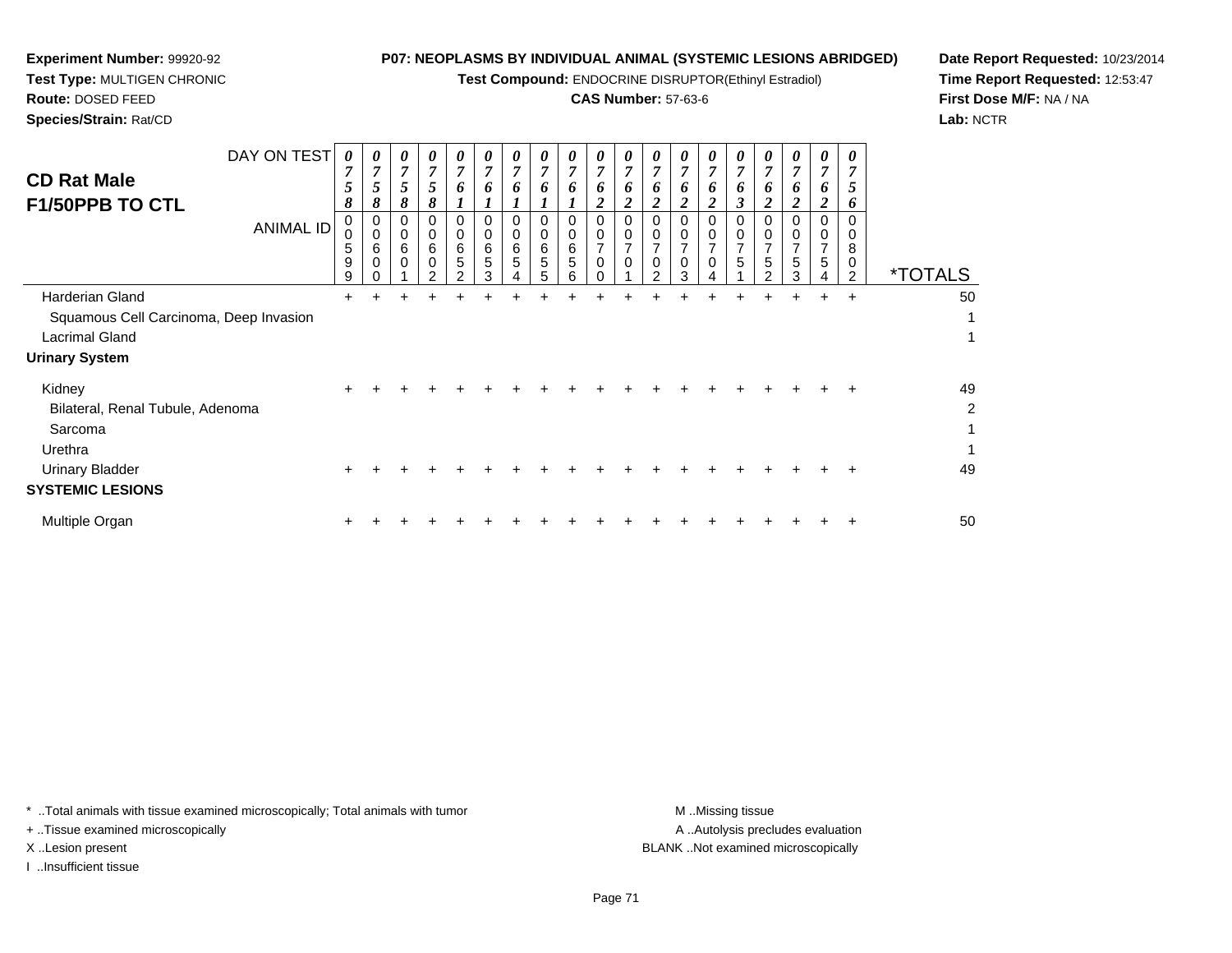**Experiment Number:** 99920-92
**Test Type:** MULTIGEN CHRONIC
**Route:** DOSED FEED
**Species/Strain:** Rat/CD

**P07: NEOPLASMS BY INDIVIDUAL ANIMAL (SYSTEMIC LESIONS ABRIDGED)**
**Test Compound:** ENDOCRINE DISRUPTOR(Ethinyl Estradiol)
**CAS Number:** 57-63-6

**Date Report Requested:** 10/23/2014
**Time Report Requested:** 12:53:47
**First Dose M/F:** NA / NA
**Lab:** NCTR

## CD Rat Male
## F1/50PPB TO CTL

| DAY ON TEST | 0758 | 0758 | 0758 | 0758 | 0761 | 0761 | 0761 | 0761 | 0761 | 0762 | 0762 | 0762 | 0762 | 0762 | 0763 | 0762 | 0762 | 0762 | 0756 | |
|---|---|---|---|---|---|---|---|---|---|---|---|---|---|---|---|---|---|---|---|---|
| **ANIMAL ID** | 00599 | 00600 | 00601 | 00602 | 00652 | 00653 | 00654 | 00655 | 00656 | 00700 | 00701 | 00702 | 00703 | 00704 | 00751 | 00752 | 00753 | 00754 | 00802 | ***TOTALS** |
| Harderian Gland | + | + | + | + | + | + | + | + | + | + | + | + | + | + | + | + | + | + | + | 50 |
| Squamous Cell Carcinoma, Deep Invasion | | | | | | | | | | | | | | | | | | | | 1 |
| Lacrimal Gland | | | | | | | | | | | | | | | | | | | | 1 |
| **Urinary System** | | | | | | | | | | | | | | | | | | | | |
| Kidney | + | + | + | + | + | + | + | + | + | + | + | + | + | + | + | + | + | + | + | 49 |
| Bilateral, Renal Tubule, Adenoma | | | | | | | | | | | | | | | | | | | | 2 |
| Sarcoma | | | | | | | | | | | | | | | | | | | | 1 |
| Urethra | | | | | | | | | | | | | | | | | | | | 1 |
| Urinary Bladder | + | + | + | + | + | + | + | + | + | + | + | + | + | + | + | + | + | + | + | 49 |
| **SYSTEMIC LESIONS** | | | | | | | | | | | | | | | | | | | | |
| Multiple Organ | + | + | + | + | + | + | + | + | + | + | + | + | + | + | + | + | + | + | + | 50 |

\* ..Total animals with tissue examined microscopically; Total animals with tumor
\+ ..Tissue examined microscopically
X ..Lesion present
I ..Insufficient tissue

M ..Missing tissue
A ..Autolysis precludes evaluation
BLANK ..Not examined microscopically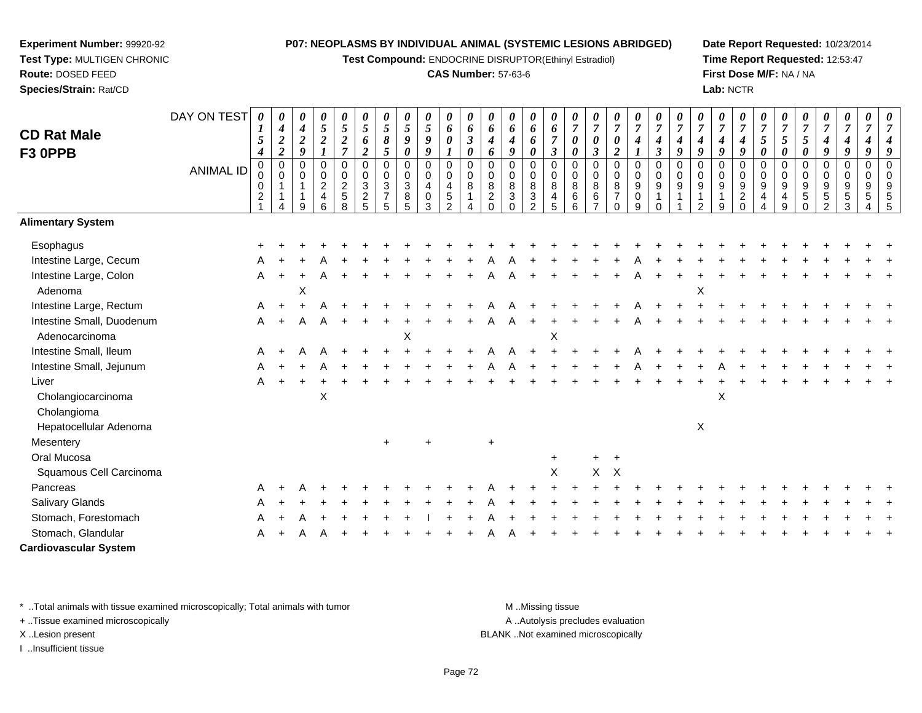**Experiment Number:** 99920-92
**Test Type:** MULTIGEN CHRONIC
**Route:** DOSED FEED
**Species/Strain:** Rat/CD

**P07: NEOPLASMS BY INDIVIDUAL ANIMAL (SYSTEMIC LESIONS ABRIDGED)**
**Test Compound:** ENDOCRINE DISRUPTOR(Ethinyl Estradiol)
**CAS Number:** 57-63-6

**Date Report Requested:** 10/23/2014
**Time Report Requested:** 12:53:47
**First Dose M/F:** NA / NA
**Lab:** NCTR

## CD Rat Male F3 0PPB

| DAY ON TEST | 0154 | 0422 | 0429 | 0521 | 0527 | 0562 | 0585 | 0590 | 0599 | 0601 | 0630 | 0646 | 0649 | 0660 | 0673 | 0700 | 0703 | 0702 | 0741 | 0743 | 0749 | 0749 | 0749 | 0749 | 0750 | 0750 | 0750 | 0749 | 0749 | 0749 | 0749 |
|---|---|---|---|---|---|---|---|---|---|---|---|---|---|---|---|---|---|---|---|---|---|---|---|---|---|---|---|---|---|---|---|
| **ANIMAL ID** | 0021 | 0114 | 0119 | 0246 | 0258 | 0325 | 0375 | 0385 | 0403 | 0452 | 0814 | 0820 | 0830 | 0832 | 0845 | 0866 | 0867 | 0870 | 0909 | 0910 | 0911 | 0912 | 0919 | 0920 | 0944 | 0949 | 0950 | 0952 | 0953 | 0954 | 0955 |
| **Alimentary System** | | | | | | | | | | | | | | | | | | | | | | | | | | | | | | | |
| Esophagus | + | + | + | + | + | + | + | + | + | + | + | + | + | + | + | + | + | + | + | + | + | + | + | + | + | + | + | + | + | + | + |
| Intestine Large, Cecum | A | + | + | A | + | + | + | + | + | + | + | A | A | + | + | + | + | + | A | + | + | + | + | + | + | + | + | + | + | + | + |
| Intestine Large, Colon | A | + | + | A | + | + | + | + | + | + | + | A | A | + | + | + | + | + | A | + | + | + | + | + | + | + | + | + | + | + | + |
| Adenoma | | | X | | | | | | | | | | | | | | | | | | | X | | | | | | | | | |
| Intestine Large, Rectum | A | + | + | A | + | + | + | + | + | + | + | A | A | + | + | + | + | + | A | + | + | + | + | + | + | + | + | + | + | + | + |
| Intestine Small, Duodenum | A | + | A | A | + | + | + | + | + | + | + | A | A | + | + | + | + | + | A | + | + | + | + | + | + | + | + | + | + | + | + |
| Adenocarcinoma | | | | | | | | X | | | | | | | X | | | | | | | | | | | | | | | | |
| Intestine Small, Ileum | A | + | A | A | + | + | + | + | + | + | + | A | A | + | + | + | + | + | A | + | + | + | + | + | + | + | + | + | + | + | + |
| Intestine Small, Jejunum | A | + | + | A | + | + | + | + | + | + | + | A | A | + | + | + | + | + | A | + | + | + | A | + | + | + | + | + | + | + | + |
| Liver | A | + | + | + | + | + | + | + | + | + | + | + | + | + | + | + | + | + | + | + | + | + | + | + | + | + | + | + | + | + | + |
| Cholangiocarcinoma | | | | X | | | | | | | | | | | | | | | | | | | X | | | | | | | | |
| Cholangioma | | | | | | | | | | | | | | | | | | | | | | | | | | | | | | | |
| Hepatocellular Adenoma | | | | | | | | | | | | | | | | | | | | | | X | | | | | | | | | |
| Mesentery | | | | | | | + | | + | | | + | | | | | | | | | | | | | | | | | | | |
| Oral Mucosa | | | | | | | | | | | | | | | + | | + | + | | | | | | | | | | | | | |
| Squamous Cell Carcinoma | | | | | | | | | | | | | | | X | | X | X | | | | | | | | | | | | | |
| Pancreas | A | + | A | + | + | + | + | + | + | + | + | A | + | + | + | + | + | + | + | + | + | + | + | + | + | + | + | + | + | + | + |
| Salivary Glands | A | + | + | + | + | + | + | + | + | + | + | A | + | + | + | + | + | + | + | + | + | + | + | + | + | + | + | + | + | + | + |
| Stomach, Forestomach | A | + | A | + | + | + | + | + | I | + | + | A | + | + | + | + | + | + | + | + | + | + | + | + | + | + | + | + | + | + | + |
| Stomach, Glandular | A | + | A | A | + | + | + | + | + | + | + | A | A | + | + | + | + | + | + | + | + | + | + | + | + | + | + | + | + | + | + |
| **Cardiovascular System** | | | | | | | | | | | | | | | | | | | | | | | | | | | | | | | |

* ..Total animals with tissue examined microscopically; Total animals with tumor
+ ..Tissue examined microscopically
X ..Lesion present
I ..Insufficient tissue

M ..Missing tissue
A ..Autolysis precludes evaluation
BLANK ..Not examined microscopically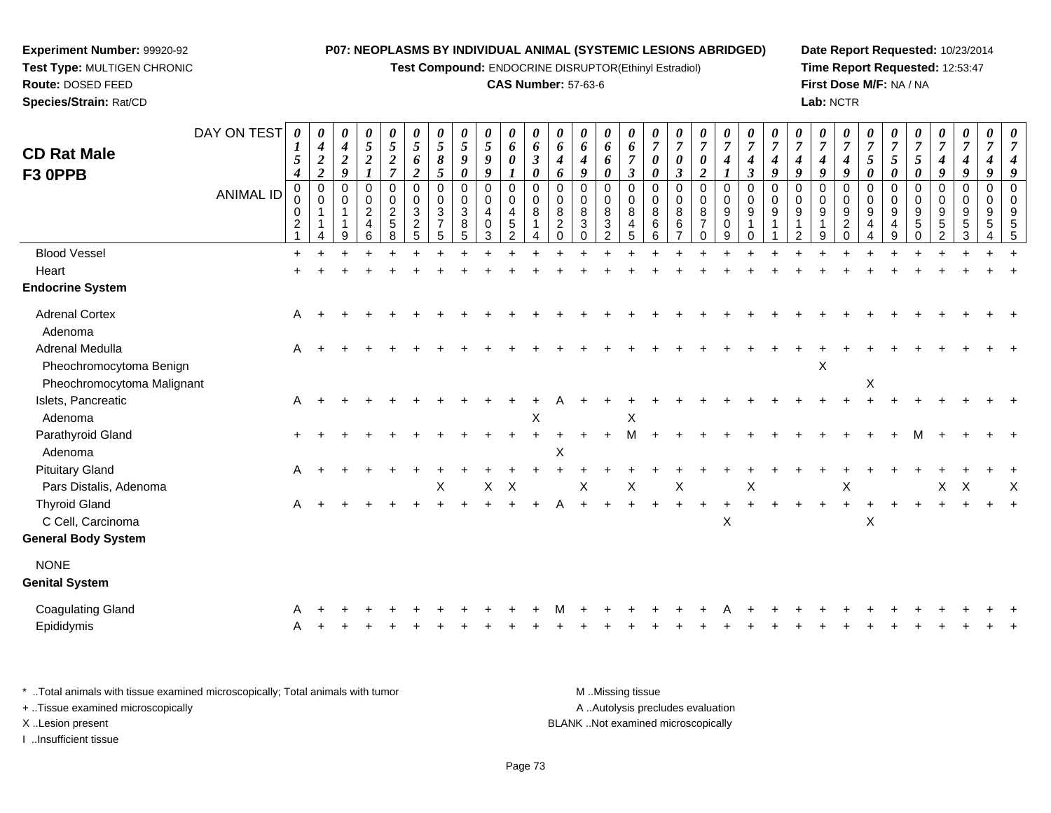**Experiment Number:** 99920-92
**Test Type:** MULTIGEN CHRONIC
**Route:** DOSED FEED
**Species/Strain:** Rat/CD

**P07: NEOPLASMS BY INDIVIDUAL ANIMAL (SYSTEMIC LESIONS ABRIDGED)**
**Test Compound:** ENDOCRINE DISRUPTOR(Ethinyl Estradiol)
**CAS Number:** 57-63-6

**Date Report Requested:** 10/23/2014
**Time Report Requested:** 12:53:47
**First Dose M/F:** NA / NA
**Lab:** NCTR

# CD Rat Male F3 0PPB

| ANIMAL ID | 00021 | 00114 | 00119 | 00246 | 00258 | 00325 | 00375 | 00385 | 00403 | 00452 | 00814 | 00820 | 00830 | 00832 | 00845 | 00866 | 00867 | 00870 | 00909 | 00910 | 00911 | 00912 | 00919 | 00920 | 00944 | 00949 | 00950 | 00952 | 00953 | 00954 | 00955 |
|---|---|---|---|---|---|---|---|---|---|---|---|---|---|---|---|---|---|---|---|---|---|---|---|---|---|---|---|---|---|---|---|
| DAY ON TEST | 0154 | 0422 | 0429 | 0521 | 0527 | 0562 | 0585 | 0590 | 0599 | 0601 | 0630 | 0646 | 0649 | 0660 | 0673 | 0700 | 0703 | 0702 | 0741 | 0743 | 0749 | 0749 | 0749 | 0749 | 0750 | 0750 | 0750 | 0749 | 0749 | 0749 | 0749 |
| Blood Vessel | + | + | + | + | + | + | + | + | + | + | + | + | + | + | + | + | + | + | + | + | + | + | + | + | + | + | + | + | + | + | + |
| Heart | + | + | + | + | + | + | + | + | + | + | + | + | + | + | + | + | + | + | + | + | + | + | + | + | + | + | + | + | + | + | + |
| **Endocrine System** | | | | | | | | | | | | | | | | | | | | | | | | | | | | | | | |
| Adrenal Cortex | A | + | + | + | + | + | + | + | + | + | + | + | + | + | + | + | + | + | + | + | + | + | + | + | + | + | + | + | + | + | + |
| Adenoma | | | | | | | | | | | | | | | | | | | | | | | | | | | | | | | |
| Adrenal Medulla | A | + | + | + | + | + | + | + | + | + | + | + | + | + | + | + | + | + | + | + | + | + | + | + | + | + | + | + | + | + | + |
| Pheochromocytoma Benign | | | | | | | | | | | | | | | | | | | | | | | X | | | | | | | | |
| Pheochromocytoma Malignant | | | | | | | | | | | | | | | | | | | | | | | | | X | | | | | | |
| Islets, Pancreatic | A | + | + | + | + | + | + | + | + | + | + | A | + | + | + | + | + | + | + | + | + | + | + | + | + | + | + | + | + | + | + |
| Adenoma | | | | | | | | | | | X | | | | X | | | | | | | | | | | | | | | | |
| Parathyroid Gland | + | + | + | + | + | + | + | + | + | + | + | + | + | + | M | + | + | + | + | + | + | + | + | + | + | + | M | + | + | + | + |
| Adenoma | | | | | | | | | | | | X | | | | | | | | | | | | | | | | | | | |
| Pituitary Gland | A | + | + | + | + | + | + | + | + | + | + | + | + | + | + | + | + | + | + | + | + | + | + | + | + | + | + | + | + | + | + |
| Pars Distalis, Adenoma | | | | | | | X | | X | X | | | X | | X | | X | | | X | | | | X | | | | X | X | | X |
| Thyroid Gland | A | + | + | + | + | + | + | + | + | + | + | A | + | + | + | + | + | + | + | + | + | + | + | + | + | + | + | + | + | + | + |
| C Cell, Carcinoma | | | | | | | | | | | | | | | | | | | X | | | | | | X | | | | | | |
| **General Body System** | | | | | | | | | | | | | | | | | | | | | | | | | | | | | | | |
| NONE | | | | | | | | | | | | | | | | | | | | | | | | | | | | | | | |
| **Genital System** | | | | | | | | | | | | | | | | | | | | | | | | | | | | | | | |
| Coagulating Gland | A | + | + | + | + | + | + | + | + | + | + | M | + | + | + | + | + | + | A | + | + | + | + | + | + | + | + | + | + | + | + |
| Epididymis | A | + | + | + | + | + | + | + | + | + | + | + | + | + | + | + | + | + | + | + | + | + | + | + | + | + | + | + | + | + | + |

\* ..Total animals with tissue examined microscopically; Total animals with tumor
\+ ..Tissue examined microscopically
X ..Lesion present
I ..Insufficient tissue

M ..Missing tissue
A ..Autolysis precludes evaluation
BLANK ..Not examined microscopically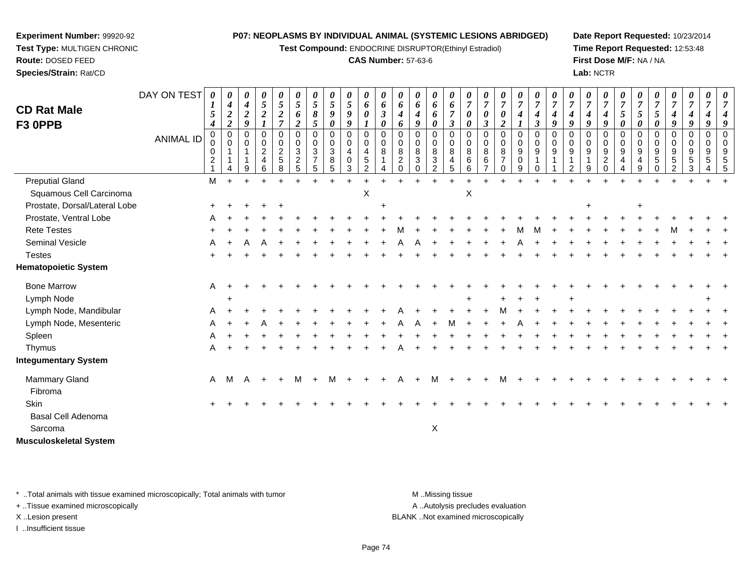**Experiment Number:** 99920-92
**Test Type:** MULTIGEN CHRONIC
**Route:** DOSED FEED
**Species/Strain:** Rat/CD

**P07: NEOPLASMS BY INDIVIDUAL ANIMAL (SYSTEMIC LESIONS ABRIDGED)**
**Test Compound:** ENDOCRINE DISRUPTOR(Ethinyl Estradiol)
**CAS Number:** 57-63-6

**Date Report Requested:** 10/23/2014
**Time Report Requested:** 12:53:48
**First Dose M/F:** NA / NA
**Lab:** NCTR

# CD Rat Male F3 0PPB

| DAY ON TEST | 0154 | 0422 | 0429 | 0521 | 0527 | 0562 | 0585 | 0590 | 0599 | 0601 | 0630 | 0646 | 0649 | 0660 | 0673 | 0700 | 0703 | 0702 | 0741 | 0743 | 0749 | 0749 | 0749 | 0749 | 0750 | 0750 | 0750 | 0749 | 0749 | 0749 | 0749 |
|---|---|---|---|---|---|---|---|---|---|---|---|---|---|---|---|---|---|---|---|---|---|---|---|---|---|---|---|---|---|---|---|
| ANIMAL ID | 00021 | 00114 | 00119 | 00246 | 00258 | 00325 | 00375 | 00385 | 00403 | 00452 | 00814 | 00820 | 00830 | 00832 | 00845 | 00866 | 00867 | 00870 | 00909 | 00910 | 00911 | 00912 | 00919 | 00920 | 00944 | 00949 | 00950 | 00952 | 00953 | 00954 | 00955 |
| Preputial Gland | M | + | + | + | + | + | + | + | + | + | + | + | + | + | + | + | + | + | + | + | + | + | + | + | + | + | + | + | + | + | + |
| Squamous Cell Carcinoma | | | | | | | | | | X | | | | | | X | | | | | | | | | | | | | | | |
| Prostate, Dorsal/Lateral Lobe | + | + | + | + | + | | | | | | + | | | | | | | | | | | | + | | | + | | | | | |
| Prostate, Ventral Lobe | A | + | + | + | + | + | + | + | + | + | + | + | + | + | + | + | + | + | + | + | + | + | + | + | + | + | + | + | + | + | + |
| Rete Testes | + | + | + | + | + | + | + | + | + | + | + | M | + | + | + | + | + | + | M | M | + | + | + | + | + | + | + | M | + | + | + |
| Seminal Vesicle | A | + | A | A | + | + | + | + | + | + | + | A | A | + | + | + | + | + | A | + | + | + | + | + | + | + | + | + | + | + | + |
| Testes | + | + | + | + | + | + | + | + | + | + | + | + | + | + | + | + | + | + | + | + | + | + | + | + | + | + | + | + | + | + | + |
| **Hematopoietic System** | | | | | | | | | | | | | | | | | | | | | | | | | | | | | | | |
| Bone Marrow | A | + | + | + | + | + | + | + | + | + | + | + | + | + | + | + | + | + | + | + | + | + | + | + | + | + | + | + | + | + | + |
| Lymph Node | | + | | | | | | | | | | | | | | + | | + | + | + | | + | | | | | | | | + | |
| Lymph Node, Mandibular | A | + | + | + | + | + | + | + | + | + | + | A | + | + | + | + | + | M | + | + | + | + | + | + | + | + | + | + | + | + | + |
| Lymph Node, Mesenteric | A | + | + | A | + | + | + | + | + | + | + | A | A | + | M | + | + | + | A | + | + | + | + | + | + | + | + | + | + | + | + |
| Spleen | A | + | + | + | + | + | + | + | + | + | + | + | + | + | + | + | + | + | + | + | + | + | + | + | + | + | + | + | + | + | + |
| Thymus | A | + | + | + | + | + | + | + | + | + | + | A | + | + | + | + | + | + | + | + | + | + | + | + | + | + | + | + | + | + | + |
| **Integumentary System** | | | | | | | | | | | | | | | | | | | | | | | | | | | | | | | |
| Mammary Gland | A | M | A | + | + | M | + | M | + | + | + | A | + | M | + | + | + | M | + | + | + | + | + | + | + | + | + | + | + | + | + |
| Fibroma | | | | | | | | | | | | | | | | | | | | | | | | | | | | | | | |
| Skin | + | + | + | + | + | + | + | + | + | + | + | + | + | + | + | + | + | + | + | + | + | + | + | + | + | + | + | + | + | + | + |
| Basal Cell Adenoma | | | | | | | | | | | | | | | | | | | | | | | | | | | | | | | |
| Sarcoma | | | | | | | | | | | | | | X | | | | | | | | | | | | | | | | | |
| **Musculoskeletal System** | | | | | | | | | | | | | | | | | | | | | | | | | | | | | | | |

\* ..Total animals with tissue examined microscopically; Total animals with tumor
+ ..Tissue examined microscopically
X ..Lesion present
I ..Insufficient tissue

M ..Missing tissue
A ..Autolysis precludes evaluation
BLANK ..Not examined microscopically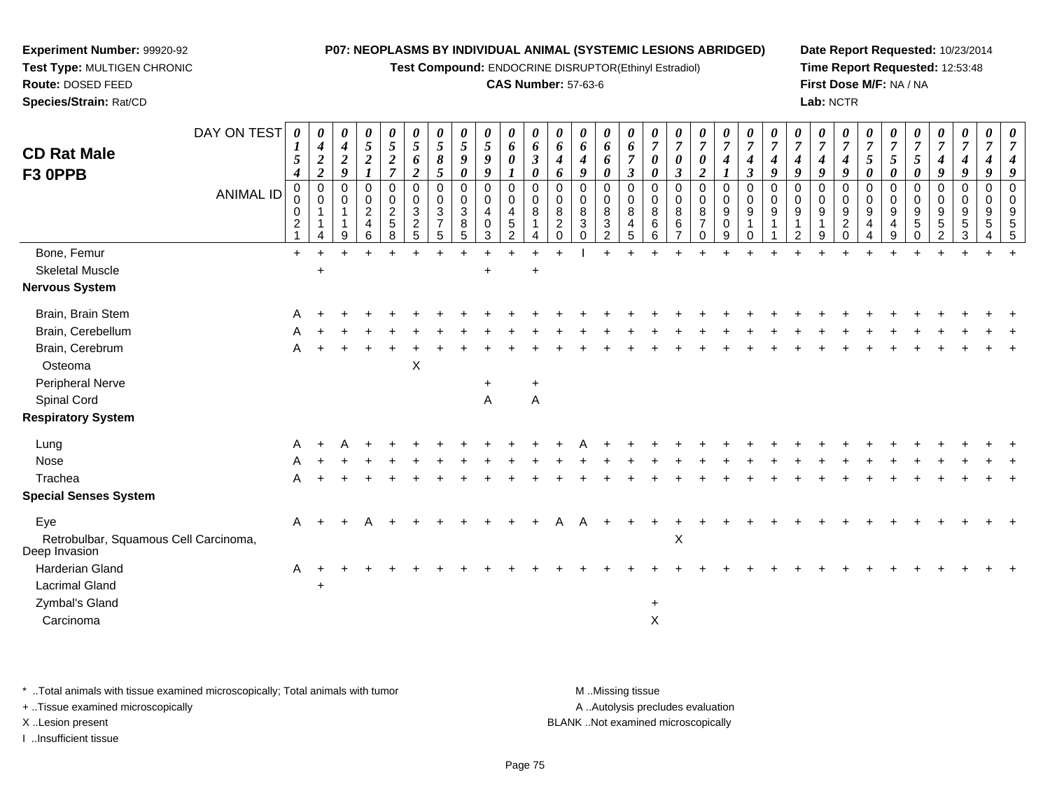**Experiment Number:** 99920-92
**Test Type:** MULTIGEN CHRONIC
**Route:** DOSED FEED
**Species/Strain:** Rat/CD

**P07: NEOPLASMS BY INDIVIDUAL ANIMAL (SYSTEMIC LESIONS ABRIDGED)**
**Test Compound:** ENDOCRINE DISRUPTOR(Ethinyl Estradiol)
**CAS Number:** 57-63-6

**Date Report Requested:** 10/23/2014
**Time Report Requested:** 12:53:48
**First Dose M/F:** NA / NA
**Lab:** NCTR

## CD Rat Male
## F3 0PPB

| DAY ON TEST | 0154 | 0422 | 0429 | 0521 | 0527 | 0562 | 0585 | 0590 | 0599 | 0601 | 0630 | 0646 | 0649 | 0660 | 0673 | 0700 | 0703 | 0702 | 0741 | 0743 | 0749 | 0749 | 0749 | 0749 | 0750 | 0750 | 0750 | 0749 | 0749 | 0749 | 0749 |
|---|---|---|---|---|---|---|---|---|---|---|---|---|---|---|---|---|---|---|---|---|---|---|---|---|---|---|---|---|---|---|---|
| **ANIMAL ID** | 00021 | 00114 | 00119 | 00246 | 00258 | 00325 | 00375 | 00385 | 00403 | 00452 | 00814 | 00820 | 00830 | 00832 | 00845 | 00866 | 00867 | 00870 | 00909 | 00910 | 00911 | 00912 | 00919 | 00920 | 00944 | 00949 | 00950 | 00952 | 00953 | 00954 | 00955 |
| Bone, Femur | + | + | + | + | + | + | + | + | + | + | + | + | I | + | + | + | + | + | + | + | + | + | + | + | + | + | + | + | + | + | + |
| Skeletal Muscle | | + | | | | | | | + | | + | | | | | | | | | | | | | | | | | | | | |
| **Nervous System** | | | | | | | | | | | | | | | | | | | | | | | | | | | | | | | |
| Brain, Brain Stem | A | + | + | + | + | + | + | + | + | + | + | + | + | + | + | + | + | + | + | + | + | + | + | + | + | + | + | + | + | + | + |
| Brain, Cerebellum | A | + | + | + | + | + | + | + | + | + | + | + | + | + | + | + | + | + | + | + | + | + | + | + | + | + | + | + | + | + | + |
| Brain, Cerebrum | A | + | + | + | + | + | + | + | + | + | + | + | + | + | + | + | + | + | + | + | + | + | + | + | + | + | + | + | + | + | + |
| Osteoma | | | | | | X | | | | | | | | | | | | | | | | | | | | | | | | | |
| Peripheral Nerve | | | | | | | | | + | | + | | | | | | | | | | | | | | | | | | | | |
| Spinal Cord | | | | | | | | | A | | A | | | | | | | | | | | | | | | | | | | | |
| **Respiratory System** | | | | | | | | | | | | | | | | | | | | | | | | | | | | | | | |
| Lung | A | + | A | + | + | + | + | + | + | + | + | + | A | + | + | + | + | + | + | + | + | + | + | + | + | + | + | + | + | + | + |
| Nose | A | + | + | + | + | + | + | + | + | + | + | + | + | + | + | + | + | + | + | + | + | + | + | + | + | + | + | + | + | + | + |
| Trachea | A | + | + | + | + | + | + | + | + | + | + | + | + | + | + | + | + | + | + | + | + | + | + | + | + | + | + | + | + | + | + |
| **Special Senses System** | | | | | | | | | | | | | | | | | | | | | | | | | | | | | | | |
| Eye | A | + | + | A | + | + | + | + | + | + | + | A | A | + | + | + | + | + | + | + | + | + | + | + | + | + | + | + | + | + | + |
| Retrobulbar, Squamous Cell Carcinoma, Deep Invasion | | | | | | | | | | | | | | | | | X | | | | | | | | | | | | | | |
| Harderian Gland | A | + | + | + | + | + | + | + | + | + | + | + | + | + | + | + | + | + | + | + | + | + | + | + | + | + | + | + | + | + | + |
| Lacrimal Gland | | + | | | | | | | | | | | | | | | | | | | | | | | | | | | | | |
| Zymbal's Gland | | | | | | | | | | | | | | | | + | | | | | | | | | | | | | | | |
| Carcinoma | | | | | | | | | | | | | | | | X | | | | | | | | | | | | | | | |

\* ..Total animals with tissue examined microscopically; Total animals with tumor
+ ..Tissue examined microscopically
X ..Lesion present
I ..Insufficient tissue

M ..Missing tissue
A ..Autolysis precludes evaluation
BLANK ..Not examined microscopically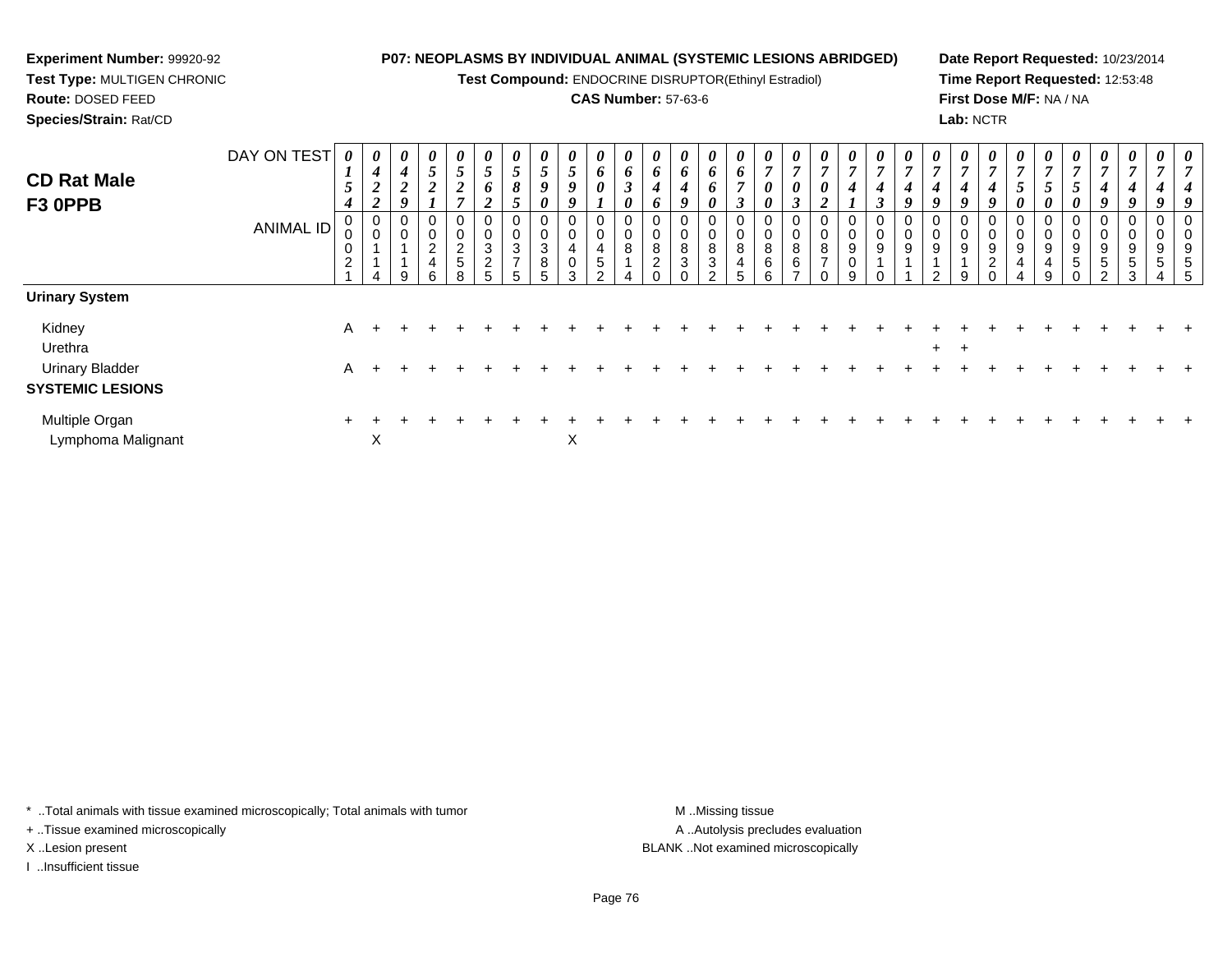**Experiment Number:** 99920-92
**Test Type:** MULTIGEN CHRONIC
**Route:** DOSED FEED
**Species/Strain:** Rat/CD

**P07: NEOPLASMS BY INDIVIDUAL ANIMAL (SYSTEMIC LESIONS ABRIDGED)**
**Test Compound:** ENDOCRINE DISRUPTOR(Ethinyl Estradiol)
**CAS Number:** 57-63-6

**Date Report Requested:** 10/23/2014
**Time Report Requested:** 12:53:48
**First Dose M/F:** NA / NA
**Lab:** NCTR

## CD Rat Male F3 0PPB

| DAY ON TEST | 0154 | 0422 | 0429 | 0521 | 0527 | 0562 | 0585 | 0590 | 0599 | 0601 | 0630 | 0646 | 0649 | 0660 | 0673 | 0700 | 0703 | 0702 | 0741 | 0743 | 0749 | 0749 | 0749 | 0749 | 0750 | 0750 | 0750 | 0749 | 0749 | 0749 | 0749 |
|---|---|---|---|---|---|---|---|---|---|---|---|---|---|---|---|---|---|---|---|---|---|---|---|---|---|---|---|---|---|---|---|
| **ANIMAL ID** | 00021 | 00114 | 00119 | 00246 | 00258 | 00325 | 00375 | 00385 | 00403 | 00452 | 00814 | 00820 | 00830 | 00832 | 00845 | 00866 | 00867 | 00870 | 00909 | 00910 | 00911 | 00912 | 00919 | 00920 | 00944 | 00949 | 00950 | 00952 | 00953 | 00954 | 00955 |
| **Urinary System** | | | | | | | | | | | | | | | | | | | | | | | | | | | | | | | |
| Kidney | A | + | + | + | + | + | + | + | + | + | + | + | + | + | + | + | + | + | + | + | + | + | + | + | + | + | + | + | + | + | + |
| Urethra | | | | | | | | | | | | | | | | | | | | | | + | + | | | | | | | | |
| Urinary Bladder | A | + | + | + | + | + | + | + | + | + | + | + | + | + | + | + | + | + | + | + | + | + | + | + | + | + | + | + | + | + | + |
| **SYSTEMIC LESIONS** | | | | | | | | | | | | | | | | | | | | | | | | | | | | | | | |
| Multiple Organ | + | + | + | + | + | + | + | + | + | + | + | + | + | + | + | + | + | + | + | + | + | + | + | + | + | + | + | + | + | + | + |
| Lymphoma Malignant | | X | | | | | | | X | | | | | | | | | | | | | | | | | | | | | | |

\* ..Total animals with tissue examined microscopically; Total animals with tumor
+ ..Tissue examined microscopically
X ..Lesion present
I ..Insufficient tissue

M ..Missing tissue
A ..Autolysis precludes evaluation
BLANK ..Not examined microscopically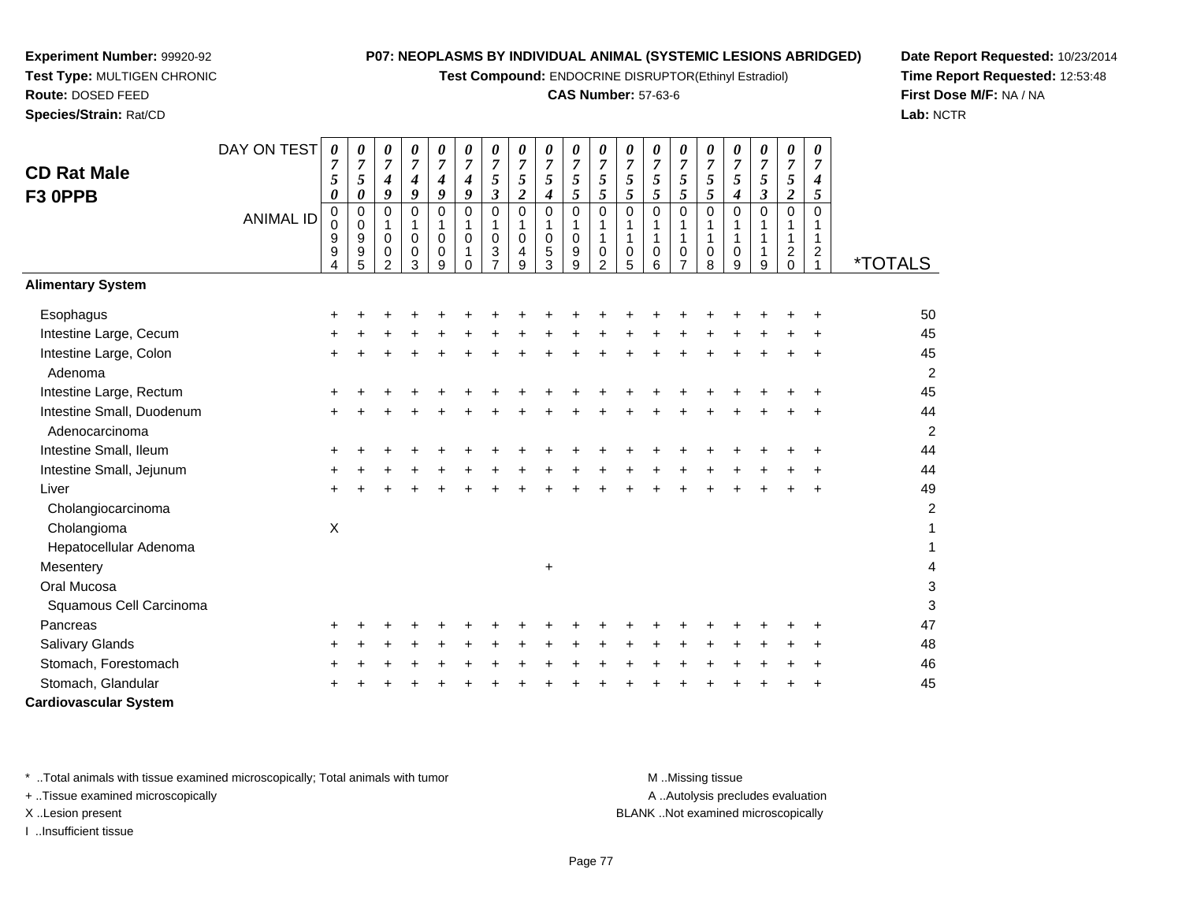**Experiment Number:** 99920-92
**Test Type:** MULTIGEN CHRONIC
**Route:** DOSED FEED
**Species/Strain:** Rat/CD

**P07: NEOPLASMS BY INDIVIDUAL ANIMAL (SYSTEMIC LESIONS ABRIDGED)**
**Test Compound:** ENDOCRINE DISRUPTOR(Ethinyl Estradiol)
**CAS Number:** 57-63-6

**Date Report Requested:** 10/23/2014
**Time Report Requested:** 12:53:48
**First Dose M/F:** NA / NA
**Lab:** NCTR

## CD Rat Male F3 0PPB

| DAY ON TEST | 0750 | 0750 | 0749 | 0749 | 0749 | 0749 | 0753 | 0752 | 0754 | 0755 | 0755 | 0755 | 0755 | 0755 | 0755 | 0754 | 0753 | 0752 | 0745 | |
|---|---|---|---|---|---|---|---|---|---|---|---|---|---|---|---|---|---|---|---|---|
| **ANIMAL ID** | 00994 | 00995 | 01002 | 01003 | 01009 | 01010 | 01037 | 01049 | 01053 | 01099 | 01102 | 01105 | 01106 | 01107 | 01108 | 01109 | 01119 | 01120 | 01121 | ***TOTALS** |
| **Alimentary System** | | | | | | | | | | | | | | | | | | | | |
| Esophagus | + | + | + | + | + | + | + | + | + | + | + | + | + | + | + | + | + | + | + | 50 |
| Intestine Large, Cecum | + | + | + | + | + | + | + | + | + | + | + | + | + | + | + | + | + | + | + | 45 |
| Intestine Large, Colon | + | + | + | + | + | + | + | + | + | + | + | + | + | + | + | + | + | + | + | 45 |
| Adenoma | | | | | | | | | | | | | | | | | | | | 2 |
| Intestine Large, Rectum | + | + | + | + | + | + | + | + | + | + | + | + | + | + | + | + | + | + | + | 45 |
| Intestine Small, Duodenum | + | + | + | + | + | + | + | + | + | + | + | + | + | + | + | + | + | + | + | 44 |
| Adenocarcinoma | | | | | | | | | | | | | | | | | | | | 2 |
| Intestine Small, Ileum | + | + | + | + | + | + | + | + | + | + | + | + | + | + | + | + | + | + | + | 44 |
| Intestine Small, Jejunum | + | + | + | + | + | + | + | + | + | + | + | + | + | + | + | + | + | + | + | 44 |
| Liver | + | + | + | + | + | + | + | + | + | + | + | + | + | + | + | + | + | + | + | 49 |
| Cholangiocarcinoma | | | | | | | | | | | | | | | | | | | | 2 |
| Cholangioma | X | | | | | | | | | | | | | | | | | | | 1 |
| Hepatocellular Adenoma | | | | | | | | | | | | | | | | | | | | 1 |
| Mesentery | | | | | | | | | + | | | | | | | | | | | 4 |
| Oral Mucosa | | | | | | | | | | | | | | | | | | | | 3 |
| Squamous Cell Carcinoma | | | | | | | | | | | | | | | | | | | | 3 |
| Pancreas | + | + | + | + | + | + | + | + | + | + | + | + | + | + | + | + | + | + | + | 47 |
| Salivary Glands | + | + | + | + | + | + | + | + | + | + | + | + | + | + | + | + | + | + | + | 48 |
| Stomach, Forestomach | + | + | + | + | + | + | + | + | + | + | + | + | + | + | + | + | + | + | + | 46 |
| Stomach, Glandular | + | + | + | + | + | + | + | + | + | + | + | + | + | + | + | + | + | + | + | 45 |
| **Cardiovascular System** | | | | | | | | | | | | | | | | | | | | |

* ..Total animals with tissue examined microscopically; Total animals with tumor
+ ..Tissue examined microscopically
X ..Lesion present
I ..Insufficient tissue

M ..Missing tissue
A ..Autolysis precludes evaluation
BLANK ..Not examined microscopically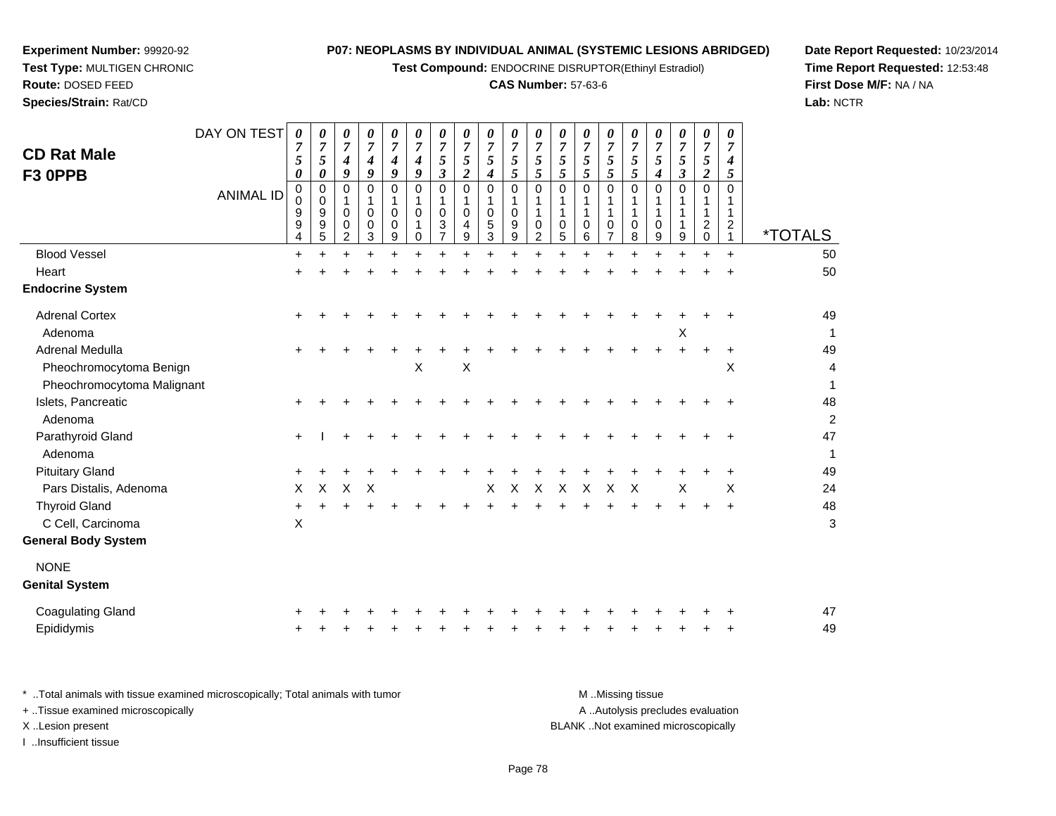**Experiment Number:** 99920-92
**Test Type:** MULTIGEN CHRONIC
**Route:** DOSED FEED
**Species/Strain:** Rat/CD

**P07: NEOPLASMS BY INDIVIDUAL ANIMAL (SYSTEMIC LESIONS ABRIDGED)**
**Test Compound:** ENDOCRINE DISRUPTOR(Ethinyl Estradiol)
**CAS Number:** 57-63-6

**Date Report Requested:** 10/23/2014
**Time Report Requested:** 12:53:48
**First Dose M/F:** NA / NA
**Lab:** NCTR

## CD Rat Male F3 0PPB

| DAY ON TEST | 0750 | 0750 | 0749 | 0749 | 0749 | 0749 | 0753 | 0752 | 0754 | 0755 | 0755 | 0755 | 0755 | 0755 | 0755 | 0754 | 0753 | 0752 | 0745 | |
|---|---|---|---|---|---|---|---|---|---|---|---|---|---|---|---|---|---|---|---|---|
| **ANIMAL ID** | 00994 | 00995 | 01002 | 01003 | 01009 | 01010 | 01037 | 01049 | 01053 | 01099 | 01102 | 01105 | 01106 | 01107 | 01108 | 01109 | 01119 | 01120 | 01121 | ***TOTALS** |
| Blood Vessel | + | + | + | + | + | + | + | + | + | + | + | + | + | + | + | + | + | + | + | 50 |
| Heart | + | + | + | + | + | + | + | + | + | + | + | + | + | + | + | + | + | + | + | 50 |
| **Endocrine System** | | | | | | | | | | | | | | | | | | | | |
| Adrenal Cortex | + | + | + | + | + | + | + | + | + | + | + | + | + | + | + | + | + | + | + | 49 |
| Adenoma | | | | | | | | | | | | | | | | | X | | | 1 |
| Adrenal Medulla | + | + | + | + | + | + | + | + | + | + | + | + | + | + | + | + | + | + | + | 49 |
| Pheochromocytoma Benign | | | | | | X | | X | | | | | | | | | | | X | 4 |
| Pheochromocytoma Malignant | | | | | | | | | | | | | | | | | | | | 1 |
| Islets, Pancreatic | + | + | + | + | + | + | + | + | + | + | + | + | + | + | + | + | + | + | + | 48 |
| Adenoma | | | | | | | | | | | | | | | | | | | | 2 |
| Parathyroid Gland | + | I | + | + | + | + | + | + | + | + | + | + | + | + | + | + | + | + | + | 47 |
| Adenoma | | | | | | | | | | | | | | | | | | | | 1 |
| Pituitary Gland | + | + | + | + | + | + | + | + | + | + | + | + | + | + | + | + | + | + | + | 49 |
| Pars Distalis, Adenoma | X | X | X | X | | | | | X | X | X | X | X | X | X | | X | | X | 24 |
| Thyroid Gland | + | + | + | + | + | + | + | + | + | + | + | + | + | + | + | + | + | + | + | 48 |
| C Cell, Carcinoma | X | | | | | | | | | | | | | | | | | | | 3 |
| **General Body System** | | | | | | | | | | | | | | | | | | | | |
| NONE | | | | | | | | | | | | | | | | | | | | |
| **Genital System** | | | | | | | | | | | | | | | | | | | | |
| Coagulating Gland | + | + | + | + | + | + | + | + | + | + | + | + | + | + | + | + | + | + | + | 47 |
| Epididymis | + | + | + | + | + | + | + | + | + | + | + | + | + | + | + | + | + | + | + | 49 |

\* ..Total animals with tissue examined microscopically; Total animals with tumor
\+ ..Tissue examined microscopically
X ..Lesion present
I ..Insufficient tissue

M ..Missing tissue
A ..Autolysis precludes evaluation
BLANK ..Not examined microscopically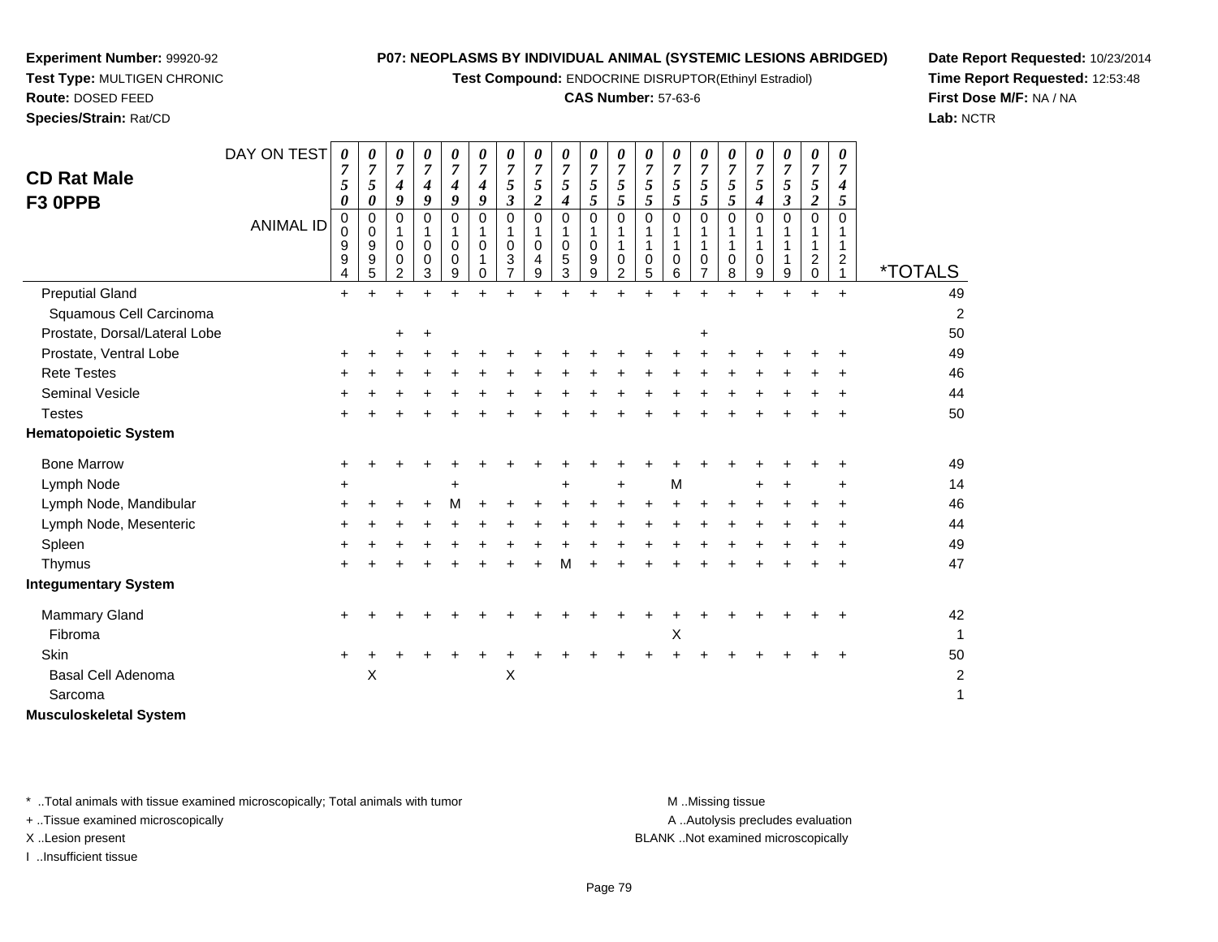**Experiment Number:** 99920-92
**Test Type:** MULTIGEN CHRONIC
**Route:** DOSED FEED
**Species/Strain:** Rat/CD

**P07: NEOPLASMS BY INDIVIDUAL ANIMAL (SYSTEMIC LESIONS ABRIDGED)**
**Test Compound:** ENDOCRINE DISRUPTOR(Ethinyl Estradiol)
**CAS Number:** 57-63-6

**Date Report Requested:** 10/23/2014
**Time Report Requested:** 12:53:48
**First Dose M/F:** NA / NA
**Lab:** NCTR

# CD Rat Male
# F3 0PPB

| DAY ON TEST | 0750 | 0750 | 0749 | 0749 | 0749 | 0749 | 0753 | 0752 | 0754 | 0755 | 0755 | 0755 | 0755 | 0755 | 0755 | 0754 | 0753 | 0752 | 0745 | |
|---|---|---|---|---|---|---|---|---|---|---|---|---|---|---|---|---|---|---|---|---|
| **ANIMAL ID** | 00994 | 00995 | 01002 | 01003 | 01009 | 01010 | 01037 | 01049 | 01053 | 01099 | 01102 | 01105 | 01106 | 01107 | 01108 | 01109 | 01119 | 01120 | 01121 | ***TOTALS** |
| Preputial Gland | + | + | + | + | + | + | + | + | + | + | + | + | + | + | + | + | + | + | + | 49 |
| Squamous Cell Carcinoma | | | | | | | | | | | | | | | | | | | | 2 |
| Prostate, Dorsal/Lateral Lobe | | | + | + | | | | | | | | | | + | | | | | | 50 |
| Prostate, Ventral Lobe | + | + | + | + | + | + | + | + | + | + | + | + | + | + | + | + | + | + | + | 49 |
| Rete Testes | + | + | + | + | + | + | + | + | + | + | + | + | + | + | + | + | + | + | + | 46 |
| Seminal Vesicle | + | + | + | + | + | + | + | + | + | + | + | + | + | + | + | + | + | + | + | 44 |
| Testes | + | + | + | + | + | + | + | + | + | + | + | + | + | + | + | + | + | + | + | 50 |
| **Hematopoietic System** | | | | | | | | | | | | | | | | | | | | |
| Bone Marrow | + | + | + | + | + | + | + | + | + | + | + | + | + | + | + | + | + | + | + | 49 |
| Lymph Node | + | | | | + | | | | + | | + | | M | | | + | + | | + | 14 |
| Lymph Node, Mandibular | + | + | + | + | M | + | + | + | + | + | + | + | + | + | + | + | + | + | + | 46 |
| Lymph Node, Mesenteric | + | + | + | + | + | + | + | + | + | + | + | + | + | + | + | + | + | + | + | 44 |
| Spleen | + | + | + | + | + | + | + | + | + | + | + | + | + | + | + | + | + | + | + | 49 |
| Thymus | + | + | + | + | + | + | + | + | M | + | + | + | + | + | + | + | + | + | + | 47 |
| **Integumentary System** | | | | | | | | | | | | | | | | | | | | |
| Mammary Gland | + | + | + | + | + | + | + | + | + | + | + | + | + | + | + | + | + | + | + | 42 |
| Fibroma | | | | | | | | | | | | | X | | | | | | | 1 |
| Skin | + | + | + | + | + | + | + | + | + | + | + | + | + | + | + | + | + | + | + | 50 |
| Basal Cell Adenoma | | X | | | | | X | | | | | | | | | | | | | 2 |
| Sarcoma | | | | | | | | | | | | | | | | | | | | 1 |
| **Musculoskeletal System** | | | | | | | | | | | | | | | | | | | | |

\* ..Total animals with tissue examined microscopically; Total animals with tumor
\+ ..Tissue examined microscopically
X ..Lesion present
I ..Insufficient tissue

M ..Missing tissue
A ..Autolysis precludes evaluation
BLANK ..Not examined microscopically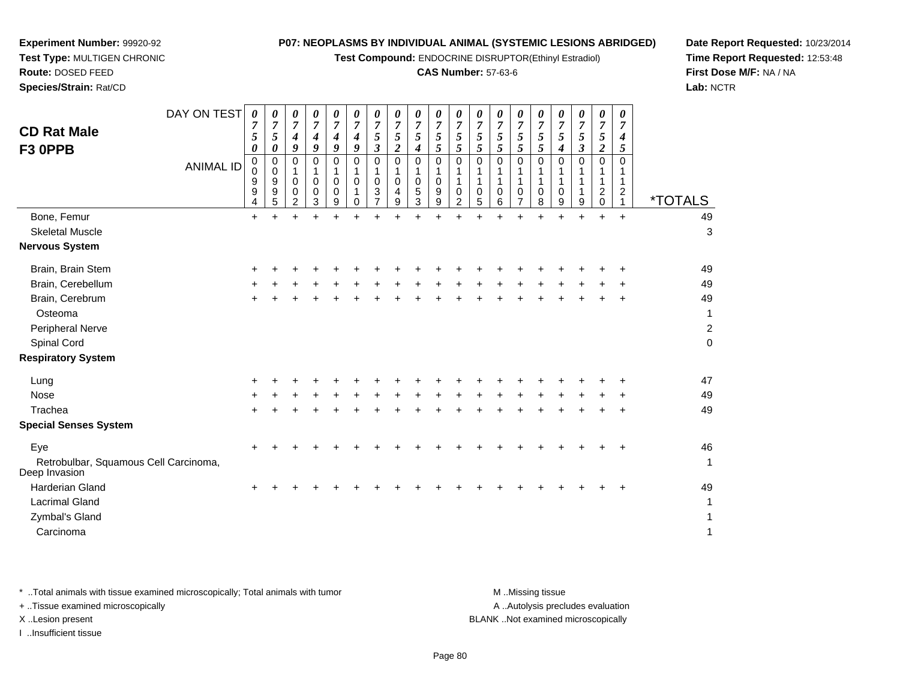**Experiment Number:** 99920-92
**Test Type:** MULTIGEN CHRONIC
**Route:** DOSED FEED
**Species/Strain:** Rat/CD

**P07: NEOPLASMS BY INDIVIDUAL ANIMAL (SYSTEMIC LESIONS ABRIDGED)**
**Test Compound:** ENDOCRINE DISRUPTOR(Ethinyl Estradiol)
**CAS Number:** 57-63-6

**Date Report Requested:** 10/23/2014
**Time Report Requested:** 12:53:48
**First Dose M/F:** NA / NA
**Lab:** NCTR

## CD Rat Male F3 0PPB

| DAY ON TEST | 0750 | 0750 | 0749 | 0749 | 0749 | 0749 | 0753 | 0752 | 0754 | 0755 | 0755 | 0755 | 0755 | 0755 | 0755 | 0754 | 0753 | 0752 | 0745 | |
|---|---|---|---|---|---|---|---|---|---|---|---|---|---|---|---|---|---|---|---|---|
| **ANIMAL ID** | 00994 | 00995 | 01002 | 01003 | 01009 | 01010 | 01037 | 01049 | 01053 | 01099 | 01102 | 01105 | 01106 | 01107 | 01108 | 01109 | 01119 | 01120 | 01121 | ***TOTALS** |
| Bone, Femur | + | + | + | + | + | + | + | + | + | + | + | + | + | + | + | + | + | + | + | 49 |
| Skeletal Muscle | | | | | | | | | | | | | | | | | | | | 3 |
| **Nervous System** | | | | | | | | | | | | | | | | | | | | |
| Brain, Brain Stem | + | + | + | + | + | + | + | + | + | + | + | + | + | + | + | + | + | + | + | 49 |
| Brain, Cerebellum | + | + | + | + | + | + | + | + | + | + | + | + | + | + | + | + | + | + | + | 49 |
| Brain, Cerebrum | + | + | + | + | + | + | + | + | + | + | + | + | + | + | + | + | + | + | + | 49 |
| Osteoma | | | | | | | | | | | | | | | | | | | | 1 |
| Peripheral Nerve | | | | | | | | | | | | | | | | | | | | 2 |
| Spinal Cord | | | | | | | | | | | | | | | | | | | | 0 |
| **Respiratory System** | | | | | | | | | | | | | | | | | | | | |
| Lung | + | + | + | + | + | + | + | + | + | + | + | + | + | + | + | + | + | + | + | 47 |
| Nose | + | + | + | + | + | + | + | + | + | + | + | + | + | + | + | + | + | + | + | 49 |
| Trachea | + | + | + | + | + | + | + | + | + | + | + | + | + | + | + | + | + | + | + | 49 |
| **Special Senses System** | | | | | | | | | | | | | | | | | | | | |
| Eye | + | + | + | + | + | + | + | + | + | + | + | + | + | + | + | + | + | + | + | 46 |
| Retrobulbar, Squamous Cell Carcinoma, Deep Invasion | | | | | | | | | | | | | | | | | | | | 1 |
| Harderian Gland | + | + | + | + | + | + | + | + | + | + | + | + | + | + | + | + | + | + | + | 49 |
| Lacrimal Gland | | | | | | | | | | | | | | | | | | | | 1 |
| Zymbal's Gland | | | | | | | | | | | | | | | | | | | | 1 |
| Carcinoma | | | | | | | | | | | | | | | | | | | | 1 |

\* ..Total animals with tissue examined microscopically; Total animals with tumor
\+ ..Tissue examined microscopically
X ..Lesion present
I ..Insufficient tissue

M ..Missing tissue
A ..Autolysis precludes evaluation
BLANK ..Not examined microscopically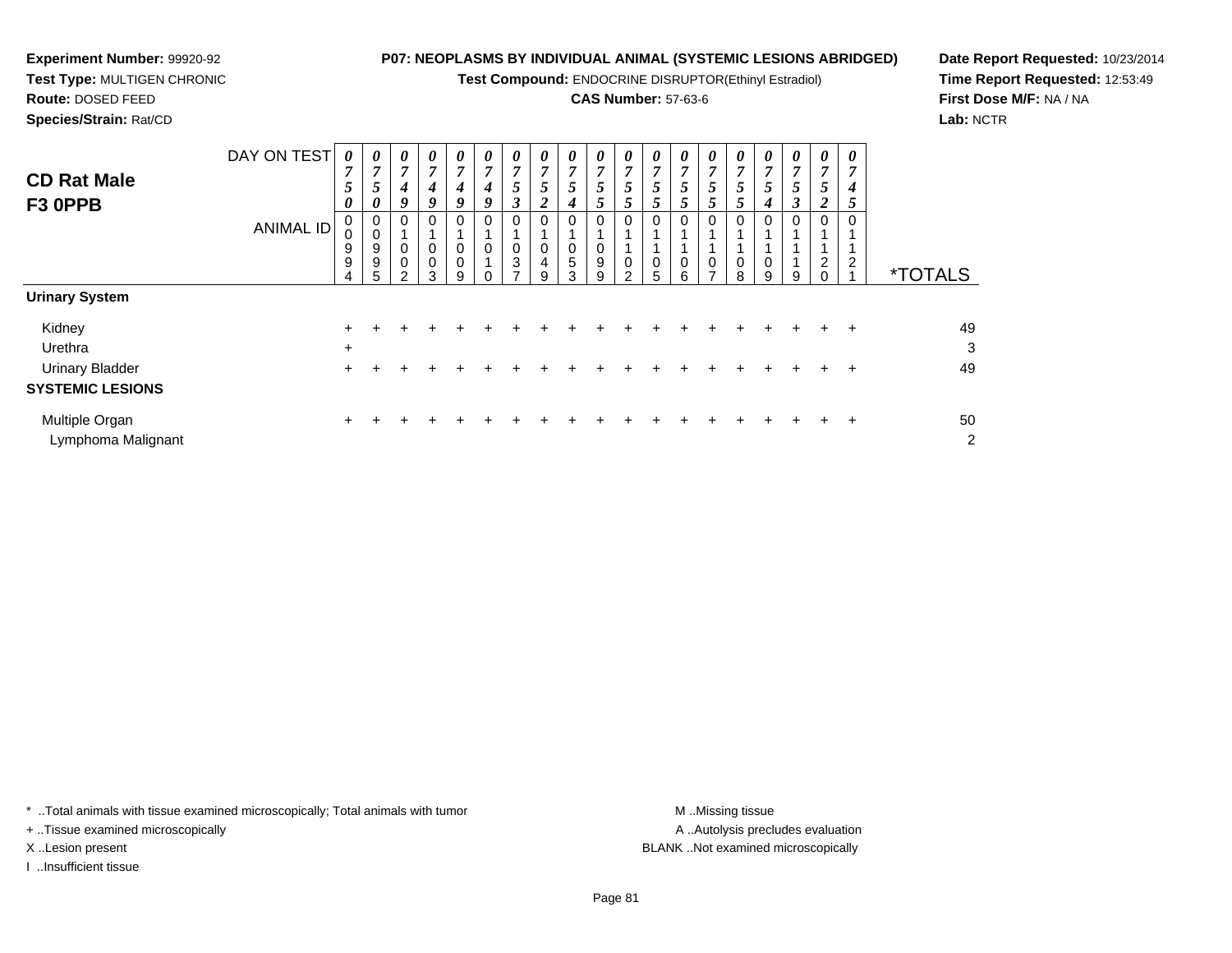**Experiment Number:** 99920-92
**Test Type:** MULTIGEN CHRONIC
**Route:** DOSED FEED
**Species/Strain:** Rat/CD

**P07: NEOPLASMS BY INDIVIDUAL ANIMAL (SYSTEMIC LESIONS ABRIDGED)**
**Test Compound:** ENDOCRINE DISRUPTOR(Ethinyl Estradiol)
**CAS Number:** 57-63-6

**Date Report Requested:** 10/23/2014
**Time Report Requested:** 12:53:49
**First Dose M/F:** NA / NA
**Lab:** NCTR

## CD Rat Male F3 0PPB

| DAY ON TEST | 0750 | 0750 | 0749 | 0749 | 0749 | 0749 | 0753 | 0752 | 0754 | 0755 | 0755 | 0755 | 0755 | 0755 | 0755 | 0754 | 0753 | 0752 | 0745 | |
|---|---|---|---|---|---|---|---|---|---|---|---|---|---|---|---|---|---|---|---|---|
| **ANIMAL ID** | 00994 | 00995 | 01002 | 01003 | 01009 | 01010 | 01037 | 01049 | 01053 | 01099 | 01102 | 01105 | 01106 | 01107 | 01108 | 01109 | 01119 | 01120 | 01121 | ***TOTALS** |
| **Urinary System** | | | | | | | | | | | | | | | | | | | | |
| Kidney | + | + | + | + | + | + | + | + | + | + | + | + | + | + | + | + | + | + | + | 49 |
| Urethra | + | | | | | | | | | | | | | | | | | | | 3 |
| Urinary Bladder | + | + | + | + | + | + | + | + | + | + | + | + | + | + | + | + | + | + | + | 49 |
| **SYSTEMIC LESIONS** | | | | | | | | | | | | | | | | | | | | |
| Multiple Organ | + | + | + | + | + | + | + | + | + | + | + | + | + | + | + | + | + | + | + | 50 |
| Lymphoma Malignant | | | | | | | | | | | | | | | | | | | | 2 |

* ..Total animals with tissue examined microscopically; Total animals with tumor
+ ..Tissue examined microscopically
X ..Lesion present
I ..Insufficient tissue

M ..Missing tissue
A ..Autolysis precludes evaluation
BLANK ..Not examined microscopically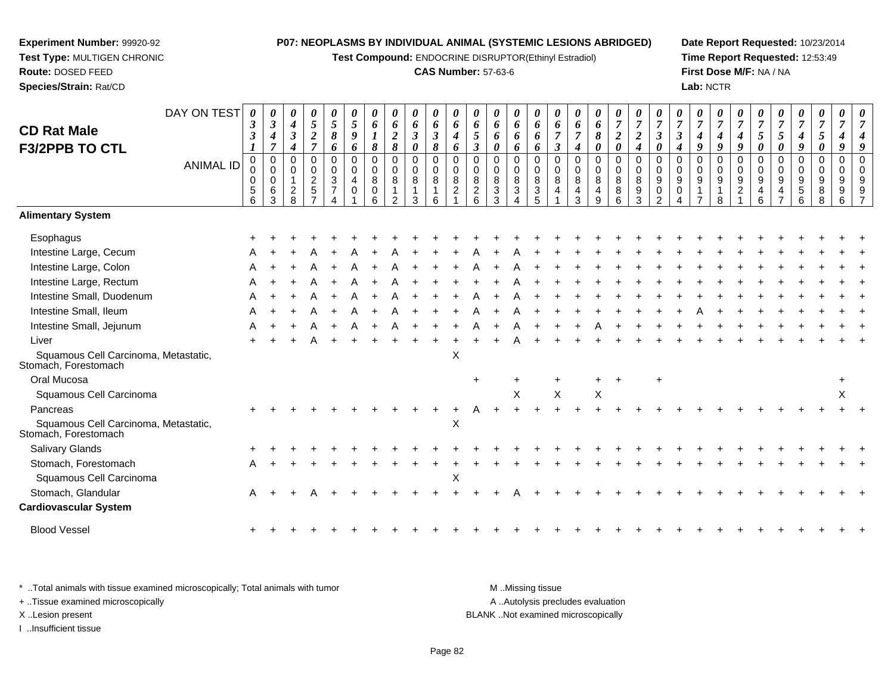**Experiment Number:** 99920-92
**Test Type:** MULTIGEN CHRONIC
**Route:** DOSED FEED
**Species/Strain:** Rat/CD

**P07: NEOPLASMS BY INDIVIDUAL ANIMAL (SYSTEMIC LESIONS ABRIDGED)**
**Test Compound:** ENDOCRINE DISRUPTOR(Ethinyl Estradiol)
**CAS Number:** 57-63-6

**Date Report Requested:** 10/23/2014
**Time Report Requested:** 12:53:49
**First Dose M/F:** NA / NA
**Lab:** NCTR

## CD Rat Male
## F3/2PPB TO CTL

| DAY ON TEST | 0331 | 0347 | 0434 | 0527 | 0586 | 0596 | 0618 | 0628 | 0630 | 0638 | 0646 | 0653 | 0660 | 0666 | 0666 | 0673 | 0674 | 0680 | 0720 | 0724 | 0730 | 0734 | 0749 | 0749 | 0749 | 0750 | 0750 | 0749 | 0750 | 0749 | 0749 |
|---|---|---|---|---|---|---|---|---|---|---|---|---|---|---|---|---|---|---|---|---|---|---|---|---|---|---|---|---|---|---|---|
| **ANIMAL ID** | 00056 | 00063 | 00128 | 00257 | 00374 | 00401 | 00806 | 00812 | 00813 | 00816 | 00821 | 00826 | 00833 | 00834 | 00835 | 00841 | 00843 | 00849 | 00886 | 00893 | 00902 | 00904 | 00917 | 00918 | 00921 | 00946 | 00947 | 00956 | 00988 | 00996 | 00997 |
| **Alimentary System** | | | | | | | | | | | | | | | | | | | | | | | | | | | | | | | |
| Esophagus | + | + | + | + | + | + | + | + | + | + | + | + | + | + | + | + | + | + | + | + | + | + | + | + | + | + | + | + | + | + | + |
| Intestine Large, Cecum | A | + | + | A | + | A | + | A | + | + | + | A | + | A | + | + | + | + | + | + | + | + | + | + | + | + | + | + | + | + | + |
| Intestine Large, Colon | A | + | + | A | + | A | + | A | + | + | + | A | + | A | + | + | + | + | + | + | + | + | + | + | + | + | + | + | + | + | + |
| Intestine Large, Rectum | A | + | + | A | + | A | + | A | + | + | + | + | + | A | + | + | + | + | + | + | + | + | + | + | + | + | + | + | + | + | + |
| Intestine Small, Duodenum | A | + | + | A | + | A | + | A | + | + | + | A | + | A | + | + | + | + | + | + | + | + | + | + | + | + | + | + | + | + | + |
| Intestine Small, Ileum | A | + | + | A | + | A | + | A | + | + | + | A | + | A | + | + | + | + | + | + | + | + | A | + | + | + | + | + | + | + | + |
| Intestine Small, Jejunum | A | + | + | A | + | A | + | A | + | + | + | A | + | A | + | + | + | A | + | + | + | + | + | + | + | + | + | + | + | + | + |
| Liver | + | + | + | A | + | + | + | + | + | + | + | + | + | A | + | + | + | + | + | + | + | + | + | + | + | + | + | + | + | + | + |
| Squamous Cell Carcinoma, Metastatic, Stomach, Forestomach | | | | | | | | | | | X | | | | | | | | | | | | | | | | | | | | |
| Oral Mucosa | | | | | | | | | | | | + | | + | | + | | + | + | | + | | | | | | | | | + | |
| Squamous Cell Carcinoma | | | | | | | | | | | | | | X | | X | | X | | | | | | | | | | | | X | |
| Pancreas | + | + | + | + | + | + | + | + | + | + | + | A | + | + | + | + | + | + | + | + | + | + | + | + | + | + | + | + | + | + | + |
| Squamous Cell Carcinoma, Metastatic, Stomach, Forestomach | | | | | | | | | | | X | | | | | | | | | | | | | | | | | | | | |
| Salivary Glands | + | + | + | + | + | + | + | + | + | + | + | + | + | + | + | + | + | + | + | + | + | + | + | + | + | + | + | + | + | + | + |
| Stomach, Forestomach | A | + | + | + | + | + | + | + | + | + | + | + | + | + | + | + | + | + | + | + | + | + | + | + | + | + | + | + | + | + | + |
| Squamous Cell Carcinoma | | | | | | | | | | | X | | | | | | | | | | | | | | | | | | | | |
| Stomach, Glandular | A | + | + | A | + | + | + | + | + | + | + | + | + | A | + | + | + | + | + | + | + | + | + | + | + | + | + | + | + | + | + |
| **Cardiovascular System** | | | | | | | | | | | | | | | | | | | | | | | | | | | | | | | |
| Blood Vessel | + | + | + | + | + | + | + | + | + | + | + | + | + | + | + | + | + | + | + | + | + | + | + | + | + | + | + | + | + | + | + |

\* ..Total animals with tissue examined microscopically; Total animals with tumor
+ ..Tissue examined microscopically
X ..Lesion present
I ..Insufficient tissue

M ..Missing tissue
A ..Autolysis precludes evaluation
BLANK ..Not examined microscopically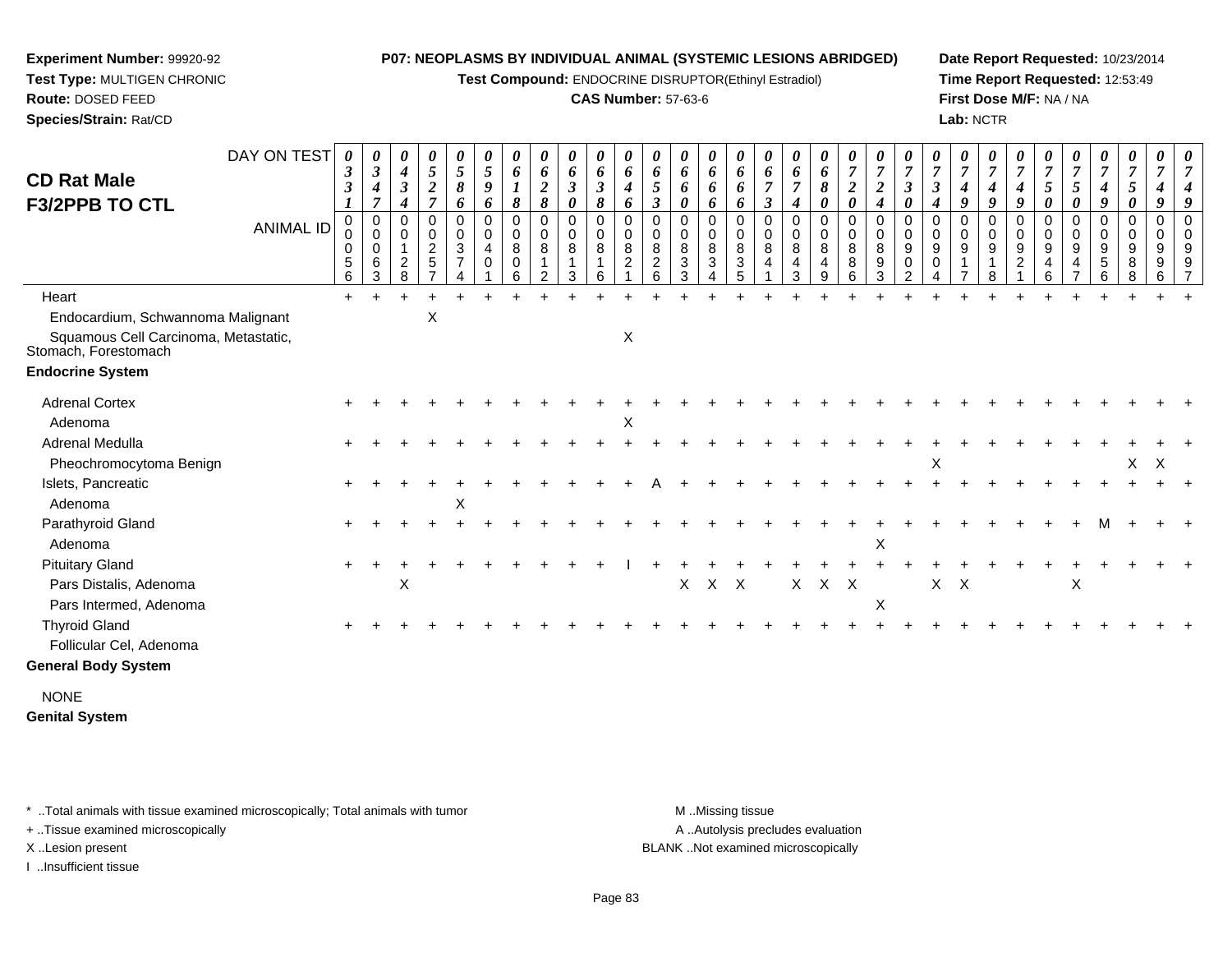**Experiment Number:** 99920-92
**Test Type:** MULTIGEN CHRONIC
**Route:** DOSED FEED
**Species/Strain:** Rat/CD

**P07: NEOPLASMS BY INDIVIDUAL ANIMAL (SYSTEMIC LESIONS ABRIDGED)**
**Test Compound:** ENDOCRINE DISRUPTOR(Ethinyl Estradiol)
**CAS Number:** 57-63-6

**Date Report Requested:** 10/23/2014
**Time Report Requested:** 12:53:49
**First Dose M/F:** NA / NA
**Lab:** NCTR

## CD Rat Male F3/2PPB TO CTL

| DAY ON TEST | 0331 | 0347 | 0434 | 0527 | 0586 | 0596 | 0618 | 0628 | 0630 | 0638 | 0646 | 0653 | 0660 | 0666 | 0666 | 0673 | 0674 | 0680 | 0720 | 0724 | 0730 | 0734 | 0749 | 0749 | 0749 | 0750 | 0750 | 0749 | 0750 | 0749 | 0749 |
|---|---|---|---|---|---|---|---|---|---|---|---|---|---|---|---|---|---|---|---|---|---|---|---|---|---|---|---|---|---|---|---|
| **ANIMAL ID** | 00056 | 00063 | 00128 | 00257 | 00374 | 00401 | 00806 | 00812 | 00813 | 00816 | 00821 | 00826 | 00833 | 00834 | 00835 | 00841 | 00843 | 00849 | 00886 | 00893 | 00902 | 00904 | 00917 | 00918 | 00921 | 00946 | 00947 | 00956 | 00988 | 00996 | 00997 |
| Heart | + | + | + | + | + | + | + | + | + | + | + | + | + | + | + | + | + | + | + | + | + | + | + | + | + | + | + | + | + | + | + |
| Endocardium, Schwannoma Malignant | | | | X | | | | | | | | | | | | | | | | | | | | | | | | | | | |
| Squamous Cell Carcinoma, Metastatic, Stomach, Forestomach | | | | | | | | | | | X | | | | | | | | | | | | | | | | | | | | |
| **Endocrine System** | | | | | | | | | | | | | | | | | | | | | | | | | | | | | | | |
| Adrenal Cortex | + | + | + | + | + | + | + | + | + | + | + | + | + | + | + | + | + | + | + | + | + | + | + | + | + | + | + | + | + | + | + |
| Adenoma | | | | | | | | | | | X | | | | | | | | | | | | | | | | | | | | |
| Adrenal Medulla | + | + | + | + | + | + | + | + | + | + | + | + | + | + | + | + | + | + | + | + | + | + | + | + | + | + | + | + | + | + | + |
| Pheochromocytoma Benign | | | | | | | | | | | | | | | | | | | | | | X | | | | | | | X | X | |
| Islets, Pancreatic | + | + | + | + | + | + | + | + | + | + | + | A | + | + | + | + | + | + | + | + | + | + | + | + | + | + | + | + | + | + | + |
| Adenoma | | | | | X | | | | | | | | | | | | | | | | | | | | | | | | | | |
| Parathyroid Gland | + | + | + | + | + | + | + | + | + | + | + | + | + | + | + | + | + | + | + | + | + | + | + | + | + | + | + | M | + | + | + |
| Adenoma | | | | | | | | | | | | | | | | | | | | X | | | | | | | | | | | |
| Pituitary Gland | + | + | + | + | + | + | + | + | + | + | I | + | + | + | + | + | + | + | + | + | + | + | + | + | + | + | + | + | + | + | + |
| Pars Distalis, Adenoma | | | X | | | | | | | | | | X | X | X | | X | X | X | | | X | X | | | | X | | | | |
| Pars Intermed, Adenoma | | | | | | | | | | | | | | | | | | | | X | | | | | | | | | | | |
| Thyroid Gland | + | + | + | + | + | + | + | + | + | + | + | + | + | + | + | + | + | + | + | + | + | + | + | + | + | + | + | + | + | + | + |
| Follicular Cel, Adenoma | | | | | | | | | | | | | | | | | | | | | | | | | | | | | | | |
| **General Body System** | | | | | | | | | | | | | | | | | | | | | | | | | | | | | | | |
| NONE | | | | | | | | | | | | | | | | | | | | | | | | | | | | | | | |
| **Genital System** | | | | | | | | | | | | | | | | | | | | | | | | | | | | | | | |

\* ..Total animals with tissue examined microscopically; Total animals with tumor
\+ ..Tissue examined microscopically
X ..Lesion present
I ..Insufficient tissue
M ..Missing tissue
A ..Autolysis precludes evaluation
BLANK ..Not examined microscopically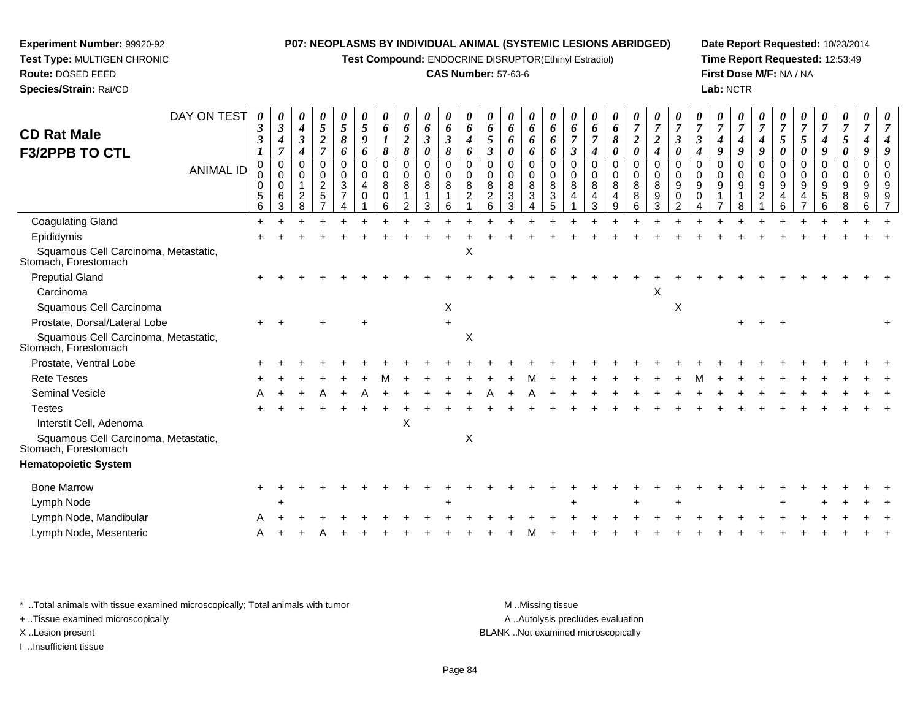**Experiment Number:** 99920-92
**Test Type:** MULTIGEN CHRONIC
**Route:** DOSED FEED
**Species/Strain:** Rat/CD

**P07: NEOPLASMS BY INDIVIDUAL ANIMAL (SYSTEMIC LESIONS ABRIDGED)**
**Test Compound:** ENDOCRINE DISRUPTOR(Ethinyl Estradiol)
**CAS Number:** 57-63-6

**Date Report Requested:** 10/23/2014
**Time Report Requested:** 12:53:49
**First Dose M/F:** NA / NA
**Lab:** NCTR

## CD Rat Male F3/2PPB TO CTL

| DAY ON TEST | 0331 | 0347 | 0434 | 0527 | 0586 | 0596 | 0618 | 0628 | 0630 | 0638 | 0646 | 0653 | 0660 | 0666 | 0666 | 0673 | 0674 | 0680 | 0720 | 0724 | 0730 | 0734 | 0749 | 0749 | 0749 | 0750 | 0750 | 0749 | 0750 | 0749 | 0749 |
|---|---|---|---|---|---|---|---|---|---|---|---|---|---|---|---|---|---|---|---|---|---|---|---|---|---|---|---|---|---|---|---|
| **ANIMAL ID** | 00056 | 00063 | 00128 | 00257 | 00374 | 00401 | 00806 | 00812 | 00813 | 00816 | 00821 | 00826 | 00833 | 00834 | 00835 | 00841 | 00843 | 00849 | 00886 | 00893 | 00902 | 00904 | 00917 | 00918 | 00921 | 00946 | 00947 | 00956 | 00988 | 00996 | 00997 |
| Coagulating Gland | + | + | + | + | + | + | + | + | + | + | + | + | + | + | + | + | + | + | + | + | + | + | + | + | + | + | + | + | + | + | + |
| Epididymis | + | + | + | + | + | + | + | + | + | + | + | + | + | + | + | + | + | + | + | + | + | + | + | + | + | + | + | + | + | + | + |
| Squamous Cell Carcinoma, Metastatic, Stomach, Forestomach | | | | | | | | | | | X | | | | | | | | | | | | | | | | | | | | |
| Preputial Gland | + | + | + | + | + | + | + | + | + | + | + | + | + | + | + | + | + | + | + | + | + | + | + | + | + | + | + | + | + | + | + |
| Carcinoma | | | | | | | | | | | | | | | | | | | | X | | | | | | | | | | | |
| Squamous Cell Carcinoma | | | | | | | | | | X | | | | | | | | | | | X | | | | | | | | | | |
| Prostate, Dorsal/Lateral Lobe | + | + | | + | | + | | | | + | | | | | | | | | | | | | | + | + | + | | | | | + |
| Squamous Cell Carcinoma, Metastatic, Stomach, Forestomach | | | | | | | | | | | X | | | | | | | | | | | | | | | | | | | | |
| Prostate, Ventral Lobe | + | + | + | + | + | + | + | + | + | + | + | + | + | + | + | + | + | + | + | + | + | + | + | + | + | + | + | + | + | + | + |
| Rete Testes | + | + | + | + | + | + | M | + | + | + | + | + | + | M | + | + | + | + | + | + | + | M | + | + | + | + | + | + | + | + | + |
| Seminal Vesicle | A | + | + | A | + | A | + | + | + | + | + | A | + | A | + | + | + | + | + | + | + | + | + | + | + | + | + | + | + | + | + |
| Testes | + | + | + | + | + | + | + | + | + | + | + | + | + | + | + | + | + | + | + | + | + | + | + | + | + | + | + | + | + | + | + |
| Interstit Cell, Adenoma | | | | | | | | X | | | | | | | | | | | | | | | | | | | | | | | |
| Squamous Cell Carcinoma, Metastatic, Stomach, Forestomach | | | | | | | | | | | X | | | | | | | | | | | | | | | | | | | | |
| **Hematopoietic System** | | | | | | | | | | | | | | | | | | | | | | | | | | | | | | | |
| Bone Marrow | + | + | + | + | + | + | + | + | + | + | + | + | + | + | + | + | + | + | + | + | + | + | + | + | + | + | + | + | + | + | + |
| Lymph Node | | + | | | | | | | | + | | | | | | + | | | + | | + | | | | | + | | + | + | + | + |
| Lymph Node, Mandibular | A | + | + | + | + | + | + | + | + | + | + | + | + | + | + | + | + | + | + | + | + | + | + | + | + | + | + | + | + | + | + |
| Lymph Node, Mesenteric | A | + | + | A | + | + | + | + | + | + | + | + | + | M | + | + | + | + | + | + | + | + | + | + | + | + | + | + | + | + | + |

\* ..Total animals with tissue examined microscopically; Total animals with tumor
\+ ..Tissue examined microscopically
X ..Lesion present
I ..Insufficient tissue

M ..Missing tissue
A ..Autolysis precludes evaluation
BLANK ..Not examined microscopically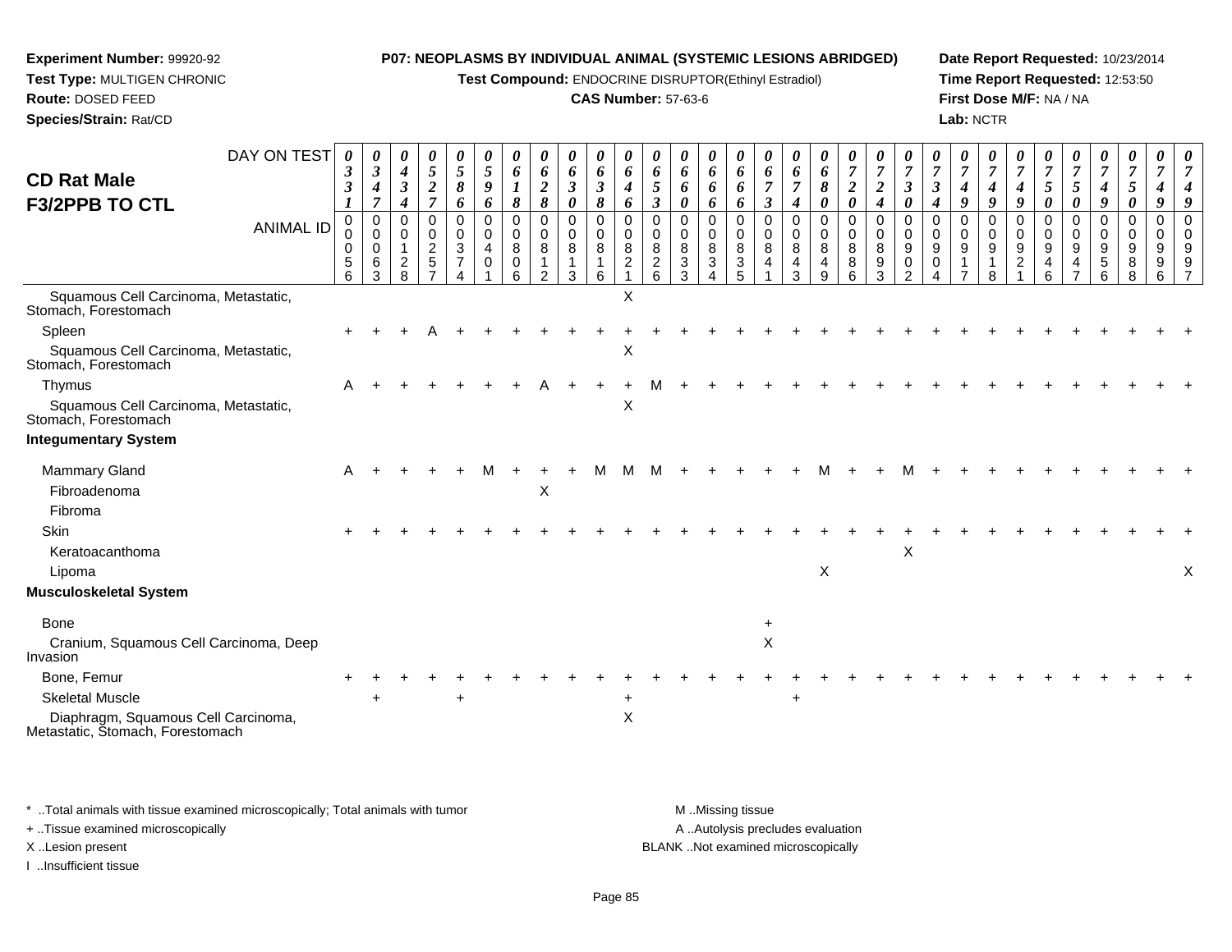**Experiment Number:** 99920-92
**Test Type:** MULTIGEN CHRONIC
**Route:** DOSED FEED
**Species/Strain:** Rat/CD

**P07: NEOPLASMS BY INDIVIDUAL ANIMAL (SYSTEMIC LESIONS ABRIDGED)**
**Test Compound:** ENDOCRINE DISRUPTOR(Ethinyl Estradiol)
**CAS Number:** 57-63-6

**Date Report Requested:** 10/23/2014
**Time Report Requested:** 12:53:50
**First Dose M/F:** NA / NA
**Lab:** NCTR

## CD Rat Male F3/2PPB TO CTL

| DAY ON TEST | 0331 | 0347 | 0434 | 0527 | 0586 | 0596 | 0618 | 0628 | 0630 | 0638 | 0646 | 0653 | 0660 | 0666 | 0666 | 0673 | 0674 | 0680 | 0720 | 0724 | 0730 | 0734 | 0749 | 0749 | 0749 | 0750 | 0750 | 0749 | 0750 | 0749 | 0749 |
|---|---|---|---|---|---|---|---|---|---|---|---|---|---|---|---|---|---|---|---|---|---|---|---|---|---|---|---|---|---|---|---|
| **ANIMAL ID** | 00056 | 00063 | 00128 | 00257 | 00374 | 00401 | 00806 | 00812 | 00813 | 00816 | 00821 | 00826 | 00833 | 00834 | 00835 | 00841 | 00843 | 00849 | 00886 | 00893 | 00902 | 00904 | 00917 | 00918 | 00921 | 00946 | 00947 | 00956 | 00988 | 00996 | 00997 |
| Squamous Cell Carcinoma, Metastatic, Stomach, Forestomach | | | | | | | | | | | X | | | | | | | | | | | | | | | | | | | | |
| Spleen | + | + | + | A | + | + | + | + | + | + | + | + | + | + | + | + | + | + | + | + | + | + | + | + | + | + | + | + | + | + | + |
| Squamous Cell Carcinoma, Metastatic, Stomach, Forestomach | | | | | | | | | | | X | | | | | | | | | | | | | | | | | | | | |
| Thymus | A | + | + | + | + | + | + | A | + | + | + | M | + | + | + | + | + | + | + | + | + | + | + | + | + | + | + | + | + | + | + |
| Squamous Cell Carcinoma, Metastatic, Stomach, Forestomach | | | | | | | | | | | X | | | | | | | | | | | | | | | | | | | | |
| **Integumentary System** | | | | | | | | | | | | | | | | | | | | | | | | | | | | | | | |
| Mammary Gland | A | + | + | + | + | M | + | + | + | M | M | M | + | + | + | + | + | M | + | + | M | + | + | + | + | + | + | + | + | + | + |
| Fibroadenoma | | | | | | | | X | | | | | | | | | | | | | | | | | | | | | | | |
| Fibroma | | | | | | | | | | | | | | | | | | | | | | | | | | | | | | | |
| Skin | + | + | + | + | + | + | + | + | + | + | + | + | + | + | + | + | + | + | + | + | + | + | + | + | + | + | + | + | + | + | + |
| Keratoacanthoma | | | | | | | | | | | | | | | | | | | | | X | | | | | | | | | | |
| Lipoma | | | | | | | | | | | | | | | | | | X | | | | | | | | | | | | | X |
| **Musculoskeletal System** | | | | | | | | | | | | | | | | | | | | | | | | | | | | | | | |
| Bone | | | | | | | | | | | | | | | | + | | | | | | | | | | | | | | | |
| Cranium, Squamous Cell Carcinoma, Deep Invasion | | | | | | | | | | | | | | | | X | | | | | | | | | | | | | | | |
| Bone, Femur | + | + | + | + | + | + | + | + | + | + | + | + | + | + | + | + | + | + | + | + | + | + | + | + | + | + | + | + | + | + | + |
| Skeletal Muscle | | + | | | + | | | | | | + | | | | | | + | | | | | | | | | | | | | | |
| Diaphragm, Squamous Cell Carcinoma, Metastatic, Stomach, Forestomach | | | | | | | | | | | X | | | | | | | | | | | | | | | | | | | | |

\* ..Total animals with tissue examined microscopically; Total animals with tumor
\+ ..Tissue examined microscopically
X ..Lesion present
I ..Insufficient tissue
M ..Missing tissue
A ..Autolysis precludes evaluation
BLANK ..Not examined microscopically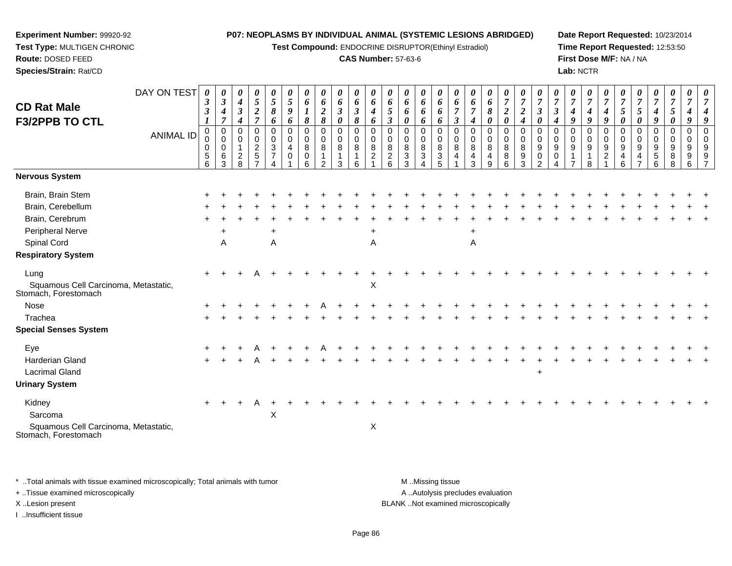**Experiment Number:** 99920-92
**Test Type:** MULTIGEN CHRONIC
**Route:** DOSED FEED
**Species/Strain:** Rat/CD

**P07: NEOPLASMS BY INDIVIDUAL ANIMAL (SYSTEMIC LESIONS ABRIDGED)**
**Test Compound:** ENDOCRINE DISRUPTOR(Ethinyl Estradiol)
**CAS Number:** 57-63-6

**Date Report Requested:** 10/23/2014
**Time Report Requested:** 12:53:50
**First Dose M/F:** NA / NA
**Lab:** NCTR

## CD Rat Male F3/2PPB TO CTL

| DAY ON TEST | 0331 | 0347 | 0434 | 0527 | 0586 | 0596 | 0618 | 0628 | 0630 | 0638 | 0646 | 0653 | 0660 | 0666 | 0666 | 0673 | 0674 | 0680 | 0720 | 0724 | 0730 | 0734 | 0749 | 0749 | 0749 | 0750 | 0750 | 0749 | 0750 | 0749 |
|---|---|---|---|---|---|---|---|---|---|---|---|---|---|---|---|---|---|---|---|---|---|---|---|---|---|---|---|---|---|---|
| ANIMAL ID | 00056 | 00063 | 00128 | 00257 | 00374 | 00401 | 00806 | 00812 | 00813 | 00816 | 00821 | 00826 | 00833 | 00834 | 00835 | 00841 | 00843 | 00849 | 00886 | 00893 | 00902 | 00904 | 00917 | 00918 | 00921 | 00946 | 00947 | 00956 | 00988 | 00996 | 00997 |
| **Nervous System** | | | | | | | | | | | | | | | | | | | | | | | | | | | | | | |
| Brain, Brain Stem | + | + | + | + | + | + | + | + | + | + | + | + | + | + | + | + | + | + | + | + | + | + | + | + | + | + | + | + | + | + |
| Brain, Cerebellum | + | + | + | + | + | + | + | + | + | + | + | + | + | + | + | + | + | + | + | + | + | + | + | + | + | + | + | + | + | + |
| Brain, Cerebrum | + | + | + | + | + | + | + | + | + | + | + | + | + | + | + | + | + | + | + | + | + | + | + | + | + | + | + | + | + | + |
| Peripheral Nerve | | + | | | + | | | | | | + | | | | | | + | | | | | | | | | | | | | |
| Spinal Cord | | A | | | A | | | | | | A | | | | | | A | | | | | | | | | | | | | |
| **Respiratory System** | | | | | | | | | | | | | | | | | | | | | | | | | | | | | | |
| Lung | + | + | + | A | + | + | + | + | + | + | + | + | + | + | + | + | + | + | + | + | + | + | + | + | + | + | + | + | + | + |
| Squamous Cell Carcinoma, Metastatic, Stomach, Forestomach | | | | | | | | | | | X | | | | | | | | | | | | | | | | | | | |
| Nose | + | + | + | + | + | + | + | A | + | + | + | + | + | + | + | + | + | + | + | + | + | + | + | + | + | + | + | + | + | + |
| Trachea | + | + | + | + | + | + | + | + | + | + | + | + | + | + | + | + | + | + | + | + | + | + | + | + | + | + | + | + | + | + |
| **Special Senses System** | | | | | | | | | | | | | | | | | | | | | | | | | | | | | | |
| Eye | + | + | + | A | + | + | + | A | + | + | + | + | + | + | + | + | + | + | + | + | + | + | + | + | + | + | + | + | + | + |
| Harderian Gland | + | + | + | A | + | + | + | + | + | + | + | + | + | + | + | + | + | + | + | + | + | + | + | + | + | + | + | + | + | + |
| Lacrimal Gland | | | | | | | | | | | | | | | | | | | | | + | | | | | | | | | |
| **Urinary System** | | | | | | | | | | | | | | | | | | | | | | | | | | | | | | |
| Kidney | + | + | + | A | + | + | + | + | + | + | + | + | + | + | + | + | + | + | + | + | + | + | + | + | + | + | + | + | + | + |
| Sarcoma | | | | | X | | | | | | | | | | | | | | | | | | | | | | | | | |
| Squamous Cell Carcinoma, Metastatic, Stomach, Forestomach | | | | | | | | | | | X | | | | | | | | | | | | | | | | | | | |

\* ..Total animals with tissue examined microscopically; Total animals with tumor
+ ..Tissue examined microscopically
X ..Lesion present
I ..Insufficient tissue

M ..Missing tissue
A ..Autolysis precludes evaluation
BLANK ..Not examined microscopically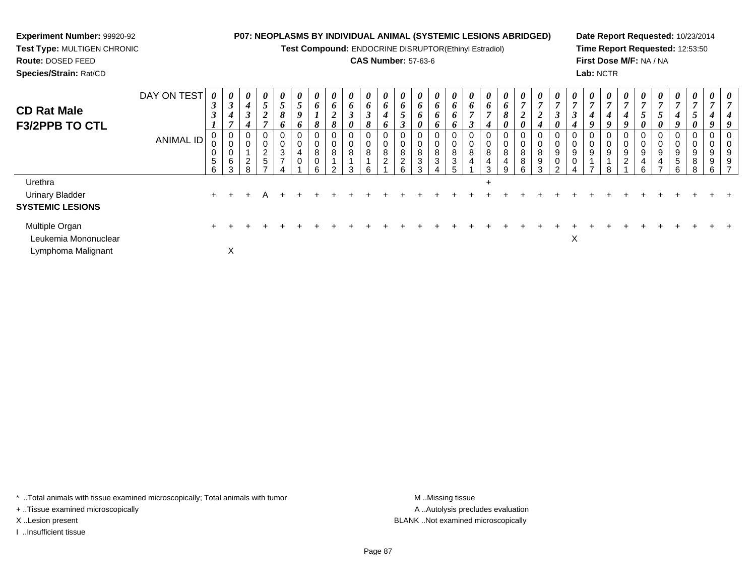**Experiment Number:** 99920-92
**Test Type:** MULTIGEN CHRONIC
**Route:** DOSED FEED
**Species/Strain:** Rat/CD

**P07: NEOPLASMS BY INDIVIDUAL ANIMAL (SYSTEMIC LESIONS ABRIDGED)**
**Test Compound:** ENDOCRINE DISRUPTOR(Ethinyl Estradiol)
**CAS Number:** 57-63-6

**Date Report Requested:** 10/23/2014
**Time Report Requested:** 12:53:50
**First Dose M/F:** NA / NA
**Lab:** NCTR

## CD Rat Male F3/2PPB TO CTL

| DAY ON TEST | 0331 | 0347 | 0434 | 0527 | 0586 | 0596 | 0618 | 0628 | 0630 | 0638 | 0646 | 0653 | 0660 | 0666 | 0666 | 0673 | 0674 | 0680 | 0720 | 0724 | 0730 | 0734 | 0749 | 0749 | 0749 | 0750 | 0750 | 0749 | 0750 | 0749 | 0749 |
|---|---|---|---|---|---|---|---|---|---|---|---|---|---|---|---|---|---|---|---|---|---|---|---|---|---|---|---|---|---|---|---|
| ANIMAL ID | 00056 | 00063 | 00128 | 00257 | 00374 | 00401 | 00806 | 00812 | 00813 | 00816 | 00821 | 00826 | 00833 | 00834 | 00835 | 00841 | 00843 | 00849 | 00886 | 00893 | 00902 | 00904 | 00917 | 00918 | 00921 | 00946 | 00947 | 00956 | 00988 | 00996 | 00997 |
| Urethra | | | | | | | | | | | | | | | | | + | | | | | | | | | | | | | | |
| Urinary Bladder | + | + | + | A | + | + | + | + | + | + | + | + | + | + | + | + | + | + | + | + | + | + | + | + | + | + | + | + | + | + | + |
| **SYSTEMIC LESIONS** | | | | | | | | | | | | | | | | | | | | | | | | | | | | | | | |
| Multiple Organ | + | + | + | + | + | + | + | + | + | + | + | + | + | + | + | + | + | + | + | + | + | + | + | + | + | + | + | + | + | + | + |
| Leukemia Mononuclear | | | | | | | | | | | | | | | | | | | | | | X | | | | | | | | | |
| Lymphoma Malignant | | X | | | | | | | | | | | | | | | | | | | | | | | | | | | | | |

* ..Total animals with tissue examined microscopically; Total animals with tumor
+ ..Tissue examined microscopically
X ..Lesion present
I ..Insufficient tissue

M ..Missing tissue
A ..Autolysis precludes evaluation
BLANK ..Not examined microscopically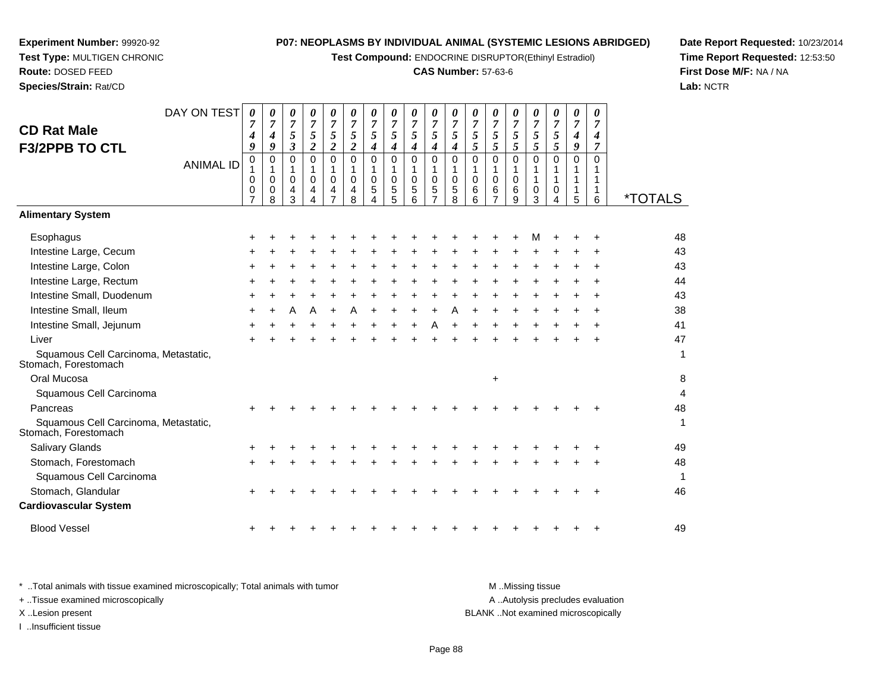**Experiment Number:** 99920-92
**Test Type:** MULTIGEN CHRONIC
**Route:** DOSED FEED
**Species/Strain:** Rat/CD

**P07: NEOPLASMS BY INDIVIDUAL ANIMAL (SYSTEMIC LESIONS ABRIDGED)**
**Test Compound:** ENDOCRINE DISRUPTOR(Ethinyl Estradiol)
**CAS Number:** 57-63-6

**Date Report Requested:** 10/23/2014
**Time Report Requested:** 12:53:50
**First Dose M/F:** NA / NA
**Lab:** NCTR

## CD Rat Male F3/2PPB TO CTL

| DAY ON TEST | 0749 | 0749 | 0753 | 0752 | 0752 | 0752 | 0754 | 0754 | 0754 | 0754 | 0754 | 0755 | 0755 | 0755 | 0755 | 0755 | 0749 | 0747 | |
|---|---|---|---|---|---|---|---|---|---|---|---|---|---|---|---|---|---|---|---|
| ANIMAL ID | 01007 | 01008 | 01043 | 01044 | 01047 | 01048 | 01054 | 01055 | 01056 | 01057 | 01058 | 01066 | 01067 | 01069 | 01103 | 01104 | 01115 | 01116 | *TOTALS |
| **Alimentary System** | | | | | | | | | | | | | | | | | | | |
| Esophagus | + | + | + | + | + | + | + | + | + | + | + | + | + | + | M | + | + | + | 48 |
| Intestine Large, Cecum | + | + | + | + | + | + | + | + | + | + | + | + | + | + | + | + | + | + | 43 |
| Intestine Large, Colon | + | + | + | + | + | + | + | + | + | + | + | + | + | + | + | + | + | + | 43 |
| Intestine Large, Rectum | + | + | + | + | + | + | + | + | + | + | + | + | + | + | + | + | + | + | 44 |
| Intestine Small, Duodenum | + | + | + | + | + | + | + | + | + | + | + | + | + | + | + | + | + | + | 43 |
| Intestine Small, Ileum | + | + | A | A | + | A | + | + | + | + | A | + | + | + | + | + | + | + | 38 |
| Intestine Small, Jejunum | + | + | + | + | + | + | + | + | + | A | + | + | + | + | + | + | + | + | 41 |
| Liver | + | + | + | + | + | + | + | + | + | + | + | + | + | + | + | + | + | + | 47 |
| Squamous Cell Carcinoma, Metastatic, Stomach, Forestomach | | | | | | | | | | | | | | | | | | | 1 |
| Oral Mucosa | | | | | | | | | | | | | + | | | | | | 8 |
| Squamous Cell Carcinoma | | | | | | | | | | | | | | | | | | | 4 |
| Pancreas | + | + | + | + | + | + | + | + | + | + | + | + | + | + | + | + | + | + | 48 |
| Squamous Cell Carcinoma, Metastatic, Stomach, Forestomach | | | | | | | | | | | | | | | | | | | 1 |
| Salivary Glands | + | + | + | + | + | + | + | + | + | + | + | + | + | + | + | + | + | + | 49 |
| Stomach, Forestomach | + | + | + | + | + | + | + | + | + | + | + | + | + | + | + | + | + | + | 48 |
| Squamous Cell Carcinoma | | | | | | | | | | | | | | | | | | | 1 |
| Stomach, Glandular | + | + | + | + | + | + | + | + | + | + | + | + | + | + | + | + | + | + | 46 |
| **Cardiovascular System** | | | | | | | | | | | | | | | | | | | |
| Blood Vessel | + | + | + | + | + | + | + | + | + | + | + | + | + | + | + | + | + | + | 49 |

\* ..Total animals with tissue examined microscopically; Total animals with tumor
\+ ..Tissue examined microscopically
X ..Lesion present
I ..Insufficient tissue

M ..Missing tissue
A ..Autolysis precludes evaluation
BLANK ..Not examined microscopically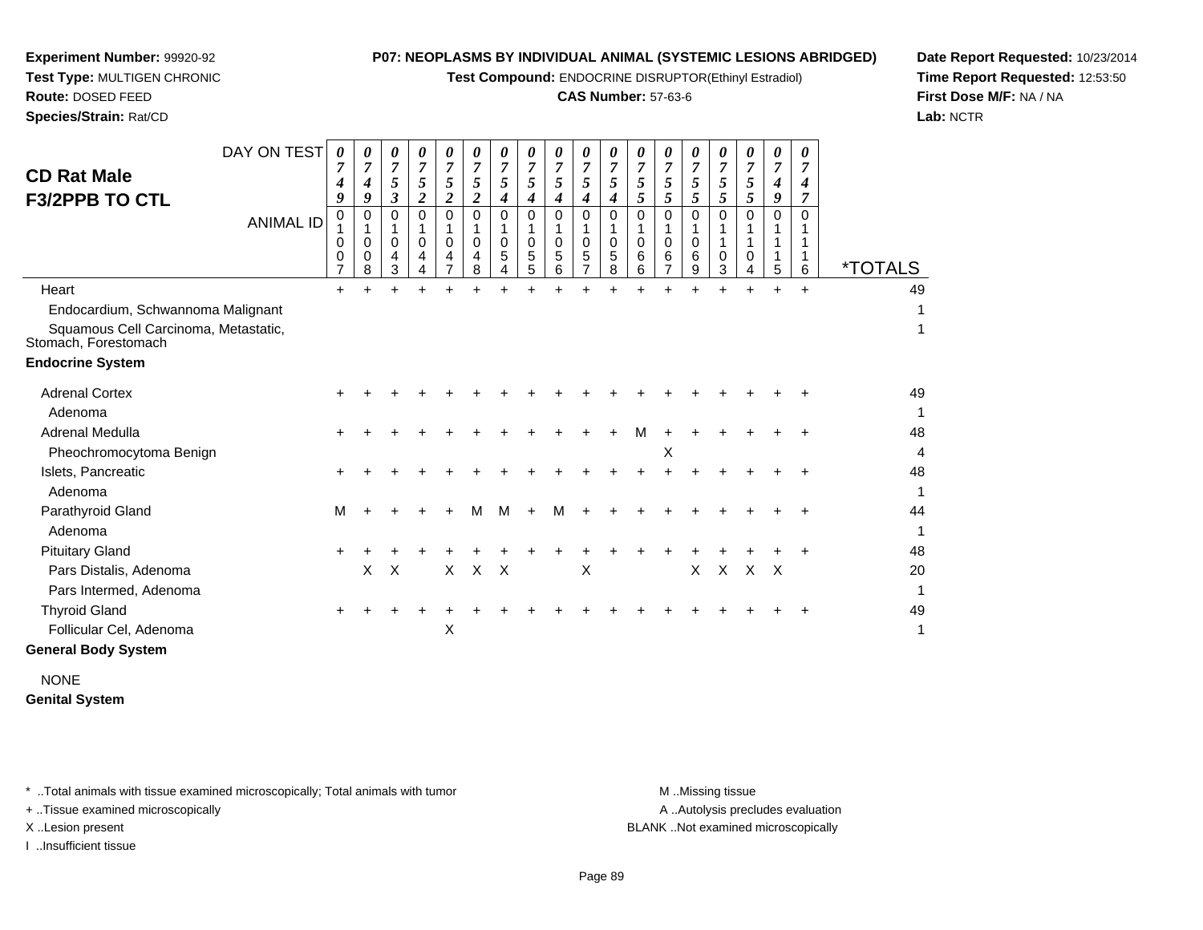**Experiment Number:** 99920-92
**Test Type:** MULTIGEN CHRONIC
**Route:** DOSED FEED
**Species/Strain:** Rat/CD

**P07: NEOPLASMS BY INDIVIDUAL ANIMAL (SYSTEMIC LESIONS ABRIDGED)**
**Test Compound:** ENDOCRINE DISRUPTOR(Ethinyl Estradiol)
**CAS Number:** 57-63-6

**Date Report Requested:** 10/23/2014
**Time Report Requested:** 12:53:50
**First Dose M/F:** NA / NA
**Lab:** NCTR

## CD Rat Male
## F3/2PPB TO CTL

| DAY ON TEST | 0749 | 0749 | 0753 | 0752 | 0752 | 0752 | 0754 | 0754 | 0754 | 0754 | 0754 | 0755 | 0755 | 0755 | 0755 | 0755 | 0749 | 0747 | |
|---|---|---|---|---|---|---|---|---|---|---|---|---|---|---|---|---|---|---|---|
| **ANIMAL ID** | 01007 | 01008 | 01043 | 01044 | 01047 | 01048 | 01054 | 01055 | 01056 | 01057 | 01058 | 01066 | 01067 | 01069 | 01103 | 01104 | 01115 | 01116 | ***TOTALS** |
| Heart | + | + | + | + | + | + | + | + | + | + | + | + | + | + | + | + | + | + | 49 |
| Endocardium, Schwannoma Malignant | | | | | | | | | | | | | | | | | | | 1 |
| Squamous Cell Carcinoma, Metastatic, Stomach, Forestomach | | | | | | | | | | | | | | | | | | | 1 |
| **Endocrine System** | | | | | | | | | | | | | | | | | | | |
| Adrenal Cortex | + | + | + | + | + | + | + | + | + | + | + | + | + | + | + | + | + | + | 49 |
| Adenoma | | | | | | | | | | | | | | | | | | | 1 |
| Adrenal Medulla | + | + | + | + | + | + | + | + | + | + | + | M | + | + | + | + | + | + | 48 |
| Pheochromocytoma Benign | | | | | | | | | | | | | X | | | | | | 4 |
| Islets, Pancreatic | + | + | + | + | + | + | + | + | + | + | + | + | + | + | + | + | + | + | 48 |
| Adenoma | | | | | | | | | | | | | | | | | | | 1 |
| Parathyroid Gland | M | + | + | + | + | M | M | + | M | + | + | + | + | + | + | + | + | + | 44 |
| Adenoma | | | | | | | | | | | | | | | | | | | 1 |
| Pituitary Gland | + | + | + | + | + | + | + | + | + | + | + | + | + | + | + | + | + | + | 48 |
| Pars Distalis, Adenoma | | X | X | | X | X | X | | | X | | | | X | X | X | X | | 20 |
| Pars Intermed, Adenoma | | | | | | | | | | | | | | | | | | | 1 |
| Thyroid Gland | + | + | + | + | + | + | + | + | + | + | + | + | + | + | + | + | + | + | 49 |
| Follicular Cel, Adenoma | | | | | X | | | | | | | | | | | | | | 1 |
| **General Body System** | | | | | | | | | | | | | | | | | | | |
| NONE | | | | | | | | | | | | | | | | | | | |
| **Genital System** | | | | | | | | | | | | | | | | | | | |

\* ..Total animals with tissue examined microscopically; Total animals with tumor
\+ ..Tissue examined microscopically
X ..Lesion present
I ..Insufficient tissue

M ..Missing tissue
A ..Autolysis precludes evaluation
BLANK ..Not examined microscopically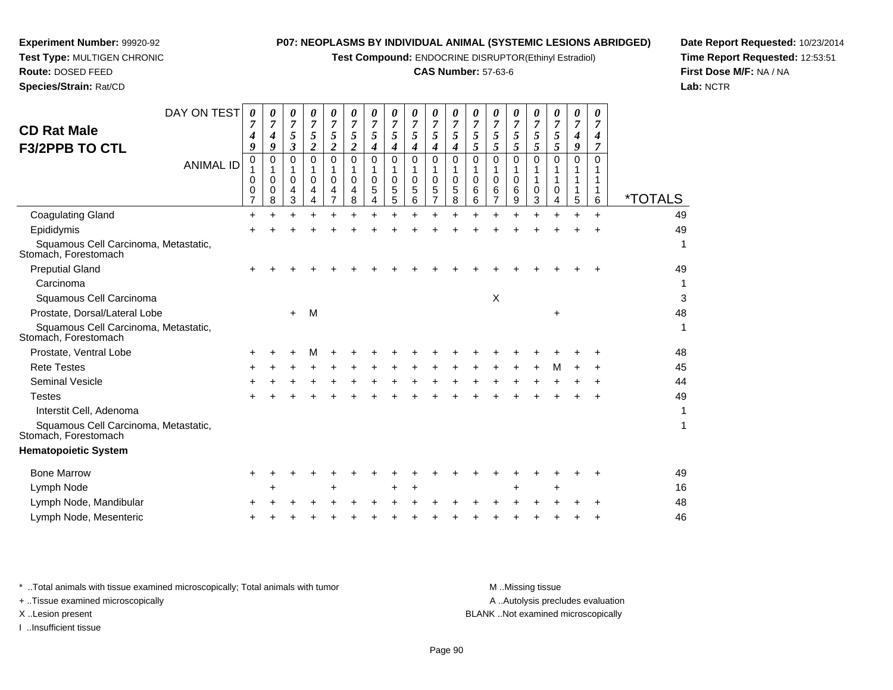**Experiment Number:** 99920-92
**Test Type:** MULTIGEN CHRONIC
**Route:** DOSED FEED
**Species/Strain:** Rat/CD

**P07: NEOPLASMS BY INDIVIDUAL ANIMAL (SYSTEMIC LESIONS ABRIDGED)**
**Test Compound:** ENDOCRINE DISRUPTOR(Ethinyl Estradiol)
**CAS Number:** 57-63-6

**Date Report Requested:** 10/23/2014
**Time Report Requested:** 12:53:51
**First Dose M/F:** NA / NA
**Lab:** NCTR

## CD Rat Male F3/2PPB TO CTL

| DAY ON TEST | 0749 | 0749 | 0753 | 0752 | 0752 | 0752 | 0754 | 0754 | 0754 | 0754 | 0754 | 0755 | 0755 | 0755 | 0755 | 0755 | 0749 | 0747 | |
|---|---|---|---|---|---|---|---|---|---|---|---|---|---|---|---|---|---|---|---|
| **ANIMAL ID** | 01007 | 01008 | 01043 | 01044 | 01047 | 01048 | 01054 | 01055 | 01056 | 01057 | 01058 | 01066 | 01067 | 01069 | 01103 | 01104 | 01115 | 01116 | ***TOTALS** |
| Coagulating Gland | + | + | + | + | + | + | + | + | + | + | + | + | + | + | + | + | + | + | 49 |
| Epididymis | + | + | + | + | + | + | + | + | + | + | + | + | + | + | + | + | + | + | 49 |
| Squamous Cell Carcinoma, Metastatic, Stomach, Forestomach | | | | | | | | | | | | | | | | | | | 1 |
| Preputial Gland | + | + | + | + | + | + | + | + | + | + | + | + | + | + | + | + | + | + | 49 |
| Carcinoma | | | | | | | | | | | | | | | | | | | 1 |
| Squamous Cell Carcinoma | | | | | | | | | | | | | X | | | | | | 3 |
| Prostate, Dorsal/Lateral Lobe | | | + | M | | | | | | | | | | | | + | | | 48 |
| Squamous Cell Carcinoma, Metastatic, Stomach, Forestomach | | | | | | | | | | | | | | | | | | | 1 |
| Prostate, Ventral Lobe | + | + | + | M | + | + | + | + | + | + | + | + | + | + | + | + | + | + | 48 |
| Rete Testes | + | + | + | + | + | + | + | + | + | + | + | + | + | + | + | M | + | + | 45 |
| Seminal Vesicle | + | + | + | + | + | + | + | + | + | + | + | + | + | + | + | + | + | + | 44 |
| Testes | + | + | + | + | + | + | + | + | + | + | + | + | + | + | + | + | + | + | 49 |
| Interstit Cell, Adenoma | | | | | | | | | | | | | | | | | | | 1 |
| Squamous Cell Carcinoma, Metastatic, Stomach, Forestomach | | | | | | | | | | | | | | | | | | | 1 |
| **Hematopoietic System** | | | | | | | | | | | | | | | | | | | |
| Bone Marrow | + | + | + | + | + | + | + | + | + | + | + | + | + | + | + | + | + | + | 49 |
| Lymph Node | | + | | | + | | | + | + | | | | | + | | + | | | 16 |
| Lymph Node, Mandibular | + | + | + | + | + | + | + | + | + | + | + | + | + | + | + | + | + | + | 48 |
| Lymph Node, Mesenteric | + | + | + | + | + | + | + | + | + | + | + | + | + | + | + | + | + | + | 46 |

\* ..Total animals with tissue examined microscopically; Total animals with tumor
\+ ..Tissue examined microscopically
X ..Lesion present
I ..Insufficient tissue

M ..Missing tissue
A ..Autolysis precludes evaluation
BLANK ..Not examined microscopically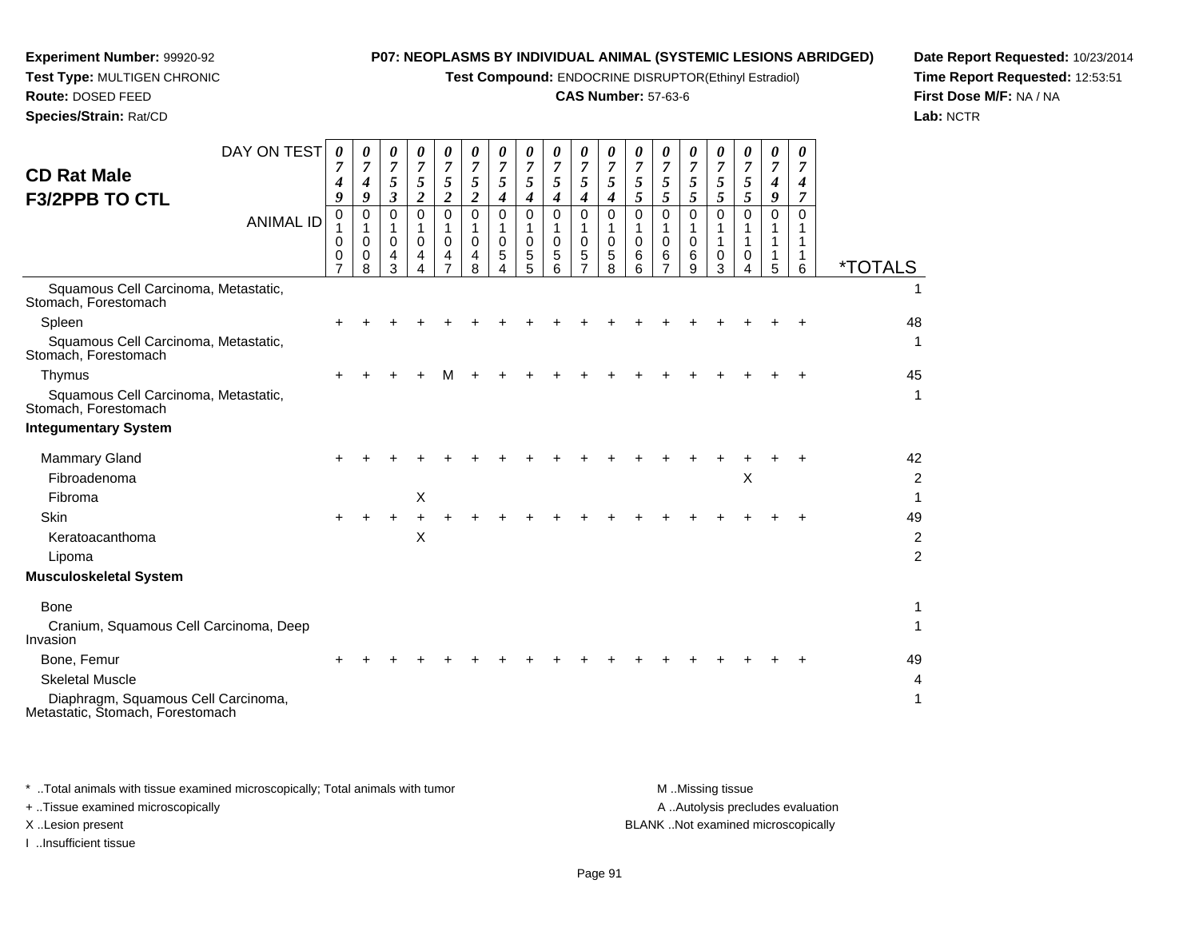**Experiment Number:** 99920-92
**Test Type:** MULTIGEN CHRONIC
**Route:** DOSED FEED
**Species/Strain:** Rat/CD

**P07: NEOPLASMS BY INDIVIDUAL ANIMAL (SYSTEMIC LESIONS ABRIDGED)**
**Test Compound:** ENDOCRINE DISRUPTOR(Ethinyl Estradiol)
**CAS Number:** 57-63-6

**Date Report Requested:** 10/23/2014
**Time Report Requested:** 12:53:51
**First Dose M/F:** NA / NA
**Lab:** NCTR

## CD Rat Male F3/2PPB TO CTL

| DAY ON TEST | 0749 | 0749 | 0753 | 0752 | 0752 | 0752 | 0754 | 0754 | 0754 | 0754 | 0754 | 0755 | 0755 | 0755 | 0755 | 0755 | 0749 | 0747 | |
|---|---|---|---|---|---|---|---|---|---|---|---|---|---|---|---|---|---|---|---|
| **ANIMAL ID** | 01007 | 01008 | 01043 | 01044 | 01047 | 01048 | 01054 | 01055 | 01056 | 01057 | 01058 | 01066 | 01067 | 01069 | 01103 | 01104 | 01115 | 01116 | ***TOTALS** |
| Squamous Cell Carcinoma, Metastatic, Stomach, Forestomach | | | | | | | | | | | | | | | | | | | 1 |
| Spleen | + | + | + | + | + | + | + | + | + | + | + | + | + | + | + | + | + | + | 48 |
| Squamous Cell Carcinoma, Metastatic, Stomach, Forestomach | | | | | | | | | | | | | | | | | | | 1 |
| Thymus | + | + | + | + | M | + | + | + | + | + | + | + | + | + | + | + | + | + | 45 |
| Squamous Cell Carcinoma, Metastatic, Stomach, Forestomach | | | | | | | | | | | | | | | | | | | 1 |
| **Integumentary System** | | | | | | | | | | | | | | | | | | | |
| Mammary Gland | + | + | + | + | + | + | + | + | + | + | + | + | + | + | + | + | + | + | 42 |
| Fibroadenoma | | | | | | | | | | | | | | | | X | | | 2 |
| Fibroma | | | | X | | | | | | | | | | | | | | | 1 |
| Skin | + | + | + | + | + | + | + | + | + | + | + | + | + | + | + | + | + | + | 49 |
| Keratoacanthoma | | | | X | | | | | | | | | | | | | | | 2 |
| Lipoma | | | | | | | | | | | | | | | | | | | 2 |
| **Musculoskeletal System** | | | | | | | | | | | | | | | | | | | |
| Bone | | | | | | | | | | | | | | | | | | | 1 |
| Cranium, Squamous Cell Carcinoma, Deep Invasion | | | | | | | | | | | | | | | | | | | 1 |
| Bone, Femur | + | + | + | + | + | + | + | + | + | + | + | + | + | + | + | + | + | + | 49 |
| Skeletal Muscle | | | | | | | | | | | | | | | | | | | 4 |
| Diaphragm, Squamous Cell Carcinoma, Metastatic, Stomach, Forestomach | | | | | | | | | | | | | | | | | | | 1 |

\* ..Total animals with tissue examined microscopically; Total animals with tumor
\+ ..Tissue examined microscopically
X ..Lesion present
I ..Insufficient tissue

M ..Missing tissue
A ..Autolysis precludes evaluation
BLANK ..Not examined microscopically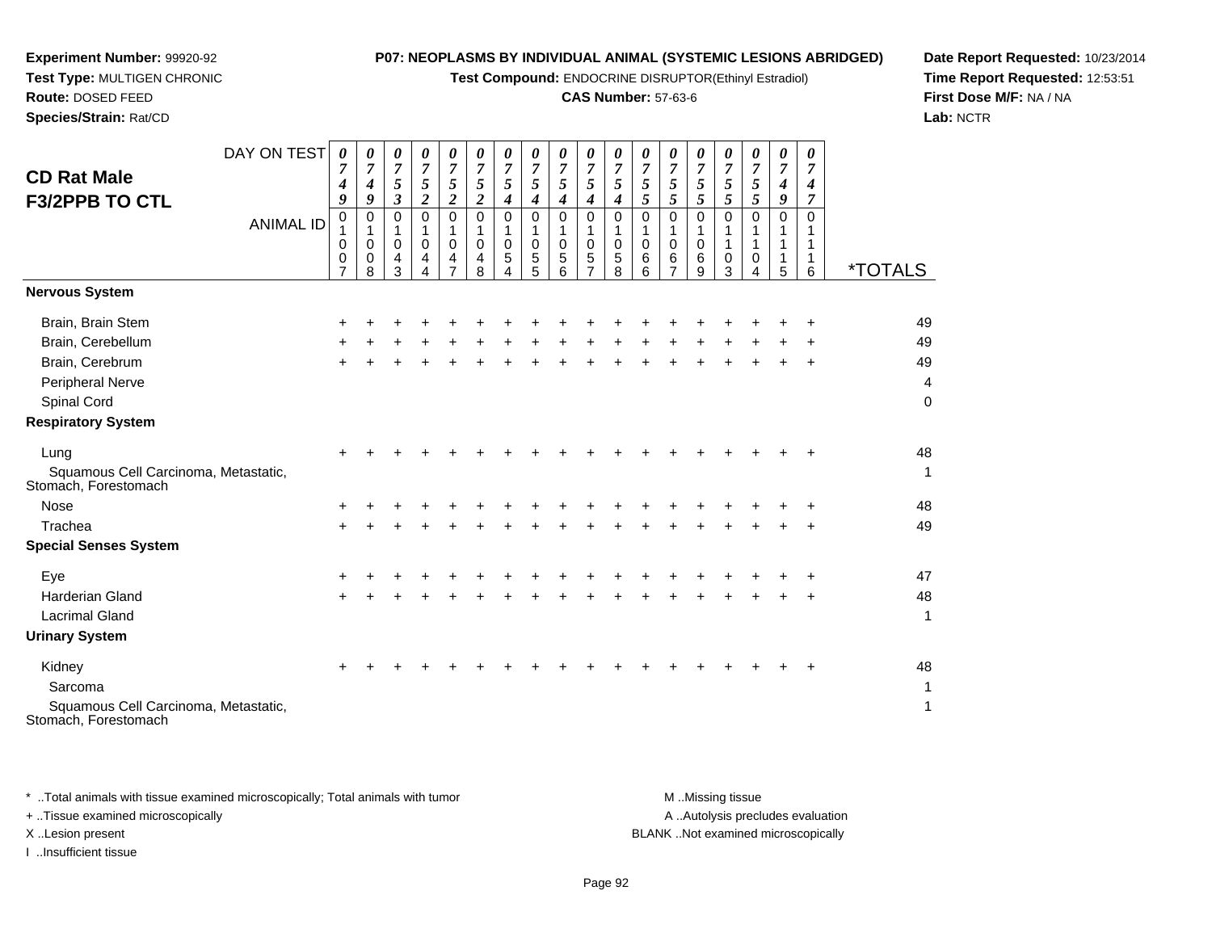**Experiment Number:** 99920-92
**Test Type:** MULTIGEN CHRONIC
**Route:** DOSED FEED
**Species/Strain:** Rat/CD

**P07: NEOPLASMS BY INDIVIDUAL ANIMAL (SYSTEMIC LESIONS ABRIDGED)**
**Test Compound:** ENDOCRINE DISRUPTOR(Ethinyl Estradiol)
**CAS Number:** 57-63-6

**Date Report Requested:** 10/23/2014
**Time Report Requested:** 12:53:51
**First Dose M/F:** NA / NA
**Lab:** NCTR

## CD Rat Male F3/2PPB TO CTL

| DAY ON TEST | 0749 | 0749 | 0753 | 0752 | 0752 | 0752 | 0754 | 0754 | 0754 | 0754 | 0754 | 0755 | 0755 | 0755 | 0755 | 0755 | 0749 | 0747 | |
|---|---|---|---|---|---|---|---|---|---|---|---|---|---|---|---|---|---|---|---|
| **ANIMAL ID** | 01007 | 01008 | 01043 | 01044 | 01047 | 01048 | 01054 | 01055 | 01056 | 01057 | 01058 | 01066 | 01067 | 01069 | 01103 | 01104 | 01115 | 01116 | ***TOTALS** |
| **Nervous System** | | | | | | | | | | | | | | | | | | | |
| Brain, Brain Stem | + | + | + | + | + | + | + | + | + | + | + | + | + | + | + | + | + | + | 49 |
| Brain, Cerebellum | + | + | + | + | + | + | + | + | + | + | + | + | + | + | + | + | + | + | 49 |
| Brain, Cerebrum | + | + | + | + | + | + | + | + | + | + | + | + | + | + | + | + | + | + | 49 |
| Peripheral Nerve | | | | | | | | | | | | | | | | | | | 4 |
| Spinal Cord | | | | | | | | | | | | | | | | | | | 0 |
| **Respiratory System** | | | | | | | | | | | | | | | | | | | |
| Lung | + | + | + | + | + | + | + | + | + | + | + | + | + | + | + | + | + | + | 48 |
| Squamous Cell Carcinoma, Metastatic, Stomach, Forestomach | | | | | | | | | | | | | | | | | | | 1 |
| Nose | + | + | + | + | + | + | + | + | + | + | + | + | + | + | + | + | + | + | 48 |
| Trachea | + | + | + | + | + | + | + | + | + | + | + | + | + | + | + | + | + | + | 49 |
| **Special Senses System** | | | | | | | | | | | | | | | | | | | |
| Eye | + | + | + | + | + | + | + | + | + | + | + | + | + | + | + | + | + | + | 47 |
| Harderian Gland | + | + | + | + | + | + | + | + | + | + | + | + | + | + | + | + | + | + | 48 |
| Lacrimal Gland | | | | | | | | | | | | | | | | | | | 1 |
| **Urinary System** | | | | | | | | | | | | | | | | | | | |
| Kidney | + | + | + | + | + | + | + | + | + | + | + | + | + | + | + | + | + | + | 48 |
| Sarcoma | | | | | | | | | | | | | | | | | | | 1 |
| Squamous Cell Carcinoma, Metastatic, Stomach, Forestomach | | | | | | | | | | | | | | | | | | | 1 |

* ..Total animals with tissue examined microscopically; Total animals with tumor
+ ..Tissue examined microscopically
X ..Lesion present
I ..Insufficient tissue

M ..Missing tissue
A ..Autolysis precludes evaluation
BLANK ..Not examined microscopically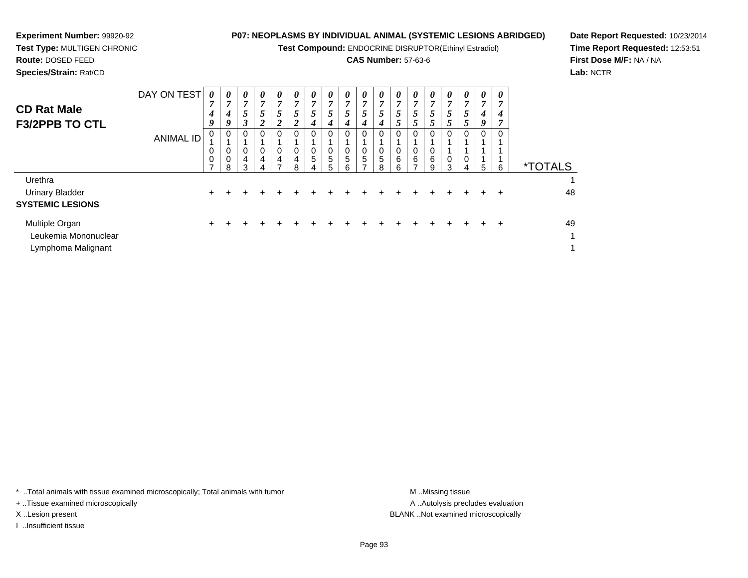**Experiment Number:** 99920-92
**Test Type:** MULTIGEN CHRONIC
**Route:** DOSED FEED
**Species/Strain:** Rat/CD

**P07: NEOPLASMS BY INDIVIDUAL ANIMAL (SYSTEMIC LESIONS ABRIDGED)**
**Test Compound:** ENDOCRINE DISRUPTOR(Ethinyl Estradiol)
**CAS Number:** 57-63-6

**Date Report Requested:** 10/23/2014
**Time Report Requested:** 12:53:51
**First Dose M/F:** NA / NA
**Lab:** NCTR

## CD Rat Male
## F3/2PPB TO CTL

| DAY ON TEST | 0749 | 0749 | 0753 | 0752 | 0752 | 0752 | 0754 | 0754 | 0754 | 0754 | 0754 | 0755 | 0755 | 0755 | 0755 | 0755 | 0749 | 0747 | |
|---|---|---|---|---|---|---|---|---|---|---|---|---|---|---|---|---|---|---|---|
| **ANIMAL ID** | 01007 | 01008 | 01043 | 01044 | 01047 | 01048 | 01054 | 01055 | 01056 | 01057 | 01058 | 01066 | 01067 | 01069 | 01103 | 01104 | 01115 | 01116 | ***TOTALS** |
| Urethra | | | | | | | | | | | | | | | | | | | 1 |
| Urinary Bladder | + | + | + | + | + | + | + | + | + | + | + | + | + | + | + | + | + | + | 48 |
| **SYSTEMIC LESIONS** | | | | | | | | | | | | | | | | | | | |
| Multiple Organ | + | + | + | + | + | + | + | + | + | + | + | + | + | + | + | + | + | + | 49 |
| Leukemia Mononuclear | | | | | | | | | | | | | | | | | | | 1 |
| Lymphoma Malignant | | | | | | | | | | | | | | | | | | | 1 |

\* ..Total animals with tissue examined microscopically; Total animals with tumor
\+ ..Tissue examined microscopically
X ..Lesion present
I ..Insufficient tissue

M ..Missing tissue
A ..Autolysis precludes evaluation
BLANK ..Not examined microscopically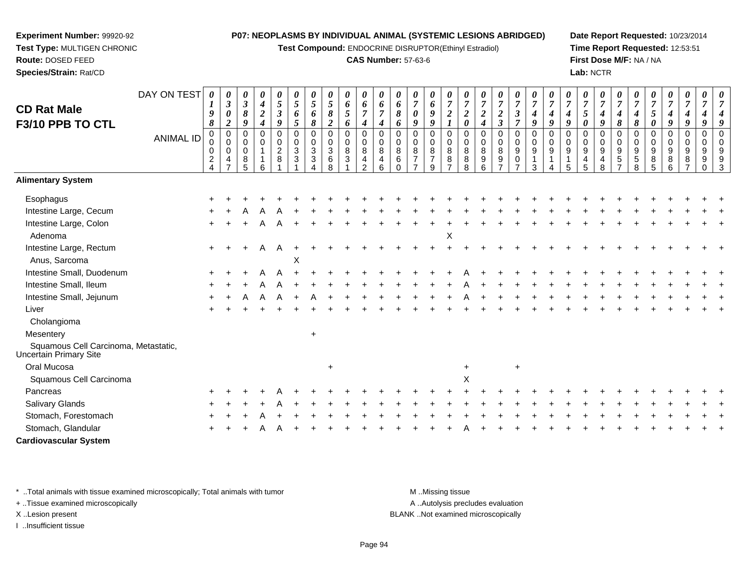**Experiment Number:** 99920-92
**Test Type:** MULTIGEN CHRONIC
**Route:** DOSED FEED
**Species/Strain:** Rat/CD

**P07: NEOPLASMS BY INDIVIDUAL ANIMAL (SYSTEMIC LESIONS ABRIDGED)**
**Test Compound:** ENDOCRINE DISRUPTOR(Ethinyl Estradiol)
**CAS Number:** 57-63-6

**Date Report Requested:** 10/23/2014
**Time Report Requested:** 12:53:51
**First Dose M/F:** NA / NA
**Lab:** NCTR

## CD Rat Male F3/10 PPB TO CTL

| DAY ON TEST | 0198 | 0302 | 0389 | 0424 | 0539 | 0565 | 0568 | 0582 | 0656 | 0674 | 0674 | 0686 | 0709 | 0699 | 0721 | 0720 | 0724 | 0723 | 0737 | 0749 | 0749 | 0749 | 0750 | 0749 | 0748 | 0748 | 0750 | 0749 | 0749 | 0749 | 0749 |
|---|---|---|---|---|---|---|---|---|---|---|---|---|---|---|---|---|---|---|---|---|---|---|---|---|---|---|---|---|---|---|---|
| **ANIMAL ID** | 00024 | 00047 | 00085 | 00116 | 00281 | 00331 | 00334 | 00368 | 00831 | 00842 | 00846 | 00860 | 00877 | 00879 | 00887 | 00888 | 00896 | 00897 | 00907 | 00913 | 00914 | 00915 | 00945 | 00948 | 00957 | 00958 | 00985 | 00986 | 00987 | 00990 | 00993 |
| **Alimentary System** | | | | | | | | | | | | | | | | | | | | | | | | | | | | | | | |
| Esophagus | + | + | + | + | + | + | + | + | + | + | + | + | + | + | + | + | + | + | + | + | + | + | + | + | + | + | + | + | + | + | + |
| Intestine Large, Cecum | + | + | A | A | A | + | + | + | + | + | + | + | + | + | + | + | + | + | + | + | + | + | + | + | + | + | + | + | + | + | + |
| Intestine Large, Colon | + | + | + | A | A | + | + | + | + | + | + | + | + | + | + | + | + | + | + | + | + | + | + | + | + | + | + | + | + | + | + |
| Adenoma | | | | | | | | | | | | | | | X | | | | | | | | | | | | | | | | |
| Intestine Large, Rectum | + | + | + | A | A | + | + | + | + | + | + | + | + | + | + | + | + | + | + | + | + | + | + | + | + | + | + | + | + | + | + |
| Anus, Sarcoma | | | | | | X | | | | | | | | | | | | | | | | | | | | | | | | | |
| Intestine Small, Duodenum | + | + | + | A | A | + | + | + | + | + | + | + | + | + | + | A | + | + | + | + | + | + | + | + | + | + | + | + | + | + | + |
| Intestine Small, Ileum | + | + | + | A | A | + | + | + | + | + | + | + | + | + | + | A | + | + | + | + | + | + | + | + | + | + | + | + | + | + | + |
| Intestine Small, Jejunum | + | + | A | A | A | + | A | + | + | + | + | + | + | + | + | A | + | + | + | + | + | + | + | + | + | + | + | + | + | + | + |
| Liver | + | + | + | + | + | + | + | + | + | + | + | + | + | + | + | + | + | + | + | + | + | + | + | + | + | + | + | + | + | + | + |
| Cholangioma | | | | | | | | | | | | | | | | | | | | | | | | | | | | | | | |
| Mesentery | | | | | | | + | | | | | | | | | | | | | | | | | | | | | | | | |
| Squamous Cell Carcinoma, Metastatic, Uncertain Primary Site | | | | | | | | | | | | | | | | | | | | | | | | | | | | | | | |
| Oral Mucosa | | | | | | | | + | | | | | | | | + | | | + | | | | | | | | | | | | |
| Squamous Cell Carcinoma | | | | | | | | | | | | | | | | X | | | | | | | | | | | | | | | |
| Pancreas | + | + | + | + | A | + | + | + | + | + | + | + | + | + | + | + | + | + | + | + | + | + | + | + | + | + | + | + | + | + | + |
| Salivary Glands | + | + | + | + | A | + | + | + | + | + | + | + | + | + | + | + | + | + | + | + | + | + | + | + | + | + | + | + | + | + | + |
| Stomach, Forestomach | + | + | + | A | + | + | + | + | + | + | + | + | + | + | + | + | + | + | + | + | + | + | + | + | + | + | + | + | + | + | + |
| Stomach, Glandular | + | + | + | A | A | + | + | + | + | + | + | + | + | + | + | A | + | + | + | + | + | + | + | + | + | + | + | + | + | + | + |
| **Cardiovascular System** | | | | | | | | | | | | | | | | | | | | | | | | | | | | | | | |

\* ..Total animals with tissue examined microscopically; Total animals with tumor
+ ..Tissue examined microscopically
X ..Lesion present
I ..Insufficient tissue

M ..Missing tissue
A ..Autolysis precludes evaluation
BLANK ..Not examined microscopically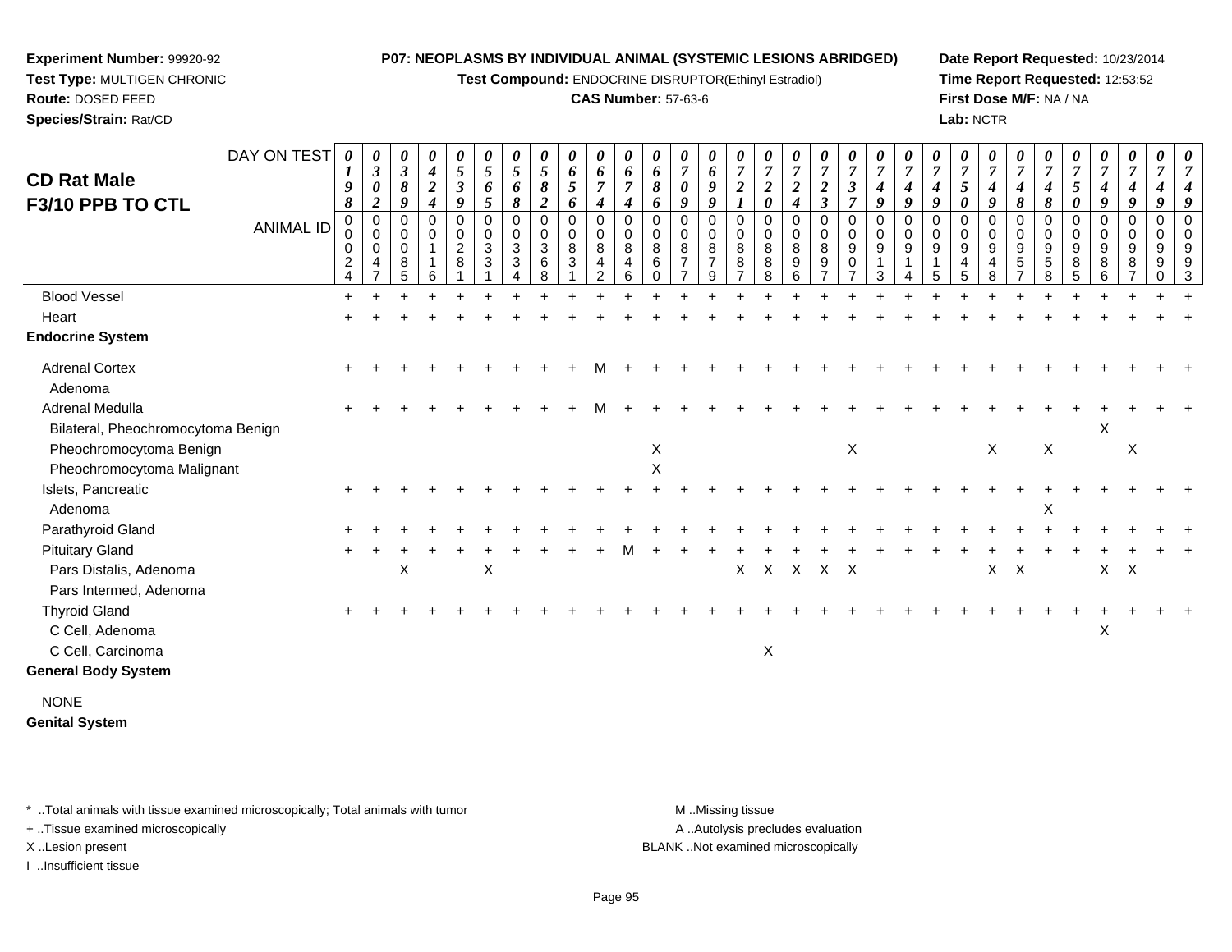**Experiment Number:** 99920-92
**Test Type:** MULTIGEN CHRONIC
**Route:** DOSED FEED
**Species/Strain:** Rat/CD

**P07: NEOPLASMS BY INDIVIDUAL ANIMAL (SYSTEMIC LESIONS ABRIDGED)**
**Test Compound:** ENDOCRINE DISRUPTOR(Ethinyl Estradiol)
**CAS Number:** 57-63-6

**Date Report Requested:** 10/23/2014
**Time Report Requested:** 12:53:52
**First Dose M/F:** NA / NA
**Lab:** NCTR

# CD Rat Male
## F3/10 PPB TO CTL

| DAY ON TEST | 0198 | 0302 | 0389 | 0424 | 0539 | 0565 | 0568 | 0582 | 0656 | 0674 | 0674 | 0686 | 0709 | 0699 | 0721 | 0720 | 0724 | 0723 | 0737 | 0749 | 0749 | 0749 | 0750 | 0749 | 0748 | 0748 | 0750 | 0749 | 0749 | 0749 | 0749 |
|---|---|---|---|---|---|---|---|---|---|---|---|---|---|---|---|---|---|---|---|---|---|---|---|---|---|---|---|---|---|---|---|
| **ANIMAL ID** | 00024 | 00047 | 00085 | 00116 | 00281 | 00331 | 00334 | 00368 | 00831 | 00842 | 00846 | 00860 | 00877 | 00879 | 00887 | 00888 | 00896 | 00897 | 00907 | 00913 | 00914 | 00915 | 00945 | 00948 | 00957 | 00958 | 00985 | 00986 | 00987 | 00990 | 00993 |
| Blood Vessel | + | + | + | + | + | + | + | + | + | + | + | + | + | + | + | + | + | + | + | + | + | + | + | + | + | + | + | + | + | + | + |
| Heart | + | + | + | + | + | + | + | + | + | + | + | + | + | + | + | + | + | + | + | + | + | + | + | + | + | + | + | + | + | + | + |
| **Endocrine System** | | | | | | | | | | | | | | | | | | | | | | | | | | | | | | | |
| Adrenal Cortex | + | + | + | + | + | + | + | + | + | M | + | + | + | + | + | + | + | + | + | + | + | + | + | + | + | + | + | + | + | + | + |
| Adenoma | | | | | | | | | | | | | | | | | | | | | | | | | | | | | | | |
| Adrenal Medulla | + | + | + | + | + | + | + | + | + | M | + | + | + | + | + | + | + | + | + | + | + | + | + | + | + | + | + | + | + | + | + |
| Bilateral, Pheochromocytoma Benign | | | | | | | | | | | | | | | | | | | | | | | | | | | | X | | | |
| Pheochromocytoma Benign | | | | | | | | | | | | X | | | | | | | X | | | | | X | | X | | | X | | |
| Pheochromocytoma Malignant | | | | | | | | | | | | X | | | | | | | | | | | | | | | | | | | |
| Islets, Pancreatic | + | + | + | + | + | + | + | + | + | + | + | + | + | + | + | + | + | + | + | + | + | + | + | + | + | + | + | + | + | + | + |
| Adenoma | | | | | | | | | | | | | | | | | | | | | | | | | | X | | | | | |
| Parathyroid Gland | + | + | + | + | + | + | + | + | + | + | + | + | + | + | + | + | + | + | + | + | + | + | + | + | + | + | + | + | + | + | + |
| Pituitary Gland | + | + | + | + | + | + | + | + | + | + | M | + | + | + | + | + | + | + | + | + | + | + | + | + | + | + | + | + | + | + | + |
| Pars Distalis, Adenoma | | | X | | | X | | | | | | | | | X | X | X | X | X | | | | | X | X | | | X | X | | |
| Pars Intermed, Adenoma | | | | | | | | | | | | | | | | | | | | | | | | | | | | | | | |
| Thyroid Gland | + | + | + | + | + | + | + | + | + | + | + | + | + | + | + | + | + | + | + | + | + | + | + | + | + | + | + | + | + | + | + |
| C Cell, Adenoma | | | | | | | | | | | | | | | | | | | | | | | | | | | | X | | | |
| C Cell, Carcinoma | | | | | | | | | | | | | | | | X | | | | | | | | | | | | | | | |
| **General Body System** | | | | | | | | | | | | | | | | | | | | | | | | | | | | | | | |
| NONE | | | | | | | | | | | | | | | | | | | | | | | | | | | | | | | |
| **Genital System** | | | | | | | | | | | | | | | | | | | | | | | | | | | | | | | |

\* ..Total animals with tissue examined microscopically; Total animals with tumor
+ ..Tissue examined microscopically
X ..Lesion present
I ..Insufficient tissue

M ..Missing tissue
A ..Autolysis precludes evaluation
BLANK ..Not examined microscopically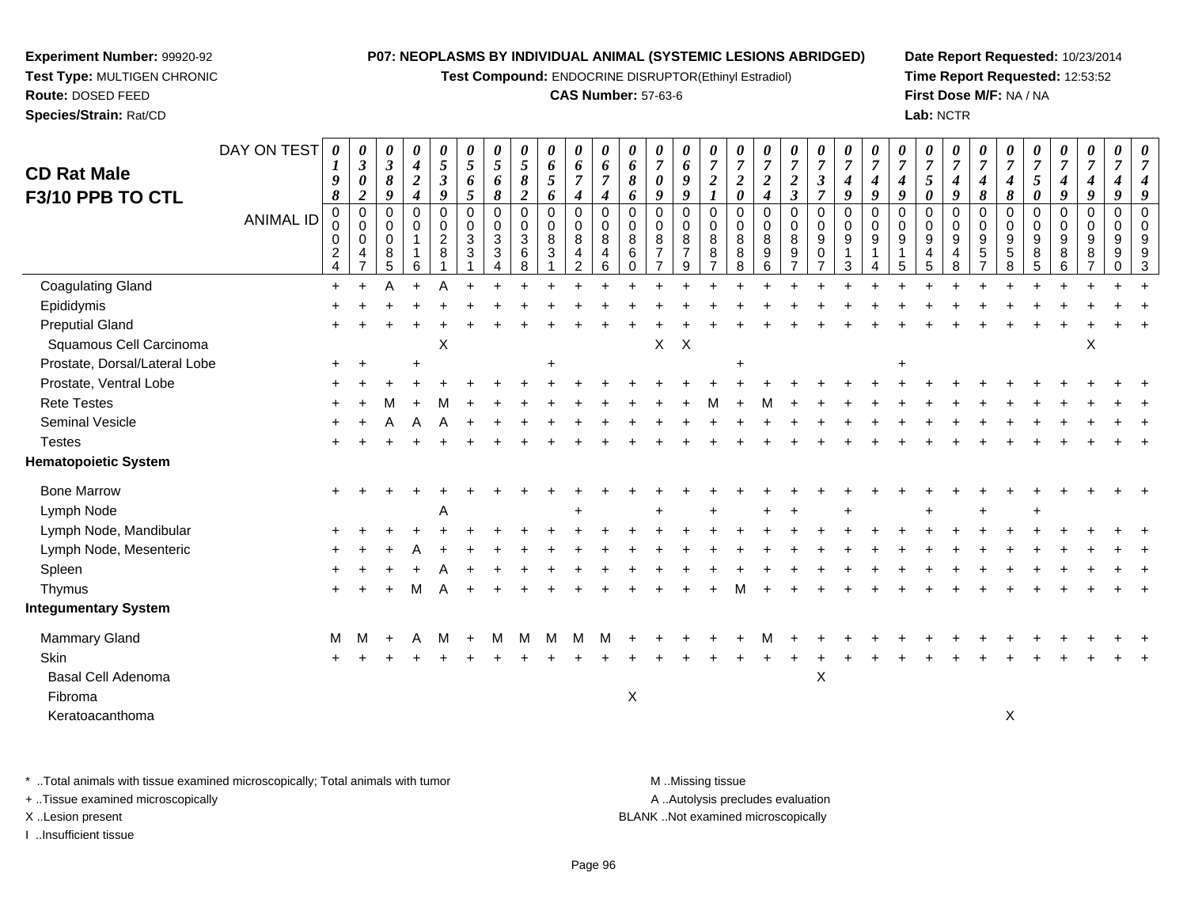**Experiment Number:** 99920-92
**Test Type:** MULTIGEN CHRONIC
**Route:** DOSED FEED
**Species/Strain:** Rat/CD

**P07: NEOPLASMS BY INDIVIDUAL ANIMAL (SYSTEMIC LESIONS ABRIDGED)**
**Test Compound:** ENDOCRINE DISRUPTOR(Ethinyl Estradiol)
**CAS Number:** 57-63-6

**Date Report Requested:** 10/23/2014
**Time Report Requested:** 12:53:52
**First Dose M/F:** NA / NA
**Lab:** NCTR

## CD Rat Male F3/10 PPB TO CTL

| DAY ON TEST | 0198 | 0302 | 0389 | 0424 | 0539 | 0565 | 0568 | 0582 | 0656 | 0674 | 0674 | 0686 | 0709 | 0699 | 0721 | 0720 | 0724 | 0723 | 0737 | 0749 | 0749 | 0749 | 0750 | 0749 | 0748 | 0748 | 0750 | 0749 | 0749 | 0749 | 0749 |
|---|---|---|---|---|---|---|---|---|---|---|---|---|---|---|---|---|---|---|---|---|---|---|---|---|---|---|---|---|---|---|---|
| **ANIMAL ID** | 00024 | 00047 | 00085 | 00116 | 00281 | 00331 | 00334 | 00368 | 00831 | 00842 | 00846 | 00860 | 00877 | 00879 | 00887 | 00888 | 00896 | 00897 | 00907 | 00913 | 00914 | 00915 | 00945 | 00948 | 00957 | 00958 | 00985 | 00986 | 00987 | 00990 | 00993 |
| Coagulating Gland | + | + | A | + | A | + | + | + | + | + | + | + | + | + | + | + | + | + | + | + | + | + | + | + | + | + | + | + | + | + | + |
| Epididymis | + | + | + | + | + | + | + | + | + | + | + | + | + | + | + | + | + | + | + | + | + | + | + | + | + | + | + | + | + | + | + |
| Preputial Gland | + | + | + | + | + | + | + | + | + | + | + | + | + | + | + | + | + | + | + | + | + | + | + | + | + | + | + | + | + | + | + |
| Squamous Cell Carcinoma | | | | | X | | | | | | | | X | X | | | | | | | | | | | | | | | X | | |
| Prostate, Dorsal/Lateral Lobe | + | + | | + | | | | | + | | | | | | | + | | | | | | + | | | | | | | | | |
| Prostate, Ventral Lobe | + | + | + | + | + | + | + | + | + | + | + | + | + | + | + | + | + | + | + | + | + | + | + | + | + | + | + | + | + | + | + |
| Rete Testes | + | + | M | + | M | + | + | + | + | + | + | + | + | + | M | + | M | + | + | + | + | + | + | + | + | + | + | + | + | + | + |
| Seminal Vesicle | + | + | A | A | A | + | + | + | + | + | + | + | + | + | + | + | + | + | + | + | + | + | + | + | + | + | + | + | + | + | + |
| Testes | + | + | + | + | + | + | + | + | + | + | + | + | + | + | + | + | + | + | + | + | + | + | + | + | + | + | + | + | + | + | + |
| **Hematopoietic System** | | | | | | | | | | | | | | | | | | | | | | | | | | | | | | | |
| Bone Marrow | + | + | + | + | + | + | + | + | + | + | + | + | + | + | + | + | + | + | + | + | + | + | + | + | + | + | + | + | + | + | + |
| Lymph Node | | | | | A | | | | | | + | | + | | + | | + | + | | + | | | + | | + | | + | | | | |
| Lymph Node, Mandibular | + | + | + | + | + | + | + | + | + | + | + | + | + | + | + | + | + | + | + | + | + | + | + | + | + | + | + | + | + | + | + |
| Lymph Node, Mesenteric | + | + | + | A | + | + | + | + | + | + | + | + | + | + | + | + | + | + | + | + | + | + | + | + | + | + | + | + | + | + | + |
| Spleen | + | + | + | + | A | + | + | + | + | + | + | + | + | + | + | + | + | + | + | + | + | + | + | + | + | + | + | + | + | + | + |
| Thymus | + | + | + | M | A | + | + | + | + | + | + | + | + | + | + | M | + | + | + | + | + | + | + | + | + | + | + | + | + | + | + |
| **Integumentary System** | | | | | | | | | | | | | | | | | | | | | | | | | | | | | | | |
| Mammary Gland | M | M | + | A | M | + | M | M | M | M | M | + | + | + | + | + | M | + | + | + | + | + | + | + | + | + | + | + | + | + | + |
| Skin | + | + | + | + | + | + | + | + | + | + | + | + | + | + | + | + | + | + | + | + | + | + | + | + | + | + | + | + | + | + | + |
| Basal Cell Adenoma | | | | | | | | | | | | | | | | | | | X | | | | | | | | | | | | |
| Fibroma | | | | | | | | | | | | X | | | | | | | | | | | | | | | | | | | |
| Keratoacanthoma | | | | | | | | | | | | | | | | | | | | | | | | | | X | | | | | |

\* ..Total animals with tissue examined microscopically; Total animals with tumor
+ ..Tissue examined microscopically
X ..Lesion present
I ..Insufficient tissue

M ..Missing tissue
A ..Autolysis precludes evaluation
BLANK ..Not examined microscopically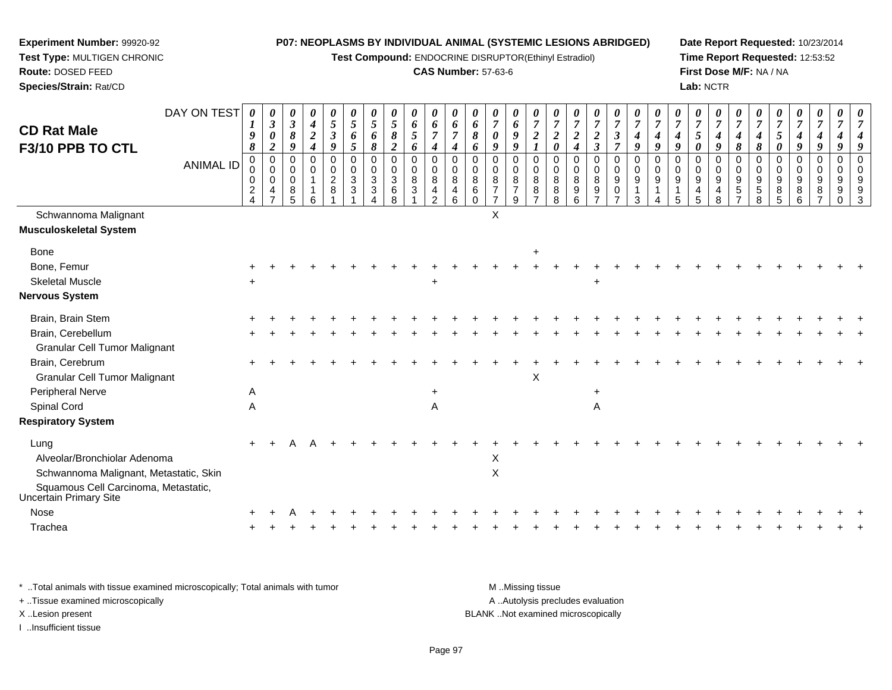**Experiment Number:** 99920-92
**Test Type:** MULTIGEN CHRONIC
**Route:** DOSED FEED
**Species/Strain:** Rat/CD

**P07: NEOPLASMS BY INDIVIDUAL ANIMAL (SYSTEMIC LESIONS ABRIDGED)**
**Test Compound:** ENDOCRINE DISRUPTOR(Ethinyl Estradiol)
**CAS Number:** 57-63-6

**Date Report Requested:** 10/23/2014
**Time Report Requested:** 12:53:52
**First Dose M/F:** NA / NA
**Lab:** NCTR

## CD Rat Male
## F3/10 PPB TO CTL

| DAY ON TEST | 0198 | 0302 | 0389 | 0424 | 0539 | 0565 | 0568 | 0582 | 0656 | 0674 | 0674 | 0686 | 0709 | 0699 | 0721 | 0720 | 0724 | 0723 | 0737 | 0749 | 0749 | 0749 | 0750 | 0749 | 0748 | 0748 | 0750 | 0749 | 0749 | 0749 | 0749 |
|---|---|---|---|---|---|---|---|---|---|---|---|---|---|---|---|---|---|---|---|---|---|---|---|---|---|---|---|---|---|---|---|
| **ANIMAL ID** | 00024 | 00047 | 00085 | 00116 | 00281 | 00331 | 00334 | 00368 | 00831 | 00842 | 00846 | 00860 | 00877 | 00879 | 00887 | 00888 | 00896 | 00897 | 00907 | 00913 | 00914 | 00915 | 00945 | 00948 | 00957 | 00958 | 00985 | 00986 | 00987 | 00990 | 00993 |
| Schwannoma Malignant | | | | | | | | | | | | | X | | | | | | | | | | | | | | | | | | |
| **Musculoskeletal System** | | | | | | | | | | | | | | | | | | | | | | | | | | | | | | | |
| Bone | | | | | | | | | | | | | | | + | | | | | | | | | | | | | | | | |
| Bone, Femur | + | + | + | + | + | + | + | + | + | + | + | + | + | + | + | + | + | + | + | + | + | + | + | + | + | + | + | + | + | + | + |
| Skeletal Muscle | + | | | | | | | | | + | | | | | | | | + | | | | | | | | | | | | | |
| **Nervous System** | | | | | | | | | | | | | | | | | | | | | | | | | | | | | | | |
| Brain, Brain Stem | + | + | + | + | + | + | + | + | + | + | + | + | + | + | + | + | + | + | + | + | + | + | + | + | + | + | + | + | + | + | + |
| Brain, Cerebellum | + | + | + | + | + | + | + | + | + | + | + | + | + | + | + | + | + | + | + | + | + | + | + | + | + | + | + | + | + | + | + |
| Granular Cell Tumor Malignant | | | | | | | | | | | | | | | | | | | | | | | | | | | | | | | |
| Brain, Cerebrum | + | + | + | + | + | + | + | + | + | + | + | + | + | + | + | + | + | + | + | + | + | + | + | + | + | + | + | + | + | + | + |
| Granular Cell Tumor Malignant | | | | | | | | | | | | | | | X | | | | | | | | | | | | | | | | |
| Peripheral Nerve | A | | | | | | | | | + | | | | | | | | + | | | | | | | | | | | | | |
| Spinal Cord | A | | | | | | | | | A | | | | | | | | A | | | | | | | | | | | | | |
| **Respiratory System** | | | | | | | | | | | | | | | | | | | | | | | | | | | | | | | |
| Lung | + | + | A | A | + | + | + | + | + | + | + | + | + | + | + | + | + | + | + | + | + | + | + | + | + | + | + | + | + | + | + |
| Alveolar/Bronchiolar Adenoma | | | | | | | | | | | | | X | | | | | | | | | | | | | | | | | | |
| Schwannoma Malignant, Metastatic, Skin | | | | | | | | | | | | | X | | | | | | | | | | | | | | | | | | |
| Squamous Cell Carcinoma, Metastatic, Uncertain Primary Site | | | | | | | | | | | | | | | | | | | | | | | | | | | | | | | |
| Nose | + | + | A | + | + | + | + | + | + | + | + | + | + | + | + | + | + | + | + | + | + | + | + | + | + | + | + | + | + | + | + |
| Trachea | + | + | + | + | + | + | + | + | + | + | + | + | + | + | + | + | + | + | + | + | + | + | + | + | + | + | + | + | + | + | + |

\* ..Total animals with tissue examined microscopically; Total animals with tumor
+ ..Tissue examined microscopically
X ..Lesion present
I ..Insufficient tissue

M ..Missing tissue
A ..Autolysis precludes evaluation
BLANK ..Not examined microscopically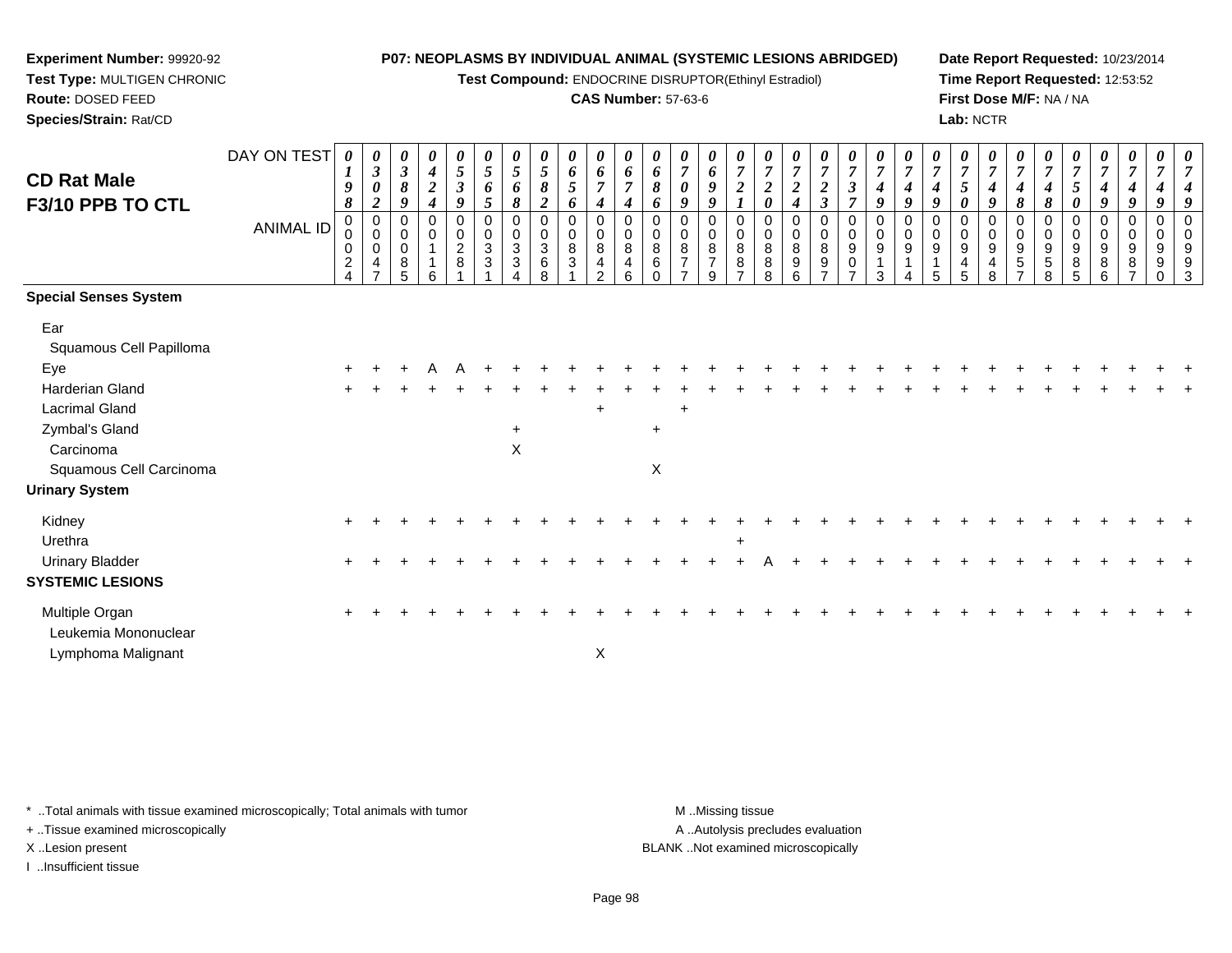**Experiment Number:** 99920-92
**Test Type:** MULTIGEN CHRONIC
**Route:** DOSED FEED
**Species/Strain:** Rat/CD

**P07: NEOPLASMS BY INDIVIDUAL ANIMAL (SYSTEMIC LESIONS ABRIDGED)**
**Test Compound:** ENDOCRINE DISRUPTOR(Ethinyl Estradiol)
**CAS Number:** 57-63-6

**Date Report Requested:** 10/23/2014
**Time Report Requested:** 12:53:52
**First Dose M/F:** NA / NA
**Lab:** NCTR

## CD Rat Male F3/10 PPB TO CTL

| DAY ON TEST | 0198 | 0302 | 0389 | 0424 | 0539 | 0565 | 0568 | 0582 | 0656 | 0674 | 0674 | 0686 | 0709 | 0699 | 0721 | 0720 | 0724 | 0723 | 0737 | 0749 | 0749 | 0749 | 0750 | 0749 | 0748 | 0748 | 0750 | 0749 | 0749 | 0749 | 0749 |
|---|---|---|---|---|---|---|---|---|---|---|---|---|---|---|---|---|---|---|---|---|---|---|---|---|---|---|---|---|---|---|---|
| ANIMAL ID | 00024 | 00047 | 00085 | 00116 | 00281 | 00331 | 00334 | 00368 | 00831 | 00842 | 00846 | 00860 | 00877 | 00879 | 00887 | 00888 | 00896 | 00897 | 00907 | 00913 | 00914 | 00915 | 00945 | 00948 | 00957 | 00958 | 00985 | 00986 | 00987 | 00990 | 00993 |
| **Special Senses System** | | | | | | | | | | | | | | | | | | | | | | | | | | | | | | | |
| Ear | | | | | | | | | | | | | | | | | | | | | | | | | | | | | | | |
| Squamous Cell Papilloma | | | | | | | | | | | | | | | | | | | | | | | | | | | | | | | |
| Eye | + | + | + | A | A | + | + | + | + | + | + | + | + | + | + | + | + | + | + | + | + | + | + | + | + | + | + | + | + | + | + |
| Harderian Gland | + | + | + | + | + | + | + | + | + | + | + | + | + | + | + | + | + | + | + | + | + | + | + | + | + | + | + | + | + | + | + |
| Lacrimal Gland | | | | | | | | | | + | | | + | | | | | | | | | | | | | | | | | | |
| Zymbal's Gland | | | | | | | + | | | | | + | | | | | | | | | | | | | | | | | | | |
| Carcinoma | | | | | | | X | | | | | | | | | | | | | | | | | | | | | | | | |
| Squamous Cell Carcinoma | | | | | | | | | | | | X | | | | | | | | | | | | | | | | | | | |
| **Urinary System** | | | | | | | | | | | | | | | | | | | | | | | | | | | | | | | |
| Kidney | + | + | + | + | + | + | + | + | + | + | + | + | + | + | + | + | + | + | + | + | + | + | + | + | + | + | + | + | + | + | + |
| Urethra | | | | | | | | | | | | | | | + | | | | | | | | | | | | | | | | |
| Urinary Bladder | + | + | + | + | + | + | + | + | + | + | + | + | + | + | + | A | + | + | + | + | + | + | + | + | + | + | + | + | + | + | + |
| **SYSTEMIC LESIONS** | | | | | | | | | | | | | | | | | | | | | | | | | | | | | | | |
| Multiple Organ | + | + | + | + | + | + | + | + | + | + | + | + | + | + | + | + | + | + | + | + | + | + | + | + | + | + | + | + | + | + | + |
| Leukemia Mononuclear | | | | | | | | | | | | | | | | | | | | | | | | | | | | | | | |
| Lymphoma Malignant | | | | | | | | | | X | | | | | | | | | | | | | | | | | | | | | |

\* ..Total animals with tissue examined microscopically; Total animals with tumor
\+ ..Tissue examined microscopically
X ..Lesion present
I ..Insufficient tissue

M ..Missing tissue
A ..Autolysis precludes evaluation
BLANK ..Not examined microscopically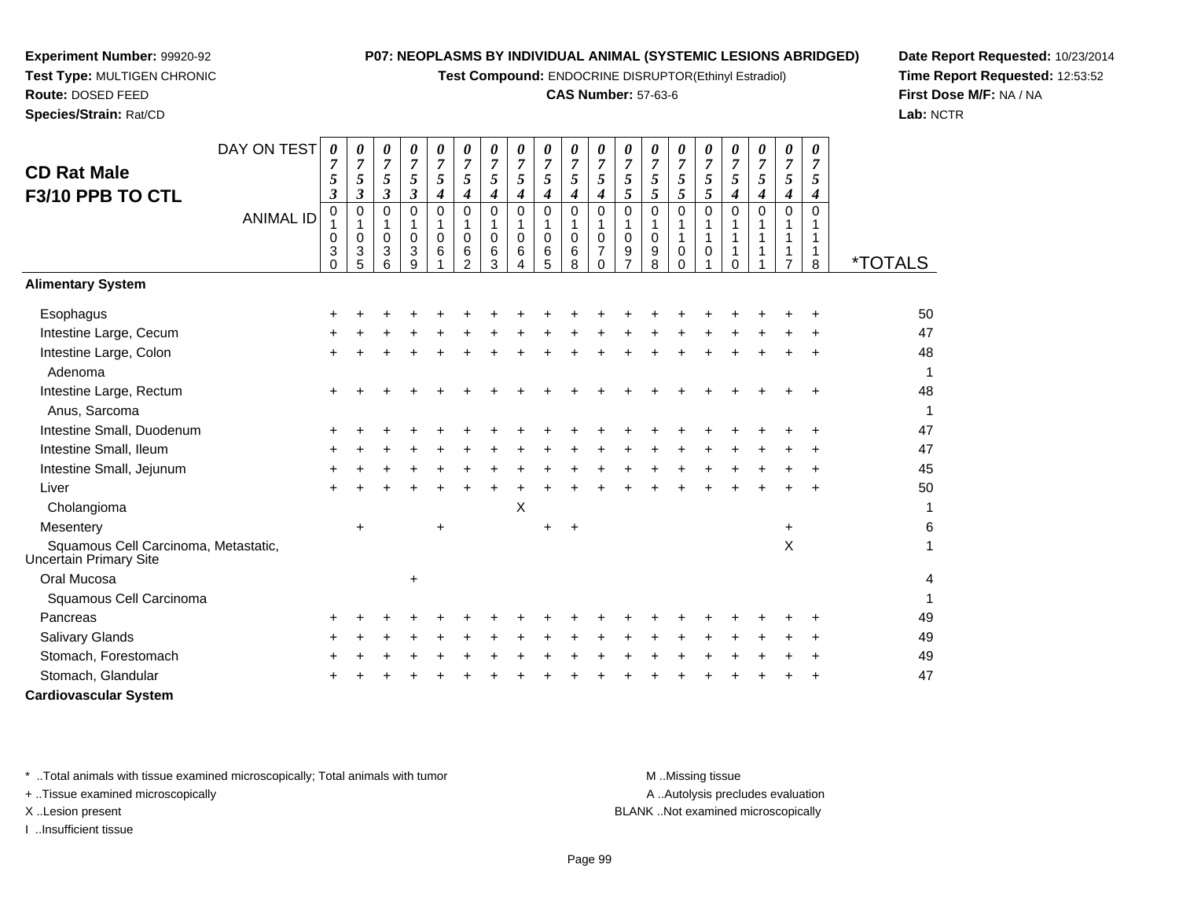**Experiment Number:** 99920-92
**Test Type:** MULTIGEN CHRONIC
**Route:** DOSED FEED
**Species/Strain:** Rat/CD

**P07: NEOPLASMS BY INDIVIDUAL ANIMAL (SYSTEMIC LESIONS ABRIDGED)**
**Test Compound:** ENDOCRINE DISRUPTOR(Ethinyl Estradiol)
**CAS Number:** 57-63-6

**Date Report Requested:** 10/23/2014
**Time Report Requested:** 12:53:52
**First Dose M/F:** NA / NA
**Lab:** NCTR

## CD Rat Male
## F3/10 PPB TO CTL

| DAY ON TEST | 0753 | 0753 | 0753 | 0753 | 0754 | 0754 | 0754 | 0754 | 0754 | 0754 | 0754 | 0755 | 0755 | 0755 | 0755 | 0754 | 0754 | 0754 | 0754 | |
|---|---|---|---|---|---|---|---|---|---|---|---|---|---|---|---|---|---|---|---|---|
| **ANIMAL ID** | 01030 | 01035 | 01036 | 01039 | 01061 | 01062 | 01063 | 01064 | 01065 | 01068 | 01070 | 01097 | 01098 | 01100 | 01101 | 01110 | 01111 | 01117 | 01118 | ***TOTALS** |
| **Alimentary System** | | | | | | | | | | | | | | | | | | | | |
| Esophagus | + | + | + | + | + | + | + | + | + | + | + | + | + | + | + | + | + | + | + | 50 |
| Intestine Large, Cecum | + | + | + | + | + | + | + | + | + | + | + | + | + | + | + | + | + | + | + | 47 |
| Intestine Large, Colon | + | + | + | + | + | + | + | + | + | + | + | + | + | + | + | + | + | + | + | 48 |
| Adenoma | | | | | | | | | | | | | | | | | | | | 1 |
| Intestine Large, Rectum | + | + | + | + | + | + | + | + | + | + | + | + | + | + | + | + | + | + | + | 48 |
| Anus, Sarcoma | | | | | | | | | | | | | | | | | | | | 1 |
| Intestine Small, Duodenum | + | + | + | + | + | + | + | + | + | + | + | + | + | + | + | + | + | + | + | 47 |
| Intestine Small, Ileum | + | + | + | + | + | + | + | + | + | + | + | + | + | + | + | + | + | + | + | 47 |
| Intestine Small, Jejunum | + | + | + | + | + | + | + | + | + | + | + | + | + | + | + | + | + | + | + | 45 |
| Liver | + | + | + | + | + | + | + | + | + | + | + | + | + | + | + | + | + | + | + | 50 |
| Cholangioma | | | | | | | | X | | | | | | | | | | | | 1 |
| Mesentery | | + | | | + | | | | + | + | | | | | | | | + | | 6 |
| Squamous Cell Carcinoma, Metastatic, Uncertain Primary Site | | | | | | | | | | | | | | | | | | X | | 1 |
| Oral Mucosa | | | | + | | | | | | | | | | | | | | | | 4 |
| Squamous Cell Carcinoma | | | | | | | | | | | | | | | | | | | | 1 |
| Pancreas | + | + | + | + | + | + | + | + | + | + | + | + | + | + | + | + | + | + | + | 49 |
| Salivary Glands | + | + | + | + | + | + | + | + | + | + | + | + | + | + | + | + | + | + | + | 49 |
| Stomach, Forestomach | + | + | + | + | + | + | + | + | + | + | + | + | + | + | + | + | + | + | + | 49 |
| Stomach, Glandular | + | + | + | + | + | + | + | + | + | + | + | + | + | + | + | + | + | + | + | 47 |
| **Cardiovascular System** | | | | | | | | | | | | | | | | | | | | |

\* ..Total animals with tissue examined microscopically; Total animals with tumor
\+ ..Tissue examined microscopically
X ..Lesion present
I ..Insufficient tissue

M ..Missing tissue
A ..Autolysis precludes evaluation
BLANK ..Not examined microscopically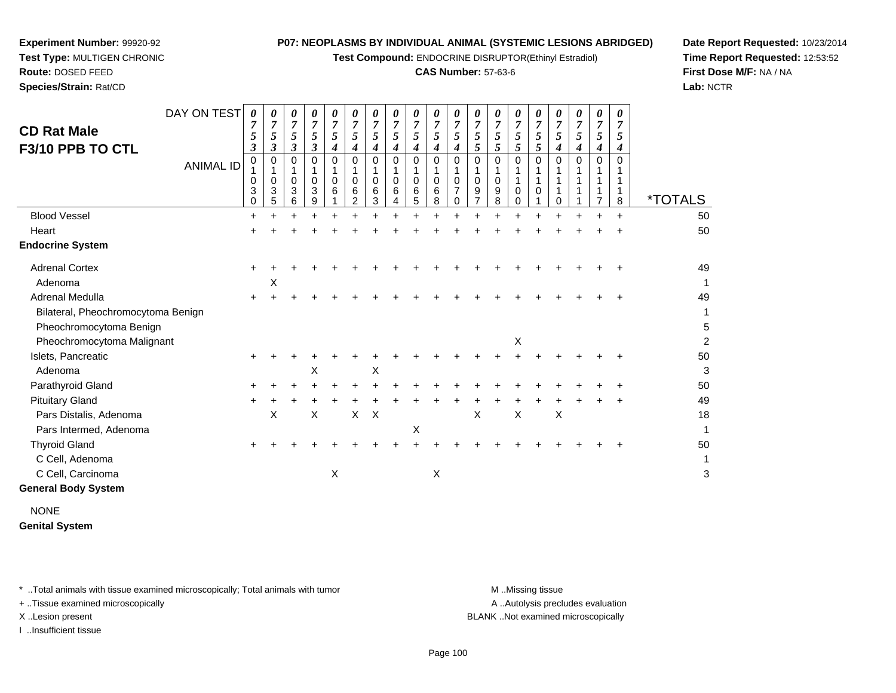**Experiment Number:** 99920-92
**Test Type:** MULTIGEN CHRONIC
**Route:** DOSED FEED
**Species/Strain:** Rat/CD

**P07: NEOPLASMS BY INDIVIDUAL ANIMAL (SYSTEMIC LESIONS ABRIDGED)**
**Test Compound:** ENDOCRINE DISRUPTOR(Ethinyl Estradiol)
**CAS Number:** 57-63-6

**Date Report Requested:** 10/23/2014
**Time Report Requested:** 12:53:52
**First Dose M/F:** NA / NA
**Lab:** NCTR

## CD Rat Male
## F3/10 PPB TO CTL

| DAY ON TEST | 0753 | 0753 | 0753 | 0753 | 0754 | 0754 | 0754 | 0754 | 0754 | 0754 | 0754 | 0755 | 0755 | 0755 | 0755 | 0754 | 0754 | 0754 | 0754 | |
|---|---|---|---|---|---|---|---|---|---|---|---|---|---|---|---|---|---|---|---|---|
| **ANIMAL ID** | 01030 | 01035 | 01036 | 01039 | 01061 | 01062 | 01063 | 01064 | 01065 | 01068 | 01070 | 01097 | 01098 | 01100 | 01101 | 01110 | 01111 | 01117 | 01118 | ***TOTALS** |
| Blood Vessel | + | + | + | + | + | + | + | + | + | + | + | + | + | + | + | + | + | + | + | 50 |
| Heart | + | + | + | + | + | + | + | + | + | + | + | + | + | + | + | + | + | + | + | 50 |
| **Endocrine System** | | | | | | | | | | | | | | | | | | | | |
| Adrenal Cortex | + | + | + | + | + | + | + | + | + | + | + | + | + | + | + | + | + | + | + | 49 |
| Adenoma | | X | | | | | | | | | | | | | | | | | | 1 |
| Adrenal Medulla | + | + | + | + | + | + | + | + | + | + | + | + | + | + | + | + | + | + | + | 49 |
| Bilateral, Pheochromocytoma Benign | | | | | | | | | | | | | | | | | | | | 1 |
| Pheochromocytoma Benign | | | | | | | | | | | | | | | | | | | | 5 |
| Pheochromocytoma Malignant | | | | | | | | | | | | | | X | | | | | | 2 |
| Islets, Pancreatic | + | + | + | + | + | + | + | + | + | + | + | + | + | + | + | + | + | + | + | 50 |
| Adenoma | | | | X | | | X | | | | | | | | | | | | | 3 |
| Parathyroid Gland | + | + | + | + | + | + | + | + | + | + | + | + | + | + | + | + | + | + | + | 50 |
| Pituitary Gland | + | + | + | + | + | + | + | + | + | + | + | + | + | + | + | + | + | + | + | 49 |
| Pars Distalis, Adenoma | | X | | X | | X | X | | | | | X | | X | | X | | | | 18 |
| Pars Intermed, Adenoma | | | | | | | | | X | | | | | | | | | | | 1 |
| Thyroid Gland | + | + | + | + | + | + | + | + | + | + | + | + | + | + | + | + | + | + | + | 50 |
| C Cell, Adenoma | | | | | | | | | | | | | | | | | | | | 1 |
| C Cell, Carcinoma | | | | | X | | | | | X | | | | | | | | | | 3 |
| **General Body System** | | | | | | | | | | | | | | | | | | | | |
| NONE | | | | | | | | | | | | | | | | | | | | |
| **Genital System** | | | | | | | | | | | | | | | | | | | | |

\* ..Total animals with tissue examined microscopically; Total animals with tumor
\+ ..Tissue examined microscopically
X ..Lesion present
I ..Insufficient tissue

M ..Missing tissue
A ..Autolysis precludes evaluation
BLANK ..Not examined microscopically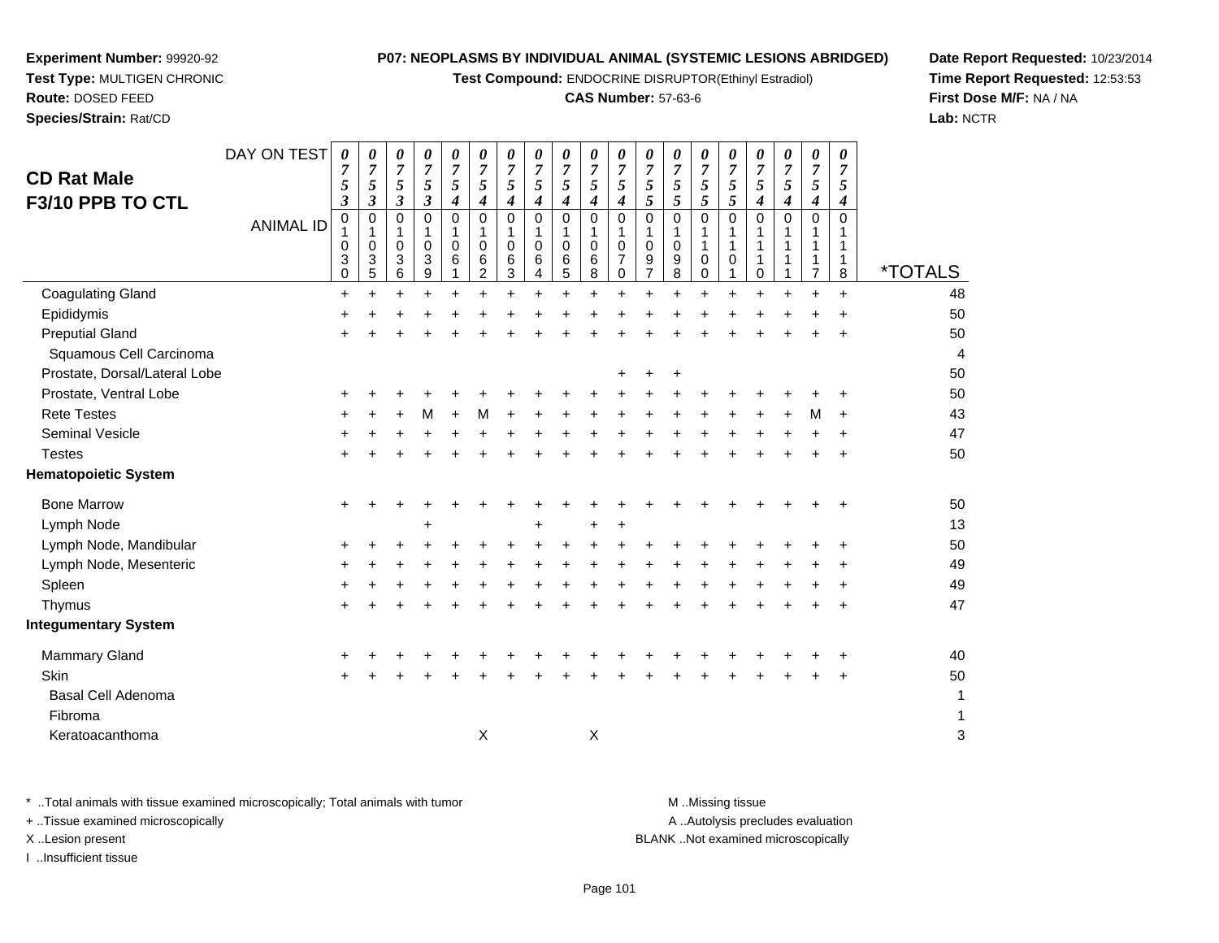**Experiment Number:** 99920-92
**Test Type:** MULTIGEN CHRONIC
**Route:** DOSED FEED
**Species/Strain:** Rat/CD

**P07: NEOPLASMS BY INDIVIDUAL ANIMAL (SYSTEMIC LESIONS ABRIDGED)**
**Test Compound:** ENDOCRINE DISRUPTOR(Ethinyl Estradiol)
**CAS Number:** 57-63-6

**Date Report Requested:** 10/23/2014
**Time Report Requested:** 12:53:53
**First Dose M/F:** NA / NA
**Lab:** NCTR

## CD Rat Male
## F3/10 PPB TO CTL

| DAY ON TEST | 0753 | 0753 | 0753 | 0753 | 0754 | 0754 | 0754 | 0754 | 0754 | 0754 | 0754 | 0755 | 0755 | 0755 | 0755 | 0754 | 0754 | 0754 | 0754 | |
|---|---|---|---|---|---|---|---|---|---|---|---|---|---|---|---|---|---|---|---|---|
| **ANIMAL ID** | 01030 | 01035 | 01036 | 01039 | 01061 | 01062 | 01063 | 01064 | 01065 | 01068 | 01070 | 01097 | 01098 | 01100 | 01101 | 01110 | 01111 | 01117 | 01118 | ***TOTALS** |
| Coagulating Gland | + | + | + | + | + | + | + | + | + | + | + | + | + | + | + | + | + | + | + | 48 |
| Epididymis | + | + | + | + | + | + | + | + | + | + | + | + | + | + | + | + | + | + | + | 50 |
| Preputial Gland | + | + | + | + | + | + | + | + | + | + | + | + | + | + | + | + | + | + | + | 50 |
| Squamous Cell Carcinoma | | | | | | | | | | | | | | | | | | | | 4 |
| Prostate, Dorsal/Lateral Lobe | | | | | | | | | | | + | + | + | | | | | | | 50 |
| Prostate, Ventral Lobe | + | + | + | + | + | + | + | + | + | + | + | + | + | + | + | + | + | + | + | 50 |
| Rete Testes | + | + | + | M | + | M | + | + | + | + | + | + | + | + | + | + | + | M | + | 43 |
| Seminal Vesicle | + | + | + | + | + | + | + | + | + | + | + | + | + | + | + | + | + | + | + | 47 |
| Testes | + | + | + | + | + | + | + | + | + | + | + | + | + | + | + | + | + | + | + | 50 |
| **Hematopoietic System** | | | | | | | | | | | | | | | | | | | | |
| Bone Marrow | + | + | + | + | + | + | + | + | + | + | + | + | + | + | + | + | + | + | + | 50 |
| Lymph Node | | | | + | | | | + | | + | + | | | | | | | | | 13 |
| Lymph Node, Mandibular | + | + | + | + | + | + | + | + | + | + | + | + | + | + | + | + | + | + | + | 50 |
| Lymph Node, Mesenteric | + | + | + | + | + | + | + | + | + | + | + | + | + | + | + | + | + | + | + | 49 |
| Spleen | + | + | + | + | + | + | + | + | + | + | + | + | + | + | + | + | + | + | + | 49 |
| Thymus | + | + | + | + | + | + | + | + | + | + | + | + | + | + | + | + | + | + | + | 47 |
| **Integumentary System** | | | | | | | | | | | | | | | | | | | | |
| Mammary Gland | + | + | + | + | + | + | + | + | + | + | + | + | + | + | + | + | + | + | + | 40 |
| Skin | + | + | + | + | + | + | + | + | + | + | + | + | + | + | + | + | + | + | + | 50 |
| Basal Cell Adenoma | | | | | | | | | | | | | | | | | | | | 1 |
| Fibroma | | | | | | | | | | | | | | | | | | | | 1 |
| Keratoacanthoma | | | | | | X | | | | X | | | | | | | | | | 3 |

\* ..Total animals with tissue examined microscopically; Total animals with tumor
\+ ..Tissue examined microscopically
X ..Lesion present
I ..Insufficient tissue

M ..Missing tissue
A ..Autolysis precludes evaluation
BLANK ..Not examined microscopically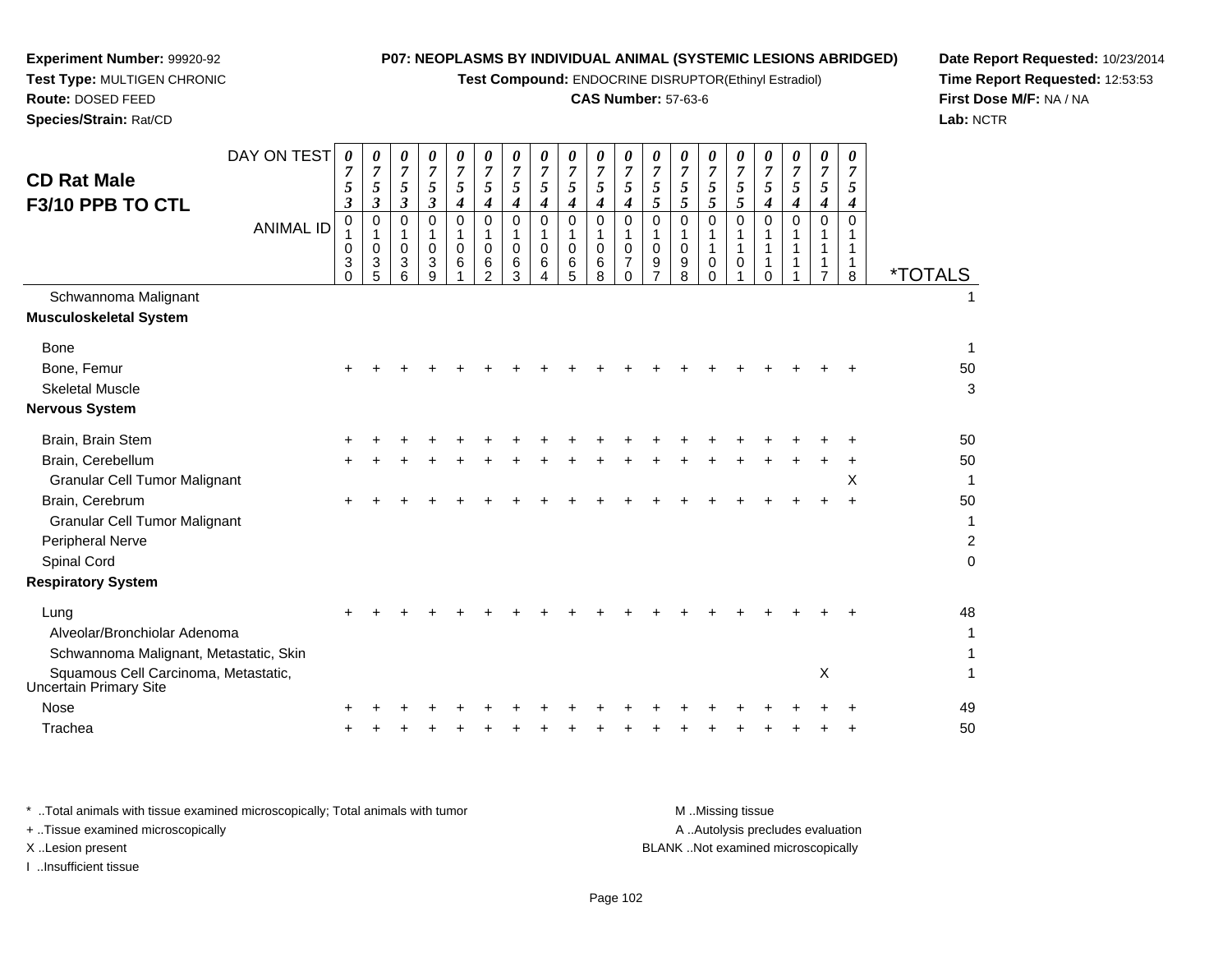**Experiment Number:** 99920-92
**Test Type:** MULTIGEN CHRONIC
**Route:** DOSED FEED
**Species/Strain:** Rat/CD

**P07: NEOPLASMS BY INDIVIDUAL ANIMAL (SYSTEMIC LESIONS ABRIDGED)**
**Test Compound:** ENDOCRINE DISRUPTOR(Ethinyl Estradiol)
**CAS Number:** 57-63-6

**Date Report Requested:** 10/23/2014
**Time Report Requested:** 12:53:53
**First Dose M/F:** NA / NA
**Lab:** NCTR

## CD Rat Male
## F3/10 PPB TO CTL

| DAY ON TEST | 0753 | 0753 | 0753 | 0753 | 0754 | 0754 | 0754 | 0754 | 0754 | 0754 | 0754 | 0755 | 0755 | 0755 | 0755 | 0754 | 0754 | 0754 | 0754 | |
|---|---|---|---|---|---|---|---|---|---|---|---|---|---|---|---|---|---|---|---|---|
| **ANIMAL ID** | 01030 | 01035 | 01036 | 01039 | 01061 | 01062 | 01063 | 01064 | 01065 | 01068 | 01070 | 01097 | 01098 | 01100 | 01101 | 01110 | 01111 | 01117 | 01118 | ***TOTALS** |
| Schwannoma Malignant | | | | | | | | | | | | | | | | | | | | 1 |
| **Musculoskeletal System** | | | | | | | | | | | | | | | | | | | | |
| Bone | | | | | | | | | | | | | | | | | | | | 1 |
| Bone, Femur | + | + | + | + | + | + | + | + | + | + | + | + | + | + | + | + | + | + | + | 50 |
| Skeletal Muscle | | | | | | | | | | | | | | | | | | | | 3 |
| **Nervous System** | | | | | | | | | | | | | | | | | | | | |
| Brain, Brain Stem | + | + | + | + | + | + | + | + | + | + | + | + | + | + | + | + | + | + | + | 50 |
| Brain, Cerebellum | + | + | + | + | + | + | + | + | + | + | + | + | + | + | + | + | + | + | + | 50 |
| Granular Cell Tumor Malignant | | | | | | | | | | | | | | | | | | | X | 1 |
| Brain, Cerebrum | + | + | + | + | + | + | + | + | + | + | + | + | + | + | + | + | + | + | + | 50 |
| Granular Cell Tumor Malignant | | | | | | | | | | | | | | | | | | | | 1 |
| Peripheral Nerve | | | | | | | | | | | | | | | | | | | | 2 |
| Spinal Cord | | | | | | | | | | | | | | | | | | | | 0 |
| **Respiratory System** | | | | | | | | | | | | | | | | | | | | |
| Lung | + | + | + | + | + | + | + | + | + | + | + | + | + | + | + | + | + | + | + | 48 |
| Alveolar/Bronchiolar Adenoma | | | | | | | | | | | | | | | | | | | | 1 |
| Schwannoma Malignant, Metastatic, Skin | | | | | | | | | | | | | | | | | | | | 1 |
| Squamous Cell Carcinoma, Metastatic, Uncertain Primary Site | | | | | | | | | | | | | | | | | | X | | 1 |
| Nose | + | + | + | + | + | + | + | + | + | + | + | + | + | + | + | + | + | + | + | 49 |
| Trachea | + | + | + | + | + | + | + | + | + | + | + | + | + | + | + | + | + | + | + | 50 |

\* ..Total animals with tissue examined microscopically; Total animals with tumor
\+ ..Tissue examined microscopically
X ..Lesion present
I ..Insufficient tissue

M ..Missing tissue
A ..Autolysis precludes evaluation
BLANK ..Not examined microscopically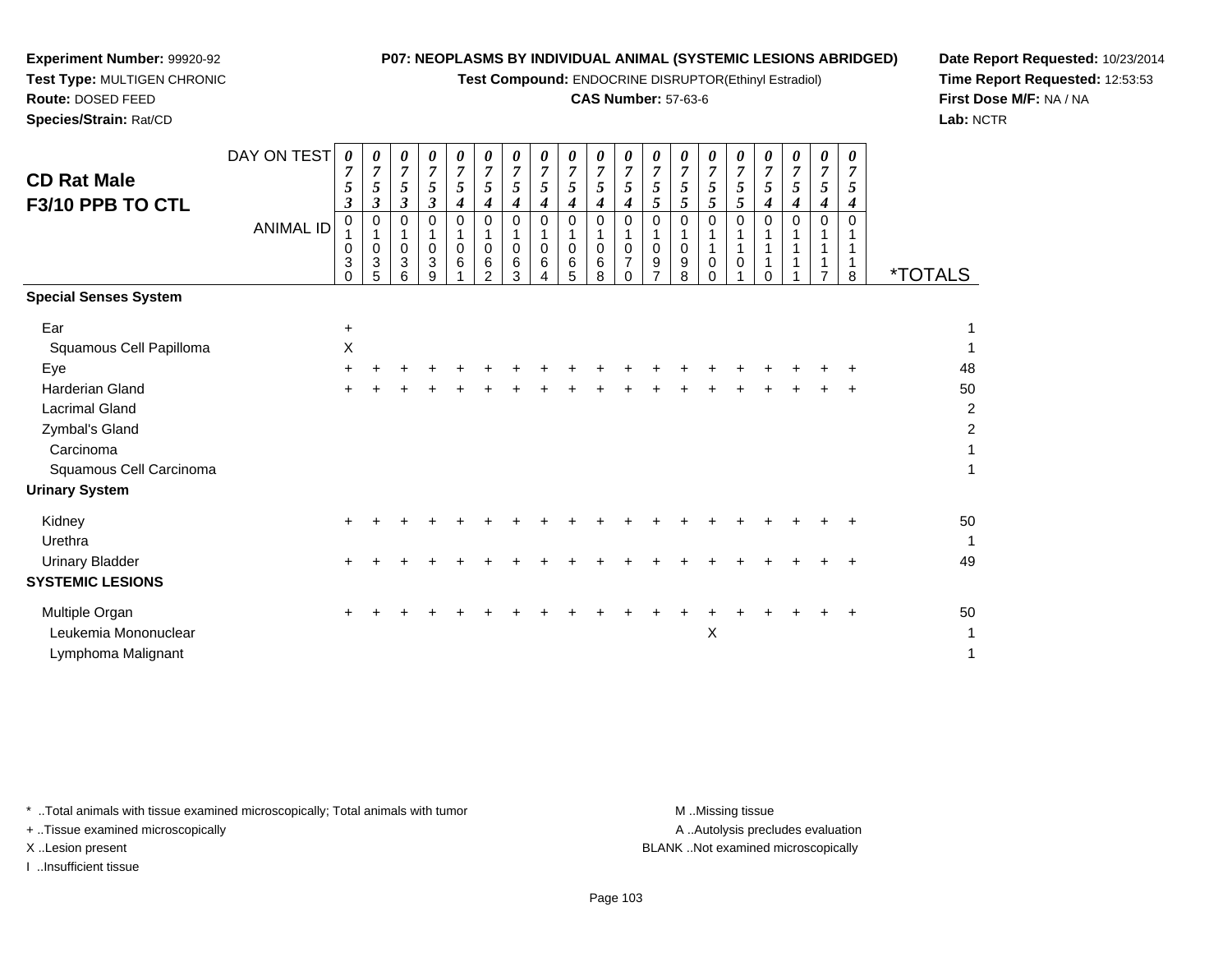**Experiment Number:** 99920-92
**Test Type:** MULTIGEN CHRONIC
**Route:** DOSED FEED
**Species/Strain:** Rat/CD

**P07: NEOPLASMS BY INDIVIDUAL ANIMAL (SYSTEMIC LESIONS ABRIDGED)**
**Test Compound:** ENDOCRINE DISRUPTOR(Ethinyl Estradiol)
**CAS Number:** 57-63-6

**Date Report Requested:** 10/23/2014
**Time Report Requested:** 12:53:53
**First Dose M/F:** NA / NA
**Lab:** NCTR

## CD Rat Male
## F3/10 PPB TO CTL

| DAY ON TEST | 0753 | 0753 | 0753 | 0753 | 0754 | 0754 | 0754 | 0754 | 0754 | 0754 | 0754 | 0755 | 0755 | 0755 | 0755 | 0754 | 0754 | 0754 | 0754 | |
|---|---|---|---|---|---|---|---|---|---|---|---|---|---|---|---|---|---|---|---|---|
| **ANIMAL ID** | 01030 | 01035 | 01036 | 01039 | 01061 | 01062 | 01063 | 01064 | 01065 | 01068 | 01070 | 01097 | 01098 | 01100 | 01101 | 01110 | 01111 | 01117 | 01118 | ***TOTALS** |
| **Special Senses System** | | | | | | | | | | | | | | | | | | | | |
| Ear | + | | | | | | | | | | | | | | | | | | | 1 |
| Squamous Cell Papilloma | X | | | | | | | | | | | | | | | | | | | 1 |
| Eye | + | + | + | + | + | + | + | + | + | + | + | + | + | + | + | + | + | + | + | 48 |
| Harderian Gland | + | + | + | + | + | + | + | + | + | + | + | + | + | + | + | + | + | + | + | 50 |
| Lacrimal Gland | | | | | | | | | | | | | | | | | | | | 2 |
| Zymbal's Gland | | | | | | | | | | | | | | | | | | | | 2 |
| Carcinoma | | | | | | | | | | | | | | | | | | | | 1 |
| Squamous Cell Carcinoma | | | | | | | | | | | | | | | | | | | | 1 |
| **Urinary System** | | | | | | | | | | | | | | | | | | | | |
| Kidney | + | + | + | + | + | + | + | + | + | + | + | + | + | + | + | + | + | + | + | 50 |
| Urethra | | | | | | | | | | | | | | | | | | | | 1 |
| Urinary Bladder | + | + | + | + | + | + | + | + | + | + | + | + | + | + | + | + | + | + | + | 49 |
| **SYSTEMIC LESIONS** | | | | | | | | | | | | | | | | | | | | |
| Multiple Organ | + | + | + | + | + | + | + | + | + | + | + | + | + | + | + | + | + | + | + | 50 |
| Leukemia Mononuclear | | | | | | | | | | | | | | X | | | | | | 1 |
| Lymphoma Malignant | | | | | | | | | | | | | | | | | | | | 1 |

* ..Total animals with tissue examined microscopically; Total animals with tumor
+ ..Tissue examined microscopically
X ..Lesion present
I ..Insufficient tissue

M ..Missing tissue
A ..Autolysis precludes evaluation
BLANK ..Not examined microscopically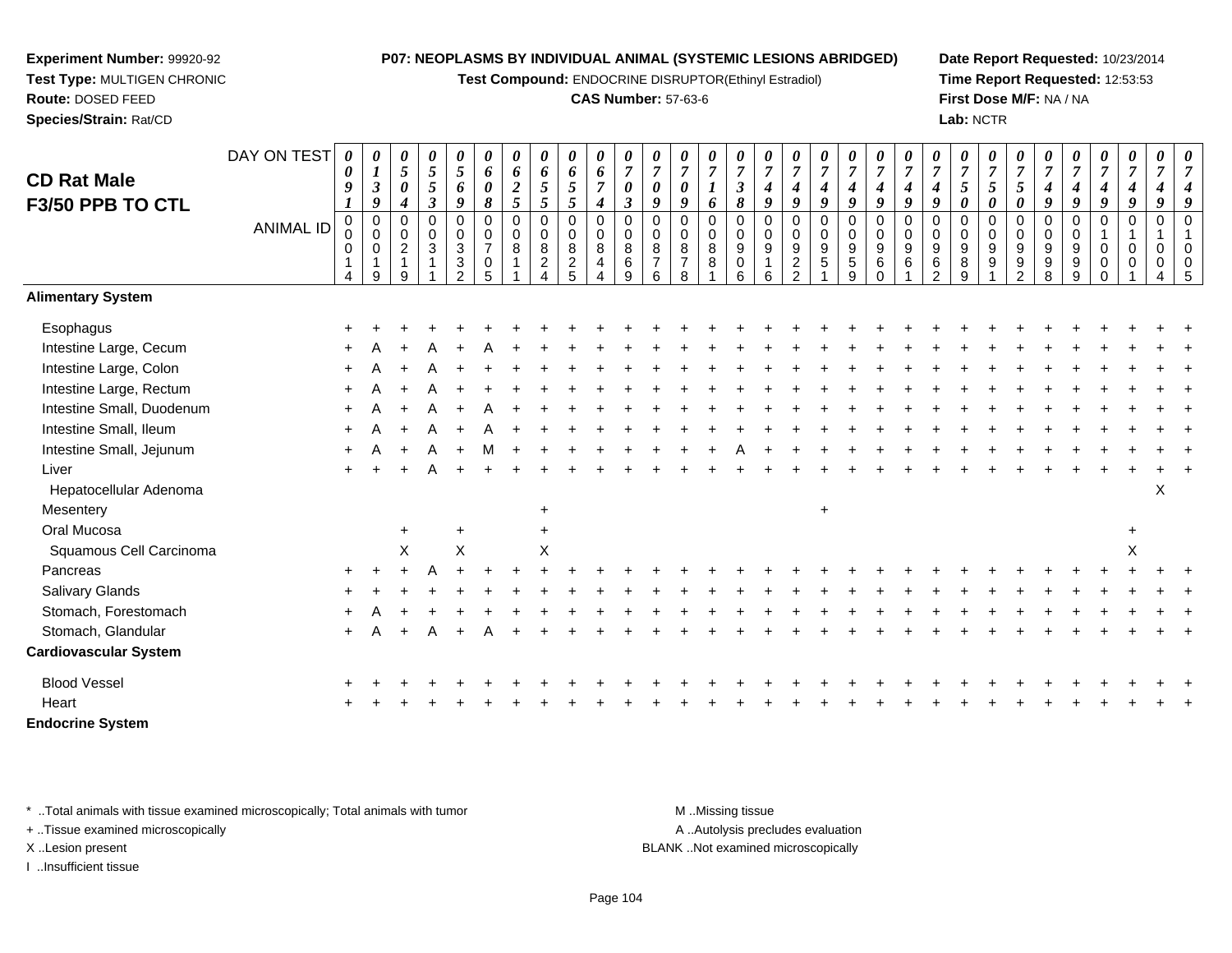**Experiment Number:** 99920-92
**Test Type:** MULTIGEN CHRONIC
**Route:** DOSED FEED
**Species/Strain:** Rat/CD

**P07: NEOPLASMS BY INDIVIDUAL ANIMAL (SYSTEMIC LESIONS ABRIDGED)**
**Test Compound:** ENDOCRINE DISRUPTOR(Ethinyl Estradiol)
**CAS Number:** 57-63-6

**Date Report Requested:** 10/23/2014
**Time Report Requested:** 12:53:53
**First Dose M/F:** NA / NA
**Lab:** NCTR

## CD Rat Male F3/50 PPB TO CTL

| DAY ON TEST | 0091 | 0139 | 0504 | 0553 | 0569 | 0608 | 0625 | 0655 | 0655 | 0674 | 0703 | 0709 | 0709 | 0716 | 0738 | 0749 | 0749 | 0749 | 0749 | 0749 | 0749 | 0749 | 0750 | 0750 | 0750 | 0749 | 0749 | 0749 | 0749 | 0749 | 0749 |
|---|---|---|---|---|---|---|---|---|---|---|---|---|---|---|---|---|---|---|---|---|---|---|---|---|---|---|---|---|---|---|---|
| ANIMAL ID | 00014 | 00019 | 00219 | 00311 | 00332 | 00705 | 00811 | 00824 | 00825 | 00844 | 00869 | 00876 | 00878 | 00881 | 00906 | 00916 | 00922 | 00951 | 00959 | 00960 | 00961 | 00962 | 00989 | 00991 | 00992 | 00998 | 00999 | 01000 | 01001 | 01004 | 01005 |
| **Alimentary System** | | | | | | | | | | | | | | | | | | | | | | | | | | | | | | | |
| Esophagus | + | + | + | + | + | + | + | + | + | + | + | + | + | + | + | + | + | + | + | + | + | + | + | + | + | + | + | + | + | + | + |
| Intestine Large, Cecum | + | A | + | A | + | A | + | + | + | + | + | + | + | + | + | + | + | + | + | + | + | + | + | + | + | + | + | + | + | + | + |
| Intestine Large, Colon | + | A | + | A | + | + | + | + | + | + | + | + | + | + | + | + | + | + | + | + | + | + | + | + | + | + | + | + | + | + | + |
| Intestine Large, Rectum | + | A | + | A | + | + | + | + | + | + | + | + | + | + | + | + | + | + | + | + | + | + | + | + | + | + | + | + | + | + | + |
| Intestine Small, Duodenum | + | A | + | A | + | A | + | + | + | + | + | + | + | + | + | + | + | + | + | + | + | + | + | + | + | + | + | + | + | + | + |
| Intestine Small, Ileum | + | A | + | A | + | A | + | + | + | + | + | + | + | + | + | + | + | + | + | + | + | + | + | + | + | + | + | + | + | + | + |
| Intestine Small, Jejunum | + | A | + | A | + | M | + | + | + | + | + | + | + | + | A | + | + | + | + | + | + | + | + | + | + | + | + | + | + | + | + |
| Liver | + | + | + | A | + | + | + | + | + | + | + | + | + | + | + | + | + | + | + | + | + | + | + | + | + | + | + | + | + | + | + |
| Hepatocellular Adenoma | | | | | | | | | | | | | | | | | | | | | | | | | | | | | | X | |
| Mesentery | | | | | | | | + | | | | | | | | | | + | | | | | | | | | | | | | |
| Oral Mucosa | | | + | | + | | | + | | | | | | | | | | | | | | | | | | | | | + | | |
| Squamous Cell Carcinoma | | | X | | X | | | X | | | | | | | | | | | | | | | | | | | | | X | | |
| Pancreas | + | + | + | A | + | + | + | + | + | + | + | + | + | + | + | + | + | + | + | + | + | + | + | + | + | + | + | + | + | + | + |
| Salivary Glands | + | + | + | + | + | + | + | + | + | + | + | + | + | + | + | + | + | + | + | + | + | + | + | + | + | + | + | + | + | + | + |
| Stomach, Forestomach | + | A | + | + | + | + | + | + | + | + | + | + | + | + | + | + | + | + | + | + | + | + | + | + | + | + | + | + | + | + | + |
| Stomach, Glandular | + | A | + | A | + | A | + | + | + | + | + | + | + | + | + | + | + | + | + | + | + | + | + | + | + | + | + | + | + | + | + |
| **Cardiovascular System** | | | | | | | | | | | | | | | | | | | | | | | | | | | | | | | |
| Blood Vessel | + | + | + | + | + | + | + | + | + | + | + | + | + | + | + | + | + | + | + | + | + | + | + | + | + | + | + | + | + | + | + |
| Heart | + | + | + | + | + | + | + | + | + | + | + | + | + | + | + | + | + | + | + | + | + | + | + | + | + | + | + | + | + | + | + |
| **Endocrine System** | | | | | | | | | | | | | | | | | | | | | | | | | | | | | | | |

\* ..Total animals with tissue examined microscopically; Total animals with tumor
+ ..Tissue examined microscopically
X ..Lesion present
I ..Insufficient tissue

M ..Missing tissue
A ..Autolysis precludes evaluation
BLANK ..Not examined microscopically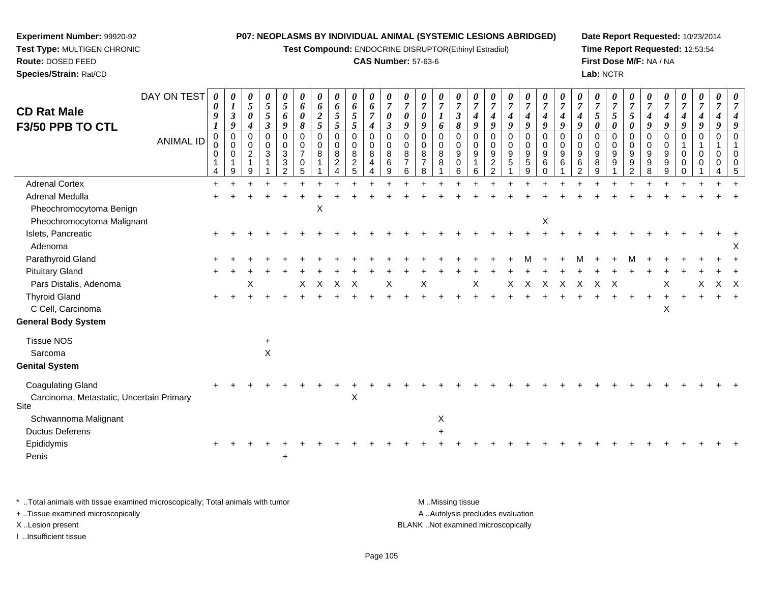**Experiment Number:** 99920-92
**Test Type:** MULTIGEN CHRONIC
**Route:** DOSED FEED
**Species/Strain:** Rat/CD

**P07: NEOPLASMS BY INDIVIDUAL ANIMAL (SYSTEMIC LESIONS ABRIDGED)**
**Test Compound:** ENDOCRINE DISRUPTOR(Ethinyl Estradiol)
**CAS Number:** 57-63-6

**Date Report Requested:** 10/23/2014
**Time Report Requested:** 12:53:54
**First Dose M/F:** NA / NA
**Lab:** NCTR

## CD Rat Male
## F3/50 PPB TO CTL

| DAY ON TEST | 0091 | 0139 | 0504 | 0553 | 0569 | 0608 | 0625 | 0655 | 0655 | 0674 | 0703 | 0709 | 0709 | 0716 | 0738 | 0749 | 0749 | 0749 | 0749 | 0749 | 0749 | 0749 | 0750 | 0750 | 0750 | 0749 | 0749 | 0749 | 0749 | 0749 |
|---|---|---|---|---|---|---|---|---|---|---|---|---|---|---|---|---|---|---|---|---|---|---|---|---|---|---|---|---|---|---|
| **ANIMAL ID** | 00014 | 00019 | 00219 | 00311 | 00332 | 00705 | 00811 | 00824 | 00825 | 00844 | 00869 | 00876 | 00878 | 00881 | 00906 | 00916 | 00922 | 00951 | 00959 | 00960 | 00961 | 00962 | 00989 | 00991 | 00992 | 00998 | 00999 | 01000 | 01001 | 01004 |
| Adrenal Cortex | + | + | + | + | + | + | + | + | + | + | + | + | + | + | + | + | + | + | + | + | + | + | + | + | + | + | + | + | + | + |
| Adrenal Medulla | + | + | + | + | + | + | + | + | + | + | + | + | + | + | + | + | + | + | + | + | + | + | + | + | + | + | + | + | + | + |
| Pheochromocytoma Benign | | | | | | | X | | | | | | | | | | | | | | | | | | | | | | | |
| Pheochromocytoma Malignant | | | | | | | | | | | | | | | | | | | | X | | | | | | | | | | |
| Islets, Pancreatic | + | + | + | + | + | + | + | + | + | + | + | + | + | + | + | + | + | + | + | + | + | + | + | + | + | + | + | + | + | + |
| Adenoma | | | | | | | | | | | | | | | | | | | | | | | | | | | | | | X |
| Parathyroid Gland | + | + | + | + | + | + | + | + | + | + | + | + | + | + | + | + | + | + | M | + | + | M | + | + | M | + | + | + | + | + |
| Pituitary Gland | + | + | + | + | + | + | + | + | + | + | + | + | + | + | + | + | + | + | + | + | + | + | + | + | + | + | + | + | + | + |
| Pars Distalis, Adenoma | | | X | | | X | X | X | X | | X | | X | | | X | | X | X | X | X | X | X | X | | | X | | X | X | X |
| Thyroid Gland | + | + | + | + | + | + | + | + | + | + | + | + | + | + | + | + | + | + | + | + | + | + | + | + | + | + | + | + | + | + |
| C Cell, Carcinoma | | | | | | | | | | | | | | | | | | | | | | | | | | | X | | | |
| **General Body System** | | | | | | | | | | | | | | | | | | | | | | | | | | | | | | |
| Tissue NOS | | | | + | | | | | | | | | | | | | | | | | | | | | | | | | | |
| Sarcoma | | | | X | | | | | | | | | | | | | | | | | | | | | | | | | | |
| **Genital System** | | | | | | | | | | | | | | | | | | | | | | | | | | | | | | |
| Coagulating Gland | + | + | + | + | + | + | + | + | + | + | + | + | + | + | + | + | + | + | + | + | + | + | + | + | + | + | + | + | + | + |
| Carcinoma, Metastatic, Uncertain Primary Site | | | | | | | | | X | | | | | | | | | | | | | | | | | | | | | |
| Schwannoma Malignant | | | | | | | | | | | | | | X | | | | | | | | | | | | | | | | |
| Ductus Deferens | | | | | | | | | | | | | | + | | | | | | | | | | | | | | | | |
| Epididymis | + | + | + | + | + | + | + | + | + | + | + | + | + | + | + | + | + | + | + | + | + | + | + | + | + | + | + | + | + | + |
| Penis | | | | | + | | | | | | | | | | | | | | | | | | | | | | | | | |

\* ..Total animals with tissue examined microscopically; Total animals with tumor
+ ..Tissue examined microscopically
X ..Lesion present
I ..Insufficient tissue

M ..Missing tissue
A ..Autolysis precludes evaluation
BLANK ..Not examined microscopically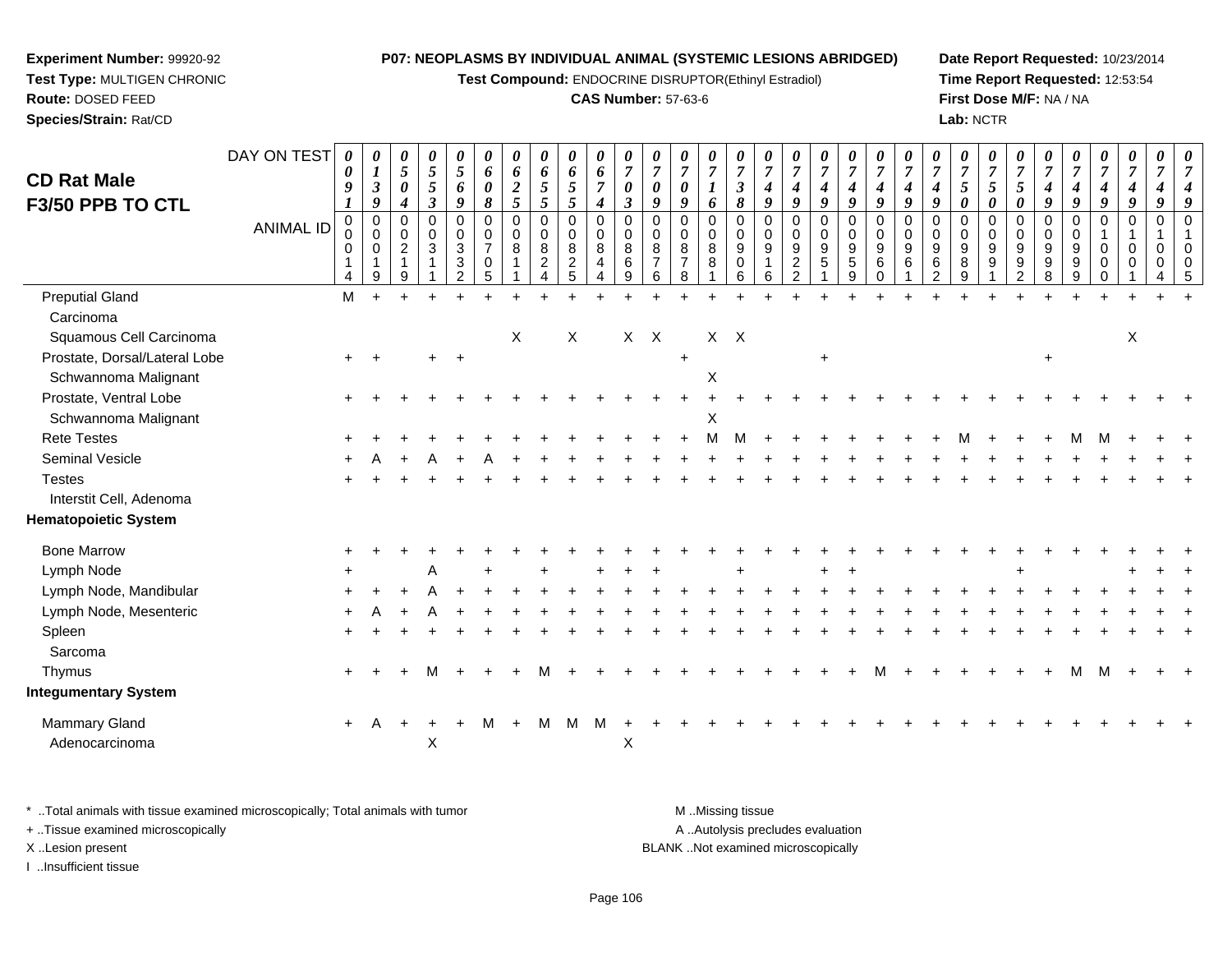**Experiment Number:** 99920-92
**Test Type:** MULTIGEN CHRONIC
**Route:** DOSED FEED
**Species/Strain:** Rat/CD

**P07: NEOPLASMS BY INDIVIDUAL ANIMAL (SYSTEMIC LESIONS ABRIDGED)**
**Test Compound:** ENDOCRINE DISRUPTOR(Ethinyl Estradiol)
**CAS Number:** 57-63-6

**Date Report Requested:** 10/23/2014
**Time Report Requested:** 12:53:54
**First Dose M/F:** NA / NA
**Lab:** NCTR

## CD Rat Male F3/50 PPB TO CTL

| DAY ON TEST | 0091 | 0139 | 0504 | 0553 | 0569 | 0608 | 0625 | 0655 | 0655 | 0674 | 0703 | 0709 | 0709 | 0716 | 0738 | 0749 | 0749 | 0749 | 0749 | 0749 | 0749 | 0749 | 0750 | 0750 | 0750 | 0749 | 0749 | 0749 | 0749 | 0749 |
|---|---|---|---|---|---|---|---|---|---|---|---|---|---|---|---|---|---|---|---|---|---|---|---|---|---|---|---|---|---|---|
| ANIMAL ID | 00014 | 00019 | 00219 | 00311 | 00332 | 00705 | 00811 | 00824 | 00825 | 00844 | 00869 | 00876 | 00878 | 00881 | 00906 | 00916 | 00922 | 00951 | 00959 | 00960 | 00961 | 00962 | 00989 | 00991 | 00992 | 00998 | 00999 | 01000 | 01001 | 01004 |
| Preputial Gland | M | + | + | + | + | + | + | + | + | + | + | + | + | + | + | + | + | + | + | + | + | + | + | + | + | + | + | + | + | + |
| Carcinoma | | | | | | | | | | | | | | | | | | | | | | | | | | | | | | |
| Squamous Cell Carcinoma | | | | | | | X | | X | | X | X | | X | X | | | | | | | | | | | | | | X | |
| Prostate, Dorsal/Lateral Lobe | + | + | | + | + | | | | | | | | + | | | | | + | | | | | | | | + | | | | |
| Schwannoma Malignant | | | | | | | | | | | | | | X | | | | | | | | | | | | | | | | |
| Prostate, Ventral Lobe | + | + | + | + | + | + | + | + | + | + | + | + | + | + | + | + | + | + | + | + | + | + | + | + | + | + | + | + | + | + |
| Schwannoma Malignant | | | | | | | | | | | | | | X | | | | | | | | | | | | | | | | |
| Rete Testes | + | + | + | + | + | + | + | + | + | + | + | + | + | M | M | + | + | + | + | + | + | + | M | + | + | + | M | M | + | + |
| Seminal Vesicle | + | A | + | A | + | A | + | + | + | + | + | + | + | + | + | + | + | + | + | + | + | + | + | + | + | + | + | + | + | + |
| Testes | + | + | + | + | + | + | + | + | + | + | + | + | + | + | + | + | + | + | + | + | + | + | + | + | + | + | + | + | + | + |
| Interstit Cell, Adenoma | | | | | | | | | | | | | | | | | | | | | | | | | | | | | | |
| **Hematopoietic System** | | | | | | | | | | | | | | | | | | | | | | | | | | | | | | |
| Bone Marrow | + | + | + | + | + | + | + | + | + | + | + | + | + | + | + | + | + | + | + | + | + | + | + | + | + | + | + | + | + | + |
| Lymph Node | + | | | A | | + | | + | | + | + | + | | | + | | | + | + | | | | | | + | | | | + | + |
| Lymph Node, Mandibular | + | + | + | A | + | + | + | + | + | + | + | + | + | + | + | + | + | + | + | + | + | + | + | + | + | + | + | + | + | + |
| Lymph Node, Mesenteric | + | A | + | A | + | + | + | + | + | + | + | + | + | + | + | + | + | + | + | + | + | + | + | + | + | + | + | + | + | + |
| Spleen | + | + | + | + | + | + | + | + | + | + | + | + | + | + | + | + | + | + | + | + | + | + | + | + | + | + | + | + | + | + |
| Sarcoma | | | | | | | | | | | | | | | | | | | | | | | | | | | | | | |
| Thymus | + | + | + | M | + | + | + | M | + | + | + | + | + | + | + | + | + | + | + | M | + | + | + | + | + | + | M | M | + | + |
| **Integumentary System** | | | | | | | | | | | | | | | | | | | | | | | | | | | | | | |
| Mammary Gland | + | A | + | + | + | M | + | M | M | M | + | + | + | + | + | + | + | + | + | + | + | + | + | + | + | + | + | + | + | + |
| Adenocarcinoma | | | | X | | | | | | | X | | | | | | | | | | | | | | | | | | | |

\* ..Total animals with tissue examined microscopically; Total animals with tumor
+ ..Tissue examined microscopically
X ..Lesion present
I ..Insufficient tissue

M ..Missing tissue
A ..Autolysis precludes evaluation
BLANK ..Not examined microscopically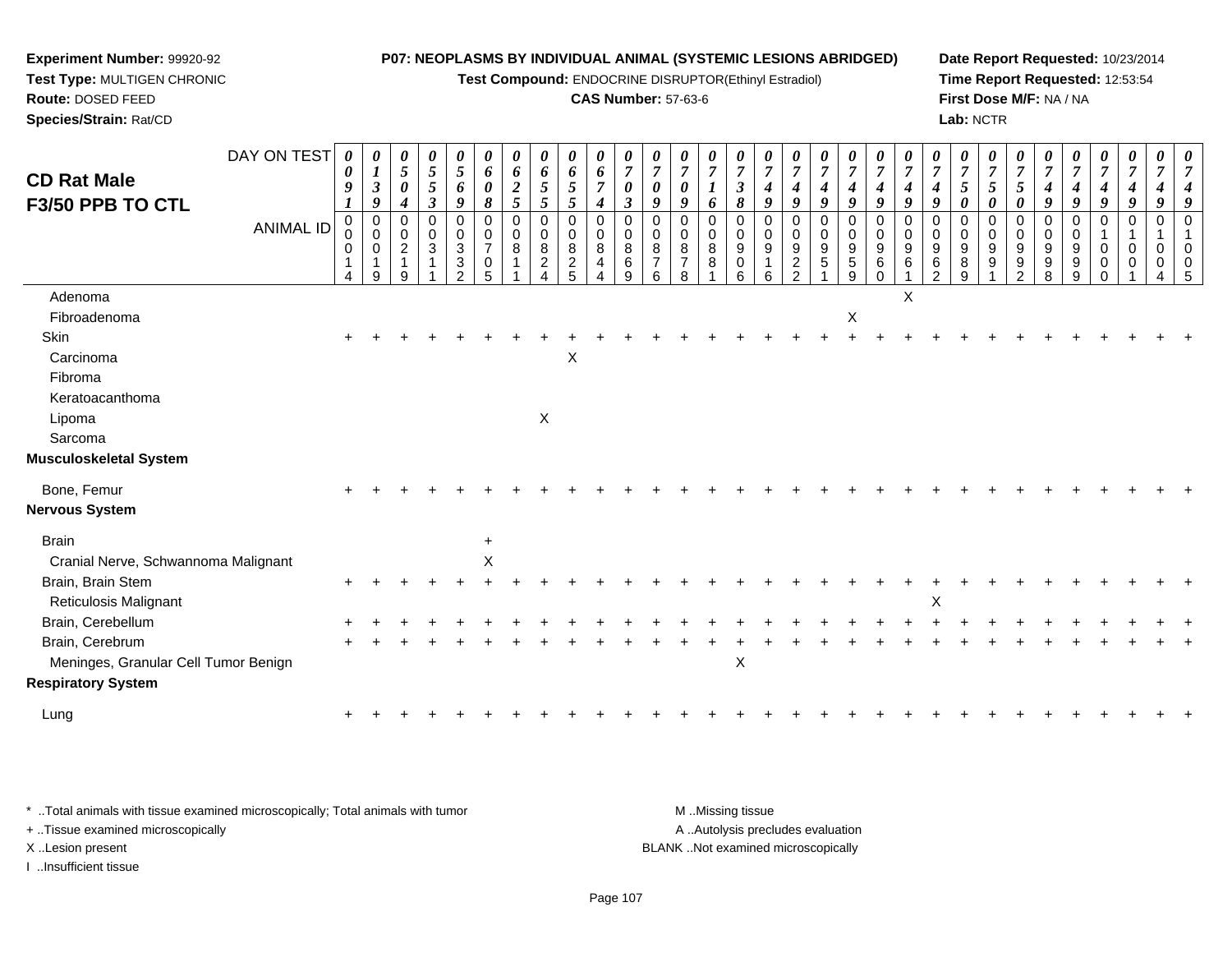**Experiment Number:** 99920-92
**Test Type:** MULTIGEN CHRONIC
**Route:** DOSED FEED
**Species/Strain:** Rat/CD

**P07: NEOPLASMS BY INDIVIDUAL ANIMAL (SYSTEMIC LESIONS ABRIDGED)**
**Test Compound:** ENDOCRINE DISRUPTOR(Ethinyl Estradiol)
**CAS Number:** 57-63-6

**Date Report Requested:** 10/23/2014
**Time Report Requested:** 12:53:54
**First Dose M/F:** NA / NA
**Lab:** NCTR

## CD Rat Male
## F3/50 PPB TO CTL

| DAY ON TEST | 0091 | 0139 | 0504 | 0553 | 0569 | 0608 | 0625 | 0655 | 0655 | 0674 | 0703 | 0709 | 0709 | 0716 | 0738 | 0749 | 0749 | 0749 | 0749 | 0749 | 0749 | 0749 | 0750 | 0750 | 0750 | 0749 | 0749 | 0749 | 0749 | 0749 | 0749 |
|---|---|---|---|---|---|---|---|---|---|---|---|---|---|---|---|---|---|---|---|---|---|---|---|---|---|---|---|---|---|---|---|
| **ANIMAL ID** | 00014 | 00019 | 00219 | 00311 | 00332 | 00705 | 00811 | 00824 | 00825 | 00844 | 00869 | 00876 | 00878 | 00881 | 00906 | 00916 | 00922 | 00951 | 00959 | 00960 | 00961 | 00962 | 00989 | 00991 | 00992 | 00998 | 00999 | 01000 | 01001 | 01004 | 01005 |
| Adenoma | | | | | | | | | | | | | | | | | | | | | X | | | | | | | | | | |
| Fibroadenoma | | | | | | | | | | | | | | | | | | | X | | | | | | | | | | | | |
| Skin | + | + | + | + | + | + | + | + | + | + | + | + | + | + | + | + | + | + | + | + | + | + | + | + | + | + | + | + | + | + | + |
| Carcinoma | | | | | | | | | X | | | | | | | | | | | | | | | | | | | | | | |
| Fibroma | | | | | | | | | | | | | | | | | | | | | | | | | | | | | | | |
| Keratoacanthoma | | | | | | | | | | | | | | | | | | | | | | | | | | | | | | | |
| Lipoma | | | | | | | | X | | | | | | | | | | | | | | | | | | | | | | | |
| Sarcoma | | | | | | | | | | | | | | | | | | | | | | | | | | | | | | | |
| **Musculoskeletal System** | | | | | | | | | | | | | | | | | | | | | | | | | | | | | | | |
| Bone, Femur | + | + | + | + | + | + | + | + | + | + | + | + | + | + | + | + | + | + | + | + | + | + | + | + | + | + | + | + | + | + | + |
| **Nervous System** | | | | | | | | | | | | | | | | | | | | | | | | | | | | | | | |
| Brain | | | | | | + | | | | | | | | | | | | | | | | | | | | | | | | | |
| Cranial Nerve, Schwannoma Malignant | | | | | | X | | | | | | | | | | | | | | | | | | | | | | | | | |
| Brain, Brain Stem | + | + | + | + | + | + | + | + | + | + | + | + | + | + | + | + | + | + | + | + | + | + | + | + | + | + | + | + | + | + | + |
| Reticulosis Malignant | | | | | | | | | | | | | | | | | | | | | | X | | | | | | | | | |
| Brain, Cerebellum | + | + | + | + | + | + | + | + | + | + | + | + | + | + | + | + | + | + | + | + | + | + | + | + | + | + | + | + | + | + | + |
| Brain, Cerebrum | + | + | + | + | + | + | + | + | + | + | + | + | + | + | + | + | + | + | + | + | + | + | + | + | + | + | + | + | + | + | + |
| Meninges, Granular Cell Tumor Benign | | | | | | | | | | | | | | | X | | | | | | | | | | | | | | | | |
| **Respiratory System** | | | | | | | | | | | | | | | | | | | | | | | | | | | | | | | |
| Lung | + | + | + | + | + | + | + | + | + | + | + | + | + | + | + | + | + | + | + | + | + | + | + | + | + | + | + | + | + | + | + |

* ..Total animals with tissue examined microscopically; Total animals with tumor
+ ..Tissue examined microscopically
X ..Lesion present
I ..Insufficient tissue

M ..Missing tissue
A ..Autolysis precludes evaluation
BLANK ..Not examined microscopically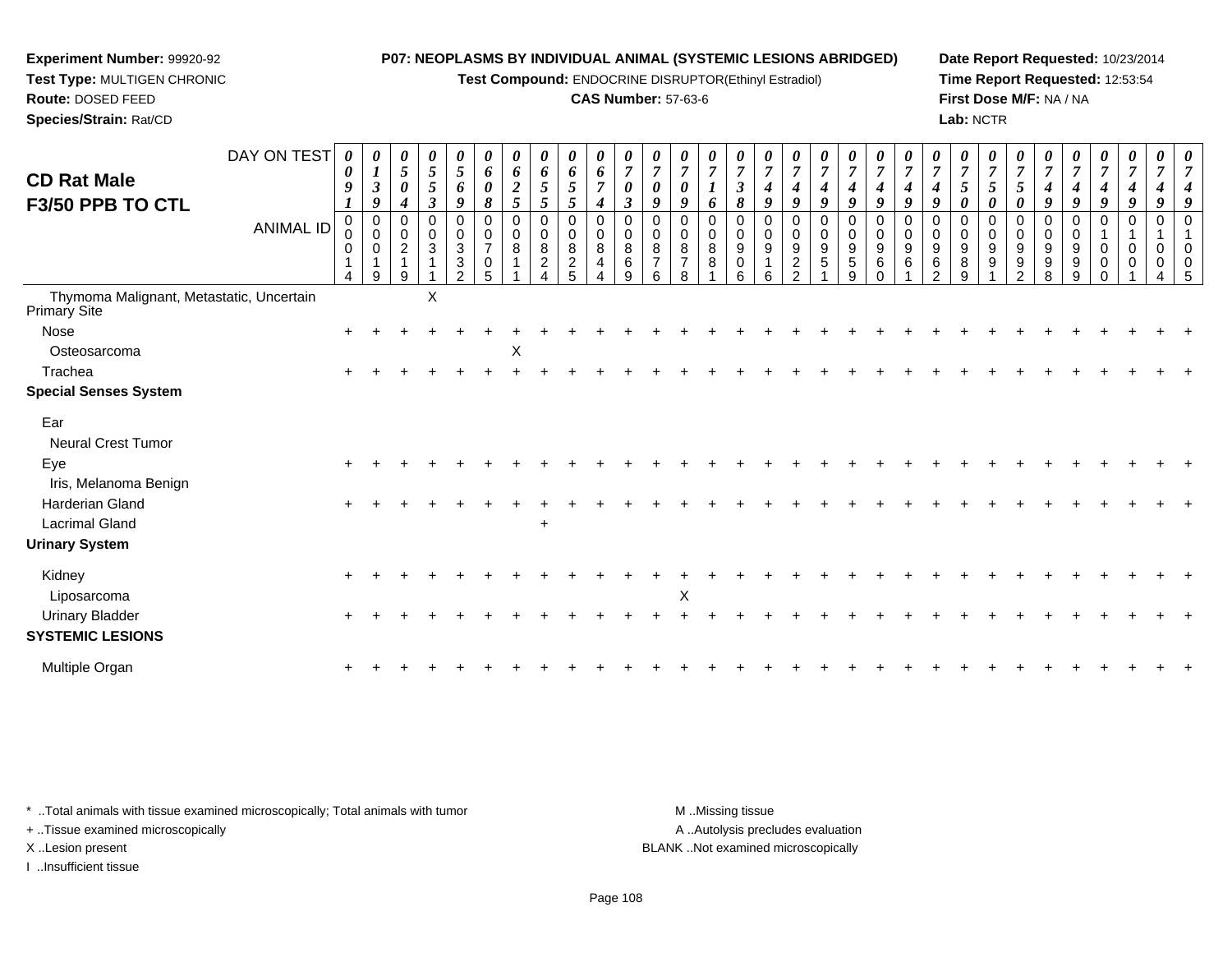**Experiment Number:** 99920-92
**Test Type:** MULTIGEN CHRONIC
**Route:** DOSED FEED
**Species/Strain:** Rat/CD

**P07: NEOPLASMS BY INDIVIDUAL ANIMAL (SYSTEMIC LESIONS ABRIDGED)**
**Test Compound:** ENDOCRINE DISRUPTOR(Ethinyl Estradiol)
**CAS Number:** 57-63-6

**Date Report Requested:** 10/23/2014
**Time Report Requested:** 12:53:54
**First Dose M/F:** NA / NA
**Lab:** NCTR

## CD Rat Male F3/50 PPB TO CTL

| DAY ON TEST | 0091 | 0139 | 0504 | 0553 | 0569 | 0608 | 0625 | 0655 | 0655 | 0674 | 0703 | 0709 | 0709 | 0716 | 0738 | 0749 | 0749 | 0749 | 0749 | 0749 | 0749 | 0749 | 0750 | 0750 | 0750 | 0749 | 0749 | 0749 | 0749 | 0749 | 0749 |
|---|---|---|---|---|---|---|---|---|---|---|---|---|---|---|---|---|---|---|---|---|---|---|---|---|---|---|---|---|---|---|---|
| ANIMAL ID | 00014 | 00019 | 00219 | 00311 | 00332 | 00705 | 00811 | 00824 | 00825 | 00844 | 00869 | 00876 | 00878 | 00881 | 00906 | 00916 | 00922 | 00951 | 00959 | 00960 | 00961 | 00962 | 00989 | 00991 | 00992 | 00998 | 00999 | 01000 | 01001 | 01004 | 01005 |
| Thymoma Malignant, Metastatic, Uncertain Primary Site | | | | X | | | | | | | | | | | | | | | | | | | | | | | | | | | |
| Nose | + | + | + | + | + | + | + | + | + | + | + | + | + | + | + | + | + | + | + | + | + | + | + | + | + | + | + | + | + | + | + |
| Osteosarcoma | | | | | | | X | | | | | | | | | | | | | | | | | | | | | | | | |
| Trachea | + | + | + | + | + | + | + | + | + | + | + | + | + | + | + | + | + | + | + | + | + | + | + | + | + | + | + | + | + | + | + |
| **Special Senses System** | | | | | | | | | | | | | | | | | | | | | | | | | | | | | | | |
| Ear | | | | | | | | | | | | | | | | | | | | | | | | | | | | | | | |
| Neural Crest Tumor | | | | | | | | | | | | | | | | | | | | | | | | | | | | | | | |
| Eye | + | + | + | + | + | + | + | + | + | + | + | + | + | + | + | + | + | + | + | + | + | + | + | + | + | + | + | + | + | + | + |
| Iris, Melanoma Benign | | | | | | | | | | | | | | | | | | | | | | | | | | | | | | | |
| Harderian Gland | + | + | + | + | + | + | + | + | + | + | + | + | + | + | + | + | + | + | + | + | + | + | + | + | + | + | + | + | + | + | + |
| Lacrimal Gland | | | | | | | | + | | | | | | | | | | | | | | | | | | | | | | | |
| **Urinary System** | | | | | | | | | | | | | | | | | | | | | | | | | | | | | | | |
| Kidney | + | + | + | + | + | + | + | + | + | + | + | + | + | + | + | + | + | + | + | + | + | + | + | + | + | + | + | + | + | + | + |
| Liposarcoma | | | | | | | | | | | | | X | | | | | | | | | | | | | | | | | | |
| Urinary Bladder | + | + | + | + | + | + | + | + | + | + | + | + | + | + | + | + | + | + | + | + | + | + | + | + | + | + | + | + | + | + | + |
| **SYSTEMIC LESIONS** | | | | | | | | | | | | | | | | | | | | | | | | | | | | | | | |
| Multiple Organ | + | + | + | + | + | + | + | + | + | + | + | + | + | + | + | + | + | + | + | + | + | + | + | + | + | + | + | + | + | + | + |

\* ..Total animals with tissue examined microscopically; Total animals with tumor
+ ..Tissue examined microscopically
X ..Lesion present
I ..Insufficient tissue

M ..Missing tissue
A ..Autolysis precludes evaluation
BLANK ..Not examined microscopically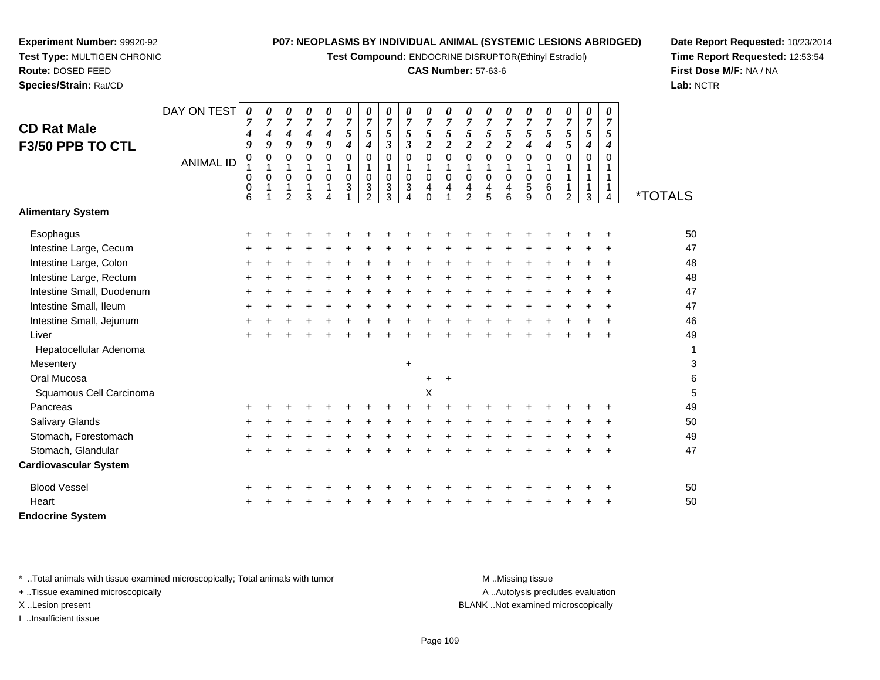**Experiment Number:** 99920-92
**Test Type:** MULTIGEN CHRONIC
**Route:** DOSED FEED
**Species/Strain:** Rat/CD

**P07: NEOPLASMS BY INDIVIDUAL ANIMAL (SYSTEMIC LESIONS ABRIDGED)**
**Test Compound:** ENDOCRINE DISRUPTOR(Ethinyl Estradiol)
**CAS Number:** 57-63-6

**Date Report Requested:** 10/23/2014
**Time Report Requested:** 12:53:54
**First Dose M/F:** NA / NA
**Lab:** NCTR

## CD Rat Male
## F3/50 PPB TO CTL

| DAY ON TEST | 0749 | 0749 | 0749 | 0749 | 0749 | 0754 | 0754 | 0753 | 0753 | 0752 | 0752 | 0752 | 0752 | 0752 | 0754 | 0754 | 0755 | 0754 | 0754 | |
|---|---|---|---|---|---|---|---|---|---|---|---|---|---|---|---|---|---|---|---|---|
| **ANIMAL ID** | 01006 | 01011 | 01012 | 01013 | 01014 | 01031 | 01032 | 01033 | 01034 | 01040 | 01041 | 01042 | 01045 | 01046 | 01059 | 01060 | 01112 | 01113 | 01114 | ***TOTALS** |
| **Alimentary System** | | | | | | | | | | | | | | | | | | | | |
| Esophagus | + | + | + | + | + | + | + | + | + | + | + | + | + | + | + | + | + | + | + | 50 |
| Intestine Large, Cecum | + | + | + | + | + | + | + | + | + | + | + | + | + | + | + | + | + | + | + | 47 |
| Intestine Large, Colon | + | + | + | + | + | + | + | + | + | + | + | + | + | + | + | + | + | + | + | 48 |
| Intestine Large, Rectum | + | + | + | + | + | + | + | + | + | + | + | + | + | + | + | + | + | + | + | 48 |
| Intestine Small, Duodenum | + | + | + | + | + | + | + | + | + | + | + | + | + | + | + | + | + | + | + | 47 |
| Intestine Small, Ileum | + | + | + | + | + | + | + | + | + | + | + | + | + | + | + | + | + | + | + | 47 |
| Intestine Small, Jejunum | + | + | + | + | + | + | + | + | + | + | + | + | + | + | + | + | + | + | + | 46 |
| Liver | + | + | + | + | + | + | + | + | + | + | + | + | + | + | + | + | + | + | + | 49 |
| Hepatocellular Adenoma | | | | | | | | | | | | | | | | | | | | 1 |
| Mesentery | | | | | | | | | + | | | | | | | | | | | 3 |
| Oral Mucosa | | | | | | | | | | + | + | | | | | | | | | 6 |
| Squamous Cell Carcinoma | | | | | | | | | | X | | | | | | | | | | 5 |
| Pancreas | + | + | + | + | + | + | + | + | + | + | + | + | + | + | + | + | + | + | + | 49 |
| Salivary Glands | + | + | + | + | + | + | + | + | + | + | + | + | + | + | + | + | + | + | + | 50 |
| Stomach, Forestomach | + | + | + | + | + | + | + | + | + | + | + | + | + | + | + | + | + | + | + | 49 |
| Stomach, Glandular | + | + | + | + | + | + | + | + | + | + | + | + | + | + | + | + | + | + | + | 47 |
| **Cardiovascular System** | | | | | | | | | | | | | | | | | | | | |
| Blood Vessel | + | + | + | + | + | + | + | + | + | + | + | + | + | + | + | + | + | + | + | 50 |
| Heart | + | + | + | + | + | + | + | + | + | + | + | + | + | + | + | + | + | + | + | 50 |
| **Endocrine System** | | | | | | | | | | | | | | | | | | | | |

\* ..Total animals with tissue examined microscopically; Total animals with tumor
\+ ..Tissue examined microscopically
X ..Lesion present
I ..Insufficient tissue

M ..Missing tissue
A ..Autolysis precludes evaluation
BLANK ..Not examined microscopically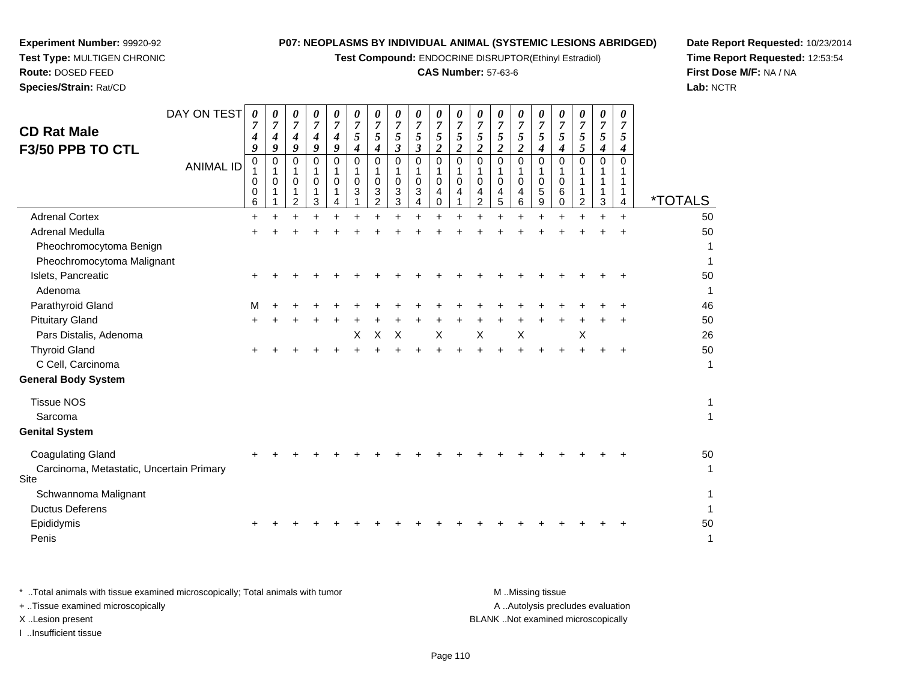**Experiment Number:** 99920-92
**Test Type:** MULTIGEN CHRONIC
**Route:** DOSED FEED
**Species/Strain:** Rat/CD

**P07: NEOPLASMS BY INDIVIDUAL ANIMAL (SYSTEMIC LESIONS ABRIDGED)**
**Test Compound:** ENDOCRINE DISRUPTOR(Ethinyl Estradiol)
**CAS Number:** 57-63-6

**Date Report Requested:** 10/23/2014
**Time Report Requested:** 12:53:54
**First Dose M/F:** NA / NA
**Lab:** NCTR

## CD Rat Male
## F3/50 PPB TO CTL

| DAY ON TEST | 0749 | 0749 | 0749 | 0749 | 0749 | 0754 | 0754 | 0753 | 0753 | 0752 | 0752 | 0752 | 0752 | 0752 | 0754 | 0754 | 0755 | 0754 | 0754 | |
|---|---|---|---|---|---|---|---|---|---|---|---|---|---|---|---|---|---|---|---|---|
| **ANIMAL ID** | 01006 | 01011 | 01012 | 01013 | 01014 | 01031 | 01032 | 01033 | 01034 | 01040 | 01041 | 01042 | 01045 | 01046 | 01059 | 01060 | 01112 | 01113 | 01114 | ***TOTALS** |
| Adrenal Cortex | + | + | + | + | + | + | + | + | + | + | + | + | + | + | + | + | + | + | + | 50 |
| Adrenal Medulla | + | + | + | + | + | + | + | + | + | + | + | + | + | + | + | + | + | + | + | 50 |
| Pheochromocytoma Benign | | | | | | | | | | | | | | | | | | | | 1 |
| Pheochromocytoma Malignant | | | | | | | | | | | | | | | | | | | | 1 |
| Islets, Pancreatic | + | + | + | + | + | + | + | + | + | + | + | + | + | + | + | + | + | + | + | 50 |
| Adenoma | | | | | | | | | | | | | | | | | | | | 1 |
| Parathyroid Gland | M | + | + | + | + | + | + | + | + | + | + | + | + | + | + | + | + | + | + | 46 |
| Pituitary Gland | + | + | + | + | + | + | + | + | + | + | + | + | + | + | + | + | + | + | + | 50 |
| Pars Distalis, Adenoma | | | | | | X | X | X | | X | | X | | X | | | X | | | 26 |
| Thyroid Gland | + | + | + | + | + | + | + | + | + | + | + | + | + | + | + | + | + | + | + | 50 |
| C Cell, Carcinoma | | | | | | | | | | | | | | | | | | | | 1 |
| **General Body System** | | | | | | | | | | | | | | | | | | | | |
| Tissue NOS | | | | | | | | | | | | | | | | | | | | 1 |
| Sarcoma | | | | | | | | | | | | | | | | | | | | 1 |
| **Genital System** | | | | | | | | | | | | | | | | | | | | |
| Coagulating Gland | + | + | + | + | + | + | + | + | + | + | + | + | + | + | + | + | + | + | + | 50 |
| Carcinoma, Metastatic, Uncertain Primary Site | | | | | | | | | | | | | | | | | | | | 1 |
| Schwannoma Malignant | | | | | | | | | | | | | | | | | | | | 1 |
| Ductus Deferens | | | | | | | | | | | | | | | | | | | | 1 |
| Epididymis | + | + | + | + | + | + | + | + | + | + | + | + | + | + | + | + | + | + | + | 50 |
| Penis | | | | | | | | | | | | | | | | | | | | 1 |

* ..Total animals with tissue examined microscopically; Total animals with tumor
+ ..Tissue examined microscopically
X ..Lesion present
I ..Insufficient tissue

M ..Missing tissue
A ..Autolysis precludes evaluation
BLANK ..Not examined microscopically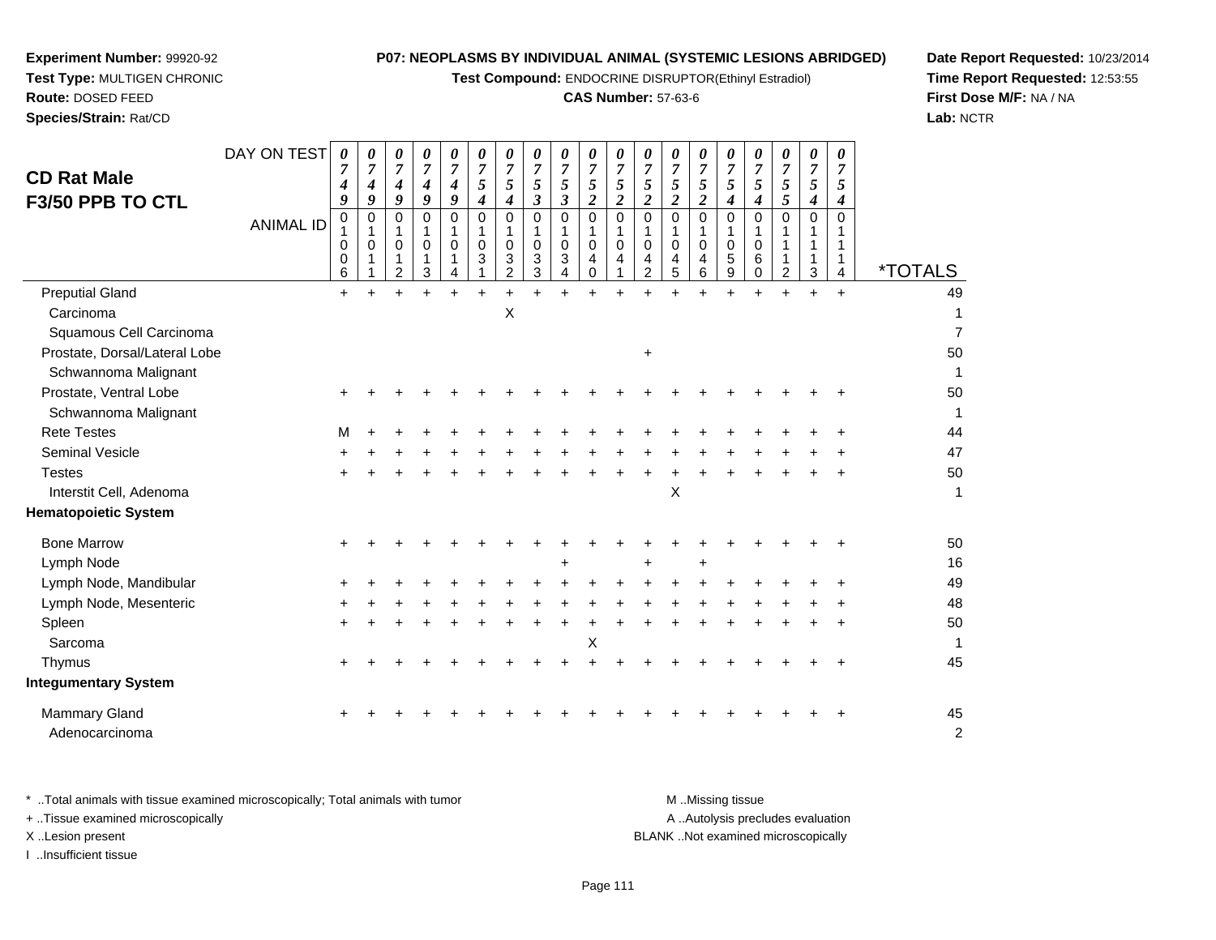**Experiment Number:** 99920-92
**Test Type:** MULTIGEN CHRONIC
**Route:** DOSED FEED
**Species/Strain:** Rat/CD

**P07: NEOPLASMS BY INDIVIDUAL ANIMAL (SYSTEMIC LESIONS ABRIDGED)**
**Test Compound:** ENDOCRINE DISRUPTOR(Ethinyl Estradiol)
**CAS Number:** 57-63-6

**Date Report Requested:** 10/23/2014
**Time Report Requested:** 12:53:55
**First Dose M/F:** NA / NA
**Lab:** NCTR

## CD Rat Male F3/50 PPB TO CTL

| DAY ON TEST | 0749 | 0749 | 0749 | 0749 | 0749 | 0754 | 0754 | 0753 | 0753 | 0752 | 0752 | 0752 | 0752 | 0752 | 0754 | 0754 | 0755 | 0754 | 0754 | |
|---|---|---|---|---|---|---|---|---|---|---|---|---|---|---|---|---|---|---|---|---|
| **ANIMAL ID** | 01006 | 01011 | 01012 | 01013 | 01014 | 01031 | 01032 | 01033 | 01034 | 01040 | 01041 | 01042 | 01045 | 01046 | 01059 | 01060 | 01112 | 01113 | 01114 | ***TOTALS** |
| Preputial Gland | + | + | + | + | + | + | + | + | + | + | + | + | + | + | + | + | + | + | + | 49 |
| Carcinoma | | | | | | | X | | | | | | | | | | | | | 1 |
| Squamous Cell Carcinoma | | | | | | | | | | | | | | | | | | | | 7 |
| Prostate, Dorsal/Lateral Lobe | | | | | | | | | | | | + | | | | | | | | 50 |
| Schwannoma Malignant | | | | | | | | | | | | | | | | | | | | 1 |
| Prostate, Ventral Lobe | + | + | + | + | + | + | + | + | + | + | + | + | + | + | + | + | + | + | + | 50 |
| Schwannoma Malignant | | | | | | | | | | | | | | | | | | | | 1 |
| Rete Testes | M | + | + | + | + | + | + | + | + | + | + | + | + | + | + | + | + | + | + | 44 |
| Seminal Vesicle | + | + | + | + | + | + | + | + | + | + | + | + | + | + | + | + | + | + | + | 47 |
| Testes | + | + | + | + | + | + | + | + | + | + | + | + | + | + | + | + | + | + | + | 50 |
| Interstit Cell, Adenoma | | | | | | | | | | | | | X | | | | | | | 1 |
| **Hematopoietic System** | | | | | | | | | | | | | | | | | | | | |
| Bone Marrow | + | + | + | + | + | + | + | + | + | + | + | + | + | + | + | + | + | + | + | 50 |
| Lymph Node | | | | | | | | | + | | | + | | + | | | | | | 16 |
| Lymph Node, Mandibular | + | + | + | + | + | + | + | + | + | + | + | + | + | + | + | + | + | + | + | 49 |
| Lymph Node, Mesenteric | + | + | + | + | + | + | + | + | + | + | + | + | + | + | + | + | + | + | + | 48 |
| Spleen | + | + | + | + | + | + | + | + | + | + | + | + | + | + | + | + | + | + | + | 50 |
| Sarcoma | | | | | | | | | | X | | | | | | | | | | 1 |
| Thymus | + | + | + | + | + | + | + | + | + | + | + | + | + | + | + | + | + | + | + | 45 |
| **Integumentary System** | | | | | | | | | | | | | | | | | | | | |
| Mammary Gland | + | + | + | + | + | + | + | + | + | + | + | + | + | + | + | + | + | + | + | 45 |
| Adenocarcinoma | | | | | | | | | | | | | | | | | | | | 2 |

* ..Total animals with tissue examined microscopically; Total animals with tumor
+ ..Tissue examined microscopically
X ..Lesion present
I ..Insufficient tissue

M ..Missing tissue
A ..Autolysis precludes evaluation
BLANK ..Not examined microscopically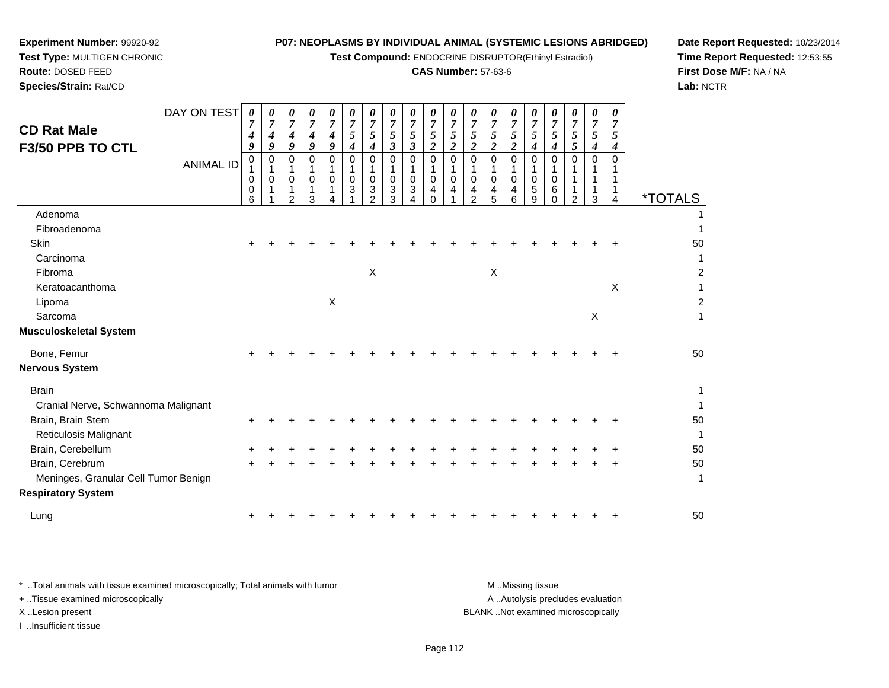**Experiment Number:** 99920-92
**Test Type:** MULTIGEN CHRONIC
**Route:** DOSED FEED
**Species/Strain:** Rat/CD

**P07: NEOPLASMS BY INDIVIDUAL ANIMAL (SYSTEMIC LESIONS ABRIDGED)**
**Test Compound:** ENDOCRINE DISRUPTOR(Ethinyl Estradiol)
**CAS Number:** 57-63-6

**Date Report Requested:** 10/23/2014
**Time Report Requested:** 12:53:55
**First Dose M/F:** NA / NA
**Lab:** NCTR

## CD Rat Male
## F3/50 PPB TO CTL

| DAY ON TEST | 0749 | 0749 | 0749 | 0749 | 0749 | 0754 | 0754 | 0753 | 0753 | 0752 | 0752 | 0752 | 0752 | 0752 | 0754 | 0754 | 0755 | 0754 | 0754 | |
|---|---|---|---|---|---|---|---|---|---|---|---|---|---|---|---|---|---|---|---|---|
| **ANIMAL ID** | 01006 | 01011 | 01012 | 01013 | 01014 | 01031 | 01032 | 01033 | 01034 | 01040 | 01041 | 01042 | 01045 | 01046 | 01059 | 01060 | 01112 | 01113 | 01114 | ***TOTALS** |
| Adenoma | | | | | | | | | | | | | | | | | | | | 1 |
| Fibroadenoma | | | | | | | | | | | | | | | | | | | | 1 |
| Skin | + | + | + | + | + | + | + | + | + | + | + | + | + | + | + | + | + | + | + | 50 |
| Carcinoma | | | | | | | | | | | | | | | | | | | | 1 |
| Fibroma | | | | | | | X | | | | | | X | | | | | | | 2 |
| Keratoacanthoma | | | | | | | | | | | | | | | | | | | X | 1 |
| Lipoma | | | | | X | | | | | | | | | | | | | | | 2 |
| Sarcoma | | | | | | | | | | | | | | | | | | X | | 1 |
| **Musculoskeletal System** | | | | | | | | | | | | | | | | | | | | |
| Bone, Femur | + | + | + | + | + | + | + | + | + | + | + | + | + | + | + | + | + | + | + | 50 |
| **Nervous System** | | | | | | | | | | | | | | | | | | | | |
| Brain | | | | | | | | | | | | | | | | | | | | 1 |
| Cranial Nerve, Schwannoma Malignant | | | | | | | | | | | | | | | | | | | | 1 |
| Brain, Brain Stem | + | + | + | + | + | + | + | + | + | + | + | + | + | + | + | + | + | + | + | 50 |
| Reticulosis Malignant | | | | | | | | | | | | | | | | | | | | 1 |
| Brain, Cerebellum | + | + | + | + | + | + | + | + | + | + | + | + | + | + | + | + | + | + | + | 50 |
| Brain, Cerebrum | + | + | + | + | + | + | + | + | + | + | + | + | + | + | + | + | + | + | + | 50 |
| Meninges, Granular Cell Tumor Benign | | | | | | | | | | | | | | | | | | | | 1 |
| **Respiratory System** | | | | | | | | | | | | | | | | | | | | |
| Lung | + | + | + | + | + | + | + | + | + | + | + | + | + | + | + | + | + | + | + | 50 |

\* ..Total animals with tissue examined microscopically; Total animals with tumor
+ ..Tissue examined microscopically
X ..Lesion present
I ..Insufficient tissue

M ..Missing tissue
A ..Autolysis precludes evaluation
BLANK ..Not examined microscopically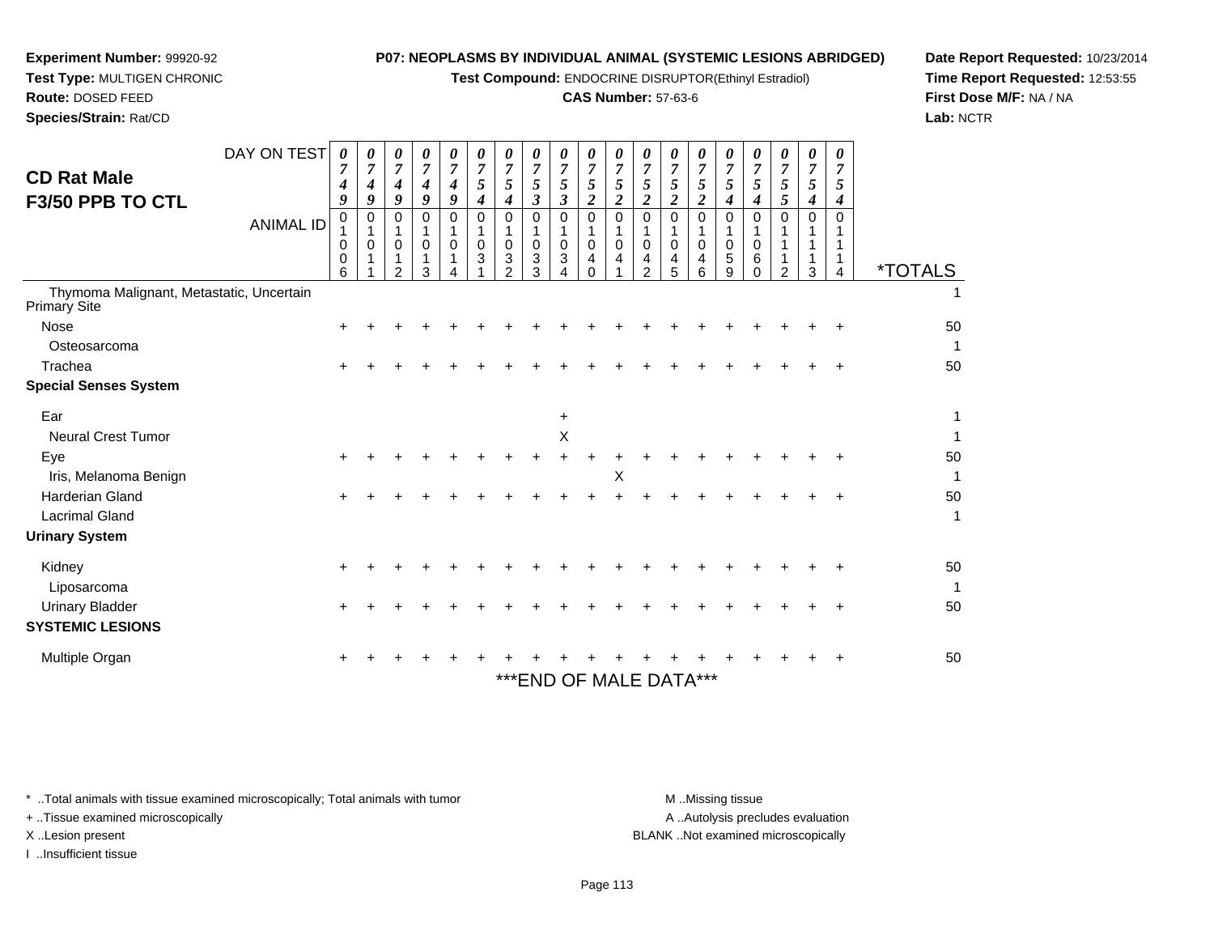**Experiment Number:** 99920-92
**Test Type:** MULTIGEN CHRONIC
**Route:** DOSED FEED
**Species/Strain:** Rat/CD

**P07: NEOPLASMS BY INDIVIDUAL ANIMAL (SYSTEMIC LESIONS ABRIDGED)**
**Test Compound:** ENDOCRINE DISRUPTOR(Ethinyl Estradiol)
**CAS Number:** 57-63-6

**Date Report Requested:** 10/23/2014
**Time Report Requested:** 12:53:55
**First Dose M/F:** NA / NA
**Lab:** NCTR

## CD Rat Male
## F3/50 PPB TO CTL

| DAY ON TEST | 0749 | 0749 | 0749 | 0749 | 0749 | 0754 | 0754 | 0753 | 0753 | 0752 | 0752 | 0752 | 0752 | 0752 | 0754 | 0754 | 0755 | 0754 | 0754 | |
|---|---|---|---|---|---|---|---|---|---|---|---|---|---|---|---|---|---|---|---|---|
| **ANIMAL ID** | 01006 | 01011 | 01012 | 01013 | 01014 | 01031 | 01032 | 01033 | 01034 | 01040 | 01041 | 01042 | 01045 | 01046 | 01059 | 01060 | 01112 | 01113 | 01114 | ***TOTALS** |
| Thymoma Malignant, Metastatic, Uncertain Primary Site | | | | | | | | | | | | | | | | | | | | 1 |
| Nose | + | + | + | + | + | + | + | + | + | + | + | + | + | + | + | + | + | + | + | 50 |
| Osteosarcoma | | | | | | | | | | | | | | | | | | | | 1 |
| Trachea | + | + | + | + | + | + | + | + | + | + | + | + | + | + | + | + | + | + | + | 50 |
| **Special Senses System** | | | | | | | | | | | | | | | | | | | | |
| Ear | | | | | | | | | + | | | | | | | | | | | 1 |
| Neural Crest Tumor | | | | | | | | | X | | | | | | | | | | | 1 |
| Eye | + | + | + | + | + | + | + | + | + | + | + | + | + | + | + | + | + | + | + | 50 |
| Iris, Melanoma Benign | | | | | | | | | | | X | | | | | | | | | 1 |
| Harderian Gland | + | + | + | + | + | + | + | + | + | + | + | + | + | + | + | + | + | + | + | 50 |
| Lacrimal Gland | | | | | | | | | | | | | | | | | | | | 1 |
| **Urinary System** | | | | | | | | | | | | | | | | | | | | |
| Kidney | + | + | + | + | + | + | + | + | + | + | + | + | + | + | + | + | + | + | + | 50 |
| Liposarcoma | | | | | | | | | | | | | | | | | | | | 1 |
| Urinary Bladder | + | + | + | + | + | + | + | + | + | + | + | + | + | + | + | + | + | + | + | 50 |
| **SYSTEMIC LESIONS** | | | | | | | | | | | | | | | | | | | | |
| Multiple Organ | + | + | + | + | + | + | + | + | + | + | + | + | + | + | + | + | + | + | + | 50 |

***END OF MALE DATA***

\* ..Total animals with tissue examined microscopically; Total animals with tumor
\+ ..Tissue examined microscopically
X ..Lesion present
I ..Insufficient tissue

M ..Missing tissue
A ..Autolysis precludes evaluation
BLANK ..Not examined microscopically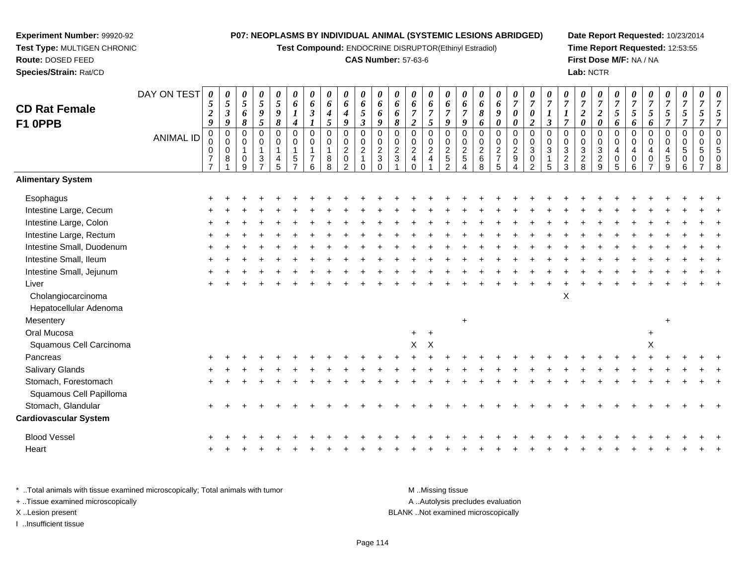**Experiment Number:** 99920-92
**Test Type:** MULTIGEN CHRONIC
**Route:** DOSED FEED
**Species/Strain:** Rat/CD

**P07: NEOPLASMS BY INDIVIDUAL ANIMAL (SYSTEMIC LESIONS ABRIDGED)**
**Test Compound:** ENDOCRINE DISRUPTOR(Ethinyl Estradiol)
**CAS Number:** 57-63-6

**Date Report Requested:** 10/23/2014
**Time Report Requested:** 12:53:55
**First Dose M/F:** NA / NA
**Lab:** NCTR

## CD Rat Female F1 0PPB

| DAY ON TEST | 0529 | 0539 | 0568 | 0595 | 0598 | 0614 | 0631 | 0645 | 0649 | 0653 | 0669 | 0668 | 0672 | 0675 | 0679 | 0679 | 0686 | 0690 | 0700 | 0702 | 0713 | 0717 | 0720 | 0720 | 0756 | 0756 | 0756 | 0757 | 0757 | 0757 |
|---|---|---|---|---|---|---|---|---|---|---|---|---|---|---|---|---|---|---|---|---|---|---|---|---|---|---|---|---|---|---|
| **ANIMAL ID** | 00077 | 00081 | 00109 | 00137 | 00145 | 00157 | 00176 | 00188 | 00202 | 00210 | 00230 | 00231 | 00240 | 00241 | 00252 | 00254 | 00268 | 00275 | 00294 | 00302 | 00315 | 00323 | 00328 | 00329 | 00405 | 00406 | 00407 | 00459 | 00506 | 00507 | 00508 |
| **Alimentary System** | | | | | | | | | | | | | | | | | | | | | | | | | | | | | | |
| Esophagus | + | + | + | + | + | + | + | + | + | + | + | + | + | + | + | + | + | + | + | + | + | + | + | + | + | + | + | + | + | + |
| Intestine Large, Cecum | + | + | + | + | + | + | + | + | + | + | + | + | + | + | + | + | + | + | + | + | + | + | + | + | + | + | + | + | + | + |
| Intestine Large, Colon | + | + | + | + | + | + | + | + | + | + | + | + | + | + | + | + | + | + | + | + | + | + | + | + | + | + | + | + | + | + |
| Intestine Large, Rectum | + | + | + | + | + | + | + | + | + | + | + | + | + | + | + | + | + | + | + | + | + | + | + | + | + | + | + | + | + | + |
| Intestine Small, Duodenum | + | + | + | + | + | + | + | + | + | + | + | + | + | + | + | + | + | + | + | + | + | + | + | + | + | + | + | + | + | + |
| Intestine Small, Ileum | + | + | + | + | + | + | + | + | + | + | + | + | + | + | + | + | + | + | + | + | + | + | + | + | + | + | + | + | + | + |
| Intestine Small, Jejunum | + | + | + | + | + | + | + | + | + | + | + | + | + | + | + | + | + | + | + | + | + | + | + | + | + | + | + | + | + | + |
| Liver | + | + | + | + | + | + | + | + | + | + | + | + | + | + | + | + | + | + | + | + | + | + | + | + | + | + | + | + | + | + |
| Cholangiocarcinoma | | | | | | | | | | | | | | | | | | | | | | X | | | | | | | | |
| Hepatocellular Adenoma | | | | | | | | | | | | | | | | | | | | | | | | | | | | | | |
| Mesentery | | | | | | | | | | | | | | | | + | | | | | | | | | | | | + | | |
| Oral Mucosa | | | | | | | | | | | | | + | + | | | | | | | | | | | | | + | | | |
| Squamous Cell Carcinoma | | | | | | | | | | | | | X | X | | | | | | | | | | | | | X | | | |
| Pancreas | + | + | + | + | + | + | + | + | + | + | + | + | + | + | + | + | + | + | + | + | + | + | + | + | + | + | + | + | + | + |
| Salivary Glands | + | + | + | + | + | + | + | + | + | + | + | + | + | + | + | + | + | + | + | + | + | + | + | + | + | + | + | + | + | + |
| Stomach, Forestomach | + | + | + | + | + | + | + | + | + | + | + | + | + | + | + | + | + | + | + | + | + | + | + | + | + | + | + | + | + | + |
| Squamous Cell Papilloma | | | | | | | | | | | | | | | | | | | | | | | | | | | | | | |
| Stomach, Glandular | + | + | + | + | + | + | + | + | + | + | + | + | + | + | + | + | + | + | + | + | + | + | + | + | + | + | + | + | + | + |
| **Cardiovascular System** | | | | | | | | | | | | | | | | | | | | | | | | | | | | | | |
| Blood Vessel | + | + | + | + | + | + | + | + | + | + | + | + | + | + | + | + | + | + | + | + | + | + | + | + | + | + | + | + | + | + |
| Heart | + | + | + | + | + | + | + | + | + | + | + | + | + | + | + | + | + | + | + | + | + | + | + | + | + | + | + | + | + | + |

\* ..Total animals with tissue examined microscopically; Total animals with tumor
\+ ..Tissue examined microscopically
X ..Lesion present
I ..Insufficient tissue

M ..Missing tissue
A ..Autolysis precludes evaluation
BLANK ..Not examined microscopically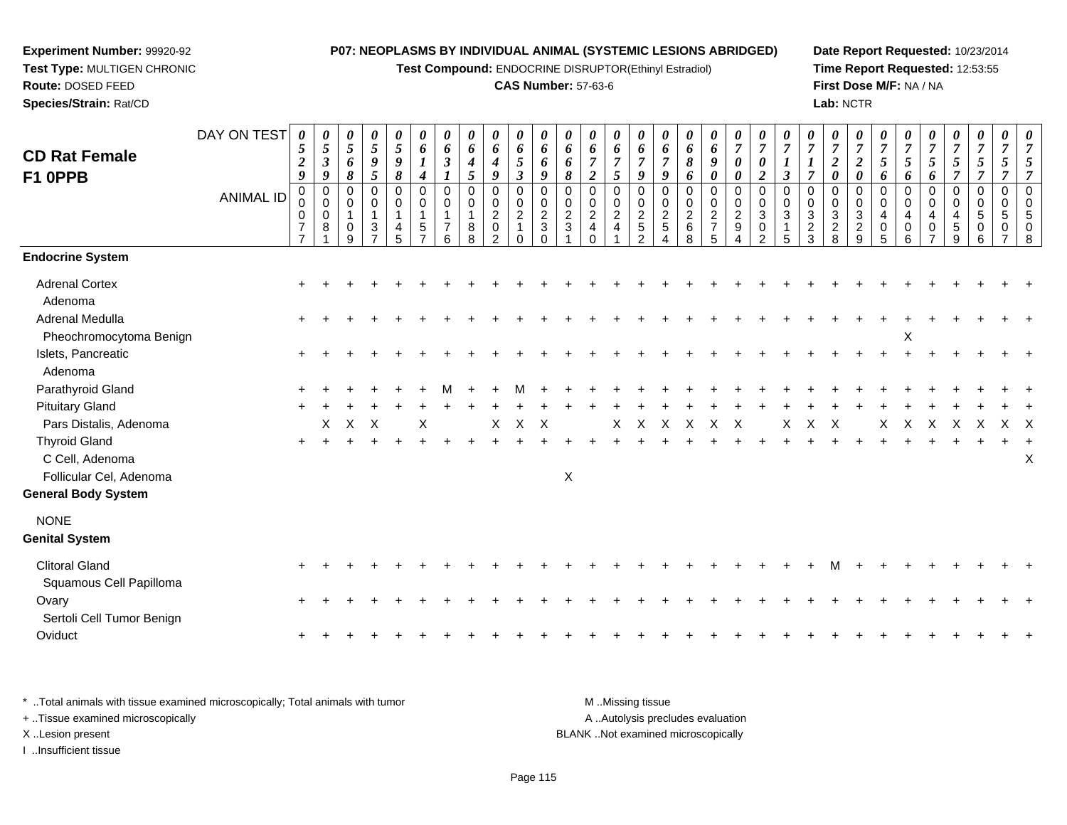**Experiment Number:** 99920-92
**Test Type:** MULTIGEN CHRONIC
**Route:** DOSED FEED
**Species/Strain:** Rat/CD

**P07: NEOPLASMS BY INDIVIDUAL ANIMAL (SYSTEMIC LESIONS ABRIDGED)**
**Test Compound:** ENDOCRINE DISRUPTOR(Ethinyl Estradiol)
**CAS Number:** 57-63-6

**Date Report Requested:** 10/23/2014
**Time Report Requested:** 12:53:55
**First Dose M/F:** NA / NA
**Lab:** NCTR

# CD Rat Female F1 0PPB

| DAY ON TEST | 0529 | 0539 | 0568 | 0595 | 0598 | 0614 | 0631 | 0645 | 0649 | 0653 | 0669 | 0668 | 0672 | 0675 | 0679 | 0679 | 0686 | 0690 | 0700 | 0702 | 0713 | 0717 | 0720 | 0720 | 0756 | 0756 | 0756 | 0757 | 0757 | 0757 | 0757 |
|---|---|---|---|---|---|---|---|---|---|---|---|---|---|---|---|---|---|---|---|---|---|---|---|---|---|---|---|---|---|---|---|
| **ANIMAL ID** | 0077 | 0081 | 0109 | 0137 | 0145 | 0157 | 0176 | 0188 | 0202 | 0210 | 0230 | 0231 | 0240 | 0241 | 0252 | 0254 | 0268 | 0275 | 0294 | 0302 | 0315 | 0323 | 0328 | 0329 | 0405 | 0406 | 0407 | 0459 | 0506 | 0507 | 0508 |
| **Endocrine System** | | | | | | | | | | | | | | | | | | | | | | | | | | | | | | | |
| Adrenal Cortex | + | + | + | + | + | + | + | + | + | + | + | + | + | + | + | + | + | + | + | + | + | + | + | + | + | + | + | + | + | + | + |
| Adenoma | | | | | | | | | | | | | | | | | | | | | | | | | | | | | | | |
| Adrenal Medulla | + | + | + | + | + | + | + | + | + | + | + | + | + | + | + | + | + | + | + | + | + | + | + | + | + | + | + | + | + | + | + |
| Pheochromocytoma Benign | | | | | | | | | | | | | | | | | | | | | | | | | | X | | | | | |
| Islets, Pancreatic | + | + | + | + | + | + | + | + | + | + | + | + | + | + | + | + | + | + | + | + | + | + | + | + | + | + | + | + | + | + | + |
| Adenoma | | | | | | | | | | | | | | | | | | | | | | | | | | | | | | | |
| Parathyroid Gland | + | + | + | + | + | + | M | + | + | M | + | + | + | + | + | + | + | + | + | + | + | + | + | + | + | + | + | + | + | + | + |
| Pituitary Gland | + | + | + | + | + | + | + | + | + | + | + | + | + | + | + | + | + | + | + | + | + | + | + | + | + | + | + | + | + | + | + |
| Pars Distalis, Adenoma | | X | X | X | | X | | | X | X | X | | | X | X | X | X | X | X | | X | X | X | | X | X | X | X | X | X | X |
| Thyroid Gland | + | + | + | + | + | + | + | + | + | + | + | + | + | + | + | + | + | + | + | + | + | + | + | + | + | + | + | + | + | + | + |
| C Cell, Adenoma | | | | | | | | | | | | | | | | | | | | | | | | | | | | | | | X |
| Follicular Cel, Adenoma | | | | | | | | | | | | X | | | | | | | | | | | | | | | | | | | |
| **General Body System** | | | | | | | | | | | | | | | | | | | | | | | | | | | | | | | |
| NONE | | | | | | | | | | | | | | | | | | | | | | | | | | | | | | | |
| **Genital System** | | | | | | | | | | | | | | | | | | | | | | | | | | | | | | | |
| Clitoral Gland | + | + | + | + | + | + | + | + | + | + | + | + | + | + | + | + | + | + | + | + | + | + | M | + | + | + | + | + | + | + | + |
| Squamous Cell Papilloma | | | | | | | | | | | | | | | | | | | | | | | | | | | | | | | |
| Ovary | + | + | + | + | + | + | + | + | + | + | + | + | + | + | + | + | + | + | + | + | + | + | + | + | + | + | + | + | + | + | + |
| Sertoli Cell Tumor Benign | | | | | | | | | | | | | | | | | | | | | | | | | | | | | | | |
| Oviduct | + | + | + | + | + | + | + | + | + | + | + | + | + | + | + | + | + | + | + | + | + | + | + | + | + | + | + | + | + | + | + |

\* ..Total animals with tissue examined microscopically; Total animals with tumor
+ ..Tissue examined microscopically
X ..Lesion present
I ..Insufficient tissue

M ..Missing tissue
A ..Autolysis precludes evaluation
BLANK ..Not examined microscopically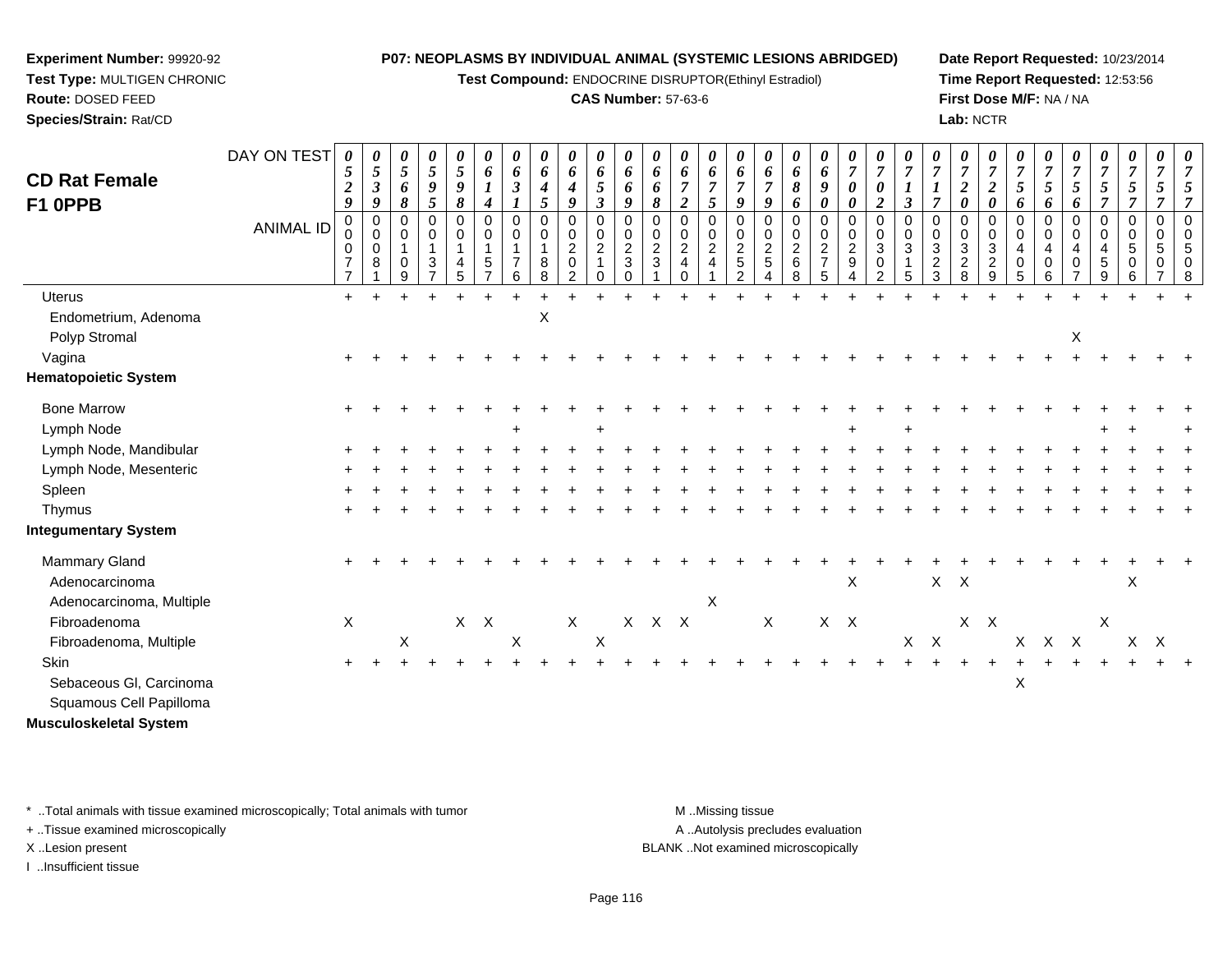**Experiment Number:** 99920-92
**Test Type:** MULTIGEN CHRONIC
**Route:** DOSED FEED
**Species/Strain:** Rat/CD

**P07: NEOPLASMS BY INDIVIDUAL ANIMAL (SYSTEMIC LESIONS ABRIDGED)**
**Test Compound:** ENDOCRINE DISRUPTOR(Ethinyl Estradiol)
**CAS Number:** 57-63-6

**Date Report Requested:** 10/23/2014
**Time Report Requested:** 12:53:56
**First Dose M/F:** NA / NA
**Lab:** NCTR

## CD Rat Female F1 0PPB

| DAY ON TEST | 0529 | 0539 | 0568 | 0595 | 0598 | 0614 | 0631 | 0645 | 0649 | 0653 | 0669 | 0668 | 0672 | 0675 | 0679 | 0679 | 0686 | 0690 | 0700 | 0702 | 0713 | 0717 | 0720 | 0720 | 0756 | 0756 | 0756 | 0757 | 0757 | 0757 | 0757 |
|---|---|---|---|---|---|---|---|---|---|---|---|---|---|---|---|---|---|---|---|---|---|---|---|---|---|---|---|---|---|---|---|
| **ANIMAL ID** | 0077 | 0081 | 0109 | 0137 | 0145 | 0157 | 0176 | 0188 | 0202 | 0210 | 0230 | 0231 | 0240 | 0241 | 0252 | 0254 | 0268 | 0275 | 0294 | 0302 | 0315 | 0323 | 0328 | 0329 | 0405 | 0406 | 0407 | 0459 | 0506 | 0507 | 0508 |
| Uterus | + | + | + | + | + | + | + | + | + | + | + | + | + | + | + | + | + | + | + | + | + | + | + | + | + | + | + | + | + | + | + |
| Endometrium, Adenoma | | | | | | | | X | | | | | | | | | | | | | | | | | | | | | | | |
| Polyp Stromal | | | | | | | | | | | | | | | | | | | | | | | | | | | X | | | | |
| Vagina | + | + | + | + | + | + | + | + | + | + | + | + | + | + | + | + | + | + | + | + | + | + | + | + | + | + | + | + | + | + | + |
| **Hematopoietic System** | | | | | | | | | | | | | | | | | | | | | | | | | | | | | | | |
| Bone Marrow | + | + | + | + | + | + | + | + | + | + | + | + | + | + | + | + | + | + | + | + | + | + | + | + | + | + | + | + | + | + | + |
| Lymph Node | | | | | | | + | | | + | | | | | | | | | + | | + | | | | | | | + | + | | + |
| Lymph Node, Mandibular | + | + | + | + | + | + | + | + | + | + | + | + | + | + | + | + | + | + | + | + | + | + | + | + | + | + | + | + | + | + | + |
| Lymph Node, Mesenteric | + | + | + | + | + | + | + | + | + | + | + | + | + | + | + | + | + | + | + | + | + | + | + | + | + | + | + | + | + | + | + |
| Spleen | + | + | + | + | + | + | + | + | + | + | + | + | + | + | + | + | + | + | + | + | + | + | + | + | + | + | + | + | + | + | + |
| Thymus | + | + | + | + | + | + | + | + | + | + | + | + | + | + | + | + | + | + | + | + | + | + | + | + | + | + | + | + | + | + | + |
| **Integumentary System** | | | | | | | | | | | | | | | | | | | | | | | | | | | | | | | |
| Mammary Gland | + | + | + | + | + | + | + | + | + | + | + | + | + | + | + | + | + | + | + | + | + | + | + | + | + | + | + | + | + | + | + |
| Adenocarcinoma | | | | | | | | | | | | | | | | | | | X | | | X | X | | | | | | X | | |
| Adenocarcinoma, Multiple | | | | | | | | | | | | | | X | | | | | | | | | | | | | | | | | |
| Fibroadenoma | X | | | | X | X | | | X | | X | X | X | | | X | | X | X | | | | X | X | | | | X | | | |
| Fibroadenoma, Multiple | | | X | | | | X | | | X | | | | | | | | | | | X | X | | | X | X | X | | X | X | |
| Skin | + | + | + | + | + | + | + | + | + | + | + | + | + | + | + | + | + | + | + | + | + | + | + | + | + | + | + | + | + | + | + |
| Sebaceous Gl, Carcinoma | | | | | | | | | | | | | | | | | | | | | | | | | X | | | | | | |
| Squamous Cell Papilloma | | | | | | | | | | | | | | | | | | | | | | | | | | | | | | | |
| **Musculoskeletal System** | | | | | | | | | | | | | | | | | | | | | | | | | | | | | | | |

\* ..Total animals with tissue examined microscopically; Total animals with tumor
\+ ..Tissue examined microscopically
X ..Lesion present
I ..Insufficient tissue

M ..Missing tissue
A ..Autolysis precludes evaluation
BLANK ..Not examined microscopically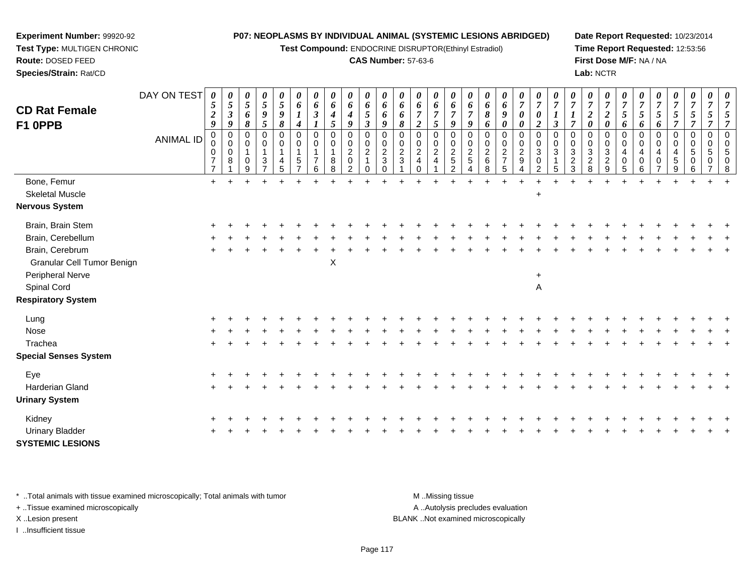**Experiment Number:** 99920-92
**Test Type:** MULTIGEN CHRONIC
**Route:** DOSED FEED
**Species/Strain:** Rat/CD

**P07: NEOPLASMS BY INDIVIDUAL ANIMAL (SYSTEMIC LESIONS ABRIDGED)**
**Test Compound:** ENDOCRINE DISRUPTOR(Ethinyl Estradiol)
**CAS Number:** 57-63-6

**Date Report Requested:** 10/23/2014
**Time Report Requested:** 12:53:56
**First Dose M/F:** NA / NA
**Lab:** NCTR

## CD Rat Female F1 0PPB

| DAY ON TEST | 0529 | 0539 | 0568 | 0595 | 0598 | 0614 | 0631 | 0645 | 0649 | 0653 | 0669 | 0668 | 0672 | 0675 | 0679 | 0679 | 0686 | 0690 | 0700 | 0702 | 0713 | 0717 | 0720 | 0720 | 0756 | 0756 | 0756 | 0757 | 0757 | 0757 | 0757 |
|---|---|---|---|---|---|---|---|---|---|---|---|---|---|---|---|---|---|---|---|---|---|---|---|---|---|---|---|---|---|---|---|
| **ANIMAL ID** | 00077 | 00081 | 00109 | 00137 | 00145 | 00157 | 00176 | 00188 | 00202 | 00210 | 00230 | 00231 | 00240 | 00241 | 00252 | 00254 | 00268 | 00275 | 00294 | 00302 | 00315 | 00323 | 00328 | 00329 | 00405 | 00406 | 00407 | 00459 | 00506 | 00507 | 00508 |
| Bone, Femur | + | + | + | + | + | + | + | + | + | + | + | + | + | + | + | + | + | + | + | + | + | + | + | + | + | + | + | + | + | + | + |
| Skeletal Muscle | | | | | | | | | | | | | | | | | | | | + | | | | | | | | | | | |
| **Nervous System** | | | | | | | | | | | | | | | | | | | | | | | | | | | | | | | |
| Brain, Brain Stem | + | + | + | + | + | + | + | + | + | + | + | + | + | + | + | + | + | + | + | + | + | + | + | + | + | + | + | + | + | + | + |
| Brain, Cerebellum | + | + | + | + | + | + | + | + | + | + | + | + | + | + | + | + | + | + | + | + | + | + | + | + | + | + | + | + | + | + | + |
| Brain, Cerebrum | + | + | + | + | + | + | + | + | + | + | + | + | + | + | + | + | + | + | + | + | + | + | + | + | + | + | + | + | + | + | + |
| Granular Cell Tumor Benign | | | | | | | | X | | | | | | | | | | | | | | | | | | | | | | | |
| Peripheral Nerve | | | | | | | | | | | | | | | | | | | | + | | | | | | | | | | | |
| Spinal Cord | | | | | | | | | | | | | | | | | | | | A | | | | | | | | | | | |
| **Respiratory System** | | | | | | | | | | | | | | | | | | | | | | | | | | | | | | | |
| Lung | + | + | + | + | + | + | + | + | + | + | + | + | + | + | + | + | + | + | + | + | + | + | + | + | + | + | + | + | + | + | + |
| Nose | + | + | + | + | + | + | + | + | + | + | + | + | + | + | + | + | + | + | + | + | + | + | + | + | + | + | + | + | + | + | + |
| Trachea | + | + | + | + | + | + | + | + | + | + | + | + | + | + | + | + | + | + | + | + | + | + | + | + | + | + | + | + | + | + | + |
| **Special Senses System** | | | | | | | | | | | | | | | | | | | | | | | | | | | | | | | |
| Eye | + | + | + | + | + | + | + | + | + | + | + | + | + | + | + | + | + | + | + | + | + | + | + | + | + | + | + | + | + | + | + |
| Harderian Gland | + | + | + | + | + | + | + | + | + | + | + | + | + | + | + | + | + | + | + | + | + | + | + | + | + | + | + | + | + | + | + |
| **Urinary System** | | | | | | | | | | | | | | | | | | | | | | | | | | | | | | | |
| Kidney | + | + | + | + | + | + | + | + | + | + | + | + | + | + | + | + | + | + | + | + | + | + | + | + | + | + | + | + | + | + | + |
| Urinary Bladder | + | + | + | + | + | + | + | + | + | + | + | + | + | + | + | + | + | + | + | + | + | + | + | + | + | + | + | + | + | + | + |
| **SYSTEMIC LESIONS** | | | | | | | | | | | | | | | | | | | | | | | | | | | | | | | |

\* ..Total animals with tissue examined microscopically; Total animals with tumor
+ ..Tissue examined microscopically
X ..Lesion present
I ..Insufficient tissue

M ..Missing tissue
A ..Autolysis precludes evaluation
BLANK ..Not examined microscopically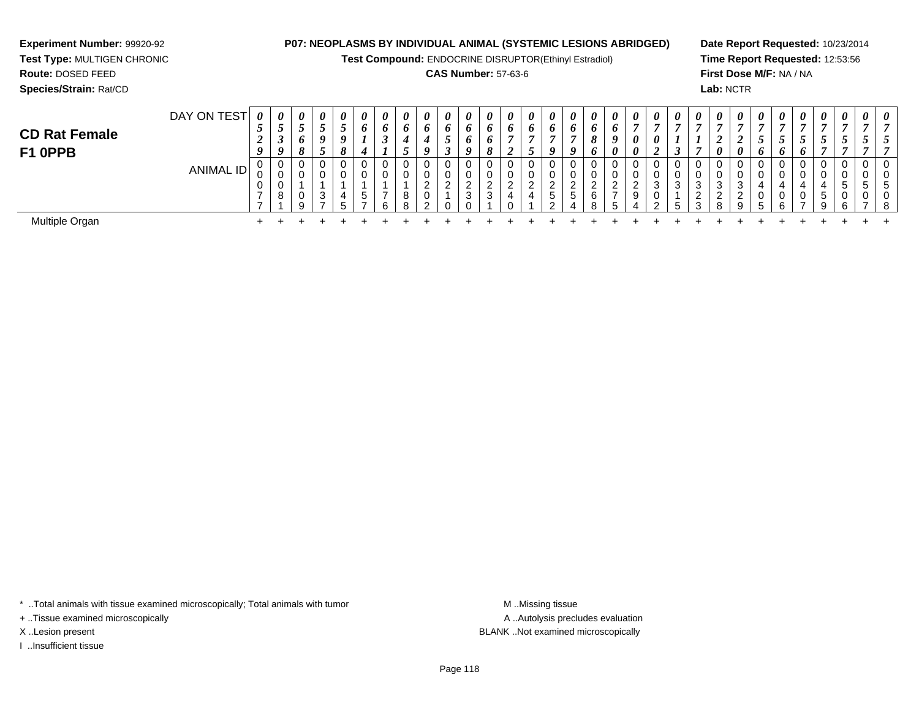**Experiment Number:** 99920-92
**Test Type:** MULTIGEN CHRONIC
**Route:** DOSED FEED
**Species/Strain:** Rat/CD

**P07: NEOPLASMS BY INDIVIDUAL ANIMAL (SYSTEMIC LESIONS ABRIDGED)**
**Test Compound:** ENDOCRINE DISRUPTOR(Ethinyl Estradiol)
**CAS Number:** 57-63-6

**Date Report Requested:** 10/23/2014
**Time Report Requested:** 12:53:56
**First Dose M/F:** NA / NA
**Lab:** NCTR

## CD Rat Female F1 0PPB

| DAY ON TEST | 0529 | 0539 | 0568 | 0595 | 0598 | 0614 | 0631 | 0645 | 0649 | 0653 | 0669 | 0668 | 0672 | 0675 | 0679 | 0679 | 0686 | 0690 | 0700 | 0702 | 0713 | 0717 | 0720 | 0720 | 0756 | 0756 | 0756 | 0757 | 0757 | 0757 | 0757 |
|---|---|---|---|---|---|---|---|---|---|---|---|---|---|---|---|---|---|---|---|---|---|---|---|---|---|---|---|---|---|---|---|
| ANIMAL ID | 00077 | 00081 | 00109 | 00137 | 00145 | 00157 | 00176 | 00188 | 00202 | 00210 | 00230 | 00231 | 00240 | 00241 | 00252 | 00254 | 00268 | 00275 | 00294 | 00302 | 00315 | 00323 | 00328 | 00329 | 00405 | 00406 | 00407 | 00459 | 00506 | 00507 | 00508 |
| Multiple Organ | + | + | + | + | + | + | + | + | + | + | + | + | + | + | + | + | + | + | + | + | + | + | + | + | + | + | + | + | + | + | + |

* ..Total animals with tissue examined microscopically; Total animals with tumor
+ ..Tissue examined microscopically
X ..Lesion present
I ..Insufficient tissue

M ..Missing tissue
A ..Autolysis precludes evaluation
BLANK ..Not examined microscopically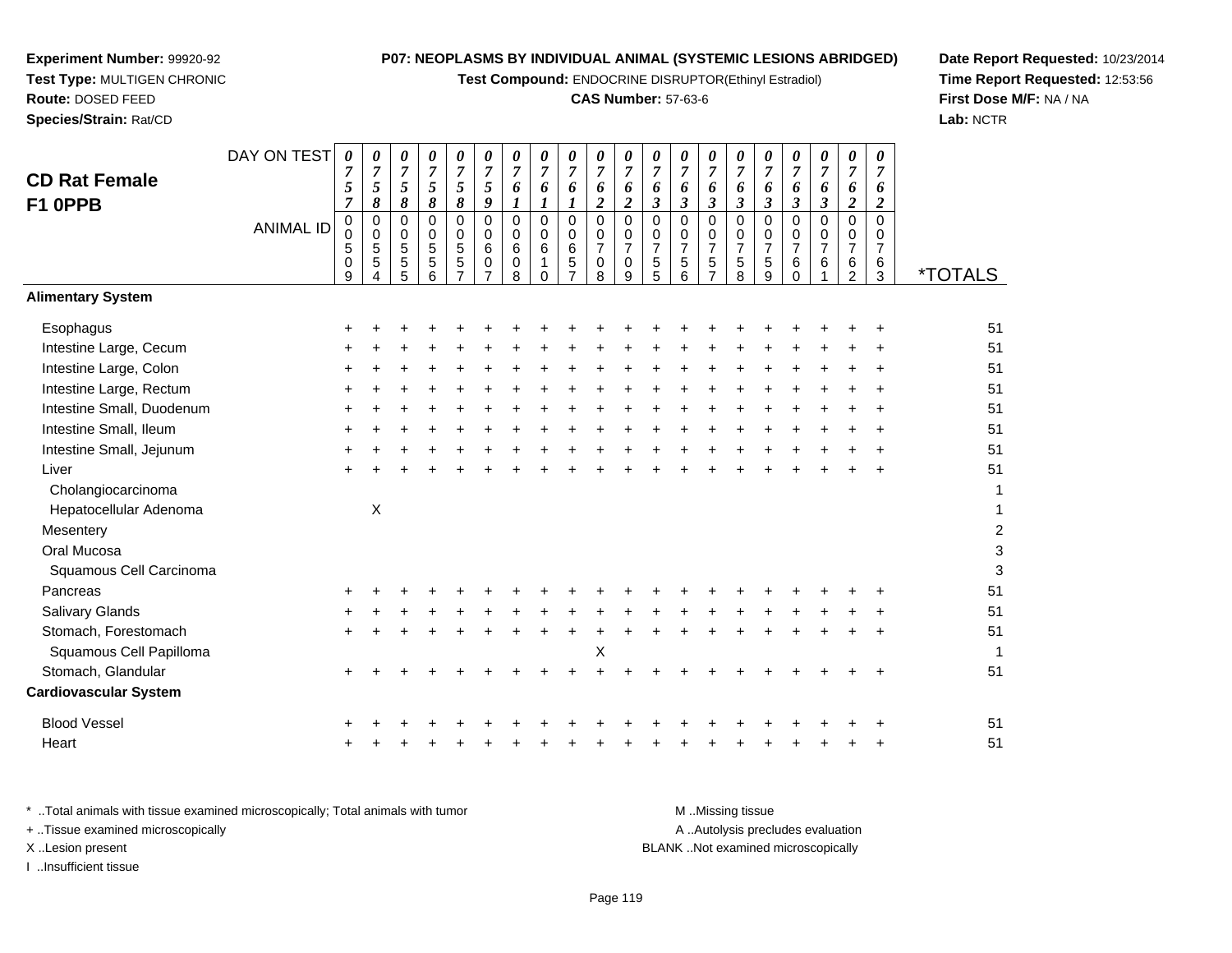**Experiment Number:** 99920-92
**Test Type:** MULTIGEN CHRONIC
**Route:** DOSED FEED
**Species/Strain:** Rat/CD

**P07: NEOPLASMS BY INDIVIDUAL ANIMAL (SYSTEMIC LESIONS ABRIDGED)**
**Test Compound:** ENDOCRINE DISRUPTOR(Ethinyl Estradiol)
**CAS Number:** 57-63-6

**Date Report Requested:** 10/23/2014
**Time Report Requested:** 12:53:56
**First Dose M/F:** NA / NA
**Lab:** NCTR

## CD Rat Female F1 0PPB

| DAY ON TEST | 0757 | 0758 | 0758 | 0758 | 0758 | 0759 | 0761 | 0761 | 0761 | 0762 | 0762 | 0763 | 0763 | 0763 | 0763 | 0763 | 0763 | 0763 | 0762 | 0762 | |
|---|---|---|---|---|---|---|---|---|---|---|---|---|---|---|---|---|---|---|---|---|---|
| **ANIMAL ID** | 00509 | 00554 | 00555 | 00556 | 00557 | 00607 | 00608 | 00610 | 00657 | 00708 | 00709 | 00755 | 00756 | 00757 | 00758 | 00759 | 00760 | 00761 | 00762 | 00763 | ***TOTALS** |
| **Alimentary System** | | | | | | | | | | | | | | | | | | | | | |
| Esophagus | + | + | + | + | + | + | + | + | + | + | + | + | + | + | + | + | + | + | + | + | 51 |
| Intestine Large, Cecum | + | + | + | + | + | + | + | + | + | + | + | + | + | + | + | + | + | + | + | + | 51 |
| Intestine Large, Colon | + | + | + | + | + | + | + | + | + | + | + | + | + | + | + | + | + | + | + | + | 51 |
| Intestine Large, Rectum | + | + | + | + | + | + | + | + | + | + | + | + | + | + | + | + | + | + | + | + | 51 |
| Intestine Small, Duodenum | + | + | + | + | + | + | + | + | + | + | + | + | + | + | + | + | + | + | + | + | 51 |
| Intestine Small, Ileum | + | + | + | + | + | + | + | + | + | + | + | + | + | + | + | + | + | + | + | + | 51 |
| Intestine Small, Jejunum | + | + | + | + | + | + | + | + | + | + | + | + | + | + | + | + | + | + | + | + | 51 |
| Liver | + | + | + | + | + | + | + | + | + | + | + | + | + | + | + | + | + | + | + | + | 51 |
| Cholangiocarcinoma | | | | | | | | | | | | | | | | | | | | | 1 |
| Hepatocellular Adenoma | | X | | | | | | | | | | | | | | | | | | | 1 |
| Mesentery | | | | | | | | | | | | | | | | | | | | | 2 |
| Oral Mucosa | | | | | | | | | | | | | | | | | | | | | 3 |
| Squamous Cell Carcinoma | | | | | | | | | | | | | | | | | | | | | 3 |
| Pancreas | + | + | + | + | + | + | + | + | + | + | + | + | + | + | + | + | + | + | + | + | 51 |
| Salivary Glands | + | + | + | + | + | + | + | + | + | + | + | + | + | + | + | + | + | + | + | + | 51 |
| Stomach, Forestomach | + | + | + | + | + | + | + | + | + | + | + | + | + | + | + | + | + | + | + | + | 51 |
| Squamous Cell Papilloma | | | | | | | | | | X | | | | | | | | | | | 1 |
| Stomach, Glandular | + | + | + | + | + | + | + | + | + | + | + | + | + | + | + | + | + | + | + | + | 51 |
| **Cardiovascular System** | | | | | | | | | | | | | | | | | | | | | |
| Blood Vessel | + | + | + | + | + | + | + | + | + | + | + | + | + | + | + | + | + | + | + | + | 51 |
| Heart | + | + | + | + | + | + | + | + | + | + | + | + | + | + | + | + | + | + | + | + | 51 |

* ..Total animals with tissue examined microscopically; Total animals with tumor
+ ..Tissue examined microscopically
X ..Lesion present
I ..Insufficient tissue

M ..Missing tissue
A ..Autolysis precludes evaluation
BLANK ..Not examined microscopically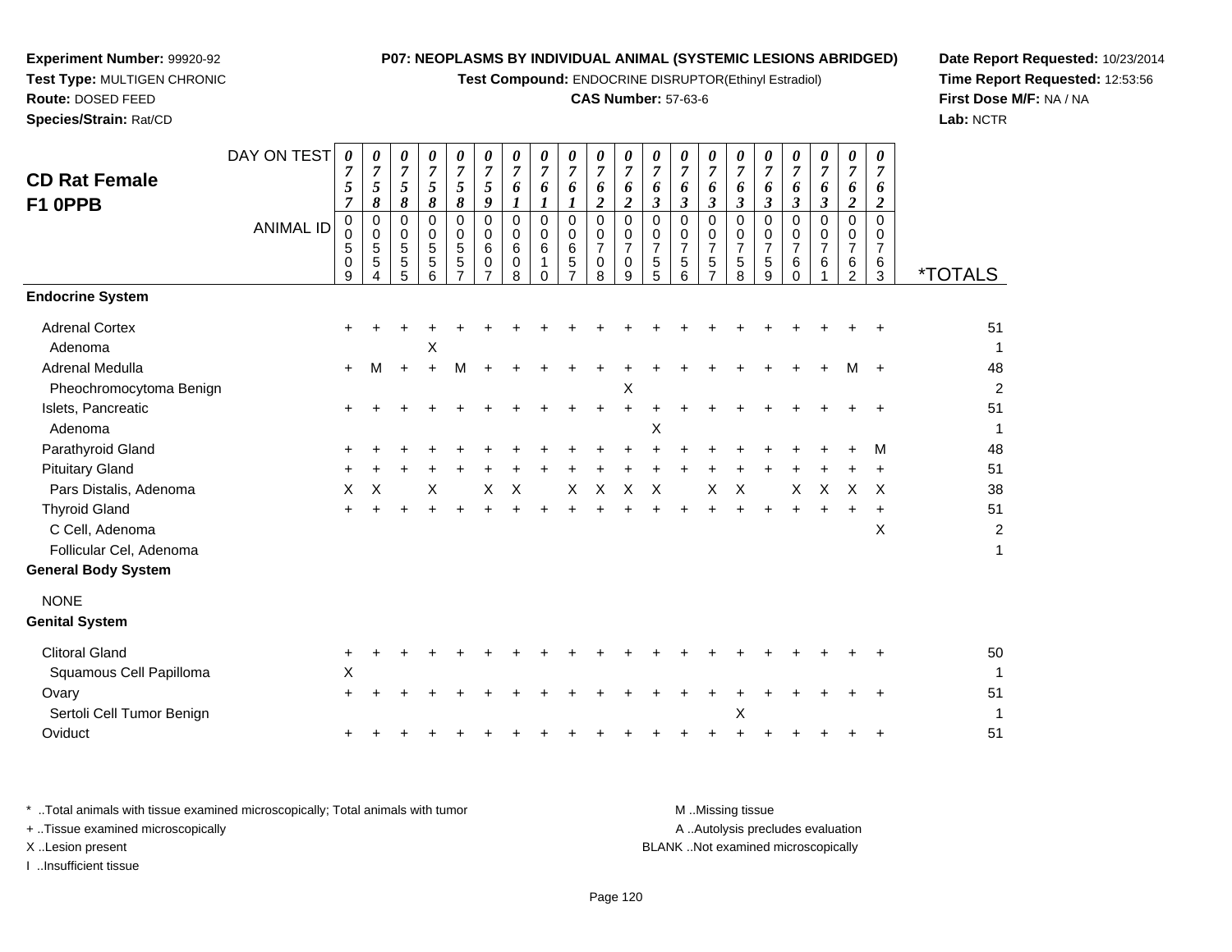**Experiment Number:** 99920-92
**Test Type:** MULTIGEN CHRONIC
**Route:** DOSED FEED
**Species/Strain:** Rat/CD

**P07: NEOPLASMS BY INDIVIDUAL ANIMAL (SYSTEMIC LESIONS ABRIDGED)**
**Test Compound:** ENDOCRINE DISRUPTOR(Ethinyl Estradiol)
**CAS Number:** 57-63-6

**Date Report Requested:** 10/23/2014
**Time Report Requested:** 12:53:56
**First Dose M/F:** NA / NA
**Lab:** NCTR

## CD Rat Female F1 0PPB

| DAY ON TEST | 0757 | 0758 | 0758 | 0758 | 0758 | 0759 | 0761 | 0761 | 0761 | 0762 | 0762 | 0763 | 0763 | 0763 | 0763 | 0763 | 0763 | 0763 | 0762 | 0762 | |
|---|---|---|---|---|---|---|---|---|---|---|---|---|---|---|---|---|---|---|---|---|---|
| **ANIMAL ID** | 00509 | 00554 | 00555 | 00556 | 00557 | 00607 | 00608 | 00610 | 00657 | 00708 | 00709 | 00755 | 00756 | 00757 | 00758 | 00759 | 00760 | 00761 | 00762 | 00763 | ***TOTALS** |
| **Endocrine System** | | | | | | | | | | | | | | | | | | | | | |
| Adrenal Cortex | + | + | + | + | + | + | + | + | + | + | + | + | + | + | + | + | + | + | + | + | 51 |
| Adenoma | | | | X | | | | | | | | | | | | | | | | | 1 |
| Adrenal Medulla | + | M | + | + | M | + | + | + | + | + | + | + | + | + | + | + | + | + | M | + | 48 |
| Pheochromocytoma Benign | | | | | | | | | | | X | | | | | | | | | | 2 |
| Islets, Pancreatic | + | + | + | + | + | + | + | + | + | + | + | + | + | + | + | + | + | + | + | + | 51 |
| Adenoma | | | | | | | | | | | | X | | | | | | | | | 1 |
| Parathyroid Gland | + | + | + | + | + | + | + | + | + | + | + | + | + | + | + | + | + | + | + | M | 48 |
| Pituitary Gland | + | + | + | + | + | + | + | + | + | + | + | + | + | + | + | + | + | + | + | + | 51 |
| Pars Distalis, Adenoma | X | X | | X | | X | X | | X | X | X | X | | X | X | | X | X | X | X | 38 |
| Thyroid Gland | + | + | + | + | + | + | + | + | + | + | + | + | + | + | + | + | + | + | + | + | 51 |
| C Cell, Adenoma | | | | | | | | | | | | | | | | | | | | X | 2 |
| Follicular Cel, Adenoma | | | | | | | | | | | | | | | | | | | | | 1 |
| **General Body System** | | | | | | | | | | | | | | | | | | | | | |
| NONE | | | | | | | | | | | | | | | | | | | | | |
| **Genital System** | | | | | | | | | | | | | | | | | | | | | |
| Clitoral Gland | + | + | + | + | + | + | + | + | + | + | + | + | + | + | + | + | + | + | + | + | 50 |
| Squamous Cell Papilloma | X | | | | | | | | | | | | | | | | | | | | 1 |
| Ovary | + | + | + | + | + | + | + | + | + | + | + | + | + | + | + | + | + | + | + | + | 51 |
| Sertoli Cell Tumor Benign | | | | | | | | | | | | | | | X | | | | | | 1 |
| Oviduct | + | + | + | + | + | + | + | + | + | + | + | + | + | + | + | + | + | + | + | + | 51 |

\* ..Total animals with tissue examined microscopically; Total animals with tumor
\+ ..Tissue examined microscopically
X ..Lesion present
I ..Insufficient tissue

M ..Missing tissue
A ..Autolysis precludes evaluation
BLANK ..Not examined microscopically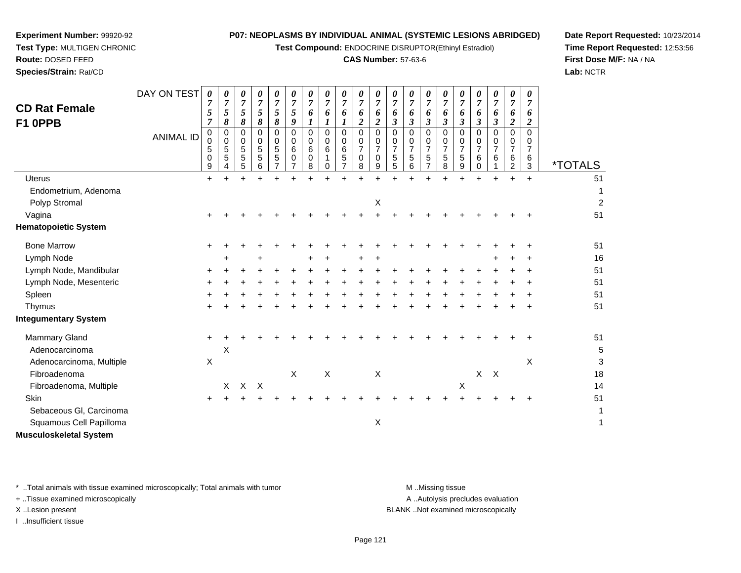**Experiment Number:** 99920-92
**Test Type:** MULTIGEN CHRONIC
**Route:** DOSED FEED
**Species/Strain:** Rat/CD

**P07: NEOPLASMS BY INDIVIDUAL ANIMAL (SYSTEMIC LESIONS ABRIDGED)**
**Test Compound:** ENDOCRINE DISRUPTOR(Ethinyl Estradiol)
**CAS Number:** 57-63-6

**Date Report Requested:** 10/23/2014
**Time Report Requested:** 12:53:56
**First Dose M/F:** NA / NA
**Lab:** NCTR

## CD Rat Female F1 0PPB

| DAY ON TEST | 0757 | 0758 | 0758 | 0758 | 0758 | 0759 | 0761 | 0761 | 0761 | 0762 | 0762 | 0763 | 0763 | 0763 | 0763 | 0763 | 0763 | 0763 | 0762 | 0762 | |
|---|---|---|---|---|---|---|---|---|---|---|---|---|---|---|---|---|---|---|---|---|---|
| ANIMAL ID | 00509 | 00554 | 00555 | 00556 | 00557 | 00607 | 00608 | 00610 | 00657 | 00708 | 00709 | 00755 | 00756 | 00757 | 00758 | 00759 | 00760 | 00761 | 00762 | 00763 | *TOTALS |
| Uterus | + | + | + | + | + | + | + | + | + | + | + | + | + | + | + | + | + | + | + | + | 51 |
| Endometrium, Adenoma | | | | | | | | | | | | | | | | | | | | | 1 |
| Polyp Stromal | | | | | | | | | | | X | | | | | | | | | | 2 |
| Vagina | + | + | + | + | + | + | + | + | + | + | + | + | + | + | + | + | + | + | + | + | 51 |
| **Hematopoietic System** | | | | | | | | | | | | | | | | | | | | | |
| Bone Marrow | + | + | + | + | + | + | + | + | + | + | + | + | + | + | + | + | + | + | + | + | 51 |
| Lymph Node | | + | | + | | | + | + | | + | + | | | | | | | + | + | + | 16 |
| Lymph Node, Mandibular | + | + | + | + | + | + | + | + | + | + | + | + | + | + | + | + | + | + | + | + | 51 |
| Lymph Node, Mesenteric | + | + | + | + | + | + | + | + | + | + | + | + | + | + | + | + | + | + | + | + | 51 |
| Spleen | + | + | + | + | + | + | + | + | + | + | + | + | + | + | + | + | + | + | + | + | 51 |
| Thymus | + | + | + | + | + | + | + | + | + | + | + | + | + | + | + | + | + | + | + | + | 51 |
| **Integumentary System** | | | | | | | | | | | | | | | | | | | | | |
| Mammary Gland | + | + | + | + | + | + | + | + | + | + | + | + | + | + | + | + | + | + | + | + | 51 |
| Adenocarcinoma | | X | | | | | | | | | | | | | | | | | | | 5 |
| Adenocarcinoma, Multiple | X | | | | | | | | | | | | | | | | | | | X | 3 |
| Fibroadenoma | | | | | | X | | X | | | X | | | | | | X | X | | | 18 |
| Fibroadenoma, Multiple | | X | X | X | | | | | | | | | | | | X | | | | | 14 |
| Skin | + | + | + | + | + | + | + | + | + | + | + | + | + | + | + | + | + | + | + | + | 51 |
| Sebaceous Gl, Carcinoma | | | | | | | | | | | | | | | | | | | | | 1 |
| Squamous Cell Papilloma | | | | | | | | | | | X | | | | | | | | | | 1 |
| **Musculoskeletal System** | | | | | | | | | | | | | | | | | | | | | |

\* ..Total animals with tissue examined microscopically; Total animals with tumor
+ ..Tissue examined microscopically
X ..Lesion present
I ..Insufficient tissue

M ..Missing tissue
A ..Autolysis precludes evaluation
BLANK ..Not examined microscopically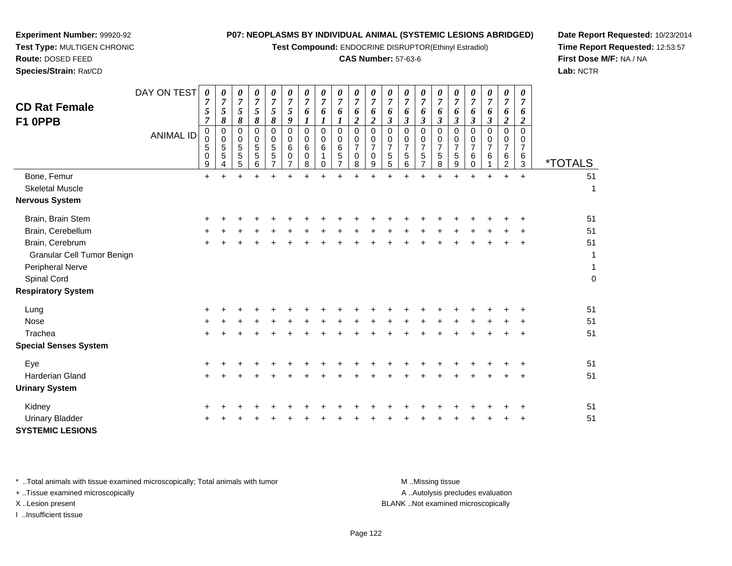**Experiment Number:** 99920-92
**Test Type:** MULTIGEN CHRONIC
**Route:** DOSED FEED
**Species/Strain:** Rat/CD

**P07: NEOPLASMS BY INDIVIDUAL ANIMAL (SYSTEMIC LESIONS ABRIDGED)**
**Test Compound:** ENDOCRINE DISRUPTOR(Ethinyl Estradiol)
**CAS Number:** 57-63-6

**Date Report Requested:** 10/23/2014
**Time Report Requested:** 12:53:57
**First Dose M/F:** NA / NA
**Lab:** NCTR

## CD Rat Female F1 0PPB

| DAY ON TEST | 0757 | 0758 | 0758 | 0758 | 0758 | 0759 | 0761 | 0761 | 0761 | 0762 | 0762 | 0763 | 0763 | 0763 | 0763 | 0763 | 0763 | 0763 | 0762 | 0762 | |
|---|---|---|---|---|---|---|---|---|---|---|---|---|---|---|---|---|---|---|---|---|---|
| **ANIMAL ID** | 00509 | 00554 | 00555 | 00556 | 00557 | 00607 | 00608 | 00610 | 00657 | 00708 | 00709 | 00755 | 00756 | 00757 | 00758 | 00759 | 00760 | 00761 | 00762 | 00763 | ***TOTALS** |
| Bone, Femur | + | + | + | + | + | + | + | + | + | + | + | + | + | + | + | + | + | + | + | + | 51 |
| Skeletal Muscle | | | | | | | | | | | | | | | | | | | | | 1 |
| **Nervous System** | | | | | | | | | | | | | | | | | | | | | |
| Brain, Brain Stem | + | + | + | + | + | + | + | + | + | + | + | + | + | + | + | + | + | + | + | + | 51 |
| Brain, Cerebellum | + | + | + | + | + | + | + | + | + | + | + | + | + | + | + | + | + | + | + | + | 51 |
| Brain, Cerebrum | + | + | + | + | + | + | + | + | + | + | + | + | + | + | + | + | + | + | + | + | 51 |
| Granular Cell Tumor Benign | | | | | | | | | | | | | | | | | | | | | 1 |
| Peripheral Nerve | | | | | | | | | | | | | | | | | | | | | 1 |
| Spinal Cord | | | | | | | | | | | | | | | | | | | | | 0 |
| **Respiratory System** | | | | | | | | | | | | | | | | | | | | | |
| Lung | + | + | + | + | + | + | + | + | + | + | + | + | + | + | + | + | + | + | + | + | 51 |
| Nose | + | + | + | + | + | + | + | + | + | + | + | + | + | + | + | + | + | + | + | + | 51 |
| Trachea | + | + | + | + | + | + | + | + | + | + | + | + | + | + | + | + | + | + | + | + | 51 |
| **Special Senses System** | | | | | | | | | | | | | | | | | | | | | |
| Eye | + | + | + | + | + | + | + | + | + | + | + | + | + | + | + | + | + | + | + | + | 51 |
| Harderian Gland | + | + | + | + | + | + | + | + | + | + | + | + | + | + | + | + | + | + | + | + | 51 |
| **Urinary System** | | | | | | | | | | | | | | | | | | | | | |
| Kidney | + | + | + | + | + | + | + | + | + | + | + | + | + | + | + | + | + | + | + | + | 51 |
| Urinary Bladder | + | + | + | + | + | + | + | + | + | + | + | + | + | + | + | + | + | + | + | + | 51 |
| **SYSTEMIC LESIONS** | | | | | | | | | | | | | | | | | | | | | |

\* ..Total animals with tissue examined microscopically; Total animals with tumor
+ ..Tissue examined microscopically
X ..Lesion present
I ..Insufficient tissue

M ..Missing tissue
A ..Autolysis precludes evaluation
BLANK ..Not examined microscopically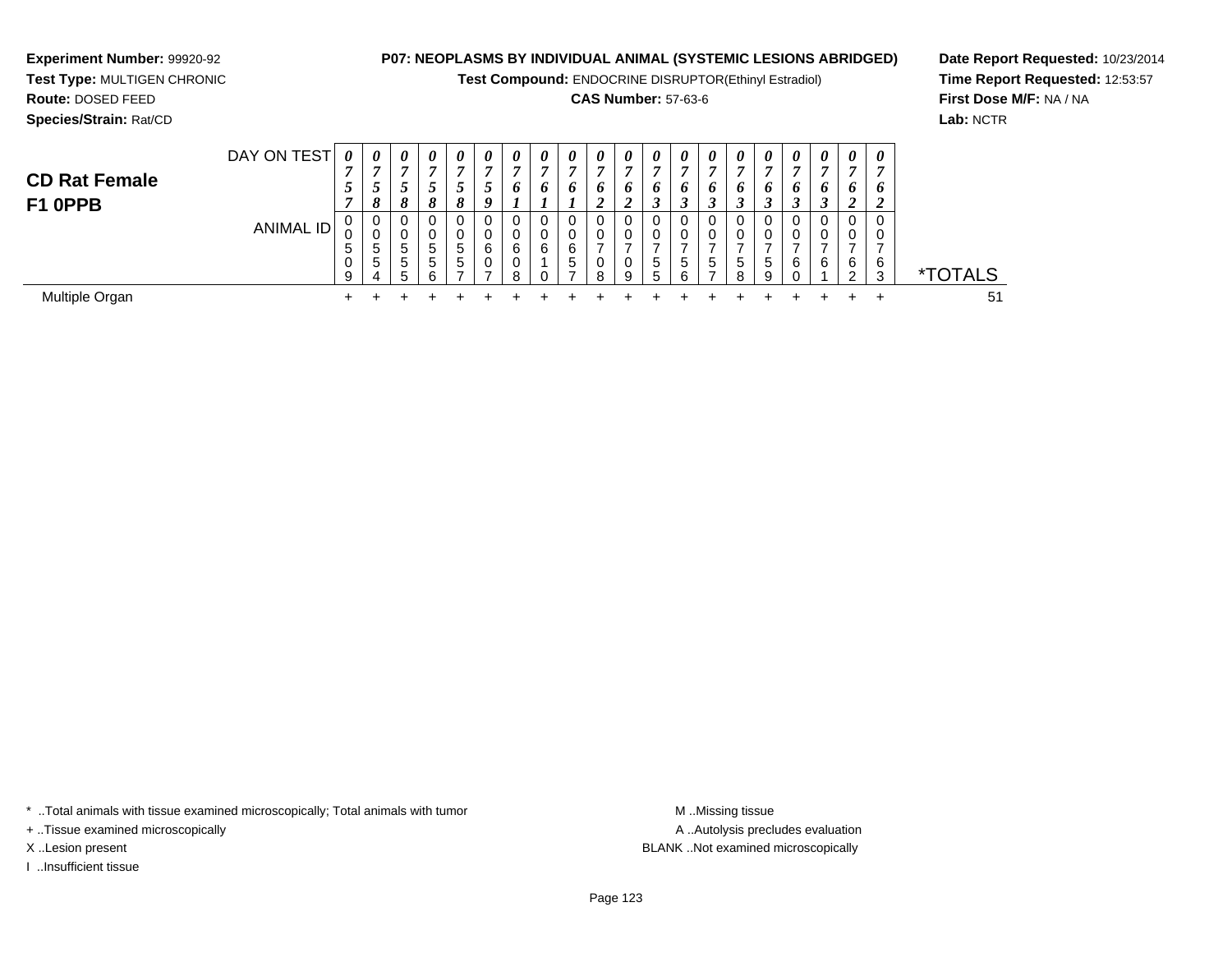**Experiment Number:** 99920-92
**Test Type:** MULTIGEN CHRONIC
**Route:** DOSED FEED
**Species/Strain:** Rat/CD

**P07: NEOPLASMS BY INDIVIDUAL ANIMAL (SYSTEMIC LESIONS ABRIDGED)**
**Test Compound:** ENDOCRINE DISRUPTOR(Ethinyl Estradiol)
**CAS Number:** 57-63-6

**Date Report Requested:** 10/23/2014
**Time Report Requested:** 12:53:57
**First Dose M/F:** NA / NA
**Lab:** NCTR

## CD Rat Female F1 0PPB

| DAY ON TEST | 0757 | 0758 | 0758 | 0758 | 0758 | 0759 | 0761 | 0761 | 0761 | 0762 | 0762 | 0763 | 0763 | 0763 | 0763 | 0763 | 0763 | 0763 | 0762 | 0762 | |
|---|---|---|---|---|---|---|---|---|---|---|---|---|---|---|---|---|---|---|---|---|---|
| ANIMAL ID | 00509 | 00554 | 00555 | 00556 | 00557 | 00607 | 00608 | 00610 | 00657 | 00708 | 00709 | 00755 | 00756 | 00757 | 00758 | 00759 | 00760 | 00761 | 00762 | 00763 | *TOTALS |
| Multiple Organ | + | + | + | + | + | + | + | + | + | + | + | + | + | + | + | + | + | + | + | + | 51 |

* ..Total animals with tissue examined microscopically; Total animals with tumor
+ ..Tissue examined microscopically
X ..Lesion present
I ..Insufficient tissue

M ..Missing tissue
A ..Autolysis precludes evaluation
BLANK ..Not examined microscopically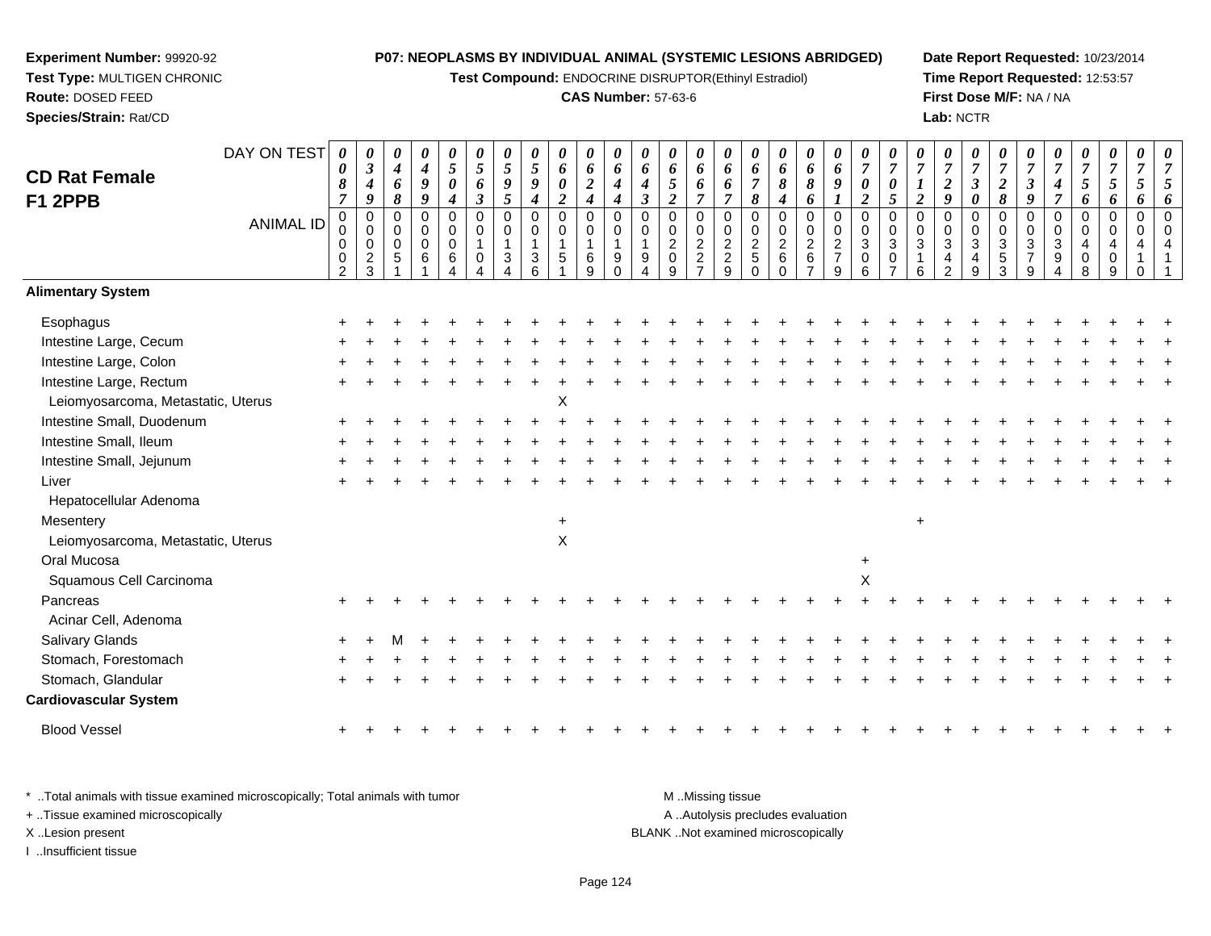**Experiment Number:** 99920-92
**Test Type:** MULTIGEN CHRONIC
**Route:** DOSED FEED
**Species/Strain:** Rat/CD

**P07: NEOPLASMS BY INDIVIDUAL ANIMAL (SYSTEMIC LESIONS ABRIDGED)**
**Test Compound:** ENDOCRINE DISRUPTOR(Ethinyl Estradiol)
**CAS Number:** 57-63-6

**Date Report Requested:** 10/23/2014
**Time Report Requested:** 12:53:57
**First Dose M/F:** NA / NA
**Lab:** NCTR

## CD Rat Female F1 2PPB

| DAY ON TEST | 0087 | 0349 | 0468 | 0499 | 0504 | 0563 | 0595 | 0594 | 0602 | 0624 | 0644 | 0643 | 0652 | 0667 | 0667 | 0678 | 0684 | 0686 | 0691 | 0702 | 0705 | 0712 | 0729 | 0730 | 0728 | 0739 | 0747 | 0756 | 0756 | 0756 |
|---|---|---|---|---|---|---|---|---|---|---|---|---|---|---|---|---|---|---|---|---|---|---|---|---|---|---|---|---|---|---|
| **ANIMAL ID** | 00002 | 00023 | 00051 | 00061 | 00064 | 00104 | 00134 | 00136 | 00151 | 00169 | 00190 | 00194 | 00209 | 00227 | 00229 | 00250 | 00260 | 00267 | 00279 | 00306 | 00307 | 00316 | 00342 | 00349 | 00353 | 00379 | 00394 | 00408 | 00409 | 00410 |
| **Alimentary System** | | | | | | | | | | | | | | | | | | | | | | | | | | | | | | |
| Esophagus | + | + | + | + | + | + | + | + | + | + | + | + | + | + | + | + | + | + | + | + | + | + | + | + | + | + | + | + | + | + |
| Intestine Large, Cecum | + | + | + | + | + | + | + | + | + | + | + | + | + | + | + | + | + | + | + | + | + | + | + | + | + | + | + | + | + | + |
| Intestine Large, Colon | + | + | + | + | + | + | + | + | + | + | + | + | + | + | + | + | + | + | + | + | + | + | + | + | + | + | + | + | + | + |
| Intestine Large, Rectum | + | + | + | + | + | + | + | + | + | + | + | + | + | + | + | + | + | + | + | + | + | + | + | + | + | + | + | + | + | + |
| Leiomyosarcoma, Metastatic, Uterus | | | | | | | | | X | | | | | | | | | | | | | | | | | | | | | |
| Intestine Small, Duodenum | + | + | + | + | + | + | + | + | + | + | + | + | + | + | + | + | + | + | + | + | + | + | + | + | + | + | + | + | + | + |
| Intestine Small, Ileum | + | + | + | + | + | + | + | + | + | + | + | + | + | + | + | + | + | + | + | + | + | + | + | + | + | + | + | + | + | + |
| Intestine Small, Jejunum | + | + | + | + | + | + | + | + | + | + | + | + | + | + | + | + | + | + | + | + | + | + | + | + | + | + | + | + | + | + |
| Liver | + | + | + | + | + | + | + | + | + | + | + | + | + | + | + | + | + | + | + | + | + | + | + | + | + | + | + | + | + | + |
| Hepatocellular Adenoma | | | | | | | | | | | | | | | | | | | | | | | | | | | | | | |
| Mesentery | | | | | | | | | + | | | | | | | | | | | | | + | | | | | | | | |
| Leiomyosarcoma, Metastatic, Uterus | | | | | | | | | X | | | | | | | | | | | | | | | | | | | | | |
| Oral Mucosa | | | | | | | | | | | | | | | | | | | | + | | | | | | | | | | |
| Squamous Cell Carcinoma | | | | | | | | | | | | | | | | | | | | X | | | | | | | | | | |
| Pancreas | + | + | + | + | + | + | + | + | + | + | + | + | + | + | + | + | + | + | + | + | + | + | + | + | + | + | + | + | + | + |
| Acinar Cell, Adenoma | | | | | | | | | | | | | | | | | | | | | | | | | | | | | | |
| Salivary Glands | + | + | M | + | + | + | + | + | + | + | + | + | + | + | + | + | + | + | + | + | + | + | + | + | + | + | + | + | + | + |
| Stomach, Forestomach | + | + | + | + | + | + | + | + | + | + | + | + | + | + | + | + | + | + | + | + | + | + | + | + | + | + | + | + | + | + |
| Stomach, Glandular | + | + | + | + | + | + | + | + | + | + | + | + | + | + | + | + | + | + | + | + | + | + | + | + | + | + | + | + | + | + |
| **Cardiovascular System** | | | | | | | | | | | | | | | | | | | | | | | | | | | | | | |
| Blood Vessel | + | + | + | + | + | + | + | + | + | + | + | + | + | + | + | + | + | + | + | + | + | + | + | + | + | + | + | + | + | + |

\* ..Total animals with tissue examined microscopically; Total animals with tumor
+ ..Tissue examined microscopically
X ..Lesion present
I ..Insufficient tissue

M ..Missing tissue
A ..Autolysis precludes evaluation
BLANK ..Not examined microscopically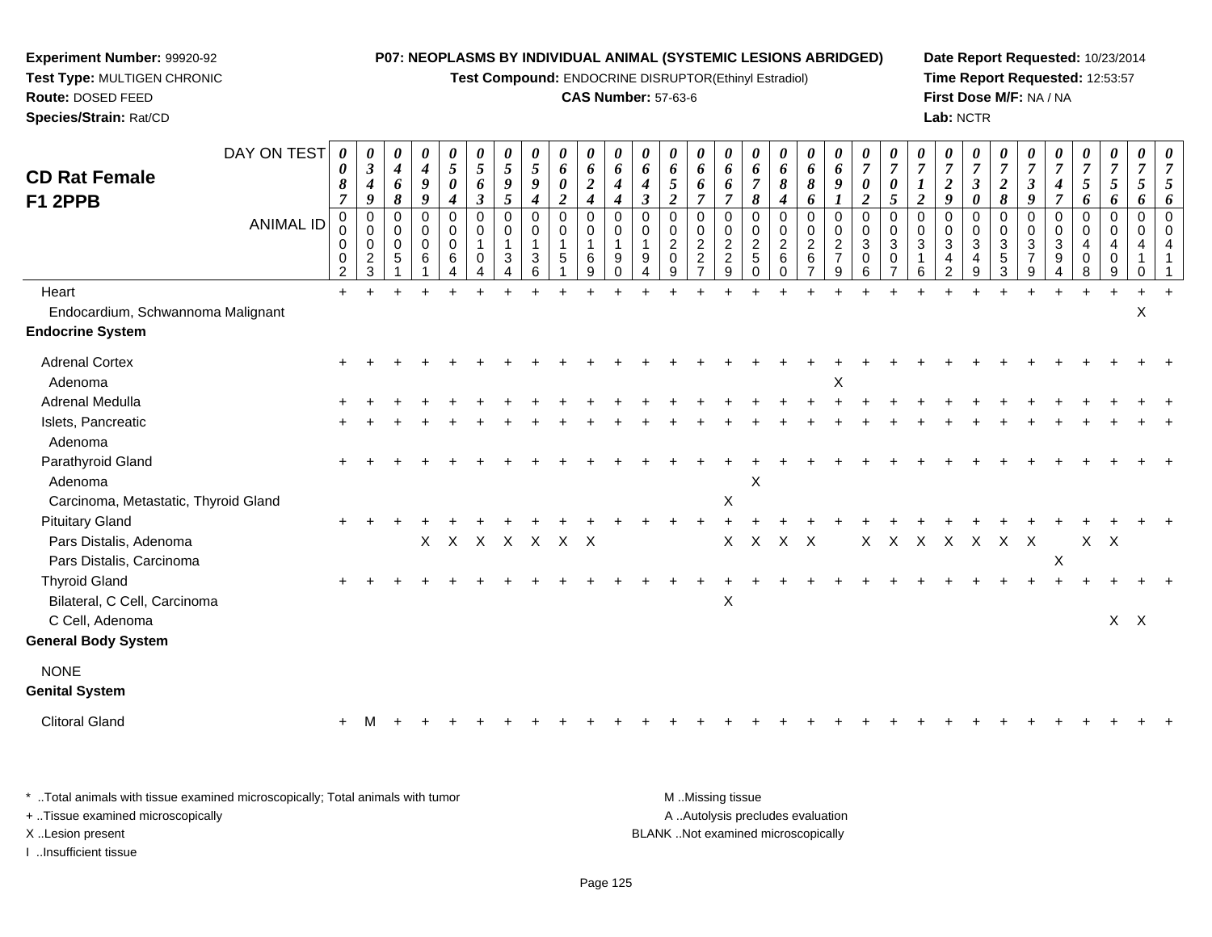**Experiment Number:** 99920-92
**Test Type:** MULTIGEN CHRONIC
**Route:** DOSED FEED
**Species/Strain:** Rat/CD

**P07: NEOPLASMS BY INDIVIDUAL ANIMAL (SYSTEMIC LESIONS ABRIDGED)**
**Test Compound:** ENDOCRINE DISRUPTOR(Ethinyl Estradiol)
**CAS Number:** 57-63-6

**Date Report Requested:** 10/23/2014
**Time Report Requested:** 12:53:57
**First Dose M/F:** NA / NA
**Lab:** NCTR

## CD Rat Female F1 2PPB

| DAY ON TEST | 0087 | 0349 | 0468 | 0499 | 0504 | 0563 | 0595 | 0594 | 0602 | 0624 | 0644 | 0643 | 0652 | 0667 | 0667 | 0678 | 0684 | 0686 | 0691 | 0702 | 0705 | 0712 | 0729 | 0730 | 0728 | 0739 | 0747 | 0756 | 0756 | 0756 | 0756 |
|---|---|---|---|---|---|---|---|---|---|---|---|---|---|---|---|---|---|---|---|---|---|---|---|---|---|---|---|---|---|---|---|
| **ANIMAL ID** | 00002 | 00023 | 00051 | 00061 | 00064 | 00104 | 00134 | 00136 | 00151 | 00169 | 00190 | 00194 | 00209 | 00227 | 00229 | 00250 | 00260 | 00267 | 00279 | 00306 | 00307 | 00316 | 00342 | 00349 | 00353 | 00379 | 00394 | 00408 | 00409 | 00410 | 00411 |
| Heart | + | + | + | + | + | + | + | + | + | + | + | + | + | + | + | + | + | + | + | + | + | + | + | + | + | + | + | + | + | + | + |
| Endocardium, Schwannoma Malignant | | | | | | | | | | | | | | | | | | | | | | | | | | | | | | X | |
| **Endocrine System** | | | | | | | | | | | | | | | | | | | | | | | | | | | | | | | |
| Adrenal Cortex | + | + | + | + | + | + | + | + | + | + | + | + | + | + | + | + | + | + | + | + | + | + | + | + | + | + | + | + | + | + | + |
| Adenoma | | | | | | | | | | | | | | | | | | | X | | | | | | | | | | | | |
| Adrenal Medulla | + | + | + | + | + | + | + | + | + | + | + | + | + | + | + | + | + | + | + | + | + | + | + | + | + | + | + | + | + | + | + |
| Islets, Pancreatic | + | + | + | + | + | + | + | + | + | + | + | + | + | + | + | + | + | + | + | + | + | + | + | + | + | + | + | + | + | + | + |
| Adenoma | | | | | | | | | | | | | | | | | | | | | | | | | | | | | | | |
| Parathyroid Gland | + | + | + | + | + | + | + | + | + | + | + | + | + | + | + | + | + | + | + | + | + | + | + | + | + | + | + | + | + | + | + |
| Adenoma | | | | | | | | | | | | | | | | X | | | | | | | | | | | | | | | |
| Carcinoma, Metastatic, Thyroid Gland | | | | | | | | | | | | | | | X | | | | | | | | | | | | | | | | |
| Pituitary Gland | + | + | + | + | + | + | + | + | + | + | + | + | + | + | + | + | + | + | + | + | + | + | + | + | + | + | + | + | + | + | + |
| Pars Distalis, Adenoma | | | | X | X | X | X | X | X | X | | | | | X | X | X | X | | X | X | X | X | X | X | X | | X | X | | |
| Pars Distalis, Carcinoma | | | | | | | | | | | | | | | | | | | | | | | | | | | X | | | | |
| Thyroid Gland | + | + | + | + | + | + | + | + | + | + | + | + | + | + | + | + | + | + | + | + | + | + | + | + | + | + | + | + | + | + | + |
| Bilateral, C Cell, Carcinoma | | | | | | | | | | | | | | | X | | | | | | | | | | | | | | | | |
| C Cell, Adenoma | | | | | | | | | | | | | | | | | | | | | | | | | | | | | X | X | |
| **General Body System** | | | | | | | | | | | | | | | | | | | | | | | | | | | | | | | |
| NONE | | | | | | | | | | | | | | | | | | | | | | | | | | | | | | | |
| **Genital System** | | | | | | | | | | | | | | | | | | | | | | | | | | | | | | | |
| Clitoral Gland | + | M | + | + | + | + | + | + | + | + | + | + | + | + | + | + | + | + | + | + | + | + | + | + | + | + | + | + | + | + | + |

\* ..Total animals with tissue examined microscopically; Total animals with tumor
\+ ..Tissue examined microscopically
X ..Lesion present
I ..Insufficient tissue

M ..Missing tissue
A ..Autolysis precludes evaluation
BLANK ..Not examined microscopically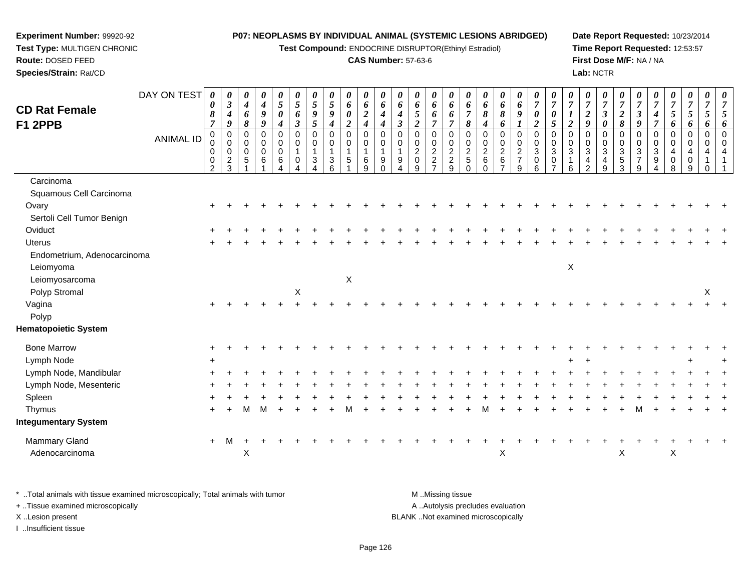**Experiment Number:** 99920-92
**Test Type:** MULTIGEN CHRONIC
**Route:** DOSED FEED
**Species/Strain:** Rat/CD

**P07: NEOPLASMS BY INDIVIDUAL ANIMAL (SYSTEMIC LESIONS ABRIDGED)**
**Test Compound:** ENDOCRINE DISRUPTOR(Ethinyl Estradiol)
**CAS Number:** 57-63-6

**Date Report Requested:** 10/23/2014
**Time Report Requested:** 12:53:57
**First Dose M/F:** NA / NA
**Lab:** NCTR

## CD Rat Female F1 2PPB

| DAY ON TEST | 0087 | 0349 | 0468 | 0499 | 0504 | 0563 | 0595 | 0594 | 0602 | 0624 | 0644 | 0643 | 0652 | 0667 | 0667 | 0678 | 0684 | 0686 | 0691 | 0702 | 0705 | 0712 | 0729 | 0730 | 0728 | 0739 | 0747 | 0756 | 0756 | 0756 | 0756 |
|---|---|---|---|---|---|---|---|---|---|---|---|---|---|---|---|---|---|---|---|---|---|---|---|---|---|---|---|---|---|---|---|
| **ANIMAL ID** | 00002 | 00023 | 00051 | 00061 | 00064 | 00104 | 00134 | 00136 | 00151 | 00169 | 00190 | 00194 | 00209 | 00227 | 00229 | 00250 | 00260 | 00267 | 00279 | 00306 | 00307 | 00316 | 00342 | 00349 | 00353 | 00379 | 00394 | 00408 | 00409 | 00410 | 00411 |
| Carcinoma | | | | | | | | | | | | | | | | | | | | | | | | | | | | | | | |
| Squamous Cell Carcinoma | | | | | | | | | | | | | | | | | | | | | | | | | | | | | | | |
| Ovary | + | + | + | + | + | + | + | + | + | + | + | + | + | + | + | + | + | + | + | + | + | + | + | + | + | + | + | + | + | + | + |
| Sertoli Cell Tumor Benign | | | | | | | | | | | | | | | | | | | | | | | | | | | | | | | |
| Oviduct | + | + | + | + | + | + | + | + | + | + | + | + | + | + | + | + | + | + | + | + | + | + | + | + | + | + | + | + | + | + | + |
| Uterus | + | + | + | + | + | + | + | + | + | + | + | + | + | + | + | + | + | + | + | + | + | + | + | + | + | + | + | + | + | + | + |
| Endometrium, Adenocarcinoma | | | | | | | | | | | | | | | | | | | | | | | | | | | | | | | |
| Leiomyoma | | | | | | | | | | | | | | | | | | | | | | X | | | | | | | | | |
| Leiomyosarcoma | | | | | | | | | X | | | | | | | | | | | | | | | | | | | | | | |
| Polyp Stromal | | | | | | X | | | | | | | | | | | | | | | | | | | | | | | | X | |
| Vagina | + | + | + | + | + | + | + | + | + | + | + | + | + | + | + | + | + | + | + | + | + | + | + | + | + | + | + | + | + | + | + |
| Polyp | | | | | | | | | | | | | | | | | | | | | | | | | | | | | | | |
| **Hematopoietic System** | | | | | | | | | | | | | | | | | | | | | | | | | | | | | | | |
| Bone Marrow | + | + | + | + | + | + | + | + | + | + | + | + | + | + | + | + | + | + | + | + | + | + | + | + | + | + | + | + | + | + | + |
| Lymph Node | + | | | | | | | | | | | | | | | | | | | | | + | + | | | | | | + | | + |
| Lymph Node, Mandibular | + | + | + | + | + | + | + | + | + | + | + | + | + | + | + | + | + | + | + | + | + | + | + | + | + | + | + | + | + | + | + |
| Lymph Node, Mesenteric | + | + | + | + | + | + | + | + | + | + | + | + | + | + | + | + | + | + | + | + | + | + | + | + | + | + | + | + | + | + | + |
| Spleen | + | + | + | + | + | + | + | + | + | + | + | + | + | + | + | + | + | + | + | + | + | + | + | + | + | + | + | + | + | + | + |
| Thymus | + | + | M | M | + | + | + | + | M | + | + | + | + | + | + | + | M | + | + | + | + | + | + | + | + | M | + | + | + | + | + |
| **Integumentary System** | | | | | | | | | | | | | | | | | | | | | | | | | | | | | | | |
| Mammary Gland | + | M | + | + | + | + | + | + | + | + | + | + | + | + | + | + | + | + | + | + | + | + | + | + | + | + | + | + | + | + | + |
| Adenocarcinoma | | | X | | | | | | | | | | | | | | | X | | | | | | | X | | | X | | | |

\* ..Total animals with tissue examined microscopically; Total animals with tumor
+ ..Tissue examined microscopically
X ..Lesion present
I ..Insufficient tissue
M ..Missing tissue
A ..Autolysis precludes evaluation
BLANK ..Not examined microscopically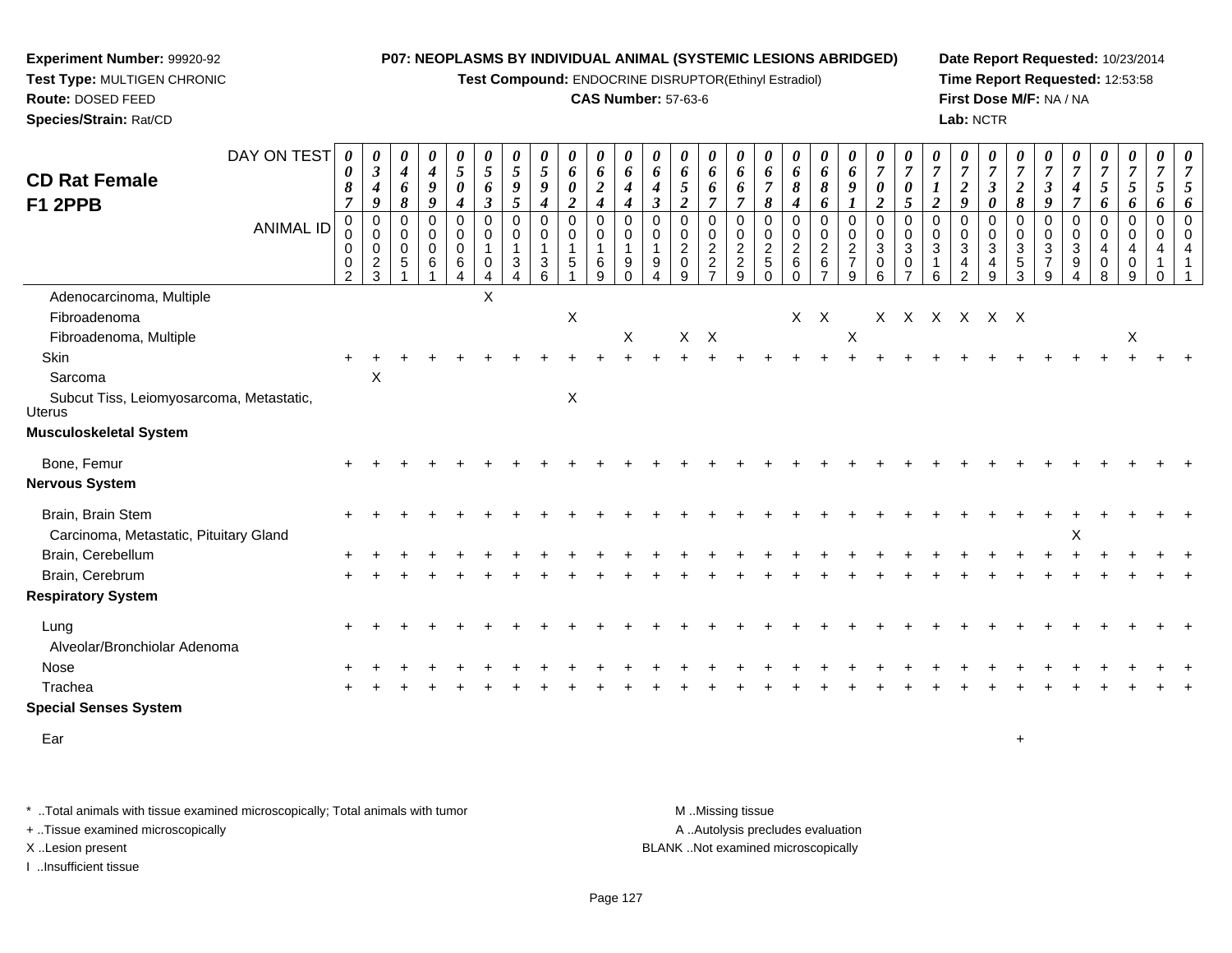**Experiment Number:** 99920-92
**Test Type:** MULTIGEN CHRONIC
**Route:** DOSED FEED
**Species/Strain:** Rat/CD

**P07: NEOPLASMS BY INDIVIDUAL ANIMAL (SYSTEMIC LESIONS ABRIDGED)**
**Test Compound:** ENDOCRINE DISRUPTOR(Ethinyl Estradiol)
**CAS Number:** 57-63-6

**Date Report Requested:** 10/23/2014
**Time Report Requested:** 12:53:58
**First Dose M/F:** NA / NA
**Lab:** NCTR

## CD Rat Female F1 2PPB

| DAY ON TEST | 0087 | 0349 | 0468 | 0499 | 0504 | 0563 | 0595 | 0594 | 0602 | 0624 | 0644 | 0643 | 0652 | 0667 | 0667 | 0678 | 0684 | 0686 | 0691 | 0702 | 0705 | 0712 | 0729 | 0730 | 0728 | 0739 | 0747 | 0756 | 0756 | 0756 | 0756 |
|---|---|---|---|---|---|---|---|---|---|---|---|---|---|---|---|---|---|---|---|---|---|---|---|---|---|---|---|---|---|---|---|
| **ANIMAL ID** | 00002 | 00023 | 00051 | 00061 | 00064 | 00104 | 00134 | 00136 | 00151 | 00169 | 00190 | 00194 | 00209 | 00227 | 00229 | 00250 | 00260 | 00267 | 00279 | 00306 | 00307 | 00316 | 00342 | 00349 | 00353 | 00379 | 00394 | 00408 | 00409 | 00410 | 00411 |
| Adenocarcinoma, Multiple | | | | | | X | | | | | | | | | | | | | | | | | | | | | | | | | |
| Fibroadenoma | | | | | | | | | X | | | | | | | | X | X | | X | X | X | X | X | X | | | | | | |
| Fibroadenoma, Multiple | | | | | | | | | | | X | | X | X | | | | | X | | | | | | | | | | X | | |
| Skin | + | + | + | + | + | + | + | + | + | + | + | + | + | + | + | + | + | + | + | + | + | + | + | + | + | + | + | + | + | + | + |
| Sarcoma | | X | | | | | | | | | | | | | | | | | | | | | | | | | | | | | |
| Subcut Tiss, Leiomyosarcoma, Metastatic, Uterus | | | | | | | | | X | | | | | | | | | | | | | | | | | | | | | | |
| **Musculoskeletal System** | | | | | | | | | | | | | | | | | | | | | | | | | | | | | | | |
| Bone, Femur | + | + | + | + | + | + | + | + | + | + | + | + | + | + | + | + | + | + | + | + | + | + | + | + | + | + | + | + | + | + | + |
| **Nervous System** | | | | | | | | | | | | | | | | | | | | | | | | | | | | | | | |
| Brain, Brain Stem | + | + | + | + | + | + | + | + | + | + | + | + | + | + | + | + | + | + | + | + | + | + | + | + | + | + | + | + | + | + | + |
| Carcinoma, Metastatic, Pituitary Gland | | | | | | | | | | | | | | | | | | | | | | | | | | | X | | | | |
| Brain, Cerebellum | + | + | + | + | + | + | + | + | + | + | + | + | + | + | + | + | + | + | + | + | + | + | + | + | + | + | + | + | + | + | + |
| Brain, Cerebrum | + | + | + | + | + | + | + | + | + | + | + | + | + | + | + | + | + | + | + | + | + | + | + | + | + | + | + | + | + | + | + |
| **Respiratory System** | | | | | | | | | | | | | | | | | | | | | | | | | | | | | | | |
| Lung | + | + | + | + | + | + | + | + | + | + | + | + | + | + | + | + | + | + | + | + | + | + | + | + | + | + | + | + | + | + | + |
| Alveolar/Bronchiolar Adenoma | | | | | | | | | | | | | | | | | | | | | | | | | | | | | | | |
| Nose | + | + | + | + | + | + | + | + | + | + | + | + | + | + | + | + | + | + | + | + | + | + | + | + | + | + | + | + | + | + | + |
| Trachea | + | + | + | + | + | + | + | + | + | + | + | + | + | + | + | + | + | + | + | + | + | + | + | + | + | + | + | + | + | + | + |
| **Special Senses System** | | | | | | | | | | | | | | | | | | | | | | | | | | | | | | | |
| Ear | | | | | | | | | | | | | | | | | | | | | | | | | + | | | | | | |

* ..Total animals with tissue examined microscopically; Total animals with tumor
+ ..Tissue examined microscopically
X ..Lesion present
I ..Insufficient tissue

M ..Missing tissue
A ..Autolysis precludes evaluation
BLANK ..Not examined microscopically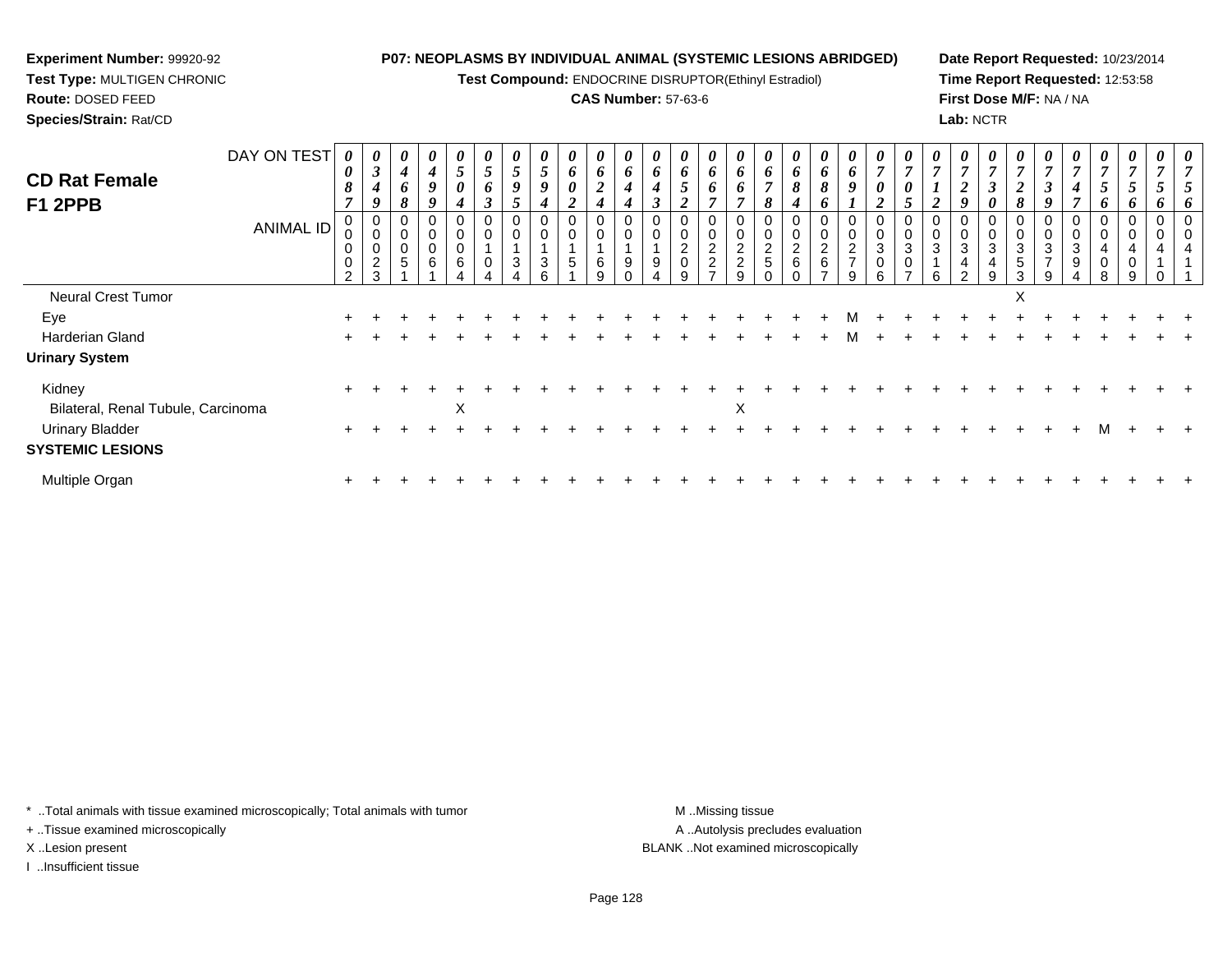**Experiment Number:** 99920-92
**Test Type:** MULTIGEN CHRONIC
**Route:** DOSED FEED
**Species/Strain:** Rat/CD

**P07: NEOPLASMS BY INDIVIDUAL ANIMAL (SYSTEMIC LESIONS ABRIDGED)**
**Test Compound:** ENDOCRINE DISRUPTOR(Ethinyl Estradiol)
**CAS Number:** 57-63-6

**Date Report Requested:** 10/23/2014
**Time Report Requested:** 12:53:58
**First Dose M/F:** NA / NA
**Lab:** NCTR

## CD Rat Female F1 2PPB

| DAY ON TEST | 0087 | 0349 | 0468 | 0499 | 0504 | 0563 | 0595 | 0594 | 0602 | 0624 | 0644 | 0643 | 0652 | 0667 | 0667 | 0678 | 0684 | 0686 | 0691 | 0702 | 0705 | 0712 | 0729 | 0730 | 0728 | 0739 | 0747 | 0756 | 0756 | 0756 | 0756 |
|---|---|---|---|---|---|---|---|---|---|---|---|---|---|---|---|---|---|---|---|---|---|---|---|---|---|---|---|---|---|---|---|
| **ANIMAL ID** | 0002 | 0023 | 0051 | 0061 | 0064 | 0104 | 0134 | 0136 | 0151 | 0169 | 0190 | 0194 | 0209 | 0227 | 0229 | 0250 | 0260 | 0267 | 0279 | 0306 | 0307 | 0316 | 0342 | 0349 | 0353 | 0379 | 0394 | 0408 | 0409 | 0410 | 0411 |
| Neural Crest Tumor | | | | | | | | | | | | | | | | | | | | | | | | | X | | | | | | |
| Eye | + | + | + | + | + | + | + | + | + | + | + | + | + | + | + | + | + | + | M | + | + | + | + | + | + | + | + | + | + | + | + |
| Harderian Gland | + | + | + | + | + | + | + | + | + | + | + | + | + | + | + | + | + | + | M | + | + | + | + | + | + | + | + | + | + | + | + |
| **Urinary System** | | | | | | | | | | | | | | | | | | | | | | | | | | | | | | | |
| Kidney | + | + | + | + | + | + | + | + | + | + | + | + | + | + | + | + | + | + | + | + | + | + | + | + | + | + | + | + | + | + | + |
| Bilateral, Renal Tubule, Carcinoma | | | | | X | | | | | | | | | | X | | | | | | | | | | | | | | | | |
| Urinary Bladder | + | + | + | + | + | + | + | + | + | + | + | + | + | + | + | + | + | + | + | + | + | + | + | + | + | + | + | M | + | + | + |
| **SYSTEMIC LESIONS** | | | | | | | | | | | | | | | | | | | | | | | | | | | | | | | |
| Multiple Organ | + | + | + | + | + | + | + | + | + | + | + | + | + | + | + | + | + | + | + | + | + | + | + | + | + | + | + | + | + | + | + |

\* ..Total animals with tissue examined microscopically; Total animals with tumor
+ ..Tissue examined microscopically
X ..Lesion present
I ..Insufficient tissue

M ..Missing tissue
A ..Autolysis precludes evaluation
BLANK ..Not examined microscopically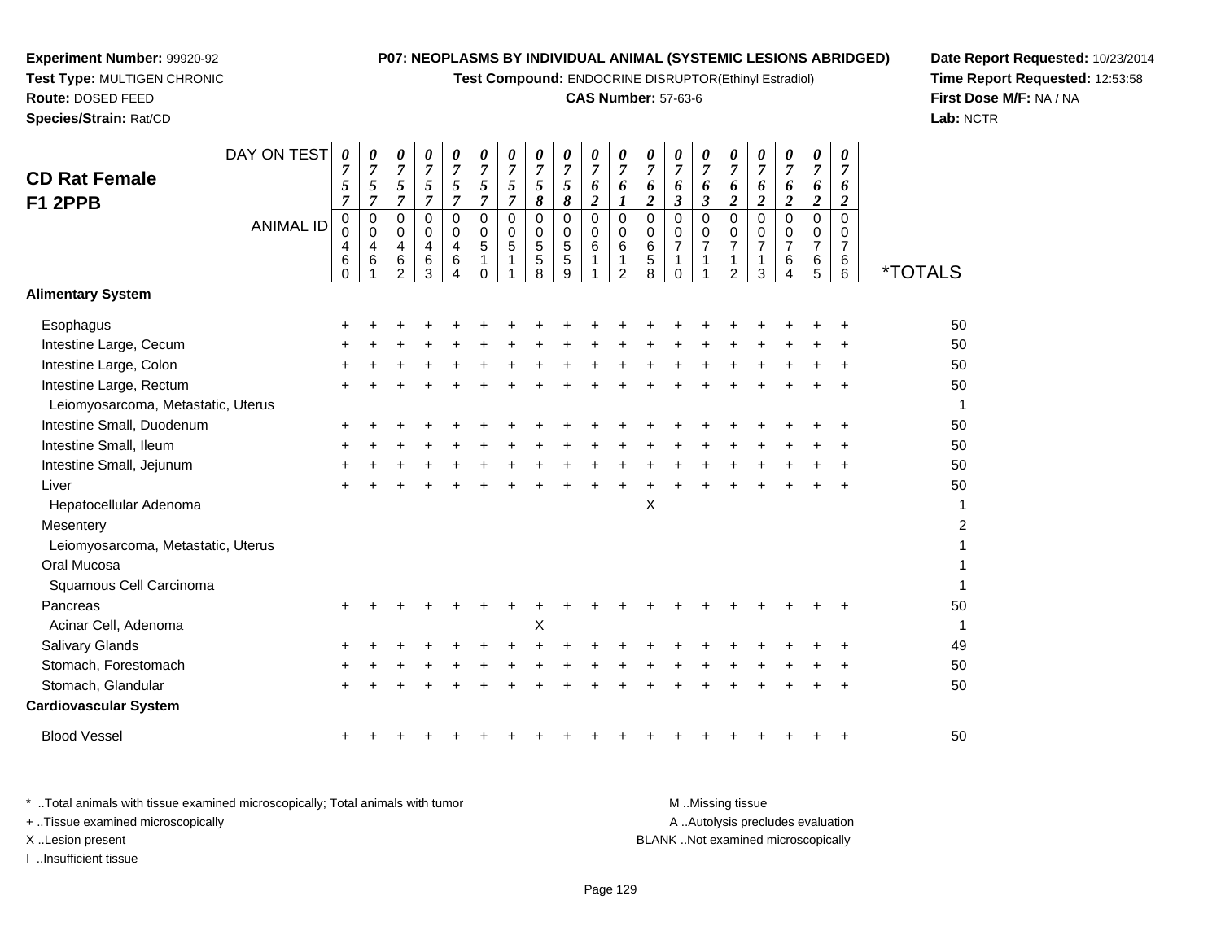**Experiment Number:** 99920-92
**Test Type:** MULTIGEN CHRONIC
**Route:** DOSED FEED
**Species/Strain:** Rat/CD

**P07: NEOPLASMS BY INDIVIDUAL ANIMAL (SYSTEMIC LESIONS ABRIDGED)**
**Test Compound:** ENDOCRINE DISRUPTOR(Ethinyl Estradiol)
**CAS Number:** 57-63-6

**Date Report Requested:** 10/23/2014
**Time Report Requested:** 12:53:58
**First Dose M/F:** NA / NA
**Lab:** NCTR

## CD Rat Female F1 2PPB

| DAY ON TEST | 0757 | 0757 | 0757 | 0757 | 0757 | 0757 | 0757 | 0758 | 0758 | 0762 | 0761 | 0762 | 0763 | 0763 | 0762 | 0762 | 0762 | 0762 | 0762 | |
|---|---|---|---|---|---|---|---|---|---|---|---|---|---|---|---|---|---|---|---|---|
| **ANIMAL ID** | 00460 | 00461 | 00462 | 00463 | 00464 | 00510 | 00511 | 00558 | 00559 | 00611 | 00612 | 00658 | 00710 | 00711 | 00712 | 00713 | 00764 | 00765 | 00766 | ***TOTALS** |
| **Alimentary System** | | | | | | | | | | | | | | | | | | | | |
| Esophagus | + | + | + | + | + | + | + | + | + | + | + | + | + | + | + | + | + | + | + | 50 |
| Intestine Large, Cecum | + | + | + | + | + | + | + | + | + | + | + | + | + | + | + | + | + | + | + | 50 |
| Intestine Large, Colon | + | + | + | + | + | + | + | + | + | + | + | + | + | + | + | + | + | + | + | 50 |
| Intestine Large, Rectum | + | + | + | + | + | + | + | + | + | + | + | + | + | + | + | + | + | + | + | 50 |
| Leiomyosarcoma, Metastatic, Uterus | | | | | | | | | | | | | | | | | | | | 1 |
| Intestine Small, Duodenum | + | + | + | + | + | + | + | + | + | + | + | + | + | + | + | + | + | + | + | 50 |
| Intestine Small, Ileum | + | + | + | + | + | + | + | + | + | + | + | + | + | + | + | + | + | + | + | 50 |
| Intestine Small, Jejunum | + | + | + | + | + | + | + | + | + | + | + | + | + | + | + | + | + | + | + | 50 |
| Liver | + | + | + | + | + | + | + | + | + | + | + | + | + | + | + | + | + | + | + | 50 |
| Hepatocellular Adenoma | | | | | | | | | | | | X | | | | | | | | 1 |
| Mesentery | | | | | | | | | | | | | | | | | | | | 2 |
| Leiomyosarcoma, Metastatic, Uterus | | | | | | | | | | | | | | | | | | | | 1 |
| Oral Mucosa | | | | | | | | | | | | | | | | | | | | 1 |
| Squamous Cell Carcinoma | | | | | | | | | | | | | | | | | | | | 1 |
| Pancreas | + | + | + | + | + | + | + | + | + | + | + | + | + | + | + | + | + | + | + | 50 |
| Acinar Cell, Adenoma | | | | | | | | X | | | | | | | | | | | | 1 |
| Salivary Glands | + | + | + | + | + | + | + | + | + | + | + | + | + | + | + | + | + | + | + | 49 |
| Stomach, Forestomach | + | + | + | + | + | + | + | + | + | + | + | + | + | + | + | + | + | + | + | 50 |
| Stomach, Glandular | + | + | + | + | + | + | + | + | + | + | + | + | + | + | + | + | + | + | + | 50 |
| **Cardiovascular System** | | | | | | | | | | | | | | | | | | | | |
| Blood Vessel | + | + | + | + | + | + | + | + | + | + | + | + | + | + | + | + | + | + | + | 50 |

\* ..Total animals with tissue examined microscopically; Total animals with tumor
\+ ..Tissue examined microscopically
X ..Lesion present
I ..Insufficient tissue

M ..Missing tissue
A ..Autolysis precludes evaluation
BLANK ..Not examined microscopically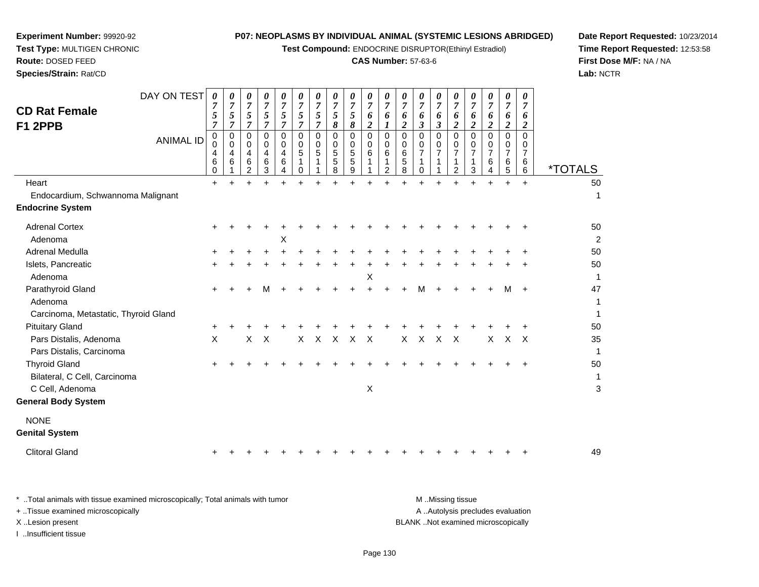**Experiment Number:** 99920-92
**Test Type:** MULTIGEN CHRONIC
**Route:** DOSED FEED
**Species/Strain:** Rat/CD

**P07: NEOPLASMS BY INDIVIDUAL ANIMAL (SYSTEMIC LESIONS ABRIDGED)**
**Test Compound:** ENDOCRINE DISRUPTOR(Ethinyl Estradiol)
**CAS Number:** 57-63-6

**Date Report Requested:** 10/23/2014
**Time Report Requested:** 12:53:58
**First Dose M/F:** NA / NA
**Lab:** NCTR

## CD Rat Female F1 2PPB

| DAY ON TEST | 0757 | 0757 | 0757 | 0757 | 0757 | 0757 | 0757 | 0758 | 0758 | 0762 | 0761 | 0762 | 0763 | 0763 | 0762 | 0762 | 0762 | 0762 | 0762 | |
|---|---|---|---|---|---|---|---|---|---|---|---|---|---|---|---|---|---|---|---|---|
| **ANIMAL ID** | 00460 | 00461 | 00462 | 00463 | 00464 | 00510 | 00511 | 00558 | 00559 | 00611 | 00612 | 00658 | 00710 | 00711 | 00712 | 00713 | 00764 | 00765 | 00766 | ***TOTALS** |
| Heart | + | + | + | + | + | + | + | + | + | + | + | + | + | + | + | + | + | + | + | 50 |
| Endocardium, Schwannoma Malignant | | | | | | | | | | | | | | | | | | | | 1 |
| **Endocrine System** | | | | | | | | | | | | | | | | | | | | |
| Adrenal Cortex | + | + | + | + | + | + | + | + | + | + | + | + | + | + | + | + | + | + | + | 50 |
| Adenoma | | | | | X | | | | | | | | | | | | | | | 2 |
| Adrenal Medulla | + | + | + | + | + | + | + | + | + | + | + | + | + | + | + | + | + | + | + | 50 |
| Islets, Pancreatic | + | + | + | + | + | + | + | + | + | + | + | + | + | + | + | + | + | + | + | 50 |
| Adenoma | | | | | | | | | | X | | | | | | | | | | 1 |
| Parathyroid Gland | + | + | + | M | + | + | + | + | + | + | + | + | M | + | + | + | + | M | + | 47 |
| Adenoma | | | | | | | | | | | | | | | | | | | | 1 |
| Carcinoma, Metastatic, Thyroid Gland | | | | | | | | | | | | | | | | | | | | 1 |
| Pituitary Gland | + | + | + | + | + | + | + | + | + | + | + | + | + | + | + | + | + | + | + | 50 |
| Pars Distalis, Adenoma | X | | X | X | | X | X | X | X | X | | X | X | X | X | | X | X | X | 35 |
| Pars Distalis, Carcinoma | | | | | | | | | | | | | | | | | | | | 1 |
| Thyroid Gland | + | + | + | + | + | + | + | + | + | + | + | + | + | + | + | + | + | + | + | 50 |
| Bilateral, C Cell, Carcinoma | | | | | | | | | | | | | | | | | | | | 1 |
| C Cell, Adenoma | | | | | | | | | | X | | | | | | | | | | 3 |
| **General Body System** | | | | | | | | | | | | | | | | | | | | |
| NONE | | | | | | | | | | | | | | | | | | | | |
| **Genital System** | | | | | | | | | | | | | | | | | | | | |
| Clitoral Gland | + | + | + | + | + | + | + | + | + | + | + | + | + | + | + | + | + | + | + | 49 |

\* ..Total animals with tissue examined microscopically; Total animals with tumor
\+ ..Tissue examined microscopically
X ..Lesion present
I ..Insufficient tissue

M ..Missing tissue
A ..Autolysis precludes evaluation
BLANK ..Not examined microscopically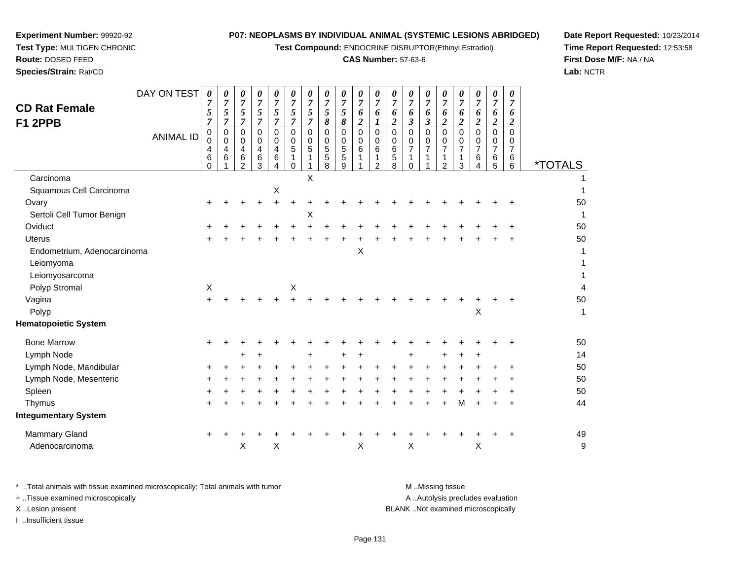**Experiment Number:** 99920-92
**Test Type:** MULTIGEN CHRONIC
**Route:** DOSED FEED
**Species/Strain:** Rat/CD

**P07: NEOPLASMS BY INDIVIDUAL ANIMAL (SYSTEMIC LESIONS ABRIDGED)**
**Test Compound:** ENDOCRINE DISRUPTOR(Ethinyl Estradiol)
**CAS Number:** 57-63-6

**Date Report Requested:** 10/23/2014
**Time Report Requested:** 12:53:58
**First Dose M/F:** NA / NA
**Lab:** NCTR

## CD Rat Female F1 2PPB

| DAY ON TEST | 0757 | 0757 | 0757 | 0757 | 0757 | 0757 | 0757 | 0758 | 0758 | 0762 | 0761 | 0762 | 0763 | 0763 | 0762 | 0762 | 0762 | 0762 | 0762 | |
|---|---|---|---|---|---|---|---|---|---|---|---|---|---|---|---|---|---|---|---|---|
| **ANIMAL ID** | 00460 | 00461 | 00462 | 00463 | 00464 | 00510 | 00511 | 00558 | 00559 | 00611 | 00612 | 00658 | 00710 | 00711 | 00712 | 00713 | 00764 | 00765 | 00766 | ***TOTALS** |
| Carcinoma | | | | | | | X | | | | | | | | | | | | | 1 |
| Squamous Cell Carcinoma | | | | | X | | | | | | | | | | | | | | | 1 |
| Ovary | + | + | + | + | + | + | + | + | + | + | + | + | + | + | + | + | + | + | + | 50 |
| Sertoli Cell Tumor Benign | | | | | | | X | | | | | | | | | | | | | 1 |
| Oviduct | + | + | + | + | + | + | + | + | + | + | + | + | + | + | + | + | + | + | + | 50 |
| Uterus | + | + | + | + | + | + | + | + | + | + | + | + | + | + | + | + | + | + | + | 50 |
| Endometrium, Adenocarcinoma | | | | | | | | | | X | | | | | | | | | | 1 |
| Leiomyoma | | | | | | | | | | | | | | | | | | | | 1 |
| Leiomyosarcoma | | | | | | | | | | | | | | | | | | | | 1 |
| Polyp Stromal | X | | | | | X | | | | | | | | | | | | | | 4 |
| Vagina | + | + | + | + | + | + | + | + | + | + | + | + | + | + | + | + | + | + | + | 50 |
| Polyp | | | | | | | | | | | | | | | | | X | | | 1 |
| **Hematopoietic System** | | | | | | | | | | | | | | | | | | | | |
| Bone Marrow | + | + | + | + | + | + | + | + | + | + | + | + | + | + | + | + | + | + | + | 50 |
| Lymph Node | | | + | + | | | + | | + | + | | | + | | + | + | + | | | 14 |
| Lymph Node, Mandibular | + | + | + | + | + | + | + | + | + | + | + | + | + | + | + | + | + | + | + | 50 |
| Lymph Node, Mesenteric | + | + | + | + | + | + | + | + | + | + | + | + | + | + | + | + | + | + | + | 50 |
| Spleen | + | + | + | + | + | + | + | + | + | + | + | + | + | + | + | + | + | + | + | 50 |
| Thymus | + | + | + | + | + | + | + | + | + | + | + | + | + | + | + | M | + | + | + | 44 |
| **Integumentary System** | | | | | | | | | | | | | | | | | | | | |
| Mammary Gland | + | + | + | + | + | + | + | + | + | + | + | + | + | + | + | + | + | + | + | 49 |
| Adenocarcinoma | | | X | | X | | | | | X | | | X | | | | X | | | 9 |

\* ..Total animals with tissue examined microscopically; Total animals with tumor
+ ..Tissue examined microscopically
X ..Lesion present
I ..Insufficient tissue

M ..Missing tissue
A ..Autolysis precludes evaluation
BLANK ..Not examined microscopically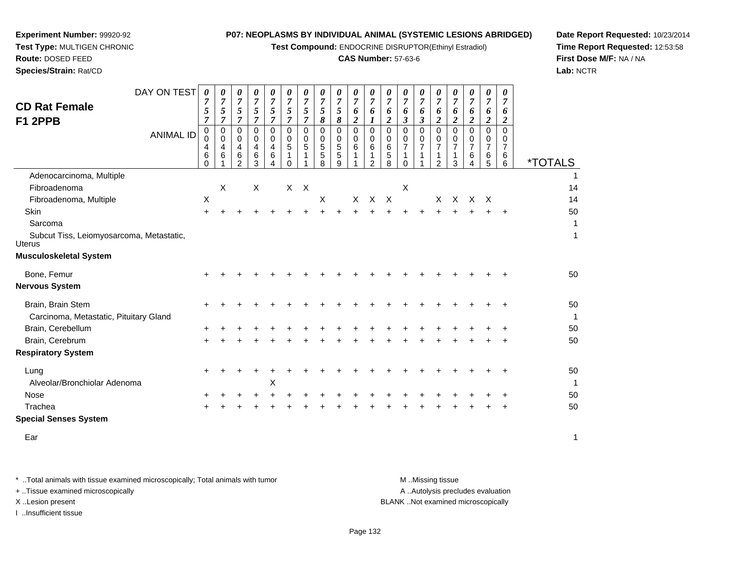**Experiment Number:** 99920-92
**Test Type:** MULTIGEN CHRONIC
**Route:** DOSED FEED
**Species/Strain:** Rat/CD

**P07: NEOPLASMS BY INDIVIDUAL ANIMAL (SYSTEMIC LESIONS ABRIDGED)**
**Test Compound:** ENDOCRINE DISRUPTOR(Ethinyl Estradiol)
**CAS Number:** 57-63-6

**Date Report Requested:** 10/23/2014
**Time Report Requested:** 12:53:58
**First Dose M/F:** NA / NA
**Lab:** NCTR

## CD Rat Female F1 2PPB

| DAY ON TEST | 0757 | 0757 | 0757 | 0757 | 0757 | 0757 | 0757 | 0758 | 0758 | 0762 | 0761 | 0762 | 0763 | 0763 | 0762 | 0762 | 0762 | 0762 | 0762 | |
|---|---|---|---|---|---|---|---|---|---|---|---|---|---|---|---|---|---|---|---|---|
| **ANIMAL ID** | 00460 | 00461 | 00462 | 00463 | 00464 | 00510 | 00511 | 00558 | 00559 | 00611 | 00612 | 00658 | 00710 | 00711 | 00712 | 00713 | 00764 | 00765 | 00766 | ***TOTALS** |
| Adenocarcinoma, Multiple | | | | | | | | | | | | | | | | | | | | 1 |
| Fibroadenoma | | X | | X | | X | X | | | | | | X | | | | | | | 14 |
| Fibroadenoma, Multiple | X | | | | | | | X | | X | X | X | | | X | X | X | X | | 14 |
| Skin | + | + | + | + | + | + | + | + | + | + | + | + | + | + | + | + | + | + | + | 50 |
| Sarcoma | | | | | | | | | | | | | | | | | | | | 1 |
| Subcut Tiss, Leiomyosarcoma, Metastatic, Uterus | | | | | | | | | | | | | | | | | | | | 1 |
| **Musculoskeletal System** | | | | | | | | | | | | | | | | | | | | |
| Bone, Femur | + | + | + | + | + | + | + | + | + | + | + | + | + | + | + | + | + | + | + | 50 |
| **Nervous System** | | | | | | | | | | | | | | | | | | | | |
| Brain, Brain Stem | + | + | + | + | + | + | + | + | + | + | + | + | + | + | + | + | + | + | + | 50 |
| Carcinoma, Metastatic, Pituitary Gland | | | | | | | | | | | | | | | | | | | | 1 |
| Brain, Cerebellum | + | + | + | + | + | + | + | + | + | + | + | + | + | + | + | + | + | + | + | 50 |
| Brain, Cerebrum | + | + | + | + | + | + | + | + | + | + | + | + | + | + | + | + | + | + | + | 50 |
| **Respiratory System** | | | | | | | | | | | | | | | | | | | | |
| Lung | + | + | + | + | + | + | + | + | + | + | + | + | + | + | + | + | + | + | + | 50 |
| Alveolar/Bronchiolar Adenoma | | | | | X | | | | | | | | | | | | | | | 1 |
| Nose | + | + | + | + | + | + | + | + | + | + | + | + | + | + | + | + | + | + | + | 50 |
| Trachea | + | + | + | + | + | + | + | + | + | + | + | + | + | + | + | + | + | + | + | 50 |
| **Special Senses System** | | | | | | | | | | | | | | | | | | | | |
| Ear | | | | | | | | | | | | | | | | | | | | 1 |

* ..Total animals with tissue examined microscopically; Total animals with tumor
+ ..Tissue examined microscopically
X ..Lesion present
I ..Insufficient tissue

M ..Missing tissue
A ..Autolysis precludes evaluation
BLANK ..Not examined microscopically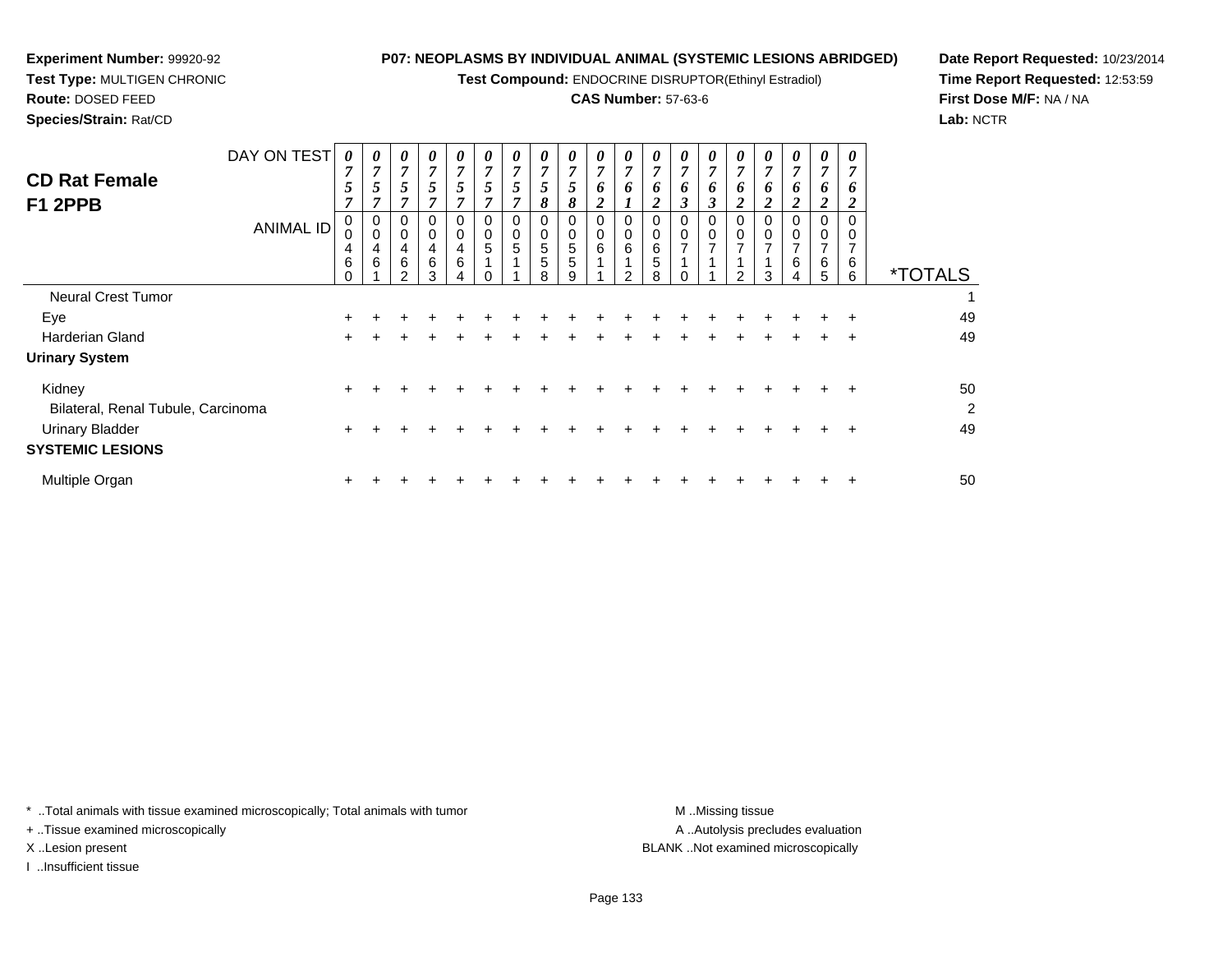**Experiment Number:** 99920-92
**Test Type:** MULTIGEN CHRONIC
**Route:** DOSED FEED
**Species/Strain:** Rat/CD

**P07: NEOPLASMS BY INDIVIDUAL ANIMAL (SYSTEMIC LESIONS ABRIDGED)**
**Test Compound:** ENDOCRINE DISRUPTOR(Ethinyl Estradiol)
**CAS Number:** 57-63-6

**Date Report Requested:** 10/23/2014
**Time Report Requested:** 12:53:59
**First Dose M/F:** NA / NA
**Lab:** NCTR

## CD Rat Female F1 2PPB

| DAY ON TEST | 0757 | 0757 | 0757 | 0757 | 0757 | 0757 | 0757 | 0758 | 0758 | 0762 | 0761 | 0762 | 0763 | 0763 | 0762 | 0762 | 0762 | 0762 | 0762 | |
|---|---|---|---|---|---|---|---|---|---|---|---|---|---|---|---|---|---|---|---|---|
| **ANIMAL ID** | 00460 | 00461 | 00462 | 00463 | 00464 | 00510 | 00511 | 00558 | 00559 | 00611 | 00612 | 00658 | 00710 | 00711 | 00712 | 00713 | 00764 | 00765 | 00766 | ***TOTALS** |
| Neural Crest Tumor | | | | | | | | | | | | | | | | | | | | 1 |
| Eye | + | + | + | + | + | + | + | + | + | + | + | + | + | + | + | + | + | + | + | 49 |
| Harderian Gland | + | + | + | + | + | + | + | + | + | + | + | + | + | + | + | + | + | + | + | 49 |
| **Urinary System** | | | | | | | | | | | | | | | | | | | | |
| Kidney | + | + | + | + | + | + | + | + | + | + | + | + | + | + | + | + | + | + | + | 50 |
| Bilateral, Renal Tubule, Carcinoma | | | | | | | | | | | | | | | | | | | | 2 |
| Urinary Bladder | + | + | + | + | + | + | + | + | + | + | + | + | + | + | + | + | + | + | + | 49 |
| **SYSTEMIC LESIONS** | | | | | | | | | | | | | | | | | | | | |
| Multiple Organ | + | + | + | + | + | + | + | + | + | + | + | + | + | + | + | + | + | + | + | 50 |

* ..Total animals with tissue examined microscopically; Total animals with tumor
+ ..Tissue examined microscopically
X ..Lesion present
I ..Insufficient tissue

M ..Missing tissue
A ..Autolysis precludes evaluation
BLANK ..Not examined microscopically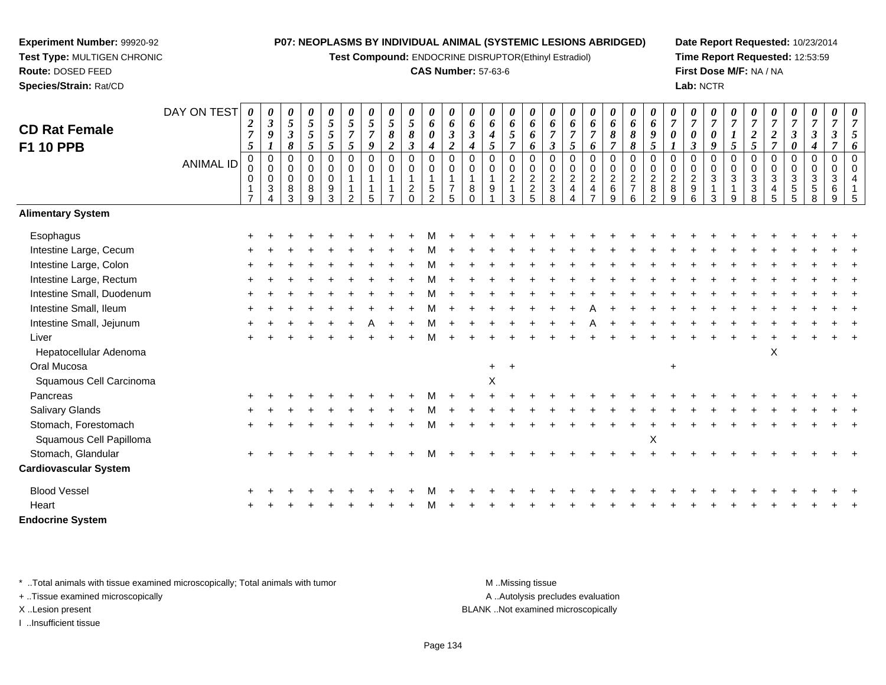**Experiment Number:** 99920-92
**Test Type:** MULTIGEN CHRONIC
**Route:** DOSED FEED
**Species/Strain:** Rat/CD

**P07: NEOPLASMS BY INDIVIDUAL ANIMAL (SYSTEMIC LESIONS ABRIDGED)**
**Test Compound:** ENDOCRINE DISRUPTOR(Ethinyl Estradiol)
**CAS Number:** 57-63-6

**Date Report Requested:** 10/23/2014
**Time Report Requested:** 12:53:59
**First Dose M/F:** NA / NA
**Lab:** NCTR

## CD Rat Female F1 10 PPB

| DAY ON TEST | 0275 | 0391 | 0538 | 0555 | 0555 | 0575 | 0579 | 0582 | 0583 | 0604 | 0632 | 0634 | 0645 | 0657 | 0666 | 0673 | 0675 | 0676 | 0687 | 0688 | 0695 | 0701 | 0703 | 0709 | 0715 | 0725 | 0727 | 0730 | 0734 | 0737 | 0756 |
|---|---|---|---|---|---|---|---|---|---|---|---|---|---|---|---|---|---|---|---|---|---|---|---|---|---|---|---|---|---|---|---|
| **ANIMAL ID** | 00017 | 00034 | 00083 | 00089 | 00093 | 00112 | 00115 | 00117 | 00120 | 00152 | 00175 | 00180 | 00191 | 00213 | 00225 | 00238 | 00244 | 00247 | 00269 | 00276 | 00282 | 00289 | 00296 | 00313 | 00319 | 00338 | 00345 | 00355 | 00358 | 00369 | 00415 |
| **Alimentary System** | | | | | | | | | | | | | | | | | | | | | | | | | | | | | | | |
| Esophagus | + | + | + | + | + | + | + | + | + | M | + | + | + | + | + | + | + | + | + | + | + | + | + | + | + | + | + | + | + | + | + |
| Intestine Large, Cecum | + | + | + | + | + | + | + | + | + | M | + | + | + | + | + | + | + | + | + | + | + | + | + | + | + | + | + | + | + | + | + |
| Intestine Large, Colon | + | + | + | + | + | + | + | + | + | M | + | + | + | + | + | + | + | + | + | + | + | + | + | + | + | + | + | + | + | + | + |
| Intestine Large, Rectum | + | + | + | + | + | + | + | + | + | M | + | + | + | + | + | + | + | + | + | + | + | + | + | + | + | + | + | + | + | + | + |
| Intestine Small, Duodenum | + | + | + | + | + | + | + | + | + | M | + | + | + | + | + | + | + | + | + | + | + | + | + | + | + | + | + | + | + | + | + |
| Intestine Small, Ileum | + | + | + | + | + | + | + | + | + | M | + | + | + | + | + | + | + | A | + | + | + | + | + | + | + | + | + | + | + | + | + |
| Intestine Small, Jejunum | + | + | + | + | + | + | A | + | + | M | + | + | + | + | + | + | + | A | + | + | + | + | + | + | + | + | + | + | + | + | + |
| Liver | + | + | + | + | + | + | + | + | + | M | + | + | + | + | + | + | + | + | + | + | + | + | + | + | + | + | + | + | + | + | + |
| Hepatocellular Adenoma | | | | | | | | | | | | | | | | | | | | | | | | | | | X | | | | |
| Oral Mucosa | | | | | | | | | | | | | + | + | | | | | | | | + | | | | | | | | | |
| Squamous Cell Carcinoma | | | | | | | | | | | | | X | | | | | | | | | | | | | | | | | | |
| Pancreas | + | + | + | + | + | + | + | + | + | M | + | + | + | + | + | + | + | + | + | + | + | + | + | + | + | + | + | + | + | + | + |
| Salivary Glands | + | + | + | + | + | + | + | + | + | M | + | + | + | + | + | + | + | + | + | + | + | + | + | + | + | + | + | + | + | + | + |
| Stomach, Forestomach | + | + | + | + | + | + | + | + | + | M | + | + | + | + | + | + | + | + | + | + | + | + | + | + | + | + | + | + | + | + | + |
| Squamous Cell Papilloma | | | | | | | | | | | | | | | | | | | | | X | | | | | | | | | | |
| Stomach, Glandular | + | + | + | + | + | + | + | + | + | M | + | + | + | + | + | + | + | + | + | + | + | + | + | + | + | + | + | + | + | + | + |
| **Cardiovascular System** | | | | | | | | | | | | | | | | | | | | | | | | | | | | | | | |
| Blood Vessel | + | + | + | + | + | + | + | + | + | M | + | + | + | + | + | + | + | + | + | + | + | + | + | + | + | + | + | + | + | + | + |
| Heart | + | + | + | + | + | + | + | + | + | M | + | + | + | + | + | + | + | + | + | + | + | + | + | + | + | + | + | + | + | + | + |
| **Endocrine System** | | | | | | | | | | | | | | | | | | | | | | | | | | | | | | | |

\* ..Total animals with tissue examined microscopically; Total animals with tumor
+ ..Tissue examined microscopically
X ..Lesion present
I ..Insufficient tissue

M ..Missing tissue
A ..Autolysis precludes evaluation
BLANK ..Not examined microscopically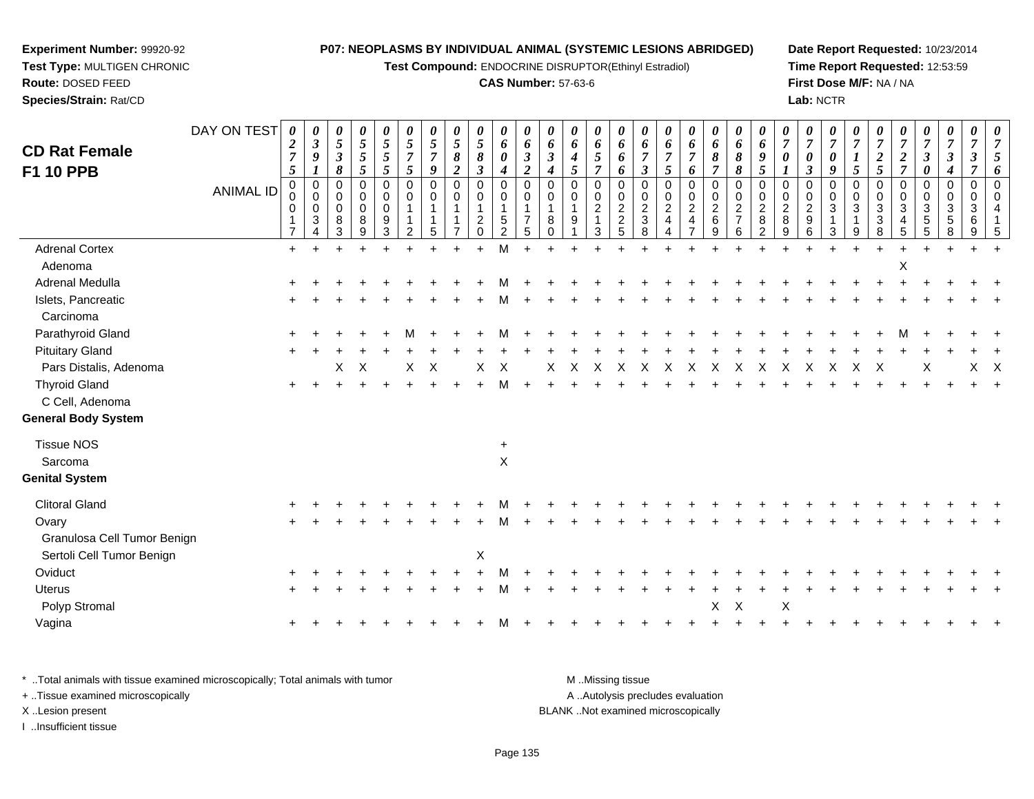**Experiment Number:** 99920-92
**Test Type:** MULTIGEN CHRONIC
**Route:** DOSED FEED
**Species/Strain:** Rat/CD

**P07: NEOPLASMS BY INDIVIDUAL ANIMAL (SYSTEMIC LESIONS ABRIDGED)**
**Test Compound:** ENDOCRINE DISRUPTOR(Ethinyl Estradiol)
**CAS Number:** 57-63-6

**Date Report Requested:** 10/23/2014
**Time Report Requested:** 12:53:59
**First Dose M/F:** NA / NA
**Lab:** NCTR

## CD Rat Female F1 10 PPB

| DAY ON TEST | 0275 | 0391 | 0538 | 0555 | 0555 | 0575 | 0579 | 0582 | 0583 | 0604 | 0632 | 0634 | 0645 | 0657 | 0666 | 0673 | 0675 | 0676 | 0687 | 0688 | 0695 | 0701 | 0703 | 0709 | 0715 | 0725 | 0727 | 0730 | 0734 | 0737 | 0756 |
|---|---|---|---|---|---|---|---|---|---|---|---|---|---|---|---|---|---|---|---|---|---|---|---|---|---|---|---|---|---|---|---|
| **ANIMAL ID** | 00017 | 00034 | 00083 | 00089 | 00093 | 00112 | 00115 | 00117 | 00120 | 00152 | 00175 | 00180 | 00191 | 00213 | 00225 | 00238 | 00244 | 00247 | 00269 | 00276 | 00282 | 00289 | 00296 | 00313 | 00319 | 00338 | 00345 | 00355 | 00358 | 00369 | 00415 |
| Adrenal Cortex | + | + | + | + | + | + | + | + | + | M | + | + | + | + | + | + | + | + | + | + | + | + | + | + | + | + | + | + | + | + | + |
| Adenoma | | | | | | | | | | | | | | | | | | | | | | | | | | | X | | | | |
| Adrenal Medulla | + | + | + | + | + | + | + | + | + | M | + | + | + | + | + | + | + | + | + | + | + | + | + | + | + | + | + | + | + | + | + |
| Islets, Pancreatic | + | + | + | + | + | + | + | + | + | M | + | + | + | + | + | + | + | + | + | + | + | + | + | + | + | + | + | + | + | + | + |
| Carcinoma | | | | | | | | | | | | | | | | | | | | | | | | | | | | | | | |
| Parathyroid Gland | + | + | + | + | + | M | + | + | + | M | + | + | + | + | + | + | + | + | + | + | + | + | + | + | + | + | M | + | + | + | + |
| Pituitary Gland | + | + | + | + | + | + | + | + | + | + | + | + | + | + | + | + | + | + | + | + | + | + | + | + | + | + | + | + | + | + | + |
| Pars Distalis, Adenoma | | | X | X | | X | X | | X | X | | X | X | X | X | X | X | X | X | X | X | X | X | X | X | X | | X | | X | X |
| Thyroid Gland | + | + | + | + | + | + | + | + | + | M | + | + | + | + | + | + | + | + | + | + | + | + | + | + | + | + | + | + | + | + | + |
| C Cell, Adenoma | | | | | | | | | | | | | | | | | | | | | | | | | | | | | | | |
| **General Body System** | | | | | | | | | | | | | | | | | | | | | | | | | | | | | | | |
| Tissue NOS | | | | | | | | | | + | | | | | | | | | | | | | | | | | | | | | |
| Sarcoma | | | | | | | | | | X | | | | | | | | | | | | | | | | | | | | | |
| **Genital System** | | | | | | | | | | | | | | | | | | | | | | | | | | | | | | | |
| Clitoral Gland | + | + | + | + | + | + | + | + | + | M | + | + | + | + | + | + | + | + | + | + | + | + | + | + | + | + | + | + | + | + | + |
| Ovary | + | + | + | + | + | + | + | + | + | M | + | + | + | + | + | + | + | + | + | + | + | + | + | + | + | + | + | + | + | + | + |
| Granulosa Cell Tumor Benign | | | | | | | | | | | | | | | | | | | | | | | | | | | | | | | |
| Sertoli Cell Tumor Benign | | | | | | | | | X | | | | | | | | | | | | | | | | | | | | | | |
| Oviduct | + | + | + | + | + | + | + | + | + | M | + | + | + | + | + | + | + | + | + | + | + | + | + | + | + | + | + | + | + | + | + |
| Uterus | + | + | + | + | + | + | + | + | + | M | + | + | + | + | + | + | + | + | + | + | + | + | + | + | + | + | + | + | + | + | + |
| Polyp Stromal | | | | | | | | | | | | | | | | | | | X | X | | X | | | | | | | | | |
| Vagina | + | + | + | + | + | + | + | + | + | M | + | + | + | + | + | + | + | + | + | + | + | + | + | + | + | + | + | + | + | + | + |

\* ..Total animals with tissue examined microscopically; Total animals with tumor
+ ..Tissue examined microscopically
X ..Lesion present
I ..Insufficient tissue

M ..Missing tissue
A ..Autolysis precludes evaluation
BLANK ..Not examined microscopically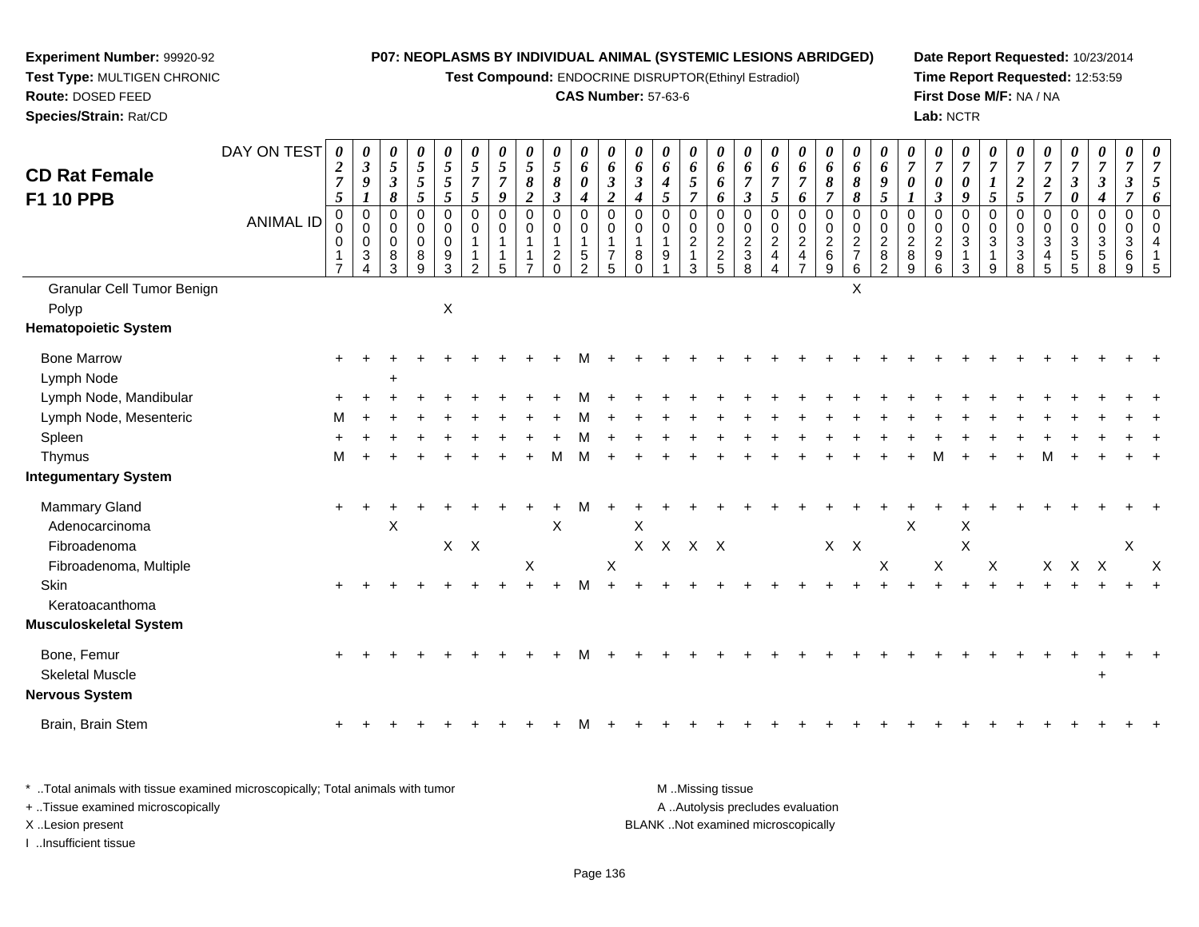**Experiment Number:** 99920-92
**Test Type:** MULTIGEN CHRONIC
**Route:** DOSED FEED
**Species/Strain:** Rat/CD

**P07: NEOPLASMS BY INDIVIDUAL ANIMAL (SYSTEMIC LESIONS ABRIDGED)**
**Test Compound:** ENDOCRINE DISRUPTOR(Ethinyl Estradiol)
**CAS Number:** 57-63-6

**Date Report Requested:** 10/23/2014
**Time Report Requested:** 12:53:59
**First Dose M/F:** NA / NA
**Lab:** NCTR

## CD Rat Female F1 10 PPB

| DAY ON TEST | 0275 | 0391 | 0538 | 0555 | 0555 | 0575 | 0579 | 0582 | 0583 | 0604 | 0632 | 0634 | 0645 | 0657 | 0666 | 0673 | 0675 | 0676 | 0687 | 0688 | 0695 | 0701 | 0703 | 0709 | 0715 | 0725 | 0727 | 0730 | 0734 | 0737 | 0756 |
|---|---|---|---|---|---|---|---|---|---|---|---|---|---|---|---|---|---|---|---|---|---|---|---|---|---|---|---|---|---|---|---|
| **ANIMAL ID** | 00017 | 00034 | 00083 | 00089 | 00093 | 00112 | 00115 | 00117 | 00120 | 00152 | 00175 | 00180 | 00191 | 00213 | 00225 | 00238 | 00244 | 00247 | 00269 | 00276 | 00282 | 00289 | 00296 | 00313 | 00319 | 00338 | 00345 | 00355 | 00358 | 00369 | 00415 |
| Granular Cell Tumor Benign | | | | | | | | | | | | | | | | | | | | X | | | | | | | | | | | |
| Polyp | | | | | X | | | | | | | | | | | | | | | | | | | | | | | | | | |
| **Hematopoietic System** | | | | | | | | | | | | | | | | | | | | | | | | | | | | | | | |
| Bone Marrow | + | + | + | + | + | + | + | + | + | M | + | + | + | + | + | + | + | + | + | + | + | + | + | + | + | + | + | + | + | + | + |
| Lymph Node | | | + | | | | | | | | | | | | | | | | | | | | | | | | | | | | |
| Lymph Node, Mandibular | + | + | + | + | + | + | + | + | + | M | + | + | + | + | + | + | + | + | + | + | + | + | + | + | + | + | + | + | + | + | + |
| Lymph Node, Mesenteric | M | + | + | + | + | + | + | + | + | M | + | + | + | + | + | + | + | + | + | + | + | + | + | + | + | + | + | + | + | + | + |
| Spleen | + | + | + | + | + | + | + | + | + | M | + | + | + | + | + | + | + | + | + | + | + | + | + | + | + | + | + | + | + | + | + |
| Thymus | M | + | + | + | + | + | + | + | M | M | + | + | + | + | + | + | + | + | + | + | + | + | M | + | + | + | M | + | + | + | + |
| **Integumentary System** | | | | | | | | | | | | | | | | | | | | | | | | | | | | | | | |
| Mammary Gland | + | + | + | + | + | + | + | + | + | M | + | + | + | + | + | + | + | + | + | + | + | + | + | + | + | + | + | + | + | + | + |
| Adenocarcinoma | | | X | | | | | | X | | | X | | | | | | | | | | X | | X | | | | | | | |
| Fibroadenoma | | | | | X | X | | | | | | X | X | X | X | | | | X | X | | | | X | | | | | | X | |
| Fibroadenoma, Multiple | | | | | | | | X | | | X | | | | | | | | | | X | | X | | X | | X | X | X | | X |
| Skin | + | + | + | + | + | + | + | + | + | M | + | + | + | + | + | + | + | + | + | + | + | + | + | + | + | + | + | + | + | + | + |
| Keratoacanthoma | | | | | | | | | | | | | | | | | | | | | | | | | | | | | | | |
| **Musculoskeletal System** | | | | | | | | | | | | | | | | | | | | | | | | | | | | | | | |
| Bone, Femur | + | + | + | + | + | + | + | + | + | M | + | + | + | + | + | + | + | + | + | + | + | + | + | + | + | + | + | + | + | + | + |
| Skeletal Muscle | | | | | | | | | | | | | | | | | | | | | | | | | | | | | + | | |
| **Nervous System** | | | | | | | | | | | | | | | | | | | | | | | | | | | | | | | |
| Brain, Brain Stem | + | + | + | + | + | + | + | + | + | M | + | + | + | + | + | + | + | + | + | + | + | + | + | + | + | + | + | + | + | + | + |

\* ..Total animals with tissue examined microscopically; Total animals with tumor
+ ..Tissue examined microscopically
X ..Lesion present
I ..Insufficient tissue

M ..Missing tissue
A ..Autolysis precludes evaluation
BLANK ..Not examined microscopically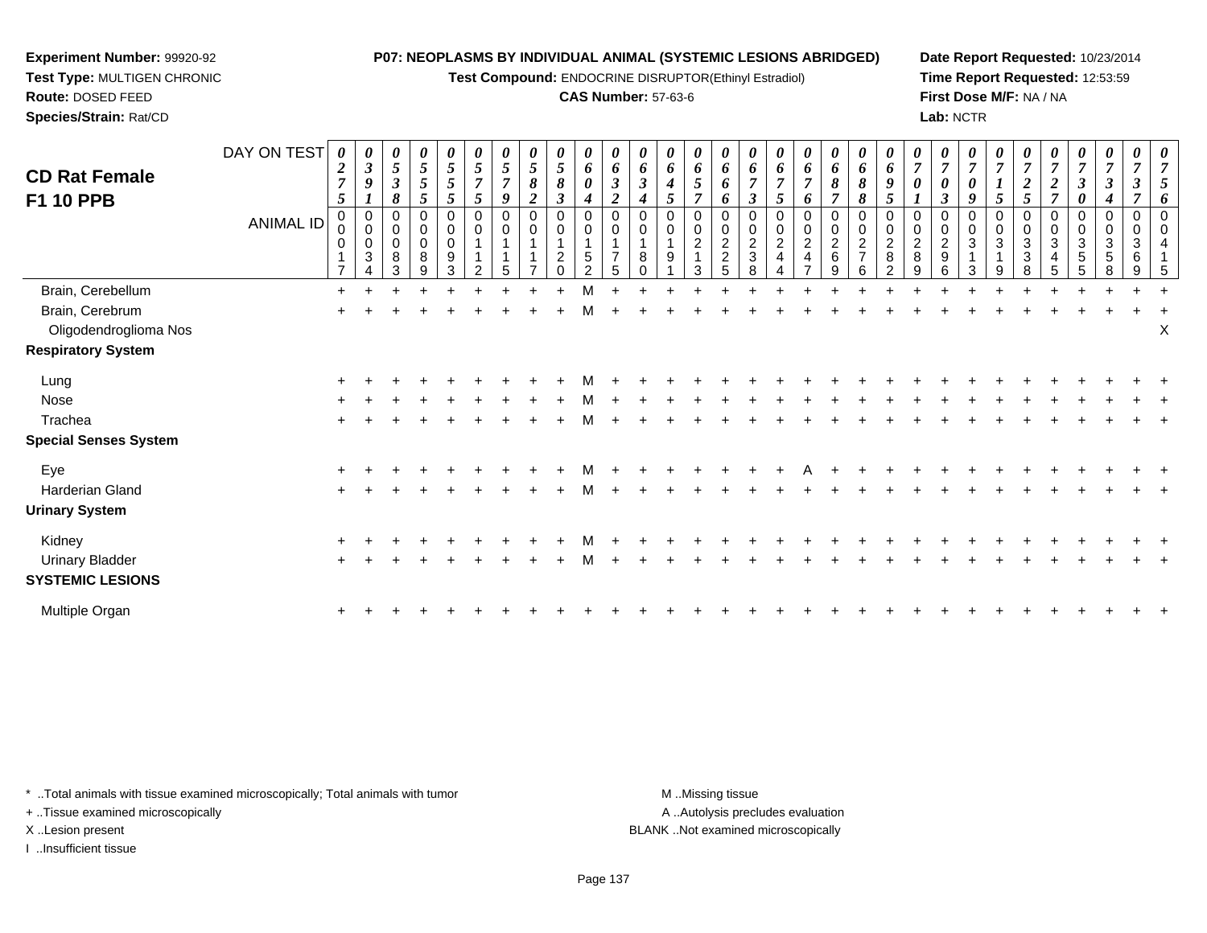**Experiment Number:** 99920-92
**Test Type:** MULTIGEN CHRONIC
**Route:** DOSED FEED
**Species/Strain:** Rat/CD

**P07: NEOPLASMS BY INDIVIDUAL ANIMAL (SYSTEMIC LESIONS ABRIDGED)**
**Test Compound:** ENDOCRINE DISRUPTOR(Ethinyl Estradiol)
**CAS Number:** 57-63-6

**Date Report Requested:** 10/23/2014
**Time Report Requested:** 12:53:59
**First Dose M/F:** NA / NA
**Lab:** NCTR

## CD Rat Female F1 10 PPB

| DAY ON TEST | 0275 | 0391 | 0538 | 0555 | 0555 | 0575 | 0579 | 0582 | 0583 | 0604 | 0632 | 0634 | 0645 | 0657 | 0666 | 0673 | 0675 | 0676 | 0687 | 0688 | 0695 | 0701 | 0703 | 0709 | 0715 | 0725 | 0727 | 0730 | 0734 | 0737 | 0756 |
|---|---|---|---|---|---|---|---|---|---|---|---|---|---|---|---|---|---|---|---|---|---|---|---|---|---|---|---|---|---|---|---|
| **ANIMAL ID** | 00017 | 00034 | 00083 | 00089 | 00093 | 00112 | 00115 | 00117 | 00120 | 00152 | 00175 | 00180 | 00191 | 00213 | 00225 | 00238 | 00244 | 00247 | 00269 | 00276 | 00282 | 00289 | 00296 | 00313 | 00319 | 00338 | 00345 | 00355 | 00358 | 00369 | 00415 |
| Brain, Cerebellum | + | + | + | + | + | + | + | + | + | M | + | + | + | + | + | + | + | + | + | + | + | + | + | + | + | + | + | + | + | + | + |
| Brain, Cerebrum | + | + | + | + | + | + | + | + | + | M | + | + | + | + | + | + | + | + | + | + | + | + | + | + | + | + | + | + | + | + | + |
| Oligodendroglioma Nos | | | | | | | | | | | | | | | | | | | | | | | | | | | | | | | X |
| **Respiratory System** | | | | | | | | | | | | | | | | | | | | | | | | | | | | | | | |
| Lung | + | + | + | + | + | + | + | + | + | M | + | + | + | + | + | + | + | + | + | + | + | + | + | + | + | + | + | + | + | + | + |
| Nose | + | + | + | + | + | + | + | + | + | M | + | + | + | + | + | + | + | + | + | + | + | + | + | + | + | + | + | + | + | + | + |
| Trachea | + | + | + | + | + | + | + | + | + | M | + | + | + | + | + | + | + | + | + | + | + | + | + | + | + | + | + | + | + | + | + |
| **Special Senses System** | | | | | | | | | | | | | | | | | | | | | | | | | | | | | | | |
| Eye | + | + | + | + | + | + | + | + | + | M | + | + | + | + | + | + | + | A | + | + | + | + | + | + | + | + | + | + | + | + | + |
| Harderian Gland | + | + | + | + | + | + | + | + | + | M | + | + | + | + | + | + | + | + | + | + | + | + | + | + | + | + | + | + | + | + | + |
| **Urinary System** | | | | | | | | | | | | | | | | | | | | | | | | | | | | | | | |
| Kidney | + | + | + | + | + | + | + | + | + | M | + | + | + | + | + | + | + | + | + | + | + | + | + | + | + | + | + | + | + | + | + |
| Urinary Bladder | + | + | + | + | + | + | + | + | + | M | + | + | + | + | + | + | + | + | + | + | + | + | + | + | + | + | + | + | + | + | + |
| **SYSTEMIC LESIONS** | | | | | | | | | | | | | | | | | | | | | | | | | | | | | | | |
| Multiple Organ | + | + | + | + | + | + | + | + | + | + | + | + | + | + | + | + | + | + | + | + | + | + | + | + | + | + | + | + | + | + | + |

\* ..Total animals with tissue examined microscopically; Total animals with tumor
\+ ..Tissue examined microscopically
X ..Lesion present
I ..Insufficient tissue

M ..Missing tissue
A ..Autolysis precludes evaluation
BLANK ..Not examined microscopically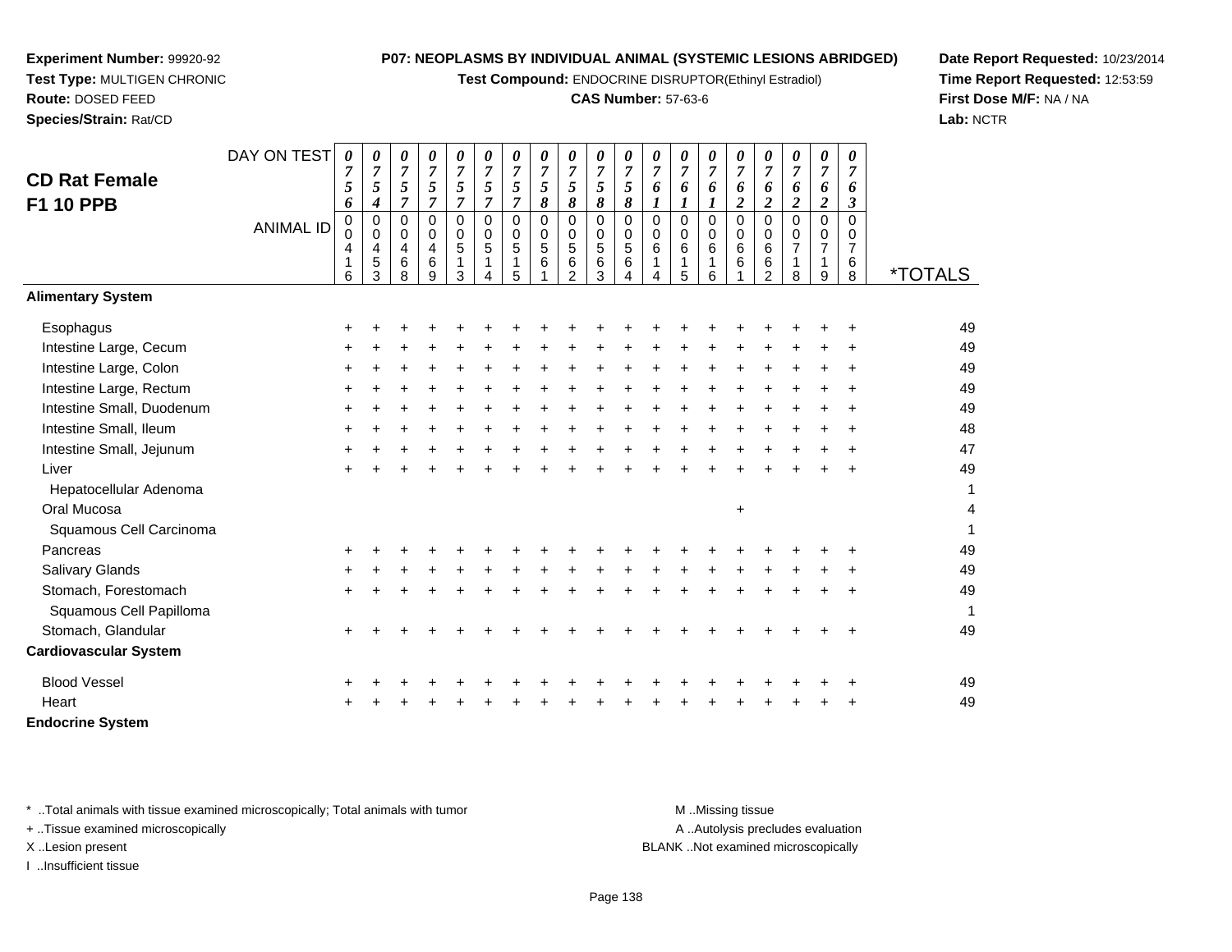**Experiment Number:** 99920-92
**Test Type:** MULTIGEN CHRONIC
**Route:** DOSED FEED
**Species/Strain:** Rat/CD

**P07: NEOPLASMS BY INDIVIDUAL ANIMAL (SYSTEMIC LESIONS ABRIDGED)**
**Test Compound:** ENDOCRINE DISRUPTOR(Ethinyl Estradiol)
**CAS Number:** 57-63-6

**Date Report Requested:** 10/23/2014
**Time Report Requested:** 12:53:59
**First Dose M/F:** NA / NA
**Lab:** NCTR

## CD Rat Female F1 10 PPB

| DAY ON TEST | 0756 | 0754 | 0757 | 0757 | 0757 | 0757 | 0757 | 0758 | 0758 | 0758 | 0758 | 0761 | 0761 | 0761 | 0762 | 0762 | 0762 | 0762 | 0763 | |
|---|---|---|---|---|---|---|---|---|---|---|---|---|---|---|---|---|---|---|---|---|
| **ANIMAL ID** | 00416 | 00453 | 00468 | 00469 | 00513 | 00514 | 00515 | 00561 | 00562 | 00563 | 00564 | 00614 | 00615 | 00616 | 00661 | 00662 | 00718 | 00719 | 00768 | ***TOTALS** |
| **Alimentary System** | | | | | | | | | | | | | | | | | | | | |
| Esophagus | + | + | + | + | + | + | + | + | + | + | + | + | + | + | + | + | + | + | + | 49 |
| Intestine Large, Cecum | + | + | + | + | + | + | + | + | + | + | + | + | + | + | + | + | + | + | + | 49 |
| Intestine Large, Colon | + | + | + | + | + | + | + | + | + | + | + | + | + | + | + | + | + | + | + | 49 |
| Intestine Large, Rectum | + | + | + | + | + | + | + | + | + | + | + | + | + | + | + | + | + | + | + | 49 |
| Intestine Small, Duodenum | + | + | + | + | + | + | + | + | + | + | + | + | + | + | + | + | + | + | + | 49 |
| Intestine Small, Ileum | + | + | + | + | + | + | + | + | + | + | + | + | + | + | + | + | + | + | + | 48 |
| Intestine Small, Jejunum | + | + | + | + | + | + | + | + | + | + | + | + | + | + | + | + | + | + | + | 47 |
| Liver | + | + | + | + | + | + | + | + | + | + | + | + | + | + | + | + | + | + | + | 49 |
| Hepatocellular Adenoma | | | | | | | | | | | | | | | | | | | | 1 |
| Oral Mucosa | | | | | | | | | | | | | | | + | | | | | 4 |
| Squamous Cell Carcinoma | | | | | | | | | | | | | | | | | | | | 1 |
| Pancreas | + | + | + | + | + | + | + | + | + | + | + | + | + | + | + | + | + | + | + | 49 |
| Salivary Glands | + | + | + | + | + | + | + | + | + | + | + | + | + | + | + | + | + | + | + | 49 |
| Stomach, Forestomach | + | + | + | + | + | + | + | + | + | + | + | + | + | + | + | + | + | + | + | 49 |
| Squamous Cell Papilloma | | | | | | | | | | | | | | | | | | | | 1 |
| Stomach, Glandular | + | + | + | + | + | + | + | + | + | + | + | + | + | + | + | + | + | + | + | 49 |
| **Cardiovascular System** | | | | | | | | | | | | | | | | | | | | |
| Blood Vessel | + | + | + | + | + | + | + | + | + | + | + | + | + | + | + | + | + | + | + | 49 |
| Heart | + | + | + | + | + | + | + | + | + | + | + | + | + | + | + | + | + | + | + | 49 |
| **Endocrine System** | | | | | | | | | | | | | | | | | | | | |

\* ..Total animals with tissue examined microscopically; Total animals with tumor
+ ..Tissue examined microscopically
X ..Lesion present
I ..Insufficient tissue

M ..Missing tissue
A ..Autolysis precludes evaluation
BLANK ..Not examined microscopically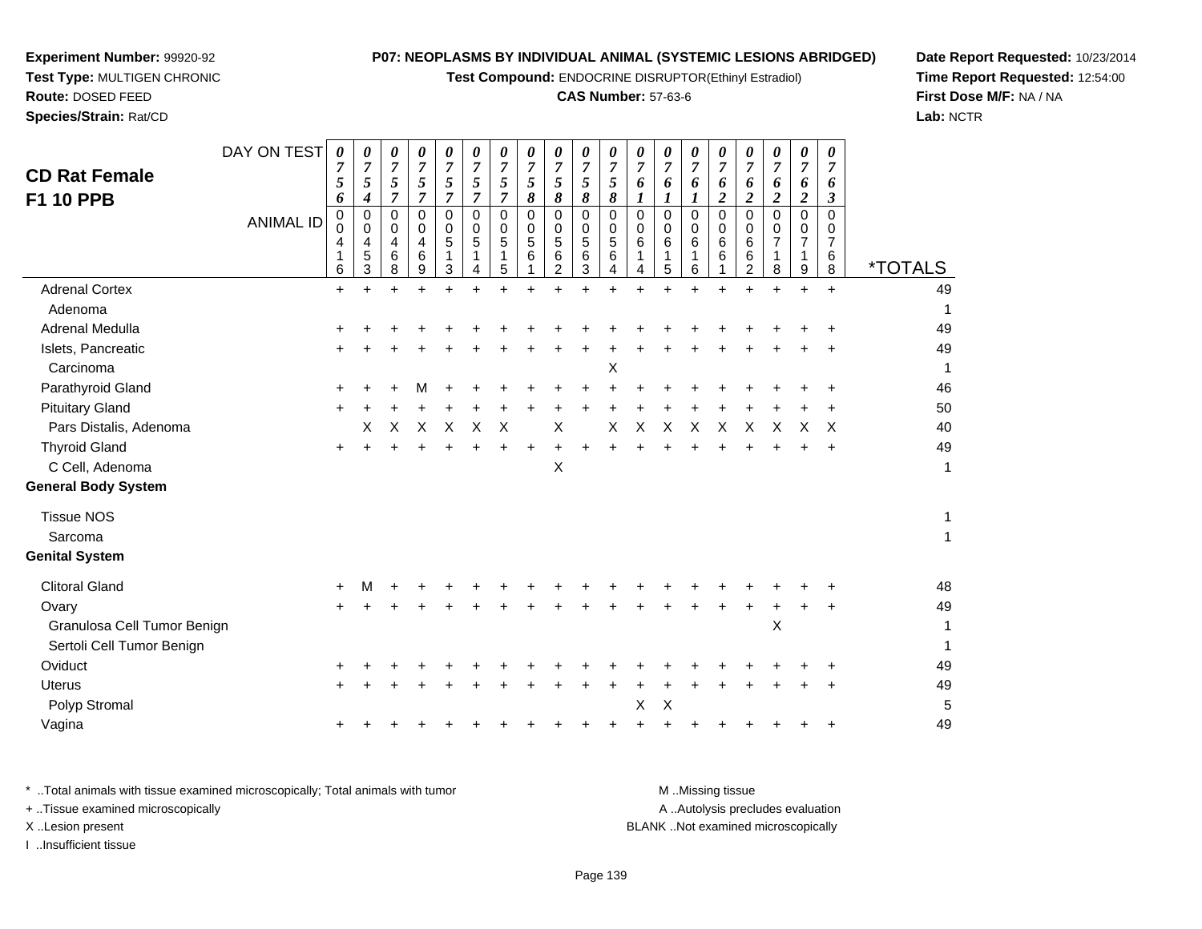**Experiment Number:** 99920-92
**Test Type:** MULTIGEN CHRONIC
**Route:** DOSED FEED
**Species/Strain:** Rat/CD

**P07: NEOPLASMS BY INDIVIDUAL ANIMAL (SYSTEMIC LESIONS ABRIDGED)**
**Test Compound:** ENDOCRINE DISRUPTOR(Ethinyl Estradiol)
**CAS Number:** 57-63-6

**Date Report Requested:** 10/23/2014
**Time Report Requested:** 12:54:00
**First Dose M/F:** NA / NA
**Lab:** NCTR

## CD Rat Female F1 10 PPB

| DAY ON TEST | 0756 | 0754 | 0757 | 0757 | 0757 | 0757 | 0757 | 0758 | 0758 | 0758 | 0758 | 0761 | 0761 | 0761 | 0762 | 0762 | 0762 | 0762 | 0763 | |
|---|---|---|---|---|---|---|---|---|---|---|---|---|---|---|---|---|---|---|---|---|
| **ANIMAL ID** | 00416 | 00453 | 00468 | 00469 | 00513 | 00514 | 00515 | 00561 | 00562 | 00563 | 00564 | 00614 | 00615 | 00616 | 00661 | 00662 | 00718 | 00719 | 00768 | ***TOTALS** |
| Adrenal Cortex | + | + | + | + | + | + | + | + | + | + | + | + | + | + | + | + | + | + | + | 49 |
| Adenoma | | | | | | | | | | | | | | | | | | | | 1 |
| Adrenal Medulla | + | + | + | + | + | + | + | + | + | + | + | + | + | + | + | + | + | + | + | 49 |
| Islets, Pancreatic | + | + | + | + | + | + | + | + | + | + | + | + | + | + | + | + | + | + | + | 49 |
| Carcinoma | | | | | | | | | | | X | | | | | | | | | 1 |
| Parathyroid Gland | + | + | + | M | + | + | + | + | + | + | + | + | + | + | + | + | + | + | + | 46 |
| Pituitary Gland | + | + | + | + | + | + | + | + | + | + | + | + | + | + | + | + | + | + | + | 50 |
| Pars Distalis, Adenoma | | X | X | X | X | X | X | | X | | X | X | X | X | X | X | X | X | X | 40 |
| Thyroid Gland | + | + | + | + | + | + | + | + | + | + | + | + | + | + | + | + | + | + | + | 49 |
| C Cell, Adenoma | | | | | | | | | X | | | | | | | | | | | 1 |
| **General Body System** | | | | | | | | | | | | | | | | | | | | |
| Tissue NOS | | | | | | | | | | | | | | | | | | | | 1 |
| Sarcoma | | | | | | | | | | | | | | | | | | | | 1 |
| **Genital System** | | | | | | | | | | | | | | | | | | | | |
| Clitoral Gland | + | M | + | + | + | + | + | + | + | + | + | + | + | + | + | + | + | + | + | 48 |
| Ovary | + | + | + | + | + | + | + | + | + | + | + | + | + | + | + | + | + | + | + | 49 |
| Granulosa Cell Tumor Benign | | | | | | | | | | | | | | | | | X | | | 1 |
| Sertoli Cell Tumor Benign | | | | | | | | | | | | | | | | | | | | 1 |
| Oviduct | + | + | + | + | + | + | + | + | + | + | + | + | + | + | + | + | + | + | + | 49 |
| Uterus | + | + | + | + | + | + | + | + | + | + | + | + | + | + | + | + | + | + | + | 49 |
| Polyp Stromal | | | | | | | | | | | | X | X | | | | | | | 5 |
| Vagina | + | + | + | + | + | + | + | + | + | + | + | + | + | + | + | + | + | + | + | 49 |

* ..Total animals with tissue examined microscopically; Total animals with tumor
+ ..Tissue examined microscopically
X ..Lesion present
I ..Insufficient tissue

M ..Missing tissue
A ..Autolysis precludes evaluation
BLANK ..Not examined microscopically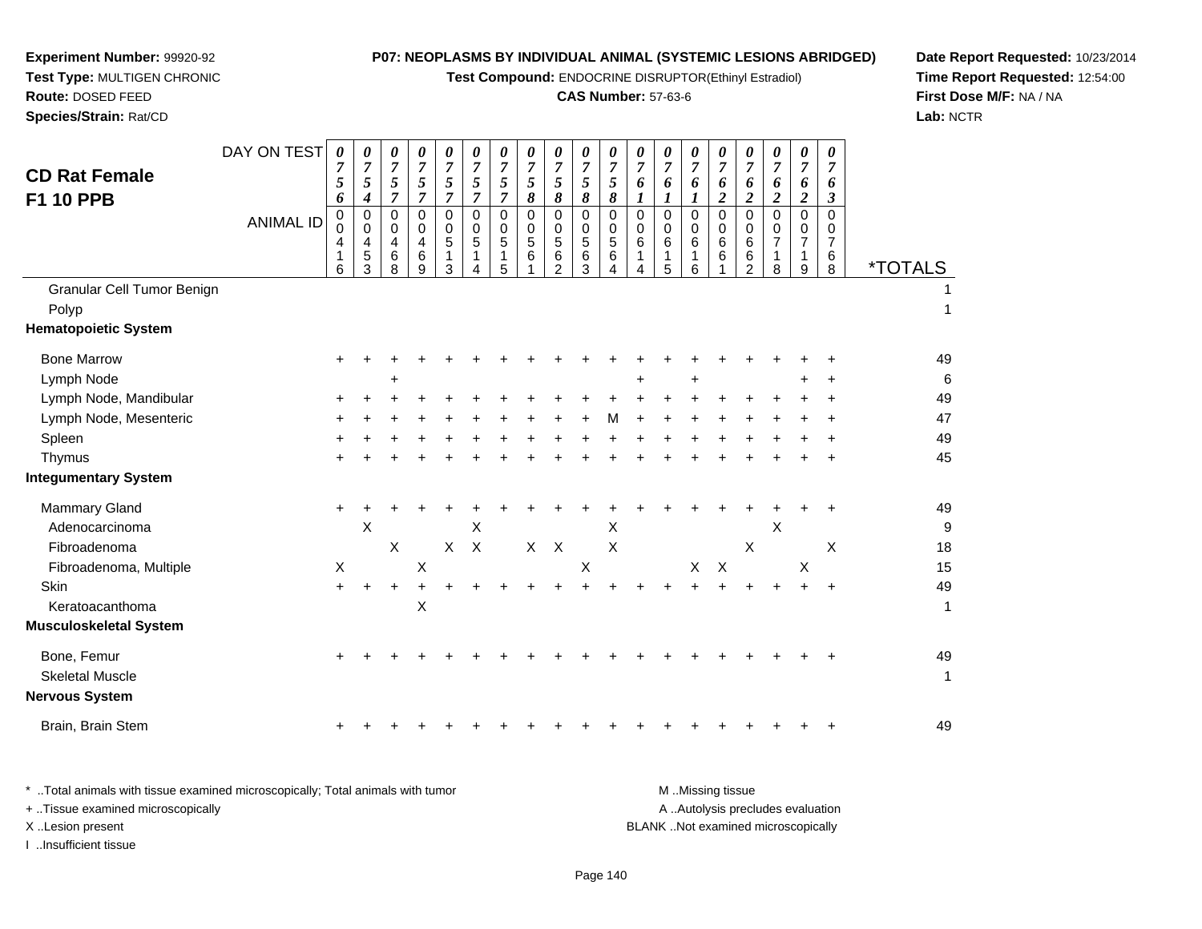**Experiment Number:** 99920-92
**Test Type:** MULTIGEN CHRONIC
**Route:** DOSED FEED
**Species/Strain:** Rat/CD

**P07: NEOPLASMS BY INDIVIDUAL ANIMAL (SYSTEMIC LESIONS ABRIDGED)**
**Test Compound:** ENDOCRINE DISRUPTOR(Ethinyl Estradiol)
**CAS Number:** 57-63-6

**Date Report Requested:** 10/23/2014
**Time Report Requested:** 12:54:00
**First Dose M/F:** NA / NA
**Lab:** NCTR

## CD Rat Female
## F1 10 PPB

| DAY ON TEST | 0756 | 0754 | 0757 | 0757 | 0757 | 0757 | 0757 | 0758 | 0758 | 0758 | 0758 | 0761 | 0761 | 0761 | 0762 | 0762 | 0762 | 0762 | 0763 | |
|---|---|---|---|---|---|---|---|---|---|---|---|---|---|---|---|---|---|---|---|---|
| **ANIMAL ID** | 0416 | 0453 | 0468 | 0469 | 0513 | 0514 | 0515 | 0561 | 0562 | 0563 | 0564 | 0614 | 0615 | 0616 | 0661 | 0662 | 0718 | 0719 | 0768 | ***TOTALS** |
| Granular Cell Tumor Benign | | | | | | | | | | | | | | | | | | | | 1 |
| Polyp | | | | | | | | | | | | | | | | | | | | 1 |
| **Hematopoietic System** | | | | | | | | | | | | | | | | | | | | |
| Bone Marrow | + | + | + | + | + | + | + | + | + | + | + | + | + | + | + | + | + | + | + | 49 |
| Lymph Node | | | + | | | | | | | | | + | | + | | | | + | + | 6 |
| Lymph Node, Mandibular | + | + | + | + | + | + | + | + | + | + | + | + | + | + | + | + | + | + | + | 49 |
| Lymph Node, Mesenteric | + | + | + | + | + | + | + | + | + | + | M | + | + | + | + | + | + | + | + | 47 |
| Spleen | + | + | + | + | + | + | + | + | + | + | + | + | + | + | + | + | + | + | + | 49 |
| Thymus | + | + | + | + | + | + | + | + | + | + | + | + | + | + | + | + | + | + | + | 45 |
| **Integumentary System** | | | | | | | | | | | | | | | | | | | | |
| Mammary Gland | + | + | + | + | + | + | + | + | + | + | + | + | + | + | + | + | + | + | + | 49 |
| Adenocarcinoma | | X | | | | X | | | | | X | | | | | | X | | | 9 |
| Fibroadenoma | | | X | | X | X | | X | X | | X | | | | | X | | | X | 18 |
| Fibroadenoma, Multiple | X | | | X | | | | | | X | | | | X | X | | | X | | 15 |
| Skin | + | + | + | + | + | + | + | + | + | + | + | + | + | + | + | + | + | + | + | 49 |
| Keratoacanthoma | | | | X | | | | | | | | | | | | | | | | 1 |
| **Musculoskeletal System** | | | | | | | | | | | | | | | | | | | | |
| Bone, Femur | + | + | + | + | + | + | + | + | + | + | + | + | + | + | + | + | + | + | + | 49 |
| Skeletal Muscle | | | | | | | | | | | | | | | | | | | | 1 |
| **Nervous System** | | | | | | | | | | | | | | | | | | | | |
| Brain, Brain Stem | + | + | + | + | + | + | + | + | + | + | + | + | + | + | + | + | + | + | + | 49 |

\* ..Total animals with tissue examined microscopically; Total animals with tumor
+ ..Tissue examined microscopically
X ..Lesion present
I ..Insufficient tissue

M ..Missing tissue
A ..Autolysis precludes evaluation
BLANK ..Not examined microscopically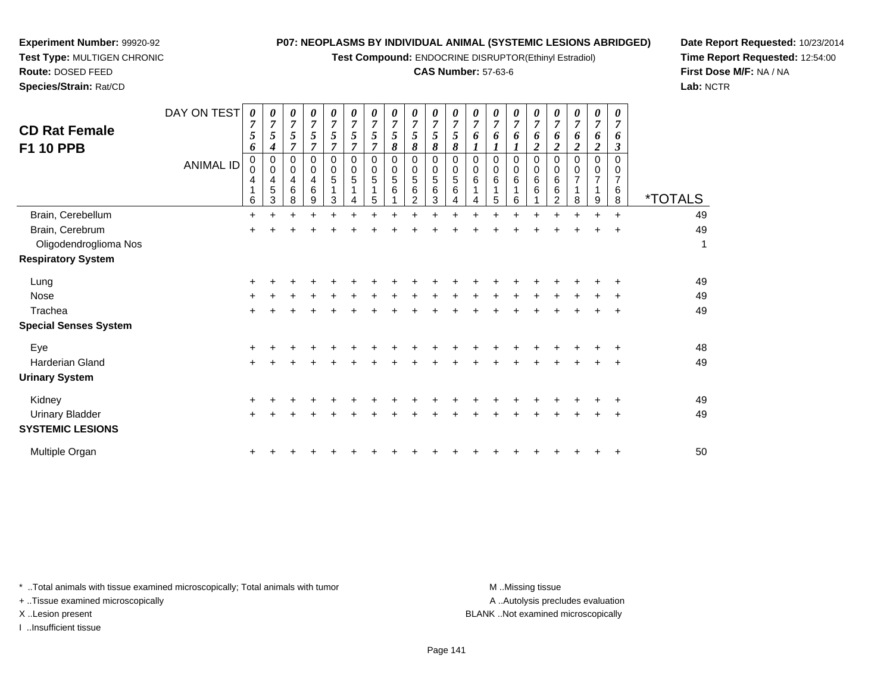**Experiment Number:** 99920-92
**Test Type:** MULTIGEN CHRONIC
**Route:** DOSED FEED
**Species/Strain:** Rat/CD

**P07: NEOPLASMS BY INDIVIDUAL ANIMAL (SYSTEMIC LESIONS ABRIDGED)**
**Test Compound:** ENDOCRINE DISRUPTOR(Ethinyl Estradiol)
**CAS Number:** 57-63-6

**Date Report Requested:** 10/23/2014
**Time Report Requested:** 12:54:00
**First Dose M/F:** NA / NA
**Lab:** NCTR

## CD Rat Female F1 10 PPB

| DAY ON TEST | 0756 | 0754 | 0757 | 0757 | 0757 | 0757 | 0757 | 0758 | 0758 | 0758 | 0758 | 0761 | 0761 | 0761 | 0762 | 0762 | 0762 | 0762 | 0763 | |
|---|---|---|---|---|---|---|---|---|---|---|---|---|---|---|---|---|---|---|---|---|
| **ANIMAL ID** | 0041 6 | 0045 3 | 0046 8 | 0046 9 | 0051 3 | 0051 4 | 0051 5 | 0056 1 | 0056 2 | 0056 3 | 0056 4 | 0061 4 | 0061 5 | 0061 6 | 0066 1 | 0066 2 | 0071 8 | 0071 9 | 0076 8 | ***TOTALS** |
| Brain, Cerebellum | + | + | + | + | + | + | + | + | + | + | + | + | + | + | + | + | + | + | + | 49 |
| Brain, Cerebrum | + | + | + | + | + | + | + | + | + | + | + | + | + | + | + | + | + | + | + | 49 |
| Oligodendroglioma Nos | | | | | | | | | | | | | | | | | | | | 1 |
| **Respiratory System** | | | | | | | | | | | | | | | | | | | | |
| Lung | + | + | + | + | + | + | + | + | + | + | + | + | + | + | + | + | + | + | + | 49 |
| Nose | + | + | + | + | + | + | + | + | + | + | + | + | + | + | + | + | + | + | + | 49 |
| Trachea | + | + | + | + | + | + | + | + | + | + | + | + | + | + | + | + | + | + | + | 49 |
| **Special Senses System** | | | | | | | | | | | | | | | | | | | | |
| Eye | + | + | + | + | + | + | + | + | + | + | + | + | + | + | + | + | + | + | + | 48 |
| Harderian Gland | + | + | + | + | + | + | + | + | + | + | + | + | + | + | + | + | + | + | + | 49 |
| **Urinary System** | | | | | | | | | | | | | | | | | | | | |
| Kidney | + | + | + | + | + | + | + | + | + | + | + | + | + | + | + | + | + | + | + | 49 |
| Urinary Bladder | + | + | + | + | + | + | + | + | + | + | + | + | + | + | + | + | + | + | + | 49 |
| **SYSTEMIC LESIONS** | | | | | | | | | | | | | | | | | | | | |
| Multiple Organ | + | + | + | + | + | + | + | + | + | + | + | + | + | + | + | + | + | + | + | 50 |

* ..Total animals with tissue examined microscopically; Total animals with tumor
+ ..Tissue examined microscopically
X ..Lesion present
I ..Insufficient tissue

M ..Missing tissue
A ..Autolysis precludes evaluation
BLANK ..Not examined microscopically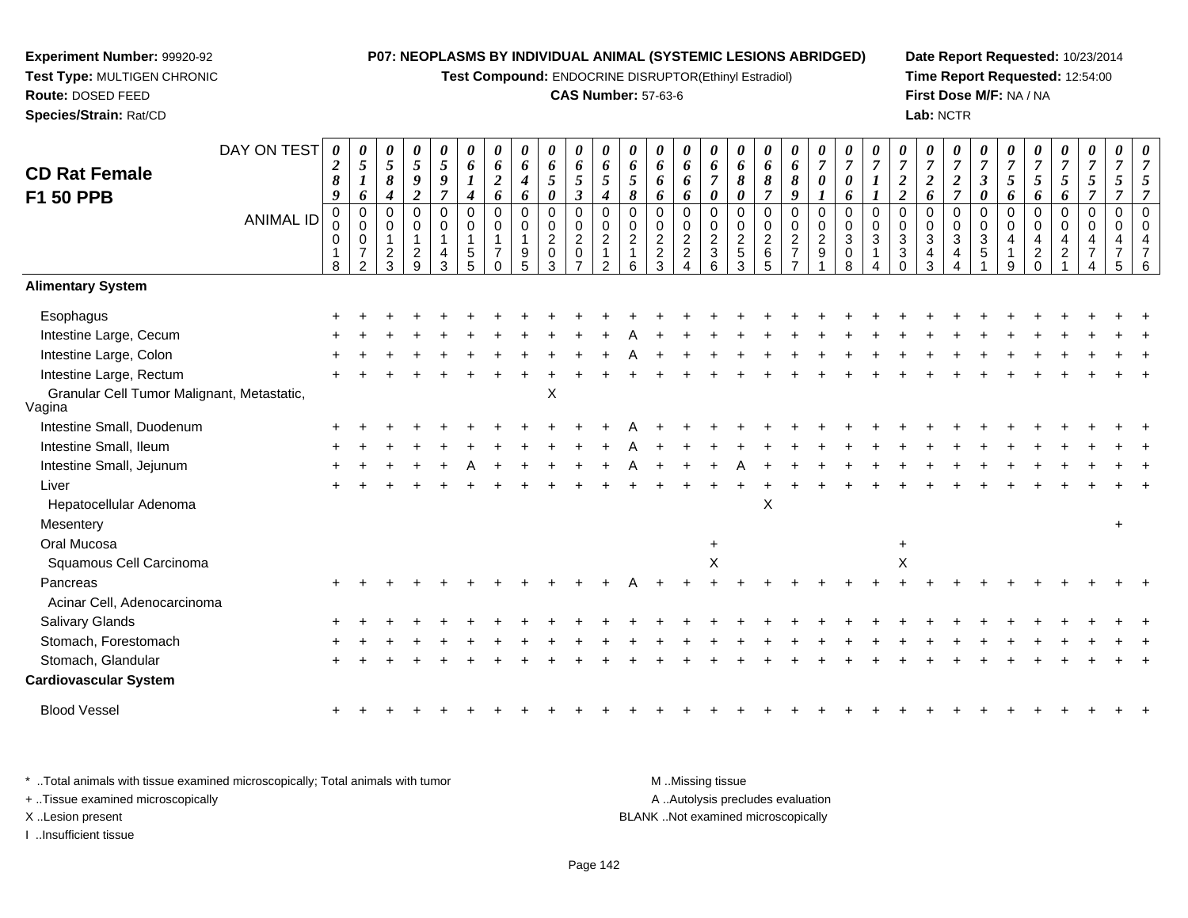**Experiment Number:** 99920-92
**Test Type:** MULTIGEN CHRONIC
**Route:** DOSED FEED
**Species/Strain:** Rat/CD

**P07: NEOPLASMS BY INDIVIDUAL ANIMAL (SYSTEMIC LESIONS ABRIDGED)**
**Test Compound:** ENDOCRINE DISRUPTOR(Ethinyl Estradiol)
**CAS Number:** 57-63-6

**Date Report Requested:** 10/23/2014
**Time Report Requested:** 12:54:00
**First Dose M/F:** NA / NA
**Lab:** NCTR

## CD Rat Female F1 50 PPB

| DAY ON TEST | 0289 | 0516 | 0584 | 0592 | 0597 | 0614 | 0626 | 0646 | 0650 | 0653 | 0654 | 0658 | 0666 | 0666 | 0670 | 0680 | 0687 | 0689 | 0701 | 0706 | 0711 | 0722 | 0726 | 0727 | 0730 | 0756 | 0756 | 0756 | 0757 | 0757 | 0757 |
|---|---|---|---|---|---|---|---|---|---|---|---|---|---|---|---|---|---|---|---|---|---|---|---|---|---|---|---|---|---|---|---|
| **ANIMAL ID** | 0018 | 0072 | 0123 | 0129 | 0143 | 0155 | 0170 | 0195 | 0203 | 0207 | 0212 | 0216 | 0223 | 0224 | 0236 | 0253 | 0265 | 0277 | 0291 | 0308 | 0314 | 0330 | 0343 | 0344 | 0351 | 0419 | 0420 | 0421 | 0474 | 0475 | 0476 |
| **Alimentary System** | | | | | | | | | | | | | | | | | | | | | | | | | | | | | | | |
| Esophagus | + | + | + | + | + | + | + | + | + | + | + | + | + | + | + | + | + | + | + | + | + | + | + | + | + | + | + | + | + | + | + |
| Intestine Large, Cecum | + | + | + | + | + | + | + | + | + | + | + | A | + | + | + | + | + | + | + | + | + | + | + | + | + | + | + | + | + | + | + |
| Intestine Large, Colon | + | + | + | + | + | + | + | + | + | + | + | A | + | + | + | + | + | + | + | + | + | + | + | + | + | + | + | + | + | + | + |
| Intestine Large, Rectum | + | + | + | + | + | + | + | + | + | + | + | + | + | + | + | + | + | + | + | + | + | + | + | + | + | + | + | + | + | + | + |
| Granular Cell Tumor Malignant, Metastatic, Vagina | | | | | | | | | X | | | | | | | | | | | | | | | | | | | | | | |
| Intestine Small, Duodenum | + | + | + | + | + | + | + | + | + | + | + | A | + | + | + | + | + | + | + | + | + | + | + | + | + | + | + | + | + | + | + |
| Intestine Small, Ileum | + | + | + | + | + | + | + | + | + | + | + | A | + | + | + | + | + | + | + | + | + | + | + | + | + | + | + | + | + | + | + |
| Intestine Small, Jejunum | + | + | + | + | + | A | + | + | + | + | + | A | + | + | + | A | + | + | + | + | + | + | + | + | + | + | + | + | + | + | + |
| Liver | + | + | + | + | + | + | + | + | + | + | + | + | + | + | + | + | + | + | + | + | + | + | + | + | + | + | + | + | + | + | + |
| Hepatocellular Adenoma | | | | | | | | | | | | | | | | | X | | | | | | | | | | | | | | |
| Mesentery | | | | | | | | | | | | | | | | | | | | | | | | | | | | | | + | |
| Oral Mucosa | | | | | | | | | | | | | | | + | | | | | | | + | | | | | | | | | |
| Squamous Cell Carcinoma | | | | | | | | | | | | | | | X | | | | | | | X | | | | | | | | | |
| Pancreas | + | + | + | + | + | + | + | + | + | + | + | A | + | + | + | + | + | + | + | + | + | + | + | + | + | + | + | + | + | + | + |
| Acinar Cell, Adenocarcinoma | | | | | | | | | | | | | | | | | | | | | | | | | | | | | | | |
| Salivary Glands | + | + | + | + | + | + | + | + | + | + | + | + | + | + | + | + | + | + | + | + | + | + | + | + | + | + | + | + | + | + | + |
| Stomach, Forestomach | + | + | + | + | + | + | + | + | + | + | + | + | + | + | + | + | + | + | + | + | + | + | + | + | + | + | + | + | + | + | + |
| Stomach, Glandular | + | + | + | + | + | + | + | + | + | + | + | + | + | + | + | + | + | + | + | + | + | + | + | + | + | + | + | + | + | + | + |
| **Cardiovascular System** | | | | | | | | | | | | | | | | | | | | | | | | | | | | | | | |
| Blood Vessel | + | + | + | + | + | + | + | + | + | + | + | + | + | + | + | + | + | + | + | + | + | + | + | + | + | + | + | + | + | + | + |

* ..Total animals with tissue examined microscopically; Total animals with tumor
+ ..Tissue examined microscopically
X ..Lesion present
I ..Insufficient tissue

M ..Missing tissue
A ..Autolysis precludes evaluation
BLANK ..Not examined microscopically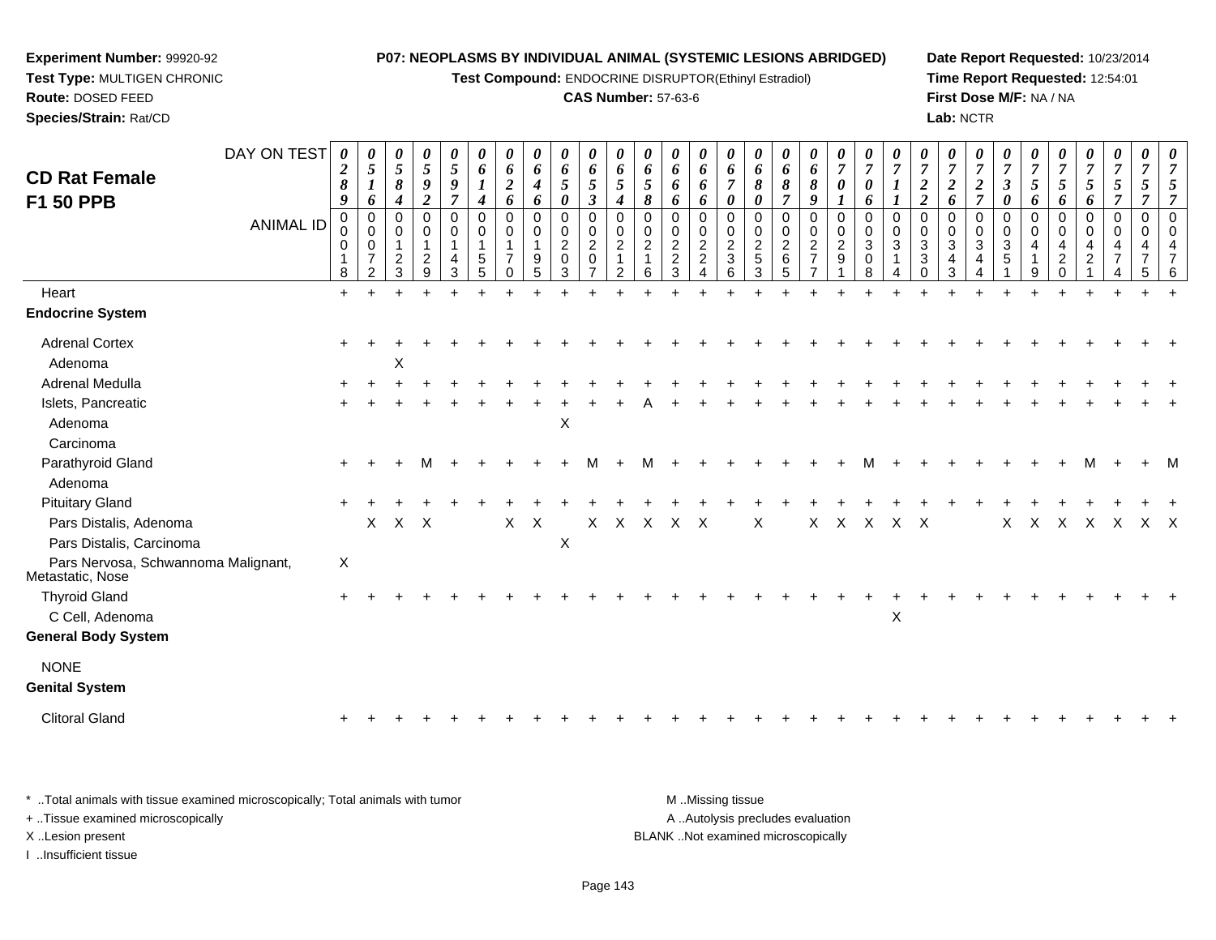**Experiment Number:** 99920-92
**Test Type:** MULTIGEN CHRONIC
**Route:** DOSED FEED
**Species/Strain:** Rat/CD

**P07: NEOPLASMS BY INDIVIDUAL ANIMAL (SYSTEMIC LESIONS ABRIDGED)**
**Test Compound:** ENDOCRINE DISRUPTOR(Ethinyl Estradiol)
**CAS Number:** 57-63-6

**Date Report Requested:** 10/23/2014
**Time Report Requested:** 12:54:01
**First Dose M/F:** NA / NA
**Lab:** NCTR

## CD Rat Female F1 50 PPB

| DAY ON TEST | 0289 | 0516 | 0584 | 0592 | 0597 | 0614 | 0626 | 0646 | 0650 | 0653 | 0654 | 0658 | 0666 | 0666 | 0670 | 0680 | 0687 | 0689 | 0701 | 0706 | 0711 | 0722 | 0726 | 0727 | 0730 | 0756 | 0756 | 0756 | 0757 | 0757 | 0757 |
|---|---|---|---|---|---|---|---|---|---|---|---|---|---|---|---|---|---|---|---|---|---|---|---|---|---|---|---|---|---|---|---|
| **ANIMAL ID** | 0018 | 0072 | 0123 | 0129 | 0143 | 0155 | 0170 | 0195 | 0203 | 0207 | 0212 | 0216 | 0223 | 0224 | 0236 | 0253 | 0265 | 0277 | 0291 | 0308 | 0314 | 0330 | 0343 | 0344 | 0351 | 0419 | 0420 | 0421 | 0474 | 0475 | 0476 |
| Heart | + | + | + | + | + | + | + | + | + | + | + | + | + | + | + | + | + | + | + | + | + | + | + | + | + | + | + | + | + | + | + |
| **Endocrine System** | | | | | | | | | | | | | | | | | | | | | | | | | | | | | | | |
| Adrenal Cortex | + | + | + | + | + | + | + | + | + | + | + | + | + | + | + | + | + | + | + | + | + | + | + | + | + | + | + | + | + | + | + |
| Adenoma | | | X | | | | | | | | | | | | | | | | | | | | | | | | | | | | |
| Adrenal Medulla | + | + | + | + | + | + | + | + | + | + | + | + | + | + | + | + | + | + | + | + | + | + | + | + | + | + | + | + | + | + | + |
| Islets, Pancreatic | + | + | + | + | + | + | + | + | + | + | + | A | + | + | + | + | + | + | + | + | + | + | + | + | + | + | + | + | + | + | + |
| Adenoma | | | | | | | | | X | | | | | | | | | | | | | | | | | | | | | | |
| Carcinoma | | | | | | | | | | | | | | | | | | | | | | | | | | | | | | | |
| Parathyroid Gland | + | + | + | M | + | + | + | + | + | M | + | M | + | + | + | + | + | + | + | M | + | + | + | + | + | + | + | M | + | + | M |
| Adenoma | | | | | | | | | | | | | | | | | | | | | | | | | | | | | | | |
| Pituitary Gland | + | + | + | + | + | + | + | + | + | + | + | + | + | + | + | + | + | + | + | + | + | + | + | + | + | + | + | + | + | + | + |
| Pars Distalis, Adenoma | | X | X | X | | | X | X | | X | X | X | X | X | | X | | X | X | X | X | X | | | X | X | X | X | X | X | X |
| Pars Distalis, Carcinoma | | | | | | | | | X | | | | | | | | | | | | | | | | | | | | | | |
| Pars Nervosa, Schwannoma Malignant, Metastatic, Nose | X | | | | | | | | | | | | | | | | | | | | | | | | | | | | | | |
| Thyroid Gland | + | + | + | + | + | + | + | + | + | + | + | + | + | + | + | + | + | + | + | + | + | + | + | + | + | + | + | + | + | + | + |
| C Cell, Adenoma | | | | | | | | | | | | | | | | | | | | | X | | | | | | | | | | |
| **General Body System** | | | | | | | | | | | | | | | | | | | | | | | | | | | | | | | |
| NONE | | | | | | | | | | | | | | | | | | | | | | | | | | | | | | | |
| **Genital System** | | | | | | | | | | | | | | | | | | | | | | | | | | | | | | | |
| Clitoral Gland | + | + | + | + | + | + | + | + | + | + | + | + | + | + | + | + | + | + | + | + | + | + | + | + | + | + | + | + | + | + | + |

* ..Total animals with tissue examined microscopically; Total animals with tumor
+ ..Tissue examined microscopically
X ..Lesion present
I ..Insufficient tissue

M ..Missing tissue
A ..Autolysis precludes evaluation
BLANK ..Not examined microscopically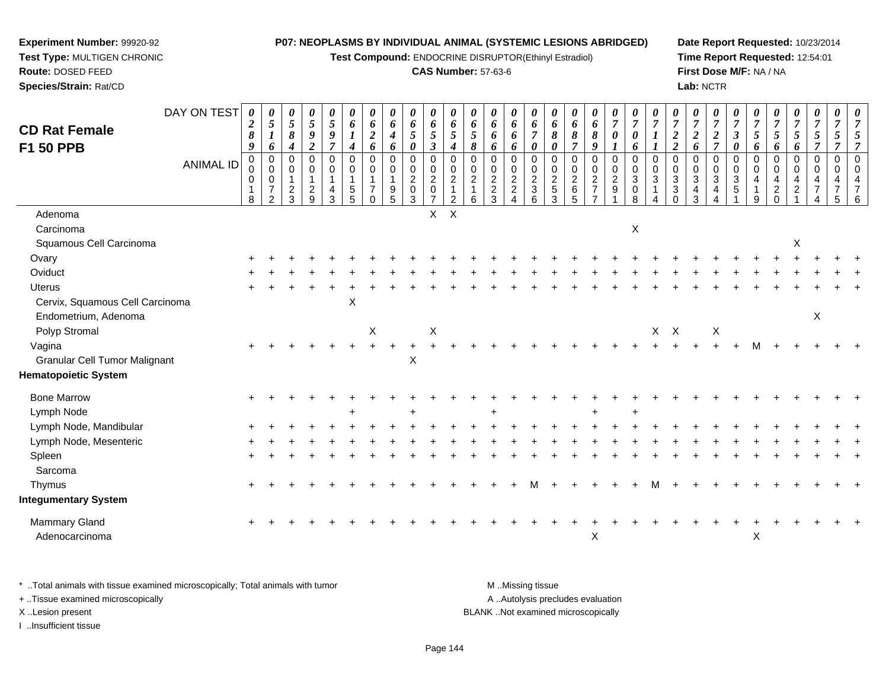**Experiment Number:** 99920-92
**Test Type:** MULTIGEN CHRONIC
**Route:** DOSED FEED
**Species/Strain:** Rat/CD

**P07: NEOPLASMS BY INDIVIDUAL ANIMAL (SYSTEMIC LESIONS ABRIDGED)**
**Test Compound:** ENDOCRINE DISRUPTOR(Ethinyl Estradiol)
**CAS Number:** 57-63-6

**Date Report Requested:** 10/23/2014
**Time Report Requested:** 12:54:01
**First Dose M/F:** NA / NA
**Lab:** NCTR

## CD Rat Female F1 50 PPB

| DAY ON TEST | 0289 | 0516 | 0584 | 0592 | 0597 | 0614 | 0626 | 0646 | 0650 | 0653 | 0654 | 0658 | 0666 | 0666 | 0670 | 0680 | 0687 | 0689 | 0701 | 0706 | 0711 | 0722 | 0726 | 0727 | 0730 | 0756 | 0756 | 0756 | 0757 | 0757 | 0757 |
|---|---|---|---|---|---|---|---|---|---|---|---|---|---|---|---|---|---|---|---|---|---|---|---|---|---|---|---|---|---|---|---|
| ANIMAL ID | 0018 | 0072 | 0123 | 0129 | 0143 | 0155 | 0170 | 0195 | 0203 | 0207 | 0212 | 0216 | 0223 | 0224 | 0236 | 0253 | 0265 | 0277 | 0291 | 0308 | 0314 | 0330 | 0343 | 0344 | 0351 | 0419 | 0420 | 0421 | 0474 | 0475 | 0476 |
| Adenoma | | | | | | | | | | X | X | | | | | | | | | | | | | | | | | | | | |
| Carcinoma | | | | | | | | | | | | | | | | | | | | X | | | | | | | | | | | |
| Squamous Cell Carcinoma | | | | | | | | | | | | | | | | | | | | | | | | | | | X | | | | |
| Ovary | + | + | + | + | + | + | + | + | + | + | + | + | + | + | + | + | + | + | + | + | + | + | + | + | + | + | + | + | + | + | + |
| Oviduct | + | + | + | + | + | + | + | + | + | + | + | + | + | + | + | + | + | + | + | + | + | + | + | + | + | + | + | + | + | + | + |
| Uterus | + | + | + | + | + | + | + | + | + | + | + | + | + | + | + | + | + | + | + | + | + | + | + | + | + | + | + | + | + | + | + |
| Cervix, Squamous Cell Carcinoma | | | | | | X | | | | | | | | | | | | | | | | | | | | | | | | | |
| Endometrium, Adenoma | | | | | | | | | | | | | | | | | | | | | | | | | | | | | X | | |
| Polyp Stromal | | | | | | | X | | | X | | | | | | | | | | | X | X | | X | | | | | | | |
| Vagina | + | + | + | + | + | + | + | + | + | + | + | + | + | + | + | + | + | + | + | + | + | + | + | + | + | M | + | + | + | + | + |
| Granular Cell Tumor Malignant | | | | | | | | | X | | | | | | | | | | | | | | | | | | | | | | |
| **Hematopoietic System** | | | | | | | | | | | | | | | | | | | | | | | | | | | | | | | |
| Bone Marrow | + | + | + | + | + | + | + | + | + | + | + | + | + | + | + | + | + | + | + | + | + | + | + | + | + | + | + | + | + | + | + |
| Lymph Node | | | | | | + | | | + | | | | + | | | | | + | | + | | | | | | | | | | | |
| Lymph Node, Mandibular | + | + | + | + | + | + | + | + | + | + | + | + | + | + | + | + | + | + | + | + | + | + | + | + | + | + | + | + | + | + | + |
| Lymph Node, Mesenteric | + | + | + | + | + | + | + | + | + | + | + | + | + | + | + | + | + | + | + | + | + | + | + | + | + | + | + | + | + | + | + |
| Spleen | + | + | + | + | + | + | + | + | + | + | + | + | + | + | + | + | + | + | + | + | + | + | + | + | + | + | + | + | + | + | + |
| Sarcoma | | | | | | | | | | | | | | | | | | | | | | | | | | | | | | | |
| Thymus | + | + | + | + | + | + | + | + | + | + | + | + | + | + | M | + | + | + | + | + | M | + | + | + | + | + | + | + | + | + | + |
| **Integumentary System** | | | | | | | | | | | | | | | | | | | | | | | | | | | | | | | |
| Mammary Gland | + | + | + | + | + | + | + | + | + | + | + | + | + | + | + | + | + | + | + | + | + | + | + | + | + | + | + | + | + | + | + |
| Adenocarcinoma | | | | | | | | | | | | | | | | | | X | | | | | | | | X | | | | | |

\* ..Total animals with tissue examined microscopically; Total animals with tumor
+ ..Tissue examined microscopically
X ..Lesion present
I ..Insufficient tissue

M ..Missing tissue
A ..Autolysis precludes evaluation
BLANK ..Not examined microscopically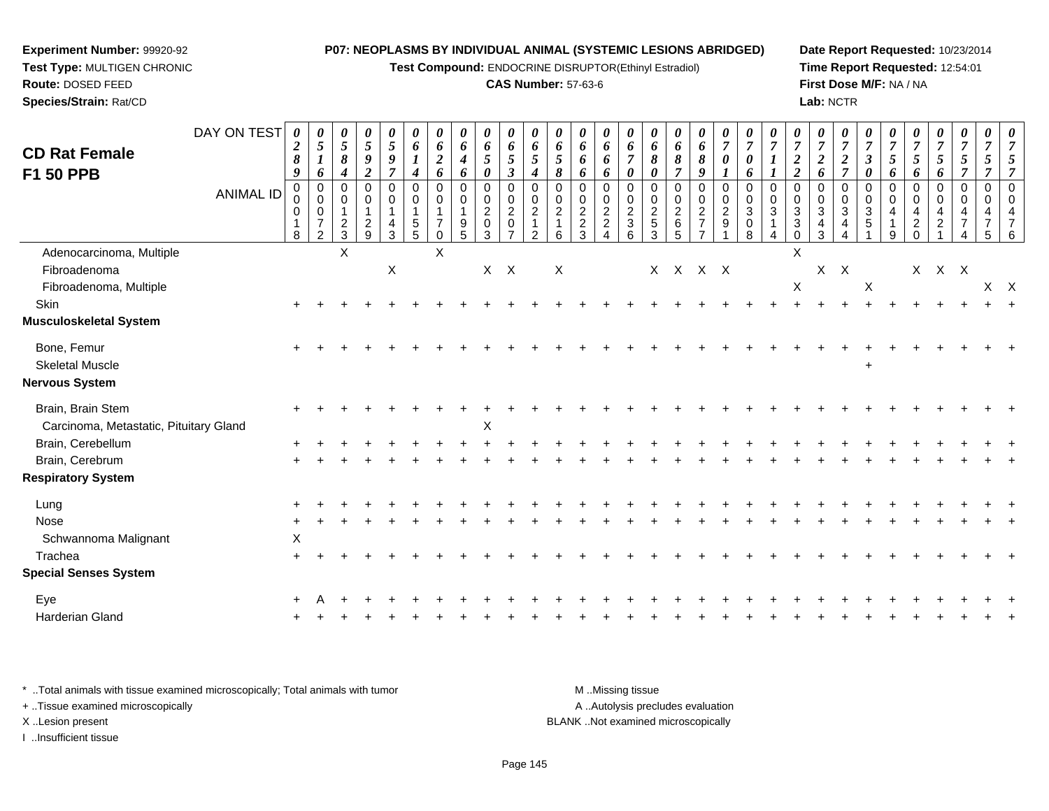**Experiment Number:** 99920-92
**Test Type:** MULTIGEN CHRONIC
**Route:** DOSED FEED
**Species/Strain:** Rat/CD

**P07: NEOPLASMS BY INDIVIDUAL ANIMAL (SYSTEMIC LESIONS ABRIDGED)**
**Test Compound:** ENDOCRINE DISRUPTOR(Ethinyl Estradiol)
**CAS Number:** 57-63-6

**Date Report Requested:** 10/23/2014
**Time Report Requested:** 12:54:01
**First Dose M/F:** NA / NA
**Lab:** NCTR

## CD Rat Female F1 50 PPB

| DAY ON TEST | 0289 | 0516 | 0584 | 0592 | 0597 | 0614 | 0626 | 0646 | 0650 | 0653 | 0654 | 0658 | 0666 | 0666 | 0670 | 0680 | 0687 | 0689 | 0701 | 0706 | 0711 | 0722 | 0726 | 0727 | 0730 | 0756 | 0756 | 0756 | 0757 | 0757 | 0757 |
|---|---|---|---|---|---|---|---|---|---|---|---|---|---|---|---|---|---|---|---|---|---|---|---|---|---|---|---|---|---|---|---|
| ANIMAL ID | 00018 | 00072 | 00123 | 00129 | 00143 | 00155 | 00170 | 00195 | 00203 | 00207 | 00212 | 00216 | 00223 | 00224 | 00236 | 00253 | 00265 | 00277 | 00291 | 00308 | 00314 | 00330 | 00343 | 00344 | 00351 | 00419 | 00420 | 00421 | 00474 | 00475 | 00476 |
| Adenocarcinoma, Multiple | | | X | | | | X | | | | | | | | | | | | | | | X | | | | | | | | | |
| Fibroadenoma | | | | | X | | | | X | X | | X | | | | X | X | X | X | | | | X | X | | | X | X | X | | |
| Fibroadenoma, Multiple | | | | | | | | | | | | | | | | | | | | | | X | | | X | | | | | X | X |
| Skin | + | + | + | + | + | + | + | + | + | + | + | + | + | + | + | + | + | + | + | + | + | + | + | + | + | + | + | + | + | + | + |
| **Musculoskeletal System** | | | | | | | | | | | | | | | | | | | | | | | | | | | | | | | |
| Bone, Femur | + | + | + | + | + | + | + | + | + | + | + | + | + | + | + | + | + | + | + | + | + | + | + | + | + | + | + | + | + | + | + |
| Skeletal Muscle | | | | | | | | | | | | | | | | | | | | | | | | | + | | | | | | |
| **Nervous System** | | | | | | | | | | | | | | | | | | | | | | | | | | | | | | | |
| Brain, Brain Stem | + | + | + | + | + | + | + | + | + | + | + | + | + | + | + | + | + | + | + | + | + | + | + | + | + | + | + | + | + | + | + |
| Carcinoma, Metastatic, Pituitary Gland | | | | | | | | | X | | | | | | | | | | | | | | | | | | | | | | |
| Brain, Cerebellum | + | + | + | + | + | + | + | + | + | + | + | + | + | + | + | + | + | + | + | + | + | + | + | + | + | + | + | + | + | + | + |
| Brain, Cerebrum | + | + | + | + | + | + | + | + | + | + | + | + | + | + | + | + | + | + | + | + | + | + | + | + | + | + | + | + | + | + | + |
| **Respiratory System** | | | | | | | | | | | | | | | | | | | | | | | | | | | | | | | |
| Lung | + | + | + | + | + | + | + | + | + | + | + | + | + | + | + | + | + | + | + | + | + | + | + | + | + | + | + | + | + | + | + |
| Nose | + | + | + | + | + | + | + | + | + | + | + | + | + | + | + | + | + | + | + | + | + | + | + | + | + | + | + | + | + | + | + |
| Schwannoma Malignant | X | | | | | | | | | | | | | | | | | | | | | | | | | | | | | | |
| Trachea | + | + | + | + | + | + | + | + | + | + | + | + | + | + | + | + | + | + | + | + | + | + | + | + | + | + | + | + | + | + | + |
| **Special Senses System** | | | | | | | | | | | | | | | | | | | | | | | | | | | | | | | |
| Eye | + | A | + | + | + | + | + | + | + | + | + | + | + | + | + | + | + | + | + | + | + | + | + | + | + | + | + | + | + | + | + |
| Harderian Gland | + | + | + | + | + | + | + | + | + | + | + | + | + | + | + | + | + | + | + | + | + | + | + | + | + | + | + | + | + | + | + |

* ..Total animals with tissue examined microscopically; Total animals with tumor
+ ..Tissue examined microscopically
X ..Lesion present
I ..Insufficient tissue

M ..Missing tissue
A ..Autolysis precludes evaluation
BLANK ..Not examined microscopically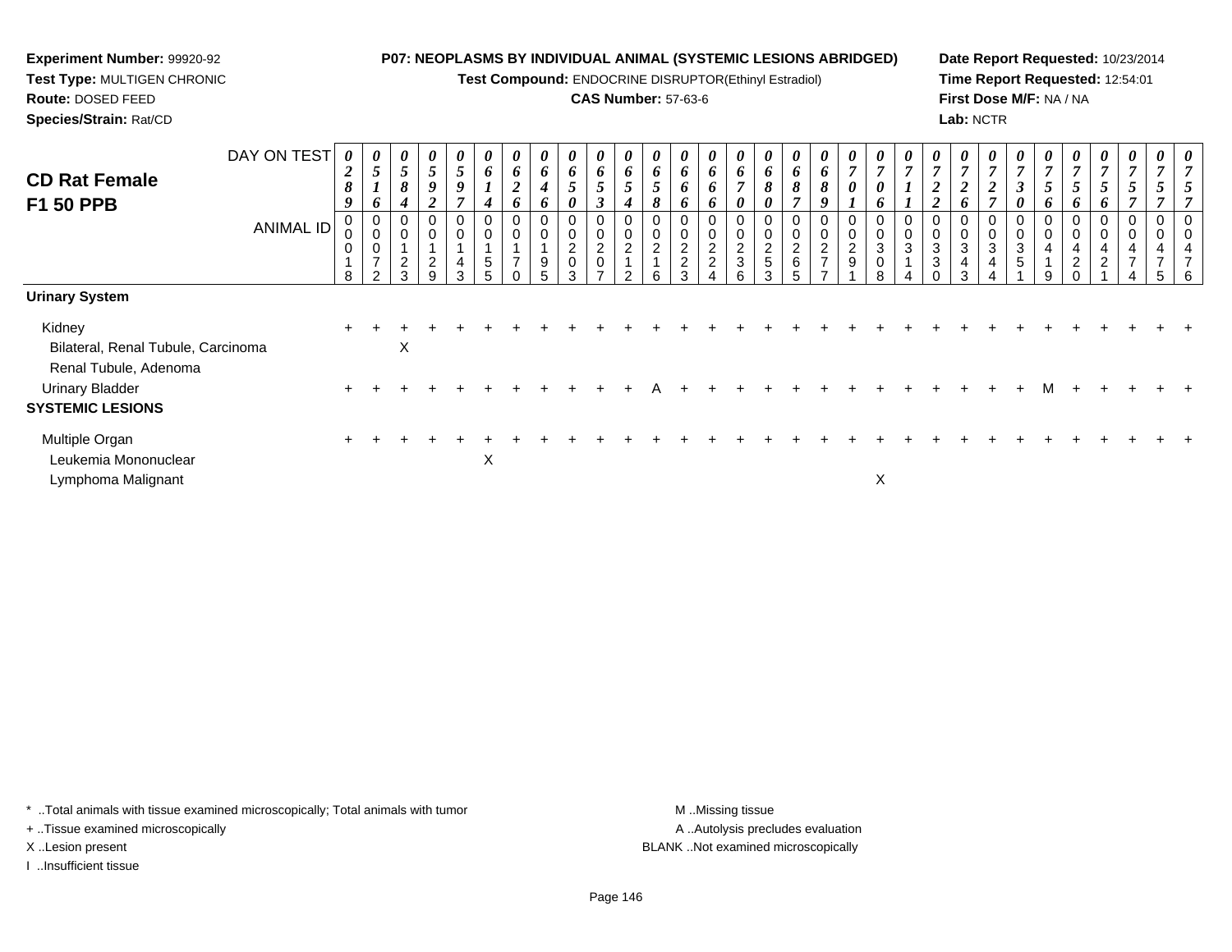**Experiment Number:** 99920-92
**Test Type:** MULTIGEN CHRONIC
**Route:** DOSED FEED
**Species/Strain:** Rat/CD

**P07: NEOPLASMS BY INDIVIDUAL ANIMAL (SYSTEMIC LESIONS ABRIDGED)**
**Test Compound:** ENDOCRINE DISRUPTOR(Ethinyl Estradiol)
**CAS Number:** 57-63-6

**Date Report Requested:** 10/23/2014
**Time Report Requested:** 12:54:01
**First Dose M/F:** NA / NA
**Lab:** NCTR

## CD Rat Female F1 50 PPB

| DAY ON TEST | 0289 | 0516 | 0584 | 0592 | 0597 | 0614 | 0626 | 0646 | 0650 | 0653 | 0654 | 0658 | 0666 | 0666 | 0670 | 0680 | 0687 | 0689 | 0701 | 0706 | 0711 | 0722 | 0726 | 0727 | 0730 | 0756 | 0756 | 0756 | 0757 | 0757 | 0757 |
|---|---|---|---|---|---|---|---|---|---|---|---|---|---|---|---|---|---|---|---|---|---|---|---|---|---|---|---|---|---|---|---|
| **ANIMAL ID** | 00018 | 00072 | 00123 | 00129 | 00143 | 00155 | 00170 | 00195 | 00203 | 00207 | 00212 | 00216 | 00223 | 00224 | 00236 | 00253 | 00265 | 00277 | 00291 | 00308 | 00314 | 00330 | 00343 | 00344 | 00351 | 00419 | 00420 | 00421 | 00474 | 00475 | 00476 |
| **Urinary System** | | | | | | | | | | | | | | | | | | | | | | | | | | | | | | | |
| Kidney | + | + | + | + | + | + | + | + | + | + | + | + | + | + | + | + | + | + | + | + | + | + | + | + | + | + | + | + | + | + | + |
| Bilateral, Renal Tubule, Carcinoma | | | X | | | | | | | | | | | | | | | | | | | | | | | | | | | | |
| Renal Tubule, Adenoma | | | | | | | | | | | | | | | | | | | | | | | | | | | | | | | |
| Urinary Bladder | + | + | + | + | + | + | + | + | + | + | + | A | + | + | + | + | + | + | + | + | + | + | + | + | + | M | + | + | + | + | + |
| **SYSTEMIC LESIONS** | | | | | | | | | | | | | | | | | | | | | | | | | | | | | | | |
| Multiple Organ | + | + | + | + | + | + | + | + | + | + | + | + | + | + | + | + | + | + | + | + | + | + | + | + | + | + | + | + | + | + | + |
| Leukemia Mononuclear | | | | | | X | | | | | | | | | | | | | | | | | | | | | | | | | |
| Lymphoma Malignant | | | | | | | | | | | | | | | | | | | | X | | | | | | | | | | | |

* ..Total animals with tissue examined microscopically; Total animals with tumor
+ ..Tissue examined microscopically
X ..Lesion present
I ..Insufficient tissue

M ..Missing tissue
A ..Autolysis precludes evaluation
BLANK ..Not examined microscopically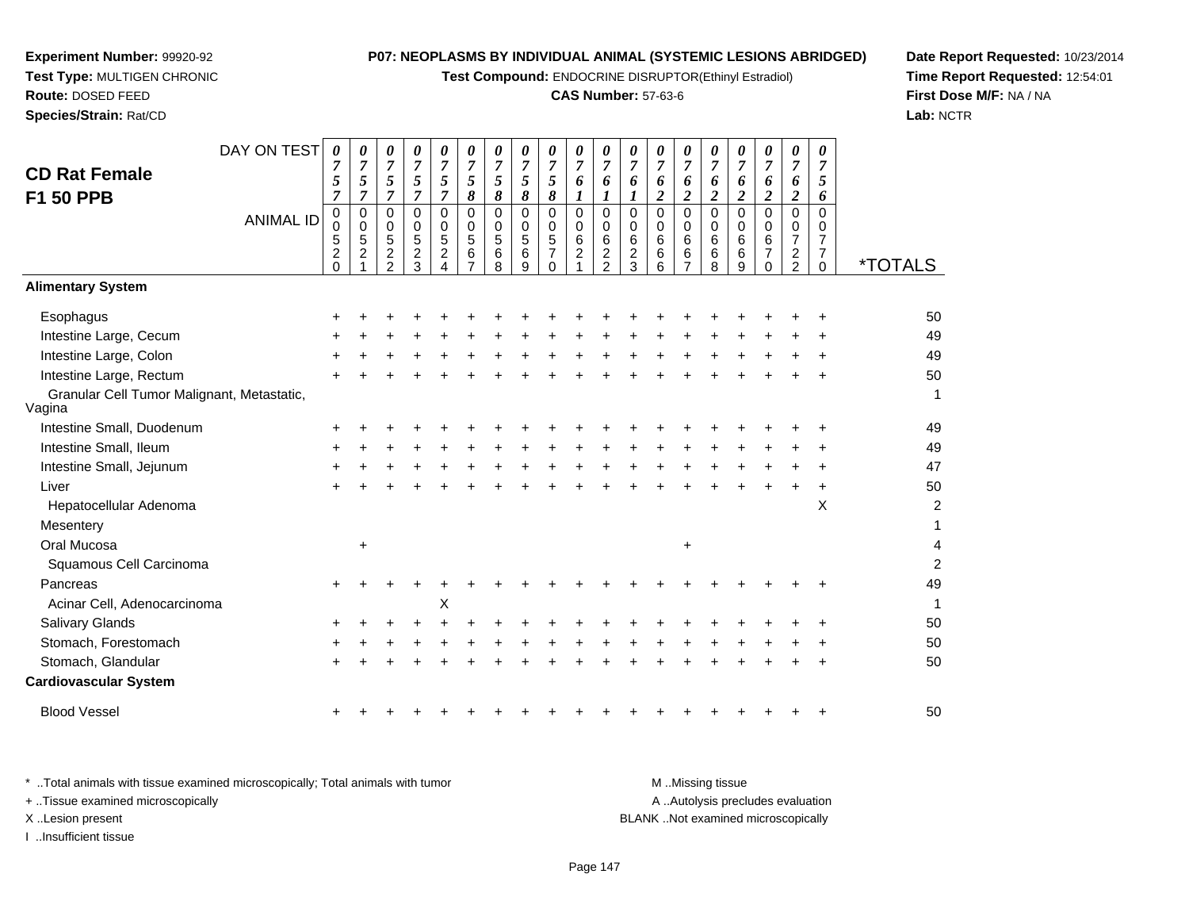**Experiment Number:** 99920-92
**Test Type:** MULTIGEN CHRONIC
**Route:** DOSED FEED
**Species/Strain:** Rat/CD

**P07: NEOPLASMS BY INDIVIDUAL ANIMAL (SYSTEMIC LESIONS ABRIDGED)**
**Test Compound:** ENDOCRINE DISRUPTOR(Ethinyl Estradiol)
**CAS Number:** 57-63-6

**Date Report Requested:** 10/23/2014
**Time Report Requested:** 12:54:01
**First Dose M/F:** NA / NA
**Lab:** NCTR

## CD Rat Female F1 50 PPB

| DAY ON TEST | 0757 | 0757 | 0757 | 0757 | 0757 | 0758 | 0758 | 0758 | 0758 | 0761 | 0761 | 0761 | 0762 | 0762 | 0762 | 0762 | 0762 | 0762 | 0756 | |
|---|---|---|---|---|---|---|---|---|---|---|---|---|---|---|---|---|---|---|---|---|
| **ANIMAL ID** | 00520 | 00521 | 00522 | 00523 | 00524 | 00567 | 00568 | 00569 | 00570 | 00621 | 00622 | 00623 | 00666 | 00667 | 00668 | 00669 | 00670 | 00722 | 00770 | ***TOTALS** |
| **Alimentary System** | | | | | | | | | | | | | | | | | | | | |
| Esophagus | + | + | + | + | + | + | + | + | + | + | + | + | + | + | + | + | + | + | + | 50 |
| Intestine Large, Cecum | + | + | + | + | + | + | + | + | + | + | + | + | + | + | + | + | + | + | + | 49 |
| Intestine Large, Colon | + | + | + | + | + | + | + | + | + | + | + | + | + | + | + | + | + | + | + | 49 |
| Intestine Large, Rectum | + | + | + | + | + | + | + | + | + | + | + | + | + | + | + | + | + | + | + | 50 |
| Granular Cell Tumor Malignant, Metastatic, Vagina | | | | | | | | | | | | | | | | | | | | 1 |
| Intestine Small, Duodenum | + | + | + | + | + | + | + | + | + | + | + | + | + | + | + | + | + | + | + | 49 |
| Intestine Small, Ileum | + | + | + | + | + | + | + | + | + | + | + | + | + | + | + | + | + | + | + | 49 |
| Intestine Small, Jejunum | + | + | + | + | + | + | + | + | + | + | + | + | + | + | + | + | + | + | + | 47 |
| Liver | + | + | + | + | + | + | + | + | + | + | + | + | + | + | + | + | + | + | + | 50 |
| Hepatocellular Adenoma | | | | | | | | | | | | | | | | | | | X | 2 |
| Mesentery | | | | | | | | | | | | | | | | | | | | 1 |
| Oral Mucosa | | + | | | | | | | | | | | | + | | | | | | 4 |
| Squamous Cell Carcinoma | | | | | | | | | | | | | | | | | | | | 2 |
| Pancreas | + | + | + | + | + | + | + | + | + | + | + | + | + | + | + | + | + | + | + | 49 |
| Acinar Cell, Adenocarcinoma | | | | | X | | | | | | | | | | | | | | | 1 |
| Salivary Glands | + | + | + | + | + | + | + | + | + | + | + | + | + | + | + | + | + | + | + | 50 |
| Stomach, Forestomach | + | + | + | + | + | + | + | + | + | + | + | + | + | + | + | + | + | + | + | 50 |
| Stomach, Glandular | + | + | + | + | + | + | + | + | + | + | + | + | + | + | + | + | + | + | + | 50 |
| **Cardiovascular System** | | | | | | | | | | | | | | | | | | | | |
| Blood Vessel | + | + | + | + | + | + | + | + | + | + | + | + | + | + | + | + | + | + | + | 50 |

\* ..Total animals with tissue examined microscopically; Total animals with tumor
+ ..Tissue examined microscopically
X ..Lesion present
I ..Insufficient tissue

M ..Missing tissue
A ..Autolysis precludes evaluation
BLANK ..Not examined microscopically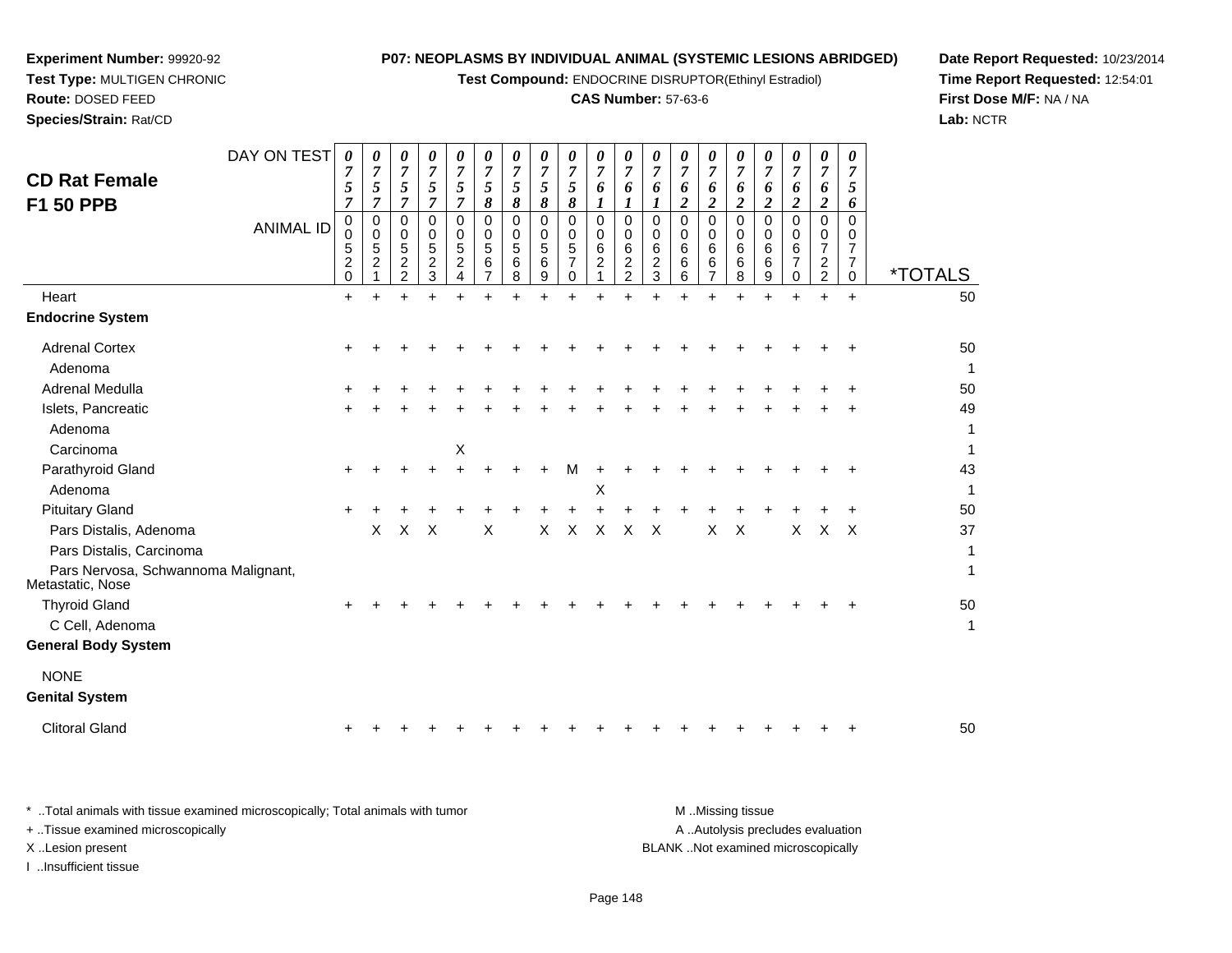**Experiment Number:** 99920-92
**Test Type:** MULTIGEN CHRONIC
**Route:** DOSED FEED
**Species/Strain:** Rat/CD

**P07: NEOPLASMS BY INDIVIDUAL ANIMAL (SYSTEMIC LESIONS ABRIDGED)**
**Test Compound:** ENDOCRINE DISRUPTOR(Ethinyl Estradiol)
**CAS Number:** 57-63-6

**Date Report Requested:** 10/23/2014
**Time Report Requested:** 12:54:01
**First Dose M/F:** NA / NA
**Lab:** NCTR

## CD Rat Female F1 50 PPB

| DAY ON TEST | 0757 | 0757 | 0757 | 0757 | 0757 | 0758 | 0758 | 0758 | 0758 | 0761 | 0761 | 0761 | 0762 | 0762 | 0762 | 0762 | 0762 | 0762 | 0756 | |
|---|---|---|---|---|---|---|---|---|---|---|---|---|---|---|---|---|---|---|---|---|
| **ANIMAL ID** | 00520 | 00521 | 00522 | 00523 | 00524 | 00567 | 00568 | 00569 | 00570 | 00621 | 00622 | 00623 | 00666 | 00667 | 00668 | 00669 | 00670 | 00722 | 00770 | ***TOTALS** |
| Heart | + | + | + | + | + | + | + | + | + | + | + | + | + | + | + | + | + | + | + | 50 |
| **Endocrine System** | | | | | | | | | | | | | | | | | | | | |
| Adrenal Cortex | + | + | + | + | + | + | + | + | + | + | + | + | + | + | + | + | + | + | + | 50 |
| Adenoma | | | | | | | | | | | | | | | | | | | | 1 |
| Adrenal Medulla | + | + | + | + | + | + | + | + | + | + | + | + | + | + | + | + | + | + | + | 50 |
| Islets, Pancreatic | + | + | + | + | + | + | + | + | + | + | + | + | + | + | + | + | + | + | + | 49 |
| Adenoma | | | | | | | | | | | | | | | | | | | | 1 |
| Carcinoma | | | | | X | | | | | | | | | | | | | | | 1 |
| Parathyroid Gland | + | + | + | + | + | + | + | + | M | + | + | + | + | + | + | + | + | + | + | 43 |
| Adenoma | | | | | | | | | | X | | | | | | | | | | 1 |
| Pituitary Gland | + | + | + | + | + | + | + | + | + | + | + | + | + | + | + | + | + | + | + | 50 |
| Pars Distalis, Adenoma | | X | X | X | | X | | X | X | X | X | X | | X | X | | X | X | X | 37 |
| Pars Distalis, Carcinoma | | | | | | | | | | | | | | | | | | | | 1 |
| Pars Nervosa, Schwannoma Malignant, Metastatic, Nose | | | | | | | | | | | | | | | | | | | | 1 |
| Thyroid Gland | + | + | + | + | + | + | + | + | + | + | + | + | + | + | + | + | + | + | + | 50 |
| C Cell, Adenoma | | | | | | | | | | | | | | | | | | | | 1 |
| **General Body System** | | | | | | | | | | | | | | | | | | | | |
| NONE | | | | | | | | | | | | | | | | | | | | |
| **Genital System** | | | | | | | | | | | | | | | | | | | | |
| Clitoral Gland | + | + | + | + | + | + | + | + | + | + | + | + | + | + | + | + | + | + | + | 50 |

* ..Total animals with tissue examined microscopically; Total animals with tumor
+ ..Tissue examined microscopically
X ..Lesion present
I ..Insufficient tissue

M ..Missing tissue
A ..Autolysis precludes evaluation
BLANK ..Not examined microscopically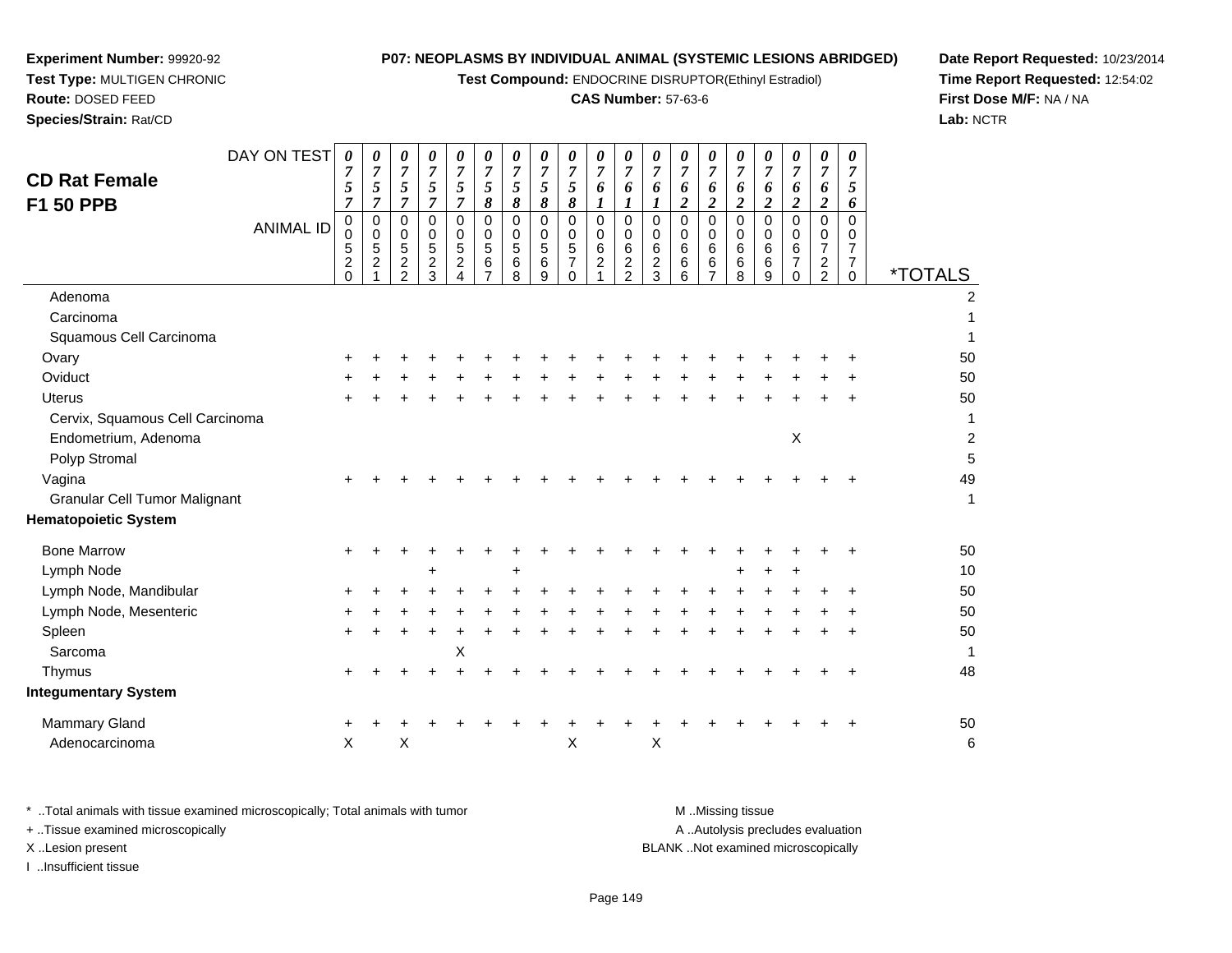**Experiment Number:** 99920-92
**Test Type:** MULTIGEN CHRONIC
**Route:** DOSED FEED
**Species/Strain:** Rat/CD

**P07: NEOPLASMS BY INDIVIDUAL ANIMAL (SYSTEMIC LESIONS ABRIDGED)**
**Test Compound:** ENDOCRINE DISRUPTOR(Ethinyl Estradiol)
**CAS Number:** 57-63-6

**Date Report Requested:** 10/23/2014
**Time Report Requested:** 12:54:02
**First Dose M/F:** NA / NA
**Lab:** NCTR

## CD Rat Female F1 50 PPB

| DAY ON TEST | 0757 | 0757 | 0757 | 0757 | 0757 | 0758 | 0758 | 0758 | 0758 | 0761 | 0761 | 0761 | 0762 | 0762 | 0762 | 0762 | 0762 | 0762 | 0756 | |
|---|---|---|---|---|---|---|---|---|---|---|---|---|---|---|---|---|---|---|---|---|
| **ANIMAL ID** | 00520 | 00521 | 00522 | 00523 | 00524 | 00567 | 00568 | 00569 | 00570 | 00621 | 00622 | 00623 | 00666 | 00667 | 00668 | 00669 | 00670 | 00722 | 00770 | ***TOTALS** |
| Adenoma | | | | | | | | | | | | | | | | | | | | 2 |
| Carcinoma | | | | | | | | | | | | | | | | | | | | 1 |
| Squamous Cell Carcinoma | | | | | | | | | | | | | | | | | | | | 1 |
| Ovary | + | + | + | + | + | + | + | + | + | + | + | + | + | + | + | + | + | + | + | 50 |
| Oviduct | + | + | + | + | + | + | + | + | + | + | + | + | + | + | + | + | + | + | + | 50 |
| Uterus | + | + | + | + | + | + | + | + | + | + | + | + | + | + | + | + | + | + | + | 50 |
| Cervix, Squamous Cell Carcinoma | | | | | | | | | | | | | | | | | | | | 1 |
| Endometrium, Adenoma | | | | | | | | | | | | | | | | | X | | | 2 |
| Polyp Stromal | | | | | | | | | | | | | | | | | | | | 5 |
| Vagina | + | + | + | + | + | + | + | + | + | + | + | + | + | + | + | + | + | + | + | 49 |
| Granular Cell Tumor Malignant | | | | | | | | | | | | | | | | | | | | 1 |
| **Hematopoietic System** | | | | | | | | | | | | | | | | | | | | |
| Bone Marrow | + | + | + | + | + | + | + | + | + | + | + | + | + | + | + | + | + | + | + | 50 |
| Lymph Node | | | | + | | | + | | | | | | | | + | + | + | | | 10 |
| Lymph Node, Mandibular | + | + | + | + | + | + | + | + | + | + | + | + | + | + | + | + | + | + | + | 50 |
| Lymph Node, Mesenteric | + | + | + | + | + | + | + | + | + | + | + | + | + | + | + | + | + | + | + | 50 |
| Spleen | + | + | + | + | + | + | + | + | + | + | + | + | + | + | + | + | + | + | + | 50 |
| Sarcoma | | | | | X | | | | | | | | | | | | | | | 1 |
| Thymus | + | + | + | + | + | + | + | + | + | + | + | + | + | + | + | + | + | + | + | 48 |
| **Integumentary System** | | | | | | | | | | | | | | | | | | | | |
| Mammary Gland | + | + | + | + | + | + | + | + | + | + | + | + | + | + | + | + | + | + | + | 50 |
| Adenocarcinoma | X | | X | | | | | | X | | | X | | | | | | | | 6 |

\* ..Total animals with tissue examined microscopically; Total animals with tumor
+ ..Tissue examined microscopically
X ..Lesion present
I ..Insufficient tissue

M ..Missing tissue
A ..Autolysis precludes evaluation
BLANK ..Not examined microscopically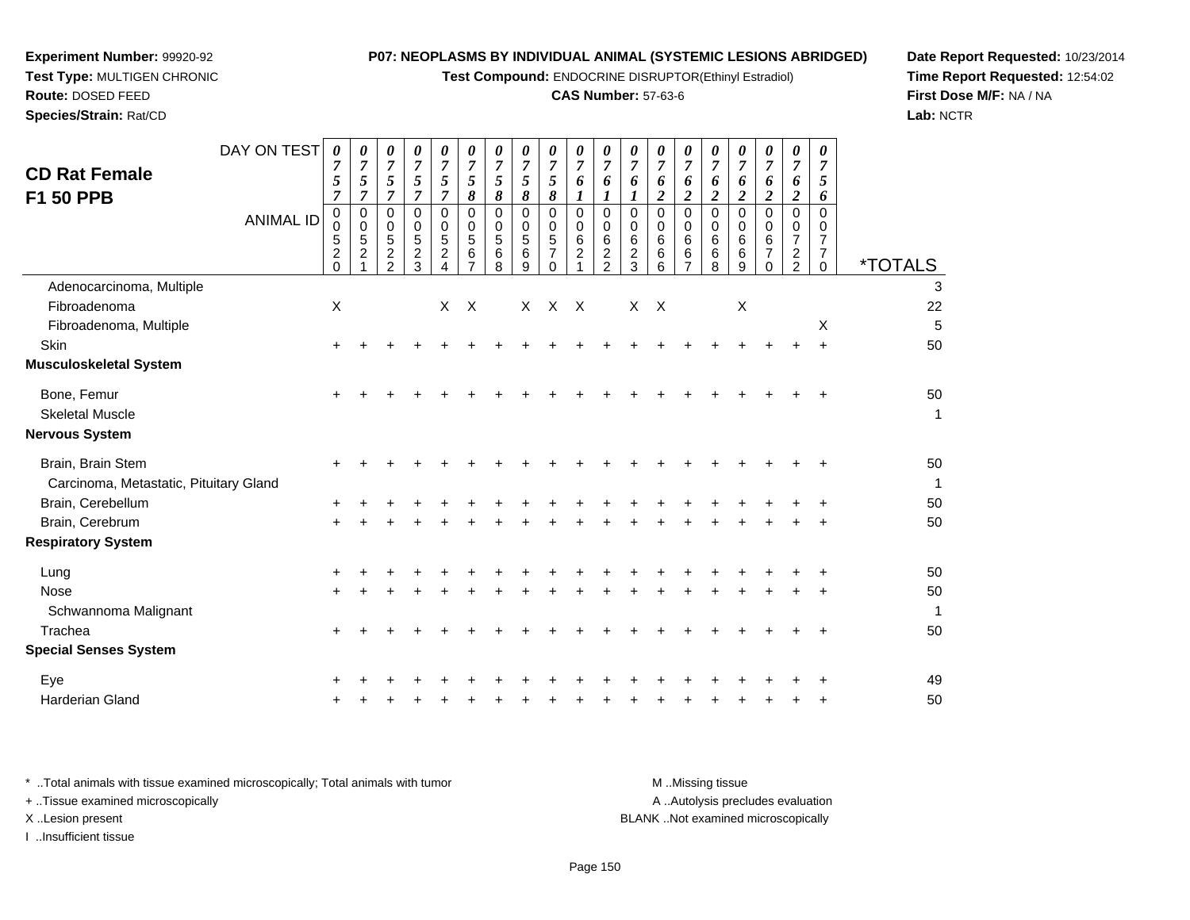**Experiment Number:** 99920-92
**Test Type:** MULTIGEN CHRONIC
**Route:** DOSED FEED
**Species/Strain:** Rat/CD

**P07: NEOPLASMS BY INDIVIDUAL ANIMAL (SYSTEMIC LESIONS ABRIDGED)**
**Test Compound:** ENDOCRINE DISRUPTOR(Ethinyl Estradiol)
**CAS Number:** 57-63-6

**Date Report Requested:** 10/23/2014
**Time Report Requested:** 12:54:02
**First Dose M/F:** NA / NA
**Lab:** NCTR

## CD Rat Female F1 50 PPB

| DAY ON TEST | 0757 | 0757 | 0757 | 0757 | 0757 | 0758 | 0758 | 0758 | 0758 | 0761 | 0761 | 0761 | 0762 | 0762 | 0762 | 0762 | 0762 | 0762 | 0756 | |
|---|---|---|---|---|---|---|---|---|---|---|---|---|---|---|---|---|---|---|---|---|
| **ANIMAL ID** | 0052 0 | 0052 1 | 0052 2 | 0052 3 | 0052 4 | 0056 7 | 0056 8 | 0056 9 | 0057 0 | 0062 1 | 0062 2 | 0062 3 | 0066 6 | 0066 7 | 0066 8 | 0066 9 | 0067 0 | 0072 2 | 0077 0 | ***TOTALS** |
| Adenocarcinoma, Multiple | | | | | | | | | | | | | | | | | | | | 3 |
| Fibroadenoma | X | | | | X | X | | X | X | X | | X | X | | | X | | | | 22 |
| Fibroadenoma, Multiple | | | | | | | | | | | | | | | | | | | X | 5 |
| Skin | + | + | + | + | + | + | + | + | + | + | + | + | + | + | + | + | + | + | + | 50 |
| **Musculoskeletal System** | | | | | | | | | | | | | | | | | | | | |
| Bone, Femur | + | + | + | + | + | + | + | + | + | + | + | + | + | + | + | + | + | + | + | 50 |
| Skeletal Muscle | | | | | | | | | | | | | | | | | | | | 1 |
| **Nervous System** | | | | | | | | | | | | | | | | | | | | |
| Brain, Brain Stem | + | + | + | + | + | + | + | + | + | + | + | + | + | + | + | + | + | + | + | 50 |
| Carcinoma, Metastatic, Pituitary Gland | | | | | | | | | | | | | | | | | | | | 1 |
| Brain, Cerebellum | + | + | + | + | + | + | + | + | + | + | + | + | + | + | + | + | + | + | + | 50 |
| Brain, Cerebrum | + | + | + | + | + | + | + | + | + | + | + | + | + | + | + | + | + | + | + | 50 |
| **Respiratory System** | | | | | | | | | | | | | | | | | | | | |
| Lung | + | + | + | + | + | + | + | + | + | + | + | + | + | + | + | + | + | + | + | 50 |
| Nose | + | + | + | + | + | + | + | + | + | + | + | + | + | + | + | + | + | + | + | 50 |
| Schwannoma Malignant | | | | | | | | | | | | | | | | | | | | 1 |
| Trachea | + | + | + | + | + | + | + | + | + | + | + | + | + | + | + | + | + | + | + | 50 |
| **Special Senses System** | | | | | | | | | | | | | | | | | | | | |
| Eye | + | + | + | + | + | + | + | + | + | + | + | + | + | + | + | + | + | + | + | 49 |
| Harderian Gland | + | + | + | + | + | + | + | + | + | + | + | + | + | + | + | + | + | + | + | 50 |

\* ..Total animals with tissue examined microscopically; Total animals with tumor
+ ..Tissue examined microscopically
X ..Lesion present
I ..Insufficient tissue

M ..Missing tissue
A ..Autolysis precludes evaluation
BLANK ..Not examined microscopically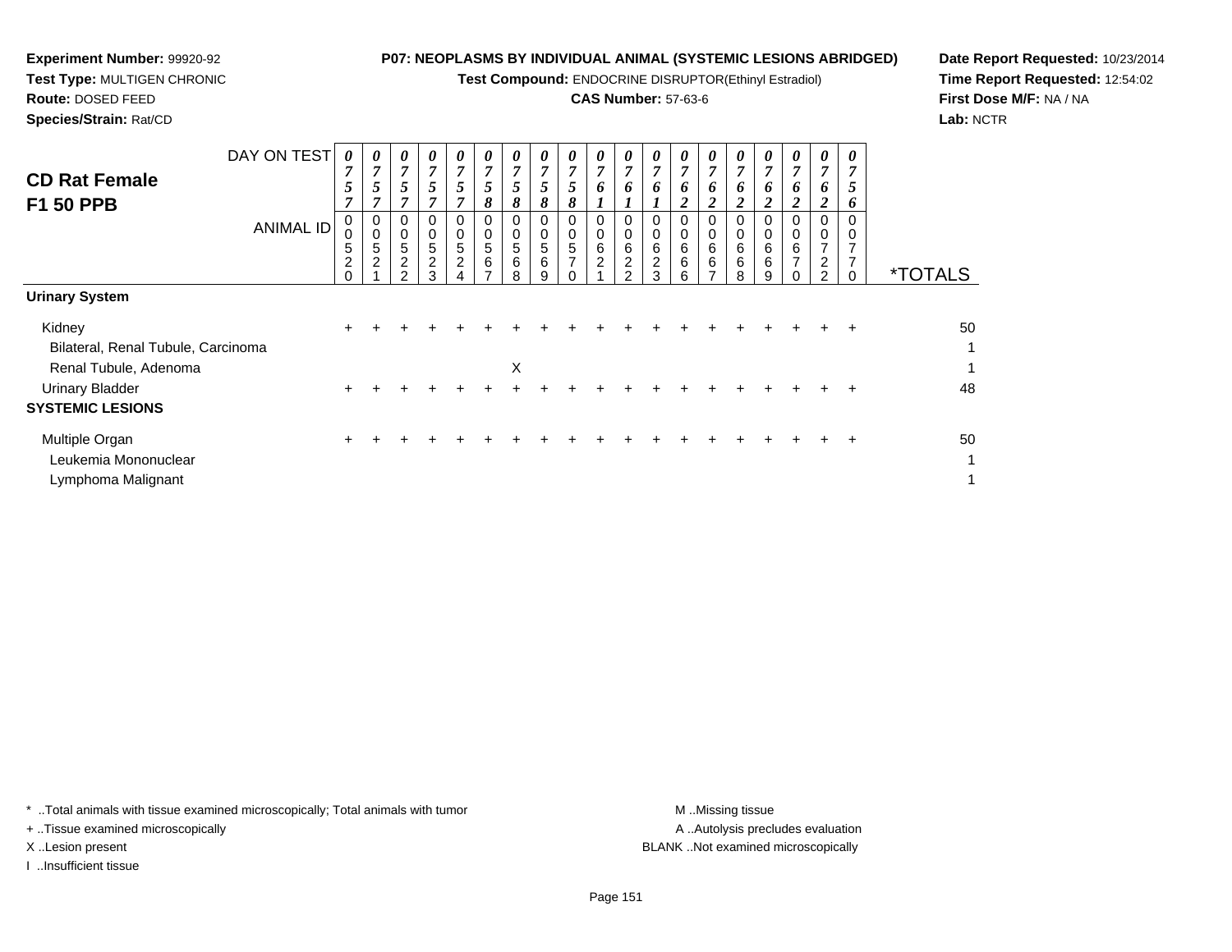**Experiment Number:** 99920-92
**Test Type:** MULTIGEN CHRONIC
**Route:** DOSED FEED
**Species/Strain:** Rat/CD

**P07: NEOPLASMS BY INDIVIDUAL ANIMAL (SYSTEMIC LESIONS ABRIDGED)**
**Test Compound:** ENDOCRINE DISRUPTOR(Ethinyl Estradiol)
**CAS Number:** 57-63-6

**Date Report Requested:** 10/23/2014
**Time Report Requested:** 12:54:02
**First Dose M/F:** NA / NA
**Lab:** NCTR

## CD Rat Female F1 50 PPB

| DAY ON TEST | 0757 | 0757 | 0757 | 0757 | 0757 | 0758 | 0758 | 0758 | 0758 | 0761 | 0761 | 0761 | 0762 | 0762 | 0762 | 0762 | 0762 | 0762 | 0756 | |
|---|---|---|---|---|---|---|---|---|---|---|---|---|---|---|---|---|---|---|---|---|
| **ANIMAL ID** | 0005 20 | 0005 21 | 0005 22 | 0005 23 | 0005 24 | 0005 67 | 0005 68 | 0005 69 | 0005 70 | 0006 21 | 0006 22 | 0006 23 | 0006 66 | 0006 67 | 0006 68 | 0006 69 | 0006 70 | 0007 22 | 0007 70 | ***TOTALS** |
| **Urinary System** | | | | | | | | | | | | | | | | | | | | |
| Kidney | + | + | + | + | + | + | + | + | + | + | + | + | + | + | + | + | + | + | + | 50 |
| Bilateral, Renal Tubule, Carcinoma | | | | | | | | | | | | | | | | | | | | 1 |
| Renal Tubule, Adenoma | | | | | | | X | | | | | | | | | | | | | 1 |
| Urinary Bladder | + | + | + | + | + | + | + | + | + | + | + | + | + | + | + | + | + | + | + | 48 |
| **SYSTEMIC LESIONS** | | | | | | | | | | | | | | | | | | | | |
| Multiple Organ | + | + | + | + | + | + | + | + | + | + | + | + | + | + | + | + | + | + | + | 50 |
| Leukemia Mononuclear | | | | | | | | | | | | | | | | | | | | 1 |
| Lymphoma Malignant | | | | | | | | | | | | | | | | | | | | 1 |

* ..Total animals with tissue examined microscopically; Total animals with tumor
+ ..Tissue examined microscopically
X ..Lesion present
I ..Insufficient tissue

M ..Missing tissue
A ..Autolysis precludes evaluation
BLANK ..Not examined microscopically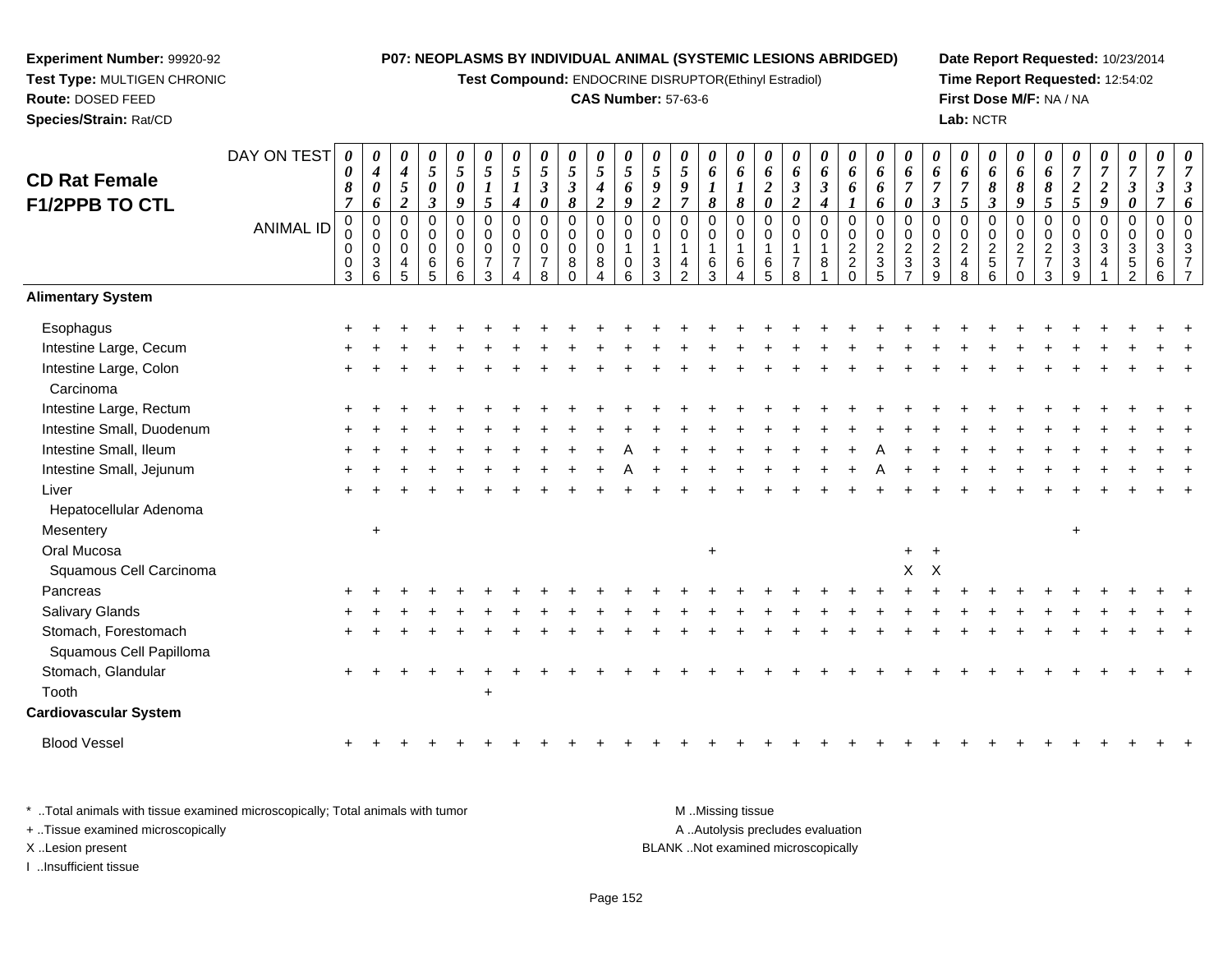**Experiment Number:** 99920-92
**Test Type:** MULTIGEN CHRONIC
**Route:** DOSED FEED
**Species/Strain:** Rat/CD

**P07: NEOPLASMS BY INDIVIDUAL ANIMAL (SYSTEMIC LESIONS ABRIDGED)**
**Test Compound:** ENDOCRINE DISRUPTOR(Ethinyl Estradiol)
**CAS Number:** 57-63-6

**Date Report Requested:** 10/23/2014
**Time Report Requested:** 12:54:02
**First Dose M/F:** NA / NA
**Lab:** NCTR

## CD Rat Female F1/2PPB TO CTL

| DAY ON TEST | 0087 | 0406 | 0452 | 0503 | 0509 | 0515 | 0514 | 0530 | 0538 | 0542 | 0569 | 0592 | 0597 | 0618 | 0618 | 0620 | 0632 | 0634 | 0661 | 0666 | 0670 | 0673 | 0675 | 0683 | 0689 | 0685 | 0725 | 0729 | 0730 | 0737 | 0736 |
|---|---|---|---|---|---|---|---|---|---|---|---|---|---|---|---|---|---|---|---|---|---|---|---|---|---|---|---|---|---|---|---|
| **ANIMAL ID** | 00003 | 00036 | 00045 | 00065 | 00066 | 00073 | 00074 | 00078 | 00080 | 00084 | 00106 | 00133 | 00142 | 00163 | 00164 | 00165 | 00178 | 00181 | 00220 | 00235 | 00237 | 00239 | 00248 | 00256 | 00270 | 00273 | 00339 | 00341 | 00352 | 00366 | 00377 |
| **Alimentary System** | | | | | | | | | | | | | | | | | | | | | | | | | | | | | | | |
| Esophagus | + | + | + | + | + | + | + | + | + | + | + | + | + | + | + | + | + | + | + | + | + | + | + | + | + | + | + | + | + | + | + |
| Intestine Large, Cecum | + | + | + | + | + | + | + | + | + | + | + | + | + | + | + | + | + | + | + | + | + | + | + | + | + | + | + | + | + | + | + |
| Intestine Large, Colon | + | + | + | + | + | + | + | + | + | + | + | + | + | + | + | + | + | + | + | + | + | + | + | + | + | + | + | + | + | + | + |
| Carcinoma | | | | | | | | | | | | | | | | | | | | | | | | | | | | | | | |
| Intestine Large, Rectum | + | + | + | + | + | + | + | + | + | + | + | + | + | + | + | + | + | + | + | + | + | + | + | + | + | + | + | + | + | + | + |
| Intestine Small, Duodenum | + | + | + | + | + | + | + | + | + | + | + | + | + | + | + | + | + | + | + | + | + | + | + | + | + | + | + | + | + | + | + |
| Intestine Small, Ileum | + | + | + | + | + | + | + | + | + | + | A | + | + | + | + | + | + | + | + | A | + | + | + | + | + | + | + | + | + | + | + |
| Intestine Small, Jejunum | + | + | + | + | + | + | + | + | + | + | A | + | + | + | + | + | + | + | + | A | + | + | + | + | + | + | + | + | + | + | + |
| Liver | + | + | + | + | + | + | + | + | + | + | + | + | + | + | + | + | + | + | + | + | + | + | + | + | + | + | + | + | + | + | + |
| Hepatocellular Adenoma | | | | | | | | | | | | | | | | | | | | | | | | | | | | | | | |
| Mesentery | | + | | | | | | | | | | | | | | | | | | | | | | | | | + | | | | |
| Oral Mucosa | | | | | | | | | | | | | | + | | | | | | | + | + | | | | | | | | | |
| Squamous Cell Carcinoma | | | | | | | | | | | | | | | | | | | | | X | X | | | | | | | | | |
| Pancreas | + | + | + | + | + | + | + | + | + | + | + | + | + | + | + | + | + | + | + | + | + | + | + | + | + | + | + | + | + | + | + |
| Salivary Glands | + | + | + | + | + | + | + | + | + | + | + | + | + | + | + | + | + | + | + | + | + | + | + | + | + | + | + | + | + | + | + |
| Stomach, Forestomach | + | + | + | + | + | + | + | + | + | + | + | + | + | + | + | + | + | + | + | + | + | + | + | + | + | + | + | + | + | + | + |
| Squamous Cell Papilloma | | | | | | | | | | | | | | | | | | | | | | | | | | | | | | | |
| Stomach, Glandular | + | + | + | + | + | + | + | + | + | + | + | + | + | + | + | + | + | + | + | + | + | + | + | + | + | + | + | + | + | + | + |
| Tooth | | | | | | + | | | | | | | | | | | | | | | | | | | | | | | | | |
| **Cardiovascular System** | | | | | | | | | | | | | | | | | | | | | | | | | | | | | | | |
| Blood Vessel | + | + | + | + | + | + | + | + | + | + | + | + | + | + | + | + | + | + | + | + | + | + | + | + | + | + | + | + | + | + | + |

\* ..Total animals with tissue examined microscopically; Total animals with tumor
+ ..Tissue examined microscopically
X ..Lesion present
I ..Insufficient tissue

M ..Missing tissue
A ..Autolysis precludes evaluation
BLANK ..Not examined microscopically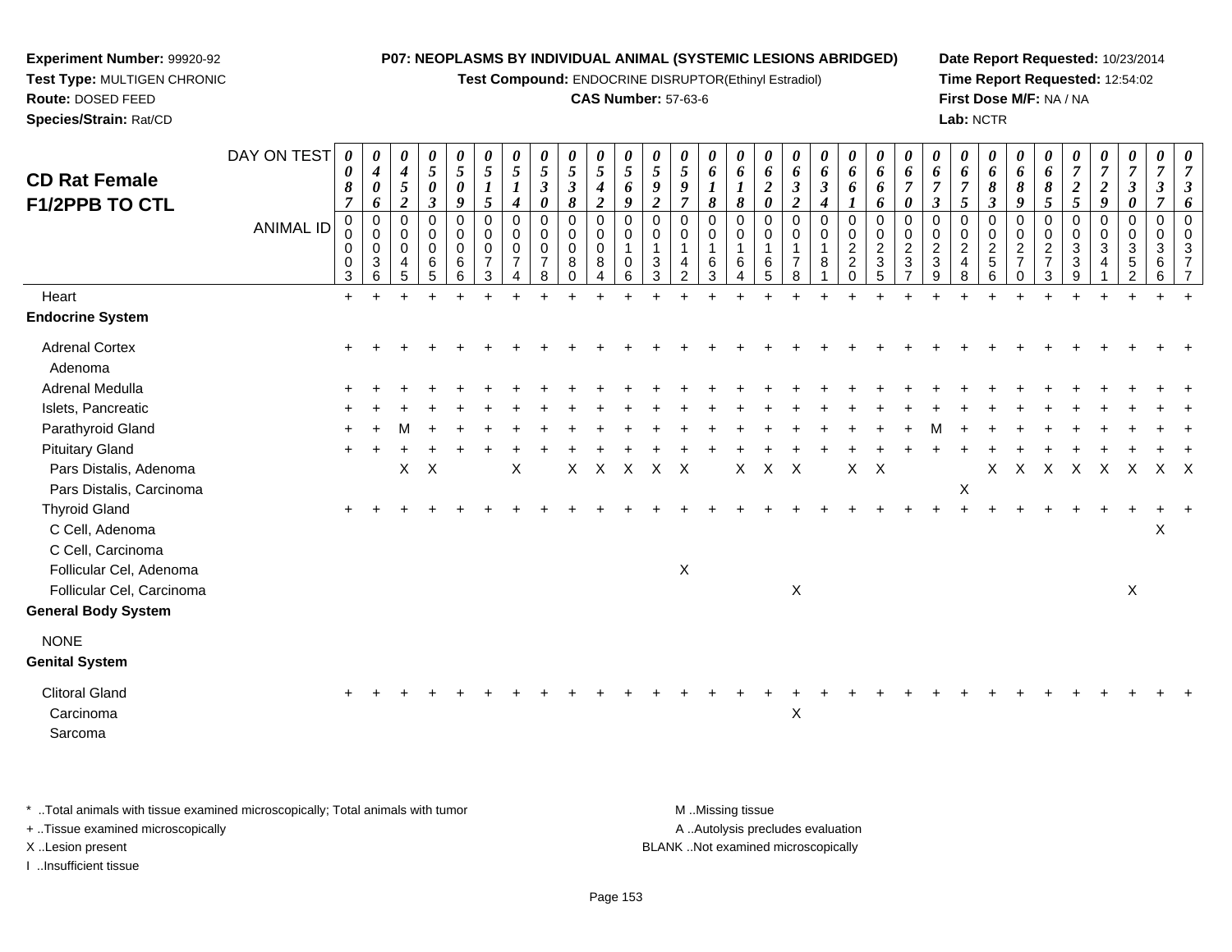**Experiment Number:** 99920-92
**Test Type:** MULTIGEN CHRONIC
**Route:** DOSED FEED
**Species/Strain:** Rat/CD

**P07: NEOPLASMS BY INDIVIDUAL ANIMAL (SYSTEMIC LESIONS ABRIDGED)**
**Test Compound:** ENDOCRINE DISRUPTOR(Ethinyl Estradiol)
**CAS Number:** 57-63-6

**Date Report Requested:** 10/23/2014
**Time Report Requested:** 12:54:02
**First Dose M/F:** NA / NA
**Lab:** NCTR

## CD Rat Female F1/2PPB TO CTL

| DAY ON TEST | 0087 | 0406 | 0452 | 0503 | 0509 | 0515 | 0514 | 0530 | 0538 | 0542 | 0569 | 0592 | 0597 | 0618 | 0618 | 0620 | 0632 | 0634 | 0661 | 0666 | 0670 | 0673 | 0675 | 0683 | 0689 | 0685 | 0725 | 0729 | 0730 | 0737 | 0736 |
|---|---|---|---|---|---|---|---|---|---|---|---|---|---|---|---|---|---|---|---|---|---|---|---|---|---|---|---|---|---|---|---|
| ANIMAL ID | 00003 | 00036 | 00045 | 00065 | 00066 | 00073 | 00074 | 00078 | 00080 | 00084 | 00106 | 00133 | 00142 | 00163 | 00164 | 00165 | 00178 | 00181 | 00220 | 00235 | 00237 | 00239 | 00248 | 00256 | 00270 | 00273 | 00339 | 00341 | 00352 | 00366 | 00377 |
| Heart | + | + | + | + | + | + | + | + | + | + | + | + | + | + | + | + | + | + | + | + | + | + | + | + | + | + | + | + | + | + | + |
| **Endocrine System** | | | | | | | | | | | | | | | | | | | | | | | | | | | | | | | |
| Adrenal Cortex | + | + | + | + | + | + | + | + | + | + | + | + | + | + | + | + | + | + | + | + | + | + | + | + | + | + | + | + | + | + | + |
| Adenoma | | | | | | | | | | | | | | | | | | | | | | | | | | | | | | | |
| Adrenal Medulla | + | + | + | + | + | + | + | + | + | + | + | + | + | + | + | + | + | + | + | + | + | + | + | + | + | + | + | + | + | + | + |
| Islets, Pancreatic | + | + | + | + | + | + | + | + | + | + | + | + | + | + | + | + | + | + | + | + | + | + | + | + | + | + | + | + | + | + | + |
| Parathyroid Gland | + | + | M | + | + | + | + | + | + | + | + | + | + | + | + | + | + | + | + | + | + | M | + | + | + | + | + | + | + | + | + |
| Pituitary Gland | + | + | + | + | + | + | + | + | + | + | + | + | + | + | + | + | + | + | + | + | + | + | + | + | + | + | + | + | + | + | + |
| Pars Distalis, Adenoma | | | X | X | | | X | | X | X | X | X | X | | X | X | X | | X | X | | | | X | X | X | X | X | X | X | X |
| Pars Distalis, Carcinoma | | | | | | | | | | | | | | | | | | | | | | | X | | | | | | | | |
| Thyroid Gland | + | + | + | + | + | + | + | + | + | + | + | + | + | + | + | + | + | + | + | + | + | + | + | + | + | + | + | + | + | + | + |
| C Cell, Adenoma | | | | | | | | | | | | | | | | | | | | | | | | | | | | | | X | |
| C Cell, Carcinoma | | | | | | | | | | | | | | | | | | | | | | | | | | | | | | | |
| Follicular Cel, Adenoma | | | | | | | | | | | | | X | | | | | | | | | | | | | | | | | | |
| Follicular Cel, Carcinoma | | | | | | | | | | | | | | | | | X | | | | | | | | | | | | X | | |
| **General Body System** | | | | | | | | | | | | | | | | | | | | | | | | | | | | | | | |
| NONE | | | | | | | | | | | | | | | | | | | | | | | | | | | | | | | |
| **Genital System** | | | | | | | | | | | | | | | | | | | | | | | | | | | | | | | |
| Clitoral Gland | + | + | + | + | + | + | + | + | + | + | + | + | + | + | + | + | + | + | + | + | + | + | + | + | + | + | + | + | + | + | + |
| Carcinoma | | | | | | | | | | | | | | | | | X | | | | | | | | | | | | | | |
| Sarcoma | | | | | | | | | | | | | | | | | | | | | | | | | | | | | | | |

\* ..Total animals with tissue examined microscopically; Total animals with tumor
+ ..Tissue examined microscopically
X ..Lesion present
I ..Insufficient tissue

M ..Missing tissue
A ..Autolysis precludes evaluation
BLANK ..Not examined microscopically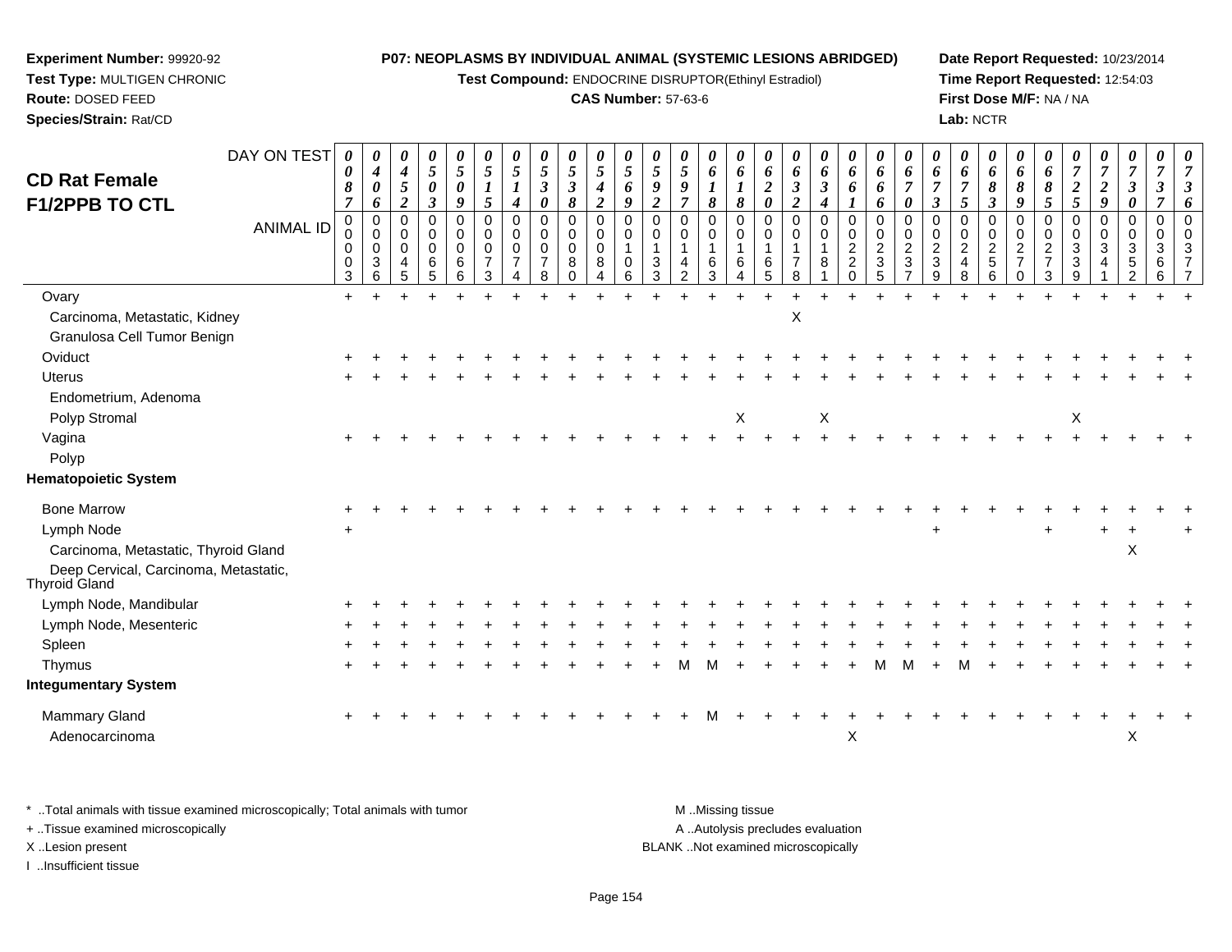**Experiment Number:** 99920-92
**Test Type:** MULTIGEN CHRONIC
**Route:** DOSED FEED
**Species/Strain:** Rat/CD

**P07: NEOPLASMS BY INDIVIDUAL ANIMAL (SYSTEMIC LESIONS ABRIDGED)**
**Test Compound:** ENDOCRINE DISRUPTOR(Ethinyl Estradiol)
**CAS Number:** 57-63-6

**Date Report Requested:** 10/23/2014
**Time Report Requested:** 12:54:03
**First Dose M/F:** NA / NA
**Lab:** NCTR

## CD Rat Female F1/2PPB TO CTL

| DAY ON TEST | 0087 | 0406 | 0452 | 0503 | 0509 | 0515 | 0514 | 0530 | 0538 | 0542 | 0569 | 0592 | 0597 | 0618 | 0618 | 0620 | 0632 | 0634 | 0661 | 0666 | 0670 | 0673 | 0675 | 0683 | 0689 | 0685 | 0725 | 0729 | 0730 | 0737 | 0736 |
|---|---|---|---|---|---|---|---|---|---|---|---|---|---|---|---|---|---|---|---|---|---|---|---|---|---|---|---|---|---|---|---|
| ANIMAL ID | 00003 | 00036 | 00045 | 00065 | 00066 | 00073 | 00074 | 00078 | 00080 | 00084 | 00106 | 00133 | 00142 | 00163 | 00164 | 00165 | 00178 | 00181 | 00220 | 00235 | 00237 | 00239 | 00248 | 00256 | 00270 | 00273 | 00339 | 00341 | 00352 | 00366 | 00377 |
| Ovary | + | + | + | + | + | + | + | + | + | + | + | + | + | + | + | + | + | + | + | + | + | + | + | + | + | + | + | + | + | + | + |
| Carcinoma, Metastatic, Kidney | | | | | | | | | | | | | | | | | X | | | | | | | | | | | | | | |
| Granulosa Cell Tumor Benign | | | | | | | | | | | | | | | | | | | | | | | | | | | | | | | |
| Oviduct | + | + | + | + | + | + | + | + | + | + | + | + | + | + | + | + | + | + | + | + | + | + | + | + | + | + | + | + | + | + | + |
| Uterus | + | + | + | + | + | + | + | + | + | + | + | + | + | + | + | + | + | + | + | + | + | + | + | + | + | + | + | + | + | + | + |
| Endometrium, Adenoma | | | | | | | | | | | | | | | | | | | | | | | | | | | | | | | |
| Polyp Stromal | | | | | | | | | | | | | | | X | | | X | | | | | | | | | X | | | | |
| Vagina | + | + | + | + | + | + | + | + | + | + | + | + | + | + | + | + | + | + | + | + | + | + | + | + | + | + | + | + | + | + | + |
| Polyp | | | | | | | | | | | | | | | | | | | | | | | | | | | | | | | |
| **Hematopoietic System** | | | | | | | | | | | | | | | | | | | | | | | | | | | | | | | |
| Bone Marrow | + | + | + | + | + | + | + | + | + | + | + | + | + | + | + | + | + | + | + | + | + | + | + | + | + | + | + | + | + | + | + |
| Lymph Node | + | | | | | | | | | | | | | | | | | | | | | + | | | | + | | + | + | | + |
| Carcinoma, Metastatic, Thyroid Gland | | | | | | | | | | | | | | | | | | | | | | | | | | | | | X | | |
| Deep Cervical, Carcinoma, Metastatic, Thyroid Gland | | | | | | | | | | | | | | | | | | | | | | | | | | | | | | | |
| Lymph Node, Mandibular | + | + | + | + | + | + | + | + | + | + | + | + | + | + | + | + | + | + | + | + | + | + | + | + | + | + | + | + | + | + | + |
| Lymph Node, Mesenteric | + | + | + | + | + | + | + | + | + | + | + | + | + | + | + | + | + | + | + | + | + | + | + | + | + | + | + | + | + | + | + |
| Spleen | + | + | + | + | + | + | + | + | + | + | + | + | + | + | + | + | + | + | + | + | + | + | + | + | + | + | + | + | + | + | + |
| Thymus | + | + | + | + | + | + | + | + | + | + | + | + | M | M | + | + | + | + | + | M | M | + | M | + | + | + | + | + | + | + | + |
| **Integumentary System** | | | | | | | | | | | | | | | | | | | | | | | | | | | | | | | |
| Mammary Gland | + | + | + | + | + | + | + | + | + | + | + | + | + | M | + | + | + | + | + | + | + | + | + | + | + | + | + | + | + | + | + |
| Adenocarcinoma | | | | | | | | | | | | | | | | | | | X | | | | | | | | | | X | | |

\* ..Total animals with tissue examined microscopically; Total animals with tumor
\+ ..Tissue examined microscopically
X ..Lesion present
I ..Insufficient tissue

M ..Missing tissue
A ..Autolysis precludes evaluation
BLANK ..Not examined microscopically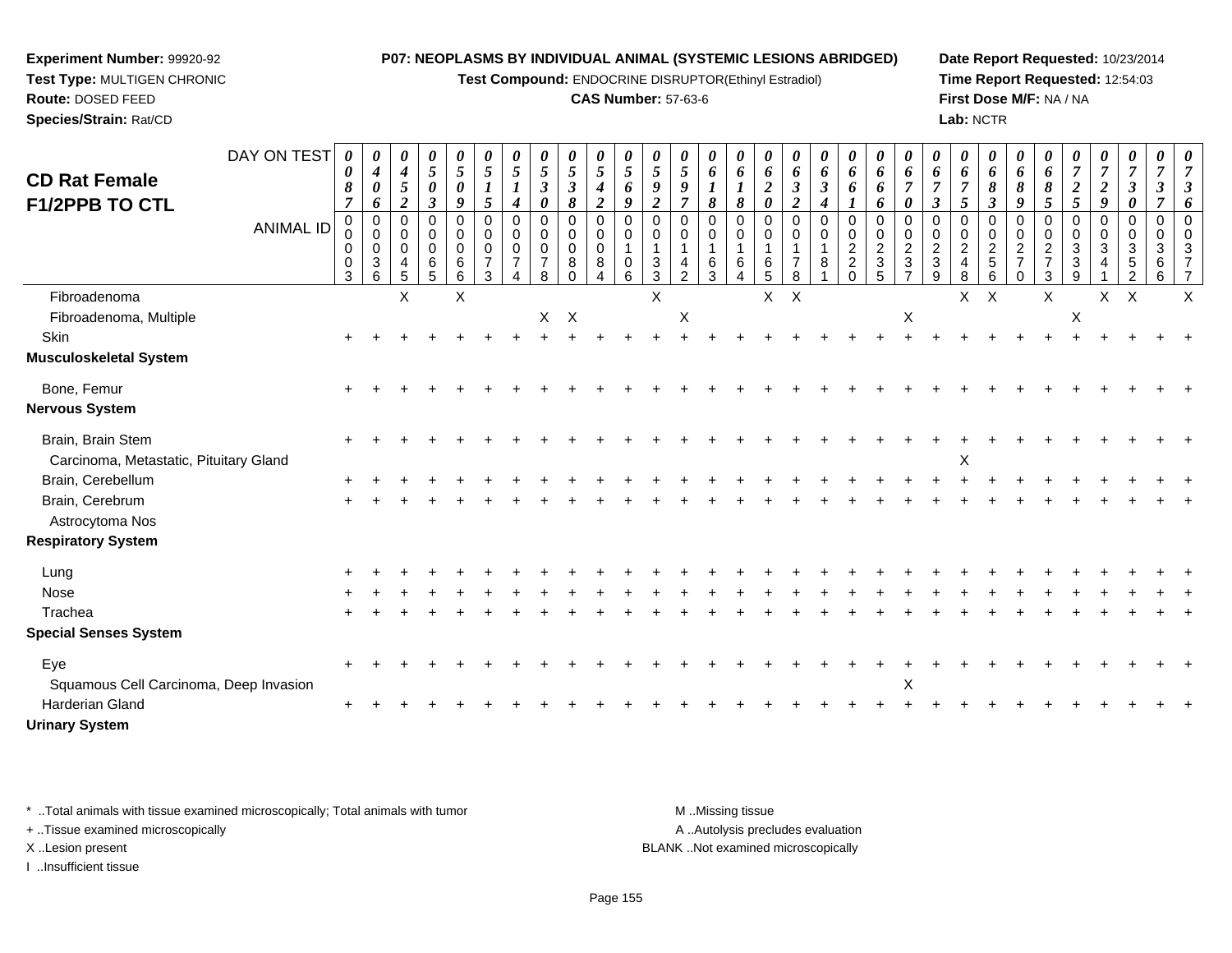**Experiment Number:** 99920-92
**Test Type:** MULTIGEN CHRONIC
**Route:** DOSED FEED
**Species/Strain:** Rat/CD

**P07: NEOPLASMS BY INDIVIDUAL ANIMAL (SYSTEMIC LESIONS ABRIDGED)**
**Test Compound:** ENDOCRINE DISRUPTOR(Ethinyl Estradiol)
**CAS Number:** 57-63-6

**Date Report Requested:** 10/23/2014
**Time Report Requested:** 12:54:03
**First Dose M/F:** NA / NA
**Lab:** NCTR

## CD Rat Female F1/2PPB TO CTL

| DAY ON TEST | 0087 | 0406 | 0452 | 0503 | 0509 | 0515 | 0514 | 0530 | 0538 | 0542 | 0569 | 0592 | 0597 | 0618 | 0618 | 0620 | 0632 | 0634 | 0661 | 0666 | 0670 | 0673 | 0675 | 0683 | 0689 | 0685 | 0725 | 0729 | 0730 | 0737 | 0736 |
|---|---|---|---|---|---|---|---|---|---|---|---|---|---|---|---|---|---|---|---|---|---|---|---|---|---|---|---|---|---|---|---|
| **ANIMAL ID** | 00003 | 00036 | 00045 | 00065 | 00066 | 00073 | 00074 | 00078 | 00080 | 00084 | 00106 | 00133 | 00142 | 00163 | 00164 | 00165 | 00178 | 00181 | 00220 | 00235 | 00237 | 00239 | 00248 | 00256 | 00270 | 00273 | 00339 | 00341 | 00352 | 00366 | 00377 |
| Fibroadenoma | | | X | | X | | | | | | | X | | | | X | X | | | | | | X | X | | X | | X | X | | X |
| Fibroadenoma, Multiple | | | | | | | | X | X | | | | X | | | | | | | | X | | | | | | X | | | | |
| Skin | + | + | + | + | + | + | + | + | + | + | + | + | + | + | + | + | + | + | + | + | + | + | + | + | + | + | + | + | + | + | + |
| **Musculoskeletal System** | | | | | | | | | | | | | | | | | | | | | | | | | | | | | | | |
| Bone, Femur | + | + | + | + | + | + | + | + | + | + | + | + | + | + | + | + | + | + | + | + | + | + | + | + | + | + | + | + | + | + | + |
| **Nervous System** | | | | | | | | | | | | | | | | | | | | | | | | | | | | | | | |
| Brain, Brain Stem | + | + | + | + | + | + | + | + | + | + | + | + | + | + | + | + | + | + | + | + | + | + | + | + | + | + | + | + | + | + | + |
| Carcinoma, Metastatic, Pituitary Gland | | | | | | | | | | | | | | | | | | | | | | | X | | | | | | | | |
| Brain, Cerebellum | + | + | + | + | + | + | + | + | + | + | + | + | + | + | + | + | + | + | + | + | + | + | + | + | + | + | + | + | + | + | + |
| Brain, Cerebrum | + | + | + | + | + | + | + | + | + | + | + | + | + | + | + | + | + | + | + | + | + | + | + | + | + | + | + | + | + | + | + |
| Astrocytoma Nos | | | | | | | | | | | | | | | | | | | | | | | | | | | | | | | |
| **Respiratory System** | | | | | | | | | | | | | | | | | | | | | | | | | | | | | | | |
| Lung | + | + | + | + | + | + | + | + | + | + | + | + | + | + | + | + | + | + | + | + | + | + | + | + | + | + | + | + | + | + | + |
| Nose | + | + | + | + | + | + | + | + | + | + | + | + | + | + | + | + | + | + | + | + | + | + | + | + | + | + | + | + | + | + | + |
| Trachea | + | + | + | + | + | + | + | + | + | + | + | + | + | + | + | + | + | + | + | + | + | + | + | + | + | + | + | + | + | + | + |
| **Special Senses System** | | | | | | | | | | | | | | | | | | | | | | | | | | | | | | | |
| Eye | + | + | + | + | + | + | + | + | + | + | + | + | + | + | + | + | + | + | + | + | + | + | + | + | + | + | + | + | + | + | + |
| Squamous Cell Carcinoma, Deep Invasion | | | | | | | | | | | | | | | | | | | | | X | | | | | | | | | | |
| Harderian Gland | + | + | + | + | + | + | + | + | + | + | + | + | + | + | + | + | + | + | + | + | + | + | + | + | + | + | + | + | + | + | + |
| **Urinary System** | | | | | | | | | | | | | | | | | | | | | | | | | | | | | | | |

\* ..Total animals with tissue examined microscopically; Total animals with tumor
+ ..Tissue examined microscopically
X ..Lesion present
I ..Insufficient tissue

M ..Missing tissue
A ..Autolysis precludes evaluation
BLANK ..Not examined microscopically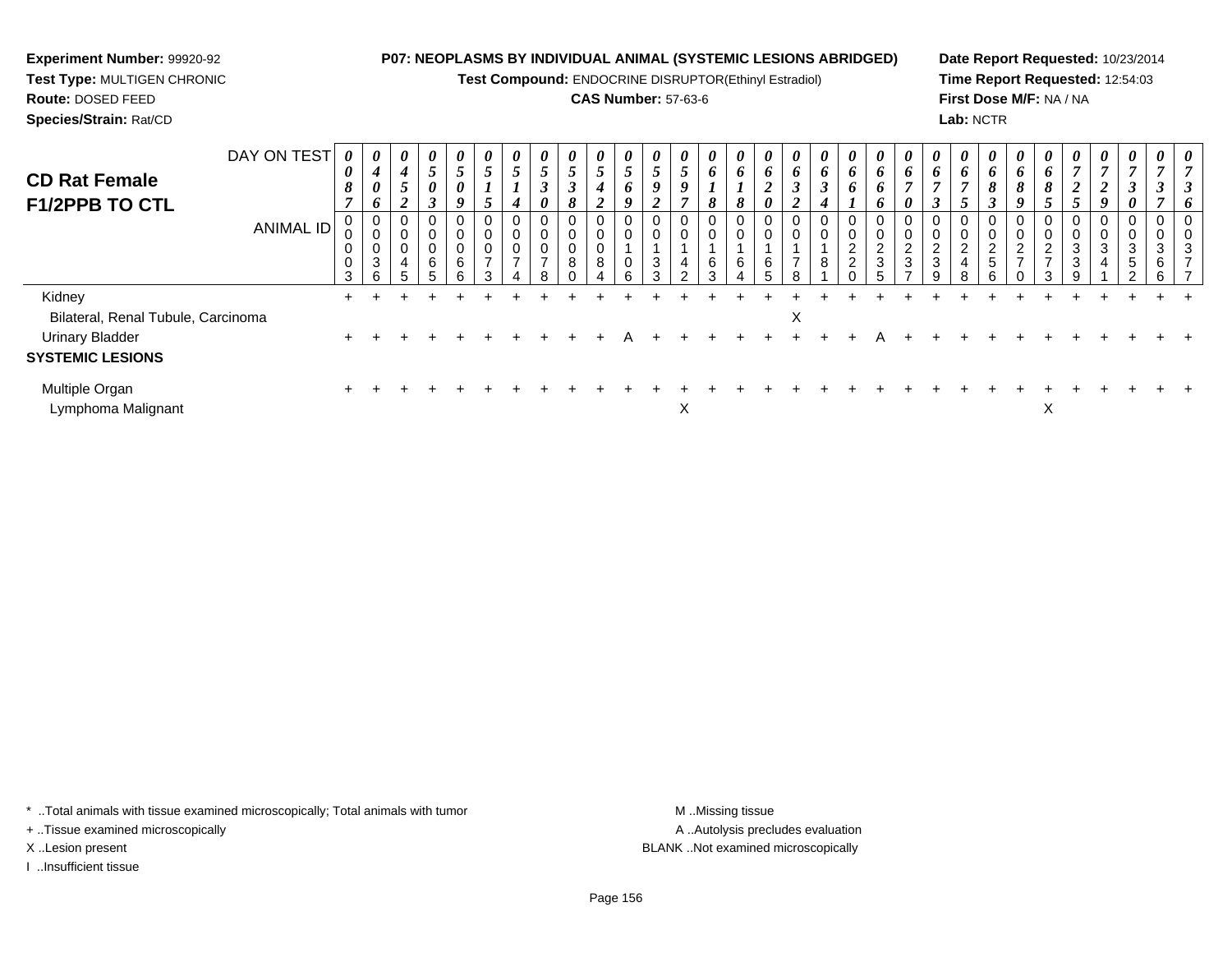**Experiment Number:** 99920-92
**Test Type:** MULTIGEN CHRONIC
**Route:** DOSED FEED
**Species/Strain:** Rat/CD

**P07: NEOPLASMS BY INDIVIDUAL ANIMAL (SYSTEMIC LESIONS ABRIDGED)**
**Test Compound:** ENDOCRINE DISRUPTOR(Ethinyl Estradiol)
**CAS Number:** 57-63-6

**Date Report Requested:** 10/23/2014
**Time Report Requested:** 12:54:03
**First Dose M/F:** NA / NA
**Lab:** NCTR

## CD Rat Female F1/2PPB TO CTL

| DAY ON TEST | 0087 | 0406 | 0452 | 0503 | 0509 | 0515 | 0514 | 0530 | 0538 | 0542 | 0569 | 0592 | 0597 | 0618 | 0618 | 0620 | 0632 | 0634 | 0661 | 0666 | 0670 | 0673 | 0675 | 0683 | 0689 | 0685 | 0725 | 0729 | 0730 | 0737 | 0736 |
|---|---|---|---|---|---|---|---|---|---|---|---|---|---|---|---|---|---|---|---|---|---|---|---|---|---|---|---|---|---|---|---|
| **ANIMAL ID** | 00003 | 00036 | 00045 | 00065 | 00066 | 00073 | 00074 | 00078 | 00080 | 00084 | 00106 | 00133 | 00142 | 00163 | 00164 | 00165 | 00178 | 00181 | 00220 | 00235 | 00237 | 00239 | 00248 | 00256 | 00270 | 00273 | 00339 | 00341 | 00352 | 00366 | 00377 |
| Kidney | + | + | + | + | + | + | + | + | + | + | + | + | + | + | + | + | + | + | + | + | + | + | + | + | + | + | + | + | + | + | + |
| Bilateral, Renal Tubule, Carcinoma | | | | | | | | | | | | | | | | | X | | | | | | | | | | | | | | |
| Urinary Bladder | + | + | + | + | + | + | + | + | + | + | A | + | + | + | + | + | + | + | + | A | + | + | + | + | + | + | + | + | + | + | + |
| **SYSTEMIC LESIONS** | | | | | | | | | | | | | | | | | | | | | | | | | | | | | | | |
| Multiple Organ | + | + | + | + | + | + | + | + | + | + | + | + | + | + | + | + | + | + | + | + | + | + | + | + | + | + | + | + | + | + | + |
| Lymphoma Malignant | | | | | | | | | | | | | X | | | | | | | | | | | | | X | | | | | |

\* ..Total animals with tissue examined microscopically; Total animals with tumor
+ ..Tissue examined microscopically
X ..Lesion present
I ..Insufficient tissue

M ..Missing tissue
A ..Autolysis precludes evaluation
BLANK ..Not examined microscopically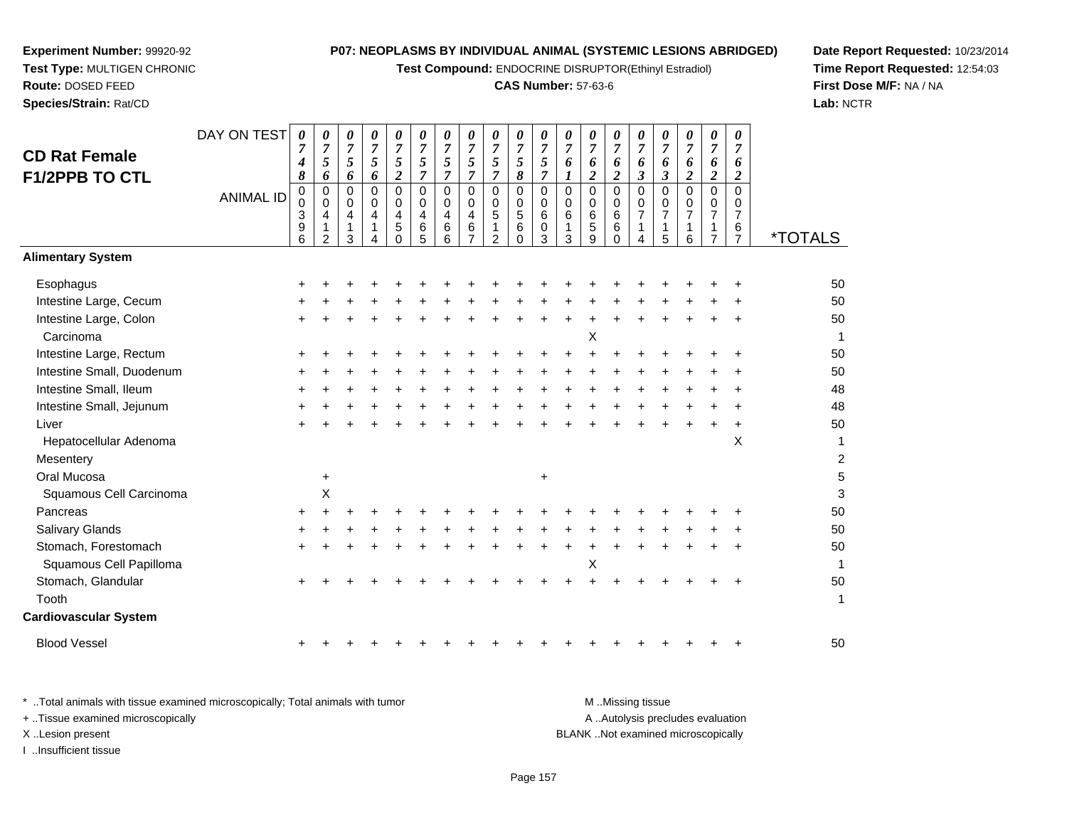**Experiment Number:** 99920-92
**Test Type:** MULTIGEN CHRONIC
**Route:** DOSED FEED
**Species/Strain:** Rat/CD

**P07: NEOPLASMS BY INDIVIDUAL ANIMAL (SYSTEMIC LESIONS ABRIDGED)**
**Test Compound:** ENDOCRINE DISRUPTOR(Ethinyl Estradiol)
**CAS Number:** 57-63-6

**Date Report Requested:** 10/23/2014
**Time Report Requested:** 12:54:03
**First Dose M/F:** NA / NA
**Lab:** NCTR

## CD Rat Female F1/2PPB TO CTL

| DAY ON TEST | 0748 | 0756 | 0756 | 0756 | 0752 | 0757 | 0757 | 0757 | 0757 | 0758 | 0757 | 0761 | 0762 | 0762 | 0763 | 0763 | 0762 | 0762 | 0762 | |
|---|---|---|---|---|---|---|---|---|---|---|---|---|---|---|---|---|---|---|---|---|
| **ANIMAL ID** | 00396 | 00412 | 00413 | 00414 | 00450 | 00465 | 00466 | 00467 | 00512 | 00560 | 00603 | 00613 | 00659 | 00660 | 00714 | 00715 | 00716 | 00717 | 00767 | ***TOTALS** |
| **Alimentary System** | | | | | | | | | | | | | | | | | | | | |
| Esophagus | + | + | + | + | + | + | + | + | + | + | + | + | + | + | + | + | + | + | + | 50 |
| Intestine Large, Cecum | + | + | + | + | + | + | + | + | + | + | + | + | + | + | + | + | + | + | + | 50 |
| Intestine Large, Colon | + | + | + | + | + | + | + | + | + | + | + | + | + | + | + | + | + | + | + | 50 |
| Carcinoma | | | | | | | | | | | | | X | | | | | | | 1 |
| Intestine Large, Rectum | + | + | + | + | + | + | + | + | + | + | + | + | + | + | + | + | + | + | + | 50 |
| Intestine Small, Duodenum | + | + | + | + | + | + | + | + | + | + | + | + | + | + | + | + | + | + | + | 50 |
| Intestine Small, Ileum | + | + | + | + | + | + | + | + | + | + | + | + | + | + | + | + | + | + | + | 48 |
| Intestine Small, Jejunum | + | + | + | + | + | + | + | + | + | + | + | + | + | + | + | + | + | + | + | 48 |
| Liver | + | + | + | + | + | + | + | + | + | + | + | + | + | + | + | + | + | + | + | 50 |
| Hepatocellular Adenoma | | | | | | | | | | | | | | | | | | | X | 1 |
| Mesentery | | | | | | | | | | | | | | | | | | | | 2 |
| Oral Mucosa | | + | | | | | | | | | + | | | | | | | | | 5 |
| Squamous Cell Carcinoma | | X | | | | | | | | | | | | | | | | | | 3 |
| Pancreas | + | + | + | + | + | + | + | + | + | + | + | + | + | + | + | + | + | + | + | 50 |
| Salivary Glands | + | + | + | + | + | + | + | + | + | + | + | + | + | + | + | + | + | + | + | 50 |
| Stomach, Forestomach | + | + | + | + | + | + | + | + | + | + | + | + | + | + | + | + | + | + | + | 50 |
| Squamous Cell Papilloma | | | | | | | | | | | | | X | | | | | | | 1 |
| Stomach, Glandular | + | + | + | + | + | + | + | + | + | + | + | + | + | + | + | + | + | + | + | 50 |
| Tooth | | | | | | | | | | | | | | | | | | | | 1 |
| **Cardiovascular System** | | | | | | | | | | | | | | | | | | | | |
| Blood Vessel | + | + | + | + | + | + | + | + | + | + | + | + | + | + | + | + | + | + | + | 50 |

\* ..Total animals with tissue examined microscopically; Total animals with tumor
\+ ..Tissue examined microscopically
X ..Lesion present
I ..Insufficient tissue

M ..Missing tissue
A ..Autolysis precludes evaluation
BLANK ..Not examined microscopically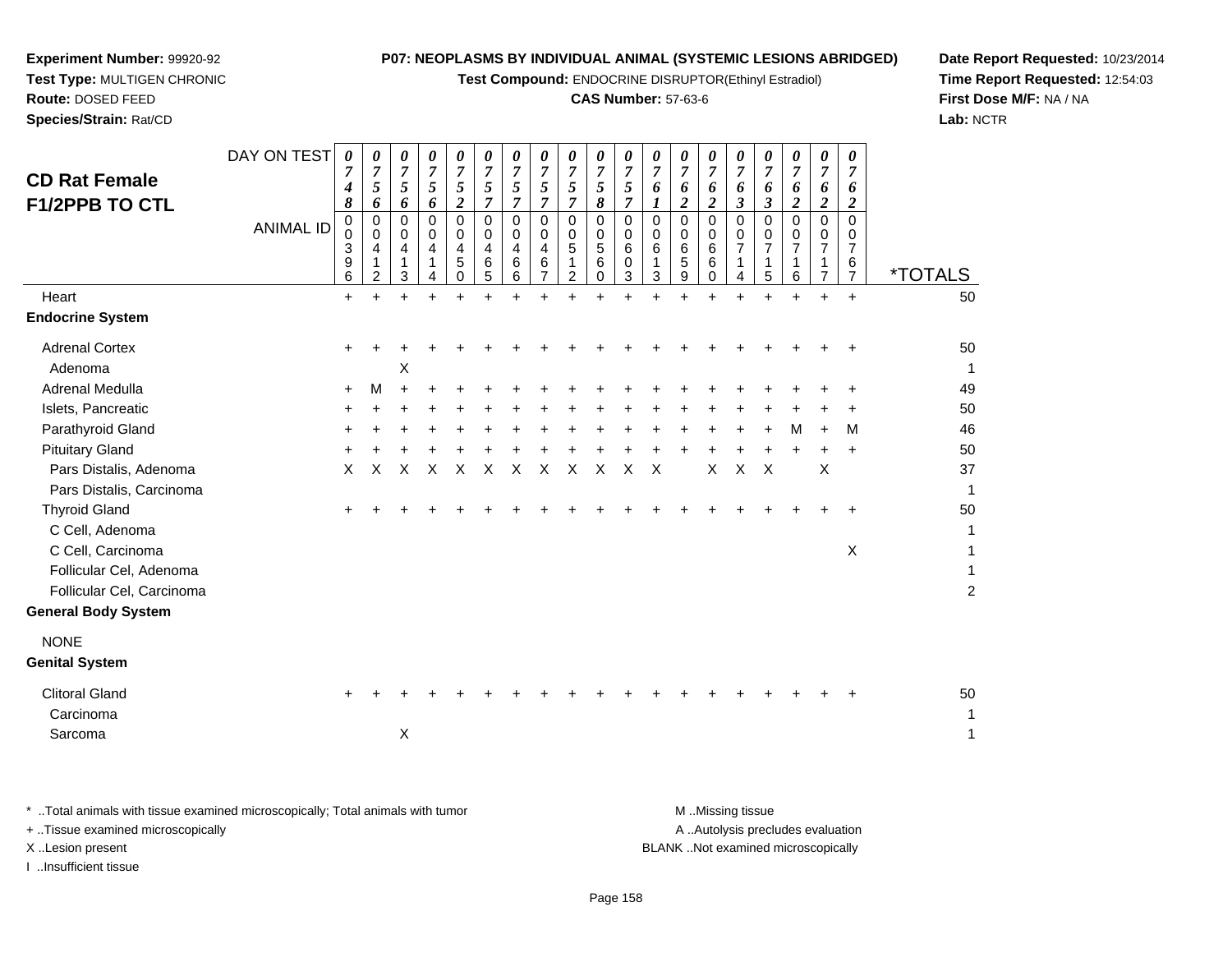**Experiment Number:** 99920-92
**Test Type:** MULTIGEN CHRONIC
**Route:** DOSED FEED
**Species/Strain:** Rat/CD

**P07: NEOPLASMS BY INDIVIDUAL ANIMAL (SYSTEMIC LESIONS ABRIDGED)**
**Test Compound:** ENDOCRINE DISRUPTOR(Ethinyl Estradiol)
**CAS Number:** 57-63-6

**Date Report Requested:** 10/23/2014
**Time Report Requested:** 12:54:03
**First Dose M/F:** NA / NA
**Lab:** NCTR

## CD Rat Female F1/2PPB TO CTL

| DAY ON TEST | 0748 | 0756 | 0756 | 0756 | 0752 | 0757 | 0757 | 0757 | 0757 | 0758 | 0757 | 0761 | 0762 | 0762 | 0763 | 0763 | 0762 | 0762 | 0762 | |
|---|---|---|---|---|---|---|---|---|---|---|---|---|---|---|---|---|---|---|---|---|
| **ANIMAL ID** | 00396 | 00412 | 00413 | 00414 | 00450 | 00465 | 00466 | 00467 | 00512 | 00560 | 00603 | 00613 | 00659 | 00660 | 00714 | 00715 | 00716 | 00717 | 00767 | ***TOTALS** |
| Heart | + | + | + | + | + | + | + | + | + | + | + | + | + | + | + | + | + | + | + | 50 |
| **Endocrine System** | | | | | | | | | | | | | | | | | | | | |
| Adrenal Cortex | + | + | + | + | + | + | + | + | + | + | + | + | + | + | + | + | + | + | + | 50 |
| Adenoma | | | X | | | | | | | | | | | | | | | | | 1 |
| Adrenal Medulla | + | M | + | + | + | + | + | + | + | + | + | + | + | + | + | + | + | + | + | 49 |
| Islets, Pancreatic | + | + | + | + | + | + | + | + | + | + | + | + | + | + | + | + | + | + | + | 50 |
| Parathyroid Gland | + | + | + | + | + | + | + | + | + | + | + | + | + | + | + | + | M | + | M | 46 |
| Pituitary Gland | + | + | + | + | + | + | + | + | + | + | + | + | + | + | + | + | + | + | + | 50 |
| Pars Distalis, Adenoma | X | X | X | X | X | X | X | X | X | X | X | X | | X | X | X | | X | | 37 |
| Pars Distalis, Carcinoma | | | | | | | | | | | | | | | | | | | | 1 |
| Thyroid Gland | + | + | + | + | + | + | + | + | + | + | + | + | + | + | + | + | + | + | + | 50 |
| C Cell, Adenoma | | | | | | | | | | | | | | | | | | | | 1 |
| C Cell, Carcinoma | | | | | | | | | | | | | | | | | | | X | 1 |
| Follicular Cel, Adenoma | | | | | | | | | | | | | | | | | | | | 1 |
| Follicular Cel, Carcinoma | | | | | | | | | | | | | | | | | | | | 2 |
| **General Body System** | | | | | | | | | | | | | | | | | | | | |
| NONE | | | | | | | | | | | | | | | | | | | | |
| **Genital System** | | | | | | | | | | | | | | | | | | | | |
| Clitoral Gland | + | + | + | + | + | + | + | + | + | + | + | + | + | + | + | + | + | + | + | 50 |
| Carcinoma | | | | | | | | | | | | | | | | | | | | 1 |
| Sarcoma | | | X | | | | | | | | | | | | | | | | | 1 |

\* ..Total animals with tissue examined microscopically; Total animals with tumor
+ ..Tissue examined microscopically
X ..Lesion present
I ..Insufficient tissue

M ..Missing tissue
A ..Autolysis precludes evaluation
BLANK ..Not examined microscopically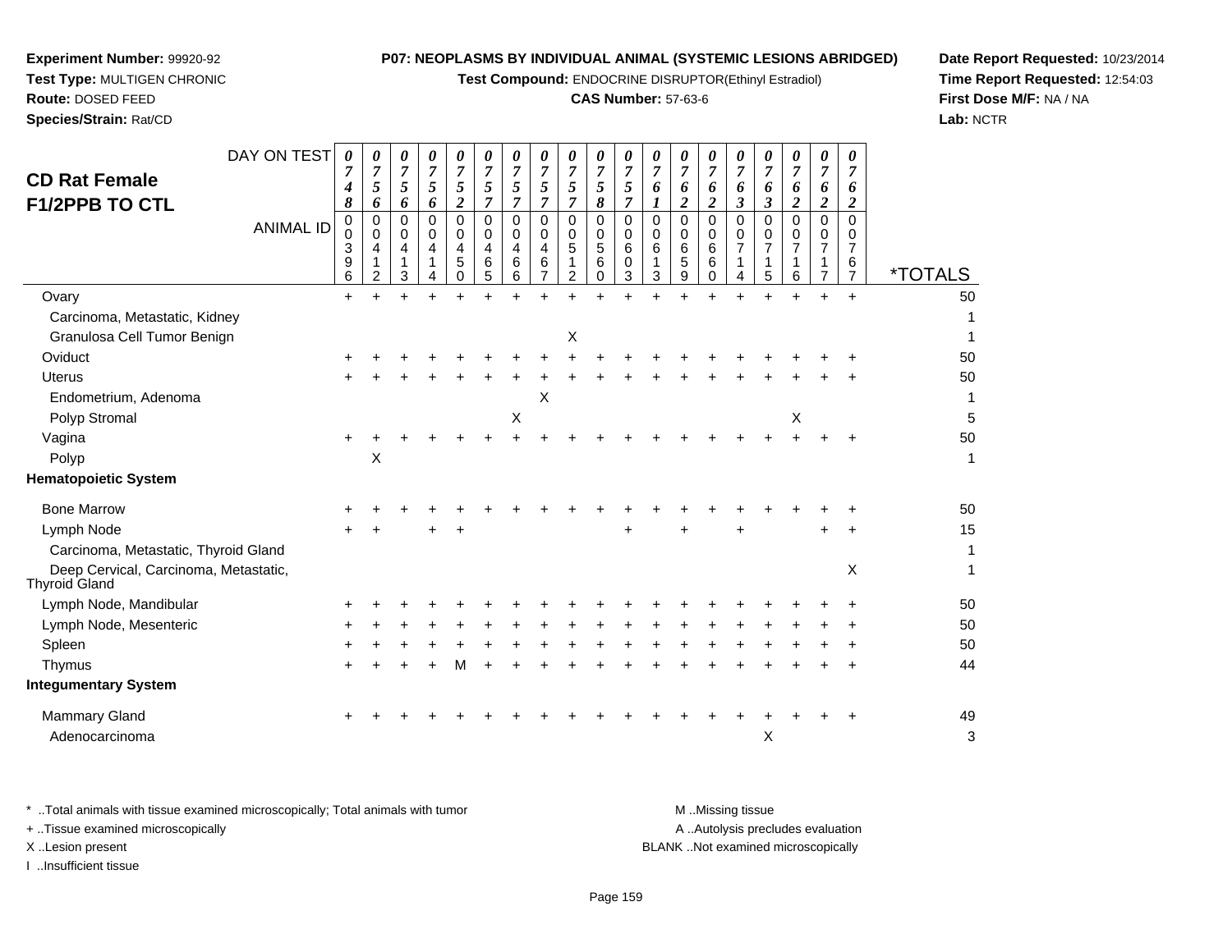**Experiment Number:** 99920-92
**Test Type:** MULTIGEN CHRONIC
**Route:** DOSED FEED
**Species/Strain:** Rat/CD

**P07: NEOPLASMS BY INDIVIDUAL ANIMAL (SYSTEMIC LESIONS ABRIDGED)**
**Test Compound:** ENDOCRINE DISRUPTOR(Ethinyl Estradiol)
**CAS Number:** 57-63-6

**Date Report Requested:** 10/23/2014
**Time Report Requested:** 12:54:03
**First Dose M/F:** NA / NA
**Lab:** NCTR

## CD Rat Female F1/2PPB TO CTL

| DAY ON TEST | 0748 | 0756 | 0756 | 0756 | 0752 | 0757 | 0757 | 0757 | 0757 | 0758 | 0757 | 0761 | 0762 | 0762 | 0763 | 0763 | 0762 | 0762 | 0762 | |
|---|---|---|---|---|---|---|---|---|---|---|---|---|---|---|---|---|---|---|---|---|
| **ANIMAL ID** | 00396 | 00412 | 00413 | 00414 | 00450 | 00465 | 00466 | 00467 | 00512 | 00560 | 00603 | 00613 | 00659 | 00660 | 00714 | 00715 | 00716 | 00717 | 00767 | ***TOTALS** |
| Ovary | + | + | + | + | + | + | + | + | + | + | + | + | + | + | + | + | + | + | + | 50 |
| Carcinoma, Metastatic, Kidney | | | | | | | | | | | | | | | | | | | | 1 |
| Granulosa Cell Tumor Benign | | | | | | | | | X | | | | | | | | | | | 1 |
| Oviduct | + | + | + | + | + | + | + | + | + | + | + | + | + | + | + | + | + | + | + | 50 |
| Uterus | + | + | + | + | + | + | + | + | + | + | + | + | + | + | + | + | + | + | + | 50 |
| Endometrium, Adenoma | | | | | | | | X | | | | | | | | | | | | 1 |
| Polyp Stromal | | | | | | | X | | | | | | | | | | X | | | 5 |
| Vagina | + | + | + | + | + | + | + | + | + | + | + | + | + | + | + | + | + | + | + | 50 |
| Polyp | | X | | | | | | | | | | | | | | | | | | 1 |
| **Hematopoietic System** | | | | | | | | | | | | | | | | | | | | |
| Bone Marrow | + | + | + | + | + | + | + | + | + | + | + | + | + | + | + | + | + | + | + | 50 |
| Lymph Node | + | + | | + | + | | | | | | + | | + | | + | | | + | + | 15 |
| Carcinoma, Metastatic, Thyroid Gland | | | | | | | | | | | | | | | | | | | | 1 |
| Deep Cervical, Carcinoma, Metastatic, Thyroid Gland | | | | | | | | | | | | | | | | | | | X | 1 |
| Lymph Node, Mandibular | + | + | + | + | + | + | + | + | + | + | + | + | + | + | + | + | + | + | + | 50 |
| Lymph Node, Mesenteric | + | + | + | + | + | + | + | + | + | + | + | + | + | + | + | + | + | + | + | 50 |
| Spleen | + | + | + | + | + | + | + | + | + | + | + | + | + | + | + | + | + | + | + | 50 |
| Thymus | + | + | + | + | M | + | + | + | + | + | + | + | + | + | + | + | + | + | + | 44 |
| **Integumentary System** | | | | | | | | | | | | | | | | | | | | |
| Mammary Gland | + | + | + | + | + | + | + | + | + | + | + | + | + | + | + | + | + | + | + | 49 |
| Adenocarcinoma | | | | | | | | | | | | | | | | X | | | | 3 |

\* ..Total animals with tissue examined microscopically; Total animals with tumor
\+ ..Tissue examined microscopically
X ..Lesion present
I ..Insufficient tissue

M ..Missing tissue
A ..Autolysis precludes evaluation
BLANK ..Not examined microscopically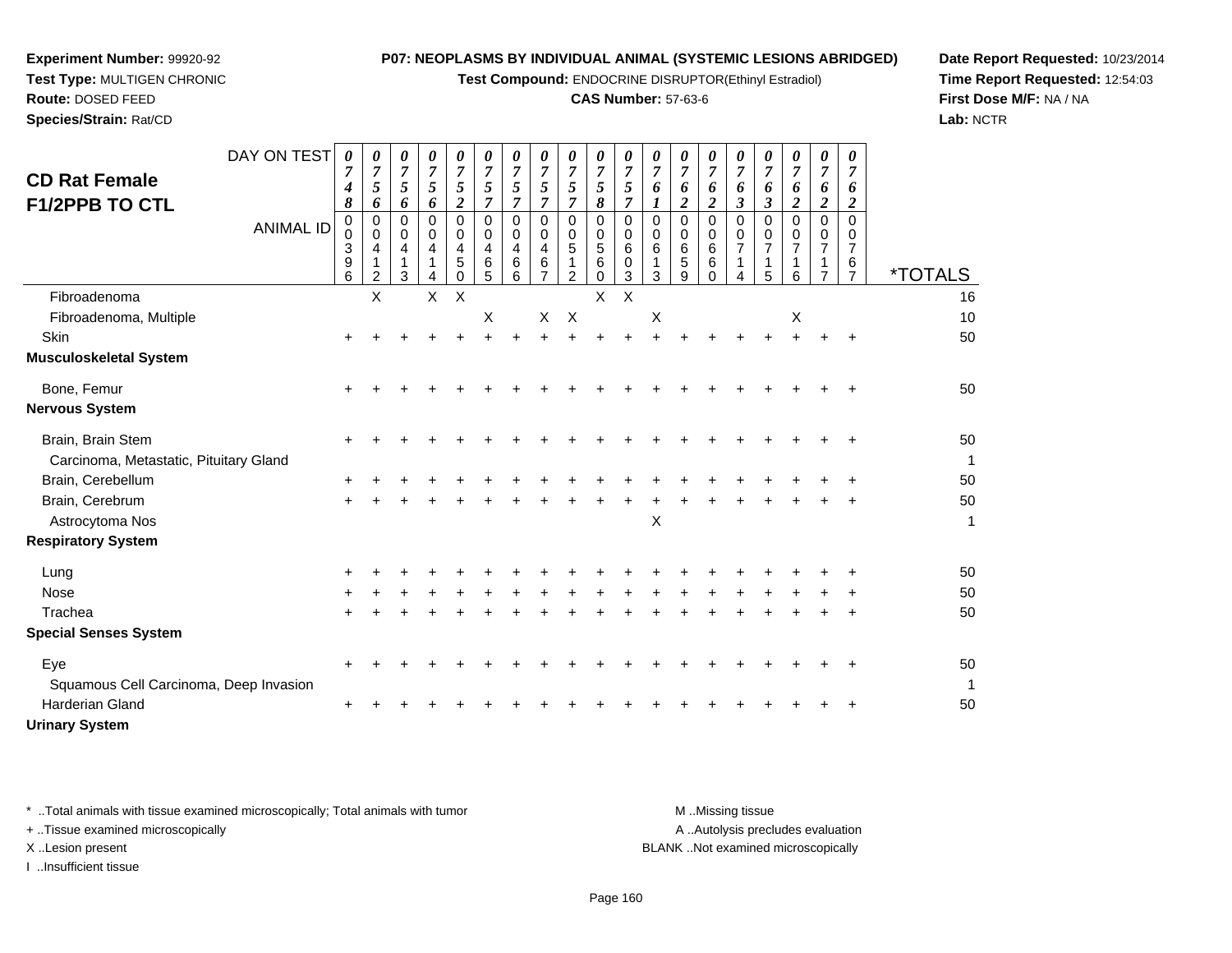**Experiment Number:** 99920-92
**Test Type:** MULTIGEN CHRONIC
**Route:** DOSED FEED
**Species/Strain:** Rat/CD

**P07: NEOPLASMS BY INDIVIDUAL ANIMAL (SYSTEMIC LESIONS ABRIDGED)**
**Test Compound:** ENDOCRINE DISRUPTOR(Ethinyl Estradiol)
**CAS Number:** 57-63-6

**Date Report Requested:** 10/23/2014
**Time Report Requested:** 12:54:03
**First Dose M/F:** NA / NA
**Lab:** NCTR

## CD Rat Female F1/2PPB TO CTL

| DAY ON TEST | 0748 | 0756 | 0756 | 0756 | 0752 | 0757 | 0757 | 0757 | 0757 | 0758 | 0757 | 0761 | 0762 | 0762 | 0763 | 0763 | 0762 | 0762 | 0762 | |
|---|---|---|---|---|---|---|---|---|---|---|---|---|---|---|---|---|---|---|---|---|
| **ANIMAL ID** | 00396 | 00412 | 00413 | 00414 | 00450 | 00465 | 00466 | 00467 | 00512 | 00560 | 00603 | 00613 | 00659 | 00660 | 00714 | 00715 | 00716 | 00717 | 00767 | ***TOTALS** |
| Fibroadenoma | | X | | X | X | | | | | X | X | | | | | | | | | 16 |
| Fibroadenoma, Multiple | | | | | | X | | X | X | | | X | | | | | X | | | 10 |
| Skin | + | + | + | + | + | + | + | + | + | + | + | + | + | + | + | + | + | + | + | 50 |
| **Musculoskeletal System** | | | | | | | | | | | | | | | | | | | | |
| Bone, Femur | + | + | + | + | + | + | + | + | + | + | + | + | + | + | + | + | + | + | + | 50 |
| **Nervous System** | | | | | | | | | | | | | | | | | | | | |
| Brain, Brain Stem | + | + | + | + | + | + | + | + | + | + | + | + | + | + | + | + | + | + | + | 50 |
| Carcinoma, Metastatic, Pituitary Gland | | | | | | | | | | | | | | | | | | | | 1 |
| Brain, Cerebellum | + | + | + | + | + | + | + | + | + | + | + | + | + | + | + | + | + | + | + | 50 |
| Brain, Cerebrum | + | + | + | + | + | + | + | + | + | + | + | + | + | + | + | + | + | + | + | 50 |
| Astrocytoma Nos | | | | | | | | | | | | X | | | | | | | | 1 |
| **Respiratory System** | | | | | | | | | | | | | | | | | | | | |
| Lung | + | + | + | + | + | + | + | + | + | + | + | + | + | + | + | + | + | + | + | 50 |
| Nose | + | + | + | + | + | + | + | + | + | + | + | + | + | + | + | + | + | + | + | 50 |
| Trachea | + | + | + | + | + | + | + | + | + | + | + | + | + | + | + | + | + | + | + | 50 |
| **Special Senses System** | | | | | | | | | | | | | | | | | | | | |
| Eye | + | + | + | + | + | + | + | + | + | + | + | + | + | + | + | + | + | + | + | 50 |
| Squamous Cell Carcinoma, Deep Invasion | | | | | | | | | | | | | | | | | | | | 1 |
| Harderian Gland | + | + | + | + | + | + | + | + | + | + | + | + | + | + | + | + | + | + | + | 50 |
| **Urinary System** | | | | | | | | | | | | | | | | | | | | |

\* ..Total animals with tissue examined microscopically; Total animals with tumor
\+ ..Tissue examined microscopically
X ..Lesion present
I ..Insufficient tissue

M ..Missing tissue
A ..Autolysis precludes evaluation
BLANK ..Not examined microscopically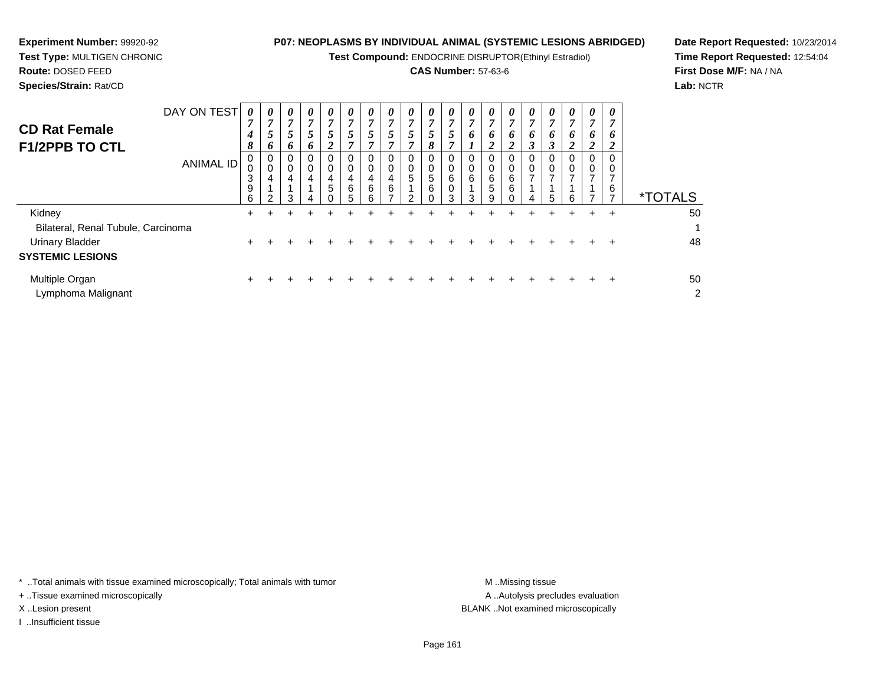**Experiment Number:** 99920-92
**Test Type:** MULTIGEN CHRONIC
**Route:** DOSED FEED
**Species/Strain:** Rat/CD

**P07: NEOPLASMS BY INDIVIDUAL ANIMAL (SYSTEMIC LESIONS ABRIDGED)**
**Test Compound:** ENDOCRINE DISRUPTOR(Ethinyl Estradiol)
**CAS Number:** 57-63-6

**Date Report Requested:** 10/23/2014
**Time Report Requested:** 12:54:04
**First Dose M/F:** NA / NA
**Lab:** NCTR

## CD Rat Female F1/2PPB TO CTL

| DAY ON TEST | 0748 | 0756 | 0756 | 0756 | 0752 | 0757 | 0757 | 0757 | 0757 | 0758 | 0757 | 0761 | 0762 | 0762 | 0763 | 0763 | 0762 | 0762 | 0762 | |
|---|---|---|---|---|---|---|---|---|---|---|---|---|---|---|---|---|---|---|---|---|
| **ANIMAL ID** | 00396 | 00412 | 00413 | 00414 | 00450 | 00465 | 00466 | 00467 | 00512 | 00560 | 00603 | 00613 | 00659 | 00660 | 00714 | 00715 | 00716 | 00717 | 00767 | ***TOTALS** |
| Kidney | + | + | + | + | + | + | + | + | + | + | + | + | + | + | + | + | + | + | + | 50 |
| Bilateral, Renal Tubule, Carcinoma | | | | | | | | | | | | | | | | | | | | 1 |
| Urinary Bladder | + | + | + | + | + | + | + | + | + | + | + | + | + | + | + | + | + | + | + | 48 |
| **SYSTEMIC LESIONS** | | | | | | | | | | | | | | | | | | | | |
| Multiple Organ | + | + | + | + | + | + | + | + | + | + | + | + | + | + | + | + | + | + | + | 50 |
| Lymphoma Malignant | | | | | | | | | | | | | | | | | | | | 2 |

\* ..Total animals with tissue examined microscopically; Total animals with tumor
\+ ..Tissue examined microscopically
X ..Lesion present
I ..Insufficient tissue

M ..Missing tissue
A ..Autolysis precludes evaluation
BLANK ..Not examined microscopically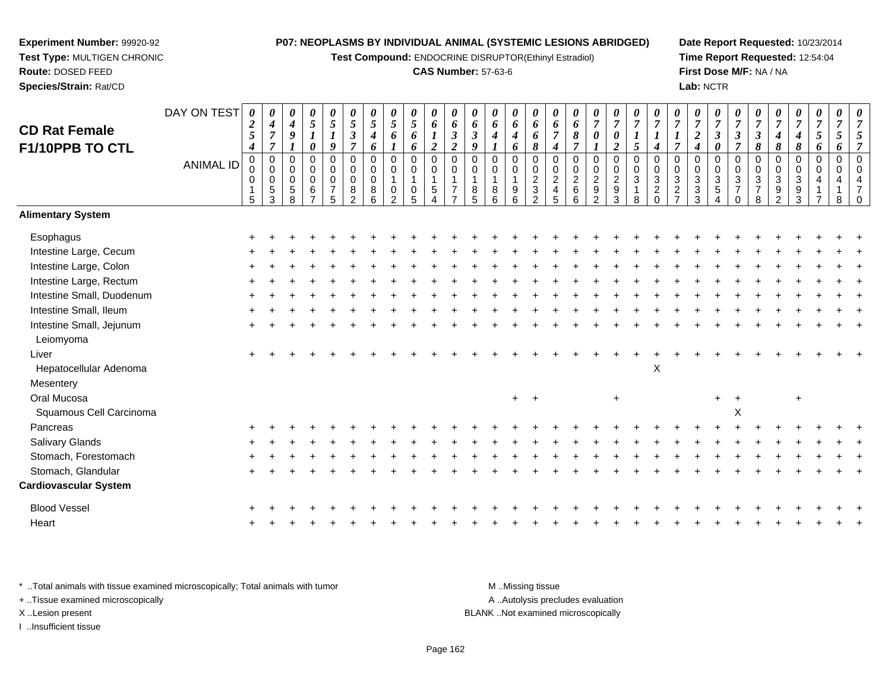**Experiment Number:** 99920-92
**Test Type:** MULTIGEN CHRONIC
**Route:** DOSED FEED
**Species/Strain:** Rat/CD

**P07: NEOPLASMS BY INDIVIDUAL ANIMAL (SYSTEMIC LESIONS ABRIDGED)**
**Test Compound:** ENDOCRINE DISRUPTOR(Ethinyl Estradiol)
**CAS Number:** 57-63-6

**Date Report Requested:** 10/23/2014
**Time Report Requested:** 12:54:04
**First Dose M/F:** NA / NA
**Lab:** NCTR

## CD Rat Female F1/10PPB TO CTL

| DAY ON TEST | 0254 | 0477 | 0491 | 0510 | 0519 | 0537 | 0546 | 0561 | 0566 | 0612 | 0632 | 0639 | 0641 | 0646 | 0668 | 0674 | 0687 | 0701 | 0702 | 0715 | 0714 | 0717 | 0724 | 0730 | 0737 | 0738 | 0748 | 0748 | 0756 | 0756 | 0757 |
|---|---|---|---|---|---|---|---|---|---|---|---|---|---|---|---|---|---|---|---|---|---|---|---|---|---|---|---|---|---|---|---|
| **ANIMAL ID** | 00015 | 00053 | 00058 | 00067 | 00075 | 00082 | 00086 | 00102 | 00105 | 00154 | 00177 | 00185 | 00186 | 00196 | 00232 | 00245 | 00266 | 00292 | 00293 | 00318 | 00320 | 00327 | 00333 | 00354 | 00370 | 00378 | 00392 | 00393 | 00417 | 00418 | 00470 |
| **Alimentary System** | | | | | | | | | | | | | | | | | | | | | | | | | | | | | | | |
| Esophagus | + | + | + | + | + | + | + | + | + | + | + | + | + | + | + | + | + | + | + | + | + | + | + | + | + | + | + | + | + | + | + |
| Intestine Large, Cecum | + | + | + | + | + | + | + | + | + | + | + | + | + | + | + | + | + | + | + | + | + | + | + | + | + | + | + | + | + | + | + |
| Intestine Large, Colon | + | + | + | + | + | + | + | + | + | + | + | + | + | + | + | + | + | + | + | + | + | + | + | + | + | + | + | + | + | + | + |
| Intestine Large, Rectum | + | + | + | + | + | + | + | + | + | + | + | + | + | + | + | + | + | + | + | + | + | + | + | + | + | + | + | + | + | + | + |
| Intestine Small, Duodenum | + | + | + | + | + | + | + | + | + | + | + | + | + | + | + | + | + | + | + | + | + | + | + | + | + | + | + | + | + | + | + |
| Intestine Small, Ileum | + | + | + | + | + | + | + | + | + | + | + | + | + | + | + | + | + | + | + | + | + | + | + | + | + | + | + | + | + | + | + |
| Intestine Small, Jejunum | + | + | + | + | + | + | + | + | + | + | + | + | + | + | + | + | + | + | + | + | + | + | + | + | + | + | + | + | + | + | + |
| Leiomyoma | | | | | | | | | | | | | | | | | | | | | | | | | | | | | | | |
| Liver | + | + | + | + | + | + | + | + | + | + | + | + | + | + | + | + | + | + | + | + | + | + | + | + | + | + | + | + | + | + | + |
| Hepatocellular Adenoma | | | | | | | | | | | | | | | | | | | | | X | | | | | | | | | | |
| Mesentery | | | | | | | | | | | | | | | | | | | | | | | | | | | | | | | |
| Oral Mucosa | | | | | | | | | | | | | | + | + | | | | + | | | | | + | + | | | + | | | |
| Squamous Cell Carcinoma | | | | | | | | | | | | | | | | | | | | | | | | | X | | | | | | |
| Pancreas | + | + | + | + | + | + | + | + | + | + | + | + | + | + | + | + | + | + | + | + | + | + | + | + | + | + | + | + | + | + | + |
| Salivary Glands | + | + | + | + | + | + | + | + | + | + | + | + | + | + | + | + | + | + | + | + | + | + | + | + | + | + | + | + | + | + | + |
| Stomach, Forestomach | + | + | + | + | + | + | + | + | + | + | + | + | + | + | + | + | + | + | + | + | + | + | + | + | + | + | + | + | + | + | + |
| Stomach, Glandular | + | + | + | + | + | + | + | + | + | + | + | + | + | + | + | + | + | + | + | + | + | + | + | + | + | + | + | + | + | + | + |
| **Cardiovascular System** | | | | | | | | | | | | | | | | | | | | | | | | | | | | | | | |
| Blood Vessel | + | + | + | + | + | + | + | + | + | + | + | + | + | + | + | + | + | + | + | + | + | + | + | + | + | + | + | + | + | + | + |
| Heart | + | + | + | + | + | + | + | + | + | + | + | + | + | + | + | + | + | + | + | + | + | + | + | + | + | + | + | + | + | + | + |

* ..Total animals with tissue examined microscopically; Total animals with tumor
+ ..Tissue examined microscopically
X ..Lesion present
I ..Insufficient tissue

M ..Missing tissue
A ..Autolysis precludes evaluation
BLANK ..Not examined microscopically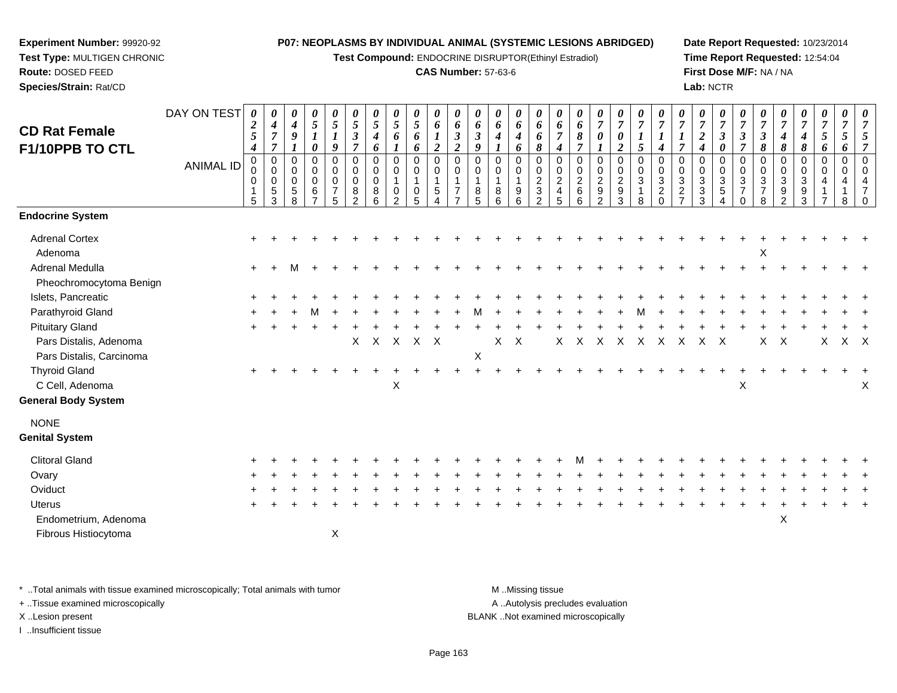**Experiment Number:** 99920-92
**Test Type:** MULTIGEN CHRONIC
**Route:** DOSED FEED
**Species/Strain:** Rat/CD

**P07: NEOPLASMS BY INDIVIDUAL ANIMAL (SYSTEMIC LESIONS ABRIDGED)**
**Test Compound:** ENDOCRINE DISRUPTOR(Ethinyl Estradiol)
**CAS Number:** 57-63-6

**Date Report Requested:** 10/23/2014
**Time Report Requested:** 12:54:04
**First Dose M/F:** NA / NA
**Lab:** NCTR

## CD Rat Female F1/10PPB TO CTL

| DAY ON TEST | 0254 | 0477 | 0491 | 0510 | 0519 | 0537 | 0546 | 0561 | 0566 | 0612 | 0632 | 0639 | 0641 | 0646 | 0668 | 0674 | 0687 | 0701 | 0702 | 0715 | 0714 | 0717 | 0724 | 0730 | 0737 | 0738 | 0748 | 0748 | 0756 | 0756 | 0757 |
|---|---|---|---|---|---|---|---|---|---|---|---|---|---|---|---|---|---|---|---|---|---|---|---|---|---|---|---|---|---|---|---|
| **ANIMAL ID** | 0015 | 0053 | 0058 | 0067 | 0075 | 0082 | 0086 | 0102 | 0105 | 0154 | 0177 | 0185 | 0186 | 0196 | 0232 | 0245 | 0266 | 0292 | 0293 | 0318 | 0320 | 0327 | 0333 | 0354 | 0370 | 0378 | 0392 | 0393 | 0417 | 0418 | 0470 |
| **Endocrine System** | | | | | | | | | | | | | | | | | | | | | | | | | | | | | | | |
| Adrenal Cortex | + | + | + | + | + | + | + | + | + | + | + | + | + | + | + | + | + | + | + | + | + | + | + | + | + | + | + | + | + | + | + |
| Adenoma | | | | | | | | | | | | | | | | | | | | | | | | | | X | | | | | |
| Adrenal Medulla | + | + | M | + | + | + | + | + | + | + | + | + | + | + | + | + | + | + | + | + | + | + | + | + | + | + | + | + | + | + | + |
| Pheochromocytoma Benign | | | | | | | | | | | | | | | | | | | | | | | | | | | | | | | |
| Islets, Pancreatic | + | + | + | + | + | + | + | + | + | + | + | + | + | + | + | + | + | + | + | + | + | + | + | + | + | + | + | + | + | + | + |
| Parathyroid Gland | + | + | + | M | + | + | + | + | + | + | + | M | + | + | + | + | + | + | + | M | + | + | + | + | + | + | + | + | + | + | + |
| Pituitary Gland | + | + | + | + | + | + | + | + | + | + | + | + | + | + | + | + | + | + | + | + | + | + | + | + | + | + | + | + | + | + | + |
| Pars Distalis, Adenoma | | | | | | X | X | X | X | X | | | X | X | | X | X | X | X | X | X | X | X | X | | X | X | | X | X | X |
| Pars Distalis, Carcinoma | | | | | | | | | | | | X | | | | | | | | | | | | | | | | | | | |
| Thyroid Gland | + | + | + | + | + | + | + | + | + | + | + | + | + | + | + | + | + | + | + | + | + | + | + | + | + | + | + | + | + | + | + |
| C Cell, Adenoma | | | | | | | | X | | | | | | | | | | | | | | | | | X | | | | | | X |
| **General Body System** | | | | | | | | | | | | | | | | | | | | | | | | | | | | | | | |
| NONE | | | | | | | | | | | | | | | | | | | | | | | | | | | | | | | |
| **Genital System** | | | | | | | | | | | | | | | | | | | | | | | | | | | | | | | |
| Clitoral Gland | + | + | + | + | + | + | + | + | + | + | + | + | + | + | + | + | M | + | + | + | + | + | + | + | + | + | + | + | + | + | + |
| Ovary | + | + | + | + | + | + | + | + | + | + | + | + | + | + | + | + | + | + | + | + | + | + | + | + | + | + | + | + | + | + | + |
| Oviduct | + | + | + | + | + | + | + | + | + | + | + | + | + | + | + | + | + | + | + | + | + | + | + | + | + | + | + | + | + | + | + |
| Uterus | + | + | + | + | + | + | + | + | + | + | + | + | + | + | + | + | + | + | + | + | + | + | + | + | + | + | + | + | + | + | + |
| Endometrium, Adenoma | | | | | | | | | | | | | | | | | | | | | | | | | | | X | | | | |
| Fibrous Histiocytoma | | | | | X | | | | | | | | | | | | | | | | | | | | | | | | | | |

\* ..Total animals with tissue examined microscopically; Total animals with tumor
\+ ..Tissue examined microscopically
X ..Lesion present
I ..Insufficient tissue

M ..Missing tissue
A ..Autolysis precludes evaluation
BLANK ..Not examined microscopically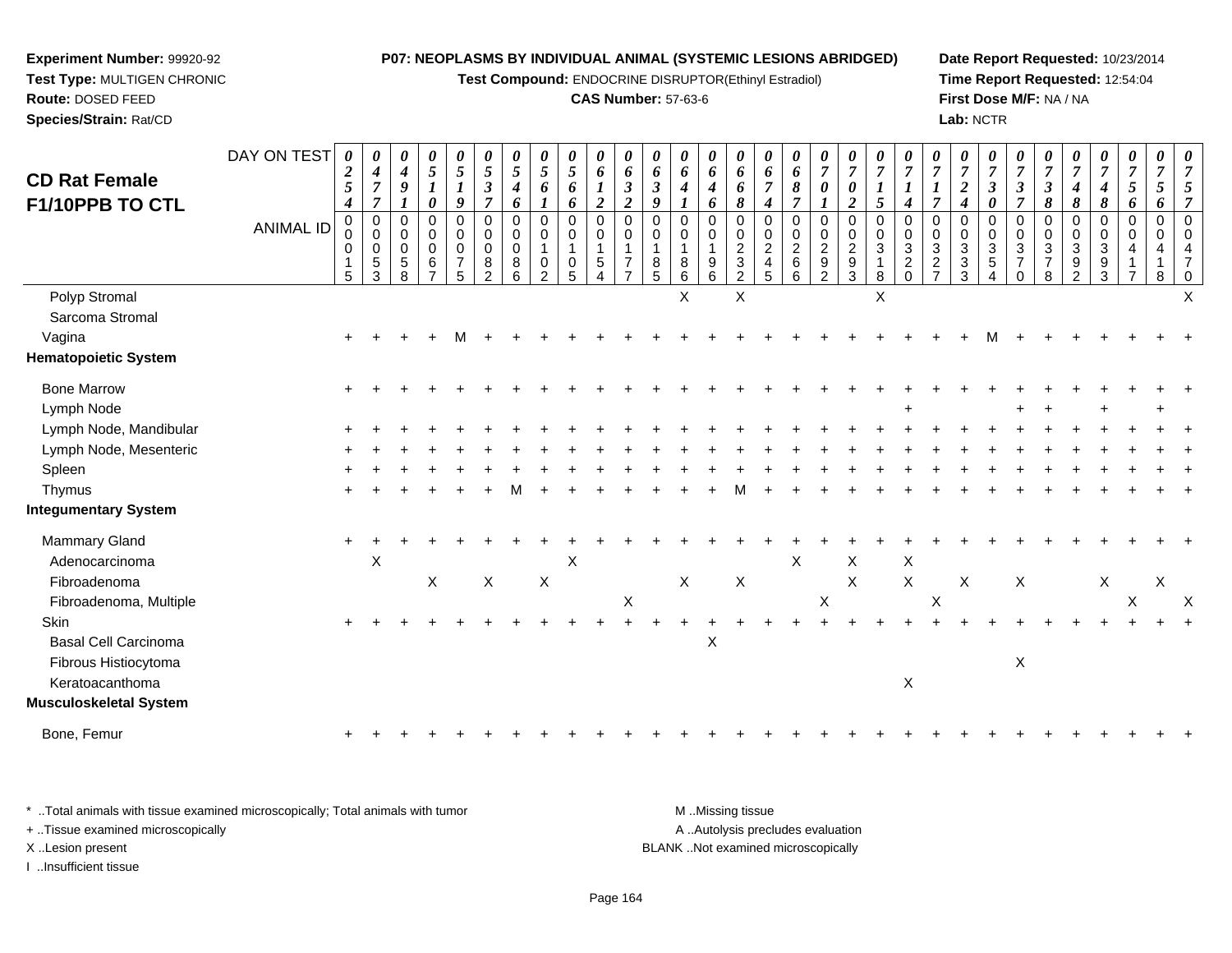**Experiment Number:** 99920-92
**Test Type:** MULTIGEN CHRONIC
**Route:** DOSED FEED
**Species/Strain:** Rat/CD

**P07: NEOPLASMS BY INDIVIDUAL ANIMAL (SYSTEMIC LESIONS ABRIDGED)**
**Test Compound:** ENDOCRINE DISRUPTOR(Ethinyl Estradiol)
**CAS Number:** 57-63-6

**Date Report Requested:** 10/23/2014
**Time Report Requested:** 12:54:04
**First Dose M/F:** NA / NA
**Lab:** NCTR

## CD Rat Female F1/10PPB TO CTL

| DAY ON TEST | 0254 | 0477 | 0491 | 0510 | 0519 | 0537 | 0546 | 0561 | 0566 | 0612 | 0632 | 0639 | 0641 | 0646 | 0668 | 0674 | 0687 | 0701 | 0702 | 0715 | 0714 | 0717 | 0724 | 0730 | 0737 | 0738 | 0748 | 0748 | 0756 | 0756 | 0757 |
|---|---|---|---|---|---|---|---|---|---|---|---|---|---|---|---|---|---|---|---|---|---|---|---|---|---|---|---|---|---|---|---|
| **ANIMAL ID** | 0015 | 0053 | 0058 | 0067 | 0075 | 0082 | 0086 | 0102 | 0105 | 0154 | 0177 | 0185 | 0186 | 0196 | 0232 | 0245 | 0266 | 0292 | 0293 | 0318 | 0320 | 0327 | 0333 | 0354 | 0370 | 0378 | 0392 | 0393 | 0417 | 0418 | 0470 |
| Polyp Stromal | | | | | | | | | | | | | X | | X | | | | | X | | | | | | | | | | | X |
| Sarcoma Stromal | | | | | | | | | | | | | | | | | | | | | | | | | | | | | | | |
| Vagina | + | + | + | + | M | + | + | + | + | + | + | + | + | + | + | + | + | + | + | + | + | + | + | M | + | + | + | + | + | + | + |
| **Hematopoietic System** | | | | | | | | | | | | | | | | | | | | | | | | | | | | | | | |
| Bone Marrow | + | + | + | + | + | + | + | + | + | + | + | + | + | + | + | + | + | + | + | + | + | + | + | + | + | + | + | + | + | + | + |
| Lymph Node | | | | | | | | | | | | | | | | | | | | | + | | | | + | + | | + | | + | |
| Lymph Node, Mandibular | + | + | + | + | + | + | + | + | + | + | + | + | + | + | + | + | + | + | + | + | + | + | + | + | + | + | + | + | + | + | + |
| Lymph Node, Mesenteric | + | + | + | + | + | + | + | + | + | + | + | + | + | + | + | + | + | + | + | + | + | + | + | + | + | + | + | + | + | + | + |
| Spleen | + | + | + | + | + | + | + | + | + | + | + | + | + | + | + | + | + | + | + | + | + | + | + | + | + | + | + | + | + | + | + |
| Thymus | + | + | + | + | + | + | M | + | + | + | + | + | + | + | M | + | + | + | + | + | + | + | + | + | + | + | + | + | + | + | + |
| **Integumentary System** | | | | | | | | | | | | | | | | | | | | | | | | | | | | | | | |
| Mammary Gland | + | + | + | + | + | + | + | + | + | + | + | + | + | + | + | + | + | + | + | + | + | + | + | + | + | + | + | + | + | + | + |
| Adenocarcinoma | | X | | | | | | | X | | | | | | | | X | | X | | X | | | | | | | | | | |
| Fibroadenoma | | | | X | | X | | X | | | | | X | | X | | | | X | | X | | X | | X | | | X | | X | |
| Fibroadenoma, Multiple | | | | | | | | | | | X | | | | | | | X | | | | X | | | | | | | X | | X |
| Skin | + | + | + | + | + | + | + | + | + | + | + | + | + | + | + | + | + | + | + | + | + | + | + | + | + | + | + | + | + | + | + |
| Basal Cell Carcinoma | | | | | | | | | | | | | | X | | | | | | | | | | | | | | | | | |
| Fibrous Histiocytoma | | | | | | | | | | | | | | | | | | | | | | | | | X | | | | | | |
| Keratoacanthoma | | | | | | | | | | | | | | | | | | | | | X | | | | | | | | | | |
| **Musculoskeletal System** | | | | | | | | | | | | | | | | | | | | | | | | | | | | | | | |
| Bone, Femur | + | + | + | + | + | + | + | + | + | + | + | + | + | + | + | + | + | + | + | + | + | + | + | + | + | + | + | + | + | + | + |

* ..Total animals with tissue examined microscopically; Total animals with tumor
+ ..Tissue examined microscopically
X ..Lesion present
I ..Insufficient tissue

M ..Missing tissue
A ..Autolysis precludes evaluation
BLANK ..Not examined microscopically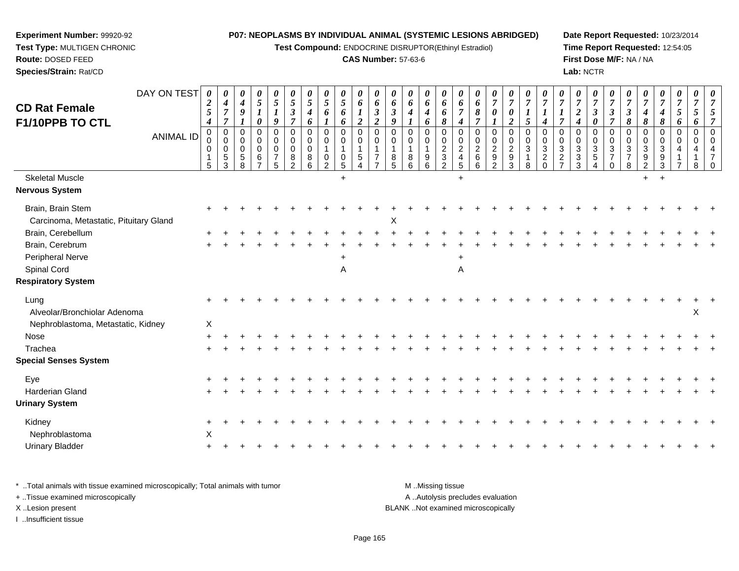**Experiment Number:** 99920-92
**Test Type:** MULTIGEN CHRONIC
**Route:** DOSED FEED
**Species/Strain:** Rat/CD

**P07: NEOPLASMS BY INDIVIDUAL ANIMAL (SYSTEMIC LESIONS ABRIDGED)**
**Test Compound:** ENDOCRINE DISRUPTOR(Ethinyl Estradiol)
**CAS Number:** 57-63-6

**Date Report Requested:** 10/23/2014
**Time Report Requested:** 12:54:05
**First Dose M/F:** NA / NA
**Lab:** NCTR

# CD Rat Female F1/10PPB TO CTL

| DAY ON TEST | 0254 | 0477 | 0491 | 0510 | 0519 | 0537 | 0546 | 0561 | 0566 | 0612 | 0632 | 0639 | 0641 | 0646 | 0668 | 0674 | 0687 | 0701 | 0702 | 0715 | 0714 | 0717 | 0724 | 0730 | 0737 | 0738 | 0748 | 0748 | 0756 | 0756 | 0757 |
|---|---|---|---|---|---|---|---|---|---|---|---|---|---|---|---|---|---|---|---|---|---|---|---|---|---|---|---|---|---|---|---|
| **ANIMAL ID** | 00015 | 00053 | 00058 | 00067 | 00075 | 00082 | 00086 | 00102 | 00105 | 00154 | 00177 | 00185 | 00186 | 00196 | 00232 | 00245 | 00266 | 00292 | 00293 | 00318 | 00320 | 00327 | 00333 | 00354 | 00370 | 00378 | 00392 | 00393 | 00417 | 00418 | 00470 |
| Skeletal Muscle | | | | | | | | | + | | | | | | | + | | | | | | | | | | | + | + | | | |
| **Nervous System** | | | | | | | | | | | | | | | | | | | | | | | | | | | | | | | |
| Brain, Brain Stem | + | + | + | + | + | + | + | + | + | + | + | + | + | + | + | + | + | + | + | + | + | + | + | + | + | + | + | + | + | + | + |
| Carcinoma, Metastatic, Pituitary Gland | | | | | | | | | | | | X | | | | | | | | | | | | | | | | | | | |
| Brain, Cerebellum | + | + | + | + | + | + | + | + | + | + | + | + | + | + | + | + | + | + | + | + | + | + | + | + | + | + | + | + | + | + | + |
| Brain, Cerebrum | + | + | + | + | + | + | + | + | + | + | + | + | + | + | + | + | + | + | + | + | + | + | + | + | + | + | + | + | + | + | + |
| Peripheral Nerve | | | | | | | | | + | | | | | | | + | | | | | | | | | | | | | | | |
| Spinal Cord | | | | | | | | | A | | | | | | | A | | | | | | | | | | | | | | | |
| **Respiratory System** | | | | | | | | | | | | | | | | | | | | | | | | | | | | | | | |
| Lung | + | + | + | + | + | + | + | + | + | + | + | + | + | + | + | + | + | + | + | + | + | + | + | + | + | + | + | + | + | + | + |
| Alveolar/Bronchiolar Adenoma | | | | | | | | | | | | | | | | | | | | | | | | | | | | | | X | |
| Nephroblastoma, Metastatic, Kidney | X | | | | | | | | | | | | | | | | | | | | | | | | | | | | | | |
| Nose | + | + | + | + | + | + | + | + | + | + | + | + | + | + | + | + | + | + | + | + | + | + | + | + | + | + | + | + | + | + | + |
| Trachea | + | + | + | + | + | + | + | + | + | + | + | + | + | + | + | + | + | + | + | + | + | + | + | + | + | + | + | + | + | + | + |
| **Special Senses System** | | | | | | | | | | | | | | | | | | | | | | | | | | | | | | | |
| Eye | + | + | + | + | + | + | + | + | + | + | + | + | + | + | + | + | + | + | + | + | + | + | + | + | + | + | + | + | + | + | + |
| Harderian Gland | + | + | + | + | + | + | + | + | + | + | + | + | + | + | + | + | + | + | + | + | + | + | + | + | + | + | + | + | + | + | + |
| **Urinary System** | | | | | | | | | | | | | | | | | | | | | | | | | | | | | | | |
| Kidney | + | + | + | + | + | + | + | + | + | + | + | + | + | + | + | + | + | + | + | + | + | + | + | + | + | + | + | + | + | + | + |
| Nephroblastoma | X | | | | | | | | | | | | | | | | | | | | | | | | | | | | | | |
| Urinary Bladder | + | + | + | + | + | + | + | + | + | + | + | + | + | + | + | + | + | + | + | + | + | + | + | + | + | + | + | + | + | + | + |

\* ..Total animals with tissue examined microscopically; Total animals with tumor
+ ..Tissue examined microscopically
X ..Lesion present
I ..Insufficient tissue

M ..Missing tissue
A ..Autolysis precludes evaluation
BLANK ..Not examined microscopically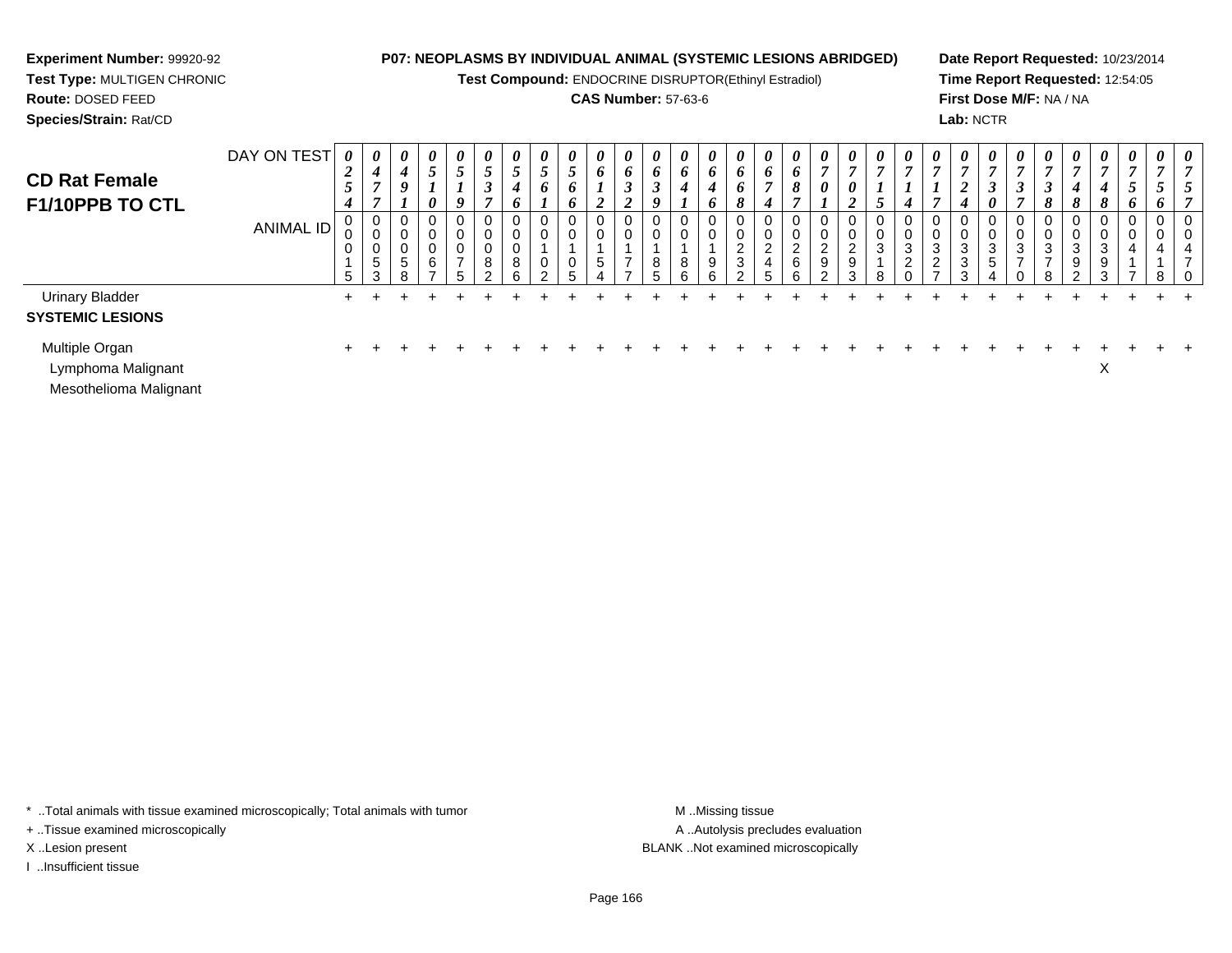**Experiment Number:** 99920-92
**Test Type:** MULTIGEN CHRONIC
**Route:** DOSED FEED
**Species/Strain:** Rat/CD

**P07: NEOPLASMS BY INDIVIDUAL ANIMAL (SYSTEMIC LESIONS ABRIDGED)**
**Test Compound:** ENDOCRINE DISRUPTOR(Ethinyl Estradiol)
**CAS Number:** 57-63-6

**Date Report Requested:** 10/23/2014
**Time Report Requested:** 12:54:05
**First Dose M/F:** NA / NA
**Lab:** NCTR

## CD Rat Female F1/10PPB TO CTL

| DAY ON TEST | 0254 | 0477 | 0491 | 0510 | 0519 | 0537 | 0546 | 0561 | 0566 | 0612 | 0632 | 0639 | 0641 | 0646 | 0668 | 0674 | 0687 | 0701 | 0702 | 0715 | 0714 | 0717 | 0724 | 0730 | 0737 | 0738 | 0748 | 0748 | 0756 | 0756 | 0757 |
|---|---|---|---|---|---|---|---|---|---|---|---|---|---|---|---|---|---|---|---|---|---|---|---|---|---|---|---|---|---|---|---|
| ANIMAL ID | 00015 | 00053 | 00058 | 00067 | 00075 | 00082 | 00086 | 00102 | 00105 | 00154 | 00177 | 00185 | 00186 | 00196 | 00232 | 00245 | 00266 | 00292 | 00293 | 00318 | 00320 | 00327 | 00333 | 00354 | 00370 | 00378 | 00392 | 00393 | 00417 | 00418 | 00470 |
| Urinary Bladder | + | + | + | + | + | + | + | + | + | + | + | + | + | + | + | + | + | + | + | + | + | + | + | + | + | + | + | + | + | + | + |
| **SYSTEMIC LESIONS** | | | | | | | | | | | | | | | | | | | | | | | | | | | | | | | |
| Multiple Organ | + | + | + | + | + | + | + | + | + | + | + | + | + | + | + | + | + | + | + | + | + | + | + | + | + | + | + | + | + | + | + |
| Lymphoma Malignant | | | | | | | | | | | | | | | | | | | | | | | | | | | | X | | | |
| Mesothelioma Malignant | | | | | | | | | | | | | | | | | | | | | | | | | | | | | | | |

\* ..Total animals with tissue examined microscopically; Total animals with tumor
+ ..Tissue examined microscopically
X ..Lesion present
I ..Insufficient tissue

M ..Missing tissue
A ..Autolysis precludes evaluation
BLANK ..Not examined microscopically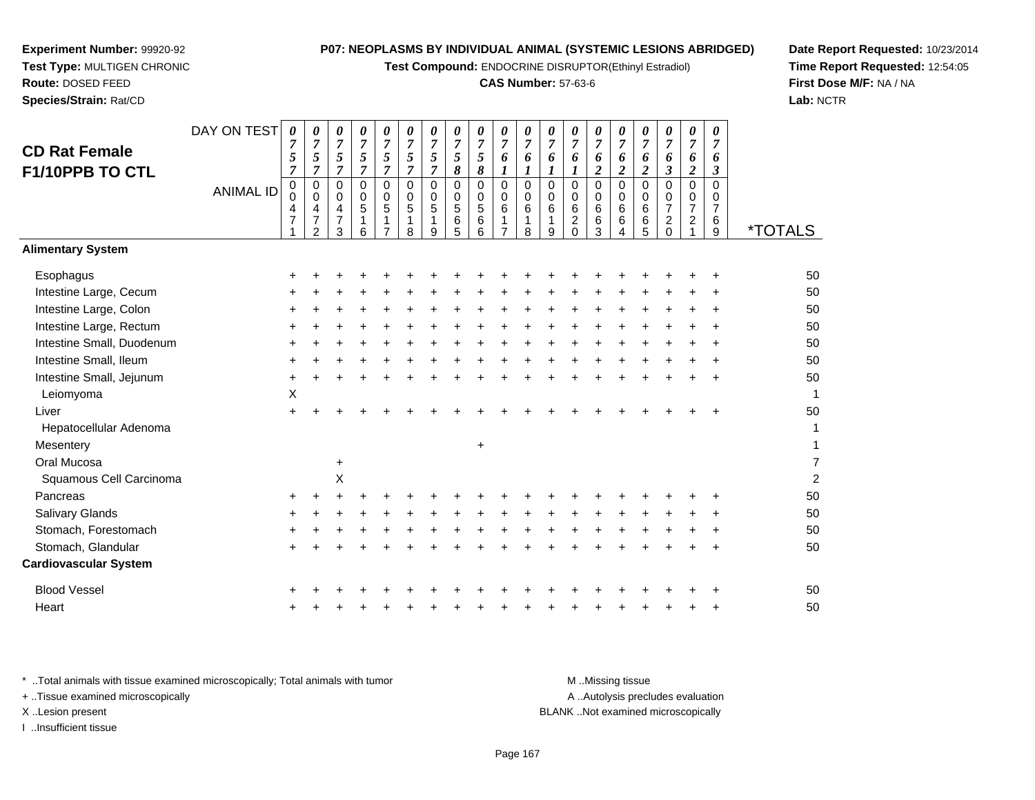**Experiment Number:** 99920-92
**Test Type:** MULTIGEN CHRONIC
**Route:** DOSED FEED
**Species/Strain:** Rat/CD

**P07: NEOPLASMS BY INDIVIDUAL ANIMAL (SYSTEMIC LESIONS ABRIDGED)**
**Test Compound:** ENDOCRINE DISRUPTOR(Ethinyl Estradiol)
**CAS Number:** 57-63-6

**Date Report Requested:** 10/23/2014
**Time Report Requested:** 12:54:05
**First Dose M/F:** NA / NA
**Lab:** NCTR

## CD Rat Female F1/10PPB TO CTL

| DAY ON TEST | 0757 | 0757 | 0757 | 0757 | 0757 | 0757 | 0757 | 0758 | 0758 | 0761 | 0761 | 0761 | 0761 | 0762 | 0762 | 0762 | 0763 | 0762 | 0763 | |
|---|---|---|---|---|---|---|---|---|---|---|---|---|---|---|---|---|---|---|---|---|
| **ANIMAL ID** | 00471 | 00472 | 00473 | 00516 | 00517 | 00518 | 00519 | 00565 | 00566 | 00617 | 00618 | 00619 | 00620 | 00663 | 00664 | 00665 | 00720 | 00721 | 00769 | ***TOTALS** |
| **Alimentary System** | | | | | | | | | | | | | | | | | | | | |
| Esophagus | + | + | + | + | + | + | + | + | + | + | + | + | + | + | + | + | + | + | + | 50 |
| Intestine Large, Cecum | + | + | + | + | + | + | + | + | + | + | + | + | + | + | + | + | + | + | + | 50 |
| Intestine Large, Colon | + | + | + | + | + | + | + | + | + | + | + | + | + | + | + | + | + | + | + | 50 |
| Intestine Large, Rectum | + | + | + | + | + | + | + | + | + | + | + | + | + | + | + | + | + | + | + | 50 |
| Intestine Small, Duodenum | + | + | + | + | + | + | + | + | + | + | + | + | + | + | + | + | + | + | + | 50 |
| Intestine Small, Ileum | + | + | + | + | + | + | + | + | + | + | + | + | + | + | + | + | + | + | + | 50 |
| Intestine Small, Jejunum | + | + | + | + | + | + | + | + | + | + | + | + | + | + | + | + | + | + | + | 50 |
| Leiomyoma | X | | | | | | | | | | | | | | | | | | | 1 |
| Liver | + | + | + | + | + | + | + | + | + | + | + | + | + | + | + | + | + | + | + | 50 |
| Hepatocellular Adenoma | | | | | | | | | | | | | | | | | | | | 1 |
| Mesentery | | | | | | | | | + | | | | | | | | | | | 1 |
| Oral Mucosa | | | + | | | | | | | | | | | | | | | | | 7 |
| Squamous Cell Carcinoma | | | X | | | | | | | | | | | | | | | | | 2 |
| Pancreas | + | + | + | + | + | + | + | + | + | + | + | + | + | + | + | + | + | + | + | 50 |
| Salivary Glands | + | + | + | + | + | + | + | + | + | + | + | + | + | + | + | + | + | + | + | 50 |
| Stomach, Forestomach | + | + | + | + | + | + | + | + | + | + | + | + | + | + | + | + | + | + | + | 50 |
| Stomach, Glandular | + | + | + | + | + | + | + | + | + | + | + | + | + | + | + | + | + | + | + | 50 |
| **Cardiovascular System** | | | | | | | | | | | | | | | | | | | | |
| Blood Vessel | + | + | + | + | + | + | + | + | + | + | + | + | + | + | + | + | + | + | + | 50 |
| Heart | + | + | + | + | + | + | + | + | + | + | + | + | + | + | + | + | + | + | + | 50 |

\* ..Total animals with tissue examined microscopically; Total animals with tumor
\+ ..Tissue examined microscopically
X ..Lesion present
I ..Insufficient tissue

M ..Missing tissue
A ..Autolysis precludes evaluation
BLANK ..Not examined microscopically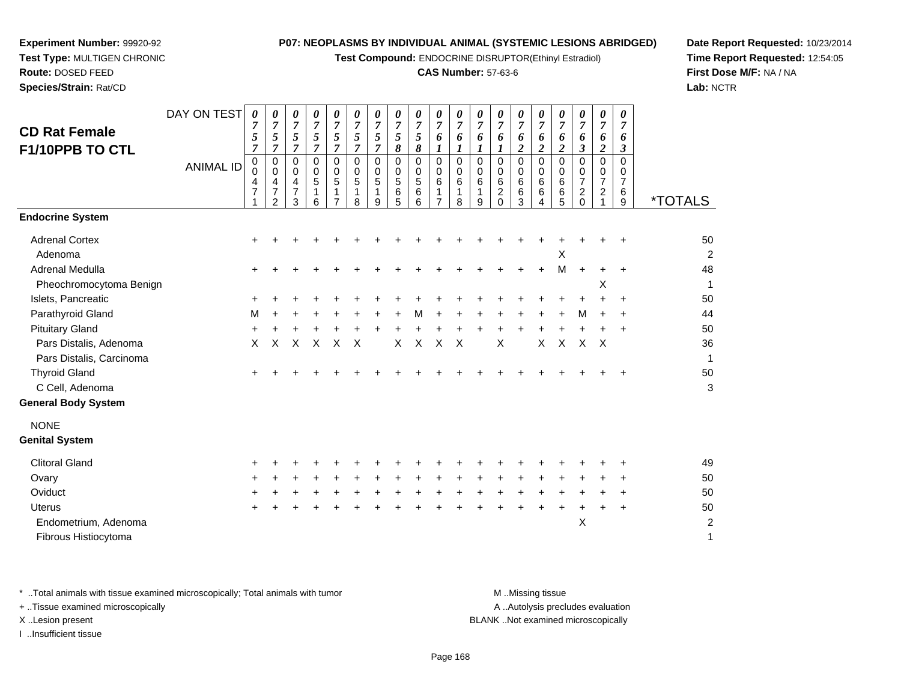**Experiment Number:** 99920-92
**Test Type:** MULTIGEN CHRONIC
**Route:** DOSED FEED
**Species/Strain:** Rat/CD

**P07: NEOPLASMS BY INDIVIDUAL ANIMAL (SYSTEMIC LESIONS ABRIDGED)**
**Test Compound:** ENDOCRINE DISRUPTOR(Ethinyl Estradiol)
**CAS Number:** 57-63-6

**Date Report Requested:** 10/23/2014
**Time Report Requested:** 12:54:05
**First Dose M/F:** NA / NA
**Lab:** NCTR

## CD Rat Female F1/10PPB TO CTL

| DAY ON TEST | 0757 | 0757 | 0757 | 0757 | 0757 | 0757 | 0757 | 0758 | 0758 | 0761 | 0761 | 0761 | 0761 | 0762 | 0762 | 0762 | 0763 | 0762 | 0763 | |
|---|---|---|---|---|---|---|---|---|---|---|---|---|---|---|---|---|---|---|---|---|
| **ANIMAL ID** | 00471 | 00472 | 00473 | 00516 | 00517 | 00518 | 00519 | 00565 | 00566 | 00617 | 00618 | 00619 | 00620 | 00663 | 00664 | 00665 | 00720 | 00721 | 00769 | ***TOTALS** |
| **Endocrine System** | | | | | | | | | | | | | | | | | | | | |
| Adrenal Cortex | + | + | + | + | + | + | + | + | + | + | + | + | + | + | + | + | + | + | + | 50 |
| Adenoma | | | | | | | | | | | | | | | | X | | | | 2 |
| Adrenal Medulla | + | + | + | + | + | + | + | + | + | + | + | + | + | + | + | M | + | + | + | 48 |
| Pheochromocytoma Benign | | | | | | | | | | | | | | | | | | X | | 1 |
| Islets, Pancreatic | + | + | + | + | + | + | + | + | + | + | + | + | + | + | + | + | + | + | + | 50 |
| Parathyroid Gland | M | + | + | + | + | + | + | + | M | + | + | + | + | + | + | + | M | + | + | 44 |
| Pituitary Gland | + | + | + | + | + | + | + | + | + | + | + | + | + | + | + | + | + | + | + | 50 |
| Pars Distalis, Adenoma | X | X | X | X | X | X | | X | X | X | X | | X | | X | X | X | X | | 36 |
| Pars Distalis, Carcinoma | | | | | | | | | | | | | | | | | | | | 1 |
| Thyroid Gland | + | + | + | + | + | + | + | + | + | + | + | + | + | + | + | + | + | + | + | 50 |
| C Cell, Adenoma | | | | | | | | | | | | | | | | | | | | 3 |
| **General Body System** | | | | | | | | | | | | | | | | | | | | |
| NONE | | | | | | | | | | | | | | | | | | | | |
| **Genital System** | | | | | | | | | | | | | | | | | | | | |
| Clitoral Gland | + | + | + | + | + | + | + | + | + | + | + | + | + | + | + | + | + | + | + | 49 |
| Ovary | + | + | + | + | + | + | + | + | + | + | + | + | + | + | + | + | + | + | + | 50 |
| Oviduct | + | + | + | + | + | + | + | + | + | + | + | + | + | + | + | + | + | + | + | 50 |
| Uterus | + | + | + | + | + | + | + | + | + | + | + | + | + | + | + | + | + | + | + | 50 |
| Endometrium, Adenoma | | | | | | | | | | | | | | | | | X | | | 2 |
| Fibrous Histiocytoma | | | | | | | | | | | | | | | | | | | | 1 |

\* ..Total animals with tissue examined microscopically; Total animals with tumor
\+ ..Tissue examined microscopically
X ..Lesion present
I ..Insufficient tissue

M ..Missing tissue
A ..Autolysis precludes evaluation
BLANK ..Not examined microscopically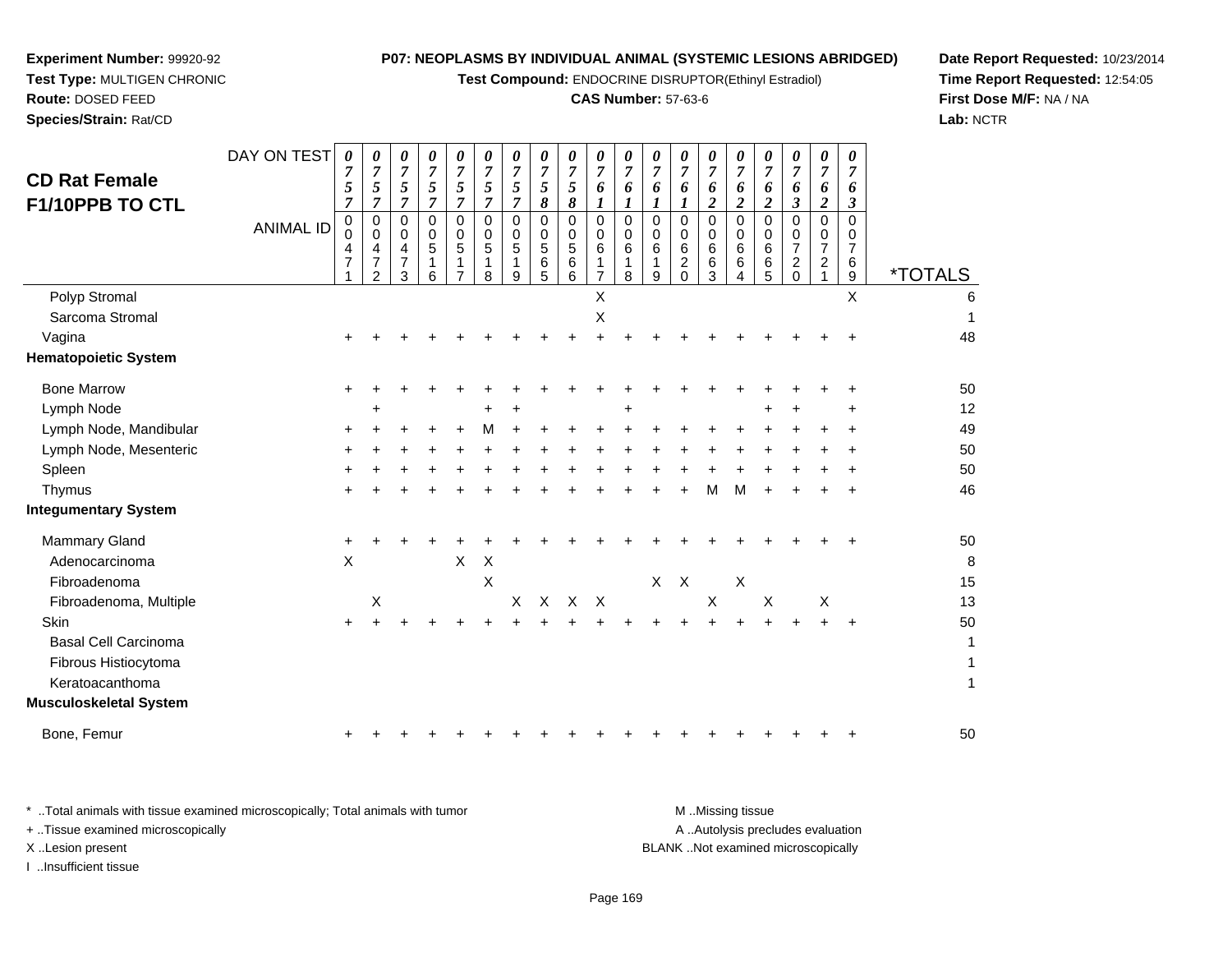**Experiment Number:** 99920-92
**Test Type:** MULTIGEN CHRONIC
**Route:** DOSED FEED
**Species/Strain:** Rat/CD

**P07: NEOPLASMS BY INDIVIDUAL ANIMAL (SYSTEMIC LESIONS ABRIDGED)**
**Test Compound:** ENDOCRINE DISRUPTOR(Ethinyl Estradiol)
**CAS Number:** 57-63-6

**Date Report Requested:** 10/23/2014
**Time Report Requested:** 12:54:05
**First Dose M/F:** NA / NA
**Lab:** NCTR

## CD Rat Female F1/10PPB TO CTL

| DAY ON TEST | 0757 | 0757 | 0757 | 0757 | 0757 | 0757 | 0757 | 0758 | 0758 | 0761 | 0761 | 0761 | 0761 | 0762 | 0762 | 0762 | 0763 | 0762 | 0763 | |
|---|---|---|---|---|---|---|---|---|---|---|---|---|---|---|---|---|---|---|---|---|
| **ANIMAL ID** | 00471 | 00472 | 00473 | 00516 | 00517 | 00518 | 00519 | 00565 | 00566 | 00617 | 00618 | 00619 | 00620 | 00663 | 00664 | 00665 | 00720 | 00721 | 00769 | ***TOTALS** |
| Polyp Stromal | | | | | | | | | | X | | | | | | | | | X | 6 |
| Sarcoma Stromal | | | | | | | | | | X | | | | | | | | | | 1 |
| Vagina | + | + | + | + | + | + | + | + | + | + | + | + | + | + | + | + | + | + | + | 48 |
| **Hematopoietic System** | | | | | | | | | | | | | | | | | | | | |
| Bone Marrow | + | + | + | + | + | + | + | + | + | + | + | + | + | + | + | + | + | + | + | 50 |
| Lymph Node | | + | | | | + | + | | | | + | | | | | + | + | | + | 12 |
| Lymph Node, Mandibular | + | + | + | + | + | M | + | + | + | + | + | + | + | + | + | + | + | + | + | 49 |
| Lymph Node, Mesenteric | + | + | + | + | + | + | + | + | + | + | + | + | + | + | + | + | + | + | + | 50 |
| Spleen | + | + | + | + | + | + | + | + | + | + | + | + | + | + | + | + | + | + | + | 50 |
| Thymus | + | + | + | + | + | + | + | + | + | + | + | + | + | M | M | + | + | + | + | 46 |
| **Integumentary System** | | | | | | | | | | | | | | | | | | | | |
| Mammary Gland | + | + | + | + | + | + | + | + | + | + | + | + | + | + | + | + | + | + | + | 50 |
| Adenocarcinoma | X | | | | X | X | | | | | | | | | | | | | | 8 |
| Fibroadenoma | | | | | | X | | | | | | X | X | | X | | | | | 15 |
| Fibroadenoma, Multiple | | X | | | | | X | X | X | X | | | | X | | X | | X | | 13 |
| Skin | + | + | + | + | + | + | + | + | + | + | + | + | + | + | + | + | + | + | + | 50 |
| Basal Cell Carcinoma | | | | | | | | | | | | | | | | | | | | 1 |
| Fibrous Histiocytoma | | | | | | | | | | | | | | | | | | | | 1 |
| Keratoacanthoma | | | | | | | | | | | | | | | | | | | | 1 |
| **Musculoskeletal System** | | | | | | | | | | | | | | | | | | | | |
| Bone, Femur | + | + | + | + | + | + | + | + | + | + | + | + | + | + | + | + | + | + | + | 50 |

\* ..Total animals with tissue examined microscopically; Total animals with tumor
+ ..Tissue examined microscopically
X ..Lesion present
I ..Insufficient tissue

M ..Missing tissue
A ..Autolysis precludes evaluation
BLANK ..Not examined microscopically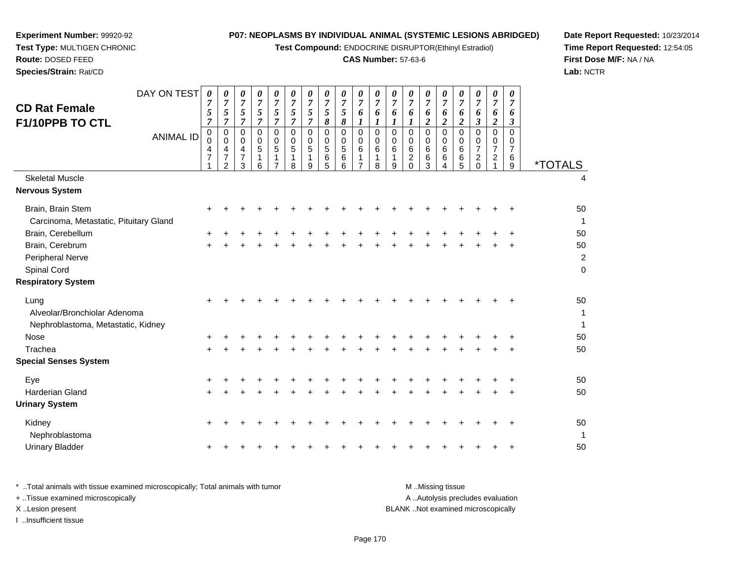**Experiment Number:** 99920-92
**Test Type:** MULTIGEN CHRONIC
**Route:** DOSED FEED
**Species/Strain:** Rat/CD

**P07: NEOPLASMS BY INDIVIDUAL ANIMAL (SYSTEMIC LESIONS ABRIDGED)**
**Test Compound:** ENDOCRINE DISRUPTOR(Ethinyl Estradiol)
**CAS Number:** 57-63-6

**Date Report Requested:** 10/23/2014
**Time Report Requested:** 12:54:05
**First Dose M/F:** NA / NA
**Lab:** NCTR

## CD Rat Female F1/10PPB TO CTL

| DAY ON TEST | 0757 | 0757 | 0757 | 0757 | 0757 | 0757 | 0757 | 0758 | 0758 | 0761 | 0761 | 0761 | 0761 | 0762 | 0762 | 0762 | 0763 | 0762 | 0763 | |
|---|---|---|---|---|---|---|---|---|---|---|---|---|---|---|---|---|---|---|---|---|
| **ANIMAL ID** | 00471 | 00472 | 00473 | 00516 | 00517 | 00518 | 00519 | 00565 | 00566 | 00617 | 00618 | 00619 | 00620 | 00663 | 00664 | 00665 | 00720 | 00721 | 00769 | ***TOTALS** |
| Skeletal Muscle | | | | | | | | | | | | | | | | | | | | 4 |
| **Nervous System** | | | | | | | | | | | | | | | | | | | | |
| Brain, Brain Stem | + | + | + | + | + | + | + | + | + | + | + | + | + | + | + | + | + | + | + | 50 |
| Carcinoma, Metastatic, Pituitary Gland | | | | | | | | | | | | | | | | | | | | 1 |
| Brain, Cerebellum | + | + | + | + | + | + | + | + | + | + | + | + | + | + | + | + | + | + | + | 50 |
| Brain, Cerebrum | + | + | + | + | + | + | + | + | + | + | + | + | + | + | + | + | + | + | + | 50 |
| Peripheral Nerve | | | | | | | | | | | | | | | | | | | | 2 |
| Spinal Cord | | | | | | | | | | | | | | | | | | | | 0 |
| **Respiratory System** | | | | | | | | | | | | | | | | | | | | |
| Lung | + | + | + | + | + | + | + | + | + | + | + | + | + | + | + | + | + | + | + | 50 |
| Alveolar/Bronchiolar Adenoma | | | | | | | | | | | | | | | | | | | | 1 |
| Nephroblastoma, Metastatic, Kidney | | | | | | | | | | | | | | | | | | | | 1 |
| Nose | + | + | + | + | + | + | + | + | + | + | + | + | + | + | + | + | + | + | + | 50 |
| Trachea | + | + | + | + | + | + | + | + | + | + | + | + | + | + | + | + | + | + | + | 50 |
| **Special Senses System** | | | | | | | | | | | | | | | | | | | | |
| Eye | + | + | + | + | + | + | + | + | + | + | + | + | + | + | + | + | + | + | + | 50 |
| Harderian Gland | + | + | + | + | + | + | + | + | + | + | + | + | + | + | + | + | + | + | + | 50 |
| **Urinary System** | | | | | | | | | | | | | | | | | | | | |
| Kidney | + | + | + | + | + | + | + | + | + | + | + | + | + | + | + | + | + | + | + | 50 |
| Nephroblastoma | | | | | | | | | | | | | | | | | | | | 1 |
| Urinary Bladder | + | + | + | + | + | + | + | + | + | + | + | + | + | + | + | + | + | + | + | 50 |

\* ..Total animals with tissue examined microscopically; Total animals with tumor
+ ..Tissue examined microscopically
X ..Lesion present
I ..Insufficient tissue

M ..Missing tissue
A ..Autolysis precludes evaluation
BLANK ..Not examined microscopically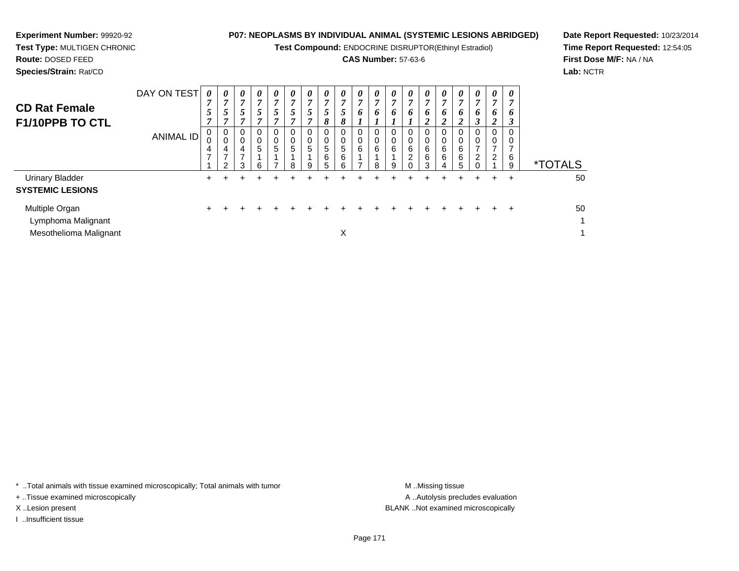**Experiment Number:** 99920-92
**Test Type:** MULTIGEN CHRONIC
**Route:** DOSED FEED
**Species/Strain:** Rat/CD

**P07: NEOPLASMS BY INDIVIDUAL ANIMAL (SYSTEMIC LESIONS ABRIDGED)**
**Test Compound:** ENDOCRINE DISRUPTOR(Ethinyl Estradiol)
**CAS Number:** 57-63-6

**Date Report Requested:** 10/23/2014
**Time Report Requested:** 12:54:05
**First Dose M/F:** NA / NA
**Lab:** NCTR

# CD Rat Female F1/10PPB TO CTL

| DAY ON TEST | 0757 | 0757 | 0757 | 0757 | 0757 | 0757 | 0757 | 0758 | 0758 | 0761 | 0761 | 0761 | 0761 | 0762 | 0762 | 0762 | 0763 | 0762 | 0763 | |
|---|---|---|---|---|---|---|---|---|---|---|---|---|---|---|---|---|---|---|---|---|
| **ANIMAL ID** | 00471 | 00472 | 00473 | 00516 | 00517 | 00518 | 00519 | 00565 | 00566 | 00617 | 00618 | 00619 | 00620 | 00663 | 00664 | 00665 | 00720 | 00721 | 00769 | ***TOTALS** |
| Urinary Bladder | + | + | + | + | + | + | + | + | + | + | + | + | + | + | + | + | + | + | + | 50 |
| **SYSTEMIC LESIONS** | | | | | | | | | | | | | | | | | | | | |
| Multiple Organ | + | + | + | + | + | + | + | + | + | + | + | + | + | + | + | + | + | + | + | 50 |
| Lymphoma Malignant | | | | | | | | | | | | | | | | | | | | 1 |
| Mesothelioma Malignant | | | | | | | | | X | | | | | | | | | | | 1 |

\* ..Total animals with tissue examined microscopically; Total animals with tumor
\+ ..Tissue examined microscopically
X ..Lesion present
I ..Insufficient tissue

M ..Missing tissue
A ..Autolysis precludes evaluation
BLANK ..Not examined microscopically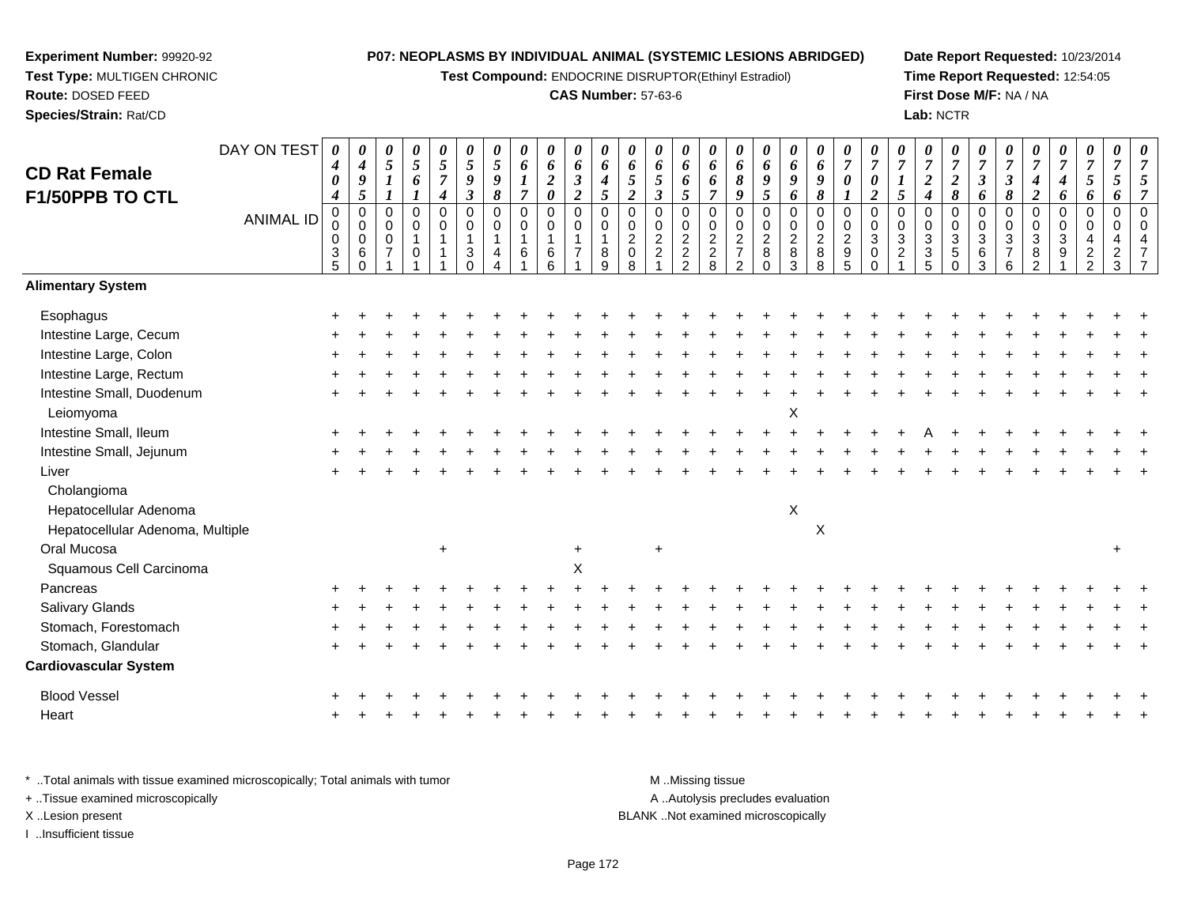**Experiment Number:** 99920-92
**Test Type:** MULTIGEN CHRONIC
**Route:** DOSED FEED
**Species/Strain:** Rat/CD

**P07: NEOPLASMS BY INDIVIDUAL ANIMAL (SYSTEMIC LESIONS ABRIDGED)**
**Test Compound:** ENDOCRINE DISRUPTOR(Ethinyl Estradiol)
**CAS Number:** 57-63-6

**Date Report Requested:** 10/23/2014
**Time Report Requested:** 12:54:05
**First Dose M/F:** NA / NA
**Lab:** NCTR

## CD Rat Female F1/50PPB TO CTL

| DAY ON TEST | 0404 | 0495 | 0511 | 0561 | 0574 | 0593 | 0598 | 0617 | 0620 | 0632 | 0645 | 0652 | 0653 | 0665 | 0667 | 0689 | 0695 | 0696 | 0698 | 0701 | 0702 | 0715 | 0724 | 0728 | 0736 | 0738 | 0742 | 0746 | 0756 | 0756 | 0757 |
|---|---|---|---|---|---|---|---|---|---|---|---|---|---|---|---|---|---|---|---|---|---|---|---|---|---|---|---|---|---|---|---|
| **ANIMAL ID** | 00035 | 00060 | 00071 | 00101 | 00111 | 00130 | 00144 | 00161 | 00166 | 00171 | 00189 | 00208 | 00221 | 00222 | 00228 | 00272 | 00280 | 00283 | 00288 | 00295 | 00300 | 00321 | 00335 | 00350 | 00363 | 00376 | 00382 | 00391 | 00422 | 00423 | 00477 |
| **Alimentary System** | | | | | | | | | | | | | | | | | | | | | | | | | | | | | | | |
| Esophagus | + | + | + | + | + | + | + | + | + | + | + | + | + | + | + | + | + | + | + | + | + | + | + | + | + | + | + | + | + | + | + |
| Intestine Large, Cecum | + | + | + | + | + | + | + | + | + | + | + | + | + | + | + | + | + | + | + | + | + | + | + | + | + | + | + | + | + | + | + |
| Intestine Large, Colon | + | + | + | + | + | + | + | + | + | + | + | + | + | + | + | + | + | + | + | + | + | + | + | + | + | + | + | + | + | + | + |
| Intestine Large, Rectum | + | + | + | + | + | + | + | + | + | + | + | + | + | + | + | + | + | + | + | + | + | + | + | + | + | + | + | + | + | + | + |
| Intestine Small, Duodenum | + | + | + | + | + | + | + | + | + | + | + | + | + | + | + | + | + | + | + | + | + | + | + | + | + | + | + | + | + | + | + |
| Leiomyoma | | | | | | | | | | | | | | | | | | X | | | | | | | | | | | | | |
| Intestine Small, Ileum | + | + | + | + | + | + | + | + | + | + | + | + | + | + | + | + | + | + | + | + | + | + | A | + | + | + | + | + | + | + | + |
| Intestine Small, Jejunum | + | + | + | + | + | + | + | + | + | + | + | + | + | + | + | + | + | + | + | + | + | + | + | + | + | + | + | + | + | + | + |
| Liver | + | + | + | + | + | + | + | + | + | + | + | + | + | + | + | + | + | + | + | + | + | + | + | + | + | + | + | + | + | + | + |
| Cholangioma | | | | | | | | | | | | | | | | | | | | | | | | | | | | | | | |
| Hepatocellular Adenoma | | | | | | | | | | | | | | | | | | X | | | | | | | | | | | | | |
| Hepatocellular Adenoma, Multiple | | | | | | | | | | | | | | | | | | | X | | | | | | | | | | | | |
| Oral Mucosa | | | | | + | | | | | + | | | + | | | | | | | | | | | | | | | | | + | |
| Squamous Cell Carcinoma | | | | | | | | | | X | | | | | | | | | | | | | | | | | | | | | |
| Pancreas | + | + | + | + | + | + | + | + | + | + | + | + | + | + | + | + | + | + | + | + | + | + | + | + | + | + | + | + | + | + | + |
| Salivary Glands | + | + | + | + | + | + | + | + | + | + | + | + | + | + | + | + | + | + | + | + | + | + | + | + | + | + | + | + | + | + | + |
| Stomach, Forestomach | + | + | + | + | + | + | + | + | + | + | + | + | + | + | + | + | + | + | + | + | + | + | + | + | + | + | + | + | + | + | + |
| Stomach, Glandular | + | + | + | + | + | + | + | + | + | + | + | + | + | + | + | + | + | + | + | + | + | + | + | + | + | + | + | + | + | + | + |
| **Cardiovascular System** | | | | | | | | | | | | | | | | | | | | | | | | | | | | | | | |
| Blood Vessel | + | + | + | + | + | + | + | + | + | + | + | + | + | + | + | + | + | + | + | + | + | + | + | + | + | + | + | + | + | + | + |
| Heart | + | + | + | + | + | + | + | + | + | + | + | + | + | + | + | + | + | + | + | + | + | + | + | + | + | + | + | + | + | + | + |

\* ..Total animals with tissue examined microscopically; Total animals with tumor
\+ ..Tissue examined microscopically
X ..Lesion present
I ..Insufficient tissue

M ..Missing tissue
A ..Autolysis precludes evaluation
BLANK ..Not examined microscopically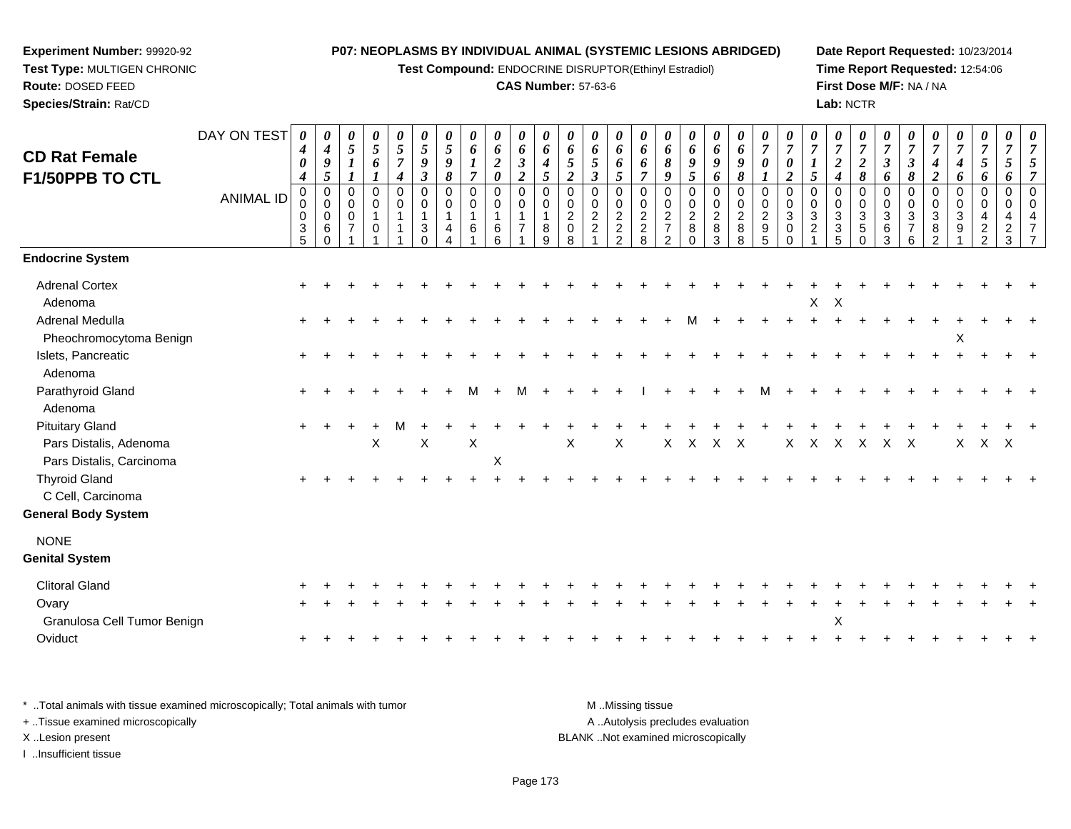**Experiment Number:** 99920-92
**Test Type:** MULTIGEN CHRONIC
**Route:** DOSED FEED
**Species/Strain:** Rat/CD

**P07: NEOPLASMS BY INDIVIDUAL ANIMAL (SYSTEMIC LESIONS ABRIDGED)**
**Test Compound:** ENDOCRINE DISRUPTOR(Ethinyl Estradiol)
**CAS Number:** 57-63-6

**Date Report Requested:** 10/23/2014
**Time Report Requested:** 12:54:06
**First Dose M/F:** NA / NA
**Lab:** NCTR

## CD Rat Female F1/50PPB TO CTL

| DAY ON TEST | 0404 | 0495 | 0511 | 0561 | 0574 | 0593 | 0598 | 0617 | 0620 | 0632 | 0645 | 0652 | 0653 | 0665 | 0667 | 0689 | 0695 | 0696 | 0698 | 0701 | 0702 | 0715 | 0724 | 0728 | 0736 | 0738 | 0742 | 0746 | 0756 | 0756 | 0757 |
|---|---|---|---|---|---|---|---|---|---|---|---|---|---|---|---|---|---|---|---|---|---|---|---|---|---|---|---|---|---|---|---|
| **ANIMAL ID** | 00035 | 00060 | 00071 | 00101 | 00111 | 00130 | 00144 | 00161 | 00166 | 00171 | 00189 | 00208 | 00221 | 00222 | 00228 | 00272 | 00280 | 00283 | 00288 | 00295 | 00300 | 00321 | 00335 | 00350 | 00363 | 00376 | 00382 | 00391 | 00422 | 00423 | 00477 |
| **Endocrine System** | | | | | | | | | | | | | | | | | | | | | | | | | | | | | | | |
| Adrenal Cortex | + | + | + | + | + | + | + | + | + | + | + | + | + | + | + | + | + | + | + | + | + | + | + | + | + | + | + | + | + | + | + |
| Adenoma | | | | | | | | | | | | | | | | | | | | | | X | X | | | | | | | | |
| Adrenal Medulla | + | + | + | + | + | + | + | + | + | + | + | + | + | + | + | + | M | + | + | + | + | + | + | + | + | + | + | + | + | + | + |
| Pheochromocytoma Benign | | | | | | | | | | | | | | | | | | | | | | | | | | | | X | | | |
| Islets, Pancreatic | + | + | + | + | + | + | + | + | + | + | + | + | + | + | + | + | + | + | + | + | + | + | + | + | + | + | + | + | + | + | + |
| Adenoma | | | | | | | | | | | | | | | | | | | | | | | | | | | | | | | |
| Parathyroid Gland | + | + | + | + | + | + | + | M | + | M | + | + | + | + | I | + | + | + | + | M | + | + | + | + | + | + | + | + | + | + | + |
| Adenoma | | | | | | | | | | | | | | | | | | | | | | | | | | | | | | | |
| Pituitary Gland | + | + | + | + | M | + | + | + | + | + | + | + | + | + | + | + | + | + | + | + | + | + | + | + | + | + | + | + | + | + | + |
| Pars Distalis, Adenoma | | | | X | | X | | X | | | | X | | X | | X | X | X | X | | X | X | X | X | X | X | | X | X | X | |
| Pars Distalis, Carcinoma | | | | | | | | | X | | | | | | | | | | | | | | | | | | | | | | |
| Thyroid Gland | + | + | + | + | + | + | + | + | + | + | + | + | + | + | + | + | + | + | + | + | + | + | + | + | + | + | + | + | + | + | + |
| C Cell, Carcinoma | | | | | | | | | | | | | | | | | | | | | | | | | | | | | | | |
| **General Body System** | | | | | | | | | | | | | | | | | | | | | | | | | | | | | | | |
| NONE | | | | | | | | | | | | | | | | | | | | | | | | | | | | | | | |
| **Genital System** | | | | | | | | | | | | | | | | | | | | | | | | | | | | | | | |
| Clitoral Gland | + | + | + | + | + | + | + | + | + | + | + | + | + | + | + | + | + | + | + | + | + | + | + | + | + | + | + | + | + | + | + |
| Ovary | + | + | + | + | + | + | + | + | + | + | + | + | + | + | + | + | + | + | + | + | + | + | + | + | + | + | + | + | + | + | + |
| Granulosa Cell Tumor Benign | | | | | | | | | | | | | | | | | | | | | | | X | | | | | | | | |
| Oviduct | + | + | + | + | + | + | + | + | + | + | + | + | + | + | + | + | + | + | + | + | + | + | + | + | + | + | + | + | + | + | + |

\* ..Total animals with tissue examined microscopically; Total animals with tumor
+ ..Tissue examined microscopically
X ..Lesion present
I ..Insufficient tissue

M ..Missing tissue
A ..Autolysis precludes evaluation
BLANK ..Not examined microscopically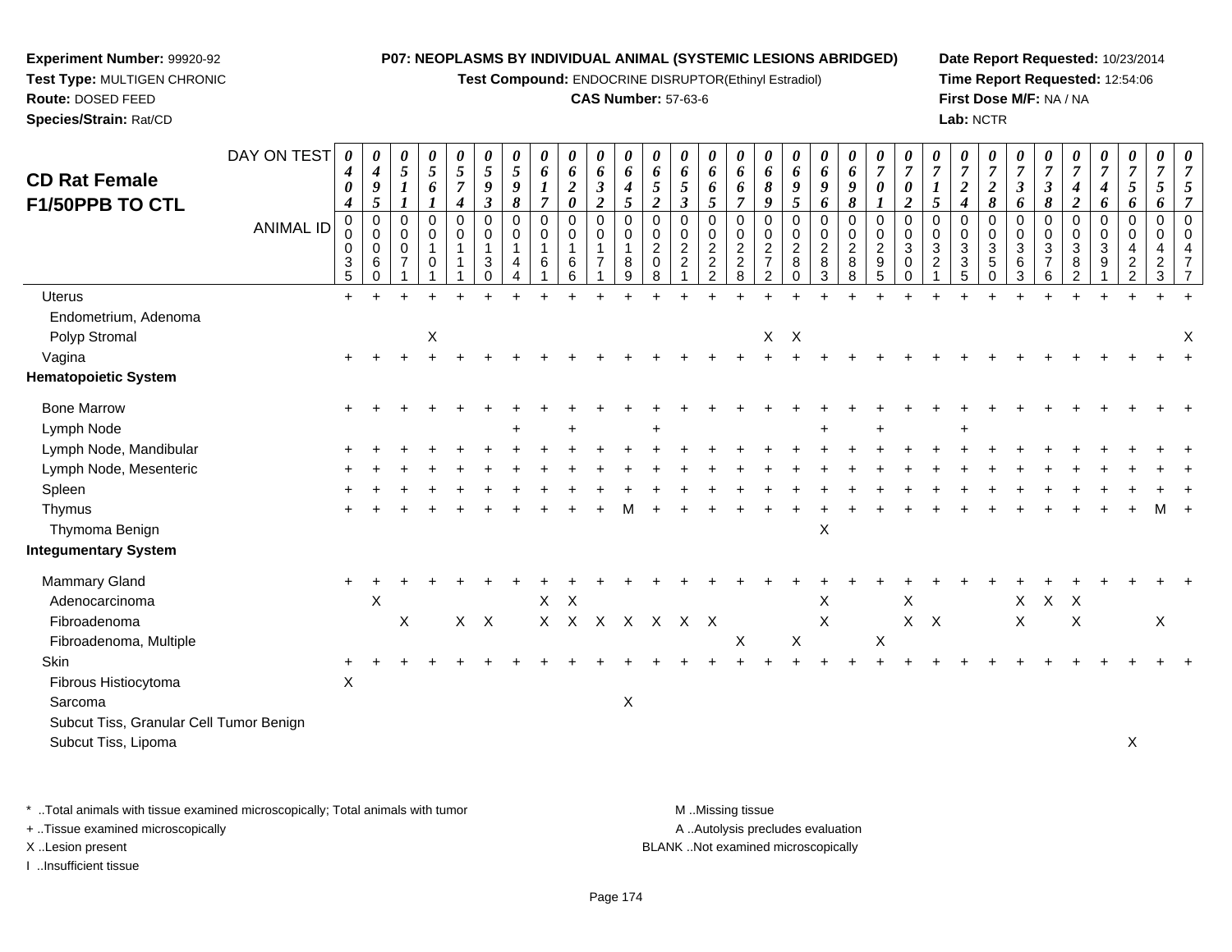**Experiment Number:** 99920-92
**Test Type:** MULTIGEN CHRONIC
**Route:** DOSED FEED
**Species/Strain:** Rat/CD

**P07: NEOPLASMS BY INDIVIDUAL ANIMAL (SYSTEMIC LESIONS ABRIDGED)**
**Test Compound:** ENDOCRINE DISRUPTOR(Ethinyl Estradiol)
**CAS Number:** 57-63-6

**Date Report Requested:** 10/23/2014
**Time Report Requested:** 12:54:06
**First Dose M/F:** NA / NA
**Lab:** NCTR

## CD Rat Female F1/50PPB TO CTL

| DAY ON TEST | 0404 | 0495 | 0511 | 0561 | 0574 | 0593 | 0598 | 0617 | 0620 | 0632 | 0645 | 0652 | 0653 | 0665 | 0667 | 0689 | 0695 | 0696 | 0698 | 0701 | 0702 | 0715 | 0724 | 0728 | 0736 | 0738 | 0742 | 0746 | 0756 | 0756 | 0757 |
|---|---|---|---|---|---|---|---|---|---|---|---|---|---|---|---|---|---|---|---|---|---|---|---|---|---|---|---|---|---|---|---|
| **ANIMAL ID** | 00035 | 00060 | 00071 | 00101 | 00111 | 00130 | 00144 | 00161 | 00166 | 00171 | 00189 | 00208 | 00221 | 00222 | 00228 | 00272 | 00280 | 00283 | 00288 | 00295 | 00300 | 00321 | 00335 | 00350 | 00363 | 00376 | 00382 | 00391 | 00422 | 00423 | 00477 |
| Uterus | + | + | + | + | + | + | + | + | + | + | + | + | + | + | + | + | + | + | + | + | + | + | + | + | + | + | + | + | + | + | + |
| Endometrium, Adenoma | | | | | | | | | | | | | | | | | | | | | | | | | | | | | | | |
| Polyp Stromal | | | | X | | | | | | | | | | | | X | X | | | | | | | | | | | | | | X |
| Vagina | + | + | + | + | + | + | + | + | + | + | + | + | + | + | + | + | + | + | + | + | + | + | + | + | + | + | + | + | + | + | + |
| **Hematopoietic System** | | | | | | | | | | | | | | | | | | | | | | | | | | | | | | | |
| Bone Marrow | + | + | + | + | + | + | + | + | + | + | + | + | + | + | + | + | + | + | + | + | + | + | + | + | + | + | + | + | + | + | + |
| Lymph Node | | | | | | | + | | + | | | + | | | | | | + | | + | | | + | | | | | | | | |
| Lymph Node, Mandibular | + | + | + | + | + | + | + | + | + | + | + | + | + | + | + | + | + | + | + | + | + | + | + | + | + | + | + | + | + | + | + |
| Lymph Node, Mesenteric | + | + | + | + | + | + | + | + | + | + | + | + | + | + | + | + | + | + | + | + | + | + | + | + | + | + | + | + | + | + | + |
| Spleen | + | + | + | + | + | + | + | + | + | + | + | + | + | + | + | + | + | + | + | + | + | + | + | + | + | + | + | + | + | + | + |
| Thymus | + | + | + | + | + | + | + | + | + | + | M | + | + | + | + | + | + | + | + | + | + | + | + | + | + | + | + | + | + | M | + |
| Thymoma Benign | | | | | | | | | | | | | | | | | | X | | | | | | | | | | | | | |
| **Integumentary System** | | | | | | | | | | | | | | | | | | | | | | | | | | | | | | | |
| Mammary Gland | + | + | + | + | + | + | + | + | + | + | + | + | + | + | + | + | + | + | + | + | + | + | + | + | + | + | + | + | + | + | + |
| Adenocarcinoma | | X | | | | | | X | X | | | | | | | | | X | | | X | | | | X | X | X | | | | |
| Fibroadenoma | | | X | | X | X | | X | X | X | X | X | X | X | | | | X | | | X | X | | | X | | X | | | X | |
| Fibroadenoma, Multiple | | | | | | | | | | | | | | | X | | X | | | X | | | | | | | | | | | |
| Skin | + | + | + | + | + | + | + | + | + | + | + | + | + | + | + | + | + | + | + | + | + | + | + | + | + | + | + | + | + | + | + |
| Fibrous Histiocytoma | X | | | | | | | | | | | | | | | | | | | | | | | | | | | | | | |
| Sarcoma | | | | | | | | | | | X | | | | | | | | | | | | | | | | | | | | |
| Subcut Tiss, Granular Cell Tumor Benign | | | | | | | | | | | | | | | | | | | | | | | | | | | | | | | |
| Subcut Tiss, Lipoma | | | | | | | | | | | | | | | | | | | | | | | | | | | | | X | | |

\* ..Total animals with tissue examined microscopically; Total animals with tumor
+ ..Tissue examined microscopically
X ..Lesion present
I ..Insufficient tissue

M ..Missing tissue
A ..Autolysis precludes evaluation
BLANK ..Not examined microscopically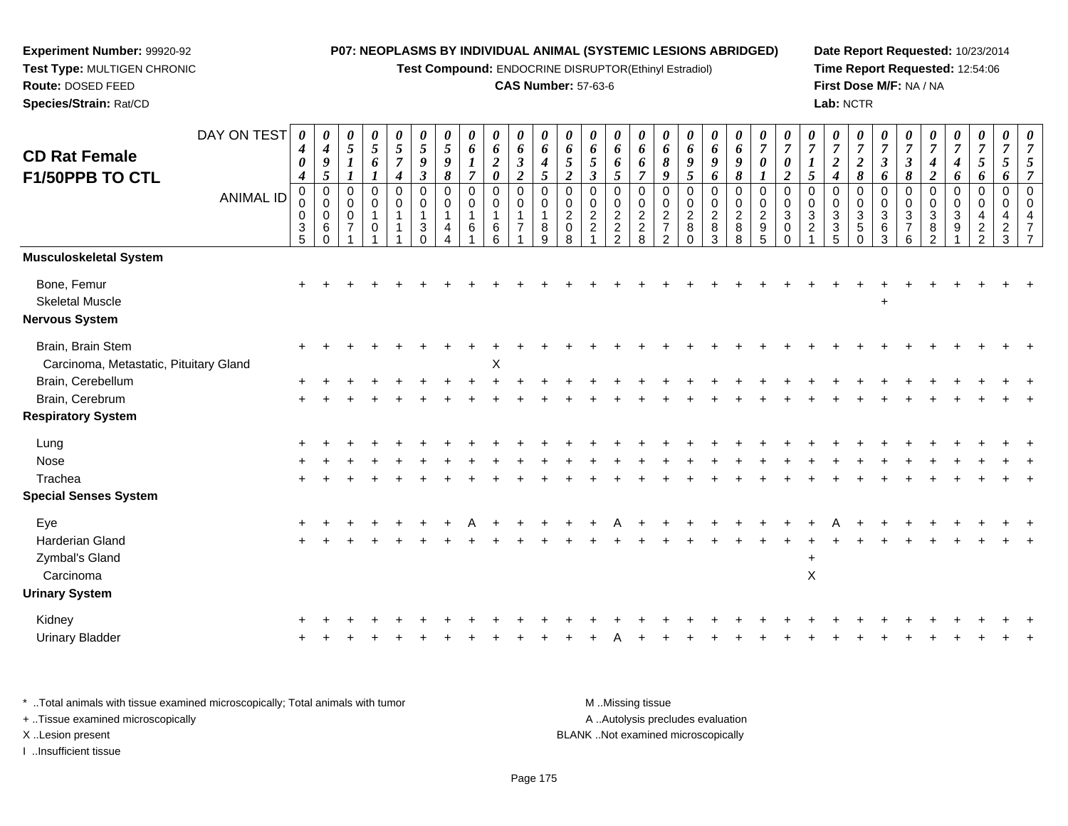**Experiment Number:** 99920-92
**Test Type:** MULTIGEN CHRONIC
**Route:** DOSED FEED
**Species/Strain:** Rat/CD

**P07: NEOPLASMS BY INDIVIDUAL ANIMAL (SYSTEMIC LESIONS ABRIDGED)**
**Test Compound:** ENDOCRINE DISRUPTOR(Ethinyl Estradiol)
**CAS Number:** 57-63-6

**Date Report Requested:** 10/23/2014
**Time Report Requested:** 12:54:06
**First Dose M/F:** NA / NA
**Lab:** NCTR

## CD Rat Female F1/50PPB TO CTL

| DAY ON TEST | 0404 | 0495 | 0511 | 0561 | 0574 | 0593 | 0598 | 0617 | 0620 | 0632 | 0645 | 0652 | 0653 | 0665 | 0667 | 0689 | 0695 | 0696 | 0698 | 0701 | 0702 | 0715 | 0724 | 0728 | 0736 | 0738 | 0742 | 0746 | 0756 | 0756 | 0757 |
|---|---|---|---|---|---|---|---|---|---|---|---|---|---|---|---|---|---|---|---|---|---|---|---|---|---|---|---|---|---|---|---|
| **ANIMAL ID** | 00035 | 00060 | 00071 | 00101 | 00111 | 00130 | 00144 | 00161 | 00166 | 00171 | 00189 | 00208 | 00221 | 00222 | 00228 | 00272 | 00280 | 00283 | 00288 | 00295 | 00300 | 00321 | 00335 | 00350 | 00363 | 00376 | 00382 | 00391 | 00422 | 00423 | 00477 |
| **Musculoskeletal System** | | | | | | | | | | | | | | | | | | | | | | | | | | | | | | | |
| Bone, Femur | + | + | + | + | + | + | + | + | + | + | + | + | + | + | + | + | + | + | + | + | + | + | + | + | + | + | + | + | + | + | + |
| Skeletal Muscle | | | | | | | | | | | | | | | | | | | | | | | | | + | | | | | | |
| **Nervous System** | | | | | | | | | | | | | | | | | | | | | | | | | | | | | | | |
| Brain, Brain Stem | + | + | + | + | + | + | + | + | + | + | + | + | + | + | + | + | + | + | + | + | + | + | + | + | + | + | + | + | + | + | + |
| Carcinoma, Metastatic, Pituitary Gland | | | | | | | | | X | | | | | | | | | | | | | | | | | | | | | | |
| Brain, Cerebellum | + | + | + | + | + | + | + | + | + | + | + | + | + | + | + | + | + | + | + | + | + | + | + | + | + | + | + | + | + | + | + |
| Brain, Cerebrum | + | + | + | + | + | + | + | + | + | + | + | + | + | + | + | + | + | + | + | + | + | + | + | + | + | + | + | + | + | + | + |
| **Respiratory System** | | | | | | | | | | | | | | | | | | | | | | | | | | | | | | | |
| Lung | + | + | + | + | + | + | + | + | + | + | + | + | + | + | + | + | + | + | + | + | + | + | + | + | + | + | + | + | + | + | + |
| Nose | + | + | + | + | + | + | + | + | + | + | + | + | + | + | + | + | + | + | + | + | + | + | + | + | + | + | + | + | + | + | + |
| Trachea | + | + | + | + | + | + | + | + | + | + | + | + | + | + | + | + | + | + | + | + | + | + | + | + | + | + | + | + | + | + | + |
| **Special Senses System** | | | | | | | | | | | | | | | | | | | | | | | | | | | | | | | |
| Eye | + | + | + | + | + | + | + | A | + | + | + | + | + | A | + | + | + | + | + | + | + | + | A | + | + | + | + | + | + | + | + |
| Harderian Gland | + | + | + | + | + | + | + | + | + | + | + | + | + | + | + | + | + | + | + | + | + | + | + | + | + | + | + | + | + | + | + |
| Zymbal's Gland | | | | | | | | | | | | | | | | | | | | | | + | | | | | | | | | |
| Carcinoma | | | | | | | | | | | | | | | | | | | | | | X | | | | | | | | | |
| **Urinary System** | | | | | | | | | | | | | | | | | | | | | | | | | | | | | | | |
| Kidney | + | + | + | + | + | + | + | + | + | + | + | + | + | + | + | + | + | + | + | + | + | + | + | + | + | + | + | + | + | + | + |
| Urinary Bladder | + | + | + | + | + | + | + | + | + | + | + | + | + | A | + | + | + | + | + | + | + | + | + | + | + | + | + | + | + | + | + |

* ..Total animals with tissue examined microscopically; Total animals with tumor
+ ..Tissue examined microscopically
X ..Lesion present
I ..Insufficient tissue

M ..Missing tissue
A ..Autolysis precludes evaluation
BLANK ..Not examined microscopically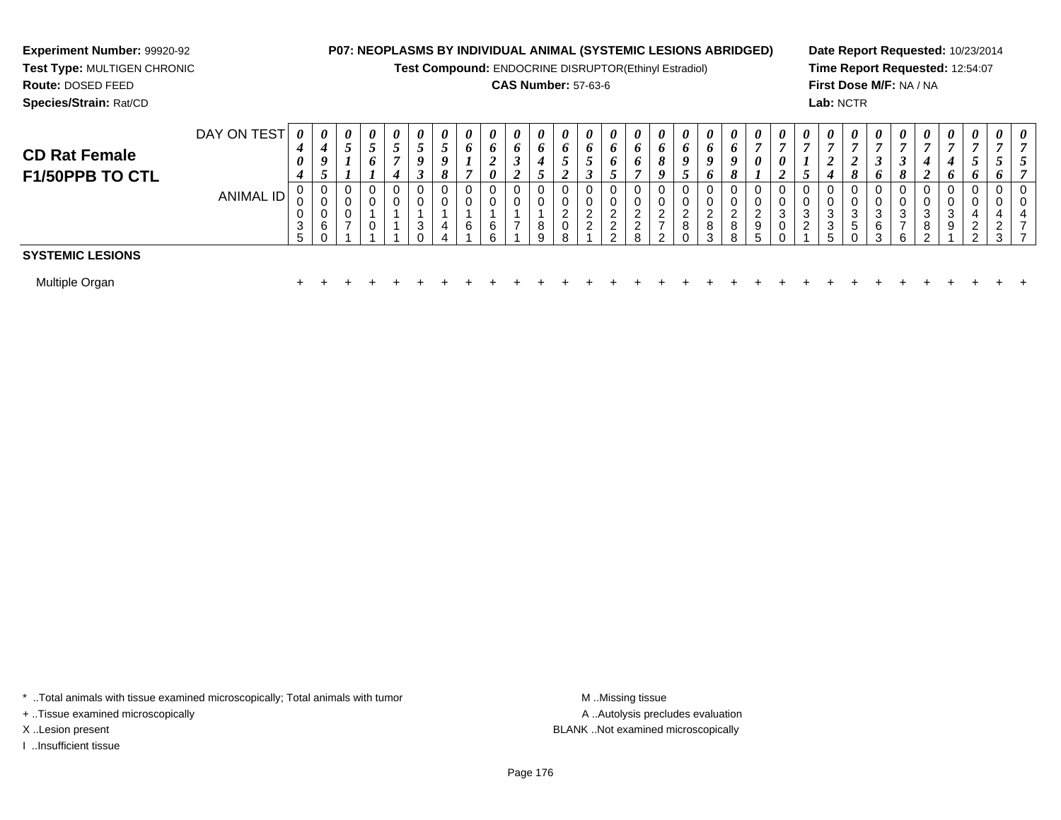**Experiment Number:** 99920-92
**Test Type:** MULTIGEN CHRONIC
**Route:** DOSED FEED
**Species/Strain:** Rat/CD

**P07: NEOPLASMS BY INDIVIDUAL ANIMAL (SYSTEMIC LESIONS ABRIDGED)**
**Test Compound:** ENDOCRINE DISRUPTOR(Ethinyl Estradiol)
**CAS Number:** 57-63-6

**Date Report Requested:** 10/23/2014
**Time Report Requested:** 12:54:07
**First Dose M/F:** NA / NA
**Lab:** NCTR

## CD Rat Female F1/50PPB TO CTL

| DAY ON TEST | 0404 | 0495 | 0511 | 0561 | 0574 | 0593 | 0598 | 0617 | 0620 | 0632 | 0645 | 0652 | 0653 | 0665 | 0667 | 0689 | 0695 | 0696 | 0698 | 0701 | 0702 | 0715 | 0724 | 0728 | 0736 | 0738 | 0742 | 0746 | 0756 | 0756 | 0757 |
|---|---|---|---|---|---|---|---|---|---|---|---|---|---|---|---|---|---|---|---|---|---|---|---|---|---|---|---|---|---|---|---|
| ANIMAL ID | 00035 | 00060 | 00071 | 00101 | 00111 | 00130 | 00144 | 00161 | 00166 | 00171 | 00189 | 00208 | 00221 | 00222 | 00228 | 00272 | 00280 | 00283 | 00288 | 00295 | 00300 | 00321 | 00335 | 00350 | 00363 | 00376 | 00382 | 00391 | 00422 | 00423 | 00477 |
| **SYSTEMIC LESIONS** | | | | | | | | | | | | | | | | | | | | | | | | | | | | | | | |
| Multiple Organ | + | + | + | + | + | + | + | + | + | + | + | + | + | + | + | + | + | + | + | + | + | + | + | + | + | + | + | + | + | + | + |

* ..Total animals with tissue examined microscopically; Total animals with tumor
+ ..Tissue examined microscopically
X ..Lesion present
I ..Insufficient tissue

M ..Missing tissue
A ..Autolysis precludes evaluation
BLANK ..Not examined microscopically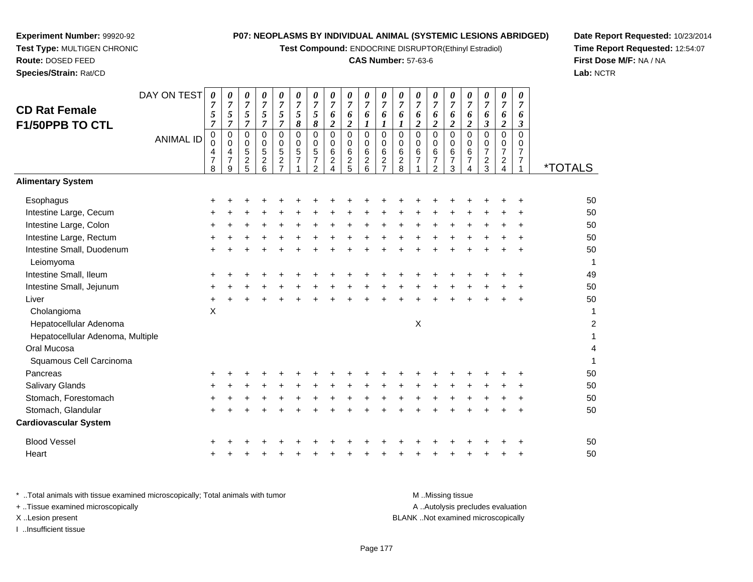**Experiment Number:** 99920-92
**Test Type:** MULTIGEN CHRONIC
**Route:** DOSED FEED
**Species/Strain:** Rat/CD

**P07: NEOPLASMS BY INDIVIDUAL ANIMAL (SYSTEMIC LESIONS ABRIDGED)**
**Test Compound:** ENDOCRINE DISRUPTOR(Ethinyl Estradiol)
**CAS Number:** 57-63-6

**Date Report Requested:** 10/23/2014
**Time Report Requested:** 12:54:07
**First Dose M/F:** NA / NA
**Lab:** NCTR

## CD Rat Female F1/50PPB TO CTL

| DAY ON TEST | 0757 | 0757 | 0757 | 0757 | 0757 | 0758 | 0758 | 0762 | 0762 | 0761 | 0761 | 0761 | 0762 | 0762 | 0762 | 0762 | 0763 | 0762 | 0763 | |
|---|---|---|---|---|---|---|---|---|---|---|---|---|---|---|---|---|---|---|---|---|
| **ANIMAL ID** | 00478 | 00479 | 00525 | 00526 | 00527 | 00571 | 00572 | 00624 | 00625 | 00626 | 00627 | 00628 | 00671 | 00672 | 00673 | 00674 | 00723 | 00724 | 00771 | ***TOTALS** |
| **Alimentary System** | | | | | | | | | | | | | | | | | | | | |
| Esophagus | + | + | + | + | + | + | + | + | + | + | + | + | + | + | + | + | + | + | + | 50 |
| Intestine Large, Cecum | + | + | + | + | + | + | + | + | + | + | + | + | + | + | + | + | + | + | + | 50 |
| Intestine Large, Colon | + | + | + | + | + | + | + | + | + | + | + | + | + | + | + | + | + | + | + | 50 |
| Intestine Large, Rectum | + | + | + | + | + | + | + | + | + | + | + | + | + | + | + | + | + | + | + | 50 |
| Intestine Small, Duodenum | + | + | + | + | + | + | + | + | + | + | + | + | + | + | + | + | + | + | + | 50 |
| Leiomyoma | | | | | | | | | | | | | | | | | | | | 1 |
| Intestine Small, Ileum | + | + | + | + | + | + | + | + | + | + | + | + | + | + | + | + | + | + | + | 49 |
| Intestine Small, Jejunum | + | + | + | + | + | + | + | + | + | + | + | + | + | + | + | + | + | + | + | 50 |
| Liver | + | + | + | + | + | + | + | + | + | + | + | + | + | + | + | + | + | + | + | 50 |
| Cholangioma | X | | | | | | | | | | | | | | | | | | | 1 |
| Hepatocellular Adenoma | | | | | | | | | | | | | X | | | | | | | 2 |
| Hepatocellular Adenoma, Multiple | | | | | | | | | | | | | | | | | | | | 1 |
| Oral Mucosa | | | | | | | | | | | | | | | | | | | | 4 |
| Squamous Cell Carcinoma | | | | | | | | | | | | | | | | | | | | 1 |
| Pancreas | + | + | + | + | + | + | + | + | + | + | + | + | + | + | + | + | + | + | + | 50 |
| Salivary Glands | + | + | + | + | + | + | + | + | + | + | + | + | + | + | + | + | + | + | + | 50 |
| Stomach, Forestomach | + | + | + | + | + | + | + | + | + | + | + | + | + | + | + | + | + | + | + | 50 |
| Stomach, Glandular | + | + | + | + | + | + | + | + | + | + | + | + | + | + | + | + | + | + | + | 50 |
| **Cardiovascular System** | | | | | | | | | | | | | | | | | | | | |
| Blood Vessel | + | + | + | + | + | + | + | + | + | + | + | + | + | + | + | + | + | + | + | 50 |
| Heart | + | + | + | + | + | + | + | + | + | + | + | + | + | + | + | + | + | + | + | 50 |

\* ..Total animals with tissue examined microscopically; Total animals with tumor
\+ ..Tissue examined microscopically
X ..Lesion present
I ..Insufficient tissue

M ..Missing tissue
A ..Autolysis precludes evaluation
BLANK ..Not examined microscopically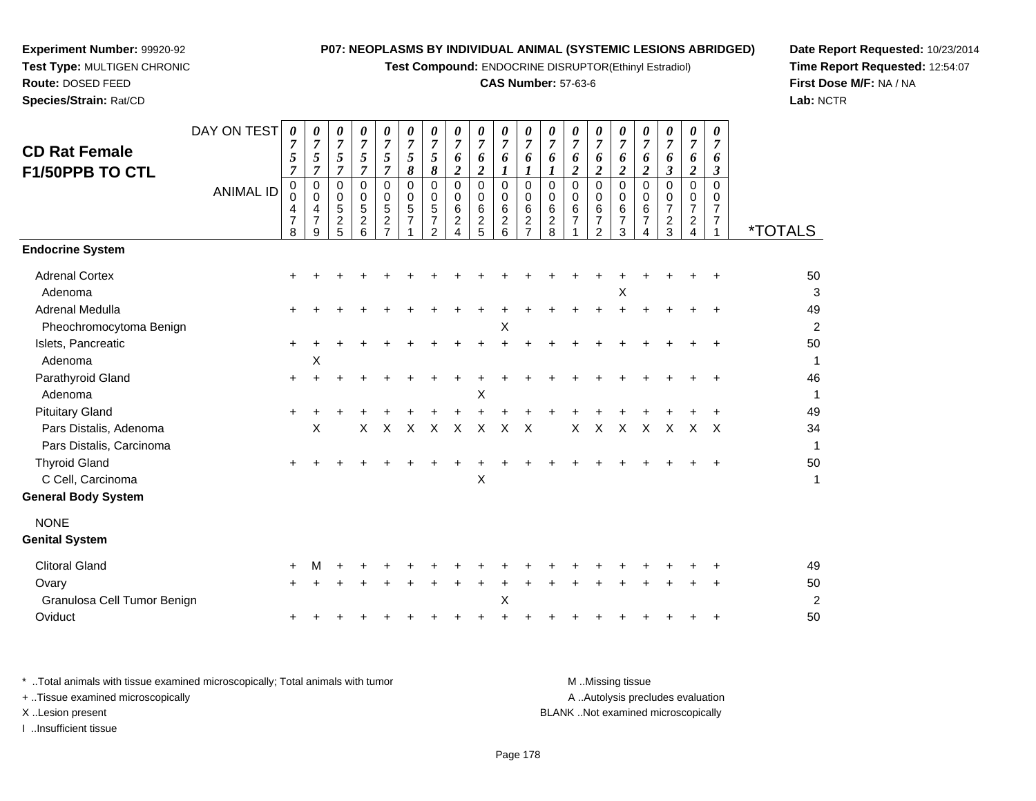**Experiment Number:** 99920-92
**Test Type:** MULTIGEN CHRONIC
**Route:** DOSED FEED
**Species/Strain:** Rat/CD

**P07: NEOPLASMS BY INDIVIDUAL ANIMAL (SYSTEMIC LESIONS ABRIDGED)**
**Test Compound:** ENDOCRINE DISRUPTOR(Ethinyl Estradiol)
**CAS Number:** 57-63-6

**Date Report Requested:** 10/23/2014
**Time Report Requested:** 12:54:07
**First Dose M/F:** NA / NA
**Lab:** NCTR

## CD Rat Female F1/50PPB TO CTL

| DAY ON TEST | 0757 | 0757 | 0757 | 0757 | 0757 | 0758 | 0758 | 0762 | 0762 | 0761 | 0761 | 0761 | 0762 | 0762 | 0762 | 0762 | 0763 | 0762 | 0763 | |
|---|---|---|---|---|---|---|---|---|---|---|---|---|---|---|---|---|---|---|---|---|
| **ANIMAL ID** | 00478 | 00479 | 00525 | 00526 | 00527 | 00571 | 00572 | 00624 | 00625 | 00626 | 00627 | 00628 | 00671 | 00672 | 00673 | 00674 | 00723 | 00724 | 00771 | ***TOTALS** |
| **Endocrine System** | | | | | | | | | | | | | | | | | | | | |
| Adrenal Cortex | + | + | + | + | + | + | + | + | + | + | + | + | + | + | + | + | + | + | + | 50 |
| Adenoma | | | | | | | | | | | | | | | X | | | | | 3 |
| Adrenal Medulla | + | + | + | + | + | + | + | + | + | + | + | + | + | + | + | + | + | + | + | 49 |
| Pheochromocytoma Benign | | | | | | | | | | X | | | | | | | | | | 2 |
| Islets, Pancreatic | + | + | + | + | + | + | + | + | + | + | + | + | + | + | + | + | + | + | + | 50 |
| Adenoma | | X | | | | | | | | | | | | | | | | | | 1 |
| Parathyroid Gland | + | + | + | + | + | + | + | + | + | + | + | + | + | + | + | + | + | + | + | 46 |
| Adenoma | | | | | | | | | X | | | | | | | | | | | 1 |
| Pituitary Gland | + | + | + | + | + | + | + | + | + | + | + | + | + | + | + | + | + | + | + | 49 |
| Pars Distalis, Adenoma | | X | | X | X | X | X | X | X | X | X | | X | X | X | X | X | X | X | 34 |
| Pars Distalis, Carcinoma | | | | | | | | | | | | | | | | | | | | 1 |
| Thyroid Gland | + | + | + | + | + | + | + | + | + | + | + | + | + | + | + | + | + | + | + | 50 |
| C Cell, Carcinoma | | | | | | | | | X | | | | | | | | | | | 1 |
| **General Body System** | | | | | | | | | | | | | | | | | | | | |
| NONE | | | | | | | | | | | | | | | | | | | | |
| **Genital System** | | | | | | | | | | | | | | | | | | | | |
| Clitoral Gland | + | M | + | + | + | + | + | + | + | + | + | + | + | + | + | + | + | + | + | 49 |
| Ovary | + | + | + | + | + | + | + | + | + | + | + | + | + | + | + | + | + | + | + | 50 |
| Granulosa Cell Tumor Benign | | | | | | | | | | X | | | | | | | | | | 2 |
| Oviduct | + | + | + | + | + | + | + | + | + | + | + | + | + | + | + | + | + | + | + | 50 |

\* ..Total animals with tissue examined microscopically; Total animals with tumor
\+ ..Tissue examined microscopically
X ..Lesion present
I ..Insufficient tissue

M ..Missing tissue
A ..Autolysis precludes evaluation
BLANK ..Not examined microscopically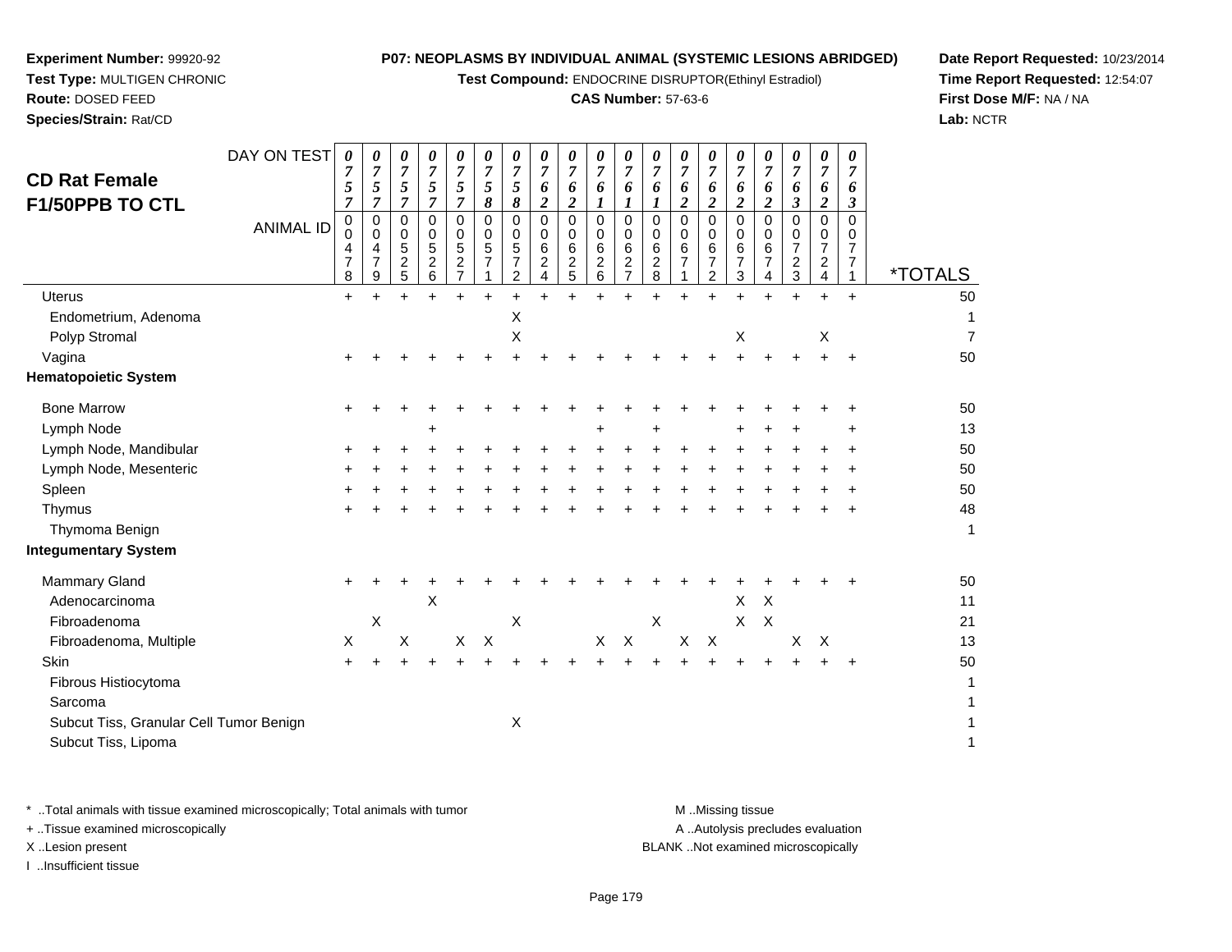**Experiment Number:** 99920-92
**Test Type:** MULTIGEN CHRONIC
**Route:** DOSED FEED
**Species/Strain:** Rat/CD

**P07: NEOPLASMS BY INDIVIDUAL ANIMAL (SYSTEMIC LESIONS ABRIDGED)**
**Test Compound:** ENDOCRINE DISRUPTOR(Ethinyl Estradiol)
**CAS Number:** 57-63-6

**Date Report Requested:** 10/23/2014
**Time Report Requested:** 12:54:07
**First Dose M/F:** NA / NA
**Lab:** NCTR

## CD Rat Female F1/50PPB TO CTL

| DAY ON TEST | 0757 | 0757 | 0757 | 0757 | 0757 | 0758 | 0758 | 0762 | 0762 | 0761 | 0761 | 0761 | 0762 | 0762 | 0762 | 0762 | 0763 | 0762 | 0763 | |
|---|---|---|---|---|---|---|---|---|---|---|---|---|---|---|---|---|---|---|---|---|
| **ANIMAL ID** | 00478 | 00479 | 00525 | 00526 | 00527 | 00571 | 00572 | 00624 | 00625 | 00626 | 00627 | 00628 | 00671 | 00672 | 00673 | 00674 | 00723 | 00724 | 00771 | ***TOTALS** |
| Uterus | + | + | + | + | + | + | + | + | + | + | + | + | + | + | + | + | + | + | + | 50 |
| Endometrium, Adenoma | | | | | | | X | | | | | | | | | | | | | 1 |
| Polyp Stromal | | | | | | | X | | | | | | | | X | | | X | | 7 |
| Vagina | + | + | + | + | + | + | + | + | + | + | + | + | + | + | + | + | + | + | + | 50 |
| **Hematopoietic System** | | | | | | | | | | | | | | | | | | | | |
| Bone Marrow | + | + | + | + | + | + | + | + | + | + | + | + | + | + | + | + | + | + | + | 50 |
| Lymph Node | | | | + | | | | | | + | | + | | | + | + | + | | + | 13 |
| Lymph Node, Mandibular | + | + | + | + | + | + | + | + | + | + | + | + | + | + | + | + | + | + | + | 50 |
| Lymph Node, Mesenteric | + | + | + | + | + | + | + | + | + | + | + | + | + | + | + | + | + | + | + | 50 |
| Spleen | + | + | + | + | + | + | + | + | + | + | + | + | + | + | + | + | + | + | + | 50 |
| Thymus | + | + | + | + | + | + | + | + | + | + | + | + | + | + | + | + | + | + | + | 48 |
| Thymoma Benign | | | | | | | | | | | | | | | | | | | | 1 |
| **Integumentary System** | | | | | | | | | | | | | | | | | | | | |
| Mammary Gland | + | + | + | + | + | + | + | + | + | + | + | + | + | + | + | + | + | + | + | 50 |
| Adenocarcinoma | | | | X | | | | | | | | | | | X | X | | | | 11 |
| Fibroadenoma | | X | | | | | X | | | | | X | | | X | X | | | | 21 |
| Fibroadenoma, Multiple | X | | X | | X | X | | | | X | X | | X | X | | | X | X | | 13 |
| Skin | + | + | + | + | + | + | + | + | + | + | + | + | + | + | + | + | + | + | + | 50 |
| Fibrous Histiocytoma | | | | | | | | | | | | | | | | | | | | 1 |
| Sarcoma | | | | | | | | | | | | | | | | | | | | 1 |
| Subcut Tiss, Granular Cell Tumor Benign | | | | | | | X | | | | | | | | | | | | | 1 |
| Subcut Tiss, Lipoma | | | | | | | | | | | | | | | | | | | | 1 |

\* ..Total animals with tissue examined microscopically; Total animals with tumor
\+ ..Tissue examined microscopically
X ..Lesion present
I ..Insufficient tissue

M ..Missing tissue
A ..Autolysis precludes evaluation
BLANK ..Not examined microscopically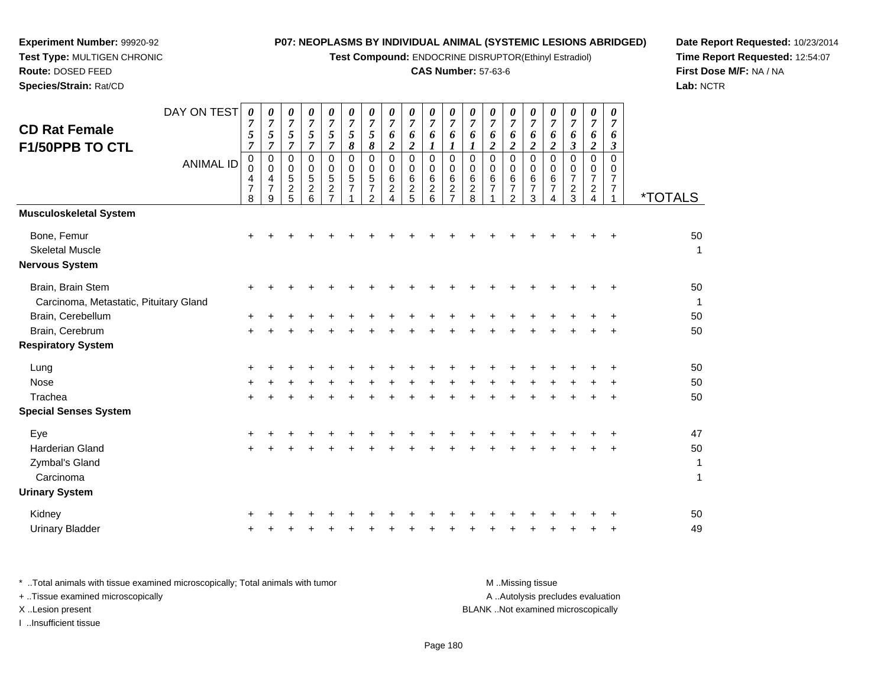**Experiment Number:** 99920-92
**Test Type:** MULTIGEN CHRONIC
**Route:** DOSED FEED
**Species/Strain:** Rat/CD

**P07: NEOPLASMS BY INDIVIDUAL ANIMAL (SYSTEMIC LESIONS ABRIDGED)**
**Test Compound:** ENDOCRINE DISRUPTOR(Ethinyl Estradiol)
**CAS Number:** 57-63-6

**Date Report Requested:** 10/23/2014
**Time Report Requested:** 12:54:07
**First Dose M/F:** NA / NA
**Lab:** NCTR

## CD Rat Female F1/50PPB TO CTL

| DAY ON TEST | 0757 | 0757 | 0757 | 0757 | 0757 | 0758 | 0758 | 0762 | 0762 | 0761 | 0761 | 0761 | 0762 | 0762 | 0762 | 0762 | 0763 | 0762 | 0763 | |
|---|---|---|---|---|---|---|---|---|---|---|---|---|---|---|---|---|---|---|---|---|
| **ANIMAL ID** | 00478 | 00479 | 00525 | 00526 | 00527 | 00571 | 00572 | 00624 | 00625 | 00626 | 00627 | 00628 | 00671 | 00672 | 00673 | 00674 | 00723 | 00724 | 00771 | ***TOTALS** |
| **Musculoskeletal System** | | | | | | | | | | | | | | | | | | | | |
| Bone, Femur | + | + | + | + | + | + | + | + | + | + | + | + | + | + | + | + | + | + | + | 50 |
| Skeletal Muscle | | | | | | | | | | | | | | | | | | | | 1 |
| **Nervous System** | | | | | | | | | | | | | | | | | | | | |
| Brain, Brain Stem | + | + | + | + | + | + | + | + | + | + | + | + | + | + | + | + | + | + | + | 50 |
| Carcinoma, Metastatic, Pituitary Gland | | | | | | | | | | | | | | | | | | | | 1 |
| Brain, Cerebellum | + | + | + | + | + | + | + | + | + | + | + | + | + | + | + | + | + | + | + | 50 |
| Brain, Cerebrum | + | + | + | + | + | + | + | + | + | + | + | + | + | + | + | + | + | + | + | 50 |
| **Respiratory System** | | | | | | | | | | | | | | | | | | | | |
| Lung | + | + | + | + | + | + | + | + | + | + | + | + | + | + | + | + | + | + | + | 50 |
| Nose | + | + | + | + | + | + | + | + | + | + | + | + | + | + | + | + | + | + | + | 50 |
| Trachea | + | + | + | + | + | + | + | + | + | + | + | + | + | + | + | + | + | + | + | 50 |
| **Special Senses System** | | | | | | | | | | | | | | | | | | | | |
| Eye | + | + | + | + | + | + | + | + | + | + | + | + | + | + | + | + | + | + | + | 47 |
| Harderian Gland | + | + | + | + | + | + | + | + | + | + | + | + | + | + | + | + | + | + | + | 50 |
| Zymbal's Gland | | | | | | | | | | | | | | | | | | | | 1 |
| Carcinoma | | | | | | | | | | | | | | | | | | | | 1 |
| **Urinary System** | | | | | | | | | | | | | | | | | | | | |
| Kidney | + | + | + | + | + | + | + | + | + | + | + | + | + | + | + | + | + | + | + | 50 |
| Urinary Bladder | + | + | + | + | + | + | + | + | + | + | + | + | + | + | + | + | + | + | + | 49 |

\* ..Total animals with tissue examined microscopically; Total animals with tumor
+ ..Tissue examined microscopically
X ..Lesion present
I ..Insufficient tissue

M ..Missing tissue
A ..Autolysis precludes evaluation
BLANK ..Not examined microscopically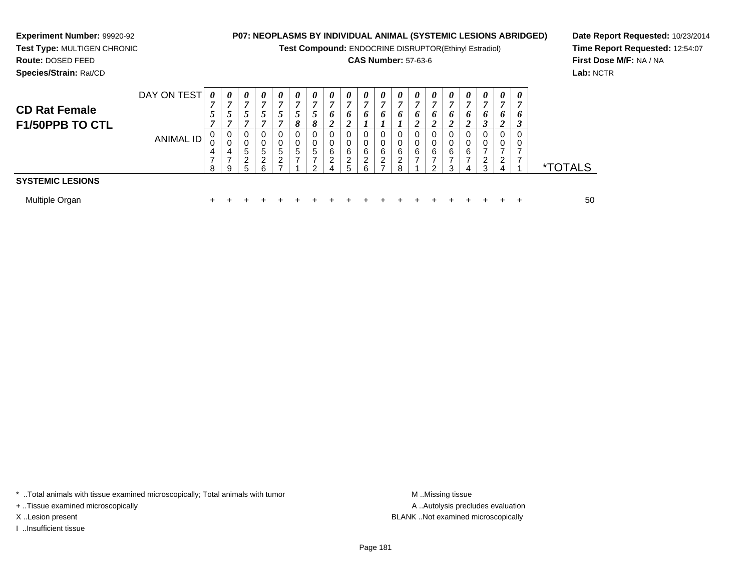**Experiment Number:** 99920-92
**Test Type:** MULTIGEN CHRONIC
**Route:** DOSED FEED
**Species/Strain:** Rat/CD

**P07: NEOPLASMS BY INDIVIDUAL ANIMAL (SYSTEMIC LESIONS ABRIDGED)**
**Test Compound:** ENDOCRINE DISRUPTOR(Ethinyl Estradiol)
**CAS Number:** 57-63-6

**Date Report Requested:** 10/23/2014
**Time Report Requested:** 12:54:07
**First Dose M/F:** NA / NA
**Lab:** NCTR

## CD Rat Female F1/50PPB TO CTL

| DAY ON TEST | 0757 | 0757 | 0757 | 0757 | 0757 | 0758 | 0758 | 0762 | 0762 | 0761 | 0761 | 0761 | 0762 | 0762 | 0762 | 0762 | 0763 | 0762 | 0763 | |
|---|---|---|---|---|---|---|---|---|---|---|---|---|---|---|---|---|---|---|---|---|
| **ANIMAL ID** | 00478 | 00479 | 00525 | 00526 | 00527 | 00571 | 00572 | 00624 | 00625 | 00626 | 00627 | 00628 | 00671 | 00672 | 00673 | 00674 | 00723 | 00724 | 00771 | ***TOTALS** |
| **SYSTEMIC LESIONS** | | | | | | | | | | | | | | | | | | | | |
| Multiple Organ | + | + | + | + | + | + | + | + | + | + | + | + | + | + | + | + | + | + | + | 50 |

\* ..Total animals with tissue examined microscopically; Total animals with tumor
\+ ..Tissue examined microscopically
X ..Lesion present
I ..Insufficient tissue

M ..Missing tissue
A ..Autolysis precludes evaluation
BLANK ..Not examined microscopically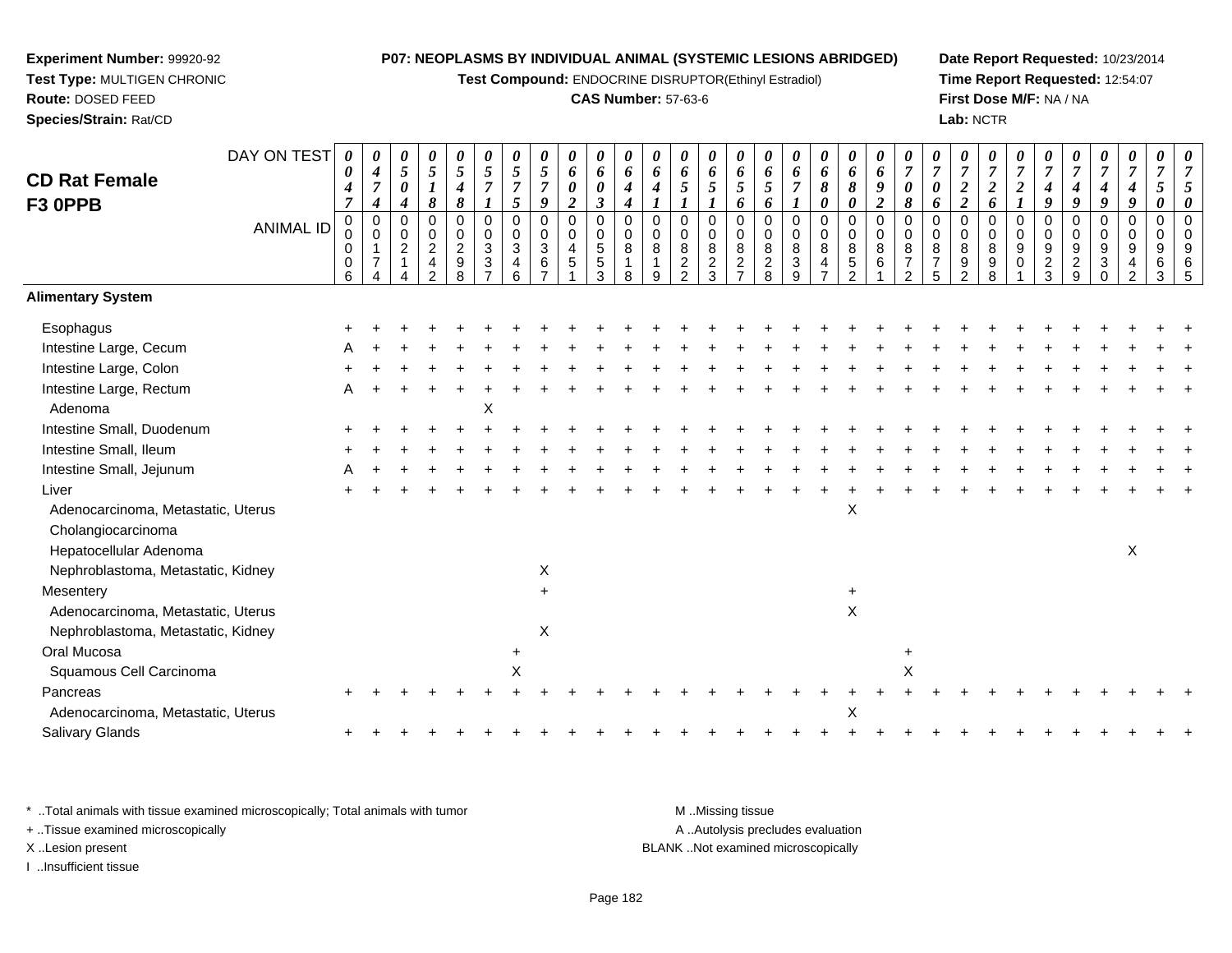**Experiment Number:** 99920-92
**Test Type:** MULTIGEN CHRONIC
**Route:** DOSED FEED
**Species/Strain:** Rat/CD

**P07: NEOPLASMS BY INDIVIDUAL ANIMAL (SYSTEMIC LESIONS ABRIDGED)**
**Test Compound:** ENDOCRINE DISRUPTOR(Ethinyl Estradiol)
**CAS Number:** 57-63-6

**Date Report Requested:** 10/23/2014
**Time Report Requested:** 12:54:07
**First Dose M/F:** NA / NA
**Lab:** NCTR

## CD Rat Female F3 0PPB

| DAY ON TEST | 0047 | 0474 | 0504 | 0518 | 0548 | 0571 | 0575 | 0579 | 0602 | 0603 | 0644 | 0641 | 0651 | 0651 | 0656 | 0656 | 0671 | 0680 | 0680 | 0692 | 0708 | 0706 | 0722 | 0726 | 0721 | 0749 | 0749 | 0749 | 0749 | 0750 | 0750 |
|---|---|---|---|---|---|---|---|---|---|---|---|---|---|---|---|---|---|---|---|---|---|---|---|---|---|---|---|---|---|---|---|
| ANIMAL ID | 00006 | 00174 | 00214 | 00242 | 00298 | 00337 | 00346 | 00367 | 00451 | 00553 | 00818 | 00819 | 00822 | 00823 | 00827 | 00828 | 00839 | 00847 | 00852 | 00861 | 00872 | 00875 | 00892 | 00898 | 00901 | 00923 | 00929 | 00930 | 00942 | 00963 | 00965 |
| **Alimentary System** | | | | | | | | | | | | | | | | | | | | | | | | | | | | | | | |
| Esophagus | + | + | + | + | + | + | + | + | + | + | + | + | + | + | + | + | + | + | + | + | + | + | + | + | + | + | + | + | + | + | + |
| Intestine Large, Cecum | A | + | + | + | + | + | + | + | + | + | + | + | + | + | + | + | + | + | + | + | + | + | + | + | + | + | + | + | + | + | + |
| Intestine Large, Colon | + | + | + | + | + | + | + | + | + | + | + | + | + | + | + | + | + | + | + | + | + | + | + | + | + | + | + | + | + | + | + |
| Intestine Large, Rectum | A | + | + | + | + | + | + | + | + | + | + | + | + | + | + | + | + | + | + | + | + | + | + | + | + | + | + | + | + | + | + |
| Adenoma | | | | | | X | | | | | | | | | | | | | | | | | | | | | | | | | |
| Intestine Small, Duodenum | + | + | + | + | + | + | + | + | + | + | + | + | + | + | + | + | + | + | + | + | + | + | + | + | + | + | + | + | + | + | + |
| Intestine Small, Ileum | + | + | + | + | + | + | + | + | + | + | + | + | + | + | + | + | + | + | + | + | + | + | + | + | + | + | + | + | + | + | + |
| Intestine Small, Jejunum | A | + | + | + | + | + | + | + | + | + | + | + | + | + | + | + | + | + | + | + | + | + | + | + | + | + | + | + | + | + | + |
| Liver | + | + | + | + | + | + | + | + | + | + | + | + | + | + | + | + | + | + | + | + | + | + | + | + | + | + | + | + | + | + | + |
| Adenocarcinoma, Metastatic, Uterus | | | | | | | | | | | | | | | | | | | X | | | | | | | | | | | | |
| Cholangiocarcinoma | | | | | | | | | | | | | | | | | | | | | | | | | | | | | | | |
| Hepatocellular Adenoma | | | | | | | | | | | | | | | | | | | | | | | | | | | | | X | | |
| Nephroblastoma, Metastatic, Kidney | | | | | | | | X | | | | | | | | | | | | | | | | | | | | | | | |
| Mesentery | | | | | | | | + | | | | | | | | | | | + | | | | | | | | | | | | |
| Adenocarcinoma, Metastatic, Uterus | | | | | | | | | | | | | | | | | | | X | | | | | | | | | | | | |
| Nephroblastoma, Metastatic, Kidney | | | | | | | | X | | | | | | | | | | | | | | | | | | | | | | | |
| Oral Mucosa | | | | | | | + | | | | | | | | | | | | | | + | | | | | | | | | | |
| Squamous Cell Carcinoma | | | | | | | X | | | | | | | | | | | | | | X | | | | | | | | | | |
| Pancreas | + | + | + | + | + | + | + | + | + | + | + | + | + | + | + | + | + | + | + | + | + | + | + | + | + | + | + | + | + | + | + |
| Adenocarcinoma, Metastatic, Uterus | | | | | | | | | | | | | | | | | | | X | | | | | | | | | | | | |
| Salivary Glands | + | + | + | + | + | + | + | + | + | + | + | + | + | + | + | + | + | + | + | + | + | + | + | + | + | + | + | + | + | + | + |

* ..Total animals with tissue examined microscopically; Total animals with tumor
+ ..Tissue examined microscopically
X ..Lesion present
I ..Insufficient tissue

M ..Missing tissue
A ..Autolysis precludes evaluation
BLANK ..Not examined microscopically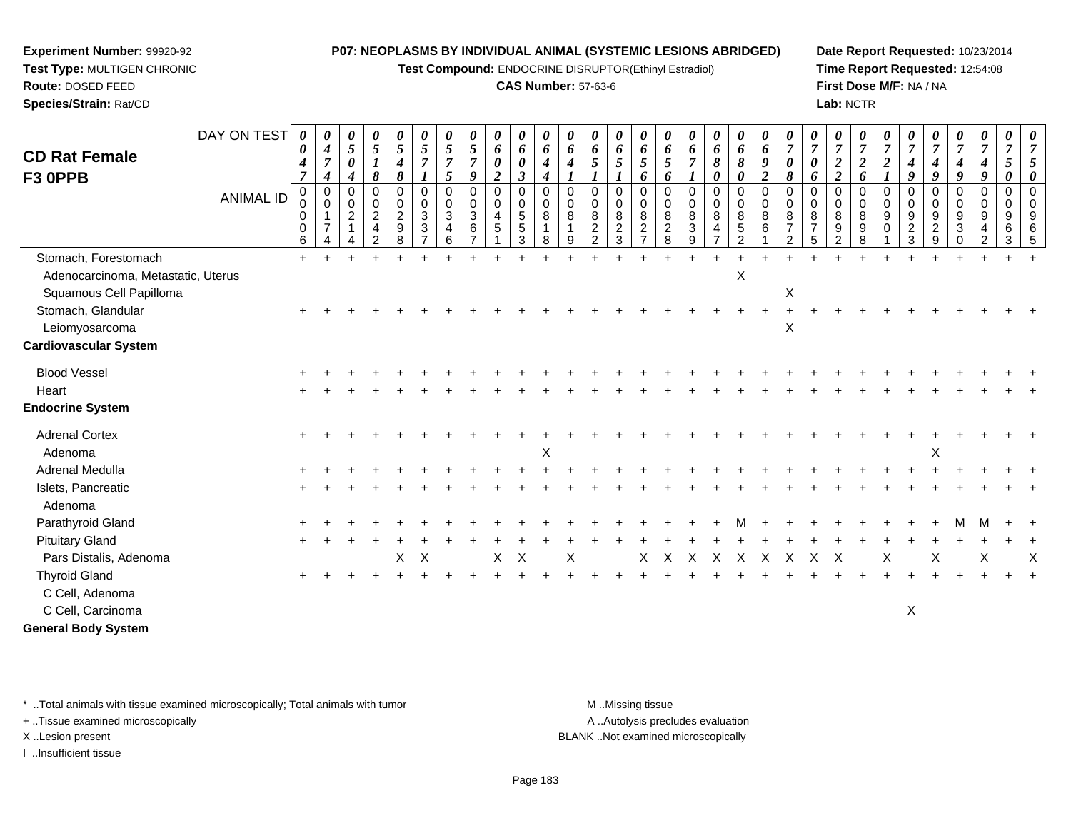**Experiment Number:** 99920-92
**Test Type:** MULTIGEN CHRONIC
**Route:** DOSED FEED
**Species/Strain:** Rat/CD

**P07: NEOPLASMS BY INDIVIDUAL ANIMAL (SYSTEMIC LESIONS ABRIDGED)**
**Test Compound:** ENDOCRINE DISRUPTOR(Ethinyl Estradiol)
**CAS Number:** 57-63-6

**Date Report Requested:** 10/23/2014
**Time Report Requested:** 12:54:08
**First Dose M/F:** NA / NA
**Lab:** NCTR

## CD Rat Female F3 0PPB

| DAY ON TEST | 0047 | 0474 | 0504 | 0518 | 0548 | 0571 | 0575 | 0579 | 0602 | 0603 | 0644 | 0641 | 0651 | 0651 | 0656 | 0656 | 0671 | 0680 | 0680 | 0692 | 0708 | 0706 | 0722 | 0726 | 0721 | 0749 | 0749 | 0749 | 0749 | 0750 | 0750 |
|---|---|---|---|---|---|---|---|---|---|---|---|---|---|---|---|---|---|---|---|---|---|---|---|---|---|---|---|---|---|---|---|
| ANIMAL ID | 00006 | 00174 | 00214 | 00242 | 00298 | 00337 | 00346 | 00367 | 00451 | 00553 | 00818 | 00819 | 00822 | 00823 | 00827 | 00828 | 00839 | 00847 | 00852 | 00861 | 00872 | 00875 | 00892 | 00898 | 00901 | 00923 | 00929 | 00930 | 00942 | 00963 | 00965 |
| Stomach, Forestomach | + | + | + | + | + | + | + | + | + | + | + | + | + | + | + | + | + | + | + | + | + | + | + | + | + | + | + | + | + | + | + |
| Adenocarcinoma, Metastatic, Uterus | | | | | | | | | | | | | | | | | | | X | | | | | | | | | | | | |
| Squamous Cell Papilloma | | | | | | | | | | | | | | | | | | | | | X | | | | | | | | | | |
| Stomach, Glandular | + | + | + | + | + | + | + | + | + | + | + | + | + | + | + | + | + | + | + | + | + | + | + | + | + | + | + | + | + | + | + |
| Leiomyosarcoma | | | | | | | | | | | | | | | | | | | | | X | | | | | | | | | | |
| **Cardiovascular System** | | | | | | | | | | | | | | | | | | | | | | | | | | | | | | | |
| Blood Vessel | + | + | + | + | + | + | + | + | + | + | + | + | + | + | + | + | + | + | + | + | + | + | + | + | + | + | + | + | + | + | + |
| Heart | + | + | + | + | + | + | + | + | + | + | + | + | + | + | + | + | + | + | + | + | + | + | + | + | + | + | + | + | + | + | + |
| **Endocrine System** | | | | | | | | | | | | | | | | | | | | | | | | | | | | | | | |
| Adrenal Cortex | + | + | + | + | + | + | + | + | + | + | + | + | + | + | + | + | + | + | + | + | + | + | + | + | + | + | + | + | + | + | + |
| Adenoma | | | | | | | | | | | X | | | | | | | | | | | | | | | | X | | | | |
| Adrenal Medulla | + | + | + | + | + | + | + | + | + | + | + | + | + | + | + | + | + | + | + | + | + | + | + | + | + | + | + | + | + | + | + |
| Islets, Pancreatic | + | + | + | + | + | + | + | + | + | + | + | + | + | + | + | + | + | + | + | + | + | + | + | + | + | + | + | + | + | + | + |
| Adenoma | | | | | | | | | | | | | | | | | | | | | | | | | | | | | | | |
| Parathyroid Gland | + | + | + | + | + | + | + | + | + | + | + | + | + | + | + | + | + | + | M | + | + | + | + | + | + | + | + | M | M | + | + |
| Pituitary Gland | + | + | + | + | + | + | + | + | + | + | + | + | + | + | + | + | + | + | + | + | + | + | + | + | + | + | + | + | + | + | + |
| Pars Distalis, Adenoma | | | | | X | X | | | X | X | | X | | | X | X | X | X | X | X | X | X | X | | X | | X | | X | | X |
| Thyroid Gland | + | + | + | + | + | + | + | + | + | + | + | + | + | + | + | + | + | + | + | + | + | + | + | + | + | + | + | + | + | + | + |
| C Cell, Adenoma | | | | | | | | | | | | | | | | | | | | | | | | | | | | | | | |
| C Cell, Carcinoma | | | | | | | | | | | | | | | | | | | | | | | | | | X | | | | | |
| **General Body System** | | | | | | | | | | | | | | | | | | | | | | | | | | | | | | | |

\* ..Total animals with tissue examined microscopically; Total animals with tumor
+ ..Tissue examined microscopically
X ..Lesion present
I ..Insufficient tissue

M ..Missing tissue
A ..Autolysis precludes evaluation
BLANK ..Not examined microscopically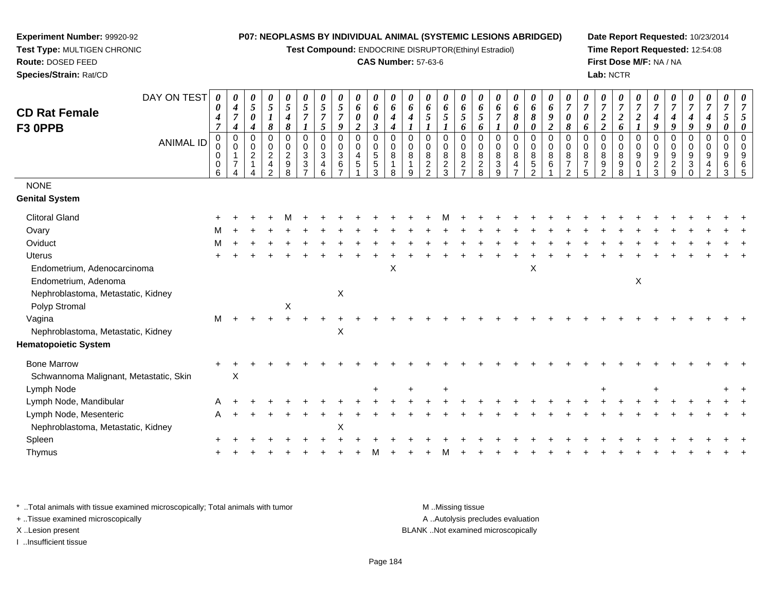**Experiment Number:** 99920-92
**Test Type:** MULTIGEN CHRONIC
**Route:** DOSED FEED
**Species/Strain:** Rat/CD

**P07: NEOPLASMS BY INDIVIDUAL ANIMAL (SYSTEMIC LESIONS ABRIDGED)**
**Test Compound:** ENDOCRINE DISRUPTOR(Ethinyl Estradiol)
**CAS Number:** 57-63-6

**Date Report Requested:** 10/23/2014
**Time Report Requested:** 12:54:08
**First Dose M/F:** NA / NA
**Lab:** NCTR

# CD Rat Female F3 0PPB

| DAY ON TEST | 0047 | 0474 | 0504 | 0518 | 0548 | 0571 | 0575 | 0579 | 0602 | 0603 | 0644 | 0641 | 0651 | 0651 | 0656 | 0656 | 0671 | 0680 | 0680 | 0692 | 0708 | 0706 | 0722 | 0726 | 0721 | 0749 | 0749 | 0749 | 0749 | 0750 | 0750 |
|---|---|---|---|---|---|---|---|---|---|---|---|---|---|---|---|---|---|---|---|---|---|---|---|---|---|---|---|---|---|---|---|
| **ANIMAL ID** | 00006 | 00174 | 00214 | 00242 | 00298 | 00337 | 00346 | 00367 | 00451 | 00553 | 00818 | 00819 | 00822 | 00823 | 00827 | 00828 | 00839 | 00847 | 00852 | 00861 | 00872 | 00875 | 00892 | 00898 | 00901 | 00923 | 00929 | 00930 | 00942 | 00963 | 00965 |
| NONE | | | | | | | | | | | | | | | | | | | | | | | | | | | | | | | |
| **Genital System** | | | | | | | | | | | | | | | | | | | | | | | | | | | | | | | |
| Clitoral Gland | + | + | + | + | M | + | + | + | + | + | + | + | + | M | + | + | + | + | + | + | + | + | + | + | + | + | + | + | + | + | + |
| Ovary | M | + | + | + | + | + | + | + | + | + | + | + | + | + | + | + | + | + | + | + | + | + | + | + | + | + | + | + | + | + | + |
| Oviduct | M | + | + | + | + | + | + | + | + | + | + | + | + | + | + | + | + | + | + | + | + | + | + | + | + | + | + | + | + | + | + |
| Uterus | + | + | + | + | + | + | + | + | + | + | + | + | + | + | + | + | + | + | + | + | + | + | + | + | + | + | + | + | + | + | + |
| Endometrium, Adenocarcinoma | | | | | | | | | | | X | | | | | | | | X | | | | | | | | | | | | |
| Endometrium, Adenoma | | | | | | | | | | | | | | | | | | | | | | | | | X | | | | | | |
| Nephroblastoma, Metastatic, Kidney | | | | | | | | X | | | | | | | | | | | | | | | | | | | | | | | |
| Polyp Stromal | | | | | X | | | | | | | | | | | | | | | | | | | | | | | | | | |
| Vagina | M | + | + | + | + | + | + | + | + | + | + | + | + | + | + | + | + | + | + | + | + | + | + | + | + | + | + | + | + | + | + |
| Nephroblastoma, Metastatic, Kidney | | | | | | | | X | | | | | | | | | | | | | | | | | | | | | | | |
| **Hematopoietic System** | | | | | | | | | | | | | | | | | | | | | | | | | | | | | | | |
| Bone Marrow | + | + | + | + | + | + | + | + | + | + | + | + | + | + | + | + | + | + | + | + | + | + | + | + | + | + | + | + | + | + | + |
| Schwannoma Malignant, Metastatic, Skin | | X | | | | | | | | | | | | | | | | | | | | | | | | | | | | | |
| Lymph Node | | | | | | | | | | + | | + | | + | | | | | | | | | + | | | + | | | | + | + |
| Lymph Node, Mandibular | A | + | + | + | + | + | + | + | + | + | + | + | + | + | + | + | + | + | + | + | + | + | + | + | + | + | + | + | + | + | + |
| Lymph Node, Mesenteric | A | + | + | + | + | + | + | + | + | + | + | + | + | + | + | + | + | + | + | + | + | + | + | + | + | + | + | + | + | + | + |
| Nephroblastoma, Metastatic, Kidney | | | | | | | | X | | | | | | | | | | | | | | | | | | | | | | | |
| Spleen | + | + | + | + | + | + | + | + | + | + | + | + | + | + | + | + | + | + | + | + | + | + | + | + | + | + | + | + | + | + | + |
| Thymus | + | + | + | + | + | + | + | + | + | M | + | + | + | M | + | + | + | + | + | + | + | + | + | + | + | + | + | + | + | + | + |

\* ..Total animals with tissue examined microscopically; Total animals with tumor
\+ ..Tissue examined microscopically
X ..Lesion present
I ..Insufficient tissue

M ..Missing tissue
A ..Autolysis precludes evaluation
BLANK ..Not examined microscopically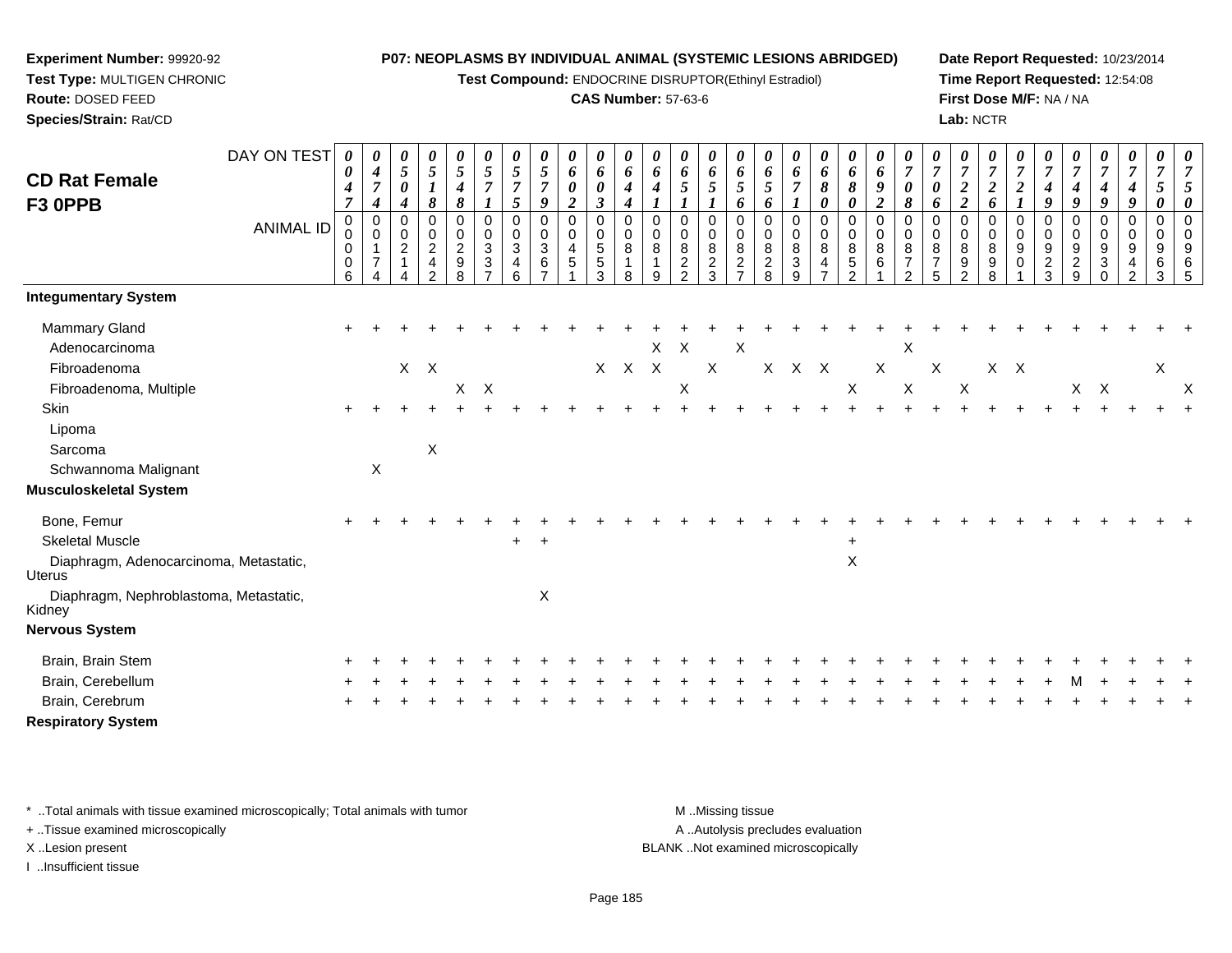**Experiment Number:** 99920-92
**Test Type:** MULTIGEN CHRONIC
**Route:** DOSED FEED
**Species/Strain:** Rat/CD

**P07: NEOPLASMS BY INDIVIDUAL ANIMAL (SYSTEMIC LESIONS ABRIDGED)**
**Test Compound:** ENDOCRINE DISRUPTOR(Ethinyl Estradiol)
**CAS Number:** 57-63-6

**Date Report Requested:** 10/23/2014
**Time Report Requested:** 12:54:08
**First Dose M/F:** NA / NA
**Lab:** NCTR

## CD Rat Female F3 0PPB

| DAY ON TEST | 0047 | 0474 | 0504 | 0518 | 0548 | 0571 | 0575 | 0579 | 0602 | 0603 | 0644 | 0641 | 0651 | 0651 | 0656 | 0656 | 0671 | 0680 | 0680 | 0692 | 0708 | 0706 | 0722 | 0726 | 0721 | 0749 | 0749 | 0749 | 0749 | 0750 | 0750 |
|---|---|---|---|---|---|---|---|---|---|---|---|---|---|---|---|---|---|---|---|---|---|---|---|---|---|---|---|---|---|---|---|
| **ANIMAL ID** | 00006 | 00174 | 00214 | 00242 | 00298 | 00337 | 00346 | 00367 | 00451 | 00553 | 00818 | 00819 | 00822 | 00823 | 00827 | 00828 | 00839 | 00847 | 00852 | 00861 | 00872 | 00875 | 00892 | 00898 | 00901 | 00923 | 00929 | 00930 | 00942 | 00963 | 00965 |
| **Integumentary System** | | | | | | | | | | | | | | | | | | | | | | | | | | | | | | | |
| Mammary Gland | + | + | + | + | + | + | + | + | + | + | + | + | + | + | + | + | + | + | + | + | + | + | + | + | + | + | + | + | + | + | + |
| Adenocarcinoma | | | | | | | | | | | | X | X | | X | | | | | | X | | | | | | | | | | |
| Fibroadenoma | | | X | X | | | | | | X | X | X | | X | | X | X | X | | X | | X | | X | X | | | | | X | |
| Fibroadenoma, Multiple | | | | | X | X | | | | | | | X | | | | | | X | | X | | X | | | | X | X | | | X |
| Skin | + | + | + | + | + | + | + | + | + | + | + | + | + | + | + | + | + | + | + | + | + | + | + | + | + | + | + | + | + | + | + |
| Lipoma | | | | | | | | | | | | | | | | | | | | | | | | | | | | | | | |
| Sarcoma | | | | X | | | | | | | | | | | | | | | | | | | | | | | | | | | |
| Schwannoma Malignant | | X | | | | | | | | | | | | | | | | | | | | | | | | | | | | | |
| **Musculoskeletal System** | | | | | | | | | | | | | | | | | | | | | | | | | | | | | | | |
| Bone, Femur | + | + | + | + | + | + | + | + | + | + | + | + | + | + | + | + | + | + | + | + | + | + | + | + | + | + | + | + | + | + | + |
| Skeletal Muscle | | | | | | | + | + | | | | | | | | | | | + | | | | | | | | | | | | |
| Diaphragm, Adenocarcinoma, Metastatic, Uterus | | | | | | | | | | | | | | | | | | | X | | | | | | | | | | | | |
| Diaphragm, Nephroblastoma, Metastatic, Kidney | | | | | | | | X | | | | | | | | | | | | | | | | | | | | | | | |
| **Nervous System** | | | | | | | | | | | | | | | | | | | | | | | | | | | | | | | |
| Brain, Brain Stem | + | + | + | + | + | + | + | + | + | + | + | + | + | + | + | + | + | + | + | + | + | + | + | + | + | + | + | + | + | + | + |
| Brain, Cerebellum | + | + | + | + | + | + | + | + | + | + | + | + | + | + | + | + | + | + | + | + | + | + | + | + | + | + | M | + | + | + | + |
| Brain, Cerebrum | + | + | + | + | + | + | + | + | + | + | + | + | + | + | + | + | + | + | + | + | + | + | + | + | + | + | + | + | + | + | + |
| **Respiratory System** | | | | | | | | | | | | | | | | | | | | | | | | | | | | | | | |

\* ..Total animals with tissue examined microscopically; Total animals with tumor
+ ..Tissue examined microscopically
X ..Lesion present
I ..Insufficient tissue

M ..Missing tissue
A ..Autolysis precludes evaluation
BLANK ..Not examined microscopically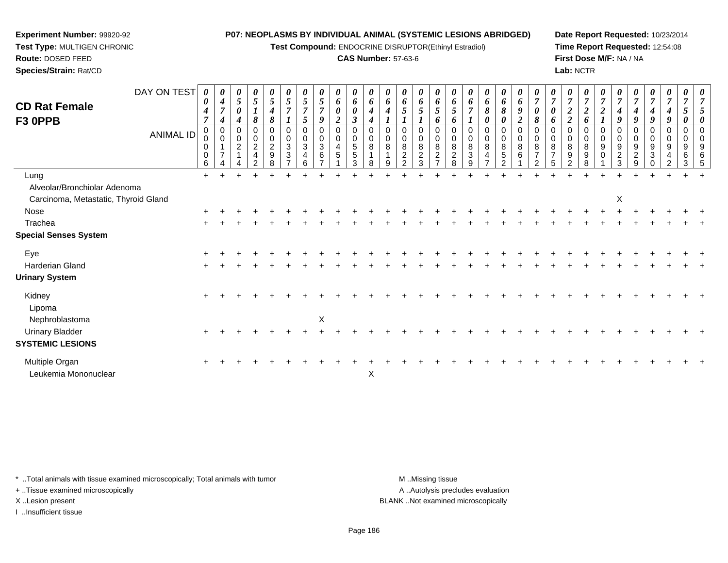**Experiment Number:** 99920-92
**Test Type:** MULTIGEN CHRONIC
**Route:** DOSED FEED
**Species/Strain:** Rat/CD

**P07: NEOPLASMS BY INDIVIDUAL ANIMAL (SYSTEMIC LESIONS ABRIDGED)**
**Test Compound:** ENDOCRINE DISRUPTOR(Ethinyl Estradiol)
**CAS Number:** 57-63-6

**Date Report Requested:** 10/23/2014
**Time Report Requested:** 12:54:08
**First Dose M/F:** NA / NA
**Lab:** NCTR

## CD Rat Female F3 0PPB

| DAY ON TEST | 0047 | 0474 | 0504 | 0518 | 0548 | 0571 | 0575 | 0579 | 0602 | 0603 | 0644 | 0641 | 0651 | 0651 | 0656 | 0656 | 0671 | 0680 | 0680 | 0692 | 0708 | 0706 | 0722 | 0726 | 0721 | 0749 | 0749 | 0749 | 0749 | 0750 | 0750 |
|---|---|---|---|---|---|---|---|---|---|---|---|---|---|---|---|---|---|---|---|---|---|---|---|---|---|---|---|---|---|---|---|
| **ANIMAL ID** | 00006 | 00174 | 00214 | 00242 | 00298 | 00337 | 00346 | 00367 | 00451 | 00553 | 00818 | 00819 | 00822 | 00823 | 00827 | 00828 | 00839 | 00847 | 00852 | 00861 | 00872 | 00875 | 00892 | 00898 | 00901 | 00923 | 00929 | 00930 | 00942 | 00963 | 00965 |
| Lung | + | + | + | + | + | + | + | + | + | + | + | + | + | + | + | + | + | + | + | + | + | + | + | + | + | + | + | + | + | + | + |
| Alveolar/Bronchiolar Adenoma | | | | | | | | | | | | | | | | | | | | | | | | | | | | | | | |
| Carcinoma, Metastatic, Thyroid Gland | | | | | | | | | | | | | | | | | | | | | | | | | | X | | | | | |
| Nose | + | + | + | + | + | + | + | + | + | + | + | + | + | + | + | + | + | + | + | + | + | + | + | + | + | + | + | + | + | + | + |
| Trachea | + | + | + | + | + | + | + | + | + | + | + | + | + | + | + | + | + | + | + | + | + | + | + | + | + | + | + | + | + | + | + |
| **Special Senses System** | | | | | | | | | | | | | | | | | | | | | | | | | | | | | | | |
| Eye | + | + | + | + | + | + | + | + | + | + | + | + | + | + | + | + | + | + | + | + | + | + | + | + | + | + | + | + | + | + | + |
| Harderian Gland | + | + | + | + | + | + | + | + | + | + | + | + | + | + | + | + | + | + | + | + | + | + | + | + | + | + | + | + | + | + | + |
| **Urinary System** | | | | | | | | | | | | | | | | | | | | | | | | | | | | | | | |
| Kidney | + | + | + | + | + | + | + | + | + | + | + | + | + | + | + | + | + | + | + | + | + | + | + | + | + | + | + | + | + | + | + |
| Lipoma | | | | | | | | | | | | | | | | | | | | | | | | | | | | | | | |
| Nephroblastoma | | | | | | | | X | | | | | | | | | | | | | | | | | | | | | | | |
| Urinary Bladder | + | + | + | + | + | + | + | + | + | + | + | + | + | + | + | + | + | + | + | + | + | + | + | + | + | + | + | + | + | + | + |
| **SYSTEMIC LESIONS** | | | | | | | | | | | | | | | | | | | | | | | | | | | | | | | |
| Multiple Organ | + | + | + | + | + | + | + | + | + | + | + | + | + | + | + | + | + | + | + | + | + | + | + | + | + | + | + | + | + | + | + |
| Leukemia Mononuclear | | | | | | | | | | | X | | | | | | | | | | | | | | | | | | | | |

\* ..Total animals with tissue examined microscopically; Total animals with tumor
+ ..Tissue examined microscopically
X ..Lesion present
I ..Insufficient tissue

M ..Missing tissue
A ..Autolysis precludes evaluation
BLANK ..Not examined microscopically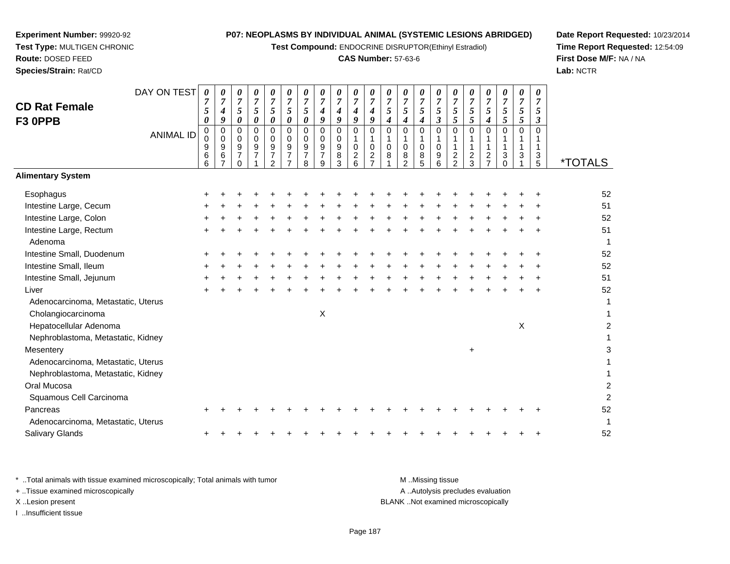**Experiment Number:** 99920-92
**Test Type:** MULTIGEN CHRONIC
**Route:** DOSED FEED
**Species/Strain:** Rat/CD

**P07: NEOPLASMS BY INDIVIDUAL ANIMAL (SYSTEMIC LESIONS ABRIDGED)**
**Test Compound:** ENDOCRINE DISRUPTOR(Ethinyl Estradiol)
**CAS Number:** 57-63-6

**Date Report Requested:** 10/23/2014
**Time Report Requested:** 12:54:09
**First Dose M/F:** NA / NA
**Lab:** NCTR

## CD Rat Female F3 0PPB

| DAY ON TEST | 0750 | 0749 | 0750 | 0750 | 0750 | 0750 | 0750 | 0749 | 0749 | 0749 | 0749 | 0754 | 0754 | 0754 | 0753 | 0755 | 0755 | 0754 | 0755 | 0755 | 0753 | |
|---|---|---|---|---|---|---|---|---|---|---|---|---|---|---|---|---|---|---|---|---|---|---|
| **ANIMAL ID** | 00966 | 00967 | 00970 | 00971 | 00972 | 00977 | 00978 | 00979 | 00983 | 01026 | 01027 | 01081 | 01082 | 01085 | 01096 | 01122 | 01123 | 01127 | 01130 | 01131 | 01135 | ***TOTALS** |
| **Alimentary System** | | | | | | | | | | | | | | | | | | | | | | |
| Esophagus | + | + | + | + | + | + | + | + | + | + | + | + | + | + | + | + | + | + | + | + | + | 52 |
| Intestine Large, Cecum | + | + | + | + | + | + | + | + | + | + | + | + | + | + | + | + | + | + | + | + | + | 51 |
| Intestine Large, Colon | + | + | + | + | + | + | + | + | + | + | + | + | + | + | + | + | + | + | + | + | + | 52 |
| Intestine Large, Rectum | + | + | + | + | + | + | + | + | + | + | + | + | + | + | + | + | + | + | + | + | + | 51 |
| Adenoma | | | | | | | | | | | | | | | | | | | | | | 1 |
| Intestine Small, Duodenum | + | + | + | + | + | + | + | + | + | + | + | + | + | + | + | + | + | + | + | + | + | 52 |
| Intestine Small, Ileum | + | + | + | + | + | + | + | + | + | + | + | + | + | + | + | + | + | + | + | + | + | 52 |
| Intestine Small, Jejunum | + | + | + | + | + | + | + | + | + | + | + | + | + | + | + | + | + | + | + | + | + | 51 |
| Liver | + | + | + | + | + | + | + | + | + | + | + | + | + | + | + | + | + | + | + | + | + | 52 |
| Adenocarcinoma, Metastatic, Uterus | | | | | | | | | | | | | | | | | | | | | | 1 |
| Cholangiocarcinoma | | | | | | | | X | | | | | | | | | | | | | | 1 |
| Hepatocellular Adenoma | | | | | | | | | | | | | | | | | | | | X | | 2 |
| Nephroblastoma, Metastatic, Kidney | | | | | | | | | | | | | | | | | | | | | | 1 |
| Mesentery | | | | | | | | | | | | | | | | | + | | | | | 3 |
| Adenocarcinoma, Metastatic, Uterus | | | | | | | | | | | | | | | | | | | | | | 1 |
| Nephroblastoma, Metastatic, Kidney | | | | | | | | | | | | | | | | | | | | | | 1 |
| Oral Mucosa | | | | | | | | | | | | | | | | | | | | | | 2 |
| Squamous Cell Carcinoma | | | | | | | | | | | | | | | | | | | | | | 2 |
| Pancreas | + | + | + | + | + | + | + | + | + | + | + | + | + | + | + | + | + | + | + | + | + | 52 |
| Adenocarcinoma, Metastatic, Uterus | | | | | | | | | | | | | | | | | | | | | | 1 |
| Salivary Glands | + | + | + | + | + | + | + | + | + | + | + | + | + | + | + | + | + | + | + | + | + | 52 |

* ..Total animals with tissue examined microscopically; Total animals with tumor
+ ..Tissue examined microscopically
X ..Lesion present
I ..Insufficient tissue

M ..Missing tissue
A ..Autolysis precludes evaluation
BLANK ..Not examined microscopically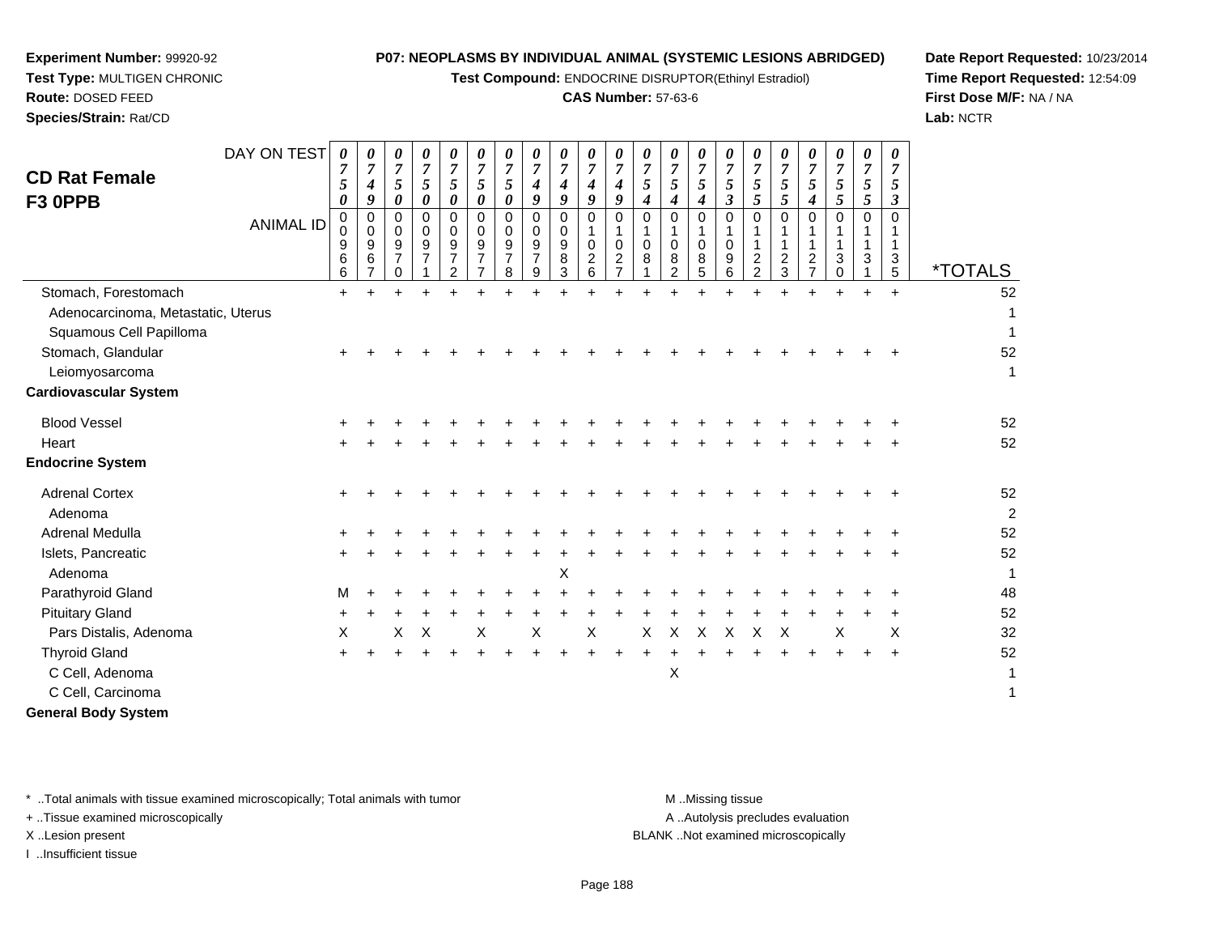**Experiment Number:** 99920-92
**Test Type:** MULTIGEN CHRONIC
**Route:** DOSED FEED
**Species/Strain:** Rat/CD

**P07: NEOPLASMS BY INDIVIDUAL ANIMAL (SYSTEMIC LESIONS ABRIDGED)**
**Test Compound:** ENDOCRINE DISRUPTOR(Ethinyl Estradiol)
**CAS Number:** 57-63-6

**Date Report Requested:** 10/23/2014
**Time Report Requested:** 12:54:09
**First Dose M/F:** NA / NA
**Lab:** NCTR

## CD Rat Female F3 0PPB

| DAY ON TEST | 0750 | 0749 | 0750 | 0750 | 0750 | 0750 | 0750 | 0749 | 0749 | 0749 | 0749 | 0754 | 0754 | 0754 | 0753 | 0755 | 0755 | 0754 | 0755 | 0755 | 0753 | |
|---|---|---|---|---|---|---|---|---|---|---|---|---|---|---|---|---|---|---|---|---|---|---|
| **ANIMAL ID** | 00966 | 00967 | 00970 | 00971 | 00972 | 00977 | 00978 | 00979 | 00983 | 01026 | 01027 | 01081 | 01082 | 01085 | 01096 | 01122 | 01123 | 01127 | 01130 | 01131 | 01135 | ***TOTALS** |
| Stomach, Forestomach | + | + | + | + | + | + | + | + | + | + | + | + | + | + | + | + | + | + | + | + | + | 52 |
| Adenocarcinoma, Metastatic, Uterus | | | | | | | | | | | | | | | | | | | | | | 1 |
| Squamous Cell Papilloma | | | | | | | | | | | | | | | | | | | | | | 1 |
| Stomach, Glandular | + | + | + | + | + | + | + | + | + | + | + | + | + | + | + | + | + | + | + | + | + | 52 |
| Leiomyosarcoma | | | | | | | | | | | | | | | | | | | | | | 1 |
| **Cardiovascular System** | | | | | | | | | | | | | | | | | | | | | | |
| Blood Vessel | + | + | + | + | + | + | + | + | + | + | + | + | + | + | + | + | + | + | + | + | + | 52 |
| Heart | + | + | + | + | + | + | + | + | + | + | + | + | + | + | + | + | + | + | + | + | + | 52 |
| **Endocrine System** | | | | | | | | | | | | | | | | | | | | | | |
| Adrenal Cortex | + | + | + | + | + | + | + | + | + | + | + | + | + | + | + | + | + | + | + | + | + | 52 |
| Adenoma | | | | | | | | | | | | | | | | | | | | | | 2 |
| Adrenal Medulla | + | + | + | + | + | + | + | + | + | + | + | + | + | + | + | + | + | + | + | + | + | 52 |
| Islets, Pancreatic | + | + | + | + | + | + | + | + | + | + | + | + | + | + | + | + | + | + | + | + | + | 52 |
| Adenoma | | | | | | | | | X | | | | | | | | | | | | | 1 |
| Parathyroid Gland | M | + | + | + | + | + | + | + | + | + | + | + | + | + | + | + | + | + | + | + | + | 48 |
| Pituitary Gland | + | + | + | + | + | + | + | + | + | + | + | + | + | + | + | + | + | + | + | + | + | 52 |
| Pars Distalis, Adenoma | X | | X | X | | X | | X | | X | | X | X | X | X | X | X | | X | | X | 32 |
| Thyroid Gland | + | + | + | + | + | + | + | + | + | + | + | + | + | + | + | + | + | + | + | + | + | 52 |
| C Cell, Adenoma | | | | | | | | | | | | | X | | | | | | | | | 1 |
| C Cell, Carcinoma | | | | | | | | | | | | | | | | | | | | | | 1 |
| **General Body System** | | | | | | | | | | | | | | | | | | | | | | |

\* ..Total animals with tissue examined microscopically; Total animals with tumor
\+ ..Tissue examined microscopically
X ..Lesion present
I ..Insufficient tissue

M ..Missing tissue
A ..Autolysis precludes evaluation
BLANK ..Not examined microscopically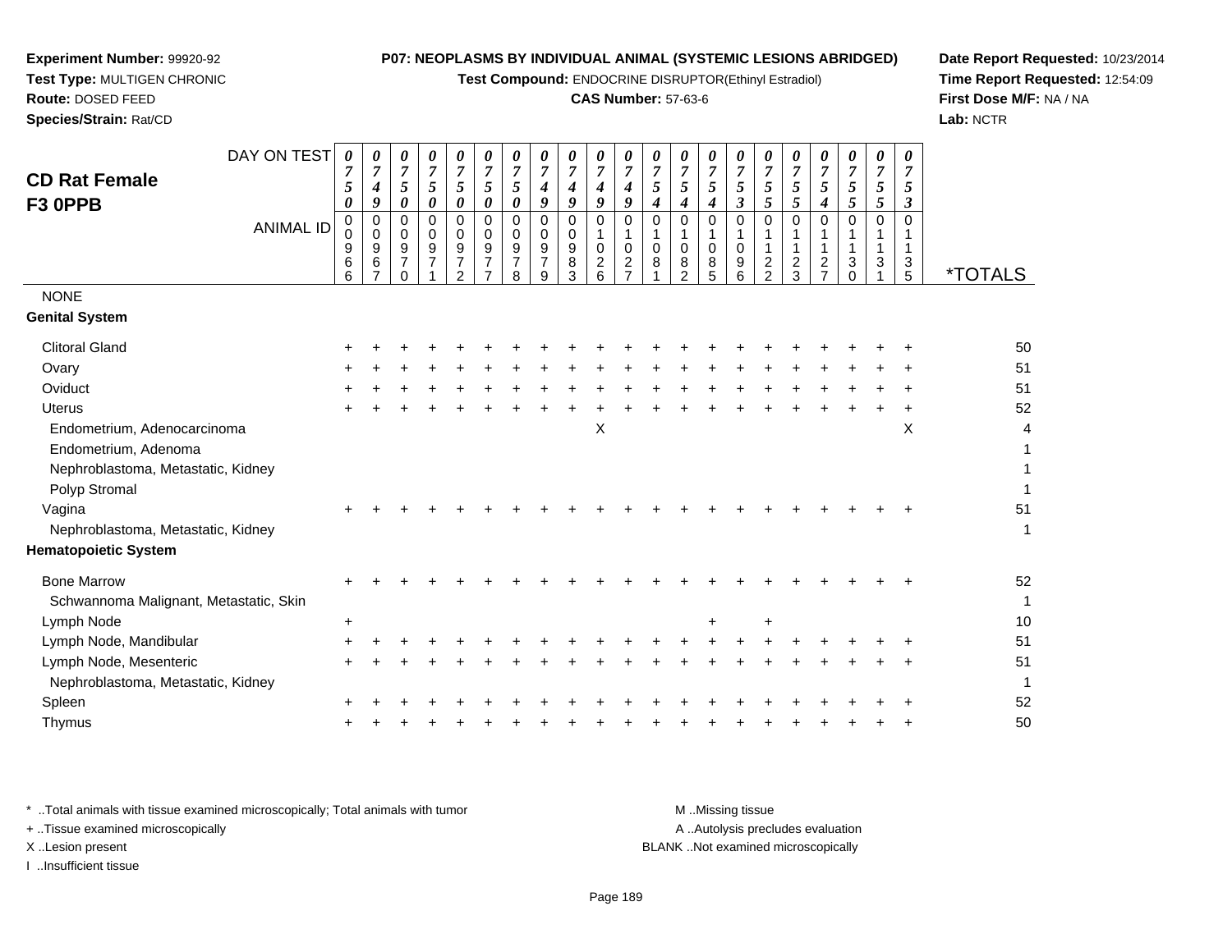**Experiment Number:** 99920-92
**Test Type:** MULTIGEN CHRONIC
**Route:** DOSED FEED
**Species/Strain:** Rat/CD

**P07: NEOPLASMS BY INDIVIDUAL ANIMAL (SYSTEMIC LESIONS ABRIDGED)**
**Test Compound:** ENDOCRINE DISRUPTOR(Ethinyl Estradiol)
**CAS Number:** 57-63-6

**Date Report Requested:** 10/23/2014
**Time Report Requested:** 12:54:09
**First Dose M/F:** NA / NA
**Lab:** NCTR

## CD Rat Female F3 0PPB

| DAY ON TEST | 0750 | 0749 | 0750 | 0750 | 0750 | 0750 | 0750 | 0749 | 0749 | 0749 | 0749 | 0754 | 0754 | 0754 | 0753 | 0755 | 0755 | 0754 | 0755 | 0755 | 0753 | |
|---|---|---|---|---|---|---|---|---|---|---|---|---|---|---|---|---|---|---|---|---|---|---|
| **ANIMAL ID** | 00966 | 00967 | 00970 | 00971 | 00972 | 00977 | 00978 | 00979 | 00983 | 01026 | 01027 | 01081 | 01082 | 01085 | 01096 | 01122 | 01123 | 01127 | 01130 | 01131 | 01135 | ***TOTALS** |
| NONE | | | | | | | | | | | | | | | | | | | | | | |
| **Genital System** | | | | | | | | | | | | | | | | | | | | | | |
| Clitoral Gland | + | + | + | + | + | + | + | + | + | + | + | + | + | + | + | + | + | + | + | + | + | 50 |
| Ovary | + | + | + | + | + | + | + | + | + | + | + | + | + | + | + | + | + | + | + | + | + | 51 |
| Oviduct | + | + | + | + | + | + | + | + | + | + | + | + | + | + | + | + | + | + | + | + | + | 51 |
| Uterus | + | + | + | + | + | + | + | + | + | + | + | + | + | + | + | + | + | + | + | + | + | 52 |
| Endometrium, Adenocarcinoma | | | | | | | | | | X | | | | | | | | | | | X | 4 |
| Endometrium, Adenoma | | | | | | | | | | | | | | | | | | | | | | 1 |
| Nephroblastoma, Metastatic, Kidney | | | | | | | | | | | | | | | | | | | | | | 1 |
| Polyp Stromal | | | | | | | | | | | | | | | | | | | | | | 1 |
| Vagina | + | + | + | + | + | + | + | + | + | + | + | + | + | + | + | + | + | + | + | + | + | 51 |
| Nephroblastoma, Metastatic, Kidney | | | | | | | | | | | | | | | | | | | | | | 1 |
| **Hematopoietic System** | | | | | | | | | | | | | | | | | | | | | | |
| Bone Marrow | + | + | + | + | + | + | + | + | + | + | + | + | + | + | + | + | + | + | + | + | + | 52 |
| Schwannoma Malignant, Metastatic, Skin | | | | | | | | | | | | | | | | | | | | | | 1 |
| Lymph Node | + | | | | | | | | | | | | | + | | + | | | | | | 10 |
| Lymph Node, Mandibular | + | + | + | + | + | + | + | + | + | + | + | + | + | + | + | + | + | + | + | + | + | 51 |
| Lymph Node, Mesenteric | + | + | + | + | + | + | + | + | + | + | + | + | + | + | + | + | + | + | + | + | + | 51 |
| Nephroblastoma, Metastatic, Kidney | | | | | | | | | | | | | | | | | | | | | | 1 |
| Spleen | + | + | + | + | + | + | + | + | + | + | + | + | + | + | + | + | + | + | + | + | + | 52 |
| Thymus | + | + | + | + | + | + | + | + | + | + | + | + | + | + | + | + | + | + | + | + | + | 50 |

\* ..Total animals with tissue examined microscopically; Total animals with tumor
+ ..Tissue examined microscopically
X ..Lesion present
I ..Insufficient tissue

M ..Missing tissue
A ..Autolysis precludes evaluation
BLANK ..Not examined microscopically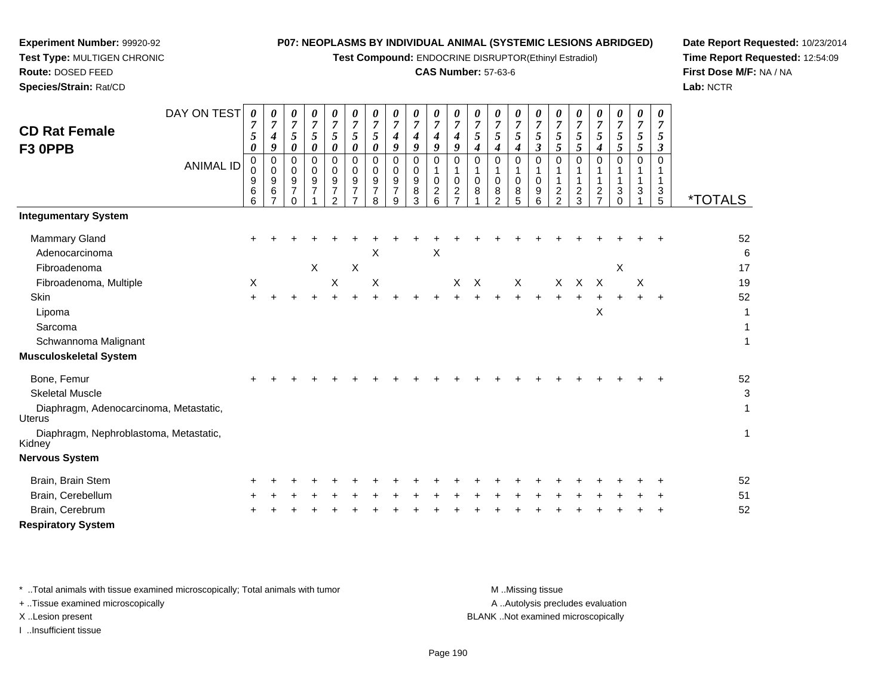**Experiment Number:** 99920-92
**Test Type:** MULTIGEN CHRONIC
**Route:** DOSED FEED
**Species/Strain:** Rat/CD

**P07: NEOPLASMS BY INDIVIDUAL ANIMAL (SYSTEMIC LESIONS ABRIDGED)**
**Test Compound:** ENDOCRINE DISRUPTOR(Ethinyl Estradiol)
**CAS Number:** 57-63-6

**Date Report Requested:** 10/23/2014
**Time Report Requested:** 12:54:09
**First Dose M/F:** NA / NA
**Lab:** NCTR

## CD Rat Female F3 0PPB

| DAY ON TEST | 0750 | 0749 | 0750 | 0750 | 0750 | 0750 | 0750 | 0749 | 0749 | 0749 | 0749 | 0754 | 0754 | 0754 | 0753 | 0755 | 0755 | 0754 | 0755 | 0755 | 0753 | |
|---|---|---|---|---|---|---|---|---|---|---|---|---|---|---|---|---|---|---|---|---|---|---|
| **ANIMAL ID** | 00966 | 00967 | 00970 | 00971 | 00972 | 00977 | 00978 | 00979 | 00983 | 01026 | 01027 | 01081 | 01082 | 01085 | 01096 | 01122 | 01123 | 01127 | 01130 | 01131 | 01135 | ***TOTALS** |
| **Integumentary System** | | | | | | | | | | | | | | | | | | | | | | |
| Mammary Gland | + | + | + | + | + | + | + | + | + | + | + | + | + | + | + | + | + | + | + | + | + | 52 |
| Adenocarcinoma | | | | | | | X | | | X | | | | | | | | | | | | 6 |
| Fibroadenoma | | | | X | | X | | | | | | | | | | | | | X | | | 17 |
| Fibroadenoma, Multiple | X | | | | X | | X | | | | X | X | | X | | X | X | X | | X | | 19 |
| Skin | + | + | + | + | + | + | + | + | + | + | + | + | + | + | + | + | + | + | + | + | + | 52 |
| Lipoma | | | | | | | | | | | | | | | | | | X | | | | 1 |
| Sarcoma | | | | | | | | | | | | | | | | | | | | | | 1 |
| Schwannoma Malignant | | | | | | | | | | | | | | | | | | | | | | 1 |
| **Musculoskeletal System** | | | | | | | | | | | | | | | | | | | | | | |
| Bone, Femur | + | + | + | + | + | + | + | + | + | + | + | + | + | + | + | + | + | + | + | + | + | 52 |
| Skeletal Muscle | | | | | | | | | | | | | | | | | | | | | | 3 |
| Diaphragm, Adenocarcinoma, Metastatic, Uterus | | | | | | | | | | | | | | | | | | | | | | 1 |
| Diaphragm, Nephroblastoma, Metastatic, Kidney | | | | | | | | | | | | | | | | | | | | | | 1 |
| **Nervous System** | | | | | | | | | | | | | | | | | | | | | | |
| Brain, Brain Stem | + | + | + | + | + | + | + | + | + | + | + | + | + | + | + | + | + | + | + | + | + | 52 |
| Brain, Cerebellum | + | + | + | + | + | + | + | + | + | + | + | + | + | + | + | + | + | + | + | + | + | 51 |
| Brain, Cerebrum | + | + | + | + | + | + | + | + | + | + | + | + | + | + | + | + | + | + | + | + | + | 52 |
| **Respiratory System** | | | | | | | | | | | | | | | | | | | | | | |

* ..Total animals with tissue examined microscopically; Total animals with tumor
+ ..Tissue examined microscopically
X ..Lesion present
I ..Insufficient tissue

M ..Missing tissue
A ..Autolysis precludes evaluation
BLANK ..Not examined microscopically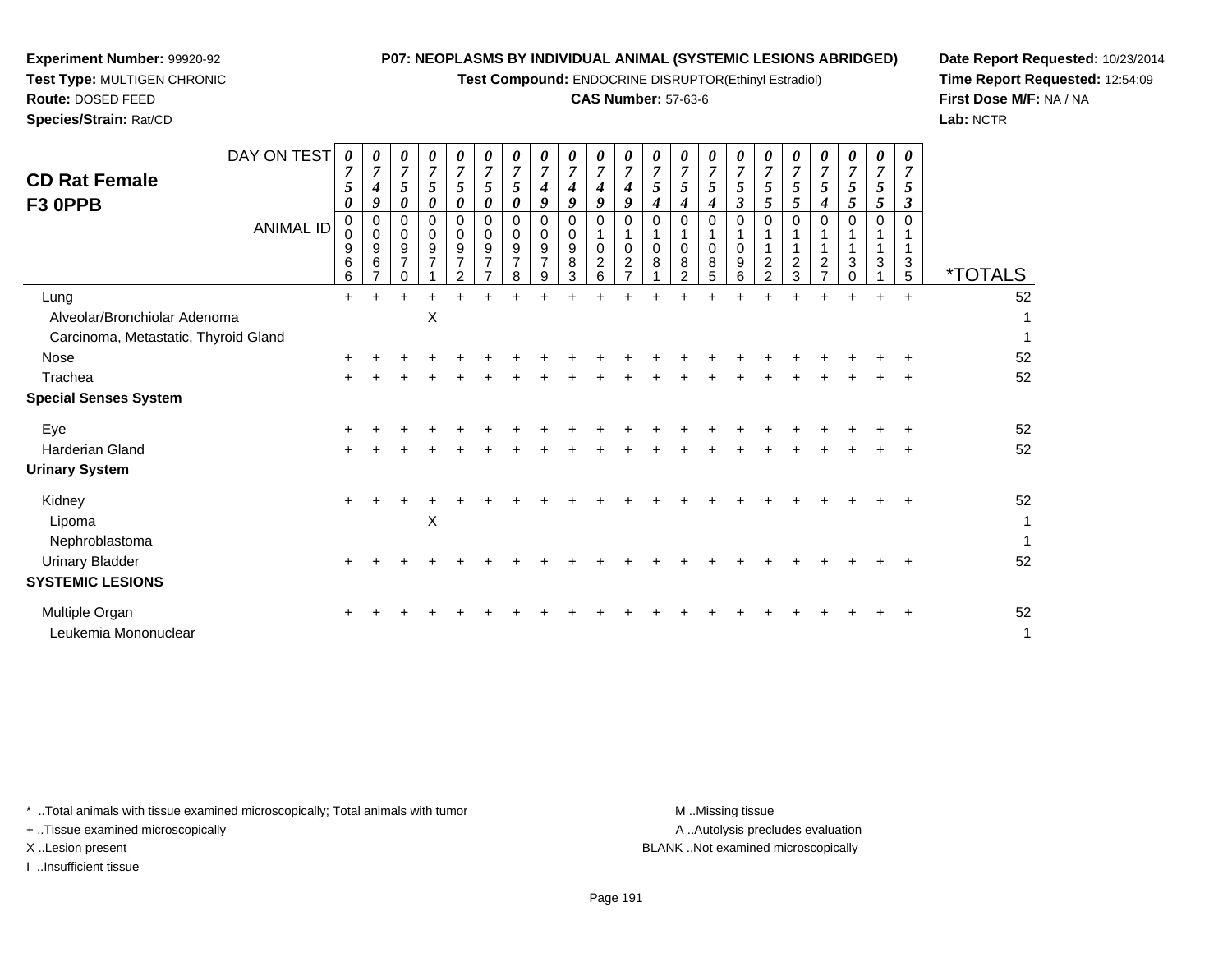**Experiment Number:** 99920-92
**Test Type:** MULTIGEN CHRONIC
**Route:** DOSED FEED
**Species/Strain:** Rat/CD

**P07: NEOPLASMS BY INDIVIDUAL ANIMAL (SYSTEMIC LESIONS ABRIDGED)**
**Test Compound:** ENDOCRINE DISRUPTOR(Ethinyl Estradiol)
**CAS Number:** 57-63-6

**Date Report Requested:** 10/23/2014
**Time Report Requested:** 12:54:09
**First Dose M/F:** NA / NA
**Lab:** NCTR

## CD Rat Female F3 0PPB

| DAY ON TEST | 0750 | 0749 | 0750 | 0750 | 0750 | 0750 | 0750 | 0749 | 0749 | 0749 | 0749 | 0754 | 0754 | 0754 | 0753 | 0755 | 0755 | 0754 | 0755 | 0755 | 0753 | |
|---|---|---|---|---|---|---|---|---|---|---|---|---|---|---|---|---|---|---|---|---|---|---|
| ANIMAL ID | 00966 | 00967 | 00970 | 00971 | 00972 | 00977 | 00978 | 00979 | 00983 | 01026 | 01027 | 01081 | 01082 | 01085 | 01096 | 01122 | 01123 | 01127 | 01130 | 01131 | 01135 | *TOTALS |
| Lung | + | + | + | + | + | + | + | + | + | + | + | + | + | + | + | + | + | + | + | + | + | 52 |
| Alveolar/Bronchiolar Adenoma | | | | X | | | | | | | | | | | | | | | | | | 1 |
| Carcinoma, Metastatic, Thyroid Gland | | | | | | | | | | | | | | | | | | | | | | 1 |
| Nose | + | + | + | + | + | + | + | + | + | + | + | + | + | + | + | + | + | + | + | + | + | 52 |
| Trachea | + | + | + | + | + | + | + | + | + | + | + | + | + | + | + | + | + | + | + | + | + | 52 |
| **Special Senses System** | | | | | | | | | | | | | | | | | | | | | | |
| Eye | + | + | + | + | + | + | + | + | + | + | + | + | + | + | + | + | + | + | + | + | + | 52 |
| Harderian Gland | + | + | + | + | + | + | + | + | + | + | + | + | + | + | + | + | + | + | + | + | + | 52 |
| **Urinary System** | | | | | | | | | | | | | | | | | | | | | | |
| Kidney | + | + | + | + | + | + | + | + | + | + | + | + | + | + | + | + | + | + | + | + | + | 52 |
| Lipoma | | | | X | | | | | | | | | | | | | | | | | | 1 |
| Nephroblastoma | | | | | | | | | | | | | | | | | | | | | | 1 |
| Urinary Bladder | + | + | + | + | + | + | + | + | + | + | + | + | + | + | + | + | + | + | + | + | + | 52 |
| **SYSTEMIC LESIONS** | | | | | | | | | | | | | | | | | | | | | | |
| Multiple Organ | + | + | + | + | + | + | + | + | + | + | + | + | + | + | + | + | + | + | + | + | + | 52 |
| Leukemia Mononuclear | | | | | | | | | | | | | | | | | | | | | | 1 |

\* ..Total animals with tissue examined microscopically; Total animals with tumor
\+ ..Tissue examined microscopically
X ..Lesion present
I ..Insufficient tissue

M ..Missing tissue
A ..Autolysis precludes evaluation
BLANK ..Not examined microscopically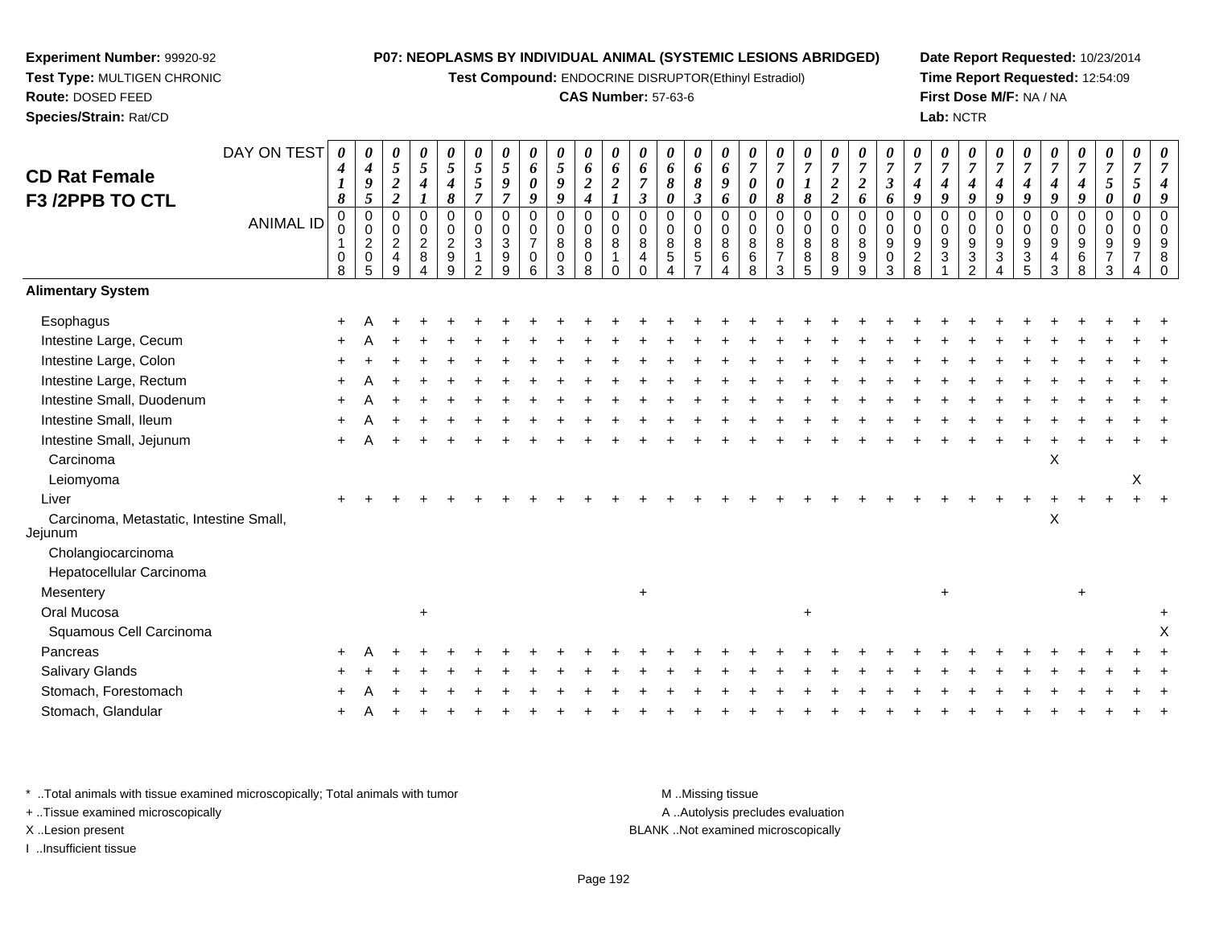**Experiment Number:** 99920-92
**Test Type:** MULTIGEN CHRONIC
**Route:** DOSED FEED
**Species/Strain:** Rat/CD

**P07: NEOPLASMS BY INDIVIDUAL ANIMAL (SYSTEMIC LESIONS ABRIDGED)**
**Test Compound:** ENDOCRINE DISRUPTOR(Ethinyl Estradiol)
**CAS Number:** 57-63-6

**Date Report Requested:** 10/23/2014
**Time Report Requested:** 12:54:09
**First Dose M/F:** NA / NA
**Lab:** NCTR

## CD Rat Female F3 /2PPB TO CTL

| DAY ON TEST | 0418 | 0495 | 0522 | 0541 | 0548 | 0557 | 0597 | 0609 | 0599 | 0624 | 0621 | 0673 | 0680 | 0683 | 0696 | 0700 | 0708 | 0718 | 0722 | 0726 | 0736 | 0749 | 0749 | 0749 | 0749 | 0749 | 0749 | 0749 | 0750 | 0750 | 0749 |
|---|---|---|---|---|---|---|---|---|---|---|---|---|---|---|---|---|---|---|---|---|---|---|---|---|---|---|---|---|---|---|---|
| **ANIMAL ID** | 00108 | 00205 | 00249 | 00284 | 00299 | 00312 | 00399 | 00706 | 00803 | 00808 | 00810 | 00840 | 00854 | 00857 | 00864 | 00868 | 00873 | 00885 | 00889 | 00899 | 00903 | 00928 | 00931 | 00932 | 00934 | 00935 | 00943 | 00968 | 00973 | 00974 | 00980 |
| **Alimentary System** | | | | | | | | | | | | | | | | | | | | | | | | | | | | | | | |
| Esophagus | + | A | + | + | + | + | + | + | + | + | + | + | + | + | + | + | + | + | + | + | + | + | + | + | + | + | + | + | + | + | + |
| Intestine Large, Cecum | + | A | + | + | + | + | + | + | + | + | + | + | + | + | + | + | + | + | + | + | + | + | + | + | + | + | + | + | + | + | + |
| Intestine Large, Colon | + | + | + | + | + | + | + | + | + | + | + | + | + | + | + | + | + | + | + | + | + | + | + | + | + | + | + | + | + | + | + |
| Intestine Large, Rectum | + | A | + | + | + | + | + | + | + | + | + | + | + | + | + | + | + | + | + | + | + | + | + | + | + | + | + | + | + | + | + |
| Intestine Small, Duodenum | + | A | + | + | + | + | + | + | + | + | + | + | + | + | + | + | + | + | + | + | + | + | + | + | + | + | + | + | + | + | + |
| Intestine Small, Ileum | + | A | + | + | + | + | + | + | + | + | + | + | + | + | + | + | + | + | + | + | + | + | + | + | + | + | + | + | + | + | + |
| Intestine Small, Jejunum | + | A | + | + | + | + | + | + | + | + | + | + | + | + | + | + | + | + | + | + | + | + | + | + | + | + | + | + | + | + | + |
| Carcinoma | | | | | | | | | | | | | | | | | | | | | | | | | | | X | | | | |
| Leiomyoma | | | | | | | | | | | | | | | | | | | | | | | | | | | | | | X | |
| Liver | + | + | + | + | + | + | + | + | + | + | + | + | + | + | + | + | + | + | + | + | + | + | + | + | + | + | + | + | + | + | + |
| Carcinoma, Metastatic, Intestine Small, Jejunum | | | | | | | | | | | | | | | | | | | | | | | | | | | X | | | | |
| Cholangiocarcinoma | | | | | | | | | | | | | | | | | | | | | | | | | | | | | | | |
| Hepatocellular Carcinoma | | | | | | | | | | | | | | | | | | | | | | | | | | | | | | | |
| Mesentery | | | | | | | | | | | | + | | | | | | | | | | | + | | | | | + | | | |
| Oral Mucosa | | | | + | | | | | | | | | | | | | | + | | | | | | | | | | | | | + |
| Squamous Cell Carcinoma | | | | | | | | | | | | | | | | | | | | | | | | | | | | | | | X |
| Pancreas | + | A | + | + | + | + | + | + | + | + | + | + | + | + | + | + | + | + | + | + | + | + | + | + | + | + | + | + | + | + | + |
| Salivary Glands | + | + | + | + | + | + | + | + | + | + | + | + | + | + | + | + | + | + | + | + | + | + | + | + | + | + | + | + | + | + | + |
| Stomach, Forestomach | + | A | + | + | + | + | + | + | + | + | + | + | + | + | + | + | + | + | + | + | + | + | + | + | + | + | + | + | + | + | + |
| Stomach, Glandular | + | A | + | + | + | + | + | + | + | + | + | + | + | + | + | + | + | + | + | + | + | + | + | + | + | + | + | + | + | + | + |

\* ..Total animals with tissue examined microscopically; Total animals with tumor
\+ ..Tissue examined microscopically
X ..Lesion present
I ..Insufficient tissue

M ..Missing tissue
A ..Autolysis precludes evaluation
BLANK ..Not examined microscopically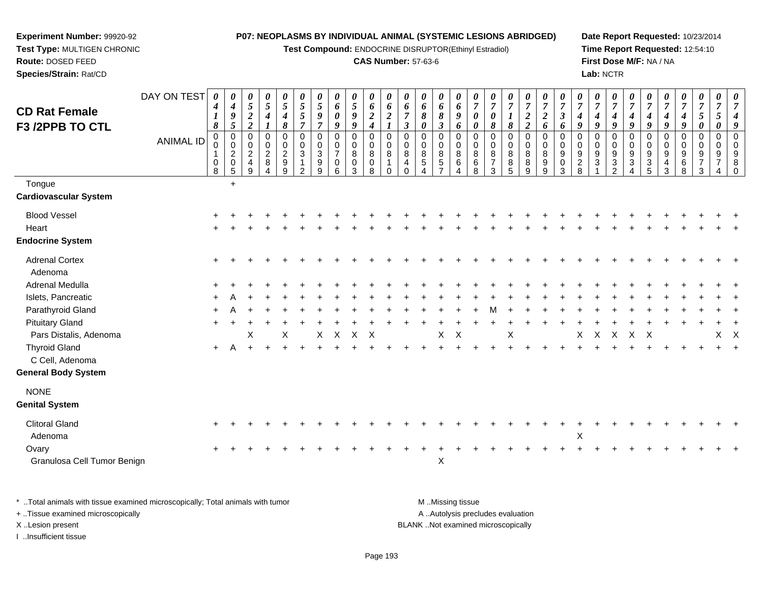**Experiment Number:** 99920-92
**Test Type:** MULTIGEN CHRONIC
**Route:** DOSED FEED
**Species/Strain:** Rat/CD

**P07: NEOPLASMS BY INDIVIDUAL ANIMAL (SYSTEMIC LESIONS ABRIDGED)**
**Test Compound:** ENDOCRINE DISRUPTOR(Ethinyl Estradiol)
**CAS Number:** 57-63-6

**Date Report Requested:** 10/23/2014
**Time Report Requested:** 12:54:10
**First Dose M/F:** NA / NA
**Lab:** NCTR

## CD Rat Female F3 /2PPB TO CTL

| DAY ON TEST | 0418 | 0495 | 0522 | 0541 | 0548 | 0557 | 0597 | 0609 | 0599 | 0624 | 0621 | 0673 | 0680 | 0683 | 0696 | 0700 | 0708 | 0718 | 0722 | 0726 | 0736 | 0749 | 0749 | 0749 | 0749 | 0749 | 0749 | 0749 | 0750 | 0750 | 0749 |
|---|---|---|---|---|---|---|---|---|---|---|---|---|---|---|---|---|---|---|---|---|---|---|---|---|---|---|---|---|---|---|---|
| **ANIMAL ID** | 00108 | 00205 | 00249 | 00284 | 00299 | 00312 | 00399 | 00706 | 00803 | 00808 | 00810 | 00840 | 00854 | 00857 | 00864 | 00868 | 00873 | 00885 | 00889 | 00899 | 00903 | 00928 | 00931 | 00932 | 00934 | 00935 | 00943 | 00968 | 00973 | 00974 | 00980 |
| Tongue | | + | | | | | | | | | | | | | | | | | | | | | | | | | | | | | |
| **Cardiovascular System** | | | | | | | | | | | | | | | | | | | | | | | | | | | | | | | |
| Blood Vessel | + | + | + | + | + | + | + | + | + | + | + | + | + | + | + | + | + | + | + | + | + | + | + | + | + | + | + | + | + | + | + |
| Heart | + | + | + | + | + | + | + | + | + | + | + | + | + | + | + | + | + | + | + | + | + | + | + | + | + | + | + | + | + | + | + |
| **Endocrine System** | | | | | | | | | | | | | | | | | | | | | | | | | | | | | | | |
| Adrenal Cortex | + | + | + | + | + | + | + | + | + | + | + | + | + | + | + | + | + | + | + | + | + | + | + | + | + | + | + | + | + | + | + |
| Adenoma | | | | | | | | | | | | | | | | | | | | | | | | | | | | | | | |
| Adrenal Medulla | + | + | + | + | + | + | + | + | + | + | + | + | + | + | + | + | + | + | + | + | + | + | + | + | + | + | + | + | + | + | + |
| Islets, Pancreatic | + | A | + | + | + | + | + | + | + | + | + | + | + | + | + | + | + | + | + | + | + | + | + | + | + | + | + | + | + | + | + |
| Parathyroid Gland | + | A | + | + | + | + | + | + | + | + | + | + | + | + | + | + | M | + | + | + | + | + | + | + | + | + | + | + | + | + | + |
| Pituitary Gland | + | + | + | + | + | + | + | + | + | + | + | + | + | + | + | + | + | + | + | + | + | + | + | + | + | + | + | + | + | + | + |
| Pars Distalis, Adenoma | | | X | | X | | X | X | X | X | | | | X | X | | | X | | | | X | X | X | X | X | | | | X | X |
| Thyroid Gland | + | A | + | + | + | + | + | + | + | + | + | + | + | + | + | + | + | + | + | + | + | + | + | + | + | + | + | + | + | + | + |
| C Cell, Adenoma | | | | | | | | | | | | | | | | | | | | | | | | | | | | | | | |
| **General Body System** | | | | | | | | | | | | | | | | | | | | | | | | | | | | | | | |
| NONE | | | | | | | | | | | | | | | | | | | | | | | | | | | | | | | |
| **Genital System** | | | | | | | | | | | | | | | | | | | | | | | | | | | | | | | |
| Clitoral Gland | + | + | + | + | + | + | + | + | + | + | + | + | + | + | + | + | + | + | + | + | + | + | + | + | + | + | + | + | + | + | + |
| Adenoma | | | | | | | | | | | | | | | | | | | | | | X | | | | | | | | | |
| Ovary | + | + | + | + | + | + | + | + | + | + | + | + | + | + | + | + | + | + | + | + | + | + | + | + | + | + | + | + | + | + | + |
| Granulosa Cell Tumor Benign | | | | | | | | | | | | | | X | | | | | | | | | | | | | | | | | |

\* ..Total animals with tissue examined microscopically; Total animals with tumor
+ ..Tissue examined microscopically
X ..Lesion present
I ..Insufficient tissue

M ..Missing tissue
A ..Autolysis precludes evaluation
BLANK ..Not examined microscopically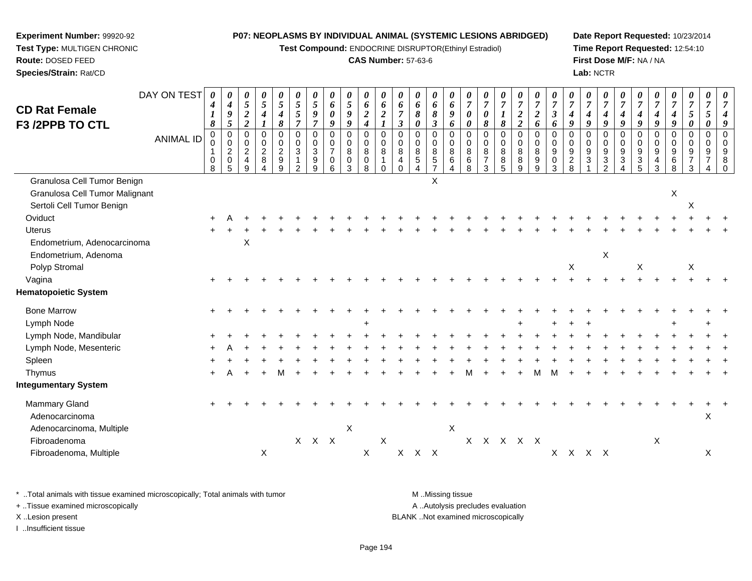**Experiment Number:** 99920-92
**Test Type:** MULTIGEN CHRONIC
**Route:** DOSED FEED
**Species/Strain:** Rat/CD

**P07: NEOPLASMS BY INDIVIDUAL ANIMAL (SYSTEMIC LESIONS ABRIDGED)**
**Test Compound:** ENDOCRINE DISRUPTOR(Ethinyl Estradiol)
**CAS Number:** 57-63-6

**Date Report Requested:** 10/23/2014
**Time Report Requested:** 12:54:10
**First Dose M/F:** NA / NA
**Lab:** NCTR

## CD Rat Female F3 /2PPB TO CTL

| DAY ON TEST | 0418 | 0495 | 0522 | 0541 | 0548 | 0557 | 0597 | 0609 | 0599 | 0624 | 0621 | 0673 | 0680 | 0683 | 0696 | 0700 | 0708 | 0718 | 0722 | 0726 | 0736 | 0749 | 0749 | 0749 | 0749 | 0749 | 0749 | 0749 | 0750 | 0750 | 0749 |
|---|---|---|---|---|---|---|---|---|---|---|---|---|---|---|---|---|---|---|---|---|---|---|---|---|---|---|---|---|---|---|---|
| **ANIMAL ID** | 00108 | 00205 | 00249 | 00284 | 00299 | 00312 | 00399 | 00706 | 00803 | 00808 | 00810 | 00840 | 00854 | 00857 | 00864 | 00868 | 00873 | 00885 | 00889 | 00899 | 00903 | 00928 | 00931 | 00932 | 00934 | 00935 | 00943 | 00968 | 00973 | 00974 | 00980 |
| Granulosa Cell Tumor Benign | | | | | | | | | | | | | | X | | | | | | | | | | | | | | | | | |
| Granulosa Cell Tumor Malignant | | | | | | | | | | | | | | | | | | | | | | | | | | | | X | | | |
| Sertoli Cell Tumor Benign | | | | | | | | | | | | | | | | | | | | | | | | | | | | | X | | |
| Oviduct | + | A | + | + | + | + | + | + | + | + | + | + | + | + | + | + | + | + | + | + | + | + | + | + | + | + | + | + | + | + | + |
| Uterus | + | + | + | + | + | + | + | + | + | + | + | + | + | + | + | + | + | + | + | + | + | + | + | + | + | + | + | + | + | + | + |
| Endometrium, Adenocarcinoma | | | X | | | | | | | | | | | | | | | | | | | | | | | | | | | | |
| Endometrium, Adenoma | | | | | | | | | | | | | | | | | | | | | | | | X | | | | | | | |
| Polyp Stromal | | | | | | | | | | | | | | | | | | | | | | X | | | | X | | | X | | |
| Vagina | + | + | + | + | + | + | + | + | + | + | + | + | + | + | + | + | + | + | + | + | + | + | + | + | + | + | + | + | + | + | + |
| **Hematopoietic System** | | | | | | | | | | | | | | | | | | | | | | | | | | | | | | | |
| Bone Marrow | + | + | + | + | + | + | + | + | + | + | + | + | + | + | + | + | + | + | + | + | + | + | + | + | + | + | + | + | + | + | + |
| Lymph Node | | | | | | | | | | + | | | | | | | | | + | | + | + | + | | | | | + | | + | |
| Lymph Node, Mandibular | + | + | + | + | + | + | + | + | + | + | + | + | + | + | + | + | + | + | + | + | + | + | + | + | + | + | + | + | + | + | + |
| Lymph Node, Mesenteric | + | A | + | + | + | + | + | + | + | + | + | + | + | + | + | + | + | + | + | + | + | + | + | + | + | + | + | + | + | + | + |
| Spleen | + | + | + | + | + | + | + | + | + | + | + | + | + | + | + | + | + | + | + | + | + | + | + | + | + | + | + | + | + | + | + |
| Thymus | + | A | + | + | M | + | + | + | + | + | + | + | + | + | + | M | + | + | + | M | M | + | + | + | + | + | + | + | + | + | + |
| **Integumentary System** | | | | | | | | | | | | | | | | | | | | | | | | | | | | | | | |
| Mammary Gland | + | + | + | + | + | + | + | + | + | + | + | + | + | + | + | + | + | + | + | + | + | + | + | + | + | + | + | + | + | + | + |
| Adenocarcinoma | | | | | | | | | | | | | | | | | | | | | | | | | | | | | | X | |
| Adenocarcinoma, Multiple | | | | | | | | | X | | | | | | X | | | | | | | | | | | | | | | | |
| Fibroadenoma | | | | | | X | X | X | | | X | | | | | X | X | X | X | X | | | | | | | X | | | | |
| Fibroadenoma, Multiple | | | | X | | | | | | X | | X | X | X | | | | | | | X | X | X | X | | | | | | X | |

\* ..Total animals with tissue examined microscopically; Total animals with tumor
+ ..Tissue examined microscopically
X ..Lesion present
I ..Insufficient tissue

M ..Missing tissue
A ..Autolysis precludes evaluation
BLANK ..Not examined microscopically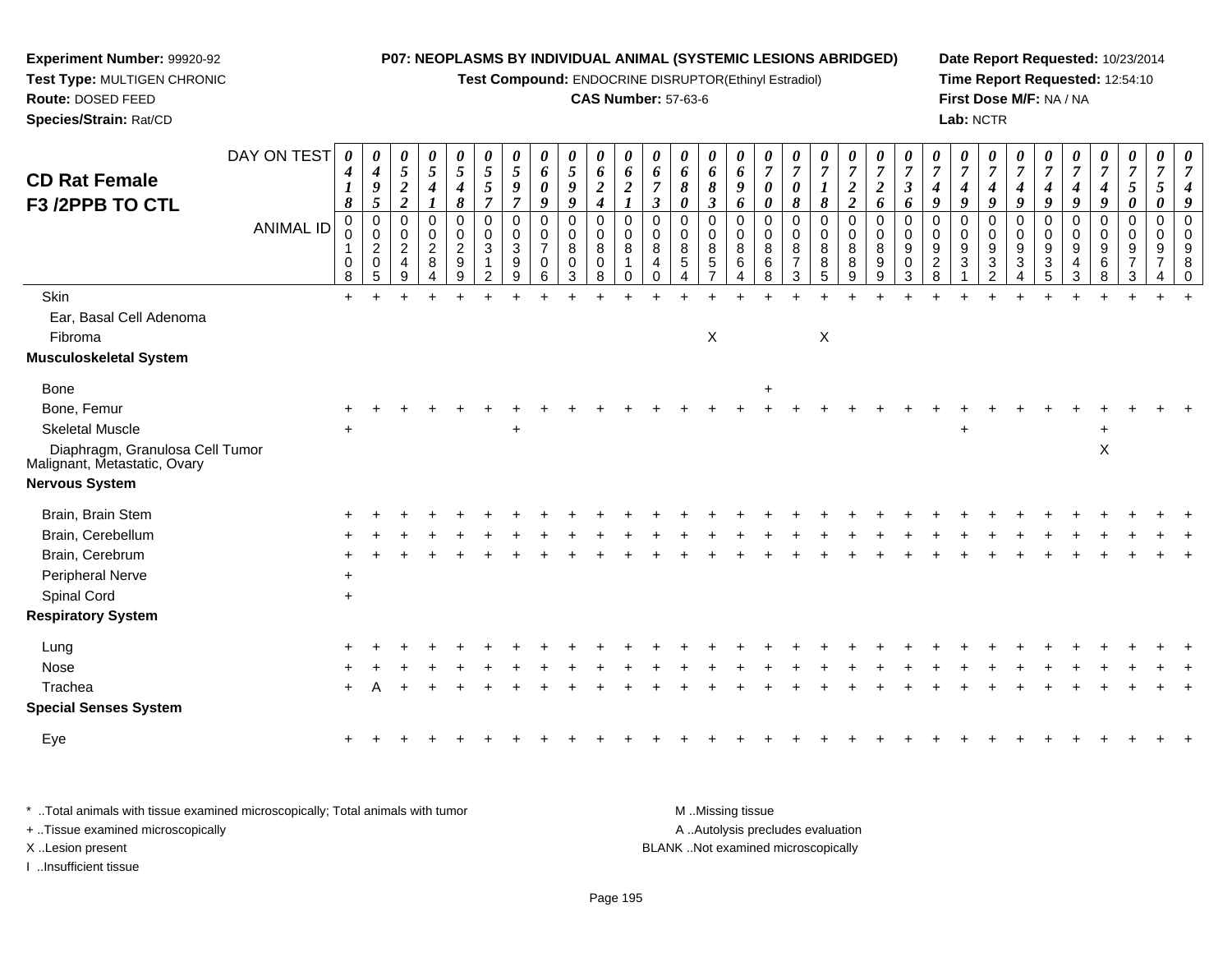**Experiment Number:** 99920-92
**Test Type:** MULTIGEN CHRONIC
**Route:** DOSED FEED
**Species/Strain:** Rat/CD

**P07: NEOPLASMS BY INDIVIDUAL ANIMAL (SYSTEMIC LESIONS ABRIDGED)**
**Test Compound:** ENDOCRINE DISRUPTOR(Ethinyl Estradiol)
**CAS Number:** 57-63-6

**Date Report Requested:** 10/23/2014
**Time Report Requested:** 12:54:10
**First Dose M/F:** NA / NA
**Lab:** NCTR

## CD Rat Female F3 /2PPB TO CTL

| DAY ON TEST | 0418 | 0495 | 0522 | 0541 | 0548 | 0557 | 0597 | 0609 | 0599 | 0624 | 0621 | 0673 | 0680 | 0683 | 0696 | 0700 | 0708 | 0718 | 0722 | 0726 | 0736 | 0749 | 0749 | 0749 | 0749 | 0749 | 0749 | 0749 | 0750 | 0750 | 0749 |
|---|---|---|---|---|---|---|---|---|---|---|---|---|---|---|---|---|---|---|---|---|---|---|---|---|---|---|---|---|---|---|---|
| **ANIMAL ID** | 00108 | 00205 | 00249 | 00284 | 00299 | 00312 | 00399 | 00706 | 00803 | 00808 | 00810 | 00840 | 00854 | 00857 | 00864 | 00868 | 00873 | 00885 | 00889 | 00899 | 00903 | 00928 | 00931 | 00932 | 00934 | 00935 | 00943 | 00968 | 00973 | 00974 | 00980 |
| Skin | + | + | + | + | + | + | + | + | + | + | + | + | + | + | + | + | + | + | + | + | + | + | + | + | + | + | + | + | + | + | + |
| Ear, Basal Cell Adenoma | | | | | | | | | | | | | | | | | | | | | | | | | | | | | | | |
| Fibroma | | | | | | | | | | | | | | X | | | | X | | | | | | | | | | | | | |
| **Musculoskeletal System** | | | | | | | | | | | | | | | | | | | | | | | | | | | | | | | |
| Bone | | | | | | | | | | | | | | | | + | | | | | | | | | | | | | | | |
| Bone, Femur | + | + | + | + | + | + | + | + | + | + | + | + | + | + | + | + | + | + | + | + | + | + | + | + | + | + | + | + | + | + | + |
| Skeletal Muscle | + | | | | | | + | | | | | | | | | | | | | | | | + | | | | | + | | | |
| Diaphragm, Granulosa Cell Tumor Malignant, Metastatic, Ovary | | | | | | | | | | | | | | | | | | | | | | | | | | | | X | | | |
| **Nervous System** | | | | | | | | | | | | | | | | | | | | | | | | | | | | | | | |
| Brain, Brain Stem | + | + | + | + | + | + | + | + | + | + | + | + | + | + | + | + | + | + | + | + | + | + | + | + | + | + | + | + | + | + | + |
| Brain, Cerebellum | + | + | + | + | + | + | + | + | + | + | + | + | + | + | + | + | + | + | + | + | + | + | + | + | + | + | + | + | + | + | + |
| Brain, Cerebrum | + | + | + | + | + | + | + | + | + | + | + | + | + | + | + | + | + | + | + | + | + | + | + | + | + | + | + | + | + | + | + |
| Peripheral Nerve | + | | | | | | | | | | | | | | | | | | | | | | | | | | | | | | |
| Spinal Cord | + | | | | | | | | | | | | | | | | | | | | | | | | | | | | | | |
| **Respiratory System** | | | | | | | | | | | | | | | | | | | | | | | | | | | | | | | |
| Lung | + | + | + | + | + | + | + | + | + | + | + | + | + | + | + | + | + | + | + | + | + | + | + | + | + | + | + | + | + | + | + |
| Nose | + | + | + | + | + | + | + | + | + | + | + | + | + | + | + | + | + | + | + | + | + | + | + | + | + | + | + | + | + | + | + |
| Trachea | + | A | + | + | + | + | + | + | + | + | + | + | + | + | + | + | + | + | + | + | + | + | + | + | + | + | + | + | + | + | + |
| **Special Senses System** | | | | | | | | | | | | | | | | | | | | | | | | | | | | | | | |
| Eye | + | + | + | + | + | + | + | + | + | + | + | + | + | + | + | + | + | + | + | + | + | + | + | + | + | + | + | + | + | + | + |

\* ..Total animals with tissue examined microscopically; Total animals with tumor
+ ..Tissue examined microscopically
X ..Lesion present
I ..Insufficient tissue

M ..Missing tissue
A ..Autolysis precludes evaluation
BLANK ..Not examined microscopically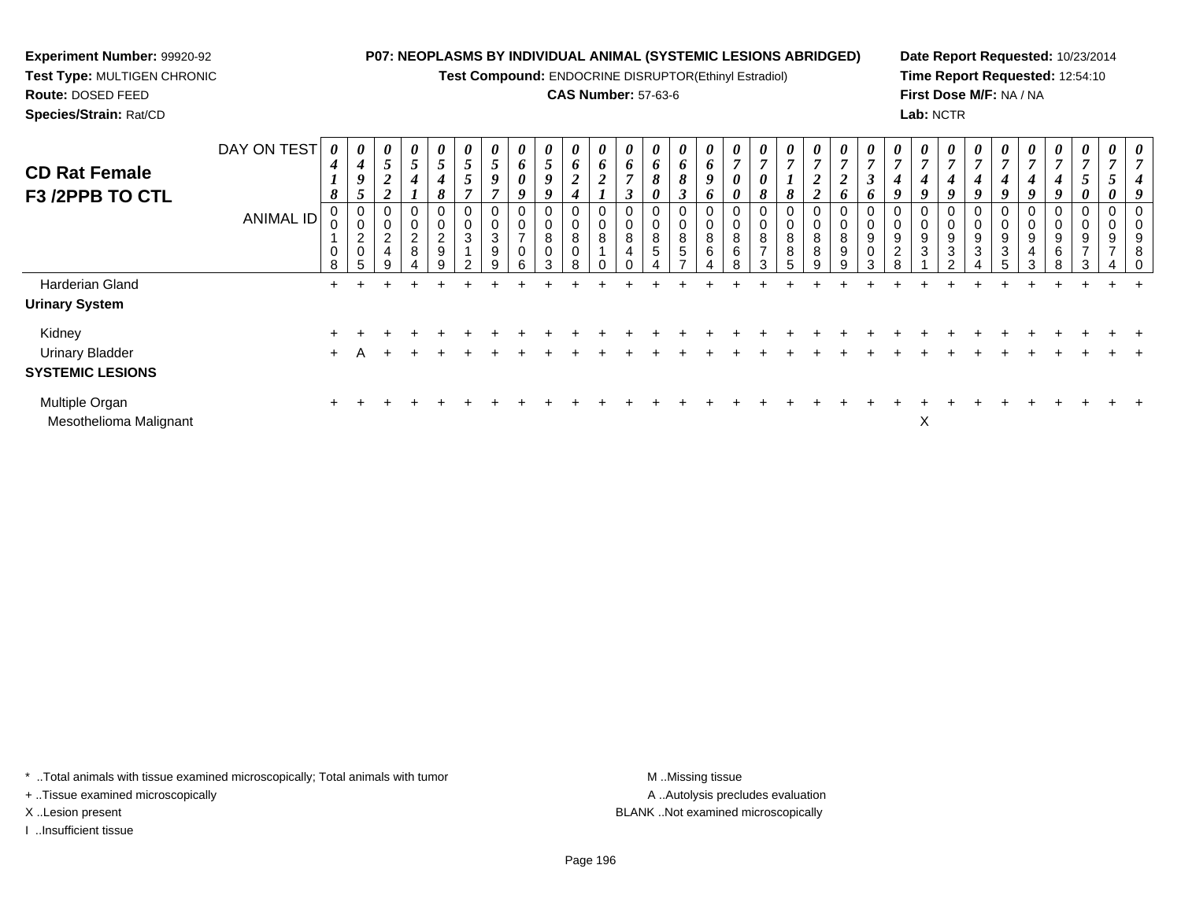**Experiment Number:** 99920-92
**Test Type:** MULTIGEN CHRONIC
**Route:** DOSED FEED
**Species/Strain:** Rat/CD

**P07: NEOPLASMS BY INDIVIDUAL ANIMAL (SYSTEMIC LESIONS ABRIDGED)**
**Test Compound:** ENDOCRINE DISRUPTOR(Ethinyl Estradiol)
**CAS Number:** 57-63-6

**Date Report Requested:** 10/23/2014
**Time Report Requested:** 12:54:10
**First Dose M/F:** NA / NA
**Lab:** NCTR

# CD Rat Female F3 /2PPB TO CTL

| DAY ON TEST | 0418 | 0495 | 0522 | 0541 | 0548 | 0557 | 0597 | 0609 | 0599 | 0624 | 0621 | 0673 | 0680 | 0683 | 0696 | 0700 | 0708 | 0718 | 0722 | 0726 | 0736 | 0749 | 0749 | 0749 | 0749 | 0749 | 0749 | 0749 | 0750 | 0750 | 0749 |
|---|---|---|---|---|---|---|---|---|---|---|---|---|---|---|---|---|---|---|---|---|---|---|---|---|---|---|---|---|---|---|---|
| ANIMAL ID | 00108 | 00205 | 00249 | 00284 | 00299 | 00312 | 00399 | 00706 | 00803 | 00808 | 00810 | 00840 | 00854 | 00857 | 00864 | 00868 | 00873 | 00885 | 00889 | 00899 | 00903 | 00928 | 00931 | 00932 | 00934 | 00935 | 00943 | 00968 | 00973 | 00974 | 00980 |
| Harderian Gland | + | + | + | + | + | + | + | + | + | + | + | + | + | + | + | + | + | + | + | + | + | + | + | + | + | + | + | + | + | + | + |
| **Urinary System** | | | | | | | | | | | | | | | | | | | | | | | | | | | | | | | |
| Kidney | + | + | + | + | + | + | + | + | + | + | + | + | + | + | + | + | + | + | + | + | + | + | + | + | + | + | + | + | + | + | + |
| Urinary Bladder | + | A | + | + | + | + | + | + | + | + | + | + | + | + | + | + | + | + | + | + | + | + | + | + | + | + | + | + | + | + | + |
| **SYSTEMIC LESIONS** | | | | | | | | | | | | | | | | | | | | | | | | | | | | | | | |
| Multiple Organ | + | + | + | + | + | + | + | + | + | + | + | + | + | + | + | + | + | + | + | + | + | + | + | + | + | + | + | + | + | + | + |
| Mesothelioma Malignant | | | | | | | | | | | | | | | | | | | | | | | X | | | | | | | | |

\* ..Total animals with tissue examined microscopically; Total animals with tumor
+ ..Tissue examined microscopically
X ..Lesion present
I ..Insufficient tissue

M ..Missing tissue
A ..Autolysis precludes evaluation
BLANK ..Not examined microscopically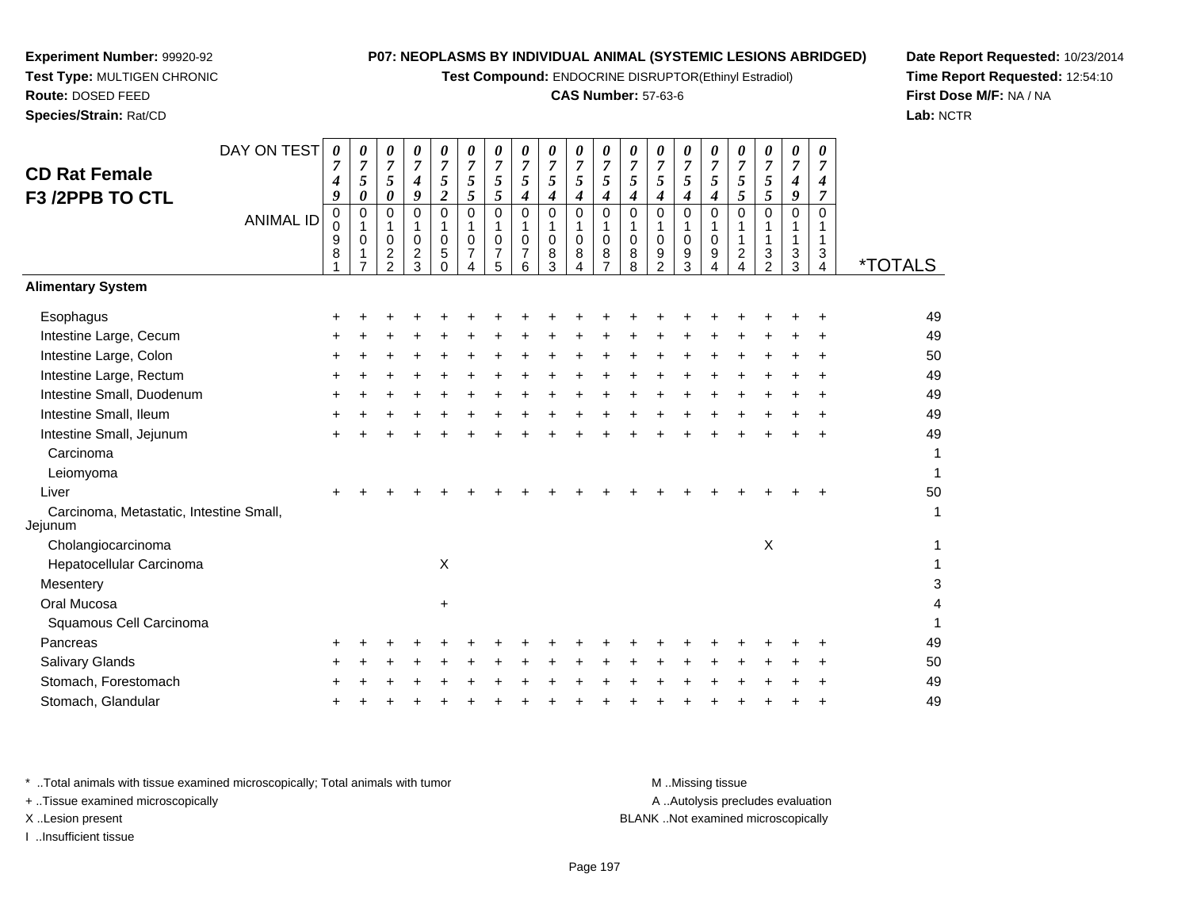**Experiment Number:** 99920-92
**Test Type:** MULTIGEN CHRONIC
**Route:** DOSED FEED
**Species/Strain:** Rat/CD

**P07: NEOPLASMS BY INDIVIDUAL ANIMAL (SYSTEMIC LESIONS ABRIDGED)**
**Test Compound:** ENDOCRINE DISRUPTOR(Ethinyl Estradiol)
**CAS Number:** 57-63-6

**Date Report Requested:** 10/23/2014
**Time Report Requested:** 12:54:10
**First Dose M/F:** NA / NA
**Lab:** NCTR

## CD Rat Female F3 /2PPB TO CTL

| DAY ON TEST | 0749 | 0750 | 0750 | 0749 | 0752 | 0755 | 0755 | 0754 | 0754 | 0754 | 0754 | 0754 | 0754 | 0754 | 0754 | 0755 | 0755 | 0749 | 0747 | |
|---|---|---|---|---|---|---|---|---|---|---|---|---|---|---|---|---|---|---|---|---|
| **ANIMAL ID** | 00981 | 01017 | 01022 | 01023 | 01050 | 01074 | 01075 | 01076 | 01083 | 01084 | 01087 | 01088 | 01092 | 01093 | 01094 | 01124 | 01132 | 01133 | 01134 | ***TOTALS** |
| **Alimentary System** | | | | | | | | | | | | | | | | | | | | |
| Esophagus | + | + | + | + | + | + | + | + | + | + | + | + | + | + | + | + | + | + | + | 49 |
| Intestine Large, Cecum | + | + | + | + | + | + | + | + | + | + | + | + | + | + | + | + | + | + | + | 49 |
| Intestine Large, Colon | + | + | + | + | + | + | + | + | + | + | + | + | + | + | + | + | + | + | + | 50 |
| Intestine Large, Rectum | + | + | + | + | + | + | + | + | + | + | + | + | + | + | + | + | + | + | + | 49 |
| Intestine Small, Duodenum | + | + | + | + | + | + | + | + | + | + | + | + | + | + | + | + | + | + | + | 49 |
| Intestine Small, Ileum | + | + | + | + | + | + | + | + | + | + | + | + | + | + | + | + | + | + | + | 49 |
| Intestine Small, Jejunum | + | + | + | + | + | + | + | + | + | + | + | + | + | + | + | + | + | + | + | 49 |
| Carcinoma | | | | | | | | | | | | | | | | | | | | 1 |
| Leiomyoma | | | | | | | | | | | | | | | | | | | | 1 |
| Liver | + | + | + | + | + | + | + | + | + | + | + | + | + | + | + | + | + | + | + | 50 |
| Carcinoma, Metastatic, Intestine Small, Jejunum | | | | | | | | | | | | | | | | | | | | 1 |
| Cholangiocarcinoma | | | | | | | | | | | | | | | | | X | | | 1 |
| Hepatocellular Carcinoma | | | | | X | | | | | | | | | | | | | | | 1 |
| Mesentery | | | | | | | | | | | | | | | | | | | | 3 |
| Oral Mucosa | | | | | + | | | | | | | | | | | | | | | 4 |
| Squamous Cell Carcinoma | | | | | | | | | | | | | | | | | | | | 1 |
| Pancreas | + | + | + | + | + | + | + | + | + | + | + | + | + | + | + | + | + | + | + | 49 |
| Salivary Glands | + | + | + | + | + | + | + | + | + | + | + | + | + | + | + | + | + | + | + | 50 |
| Stomach, Forestomach | + | + | + | + | + | + | + | + | + | + | + | + | + | + | + | + | + | + | + | 49 |
| Stomach, Glandular | + | + | + | + | + | + | + | + | + | + | + | + | + | + | + | + | + | + | + | 49 |

\* ..Total animals with tissue examined microscopically; Total animals with tumor
+ ..Tissue examined microscopically
X ..Lesion present
I ..Insufficient tissue

M ..Missing tissue
A ..Autolysis precludes evaluation
BLANK ..Not examined microscopically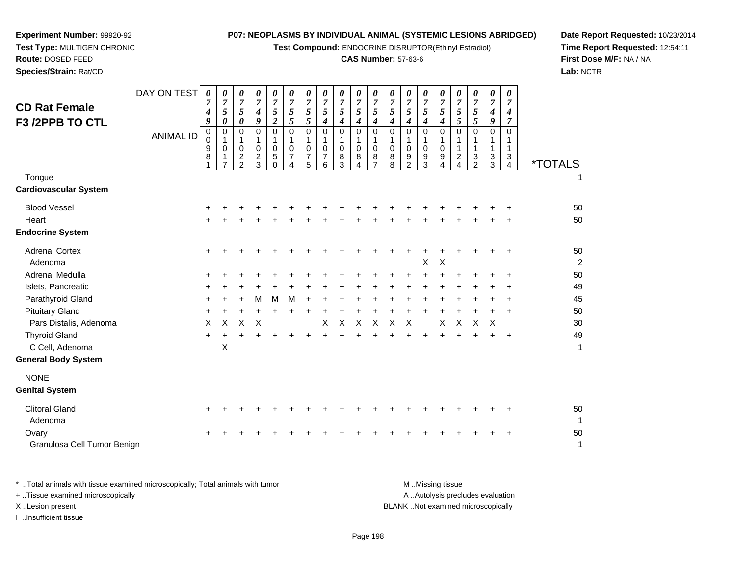**Experiment Number:** 99920-92
**Test Type:** MULTIGEN CHRONIC
**Route:** DOSED FEED
**Species/Strain:** Rat/CD

**P07: NEOPLASMS BY INDIVIDUAL ANIMAL (SYSTEMIC LESIONS ABRIDGED)**
**Test Compound:** ENDOCRINE DISRUPTOR(Ethinyl Estradiol)
**CAS Number:** 57-63-6

**Date Report Requested:** 10/23/2014
**Time Report Requested:** 12:54:11
**First Dose M/F:** NA / NA
**Lab:** NCTR

# CD Rat Female F3 /2PPB TO CTL

| DAY ON TEST | 0749 | 0750 | 0750 | 0749 | 0752 | 0755 | 0755 | 0754 | 0754 | 0754 | 0754 | 0754 | 0754 | 0754 | 0754 | 0755 | 0755 | 0749 | 0747 | |
|---|---|---|---|---|---|---|---|---|---|---|---|---|---|---|---|---|---|---|---|---|
| **ANIMAL ID** | 00981 | 01017 | 01022 | 01023 | 01050 | 01074 | 01075 | 01076 | 01083 | 01084 | 01087 | 01088 | 01092 | 01093 | 01094 | 01124 | 01132 | 01133 | 01134 | ***TOTALS** |
| Tongue | | | | | | | | | | | | | | | | | | | | 1 |
| **Cardiovascular System** | | | | | | | | | | | | | | | | | | | | |
| Blood Vessel | + | + | + | + | + | + | + | + | + | + | + | + | + | + | + | + | + | + | + | 50 |
| Heart | + | + | + | + | + | + | + | + | + | + | + | + | + | + | + | + | + | + | + | 50 |
| **Endocrine System** | | | | | | | | | | | | | | | | | | | | |
| Adrenal Cortex | + | + | + | + | + | + | + | + | + | + | + | + | + | + | + | + | + | + | + | 50 |
| Adenoma | | | | | | | | | | | | | | X | X | | | | | 2 |
| Adrenal Medulla | + | + | + | + | + | + | + | + | + | + | + | + | + | + | + | + | + | + | + | 50 |
| Islets, Pancreatic | + | + | + | + | + | + | + | + | + | + | + | + | + | + | + | + | + | + | + | 49 |
| Parathyroid Gland | + | + | + | M | M | M | + | + | + | + | + | + | + | + | + | + | + | + | + | 45 |
| Pituitary Gland | + | + | + | + | + | + | + | + | + | + | + | + | + | + | + | + | + | + | + | 50 |
| Pars Distalis, Adenoma | X | X | X | X | | | | X | X | X | X | X | X | | X | X | X | X | | 30 |
| Thyroid Gland | + | + | + | + | + | + | + | + | + | + | + | + | + | + | + | + | + | + | + | 49 |
| C Cell, Adenoma | | X | | | | | | | | | | | | | | | | | | 1 |
| **General Body System** | | | | | | | | | | | | | | | | | | | | |
| NONE | | | | | | | | | | | | | | | | | | | | |
| **Genital System** | | | | | | | | | | | | | | | | | | | | |
| Clitoral Gland | + | + | + | + | + | + | + | + | + | + | + | + | + | + | + | + | + | + | + | 50 |
| Adenoma | | | | | | | | | | | | | | | | | | | | 1 |
| Ovary | + | + | + | + | + | + | + | + | + | + | + | + | + | + | + | + | + | + | + | 50 |
| Granulosa Cell Tumor Benign | | | | | | | | | | | | | | | | | | | | 1 |

\* ..Total animals with tissue examined microscopically; Total animals with tumor
+ ..Tissue examined microscopically
X ..Lesion present
I ..Insufficient tissue

M ..Missing tissue
A ..Autolysis precludes evaluation
BLANK ..Not examined microscopically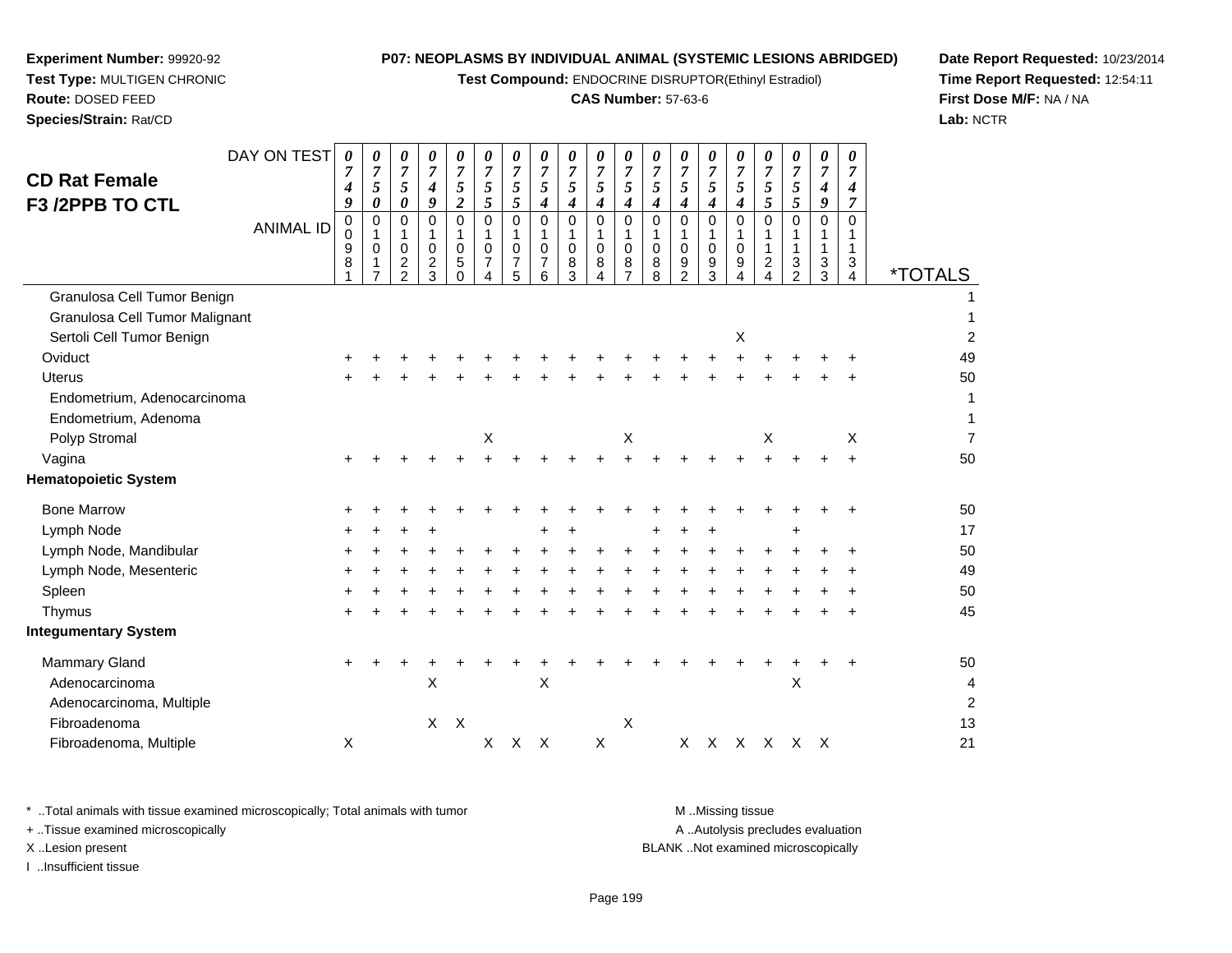**Experiment Number:** 99920-92
**Test Type:** MULTIGEN CHRONIC
**Route:** DOSED FEED
**Species/Strain:** Rat/CD

**P07: NEOPLASMS BY INDIVIDUAL ANIMAL (SYSTEMIC LESIONS ABRIDGED)**
**Test Compound:** ENDOCRINE DISRUPTOR(Ethinyl Estradiol)
**CAS Number:** 57-63-6

**Date Report Requested:** 10/23/2014
**Time Report Requested:** 12:54:11
**First Dose M/F:** NA / NA
**Lab:** NCTR

## CD Rat Female F3 /2PPB TO CTL

| DAY ON TEST | 0749 | 0750 | 0750 | 0749 | 0752 | 0755 | 0755 | 0754 | 0754 | 0754 | 0754 | 0754 | 0754 | 0754 | 0754 | 0755 | 0755 | 0749 | 0747 | |
|---|---|---|---|---|---|---|---|---|---|---|---|---|---|---|---|---|---|---|---|---|
| **ANIMAL ID** | 00981 | 01017 | 01022 | 01023 | 01050 | 01074 | 01075 | 01076 | 01083 | 01084 | 01087 | 01088 | 01092 | 01093 | 01094 | 01124 | 01132 | 01133 | 01134 | ***TOTALS** |
| Granulosa Cell Tumor Benign | | | | | | | | | | | | | | | | | | | | 1 |
| Granulosa Cell Tumor Malignant | | | | | | | | | | | | | | | | | | | | 1 |
| Sertoli Cell Tumor Benign | | | | | | | | | | | | | | | X | | | | | 2 |
| Oviduct | + | + | + | + | + | + | + | + | + | + | + | + | + | + | + | + | + | + | + | 49 |
| Uterus | + | + | + | + | + | + | + | + | + | + | + | + | + | + | + | + | + | + | + | 50 |
| Endometrium, Adenocarcinoma | | | | | | | | | | | | | | | | | | | | 1 |
| Endometrium, Adenoma | | | | | | | | | | | | | | | | | | | | 1 |
| Polyp Stromal | | | | | | X | | | | | X | | | | | X | | | X | 7 |
| Vagina | + | + | + | + | + | + | + | + | + | + | + | + | + | + | + | + | + | + | + | 50 |
| **Hematopoietic System** | | | | | | | | | | | | | | | | | | | | |
| Bone Marrow | + | + | + | + | + | + | + | + | + | + | + | + | + | + | + | + | + | + | + | 50 |
| Lymph Node | + | + | + | + | | | | + | + | | | + | + | + | | | + | | | 17 |
| Lymph Node, Mandibular | + | + | + | + | + | + | + | + | + | + | + | + | + | + | + | + | + | + | + | 50 |
| Lymph Node, Mesenteric | + | + | + | + | + | + | + | + | + | + | + | + | + | + | + | + | + | + | + | 49 |
| Spleen | + | + | + | + | + | + | + | + | + | + | + | + | + | + | + | + | + | + | + | 50 |
| Thymus | + | + | + | + | + | + | + | + | + | + | + | + | + | + | + | + | + | + | + | 45 |
| **Integumentary System** | | | | | | | | | | | | | | | | | | | | |
| Mammary Gland | + | + | + | + | + | + | + | + | + | + | + | + | + | + | + | + | + | + | + | 50 |
| Adenocarcinoma | | | | X | | | | X | | | | | | | | | X | | | 4 |
| Adenocarcinoma, Multiple | | | | | | | | | | | | | | | | | | | | 2 |
| Fibroadenoma | | | | X | X | | | | | | X | | | | | | | | | 13 |
| Fibroadenoma, Multiple | X | | | | | X | X | X | | X | | | X | X | X | X | X | X | | 21 |

\* ..Total animals with tissue examined microscopically; Total animals with tumor
\+ ..Tissue examined microscopically
X ..Lesion present
I ..Insufficient tissue

M ..Missing tissue
A ..Autolysis precludes evaluation
BLANK ..Not examined microscopically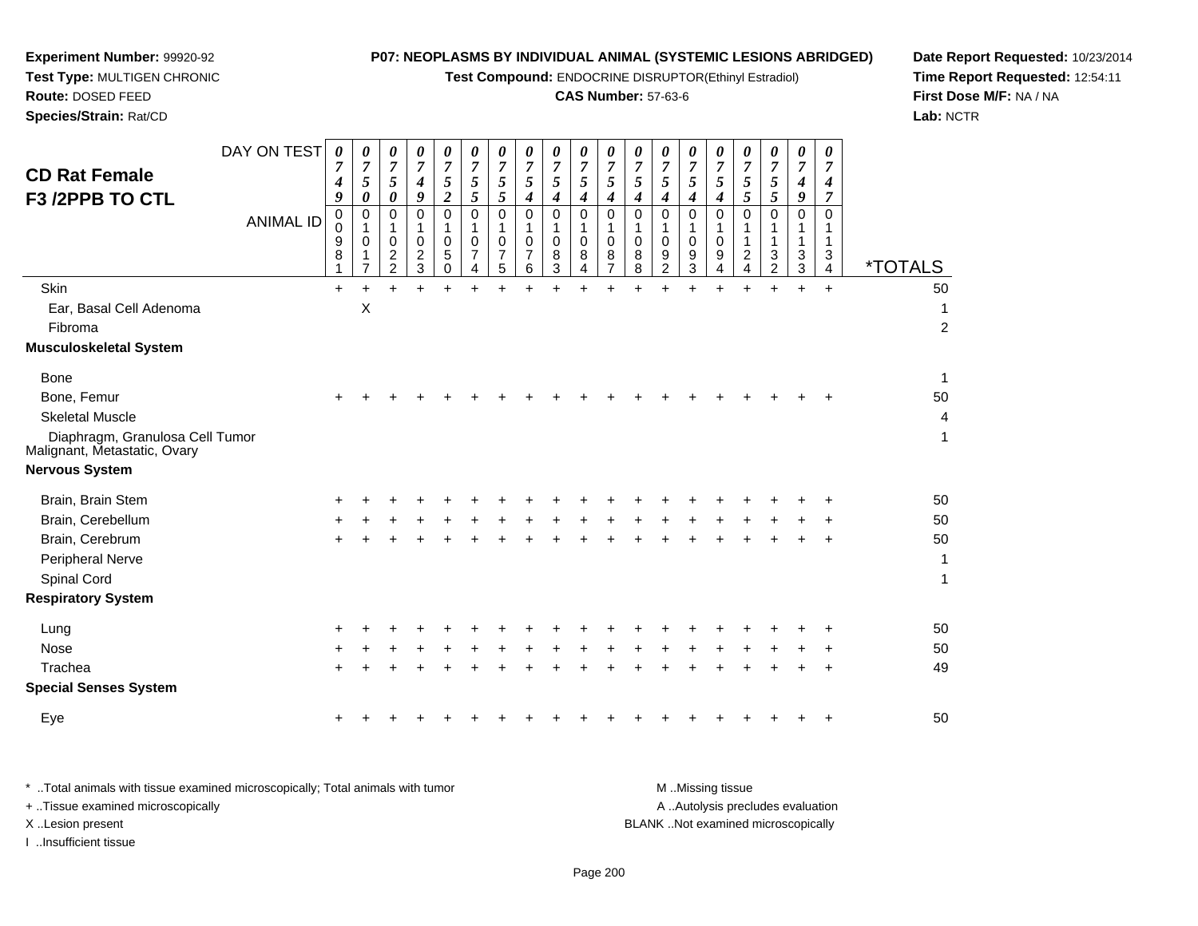**Experiment Number:** 99920-92
**Test Type:** MULTIGEN CHRONIC
**Route:** DOSED FEED
**Species/Strain:** Rat/CD

**P07: NEOPLASMS BY INDIVIDUAL ANIMAL (SYSTEMIC LESIONS ABRIDGED)**
**Test Compound:** ENDOCRINE DISRUPTOR(Ethinyl Estradiol)
**CAS Number:** 57-63-6

**Date Report Requested:** 10/23/2014
**Time Report Requested:** 12:54:11
**First Dose M/F:** NA / NA
**Lab:** NCTR

# CD Rat Female
## F3 /2PPB TO CTL

| DAY ON TEST | 0749 | 0750 | 0750 | 0749 | 0752 | 0755 | 0755 | 0754 | 0754 | 0754 | 0754 | 0754 | 0754 | 0754 | 0754 | 0755 | 0755 | 0749 | 0747 | |
|---|---|---|---|---|---|---|---|---|---|---|---|---|---|---|---|---|---|---|---|---|
| **ANIMAL ID** | 00981 | 01017 | 01022 | 01023 | 01050 | 01074 | 01075 | 01076 | 01083 | 01084 | 01087 | 01088 | 01092 | 01093 | 01094 | 01124 | 01132 | 01133 | 01134 | ***TOTALS** |
| Skin | + | + | + | + | + | + | + | + | + | + | + | + | + | + | + | + | + | + | + | 50 |
| Ear, Basal Cell Adenoma | | X | | | | | | | | | | | | | | | | | | 1 |
| Fibroma | | | | | | | | | | | | | | | | | | | | 2 |
| **Musculoskeletal System** | | | | | | | | | | | | | | | | | | | | |
| Bone | | | | | | | | | | | | | | | | | | | | 1 |
| Bone, Femur | + | + | + | + | + | + | + | + | + | + | + | + | + | + | + | + | + | + | + | 50 |
| Skeletal Muscle | | | | | | | | | | | | | | | | | | | | 4 |
| Diaphragm, Granulosa Cell Tumor Malignant, Metastatic, Ovary | | | | | | | | | | | | | | | | | | | | 1 |
| **Nervous System** | | | | | | | | | | | | | | | | | | | | |
| Brain, Brain Stem | + | + | + | + | + | + | + | + | + | + | + | + | + | + | + | + | + | + | + | 50 |
| Brain, Cerebellum | + | + | + | + | + | + | + | + | + | + | + | + | + | + | + | + | + | + | + | 50 |
| Brain, Cerebrum | + | + | + | + | + | + | + | + | + | + | + | + | + | + | + | + | + | + | + | 50 |
| Peripheral Nerve | | | | | | | | | | | | | | | | | | | | 1 |
| Spinal Cord | | | | | | | | | | | | | | | | | | | | 1 |
| **Respiratory System** | | | | | | | | | | | | | | | | | | | | |
| Lung | + | + | + | + | + | + | + | + | + | + | + | + | + | + | + | + | + | + | + | 50 |
| Nose | + | + | + | + | + | + | + | + | + | + | + | + | + | + | + | + | + | + | + | 50 |
| Trachea | + | + | + | + | + | + | + | + | + | + | + | + | + | + | + | + | + | + | + | 49 |
| **Special Senses System** | | | | | | | | | | | | | | | | | | | | |
| Eye | + | + | + | + | + | + | + | + | + | + | + | + | + | + | + | + | + | + | + | 50 |

\* ..Total animals with tissue examined microscopically; Total animals with tumor
\+ ..Tissue examined microscopically
X ..Lesion present
I ..Insufficient tissue

M ..Missing tissue
A ..Autolysis precludes evaluation
BLANK ..Not examined microscopically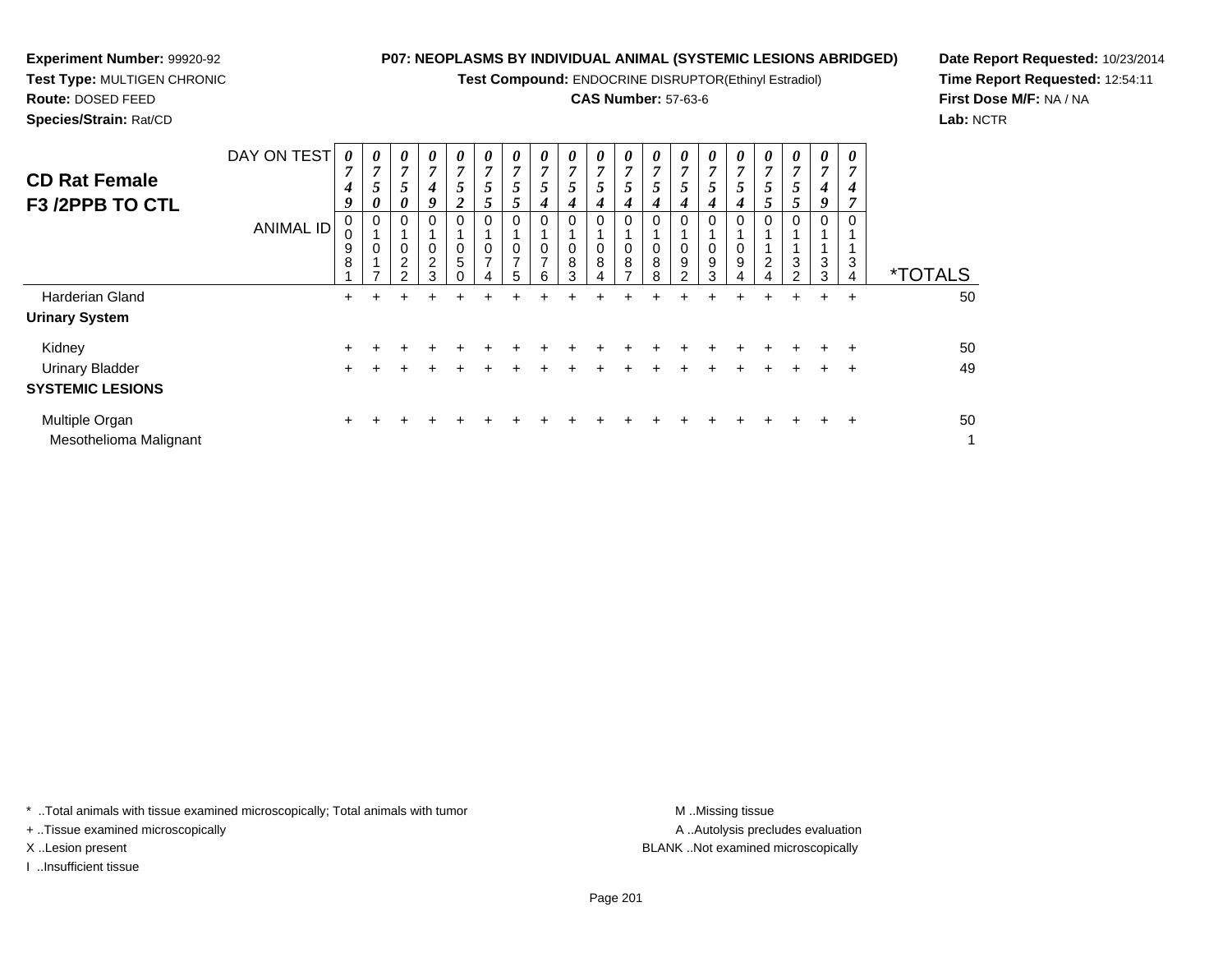**Experiment Number:** 99920-92
**Test Type:** MULTIGEN CHRONIC
**Route:** DOSED FEED
**Species/Strain:** Rat/CD

**P07: NEOPLASMS BY INDIVIDUAL ANIMAL (SYSTEMIC LESIONS ABRIDGED)**
**Test Compound:** ENDOCRINE DISRUPTOR(Ethinyl Estradiol)
**CAS Number:** 57-63-6

**Date Report Requested:** 10/23/2014
**Time Report Requested:** 12:54:11
**First Dose M/F:** NA / NA
**Lab:** NCTR

## CD Rat Female F3 /2PPB TO CTL

| DAY ON TEST | 0749 | 0750 | 0750 | 0749 | 0752 | 0755 | 0755 | 0754 | 0754 | 0754 | 0754 | 0754 | 0754 | 0754 | 0754 | 0755 | 0755 | 0749 | 0747 | |
|---|---|---|---|---|---|---|---|---|---|---|---|---|---|---|---|---|---|---|---|---|
| ANIMAL ID | 00981 | 01017 | 01022 | 01023 | 01050 | 01074 | 01075 | 01076 | 01083 | 01084 | 01087 | 01088 | 01092 | 01093 | 01094 | 01124 | 01132 | 01133 | 01134 | *TOTALS |
| Harderian Gland | + | + | + | + | + | + | + | + | + | + | + | + | + | + | + | + | + | + | + | 50 |
| **Urinary System** | | | | | | | | | | | | | | | | | | | | |
| Kidney | + | + | + | + | + | + | + | + | + | + | + | + | + | + | + | + | + | + | + | 50 |
| Urinary Bladder | + | + | + | + | + | + | + | + | + | + | + | + | + | + | + | + | + | + | + | 49 |
| **SYSTEMIC LESIONS** | | | | | | | | | | | | | | | | | | | | |
| Multiple Organ | + | + | + | + | + | + | + | + | + | + | + | + | + | + | + | + | + | + | + | 50 |
| Mesothelioma Malignant | | | | | | | | | | | | | | | | | | | | 1 |

* ..Total animals with tissue examined microscopically; Total animals with tumor
+ ..Tissue examined microscopically
X ..Lesion present
I ..Insufficient tissue

M ..Missing tissue
A ..Autolysis precludes evaluation
BLANK ..Not examined microscopically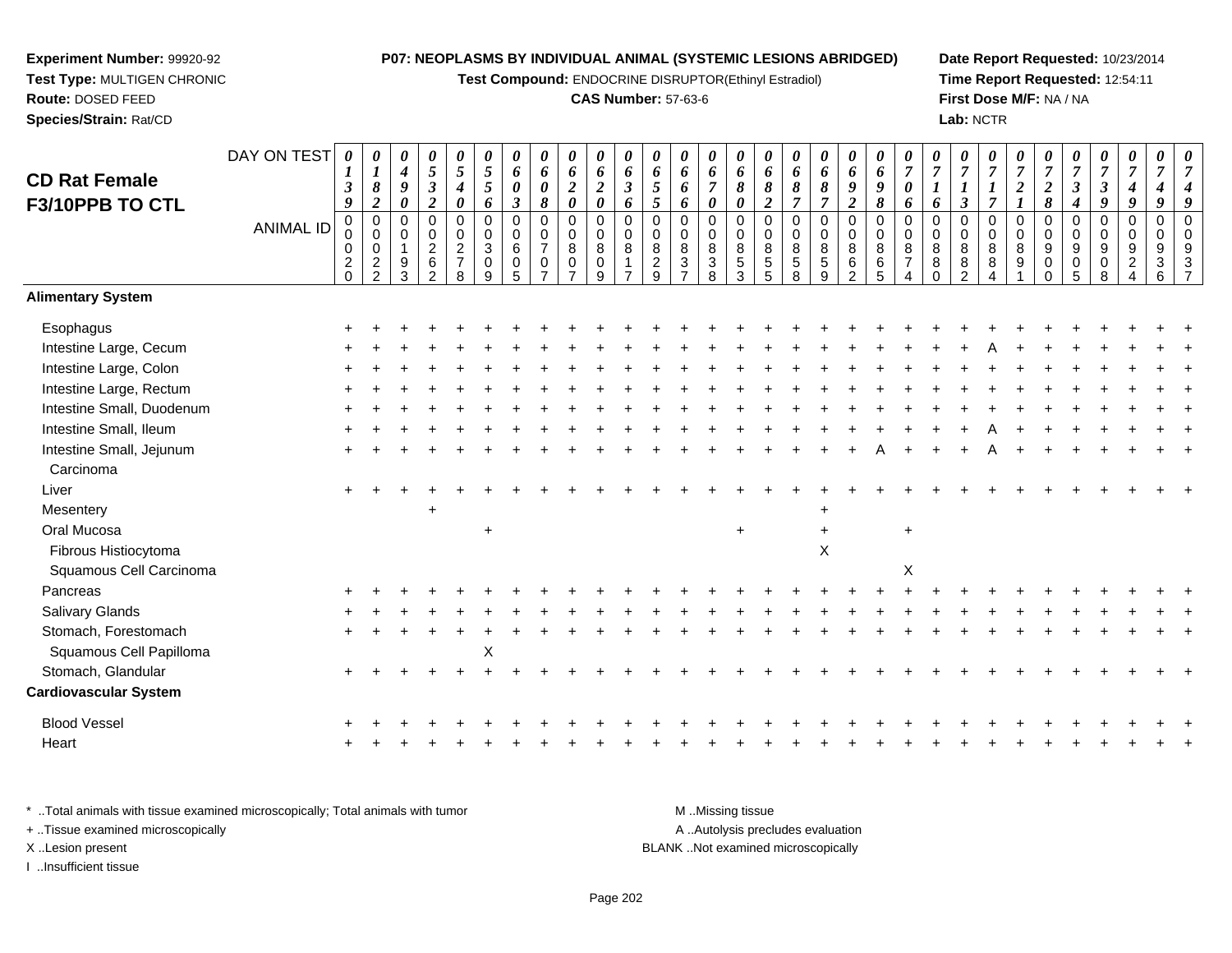**Experiment Number:** 99920-92
**Test Type:** MULTIGEN CHRONIC
**Route:** DOSED FEED
**Species/Strain:** Rat/CD

**P07: NEOPLASMS BY INDIVIDUAL ANIMAL (SYSTEMIC LESIONS ABRIDGED)**
**Test Compound:** ENDOCRINE DISRUPTOR(Ethinyl Estradiol)
**CAS Number:** 57-63-6

**Date Report Requested:** 10/23/2014
**Time Report Requested:** 12:54:11
**First Dose M/F:** NA / NA
**Lab:** NCTR

## CD Rat Female F3/10PPB TO CTL

| DAY ON TEST | 0139 | 0182 | 0490 | 0532 | 0540 | 0556 | 0603 | 0608 | 0620 | 0620 | 0636 | 0655 | 0666 | 0670 | 0680 | 0682 | 0687 | 0687 | 0692 | 0698 | 0706 | 0716 | 0713 | 0717 | 0721 | 0728 | 0734 | 0739 | 0749 | 0749 | 0749 |
|---|---|---|---|---|---|---|---|---|---|---|---|---|---|---|---|---|---|---|---|---|---|---|---|---|---|---|---|---|---|---|---|
| **ANIMAL ID** | 00020 | 00022 | 00193 | 00262 | 00278 | 00309 | 00605 | 00707 | 00807 | 00809 | 00817 | 00829 | 00837 | 00838 | 00853 | 00855 | 00858 | 00859 | 00862 | 00865 | 00874 | 00880 | 00882 | 00884 | 00891 | 00900 | 00905 | 00908 | 00924 | 00936 | 00937 |
| **Alimentary System** | | | | | | | | | | | | | | | | | | | | | | | | | | | | | | | |
| Esophagus | + | + | + | + | + | + | + | + | + | + | + | + | + | + | + | + | + | + | + | + | + | + | + | + | + | + | + | + | + | + | + |
| Intestine Large, Cecum | + | + | + | + | + | + | + | + | + | + | + | + | + | + | + | + | + | + | + | + | + | + | + | A | + | + | + | + | + | + | + |
| Intestine Large, Colon | + | + | + | + | + | + | + | + | + | + | + | + | + | + | + | + | + | + | + | + | + | + | + | + | + | + | + | + | + | + | + |
| Intestine Large, Rectum | + | + | + | + | + | + | + | + | + | + | + | + | + | + | + | + | + | + | + | + | + | + | + | + | + | + | + | + | + | + | + |
| Intestine Small, Duodenum | + | + | + | + | + | + | + | + | + | + | + | + | + | + | + | + | + | + | + | + | + | + | + | + | + | + | + | + | + | + | + |
| Intestine Small, Ileum | + | + | + | + | + | + | + | + | + | + | + | + | + | + | + | + | + | + | + | + | + | + | + | A | + | + | + | + | + | + | + |
| Intestine Small, Jejunum | + | + | + | + | + | + | + | + | + | + | + | + | + | + | + | + | + | + | + | A | + | + | + | A | + | + | + | + | + | + | + |
| Carcinoma | | | | | | | | | | | | | | | | | | | | | | | | | | | | | | | |
| Liver | + | + | + | + | + | + | + | + | + | + | + | + | + | + | + | + | + | + | + | + | + | + | + | + | + | + | + | + | + | + | + |
| Mesentery | | | | + | | | | | | | | | | | | | | + | | | | | | | | | | | | | |
| Oral Mucosa | | | | | | + | | | | | | | | | + | | | + | | | + | | | | | | | | | | |
| Fibrous Histiocytoma | | | | | | | | | | | | | | | | | | X | | | | | | | | | | | | | |
| Squamous Cell Carcinoma | | | | | | | | | | | | | | | | | | | | | X | | | | | | | | | | |
| Pancreas | + | + | + | + | + | + | + | + | + | + | + | + | + | + | + | + | + | + | + | + | + | + | + | + | + | + | + | + | + | + | + |
| Salivary Glands | + | + | + | + | + | + | + | + | + | + | + | + | + | + | + | + | + | + | + | + | + | + | + | + | + | + | + | + | + | + | + |
| Stomach, Forestomach | + | + | + | + | + | + | + | + | + | + | + | + | + | + | + | + | + | + | + | + | + | + | + | + | + | + | + | + | + | + | + |
| Squamous Cell Papilloma | | | | | | X | | | | | | | | | | | | | | | | | | | | | | | | | |
| Stomach, Glandular | + | + | + | + | + | + | + | + | + | + | + | + | + | + | + | + | + | + | + | + | + | + | + | + | + | + | + | + | + | + | + |
| **Cardiovascular System** | | | | | | | | | | | | | | | | | | | | | | | | | | | | | | | |
| Blood Vessel | + | + | + | + | + | + | + | + | + | + | + | + | + | + | + | + | + | + | + | + | + | + | + | + | + | + | + | + | + | + | + |
| Heart | + | + | + | + | + | + | + | + | + | + | + | + | + | + | + | + | + | + | + | + | + | + | + | + | + | + | + | + | + | + | + |

\* ..Total animals with tissue examined microscopically; Total animals with tumor
\+ ..Tissue examined microscopically
X ..Lesion present
I ..Insufficient tissue

M ..Missing tissue
A ..Autolysis precludes evaluation
BLANK ..Not examined microscopically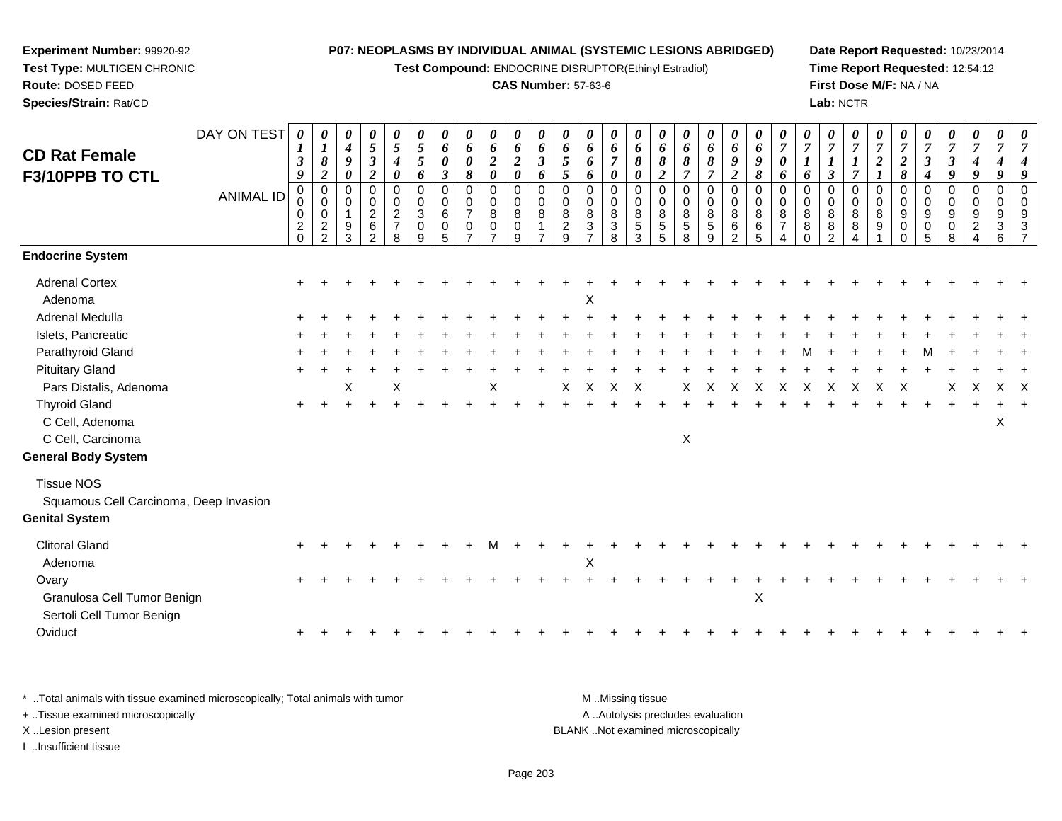**Experiment Number:** 99920-92
**Test Type:** MULTIGEN CHRONIC
**Route:** DOSED FEED
**Species/Strain:** Rat/CD

**P07: NEOPLASMS BY INDIVIDUAL ANIMAL (SYSTEMIC LESIONS ABRIDGED)**
**Test Compound:** ENDOCRINE DISRUPTOR(Ethinyl Estradiol)
**CAS Number:** 57-63-6

**Date Report Requested:** 10/23/2014
**Time Report Requested:** 12:54:12
**First Dose M/F:** NA / NA
**Lab:** NCTR

## CD Rat Female F3/10PPB TO CTL

| DAY ON TEST | 0139 | 0182 | 0490 | 0532 | 0540 | 0556 | 0603 | 0608 | 0620 | 0620 | 0636 | 0655 | 0666 | 0670 | 0680 | 0682 | 0687 | 0687 | 0692 | 0698 | 0706 | 0716 | 0713 | 0717 | 0721 | 0728 | 0734 | 0739 | 0749 | 0749 | 0749 |
|---|---|---|---|---|---|---|---|---|---|---|---|---|---|---|---|---|---|---|---|---|---|---|---|---|---|---|---|---|---|---|---|
| **ANIMAL ID** | 00020 | 00022 | 00193 | 00262 | 00278 | 00309 | 00605 | 00707 | 00807 | 00809 | 00817 | 00829 | 00837 | 00838 | 00853 | 00855 | 00858 | 00859 | 00862 | 00865 | 00874 | 00880 | 00882 | 00884 | 00891 | 00900 | 00905 | 00908 | 00924 | 00936 | 00937 |
| **Endocrine System** | | | | | | | | | | | | | | | | | | | | | | | | | | | | | | | |
| Adrenal Cortex | + | + | + | + | + | + | + | + | + | + | + | + | + | + | + | + | + | + | + | + | + | + | + | + | + | + | + | + | + | + | + |
| Adenoma | | | | | | | | | | | | | X | | | | | | | | | | | | | | | | | | |
| Adrenal Medulla | + | + | + | + | + | + | + | + | + | + | + | + | + | + | + | + | + | + | + | + | + | + | + | + | + | + | + | + | + | + | + |
| Islets, Pancreatic | + | + | + | + | + | + | + | + | + | + | + | + | + | + | + | + | + | + | + | + | + | + | + | + | + | + | + | + | + | + | + |
| Parathyroid Gland | + | + | + | + | + | + | + | + | + | + | + | + | + | + | + | + | + | + | + | + | + | M | + | + | + | + | M | + | + | + | + |
| Pituitary Gland | + | + | + | + | + | + | + | + | + | + | + | + | + | + | + | + | + | + | + | + | + | + | + | + | + | + | + | + | + | + | + |
| Pars Distalis, Adenoma | | | X | | X | | | | X | | | X | X | X | X | | X | X | X | X | X | X | X | X | X | X | | X | X | X | X |
| Thyroid Gland | + | + | + | + | + | + | + | + | + | + | + | + | + | + | + | + | + | + | + | + | + | + | + | + | + | + | + | + | + | + | + |
| C Cell, Adenoma | | | | | | | | | | | | | | | | | | | | | | | | | | | | | | X | |
| C Cell, Carcinoma | | | | | | | | | | | | | | | | | X | | | | | | | | | | | | | | |
| **General Body System** | | | | | | | | | | | | | | | | | | | | | | | | | | | | | | | |
| Tissue NOS | | | | | | | | | | | | | | | | | | | | | | | | | | | | | | | |
| Squamous Cell Carcinoma, Deep Invasion | | | | | | | | | | | | | | | | | | | | | | | | | | | | | | | |
| **Genital System** | | | | | | | | | | | | | | | | | | | | | | | | | | | | | | | |
| Clitoral Gland | + | + | + | + | + | + | + | + | M | + | + | + | + | + | + | + | + | + | + | + | + | + | + | + | + | + | + | + | + | + | + |
| Adenoma | | | | | | | | | | | | | X | | | | | | | | | | | | | | | | | | |
| Ovary | + | + | + | + | + | + | + | + | + | + | + | + | + | + | + | + | + | + | + | + | + | + | + | + | + | + | + | + | + | + | + |
| Granulosa Cell Tumor Benign | | | | | | | | | | | | | | | | | | | | X | | | | | | | | | | | |
| Sertoli Cell Tumor Benign | | | | | | | | | | | | | | | | | | | | | | | | | | | | | | | |
| Oviduct | + | + | + | + | + | + | + | + | + | + | + | + | + | + | + | + | + | + | + | + | + | + | + | + | + | + | + | + | + | + | + |

\* ..Total animals with tissue examined microscopically; Total animals with tumor
+ ..Tissue examined microscopically
X ..Lesion present
I ..Insufficient tissue

M ..Missing tissue
A ..Autolysis precludes evaluation
BLANK ..Not examined microscopically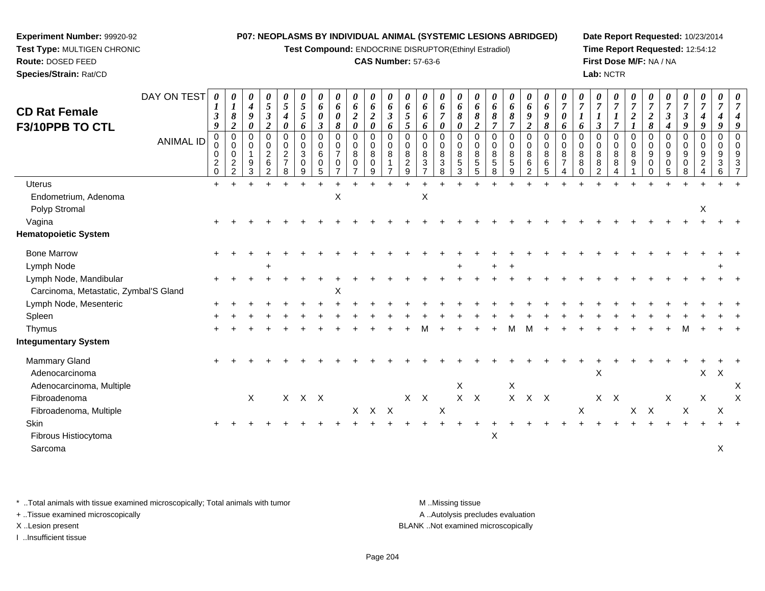**Experiment Number:** 99920-92
**Test Type:** MULTIGEN CHRONIC
**Route:** DOSED FEED
**Species/Strain:** Rat/CD

**P07: NEOPLASMS BY INDIVIDUAL ANIMAL (SYSTEMIC LESIONS ABRIDGED)**
**Test Compound:** ENDOCRINE DISRUPTOR(Ethinyl Estradiol)
**CAS Number:** 57-63-6

**Date Report Requested:** 10/23/2014
**Time Report Requested:** 12:54:12
**First Dose M/F:** NA / NA
**Lab:** NCTR

# CD Rat Female F3/10PPB TO CTL

| DAY ON TEST | 0139 | 0182 | 0490 | 0532 | 0540 | 0556 | 0603 | 0608 | 0620 | 0620 | 0636 | 0655 | 0666 | 0670 | 0680 | 0682 | 0687 | 0687 | 0692 | 0698 | 0706 | 0716 | 0713 | 0717 | 0721 | 0728 | 0734 | 0739 | 0749 | 0749 | 0749 |
|---|---|---|---|---|---|---|---|---|---|---|---|---|---|---|---|---|---|---|---|---|---|---|---|---|---|---|---|---|---|---|---|
| ANIMAL ID | 0020 | 0022 | 0193 | 0262 | 0278 | 0309 | 0605 | 0707 | 0807 | 0809 | 0817 | 0829 | 0837 | 0838 | 0853 | 0855 | 0858 | 0859 | 0862 | 0865 | 0874 | 0880 | 0882 | 0884 | 0891 | 0900 | 0905 | 0908 | 0924 | 0936 | 0937 |
| Uterus | + | + | + | + | + | + | + | + | + | + | + | + | + | + | + | + | + | + | + | + | + | + | + | + | + | + | + | + | + | + | + |
| Endometrium, Adenoma | | | | | | | | X | | | | | X | | | | | | | | | | | | | | | | | | |
| Polyp Stromal | | | | | | | | | | | | | | | | | | | | | | | | | | | | | X | | |
| Vagina | + | + | + | + | + | + | + | + | + | + | + | + | + | + | + | + | + | + | + | + | + | + | + | + | + | + | + | + | + | + | + |
| **Hematopoietic System** | | | | | | | | | | | | | | | | | | | | | | | | | | | | | | | |
| Bone Marrow | + | + | + | + | + | + | + | + | + | + | + | + | + | + | + | + | + | + | + | + | + | + | + | + | + | + | + | + | + | + | + |
| Lymph Node | | | | + | | | | | | | | | | | + | | + | + | | | | | | | | | | | | + | |
| Lymph Node, Mandibular | + | + | + | + | + | + | + | + | + | + | + | + | + | + | + | + | + | + | + | + | + | + | + | + | + | + | + | + | + | + | + |
| Carcinoma, Metastatic, Zymbal'S Gland | | | | | | | | X | | | | | | | | | | | | | | | | | | | | | | | |
| Lymph Node, Mesenteric | + | + | + | + | + | + | + | + | + | + | + | + | + | + | + | + | + | + | + | + | + | + | + | + | + | + | + | + | + | + | + |
| Spleen | + | + | + | + | + | + | + | + | + | + | + | + | + | + | + | + | + | + | + | + | + | + | + | + | + | + | + | + | + | + | + |
| Thymus | + | + | + | + | + | + | + | + | + | + | + | + | M | + | + | + | + | M | M | + | + | + | + | + | + | + | + | M | + | + | + |
| **Integumentary System** | | | | | | | | | | | | | | | | | | | | | | | | | | | | | | | |
| Mammary Gland | + | + | + | + | + | + | + | + | + | + | + | + | + | + | + | + | + | + | + | + | + | + | + | + | + | + | + | + | + | + | + |
| Adenocarcinoma | | | | | | | | | | | | | | | | | | | | | | | X | | | | | | X | X | |
| Adenocarcinoma, Multiple | | | | | | | | | | | | | | | X | | | X | | | | | | | | | | | | | X |
| Fibroadenoma | | | X | | X | X | X | | | | | X | X | | X | X | | X | X | X | | | X | X | | | X | | X | | X |
| Fibroadenoma, Multiple | | | | | | | | | X | X | X | | | X | | | | | | | | X | | | X | X | | X | | X | |
| Skin | + | + | + | + | + | + | + | + | + | + | + | + | + | + | + | + | + | + | + | + | + | + | + | + | + | + | + | + | + | + | + |
| Fibrous Histiocytoma | | | | | | | | | | | | | | | | | X | | | | | | | | | | | | | | |
| Sarcoma | | | | | | | | | | | | | | | | | | | | | | | | | | | | | | X | |

\* ..Total animals with tissue examined microscopically; Total animals with tumor
\+ ..Tissue examined microscopically
X ..Lesion present
I ..Insufficient tissue

M ..Missing tissue
A ..Autolysis precludes evaluation
BLANK ..Not examined microscopically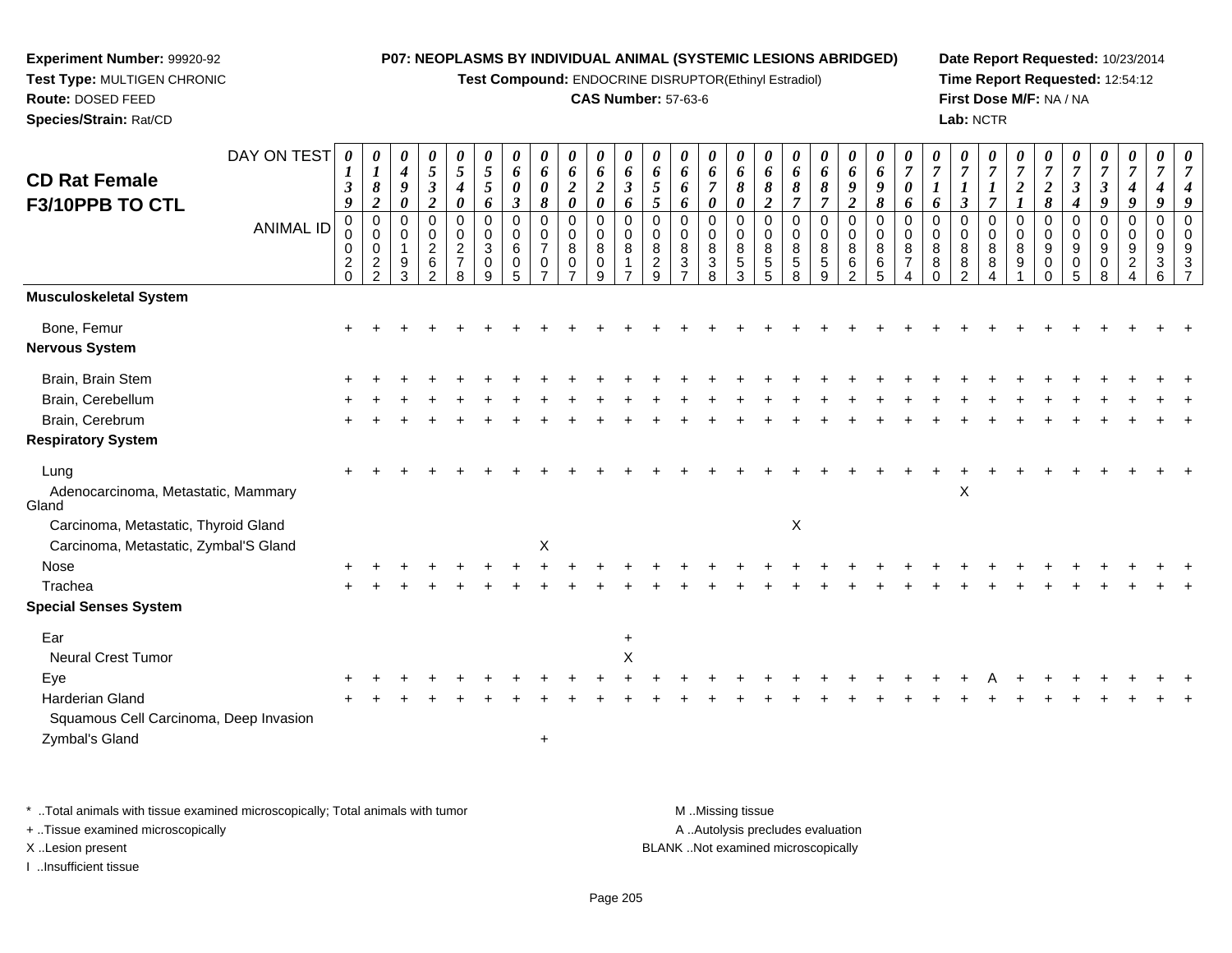**Experiment Number:** 99920-92
**Test Type:** MULTIGEN CHRONIC
**Route:** DOSED FEED
**Species/Strain:** Rat/CD

**P07: NEOPLASMS BY INDIVIDUAL ANIMAL (SYSTEMIC LESIONS ABRIDGED)**
**Test Compound:** ENDOCRINE DISRUPTOR(Ethinyl Estradiol)
**CAS Number:** 57-63-6

**Date Report Requested:** 10/23/2014
**Time Report Requested:** 12:54:12
**First Dose M/F:** NA / NA
**Lab:** NCTR

## CD Rat Female F3/10PPB TO CTL

| DAY ON TEST | 0139 | 0182 | 0490 | 0532 | 0540 | 0556 | 0603 | 0608 | 0620 | 0620 | 0636 | 0655 | 0666 | 0670 | 0680 | 0682 | 0687 | 0687 | 0692 | 0698 | 0706 | 0716 | 0713 | 0717 | 0721 | 0728 | 0734 | 0739 | 0749 | 0749 | 0749 |
|---|---|---|---|---|---|---|---|---|---|---|---|---|---|---|---|---|---|---|---|---|---|---|---|---|---|---|---|---|---|---|---|
| **ANIMAL ID** | 00020 | 00022 | 00193 | 00262 | 00278 | 00309 | 00605 | 00707 | 00807 | 00809 | 00817 | 00829 | 00837 | 00838 | 00853 | 00855 | 00858 | 00859 | 00862 | 00865 | 00874 | 00880 | 00882 | 00884 | 00891 | 00900 | 00905 | 00908 | 00924 | 00936 | 00937 |
| **Musculoskeletal System** | | | | | | | | | | | | | | | | | | | | | | | | | | | | | | | |
| Bone, Femur | + | + | + | + | + | + | + | + | + | + | + | + | + | + | + | + | + | + | + | + | + | + | + | + | + | + | + | + | + | + | + |
| **Nervous System** | | | | | | | | | | | | | | | | | | | | | | | | | | | | | | | |
| Brain, Brain Stem | + | + | + | + | + | + | + | + | + | + | + | + | + | + | + | + | + | + | + | + | + | + | + | + | + | + | + | + | + | + | + |
| Brain, Cerebellum | + | + | + | + | + | + | + | + | + | + | + | + | + | + | + | + | + | + | + | + | + | + | + | + | + | + | + | + | + | + | + |
| Brain, Cerebrum | + | + | + | + | + | + | + | + | + | + | + | + | + | + | + | + | + | + | + | + | + | + | + | + | + | + | + | + | + | + | + |
| **Respiratory System** | | | | | | | | | | | | | | | | | | | | | | | | | | | | | | | |
| Lung | + | + | + | + | + | + | + | + | + | + | + | + | + | + | + | + | + | + | + | + | + | + | + | + | + | + | + | + | + | + | + |
| Adenocarcinoma, Metastatic, Mammary Gland | | | | | | | | | | | | | | | | | | | | | | | X | | | | | | | | |
| Carcinoma, Metastatic, Thyroid Gland | | | | | | | | | | | | | | | | | X | | | | | | | | | | | | | | |
| Carcinoma, Metastatic, Zymbal'S Gland | | | | | | | | X | | | | | | | | | | | | | | | | | | | | | | | |
| Nose | + | + | + | + | + | + | + | + | + | + | + | + | + | + | + | + | + | + | + | + | + | + | + | + | + | + | + | + | + | + | + |
| Trachea | + | + | + | + | + | + | + | + | + | + | + | + | + | + | + | + | + | + | + | + | + | + | + | + | + | + | + | + | + | + | + |
| **Special Senses System** | | | | | | | | | | | | | | | | | | | | | | | | | | | | | | | |
| Ear | | | | | | | | | | | + | | | | | | | | | | | | | | | | | | | | |
| Neural Crest Tumor | | | | | | | | | | | X | | | | | | | | | | | | | | | | | | | | |
| Eye | + | + | + | + | + | + | + | + | + | + | + | + | + | + | + | + | + | + | + | + | + | + | + | A | + | + | + | + | + | + | + |
| Harderian Gland | + | + | + | + | + | + | + | + | + | + | + | + | + | + | + | + | + | + | + | + | + | + | + | + | + | + | + | + | + | + | + |
| Squamous Cell Carcinoma, Deep Invasion | | | | | | | | | | | | | | | | | | | | | | | | | | | | | | | |
| Zymbal's Gland | | | | | | | | + | | | | | | | | | | | | | | | | | | | | | | | |

\* ..Total animals with tissue examined microscopically; Total animals with tumor
+ ..Tissue examined microscopically
X ..Lesion present
I ..Insufficient tissue

M ..Missing tissue
A ..Autolysis precludes evaluation
BLANK ..Not examined microscopically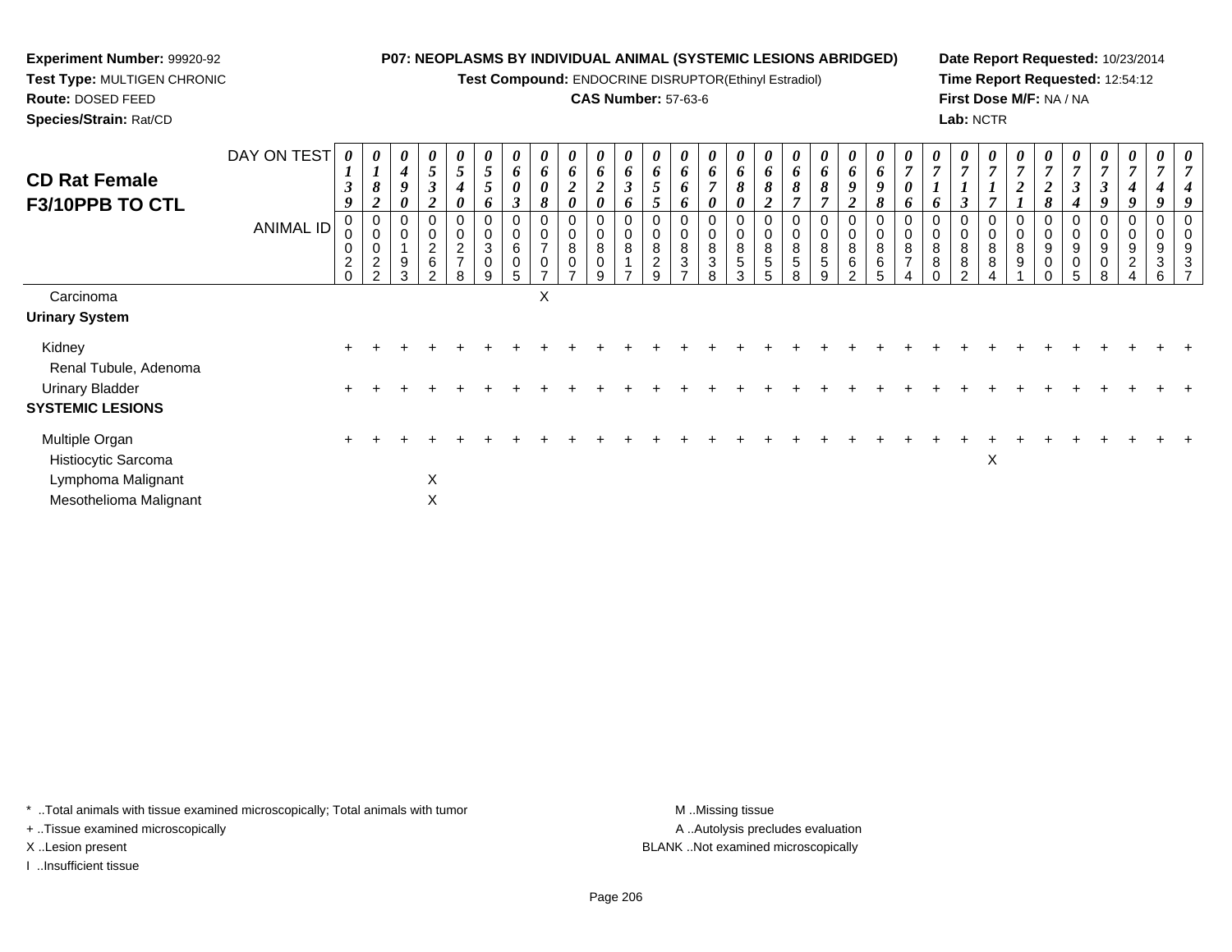**Experiment Number:** 99920-92
**Test Type:** MULTIGEN CHRONIC
**Route:** DOSED FEED
**Species/Strain:** Rat/CD

**P07: NEOPLASMS BY INDIVIDUAL ANIMAL (SYSTEMIC LESIONS ABRIDGED)**
**Test Compound:** ENDOCRINE DISRUPTOR(Ethinyl Estradiol)
**CAS Number:** 57-63-6

**Date Report Requested:** 10/23/2014
**Time Report Requested:** 12:54:12
**First Dose M/F:** NA / NA
**Lab:** NCTR

## CD Rat Female F3/10PPB TO CTL

| DAY ON TEST | 0139 | 0182 | 0490 | 0532 | 0540 | 0556 | 0603 | 0608 | 0620 | 0620 | 0636 | 0655 | 0666 | 0670 | 0680 | 0682 | 0687 | 0687 | 0692 | 0698 | 0706 | 0716 | 0713 | 0717 | 0721 | 0728 | 0734 | 0739 | 0749 | 0749 | 0749 |
|---|---|---|---|---|---|---|---|---|---|---|---|---|---|---|---|---|---|---|---|---|---|---|---|---|---|---|---|---|---|---|---|
| ANIMAL ID | 00020 | 00022 | 00193 | 00262 | 00278 | 00309 | 00605 | 00707 | 00807 | 00809 | 00817 | 00829 | 00837 | 00838 | 00853 | 00855 | 00858 | 00859 | 00862 | 00865 | 00874 | 00880 | 00882 | 00884 | 00891 | 00900 | 00905 | 00908 | 00924 | 00936 | 00937 |
| Carcinoma | | | | | | | | X | | | | | | | | | | | | | | | | | | | | | | | |
| **Urinary System** | | | | | | | | | | | | | | | | | | | | | | | | | | | | | | | |
| Kidney | + | + | + | + | + | + | + | + | + | + | + | + | + | + | + | + | + | + | + | + | + | + | + | + | + | + | + | + | + | + | + |
| Renal Tubule, Adenoma | | | | | | | | | | | | | | | | | | | | | | | | | | | | | | | |
| Urinary Bladder | + | + | + | + | + | + | + | + | + | + | + | + | + | + | + | + | + | + | + | + | + | + | + | + | + | + | + | + | + | + | + |
| **SYSTEMIC LESIONS** | | | | | | | | | | | | | | | | | | | | | | | | | | | | | | | |
| Multiple Organ | + | + | + | + | + | + | + | + | + | + | + | + | + | + | + | + | + | + | + | + | + | + | + | + | + | + | + | + | + | + | + |
| Histiocytic Sarcoma | | | | | | | | | | | | | | | | | | | | | | | | X | | | | | | | |
| Lymphoma Malignant | | | | X | | | | | | | | | | | | | | | | | | | | | | | | | | | |
| Mesothelioma Malignant | | | | X | | | | | | | | | | | | | | | | | | | | | | | | | | | |

* ..Total animals with tissue examined microscopically; Total animals with tumor
+ ..Tissue examined microscopically
X ..Lesion present
I ..Insufficient tissue

M ..Missing tissue
A ..Autolysis precludes evaluation
BLANK ..Not examined microscopically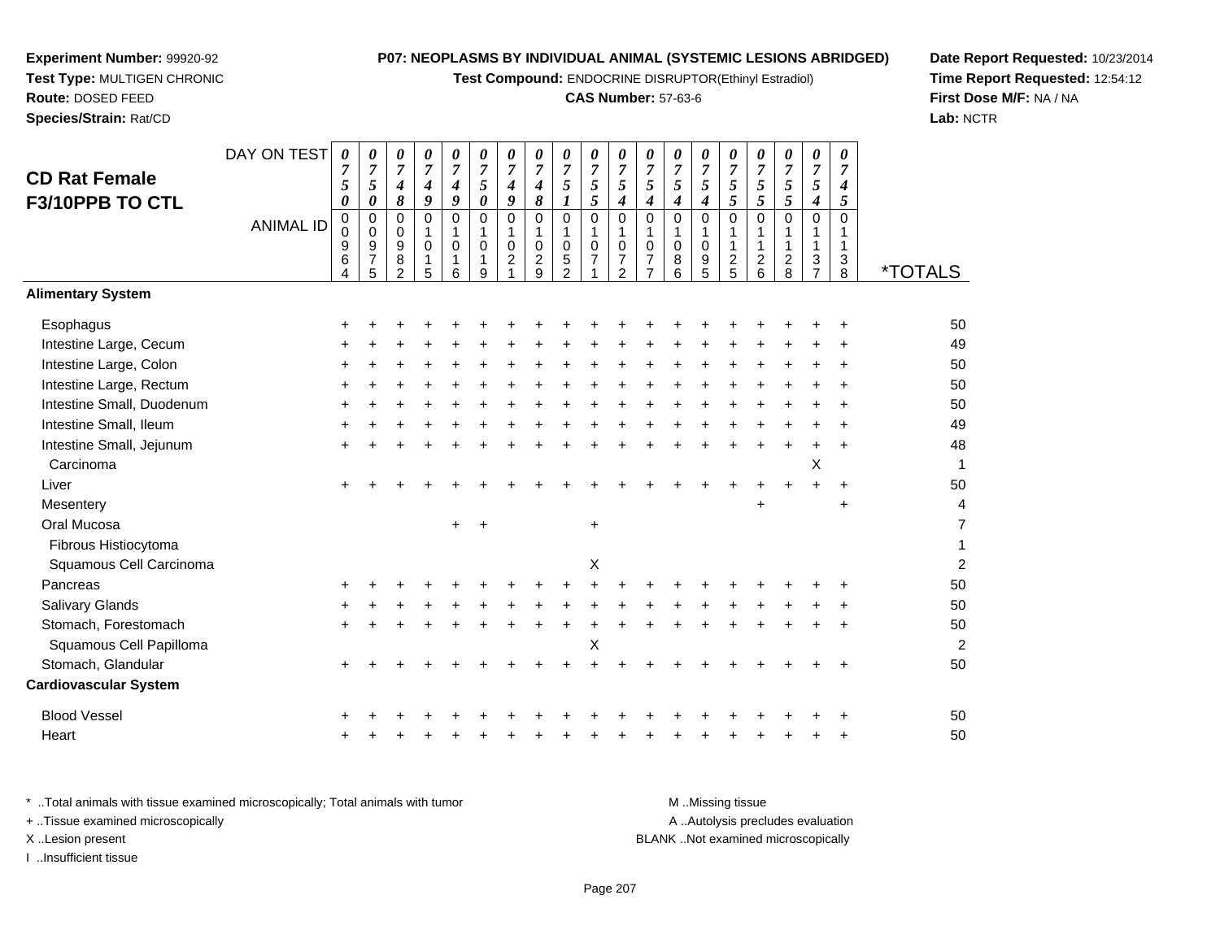**Experiment Number:** 99920-92
**Test Type:** MULTIGEN CHRONIC
**Route:** DOSED FEED
**Species/Strain:** Rat/CD

**P07: NEOPLASMS BY INDIVIDUAL ANIMAL (SYSTEMIC LESIONS ABRIDGED)**
**Test Compound:** ENDOCRINE DISRUPTOR(Ethinyl Estradiol)
**CAS Number:** 57-63-6

**Date Report Requested:** 10/23/2014
**Time Report Requested:** 12:54:12
**First Dose M/F:** NA / NA
**Lab:** NCTR

## CD Rat Female F3/10PPB TO CTL

| DAY ON TEST | 0750 | 0750 | 0748 | 0749 | 0749 | 0750 | 0749 | 0748 | 0751 | 0755 | 0754 | 0754 | 0754 | 0754 | 0755 | 0755 | 0755 | 0754 | 0745 | |
|---|---|---|---|---|---|---|---|---|---|---|---|---|---|---|---|---|---|---|---|---|
| **ANIMAL ID** | 00964 | 00975 | 00982 | 01015 | 01016 | 01019 | 01021 | 01029 | 01052 | 01071 | 01072 | 01077 | 01086 | 01095 | 01125 | 01126 | 01128 | 01137 | 01138 | ***TOTALS** |
| **Alimentary System** | | | | | | | | | | | | | | | | | | | | |
| Esophagus | + | + | + | + | + | + | + | + | + | + | + | + | + | + | + | + | + | + | + | 50 |
| Intestine Large, Cecum | + | + | + | + | + | + | + | + | + | + | + | + | + | + | + | + | + | + | + | 49 |
| Intestine Large, Colon | + | + | + | + | + | + | + | + | + | + | + | + | + | + | + | + | + | + | + | 50 |
| Intestine Large, Rectum | + | + | + | + | + | + | + | + | + | + | + | + | + | + | + | + | + | + | + | 50 |
| Intestine Small, Duodenum | + | + | + | + | + | + | + | + | + | + | + | + | + | + | + | + | + | + | + | 50 |
| Intestine Small, Ileum | + | + | + | + | + | + | + | + | + | + | + | + | + | + | + | + | + | + | + | 49 |
| Intestine Small, Jejunum | + | + | + | + | + | + | + | + | + | + | + | + | + | + | + | + | + | + | + | 48 |
| Carcinoma | | | | | | | | | | | | | | | | | | X | | 1 |
| Liver | + | + | + | + | + | + | + | + | + | + | + | + | + | + | + | + | + | + | + | 50 |
| Mesentery | | | | | | | | | | | | | | | | + | | | + | 4 |
| Oral Mucosa | | | | | + | + | | | | + | | | | | | | | | | 7 |
| Fibrous Histiocytoma | | | | | | | | | | | | | | | | | | | | 1 |
| Squamous Cell Carcinoma | | | | | | | | | | X | | | | | | | | | | 2 |
| Pancreas | + | + | + | + | + | + | + | + | + | + | + | + | + | + | + | + | + | + | + | 50 |
| Salivary Glands | + | + | + | + | + | + | + | + | + | + | + | + | + | + | + | + | + | + | + | 50 |
| Stomach, Forestomach | + | + | + | + | + | + | + | + | + | + | + | + | + | + | + | + | + | + | + | 50 |
| Squamous Cell Papilloma | | | | | | | | | | X | | | | | | | | | | 2 |
| Stomach, Glandular | + | + | + | + | + | + | + | + | + | + | + | + | + | + | + | + | + | + | + | 50 |
| **Cardiovascular System** | | | | | | | | | | | | | | | | | | | | |
| Blood Vessel | + | + | + | + | + | + | + | + | + | + | + | + | + | + | + | + | + | + | + | 50 |
| Heart | + | + | + | + | + | + | + | + | + | + | + | + | + | + | + | + | + | + | + | 50 |

\* ..Total animals with tissue examined microscopically; Total animals with tumor
\+ ..Tissue examined microscopically
X ..Lesion present
I ..Insufficient tissue

M ..Missing tissue
A ..Autolysis precludes evaluation
BLANK ..Not examined microscopically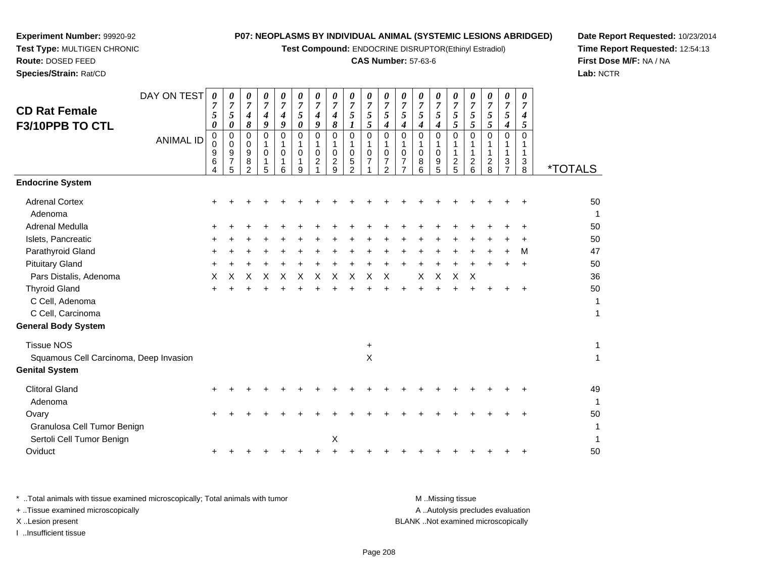**Experiment Number:** 99920-92
**Test Type:** MULTIGEN CHRONIC
**Route:** DOSED FEED
**Species/Strain:** Rat/CD

**P07: NEOPLASMS BY INDIVIDUAL ANIMAL (SYSTEMIC LESIONS ABRIDGED)**
**Test Compound:** ENDOCRINE DISRUPTOR(Ethinyl Estradiol)
**CAS Number:** 57-63-6

**Date Report Requested:** 10/23/2014
**Time Report Requested:** 12:54:13
**First Dose M/F:** NA / NA
**Lab:** NCTR

## CD Rat Female
## F3/10PPB TO CTL

| DAY ON TEST | 0750 | 0750 | 0748 | 0749 | 0749 | 0750 | 0749 | 0748 | 0751 | 0755 | 0754 | 0754 | 0754 | 0754 | 0755 | 0755 | 0755 | 0754 | 0745 | |
|---|---|---|---|---|---|---|---|---|---|---|---|---|---|---|---|---|---|---|---|---|
| **ANIMAL ID** | 00964 | 00975 | 00982 | 01015 | 01016 | 01019 | 01021 | 01029 | 01052 | 01071 | 01072 | 01077 | 01086 | 01095 | 01125 | 01126 | 01128 | 01137 | 01138 | ***TOTALS** |
| **Endocrine System** | | | | | | | | | | | | | | | | | | | | |
| Adrenal Cortex | + | + | + | + | + | + | + | + | + | + | + | + | + | + | + | + | + | + | + | 50 |
| Adenoma | | | | | | | | | | | | | | | | | | | | 1 |
| Adrenal Medulla | + | + | + | + | + | + | + | + | + | + | + | + | + | + | + | + | + | + | + | 50 |
| Islets, Pancreatic | + | + | + | + | + | + | + | + | + | + | + | + | + | + | + | + | + | + | + | 50 |
| Parathyroid Gland | + | + | + | + | + | + | + | + | + | + | + | + | + | + | + | + | + | + | M | 47 |
| Pituitary Gland | + | + | + | + | + | + | + | + | + | + | + | + | + | + | + | + | + | + | + | 50 |
| Pars Distalis, Adenoma | X | X | X | X | X | X | X | X | X | X | X | | X | X | X | X | | | | 36 |
| Thyroid Gland | + | + | + | + | + | + | + | + | + | + | + | + | + | + | + | + | + | + | + | 50 |
| C Cell, Adenoma | | | | | | | | | | | | | | | | | | | | 1 |
| C Cell, Carcinoma | | | | | | | | | | | | | | | | | | | | 1 |
| **General Body System** | | | | | | | | | | | | | | | | | | | | |
| Tissue NOS | | | | | | | | | | + | | | | | | | | | | 1 |
| Squamous Cell Carcinoma, Deep Invasion | | | | | | | | | | X | | | | | | | | | | 1 |
| **Genital System** | | | | | | | | | | | | | | | | | | | | |
| Clitoral Gland | + | + | + | + | + | + | + | + | + | + | + | + | + | + | + | + | + | + | + | 49 |
| Adenoma | | | | | | | | | | | | | | | | | | | | 1 |
| Ovary | + | + | + | + | + | + | + | + | + | + | + | + | + | + | + | + | + | + | + | 50 |
| Granulosa Cell Tumor Benign | | | | | | | | | | | | | | | | | | | | 1 |
| Sertoli Cell Tumor Benign | | | | | | | | X | | | | | | | | | | | | 1 |
| Oviduct | + | + | + | + | + | + | + | + | + | + | + | + | + | + | + | + | + | + | + | 50 |

* ..Total animals with tissue examined microscopically; Total animals with tumor
+ ..Tissue examined microscopically
X ..Lesion present
I ..Insufficient tissue

M ..Missing tissue
A ..Autolysis precludes evaluation
BLANK ..Not examined microscopically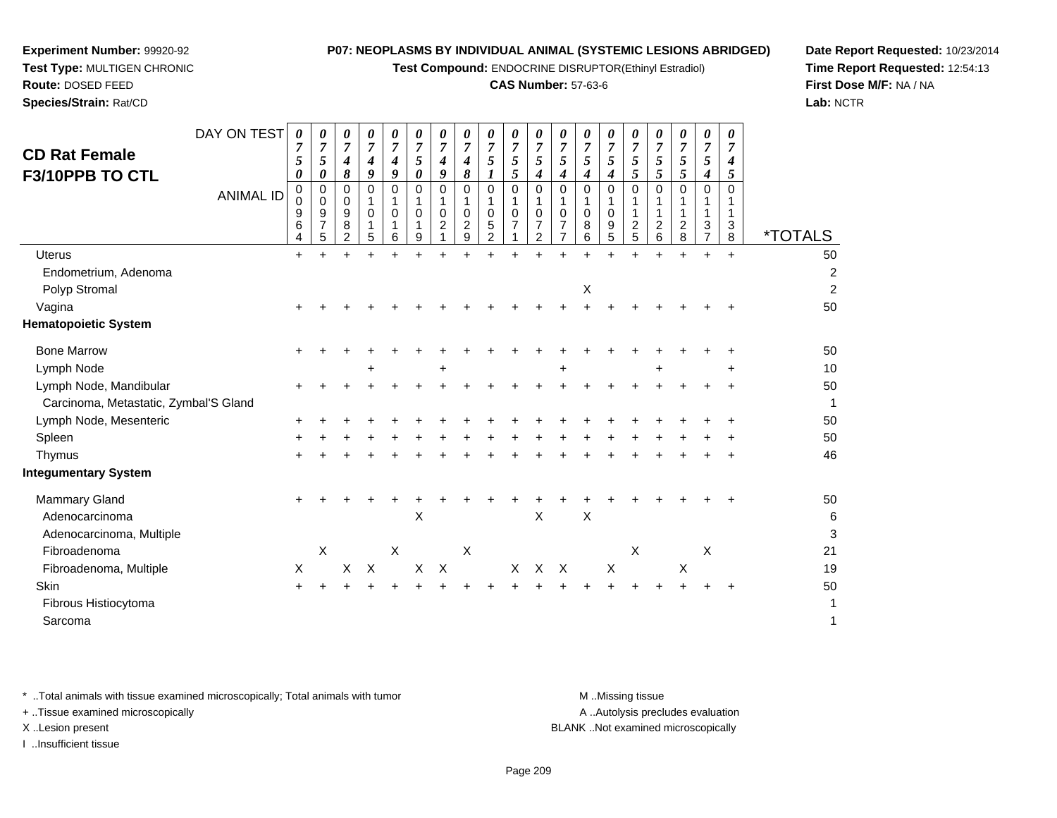**Experiment Number:** 99920-92
**Test Type:** MULTIGEN CHRONIC
**Route:** DOSED FEED
**Species/Strain:** Rat/CD

**P07: NEOPLASMS BY INDIVIDUAL ANIMAL (SYSTEMIC LESIONS ABRIDGED)**
**Test Compound:** ENDOCRINE DISRUPTOR(Ethinyl Estradiol)
**CAS Number:** 57-63-6

**Date Report Requested:** 10/23/2014
**Time Report Requested:** 12:54:13
**First Dose M/F:** NA / NA
**Lab:** NCTR

## CD Rat Female F3/10PPB TO CTL

| DAY ON TEST | 0750 | 0750 | 0748 | 0749 | 0749 | 0750 | 0749 | 0748 | 0751 | 0755 | 0754 | 0754 | 0754 | 0754 | 0755 | 0755 | 0755 | 0754 | 0745 | |
|---|---|---|---|---|---|---|---|---|---|---|---|---|---|---|---|---|---|---|---|---|
| **ANIMAL ID** | 00964 | 00975 | 00982 | 01015 | 01016 | 01019 | 01021 | 01029 | 01052 | 01071 | 01072 | 01077 | 01086 | 01095 | 01125 | 01126 | 01128 | 01137 | 01138 | ***TOTALS** |
| Uterus | + | + | + | + | + | + | + | + | + | + | + | + | + | + | + | + | + | + | + | 50 |
| Endometrium, Adenoma | | | | | | | | | | | | | | | | | | | | 2 |
| Polyp Stromal | | | | | | | | | | | | | X | | | | | | | 2 |
| Vagina | + | + | + | + | + | + | + | + | + | + | + | + | + | + | + | + | + | + | + | 50 |
| **Hematopoietic System** | | | | | | | | | | | | | | | | | | | | |
| Bone Marrow | + | + | + | + | + | + | + | + | + | + | + | + | + | + | + | + | + | + | + | 50 |
| Lymph Node | | | | + | | | + | | | | | + | | | | + | | | + | 10 |
| Lymph Node, Mandibular | + | + | + | + | + | + | + | + | + | + | + | + | + | + | + | + | + | + | + | 50 |
| Carcinoma, Metastatic, Zymbal'S Gland | | | | | | | | | | | | | | | | | | | | 1 |
| Lymph Node, Mesenteric | + | + | + | + | + | + | + | + | + | + | + | + | + | + | + | + | + | + | + | 50 |
| Spleen | + | + | + | + | + | + | + | + | + | + | + | + | + | + | + | + | + | + | + | 50 |
| Thymus | + | + | + | + | + | + | + | + | + | + | + | + | + | + | + | + | + | + | + | 46 |
| **Integumentary System** | | | | | | | | | | | | | | | | | | | | |
| Mammary Gland | + | + | + | + | + | + | + | + | + | + | + | + | + | + | + | + | + | + | + | 50 |
| Adenocarcinoma | | | | | | X | | | | | X | | X | | | | | | | 6 |
| Adenocarcinoma, Multiple | | | | | | | | | | | | | | | | | | | | 3 |
| Fibroadenoma | | X | | | X | | | X | | | | | | | X | | | X | | 21 |
| Fibroadenoma, Multiple | X | | X | X | | X | X | | | X | X | X | | X | | | X | | | 19 |
| Skin | + | + | + | + | + | + | + | + | + | + | + | + | + | + | + | + | + | + | + | 50 |
| Fibrous Histiocytoma | | | | | | | | | | | | | | | | | | | | 1 |
| Sarcoma | | | | | | | | | | | | | | | | | | | | 1 |

* ..Total animals with tissue examined microscopically; Total animals with tumor
+ ..Tissue examined microscopically
X ..Lesion present
I ..Insufficient tissue

M ..Missing tissue
A ..Autolysis precludes evaluation
BLANK ..Not examined microscopically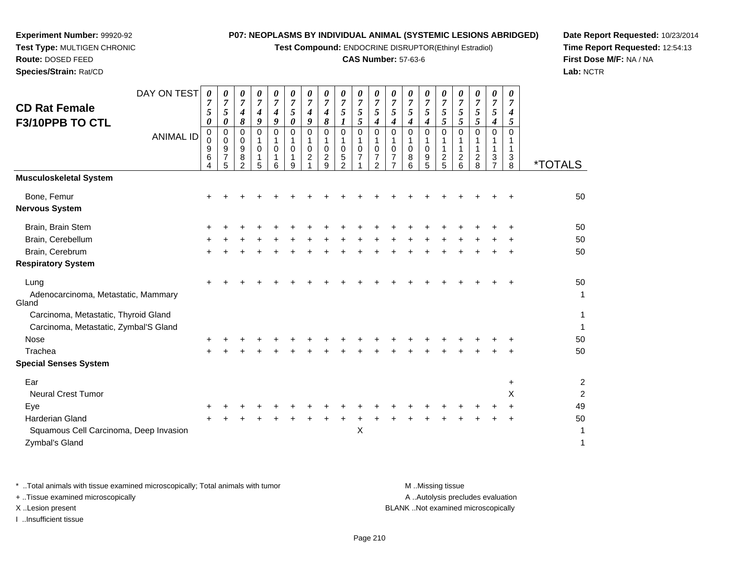**Experiment Number:** 99920-92
**Test Type:** MULTIGEN CHRONIC
**Route:** DOSED FEED
**Species/Strain:** Rat/CD

**P07: NEOPLASMS BY INDIVIDUAL ANIMAL (SYSTEMIC LESIONS ABRIDGED)**
**Test Compound:** ENDOCRINE DISRUPTOR(Ethinyl Estradiol)
**CAS Number:** 57-63-6

**Date Report Requested:** 10/23/2014
**Time Report Requested:** 12:54:13
**First Dose M/F:** NA / NA
**Lab:** NCTR

## CD Rat Female
## F3/10PPB TO CTL

| DAY ON TEST | 0750 | 0750 | 0748 | 0749 | 0749 | 0750 | 0749 | 0748 | 0751 | 0755 | 0754 | 0754 | 0754 | 0754 | 0755 | 0755 | 0755 | 0754 | 0745 | |
|---|---|---|---|---|---|---|---|---|---|---|---|---|---|---|---|---|---|---|---|---|
| ANIMAL ID | 00964 | 00975 | 00982 | 01015 | 01016 | 01019 | 01021 | 01029 | 01052 | 01071 | 01072 | 01077 | 01086 | 01095 | 01125 | 01126 | 01128 | 01137 | 01138 | *TOTALS |
| **Musculoskeletal System** | | | | | | | | | | | | | | | | | | | | |
| Bone, Femur | + | + | + | + | + | + | + | + | + | + | + | + | + | + | + | + | + | + | + | 50 |
| **Nervous System** | | | | | | | | | | | | | | | | | | | | |
| Brain, Brain Stem | + | + | + | + | + | + | + | + | + | + | + | + | + | + | + | + | + | + | + | 50 |
| Brain, Cerebellum | + | + | + | + | + | + | + | + | + | + | + | + | + | + | + | + | + | + | + | 50 |
| Brain, Cerebrum | + | + | + | + | + | + | + | + | + | + | + | + | + | + | + | + | + | + | + | 50 |
| **Respiratory System** | | | | | | | | | | | | | | | | | | | | |
| Lung | + | + | + | + | + | + | + | + | + | + | + | + | + | + | + | + | + | + | + | 50 |
| Adenocarcinoma, Metastatic, Mammary Gland | | | | | | | | | | | | | | | | | | | | 1 |
| Carcinoma, Metastatic, Thyroid Gland | | | | | | | | | | | | | | | | | | | | 1 |
| Carcinoma, Metastatic, Zymbal'S Gland | | | | | | | | | | | | | | | | | | | | 1 |
| Nose | + | + | + | + | + | + | + | + | + | + | + | + | + | + | + | + | + | + | + | 50 |
| Trachea | + | + | + | + | + | + | + | + | + | + | + | + | + | + | + | + | + | + | + | 50 |
| **Special Senses System** | | | | | | | | | | | | | | | | | | | | |
| Ear | | | | | | | | | | | | | | | | | | | + | 2 |
| Neural Crest Tumor | | | | | | | | | | | | | | | | | | | X | 2 |
| Eye | + | + | + | + | + | + | + | + | + | + | + | + | + | + | + | + | + | + | + | 49 |
| Harderian Gland | + | + | + | + | + | + | + | + | + | + | + | + | + | + | + | + | + | + | + | 50 |
| Squamous Cell Carcinoma, Deep Invasion | | | | | | | | | | X | | | | | | | | | | 1 |
| Zymbal's Gland | | | | | | | | | | | | | | | | | | | | 1 |

\* ..Total animals with tissue examined microscopically; Total animals with tumor
\+ ..Tissue examined microscopically
X ..Lesion present
I ..Insufficient tissue

M ..Missing tissue
A ..Autolysis precludes evaluation
BLANK ..Not examined microscopically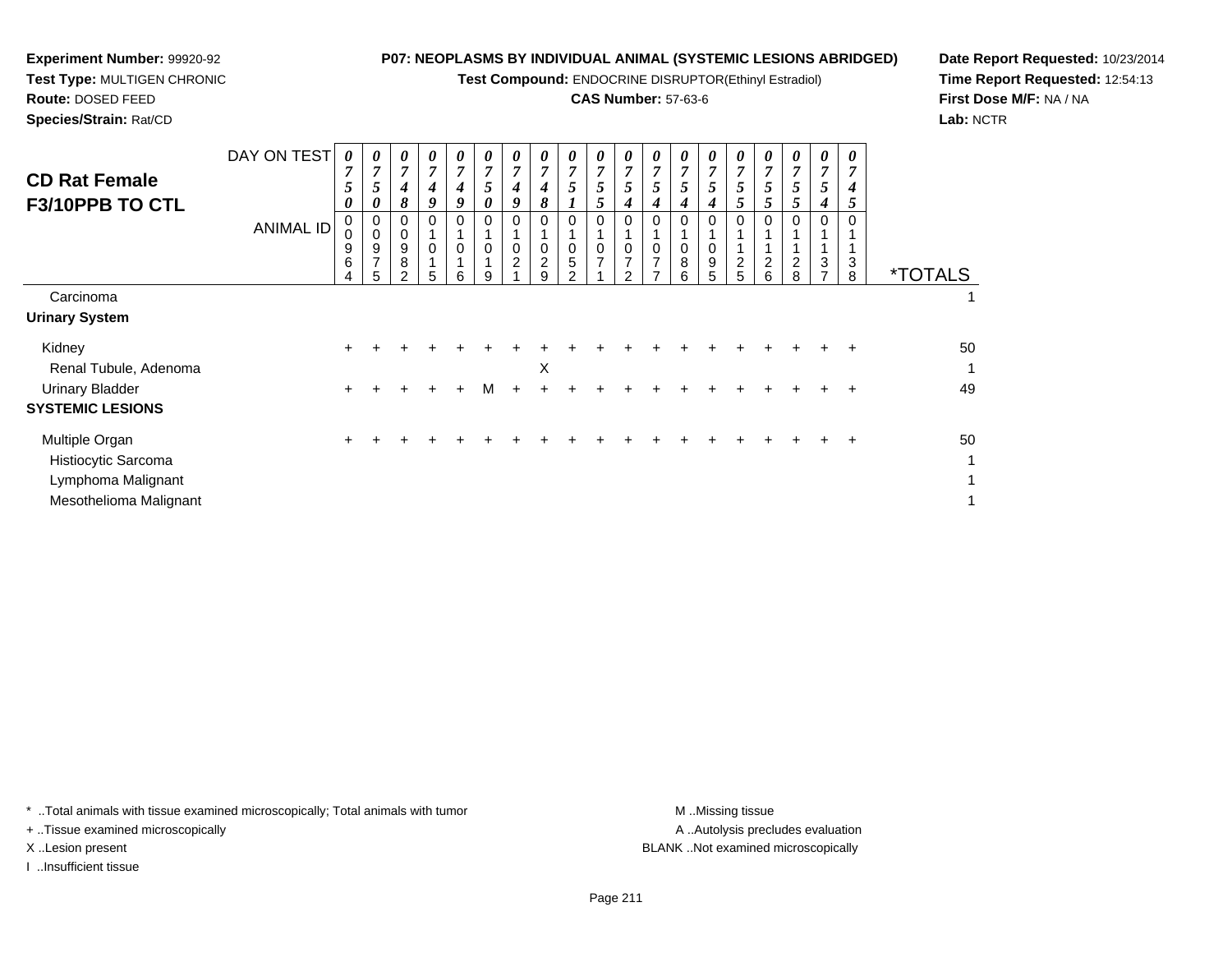**Experiment Number:** 99920-92
**Test Type:** MULTIGEN CHRONIC
**Route:** DOSED FEED
**Species/Strain:** Rat/CD

**P07: NEOPLASMS BY INDIVIDUAL ANIMAL (SYSTEMIC LESIONS ABRIDGED)**
**Test Compound:** ENDOCRINE DISRUPTOR(Ethinyl Estradiol)
**CAS Number:** 57-63-6

**Date Report Requested:** 10/23/2014
**Time Report Requested:** 12:54:13
**First Dose M/F:** NA / NA
**Lab:** NCTR

## CD Rat Female F3/10PPB TO CTL

| DAY ON TEST | 0750 | 0750 | 0748 | 0749 | 0749 | 0750 | 0749 | 0748 | 0751 | 0755 | 0754 | 0754 | 0754 | 0754 | 0755 | 0755 | 0755 | 0754 | 0745 | |
|---|---|---|---|---|---|---|---|---|---|---|---|---|---|---|---|---|---|---|---|---|
| **ANIMAL ID** | 00964 | 00975 | 00982 | 01015 | 01016 | 01019 | 01021 | 01029 | 01052 | 01071 | 01072 | 01077 | 01086 | 01095 | 01125 | 01126 | 01128 | 01137 | 01138 | ***TOTALS** |
| Carcinoma | | | | | | | | | | | | | | | | | | | | 1 |
| **Urinary System** | | | | | | | | | | | | | | | | | | | | |
| Kidney | + | + | + | + | + | + | + | + | + | + | + | + | + | + | + | + | + | + | + | 50 |
| Renal Tubule, Adenoma | | | | | | | | X | | | | | | | | | | | | 1 |
| Urinary Bladder | + | + | + | + | + | M | + | + | + | + | + | + | + | + | + | + | + | + | + | 49 |
| **SYSTEMIC LESIONS** | | | | | | | | | | | | | | | | | | | | |
| Multiple Organ | + | + | + | + | + | + | + | + | + | + | + | + | + | + | + | + | + | + | + | 50 |
| Histiocytic Sarcoma | | | | | | | | | | | | | | | | | | | | 1 |
| Lymphoma Malignant | | | | | | | | | | | | | | | | | | | | 1 |
| Mesothelioma Malignant | | | | | | | | | | | | | | | | | | | | 1 |

\* ..Total animals with tissue examined microscopically; Total animals with tumor
\+ ..Tissue examined microscopically
X ..Lesion present
I ..Insufficient tissue

M ..Missing tissue
A ..Autolysis precludes evaluation
BLANK ..Not examined microscopically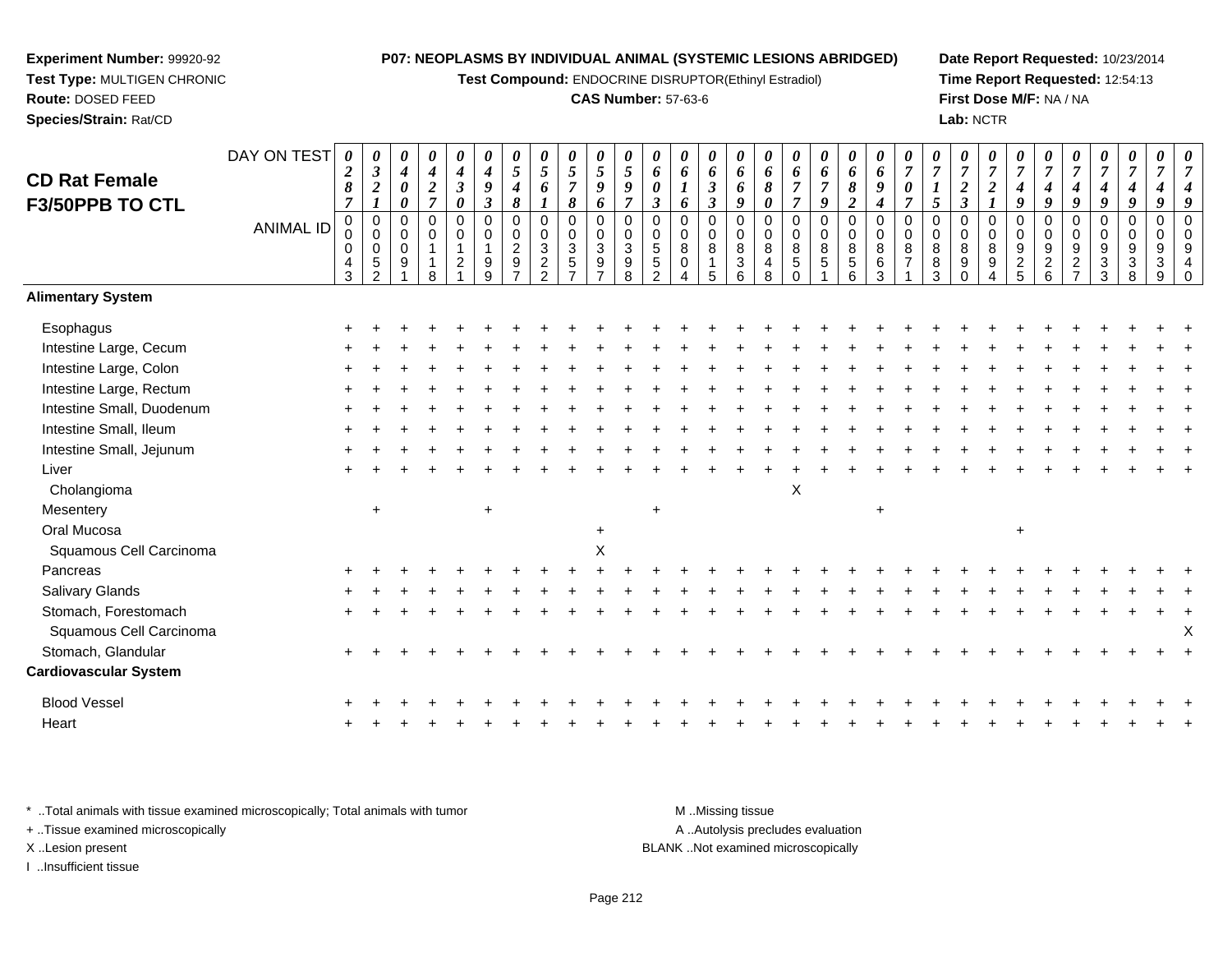**Experiment Number:** 99920-92
**Test Type:** MULTIGEN CHRONIC
**Route:** DOSED FEED
**Species/Strain:** Rat/CD

**P07: NEOPLASMS BY INDIVIDUAL ANIMAL (SYSTEMIC LESIONS ABRIDGED)**
**Test Compound:** ENDOCRINE DISRUPTOR(Ethinyl Estradiol)
**CAS Number:** 57-63-6

**Date Report Requested:** 10/23/2014
**Time Report Requested:** 12:54:13
**First Dose M/F:** NA / NA
**Lab:** NCTR

## CD Rat Female F3/50PPB TO CTL

| DAY ON TEST | 0287 | 0321 | 0400 | 0427 | 0430 | 0493 | 0548 | 0561 | 0578 | 0596 | 0597 | 0603 | 0616 | 0633 | 0669 | 0680 | 0677 | 0679 | 0682 | 0694 | 0707 | 0715 | 0723 | 0721 | 0749 | 0749 | 0749 | 0749 | 0749 | 0749 | 0749 |
|---|---|---|---|---|---|---|---|---|---|---|---|---|---|---|---|---|---|---|---|---|---|---|---|---|---|---|---|---|---|---|---|
| **ANIMAL ID** | 0043 | 0052 | 0091 | 0118 | 0121 | 0199 | 0297 | 0322 | 0357 | 0397 | 0398 | 0552 | 0804 | 0815 | 0836 | 0848 | 0850 | 0851 | 0856 | 0863 | 0871 | 0883 | 0890 | 0894 | 0925 | 0926 | 0927 | 0933 | 0938 | 0939 | 0940 |
| **Alimentary System** | | | | | | | | | | | | | | | | | | | | | | | | | | | | | | | |
| Esophagus | + | + | + | + | + | + | + | + | + | + | + | + | + | + | + | + | + | + | + | + | + | + | + | + | + | + | + | + | + | + | + |
| Intestine Large, Cecum | + | + | + | + | + | + | + | + | + | + | + | + | + | + | + | + | + | + | + | + | + | + | + | + | + | + | + | + | + | + | + |
| Intestine Large, Colon | + | + | + | + | + | + | + | + | + | + | + | + | + | + | + | + | + | + | + | + | + | + | + | + | + | + | + | + | + | + | + |
| Intestine Large, Rectum | + | + | + | + | + | + | + | + | + | + | + | + | + | + | + | + | + | + | + | + | + | + | + | + | + | + | + | + | + | + | + |
| Intestine Small, Duodenum | + | + | + | + | + | + | + | + | + | + | + | + | + | + | + | + | + | + | + | + | + | + | + | + | + | + | + | + | + | + | + |
| Intestine Small, Ileum | + | + | + | + | + | + | + | + | + | + | + | + | + | + | + | + | + | + | + | + | + | + | + | + | + | + | + | + | + | + | + |
| Intestine Small, Jejunum | + | + | + | + | + | + | + | + | + | + | + | + | + | + | + | + | + | + | + | + | + | + | + | + | + | + | + | + | + | + | + |
| Liver | + | + | + | + | + | + | + | + | + | + | + | + | + | + | + | + | + | + | + | + | + | + | + | + | + | + | + | + | + | + | + |
| Cholangioma | | | | | | | | | | | | | | | | | X | | | | | | | | | | | | | | |
| Mesentery | | + | | | | + | | | | | | + | | | | | | | | + | | | | | | | | | | | |
| Oral Mucosa | | | | | | | | | | + | | | | | | | | | | | | | | | + | | | | | | |
| Squamous Cell Carcinoma | | | | | | | | | | X | | | | | | | | | | | | | | | | | | | | | |
| Pancreas | + | + | + | + | + | + | + | + | + | + | + | + | + | + | + | + | + | + | + | + | + | + | + | + | + | + | + | + | + | + | + |
| Salivary Glands | + | + | + | + | + | + | + | + | + | + | + | + | + | + | + | + | + | + | + | + | + | + | + | + | + | + | + | + | + | + | + |
| Stomach, Forestomach | + | + | + | + | + | + | + | + | + | + | + | + | + | + | + | + | + | + | + | + | + | + | + | + | + | + | + | + | + | + | + |
| Squamous Cell Carcinoma | | | | | | | | | | | | | | | | | | | | | | | | | | | | | | | X |
| Stomach, Glandular | + | + | + | + | + | + | + | + | + | + | + | + | + | + | + | + | + | + | + | + | + | + | + | + | + | + | + | + | + | + | + |
| **Cardiovascular System** | | | | | | | | | | | | | | | | | | | | | | | | | | | | | | | |
| Blood Vessel | + | + | + | + | + | + | + | + | + | + | + | + | + | + | + | + | + | + | + | + | + | + | + | + | + | + | + | + | + | + | + |
| Heart | + | + | + | + | + | + | + | + | + | + | + | + | + | + | + | + | + | + | + | + | + | + | + | + | + | + | + | + | + | + | + |

\* ..Total animals with tissue examined microscopically; Total animals with tumor
\+ ..Tissue examined microscopically
X ..Lesion present
I ..Insufficient tissue

M ..Missing tissue
A ..Autolysis precludes evaluation
BLANK ..Not examined microscopically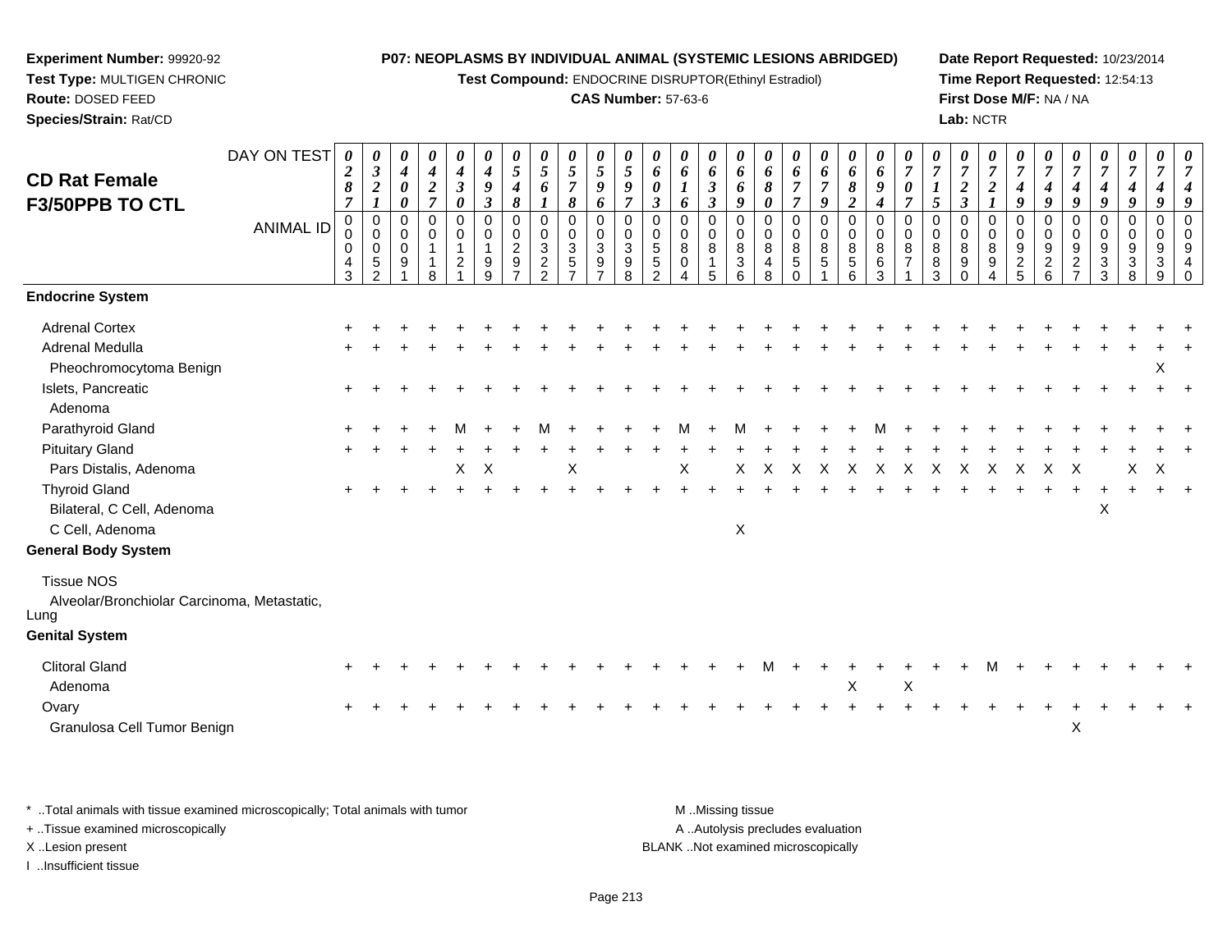**Experiment Number:** 99920-92
**Test Type:** MULTIGEN CHRONIC
**Route:** DOSED FEED
**Species/Strain:** Rat/CD

**P07: NEOPLASMS BY INDIVIDUAL ANIMAL (SYSTEMIC LESIONS ABRIDGED)**
**Test Compound:** ENDOCRINE DISRUPTOR(Ethinyl Estradiol)
**CAS Number:** 57-63-6

**Date Report Requested:** 10/23/2014
**Time Report Requested:** 12:54:13
**First Dose M/F:** NA / NA
**Lab:** NCTR

## CD Rat Female F3/50PPB TO CTL

| DAY ON TEST | 0287 | 0321 | 0400 | 0427 | 0430 | 0493 | 0548 | 0561 | 0578 | 0596 | 0597 | 0603 | 0616 | 0633 | 0669 | 0680 | 0677 | 0679 | 0682 | 0694 | 0707 | 0715 | 0723 | 0721 | 0749 | 0749 | 0749 | 0749 | 0749 | 0749 | 0749 |
|---|---|---|---|---|---|---|---|---|---|---|---|---|---|---|---|---|---|---|---|---|---|---|---|---|---|---|---|---|---|---|---|
| **ANIMAL ID** | 0043 | 0052 | 0091 | 0118 | 0121 | 0199 | 0297 | 0322 | 0357 | 0397 | 0398 | 0552 | 0804 | 0815 | 0836 | 0848 | 0850 | 0851 | 0856 | 0863 | 0871 | 0883 | 0890 | 0894 | 0925 | 0926 | 0927 | 0933 | 0938 | 0939 | 0940 |
| **Endocrine System** | | | | | | | | | | | | | | | | | | | | | | | | | | | | | | | |
| Adrenal Cortex | + | + | + | + | + | + | + | + | + | + | + | + | + | + | + | + | + | + | + | + | + | + | + | + | + | + | + | + | + | + | + |
| Adrenal Medulla | + | + | + | + | + | + | + | + | + | + | + | + | + | + | + | + | + | + | + | + | + | + | + | + | + | + | + | + | + | + | + |
| Pheochromocytoma Benign | | | | | | | | | | | | | | | | | | | | | | | | | | | | | | X | |
| Islets, Pancreatic | + | + | + | + | + | + | + | + | + | + | + | + | + | + | + | + | + | + | + | + | + | + | + | + | + | + | + | + | + | + | + |
| Adenoma | | | | | | | | | | | | | | | | | | | | | | | | | | | | | | | |
| Parathyroid Gland | + | + | + | + | M | + | + | M | + | + | + | + | M | + | M | + | + | + | + | M | + | + | + | + | + | + | + | + | + | + | + |
| Pituitary Gland | + | + | + | + | + | + | + | + | + | + | + | + | + | + | + | + | + | + | + | + | + | + | + | + | + | + | + | + | + | + | + |
| Pars Distalis, Adenoma | | | | | X | X | | | X | | | | X | | X | X | X | X | X | X | X | X | X | X | X | X | X | | X | X | |
| Thyroid Gland | + | + | + | + | + | + | + | + | + | + | + | + | + | + | + | + | + | + | + | + | + | + | + | + | + | + | + | + | + | + | + |
| Bilateral, C Cell, Adenoma | | | | | | | | | | | | | | | | | | | | | | | | | | | | X | | | |
| C Cell, Adenoma | | | | | | | | | | | | | | | X | | | | | | | | | | | | | | | | |
| **General Body System** | | | | | | | | | | | | | | | | | | | | | | | | | | | | | | | |
| Tissue NOS | | | | | | | | | | | | | | | | | | | | | | | | | | | | | | | |
| Alveolar/Bronchiolar Carcinoma, Metastatic, Lung | | | | | | | | | | | | | | | | | | | | | | | | | | | | | | | |
| **Genital System** | | | | | | | | | | | | | | | | | | | | | | | | | | | | | | | |
| Clitoral Gland | + | + | + | + | + | + | + | + | + | + | + | + | + | + | + | M | + | + | + | + | + | + | + | M | + | + | + | + | + | + | + |
| Adenoma | | | | | | | | | | | | | | | | | | | X | | X | | | | | | | | | | |
| Ovary | + | + | + | + | + | + | + | + | + | + | + | + | + | + | + | + | + | + | + | + | + | + | + | + | + | + | + | + | + | + | + |
| Granulosa Cell Tumor Benign | | | | | | | | | | | | | | | | | | | | | | | | | | | X | | | | |

\* ..Total animals with tissue examined microscopically; Total animals with tumor
+ ..Tissue examined microscopically
X ..Lesion present
I ..Insufficient tissue

M ..Missing tissue
A ..Autolysis precludes evaluation
BLANK ..Not examined microscopically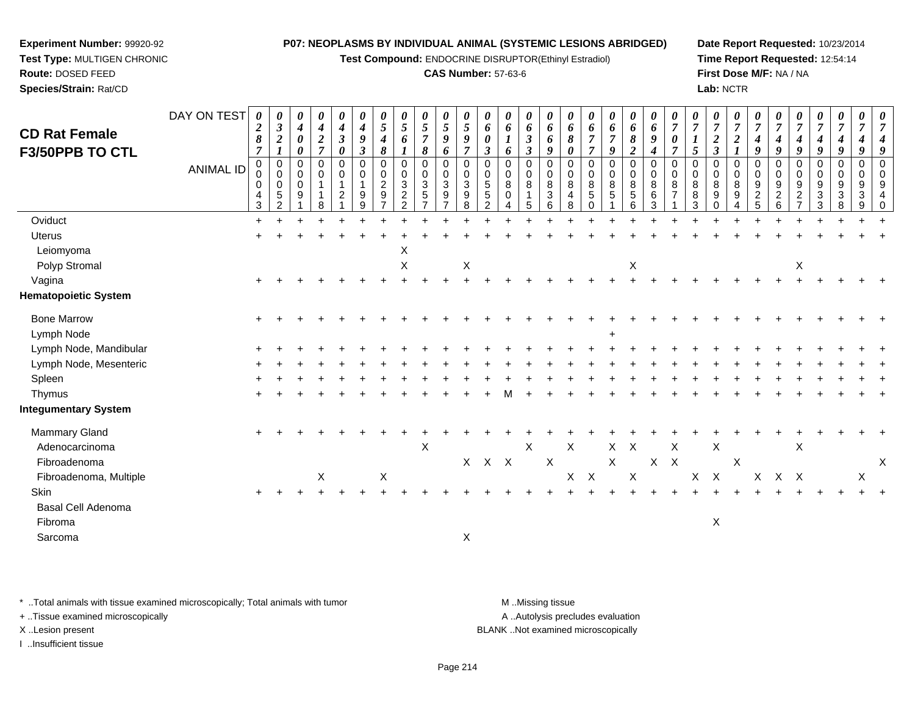**Experiment Number:** 99920-92
**Test Type:** MULTIGEN CHRONIC
**Route:** DOSED FEED
**Species/Strain:** Rat/CD

**P07: NEOPLASMS BY INDIVIDUAL ANIMAL (SYSTEMIC LESIONS ABRIDGED)**
**Test Compound:** ENDOCRINE DISRUPTOR(Ethinyl Estradiol)
**CAS Number:** 57-63-6

**Date Report Requested:** 10/23/2014
**Time Report Requested:** 12:54:14
**First Dose M/F:** NA / NA
**Lab:** NCTR

## CD Rat Female F3/50PPB TO CTL

| DAY ON TEST | 0287 | 0321 | 0400 | 0427 | 0430 | 0493 | 0548 | 0561 | 0578 | 0596 | 0597 | 0603 | 0616 | 0633 | 0669 | 0680 | 0677 | 0679 | 0682 | 0694 | 0707 | 0715 | 0723 | 0721 | 0749 | 0749 | 0749 | 0749 | 0749 | 0749 | 0749 |
|---|---|---|---|---|---|---|---|---|---|---|---|---|---|---|---|---|---|---|---|---|---|---|---|---|---|---|---|---|---|---|---|
| **ANIMAL ID** | 00043 | 00052 | 00091 | 00118 | 00121 | 00199 | 00297 | 00322 | 00357 | 00397 | 00398 | 00552 | 00804 | 00815 | 00836 | 00848 | 00850 | 00851 | 00856 | 00863 | 00871 | 00883 | 00890 | 00894 | 00925 | 00926 | 00927 | 00933 | 00938 | 00939 | 00940 |
| Oviduct | + | + | + | + | + | + | + | + | + | + | + | + | + | + | + | + | + | + | + | + | + | + | + | + | + | + | + | + | + | + | + |
| Uterus | + | + | + | + | + | + | + | + | + | + | + | + | + | + | + | + | + | + | + | + | + | + | + | + | + | + | + | + | + | + | + |
| Leiomyoma | | | | | | | | X | | | | | | | | | | | | | | | | | | | | | | | |
| Polyp Stromal | | | | | | | | X | | | X | | | | | | | | X | | | | | | | | X | | | | |
| Vagina | + | + | + | + | + | + | + | + | + | + | + | + | + | + | + | + | + | + | + | + | + | + | + | + | + | + | + | + | + | + | + |
| **Hematopoietic System** | | | | | | | | | | | | | | | | | | | | | | | | | | | | | | | |
| Bone Marrow | + | + | + | + | + | + | + | + | + | + | + | + | + | + | + | + | + | + | + | + | + | + | + | + | + | + | + | + | + | + | + |
| Lymph Node | | | | | | | | | | | | | | | | | | + | | | | | | | | | | | | | |
| Lymph Node, Mandibular | + | + | + | + | + | + | + | + | + | + | + | + | + | + | + | + | + | + | + | + | + | + | + | + | + | + | + | + | + | + | + |
| Lymph Node, Mesenteric | + | + | + | + | + | + | + | + | + | + | + | + | + | + | + | + | + | + | + | + | + | + | + | + | + | + | + | + | + | + | + |
| Spleen | + | + | + | + | + | + | + | + | + | + | + | + | + | + | + | + | + | + | + | + | + | + | + | + | + | + | + | + | + | + | + |
| Thymus | + | + | + | + | + | + | + | + | + | + | + | + | M | + | + | + | + | + | + | + | + | + | + | + | + | + | + | + | + | + | + |
| **Integumentary System** | | | | | | | | | | | | | | | | | | | | | | | | | | | | | | | |
| Mammary Gland | + | + | + | + | + | + | + | + | + | + | + | + | + | + | + | + | + | + | + | + | + | + | + | + | + | + | + | + | + | + | + |
| Adenocarcinoma | | | | | | | | | X | | | | | X | | X | | X | X | | X | | X | | | | X | | | | |
| Fibroadenoma | | | | | | | | | | | X | X | X | | X | | | X | | X | X | | | X | | | | | | | X |
| Fibroadenoma, Multiple | | | | X | | | X | | | | | | | | | X | X | | X | | | X | X | | X | X | X | | | X | |
| Skin | + | + | + | + | + | + | + | + | + | + | + | + | + | + | + | + | + | + | + | + | + | + | + | + | + | + | + | + | + | + | + |
| Basal Cell Adenoma | | | | | | | | | | | | | | | | | | | | | | | | | | | | | | | |
| Fibroma | | | | | | | | | | | | | | | | | | | | | | | X | | | | | | | | |
| Sarcoma | | | | | | | | | | | X | | | | | | | | | | | | | | | | | | | | |

\* ..Total animals with tissue examined microscopically; Total animals with tumor
+ ..Tissue examined microscopically
X ..Lesion present
I ..Insufficient tissue

M ..Missing tissue
A ..Autolysis precludes evaluation
BLANK ..Not examined microscopically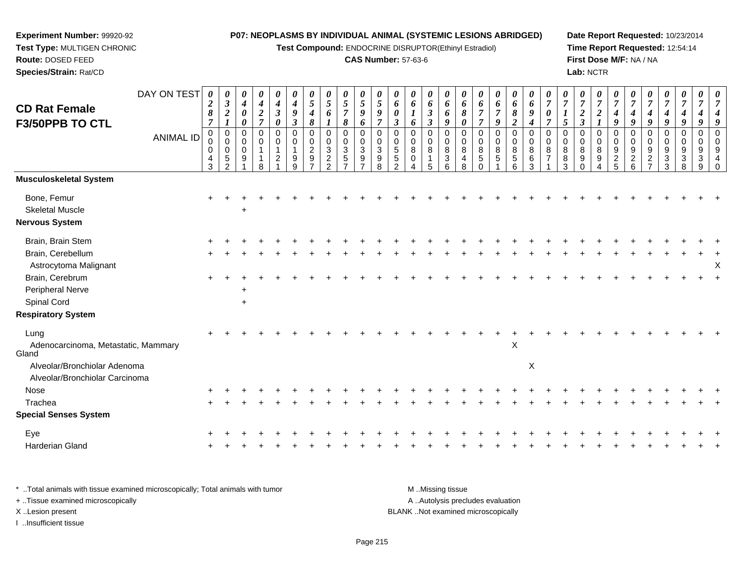**Experiment Number:** 99920-92
**Test Type:** MULTIGEN CHRONIC
**Route:** DOSED FEED
**Species/Strain:** Rat/CD

**P07: NEOPLASMS BY INDIVIDUAL ANIMAL (SYSTEMIC LESIONS ABRIDGED)**
**Test Compound:** ENDOCRINE DISRUPTOR(Ethinyl Estradiol)
**CAS Number:** 57-63-6

**Date Report Requested:** 10/23/2014
**Time Report Requested:** 12:54:14
**First Dose M/F:** NA / NA
**Lab:** NCTR

## CD Rat Female F3/50PPB TO CTL

| DAY ON TEST | 0287 | 0321 | 0400 | 0427 | 0430 | 0493 | 0548 | 0561 | 0578 | 0596 | 0597 | 0603 | 0616 | 0633 | 0669 | 0680 | 0677 | 0679 | 0682 | 0694 | 0707 | 0715 | 0723 | 0721 | 0749 | 0749 | 0749 | 0749 | 0749 | 0749 | 0749 |
|---|---|---|---|---|---|---|---|---|---|---|---|---|---|---|---|---|---|---|---|---|---|---|---|---|---|---|---|---|---|---|---|
| **ANIMAL ID** | 00043 | 00052 | 00091 | 00118 | 00121 | 00199 | 00297 | 00322 | 00357 | 00397 | 00398 | 00552 | 00804 | 00815 | 00836 | 00848 | 00850 | 00851 | 00856 | 00863 | 00871 | 00883 | 00890 | 00894 | 00925 | 00926 | 00927 | 00933 | 00938 | 00939 | 00940 |
| **Musculoskeletal System** | | | | | | | | | | | | | | | | | | | | | | | | | | | | | | | |
| Bone, Femur | + | + | + | + | + | + | + | + | + | + | + | + | + | + | + | + | + | + | + | + | + | + | + | + | + | + | + | + | + | + | + |
| Skeletal Muscle | | | + | | | | | | | | | | | | | | | | | | | | | | | | | | | | |
| **Nervous System** | | | | | | | | | | | | | | | | | | | | | | | | | | | | | | | |
| Brain, Brain Stem | + | + | + | + | + | + | + | + | + | + | + | + | + | + | + | + | + | + | + | + | + | + | + | + | + | + | + | + | + | + | + |
| Brain, Cerebellum | + | + | + | + | + | + | + | + | + | + | + | + | + | + | + | + | + | + | + | + | + | + | + | + | + | + | + | + | + | + | + |
| Astrocytoma Malignant | | | | | | | | | | | | | | | | | | | | | | | | | | | | | | | X |
| Brain, Cerebrum | + | + | + | + | + | + | + | + | + | + | + | + | + | + | + | + | + | + | + | + | + | + | + | + | + | + | + | + | + | + | + |
| Peripheral Nerve | | | + | | | | | | | | | | | | | | | | | | | | | | | | | | | | |
| Spinal Cord | | | + | | | | | | | | | | | | | | | | | | | | | | | | | | | | |
| **Respiratory System** | | | | | | | | | | | | | | | | | | | | | | | | | | | | | | | |
| Lung | + | + | + | + | + | + | + | + | + | + | + | + | + | + | + | + | + | + | + | + | + | + | + | + | + | + | + | + | + | + | + |
| Adenocarcinoma, Metastatic, Mammary Gland | | | | | | | | | | | | | | | | | | | X | | | | | | | | | | | | |
| Alveolar/Bronchiolar Adenoma | | | | | | | | | | | | | | | | | | | | X | | | | | | | | | | | |
| Alveolar/Bronchiolar Carcinoma | | | | | | | | | | | | | | | | | | | | | | | | | | | | | | | |
| Nose | + | + | + | + | + | + | + | + | + | + | + | + | + | + | + | + | + | + | + | + | + | + | + | + | + | + | + | + | + | + | + |
| Trachea | + | + | + | + | + | + | + | + | + | + | + | + | + | + | + | + | + | + | + | + | + | + | + | + | + | + | + | + | + | + | + |
| **Special Senses System** | | | | | | | | | | | | | | | | | | | | | | | | | | | | | | | |
| Eye | + | + | + | + | + | + | + | + | + | + | + | + | + | + | + | + | + | + | + | + | + | + | + | + | + | + | + | + | + | + | + |
| Harderian Gland | + | + | + | + | + | + | + | + | + | + | + | + | + | + | + | + | + | + | + | + | + | + | + | + | + | + | + | + | + | + | + |

\* ..Total animals with tissue examined microscopically; Total animals with tumor
\+ ..Tissue examined microscopically
X ..Lesion present
I ..Insufficient tissue

M ..Missing tissue
A ..Autolysis precludes evaluation
BLANK ..Not examined microscopically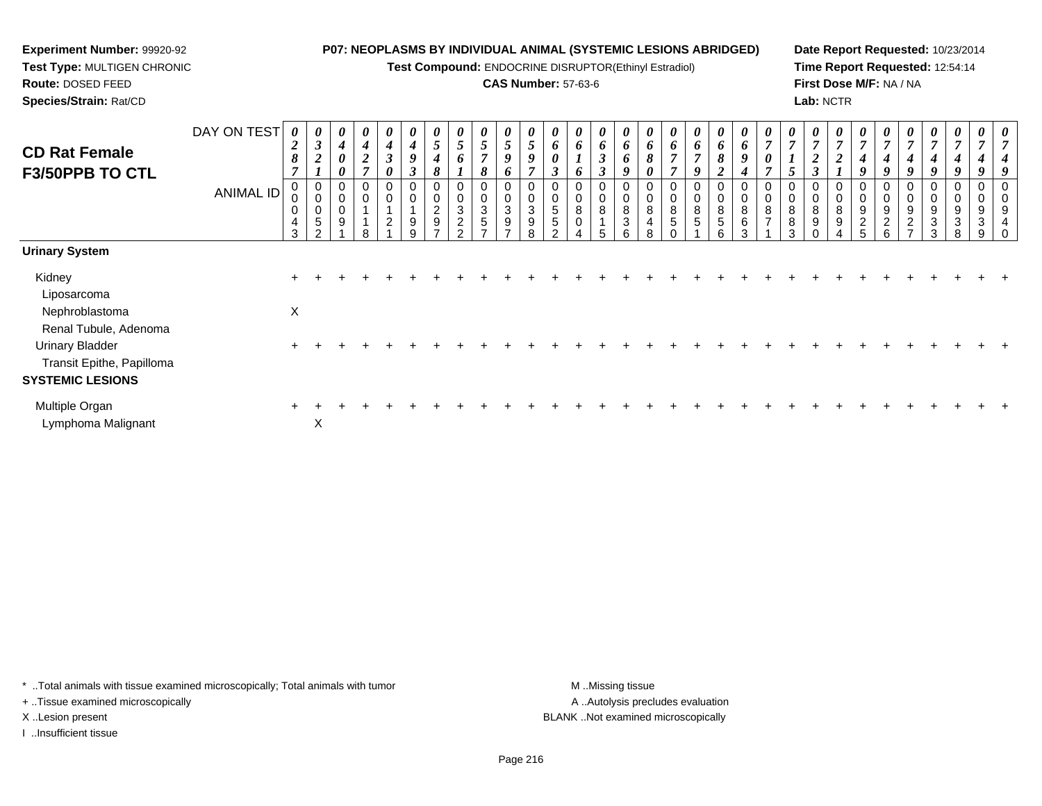**Experiment Number:** 99920-92
**Test Type:** MULTIGEN CHRONIC
**Route:** DOSED FEED
**Species/Strain:** Rat/CD

**P07: NEOPLASMS BY INDIVIDUAL ANIMAL (SYSTEMIC LESIONS ABRIDGED)**
**Test Compound:** ENDOCRINE DISRUPTOR(Ethinyl Estradiol)
**CAS Number:** 57-63-6

**Date Report Requested:** 10/23/2014
**Time Report Requested:** 12:54:14
**First Dose M/F:** NA / NA
**Lab:** NCTR

## CD Rat Female F3/50PPB TO CTL

| DAY ON TEST | 0287 | 0321 | 0400 | 0427 | 0430 | 0493 | 0548 | 0561 | 0578 | 0596 | 0597 | 0603 | 0616 | 0633 | 0669 | 0680 | 0677 | 0679 | 0682 | 0694 | 0707 | 0715 | 0723 | 0721 | 0749 | 0749 | 0749 | 0749 | 0749 | 0749 | 0749 |
|---|---|---|---|---|---|---|---|---|---|---|---|---|---|---|---|---|---|---|---|---|---|---|---|---|---|---|---|---|---|---|---|
| **ANIMAL ID** | 00043 | 00052 | 00091 | 00118 | 00121 | 00199 | 00297 | 00322 | 00357 | 00397 | 00398 | 00552 | 00804 | 00815 | 00836 | 00848 | 00850 | 00851 | 00856 | 00863 | 00871 | 00883 | 00890 | 00894 | 00925 | 00926 | 00927 | 00933 | 00938 | 00939 | 00940 |
| **Urinary System** | | | | | | | | | | | | | | | | | | | | | | | | | | | | | | | |
| Kidney | + | + | + | + | + | + | + | + | + | + | + | + | + | + | + | + | + | + | + | + | + | + | + | + | + | + | + | + | + | + | + |
| Liposarcoma | | | | | | | | | | | | | | | | | | | | | | | | | | | | | | | |
| Nephroblastoma | X | | | | | | | | | | | | | | | | | | | | | | | | | | | | | | |
| Renal Tubule, Adenoma | | | | | | | | | | | | | | | | | | | | | | | | | | | | | | | |
| Urinary Bladder | + | + | + | + | + | + | + | + | + | + | + | + | + | + | + | + | + | + | + | + | + | + | + | + | + | + | + | + | + | + | + |
| Transit Epithe, Papilloma | | | | | | | | | | | | | | | | | | | | | | | | | | | | | | | |
| **SYSTEMIC LESIONS** | | | | | | | | | | | | | | | | | | | | | | | | | | | | | | | |
| Multiple Organ | + | + | + | + | + | + | + | + | + | + | + | + | + | + | + | + | + | + | + | + | + | + | + | + | + | + | + | + | + | + | + |
| Lymphoma Malignant | | X | | | | | | | | | | | | | | | | | | | | | | | | | | | | | |

\* ..Total animals with tissue examined microscopically; Total animals with tumor
+ ..Tissue examined microscopically
X ..Lesion present
I ..Insufficient tissue

M ..Missing tissue
A ..Autolysis precludes evaluation
BLANK ..Not examined microscopically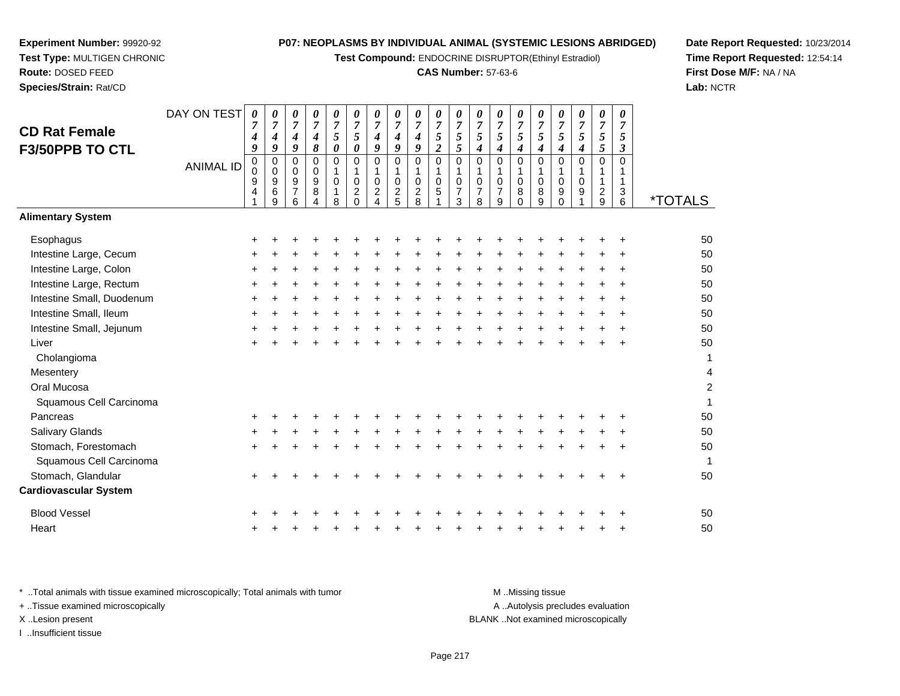**Experiment Number:** 99920-92
**Test Type:** MULTIGEN CHRONIC
**Route:** DOSED FEED
**Species/Strain:** Rat/CD

**P07: NEOPLASMS BY INDIVIDUAL ANIMAL (SYSTEMIC LESIONS ABRIDGED)**
**Test Compound:** ENDOCRINE DISRUPTOR(Ethinyl Estradiol)
**CAS Number:** 57-63-6

**Date Report Requested:** 10/23/2014
**Time Report Requested:** 12:54:14
**First Dose M/F:** NA / NA
**Lab:** NCTR

## CD Rat Female F3/50PPB TO CTL

| DAY ON TEST | 0749 | 0749 | 0749 | 0748 | 0750 | 0750 | 0749 | 0749 | 0749 | 0752 | 0755 | 0754 | 0754 | 0754 | 0754 | 0754 | 0754 | 0755 | 0753 | |
|---|---|---|---|---|---|---|---|---|---|---|---|---|---|---|---|---|---|---|---|---|
| **ANIMAL ID** | 00941 | 00969 | 00976 | 00984 | 01018 | 01020 | 01024 | 01025 | 01028 | 01051 | 01073 | 01078 | 01079 | 01080 | 01089 | 01090 | 01091 | 01129 | 01136 | ***TOTALS** |
| **Alimentary System** | | | | | | | | | | | | | | | | | | | | |
| Esophagus | + | + | + | + | + | + | + | + | + | + | + | + | + | + | + | + | + | + | + | 50 |
| Intestine Large, Cecum | + | + | + | + | + | + | + | + | + | + | + | + | + | + | + | + | + | + | + | 50 |
| Intestine Large, Colon | + | + | + | + | + | + | + | + | + | + | + | + | + | + | + | + | + | + | + | 50 |
| Intestine Large, Rectum | + | + | + | + | + | + | + | + | + | + | + | + | + | + | + | + | + | + | + | 50 |
| Intestine Small, Duodenum | + | + | + | + | + | + | + | + | + | + | + | + | + | + | + | + | + | + | + | 50 |
| Intestine Small, Ileum | + | + | + | + | + | + | + | + | + | + | + | + | + | + | + | + | + | + | + | 50 |
| Intestine Small, Jejunum | + | + | + | + | + | + | + | + | + | + | + | + | + | + | + | + | + | + | + | 50 |
| Liver | + | + | + | + | + | + | + | + | + | + | + | + | + | + | + | + | + | + | + | 50 |
| Cholangioma | | | | | | | | | | | | | | | | | | | | 1 |
| Mesentery | | | | | | | | | | | | | | | | | | | | 4 |
| Oral Mucosa | | | | | | | | | | | | | | | | | | | | 2 |
| Squamous Cell Carcinoma | | | | | | | | | | | | | | | | | | | | 1 |
| Pancreas | + | + | + | + | + | + | + | + | + | + | + | + | + | + | + | + | + | + | + | 50 |
| Salivary Glands | + | + | + | + | + | + | + | + | + | + | + | + | + | + | + | + | + | + | + | 50 |
| Stomach, Forestomach | + | + | + | + | + | + | + | + | + | + | + | + | + | + | + | + | + | + | + | 50 |
| Squamous Cell Carcinoma | | | | | | | | | | | | | | | | | | | | 1 |
| Stomach, Glandular | + | + | + | + | + | + | + | + | + | + | + | + | + | + | + | + | + | + | + | 50 |
| **Cardiovascular System** | | | | | | | | | | | | | | | | | | | | |
| Blood Vessel | + | + | + | + | + | + | + | + | + | + | + | + | + | + | + | + | + | + | + | 50 |
| Heart | + | + | + | + | + | + | + | + | + | + | + | + | + | + | + | + | + | + | + | 50 |

\* ..Total animals with tissue examined microscopically; Total animals with tumor
\+ ..Tissue examined microscopically
X ..Lesion present
I ..Insufficient tissue

M ..Missing tissue
A ..Autolysis precludes evaluation
BLANK ..Not examined microscopically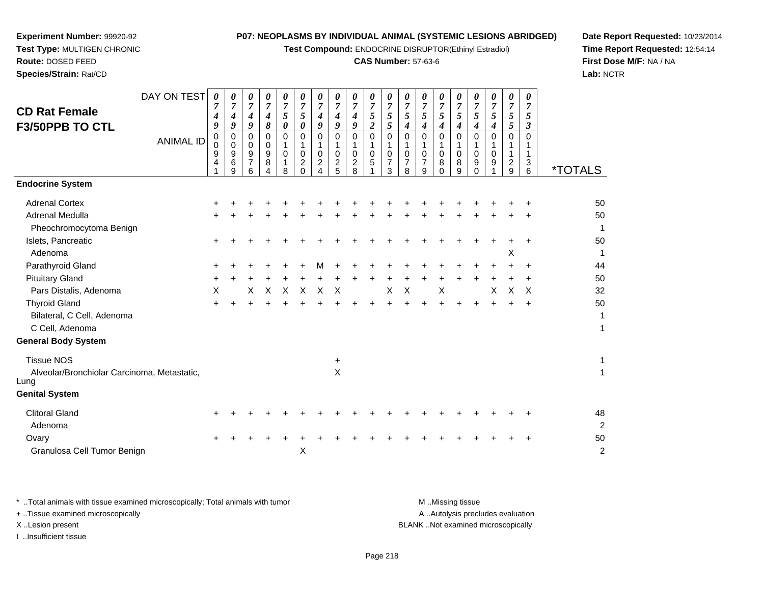**Experiment Number:** 99920-92
**Test Type:** MULTIGEN CHRONIC
**Route:** DOSED FEED
**Species/Strain:** Rat/CD

**P07: NEOPLASMS BY INDIVIDUAL ANIMAL (SYSTEMIC LESIONS ABRIDGED)**
**Test Compound:** ENDOCRINE DISRUPTOR(Ethinyl Estradiol)
**CAS Number:** 57-63-6

**Date Report Requested:** 10/23/2014
**Time Report Requested:** 12:54:14
**First Dose M/F:** NA / NA
**Lab:** NCTR

## CD Rat Female F3/50PPB TO CTL

| DAY ON TEST | 0749 | 0749 | 0749 | 0748 | 0750 | 0750 | 0749 | 0749 | 0749 | 0752 | 0755 | 0754 | 0754 | 0754 | 0754 | 0754 | 0754 | 0755 | 0753 | |
|---|---|---|---|---|---|---|---|---|---|---|---|---|---|---|---|---|---|---|---|---|
| **ANIMAL ID** | 00941 | 00969 | 00976 | 00984 | 01018 | 01020 | 01024 | 01025 | 01028 | 01051 | 01073 | 01078 | 01079 | 01080 | 01089 | 01090 | 01091 | 01129 | 01136 | ***TOTALS** |
| **Endocrine System** | | | | | | | | | | | | | | | | | | | | |
| Adrenal Cortex | + | + | + | + | + | + | + | + | + | + | + | + | + | + | + | + | + | + | + | 50 |
| Adrenal Medulla | + | + | + | + | + | + | + | + | + | + | + | + | + | + | + | + | + | + | + | 50 |
| Pheochromocytoma Benign | | | | | | | | | | | | | | | | | | | | 1 |
| Islets, Pancreatic | + | + | + | + | + | + | + | + | + | + | + | + | + | + | + | + | + | + | + | 50 |
| Adenoma | | | | | | | | | | | | | | | | | | X | | 1 |
| Parathyroid Gland | + | + | + | + | + | + | M | + | + | + | + | + | + | + | + | + | + | + | + | 44 |
| Pituitary Gland | + | + | + | + | + | + | + | + | + | + | + | + | + | + | + | + | + | + | + | 50 |
| Pars Distalis, Adenoma | X | | X | X | X | X | X | X | | | X | X | | X | | | X | X | X | 32 |
| Thyroid Gland | + | + | + | + | + | + | + | + | + | + | + | + | + | + | + | + | + | + | + | 50 |
| Bilateral, C Cell, Adenoma | | | | | | | | | | | | | | | | | | | | 1 |
| C Cell, Adenoma | | | | | | | | | | | | | | | | | | | | 1 |
| **General Body System** | | | | | | | | | | | | | | | | | | | | |
| Tissue NOS | | | | | | | | + | | | | | | | | | | | | 1 |
| Alveolar/Bronchiolar Carcinoma, Metastatic, Lung | | | | | | | | X | | | | | | | | | | | | 1 |
| **Genital System** | | | | | | | | | | | | | | | | | | | | |
| Clitoral Gland | + | + | + | + | + | + | + | + | + | + | + | + | + | + | + | + | + | + | + | 48 |
| Adenoma | | | | | | | | | | | | | | | | | | | | 2 |
| Ovary | + | + | + | + | + | + | + | + | + | + | + | + | + | + | + | + | + | + | + | 50 |
| Granulosa Cell Tumor Benign | | | | | | X | | | | | | | | | | | | | | 2 |

\* ..Total animals with tissue examined microscopically; Total animals with tumor
\+ ..Tissue examined microscopically
X ..Lesion present
I ..Insufficient tissue

M ..Missing tissue
A ..Autolysis precludes evaluation
BLANK ..Not examined microscopically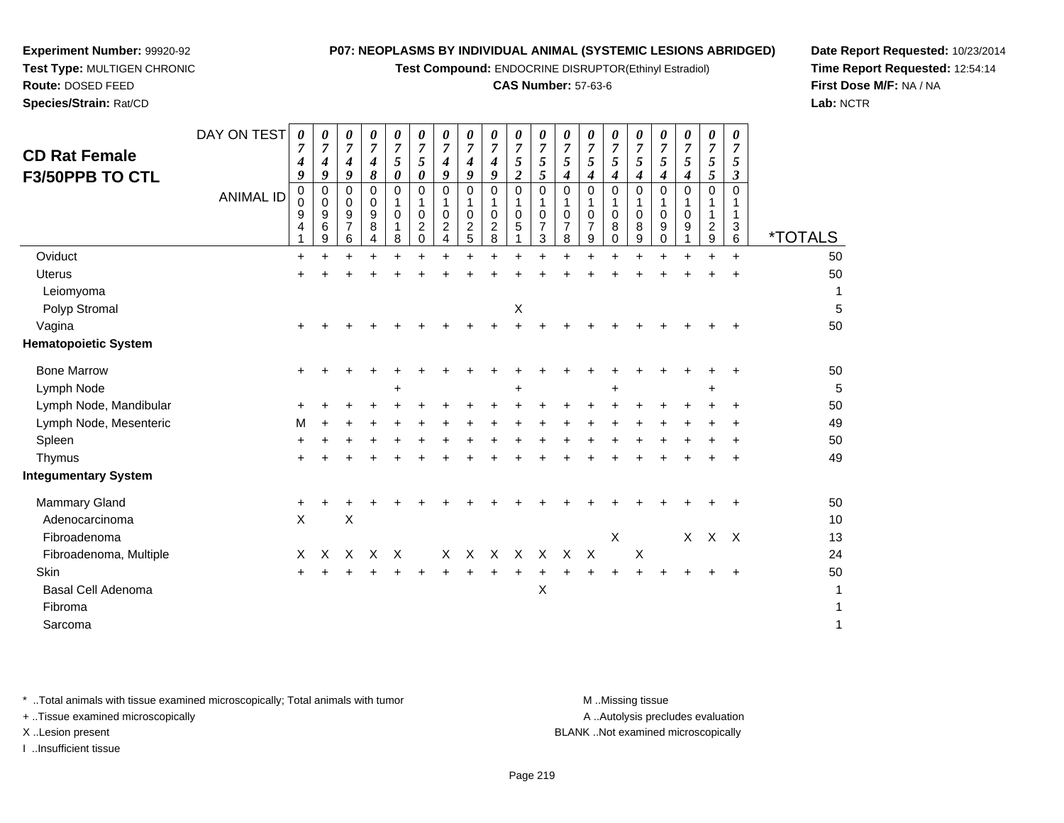**Experiment Number:** 99920-92
**Test Type:** MULTIGEN CHRONIC
**Route:** DOSED FEED
**Species/Strain:** Rat/CD

**P07: NEOPLASMS BY INDIVIDUAL ANIMAL (SYSTEMIC LESIONS ABRIDGED)**
**Test Compound:** ENDOCRINE DISRUPTOR(Ethinyl Estradiol)
**CAS Number:** 57-63-6

**Date Report Requested:** 10/23/2014
**Time Report Requested:** 12:54:14
**First Dose M/F:** NA / NA
**Lab:** NCTR

## CD Rat Female F3/50PPB TO CTL

| DAY ON TEST | 0749 | 0749 | 0749 | 0748 | 0750 | 0750 | 0749 | 0749 | 0749 | 0752 | 0755 | 0754 | 0754 | 0754 | 0754 | 0754 | 0754 | 0755 | 0753 | |
|---|---|---|---|---|---|---|---|---|---|---|---|---|---|---|---|---|---|---|---|---|
| **ANIMAL ID** | 00941 | 00969 | 00976 | 00984 | 01018 | 01020 | 01024 | 01025 | 01028 | 01051 | 01073 | 01078 | 01079 | 01080 | 01089 | 01090 | 01091 | 01129 | 01136 | ***TOTALS** |
| Oviduct | + | + | + | + | + | + | + | + | + | + | + | + | + | + | + | + | + | + | + | 50 |
| Uterus | + | + | + | + | + | + | + | + | + | + | + | + | + | + | + | + | + | + | + | 50 |
| Leiomyoma | | | | | | | | | | | | | | | | | | | | 1 |
| Polyp Stromal | | | | | | | | | | X | | | | | | | | | | 5 |
| Vagina | + | + | + | + | + | + | + | + | + | + | + | + | + | + | + | + | + | + | + | 50 |
| **Hematopoietic System** | | | | | | | | | | | | | | | | | | | | |
| Bone Marrow | + | + | + | + | + | + | + | + | + | + | + | + | + | + | + | + | + | + | + | 50 |
| Lymph Node | | | | | + | | | | | + | | | | + | | | | + | | 5 |
| Lymph Node, Mandibular | + | + | + | + | + | + | + | + | + | + | + | + | + | + | + | + | + | + | + | 50 |
| Lymph Node, Mesenteric | M | + | + | + | + | + | + | + | + | + | + | + | + | + | + | + | + | + | + | 49 |
| Spleen | + | + | + | + | + | + | + | + | + | + | + | + | + | + | + | + | + | + | + | 50 |
| Thymus | + | + | + | + | + | + | + | + | + | + | + | + | + | + | + | + | + | + | + | 49 |
| **Integumentary System** | | | | | | | | | | | | | | | | | | | | |
| Mammary Gland | + | + | + | + | + | + | + | + | + | + | + | + | + | + | + | + | + | + | + | 50 |
| Adenocarcinoma | X | | X | | | | | | | | | | | | | | | | | 10 |
| Fibroadenoma | | | | | | | | | | | | | | X | | | X | X | X | 13 |
| Fibroadenoma, Multiple | X | X | X | X | X | | X | X | X | X | X | X | X | | X | | | | | 24 |
| Skin | + | + | + | + | + | + | + | + | + | + | + | + | + | + | + | + | + | + | + | 50 |
| Basal Cell Adenoma | | | | | | | | | | | X | | | | | | | | | 1 |
| Fibroma | | | | | | | | | | | | | | | | | | | | 1 |
| Sarcoma | | | | | | | | | | | | | | | | | | | | 1 |

\* ..Total animals with tissue examined microscopically; Total animals with tumor
\+ ..Tissue examined microscopically
X ..Lesion present
I ..Insufficient tissue

M ..Missing tissue
A ..Autolysis precludes evaluation
BLANK ..Not examined microscopically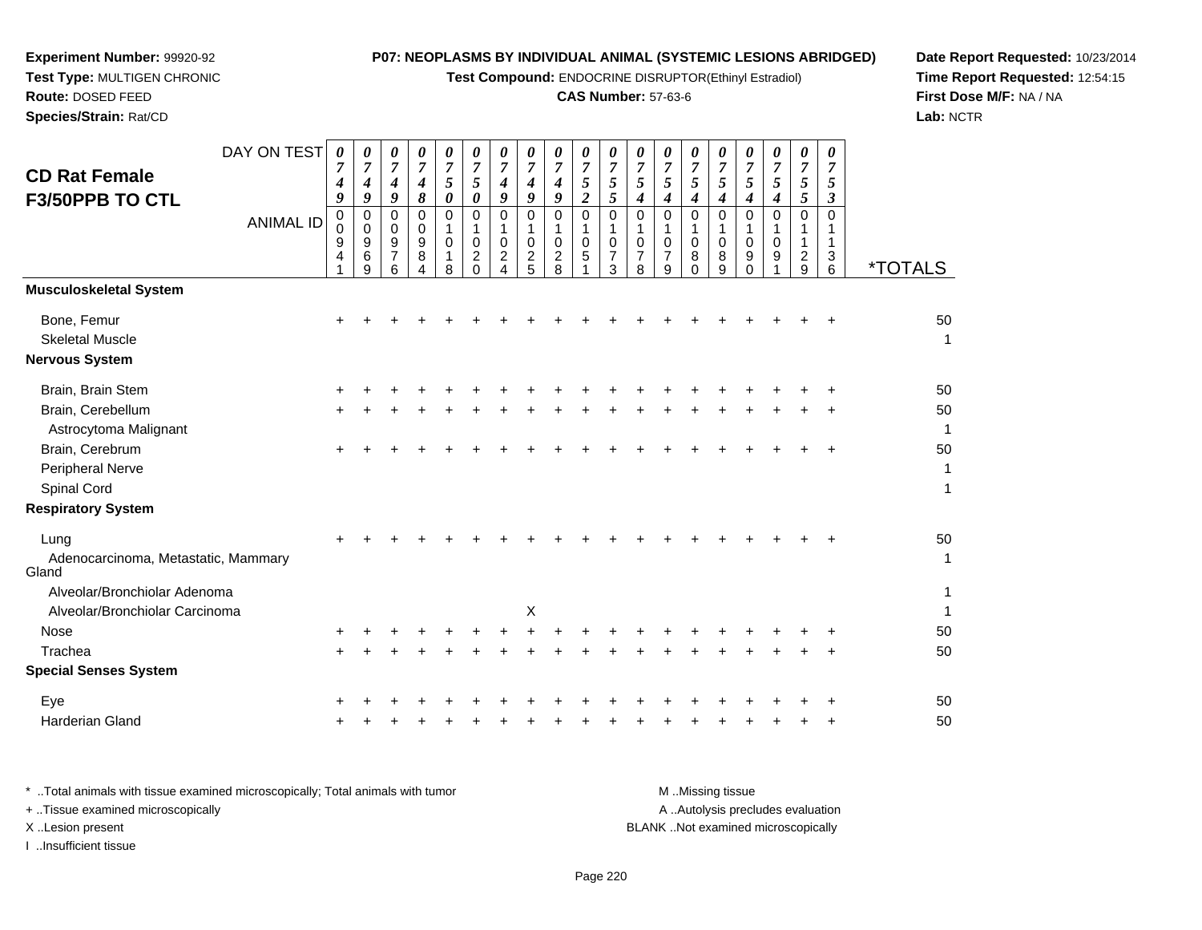**Experiment Number:** 99920-92
**Test Type:** MULTIGEN CHRONIC
**Route:** DOSED FEED
**Species/Strain:** Rat/CD

**P07: NEOPLASMS BY INDIVIDUAL ANIMAL (SYSTEMIC LESIONS ABRIDGED)**
**Test Compound:** ENDOCRINE DISRUPTOR(Ethinyl Estradiol)
**CAS Number:** 57-63-6

**Date Report Requested:** 10/23/2014
**Time Report Requested:** 12:54:15
**First Dose M/F:** NA / NA
**Lab:** NCTR

## CD Rat Female F3/50PPB TO CTL

| DAY ON TEST | 0749 | 0749 | 0749 | 0748 | 0750 | 0750 | 0749 | 0749 | 0749 | 0752 | 0755 | 0754 | 0754 | 0754 | 0754 | 0754 | 0754 | 0755 | 0753 | |
|---|---|---|---|---|---|---|---|---|---|---|---|---|---|---|---|---|---|---|---|---|
| **ANIMAL ID** | 00941 | 00969 | 00976 | 00984 | 01018 | 01020 | 01024 | 01025 | 01028 | 01051 | 01073 | 01078 | 01079 | 01080 | 01089 | 01090 | 01091 | 01129 | 01136 | ***TOTALS** |
| **Musculoskeletal System** | | | | | | | | | | | | | | | | | | | | |
| Bone, Femur | + | + | + | + | + | + | + | + | + | + | + | + | + | + | + | + | + | + | + | 50 |
| Skeletal Muscle | | | | | | | | | | | | | | | | | | | | 1 |
| **Nervous System** | | | | | | | | | | | | | | | | | | | | |
| Brain, Brain Stem | + | + | + | + | + | + | + | + | + | + | + | + | + | + | + | + | + | + | + | 50 |
| Brain, Cerebellum | + | + | + | + | + | + | + | + | + | + | + | + | + | + | + | + | + | + | + | 50 |
| Astrocytoma Malignant | | | | | | | | | | | | | | | | | | | | 1 |
| Brain, Cerebrum | + | + | + | + | + | + | + | + | + | + | + | + | + | + | + | + | + | + | + | 50 |
| Peripheral Nerve | | | | | | | | | | | | | | | | | | | | 1 |
| Spinal Cord | | | | | | | | | | | | | | | | | | | | 1 |
| **Respiratory System** | | | | | | | | | | | | | | | | | | | | |
| Lung | + | + | + | + | + | + | + | + | + | + | + | + | + | + | + | + | + | + | + | 50 |
| Adenocarcinoma, Metastatic, Mammary Gland | | | | | | | | | | | | | | | | | | | | 1 |
| Alveolar/Bronchiolar Adenoma | | | | | | | | | | | | | | | | | | | | 1 |
| Alveolar/Bronchiolar Carcinoma | | | | | | | | X | | | | | | | | | | | | 1 |
| Nose | + | + | + | + | + | + | + | + | + | + | + | + | + | + | + | + | + | + | + | 50 |
| Trachea | + | + | + | + | + | + | + | + | + | + | + | + | + | + | + | + | + | + | + | 50 |
| **Special Senses System** | | | | | | | | | | | | | | | | | | | | |
| Eye | + | + | + | + | + | + | + | + | + | + | + | + | + | + | + | + | + | + | + | 50 |
| Harderian Gland | + | + | + | + | + | + | + | + | + | + | + | + | + | + | + | + | + | + | + | 50 |

\* ..Total animals with tissue examined microscopically; Total animals with tumor
\+ ..Tissue examined microscopically
X ..Lesion present
I ..Insufficient tissue

M ..Missing tissue
A ..Autolysis precludes evaluation
BLANK ..Not examined microscopically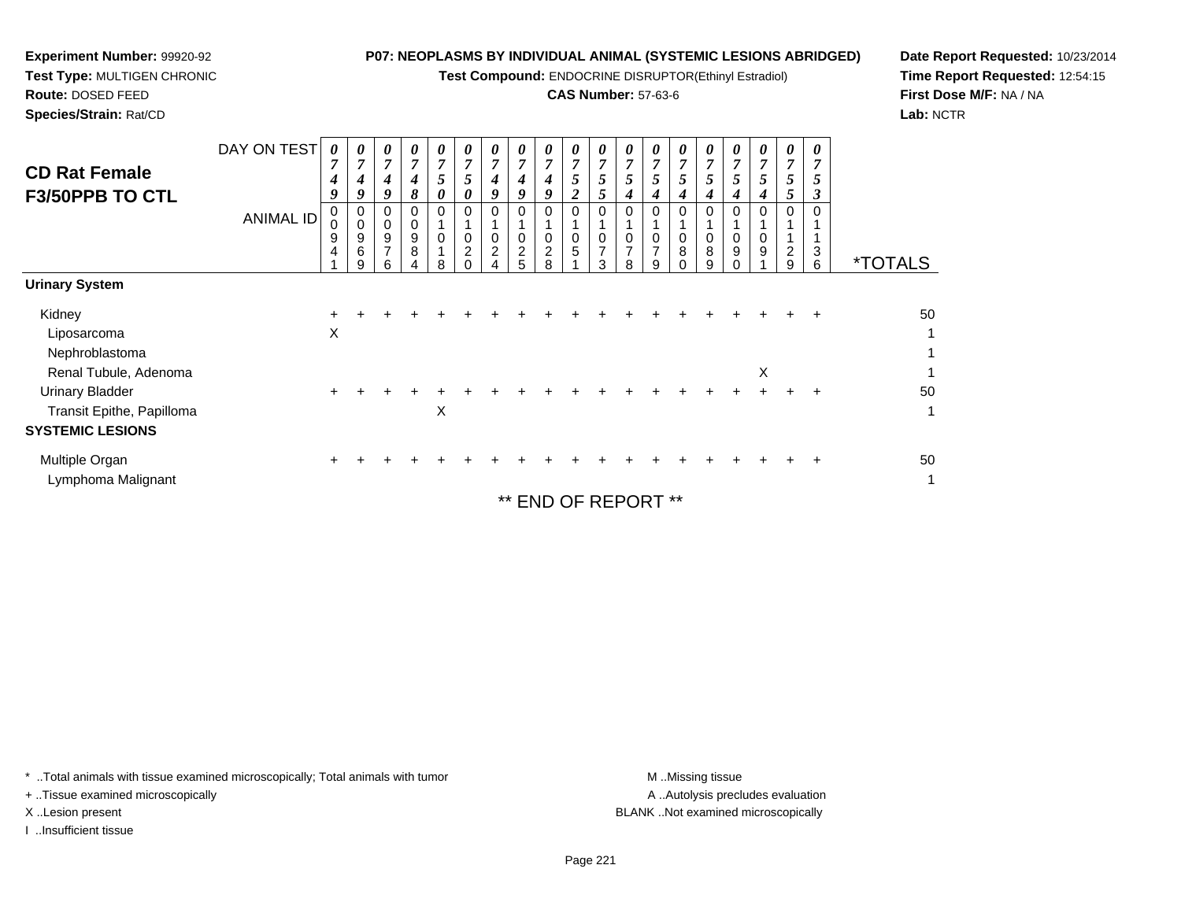**Experiment Number:** 99920-92
**Test Type:** MULTIGEN CHRONIC
**Route:** DOSED FEED
**Species/Strain:** Rat/CD

**P07: NEOPLASMS BY INDIVIDUAL ANIMAL (SYSTEMIC LESIONS ABRIDGED)**
**Test Compound:** ENDOCRINE DISRUPTOR(Ethinyl Estradiol)
**CAS Number:** 57-63-6

**Date Report Requested:** 10/23/2014
**Time Report Requested:** 12:54:15
**First Dose M/F:** NA / NA
**Lab:** NCTR

## CD Rat Female F3/50PPB TO CTL

| DAY ON TEST | 0749 | 0749 | 0749 | 0748 | 0750 | 0750 | 0749 | 0749 | 0749 | 0752 | 0755 | 0754 | 0754 | 0754 | 0754 | 0754 | 0754 | 0755 | 0753 | |
|---|---|---|---|---|---|---|---|---|---|---|---|---|---|---|---|---|---|---|---|---|
| **ANIMAL ID** | 00941 | 00969 | 00976 | 00984 | 01018 | 01020 | 01024 | 01025 | 01028 | 01051 | 01073 | 01078 | 01079 | 01080 | 01089 | 01090 | 01091 | 01129 | 01136 | ***TOTALS** |
| **Urinary System** | | | | | | | | | | | | | | | | | | | | |
| Kidney | + | + | + | + | + | + | + | + | + | + | + | + | + | + | + | + | + | + | + | 50 |
| Liposarcoma | X | | | | | | | | | | | | | | | | | | | 1 |
| Nephroblastoma | | | | | | | | | | | | | | | | | | | | 1 |
| Renal Tubule, Adenoma | | | | | | | | | | | | | | | | | X | | | 1 |
| Urinary Bladder | + | + | + | + | + | + | + | + | + | + | + | + | + | + | + | + | + | + | + | 50 |
| Transit Epithe, Papilloma | | | | | X | | | | | | | | | | | | | | | 1 |
| **SYSTEMIC LESIONS** | | | | | | | | | | | | | | | | | | | | |
| Multiple Organ | + | + | + | + | + | + | + | + | + | + | + | + | + | + | + | + | + | + | + | 50 |
| Lymphoma Malignant | | | | | | | | | | | | | | | | | | | | 1 |

** END OF REPORT **

\* ..Total animals with tissue examined microscopically; Total animals with tumor
\+ ..Tissue examined microscopically
X ..Lesion present
I ..Insufficient tissue

M ..Missing tissue
A ..Autolysis precludes evaluation
BLANK ..Not examined microscopically